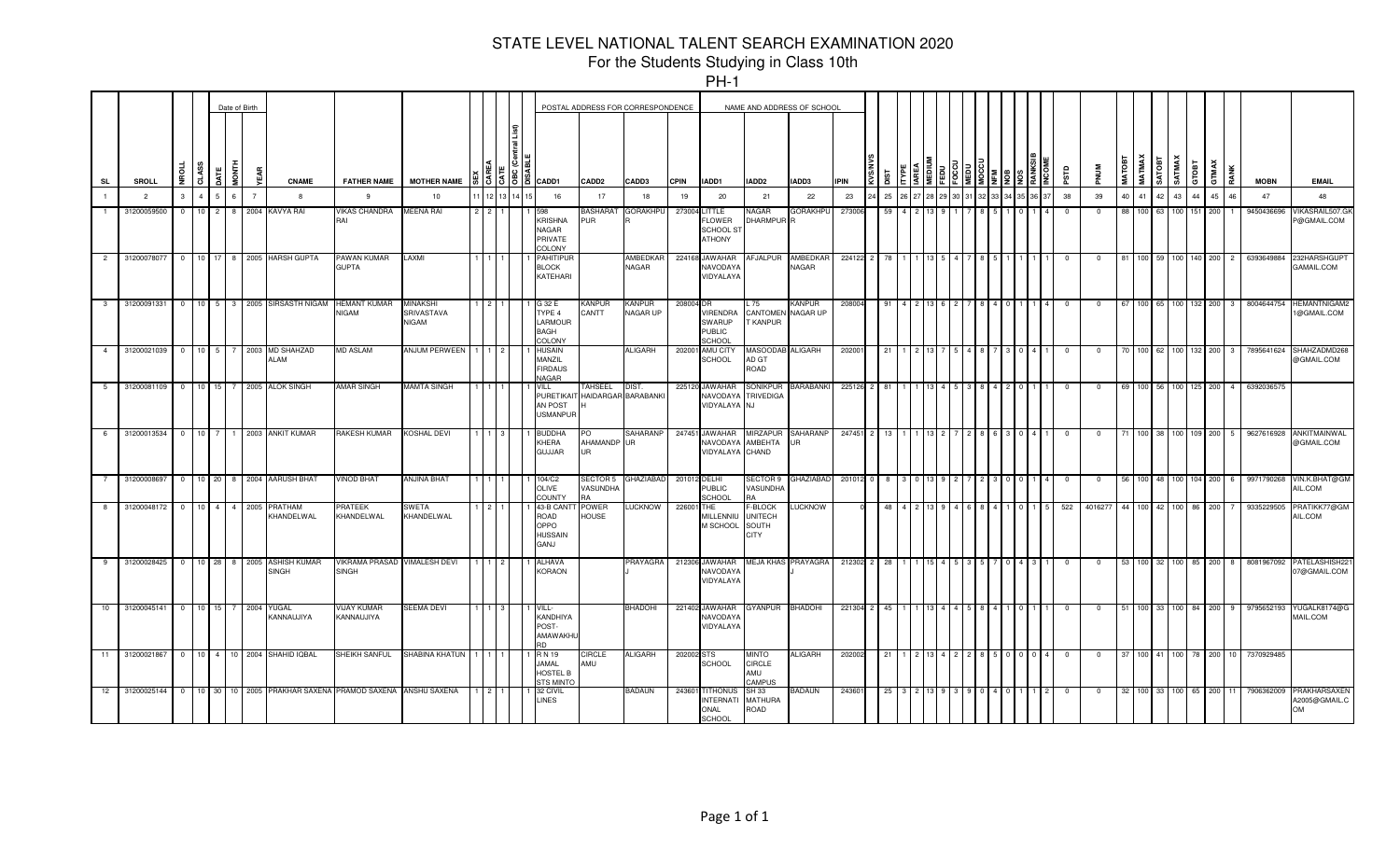# STATE LEVEL NATIONAL TALENT SEARCH EXAMINATION 2020

## For the Students Studying in Class 10th

### PH-1

| | | | | Date of Birth | | | | | | | | | | | POSTAL ADDRESS FOR CORRESPONDENCE | | | | NAME AND ADDRESS OF SCHOOL | | | | | | | | | | | | | | | | | | | | | | | | | | | | |
|---|---|---|---|---|---|---|---|---|---|---|---|---|---|---|---|---|---|---|---|---|---|---|---|---|---|---|---|---|---|---|---|---|---|---|---|---|---|---|---|---|---|---|---|---|---|---|---|
| SL | SROLL | NROLL | CLASS | DATE | MONTH | YEAR | CNAME | FATHER NAME | MOTHER NAME | SEX | CAREA | CATE | OBC (Central List) | DISABLE | CADD1 | CADD2 | CADD3 | CPIN | IADD1 | IADD2 | IADD3 | IPIN | KVS/NVS | DIST | ITYPE | IAREA | MEDIUM | FEDU | FOCCU | MEDU | MOCCU | NFM | NOB | NOS | RANKSIB | INCOME | PSTD | PNUM | MATOBT | MATMAX | SATOBT | SATMAX | GTOBT | GTMAX | RANK | MOBN | EMAIL |
| 1 | 2 | 3 | 4 | 5 | 6 | 7 | 8 | 9 | 10 | 11 | 12 | 13 | 14 | 15 | 16 | 17 | 18 | 19 | 20 | 21 | 22 | 23 | 24 | 25 | 26 | 27 | 28 | 29 | 30 | 31 | 32 | 33 | 34 | 35 | 36 | 37 | 38 | 39 | 40 | 41 | 42 | 43 | 44 | 45 | 46 | 47 | 48 |
| 1 | 31200059500 | 0 | 10 | 2 | 8 | 2004 | KAVYA RAI | VIKAS CHANDRA RAI | MEENA RAI | 2 | 2 | 1 | | 1 | 598 KRISHNA NAGAR PRIVATE COLONY | BASHARAT PUR | GORAKHPUR | 273004 | LITTLE FLOWER SCHOOL ST ATHONY | NAGAR DHARMPUR | GORAKHPUR | 273006 | | 59 | 4 | 2 | 13 | 9 | 1 | 7 | 8 | 5 | 1 | 0 | 1 | 4 | 0 | 0 | 88 | 100 | 63 | 100 | 151 | 200 | 1 | 9450436696 | VIKASRAIL507.GKP@GMAIL.COM |
| 2 | 31200078077 | 0 | 10 | 17 | 8 | 2005 | HARSH GUPTA | PAWAN KUMAR GUPTA | LAXMI | 1 | 1 | 1 | | 1 | PAHITIPUR BLOCK KATEHARI | | AMBEDKAR NAGAR | 224168 | JAWAHAR NAVODAYA VIDYALAYA | AFJALPUR | AMBEDKAR NAGAR | 224122 | 2 | 78 | 1 | 1 | 13 | 5 | 4 | 7 | 8 | 5 | 1 | 1 | 1 | 1 | 0 | 0 | 81 | 100 | 59 | 100 | 140 | 200 | 2 | 6393649884 | 232HARSHGUPTGAMAIL.COM |
| 3 | 31200091331 | 0 | 10 | 5 | 3 | 2005 | SIRSASTH NIGAM | HEMANT KUMAR NIGAM | MINAKSHI SRIVASTAVA NIGAM | 1 | 2 | 1 | | 1 | G 32 E TYPE 4 LARMOUR BAGH COLONY | KANPUR CANTT | KANPUR NAGAR UP | 208004 | DR VIRENDRA SWARUP PUBLIC SCHOOL | L 75 CANTOMENT KANPUR | KANPUR NAGAR UP | 208004 | | 91 | 4 | 2 | 13 | 6 | 2 | 7 | 8 | 4 | 0 | 1 | 1 | 4 | 0 | 0 | 67 | 100 | 65 | 100 | 132 | 200 | 3 | 8004644754 | HEMANTNIGAM21@GMAIL.COM |
| 4 | 31200021039 | 0 | 10 | 5 | 7 | 2003 | MD SHAHZAD ALAM | MD ASLAM | ANJUM PERWEEN | 1 | 1 | 2 | | 1 | HUSAIN MANZIL FIRDAUS NAGAR | | ALIGARH | 202001 | AMU CITY SCHOOL | MASOODABAD GT ROAD | ALIGARH | 202001 | | 21 | 1 | 2 | 13 | 7 | 5 | 4 | 8 | 7 | 3 | 0 | 4 | 1 | 0 | 0 | 70 | 100 | 62 | 100 | 132 | 200 | 3 | 7895641624 | SHAHZADMD268@GMAIL.COM |
| 5 | 31200081109 | 0 | 10 | 15 | 7 | 2005 | ALOK SINGH | AMAR SINGH | MAMTA SINGH | 1 | 1 | 1 | | 1 | VILL PURETIKAIT AN POST USMANPUR | TAHSEEL HAIDARGARH | DIST. BARABANKI | 225120 | JAWAHAR NAVODAYA VIDYALAYA | SONIKPUR TRIVEDIGANJ | BARABANKI | 225126 | 2 | 81 | 1 | 1 | 13 | 4 | 5 | 3 | 8 | 4 | 2 | 0 | 1 | 1 | 0 | 0 | 69 | 100 | 56 | 100 | 125 | 200 | 4 | 6392036575 | |
| 6 | 31200013534 | 0 | 10 | 7 | 1 | 2003 | ANKIT KUMAR | RAKESH KUMAR | KOSHAL DEVI | 1 | 1 | 3 | | 1 | BUDDHA KHERA GUJJAR | PO AHAMANDPUR | SAHARANPUR | 247451 | JAWAHAR NAVODAYA VIDYALAYA | MIRZAPUR AMBEHTA CHAND | SAHARANPUR | 247451 | 2 | 13 | 1 | 1 | 13 | 2 | 7 | 2 | 8 | 6 | 3 | 0 | 4 | 1 | 0 | 0 | 71 | 100 | 38 | 100 | 109 | 200 | 5 | 9627616928 | ANKITMAINWAL@GMAIL.COM |
| 7 | 31200008697 | 0 | 10 | 20 | 8 | 2004 | AARUSH BHAT | VINOD BHAT | ANJINA BHAT | 1 | 1 | 1 | | 1 | 104/C2 OLIVE COUNTY | SECTOR 5 VASUNDHARA | GHAZIABAD | 201012 | DELHI PUBLIC SCHOOL | SECTOR 9 VASUNDHARA | GHAZIABAD | 201012 | 0 | 8 | 3 | 0 | 13 | 9 | 2 | 7 | 2 | 3 | 0 | 0 | 1 | 4 | 0 | 0 | 56 | 100 | 48 | 100 | 104 | 200 | 6 | 9971790268 | VIN.K.BHAT@GMAIL.COM |
| 8 | 31200048172 | 0 | 10 | 4 | 4 | 2005 | PRATHAM KHANDELWAL | PRATEEK KHANDELWAL | SWETA KHANDELWAL | 1 | 2 | 1 | | 1 | 43-B CANTT ROAD OPPO HUSSAIN GANJ | POWER HOUSE | LUCKNOW | 226001 | THE MILLENNIUM SCHOOL | F-BLOCK UNITECH SOUTH CITY | LUCKNOW | 0 | | 48 | 4 | 2 | 13 | 9 | 4 | 6 | 8 | 4 | 1 | 0 | 1 | 5 | 522 | 4016277 | 44 | 100 | 42 | 100 | 86 | 200 | 7 | 9335229505 | PRATIKK77@GMAIL.COM |
| 9 | 31200028425 | 0 | 10 | 28 | 8 | 2005 | ASHISH KUMAR SINGH | VIKRAMA PRASAD SINGH | VIMALESH DEVI | 1 | 1 | 2 | | 1 | ALHAVA KORAON | | PRAYAGRAJ | 212306 | JAWAHAR NAVODAYA VIDYALAYA | MEJA KHAS | PRAYAGRAJ | 212302 | 2 | 28 | 1 | 1 | 15 | 4 | 5 | 3 | 5 | 7 | 0 | 4 | 3 | 1 | 0 | 0 | 53 | 100 | 32 | 100 | 85 | 200 | 8 | 8081967092 | PATELASHISH22107@GMAIL.COM |
| 10 | 31200045141 | 0 | 10 | 15 | 7 | 2004 | YUGAL KANNAUJIYA | VIJAY KUMAR KANNAUJIYA | SEEMA DEVI | 1 | 1 | 3 | | 1 | VILL-KANDHIYA POST-AMAWAKHURD | | BHADOHI | 221402 | JAWAHAR NAVODAYA VIDYALAYA | GYANPUR | BHADOHI | 221304 | 2 | 45 | 1 | 1 | 13 | 4 | 4 | 5 | 8 | 4 | 1 | 0 | 1 | 1 | 0 | 0 | 51 | 100 | 33 | 100 | 84 | 200 | 9 | 9795652193 | YUGALK8174@GMAIL.COM |
| 11 | 31200021867 | 0 | 10 | 4 | 10 | 2004 | SHAHID IQBAL | SHEIKH SANFUL | SHABINA KHATUN | 1 | 1 | 1 | | 1 | R N 19 JAMAL HOSTEL B STS MINTO | CIRCLE AMU | ALIGARH | 202002 | STS SCHOOL | MINTO CIRCLE AMU CAMPUS | ALIGARH | 202002 | | 21 | 1 | 2 | 13 | 4 | 2 | 2 | 8 | 5 | 0 | 0 | 0 | 4 | 0 | 0 | 37 | 100 | 41 | 100 | 78 | 200 | 10 | 7370929485 | |
| 12 | 31200025144 | 0 | 10 | 30 | 10 | 2005 | PRAKHAR SAXENA | PRAMOD SAXENA | ANSHU SAXENA | 1 | 2 | 1 | | 1 | 32 CIVIL LINES | | BADAUN | 243601 | TITHONUS INTERNATIONAL SCHOOL | SH 33 MATHURA ROAD | BADAUN | 243601 | | 25 | 3 | 2 | 13 | 9 | 3 | 9 | 0 | 4 | 0 | 1 | 1 | 2 | 0 | 0 | 32 | 100 | 33 | 100 | 65 | 200 | 11 | 7906362009 | PRAKHARSAXENA2005@GMAIL.COM |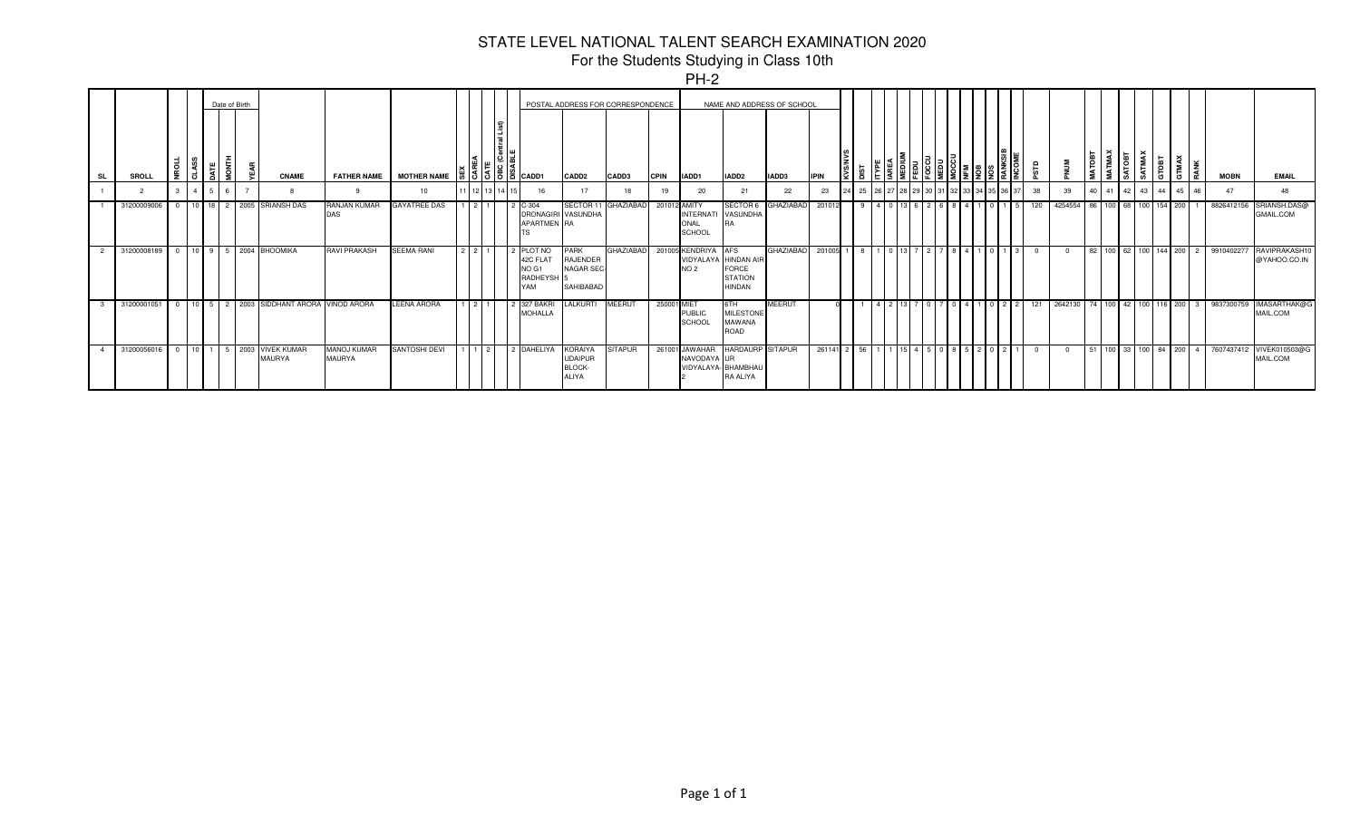# STATE LEVEL NATIONAL TALENT SEARCH EXAMINATION 2020

For the Students Studying in Class 10th

PH-2

| SL | SROLL | NROLL | CLASS | Date of Birth | | | CNAME | FATHER NAME | MOTHER NAME | SEX | CAREA | CATE | OBC (Central List) | DISABLE | POSTAL ADDRESS FOR CORRESPONDENCE | | | | NAME AND ADDRESS OF SCHOOL | | | | KVS/NVS | DIST | ITYPE | IAREA | MEDIUM | FEDU | FOCCU | MEDU | MOCCU | NFM | NOB | NOS | RANKSIB | INCOME | PSTD | PNUM | MATOBT | MATMAX | SATOBT | SATMAX | GTOBT | GTMAX | RANK | MOBN | EMAIL |
|---|---|---|---|---|---|---|---|---|---|---|---|---|---|---|---|---|---|---|---|---|---|---|---|---|---|---|---|---|---|---|---|---|---|---|---|---|---|---|---|---|---|---|---|---|---|---|---|
| | | | | DATE | MONTH | YEAR | | | | | | | | | CADD1 | CADD2 | CADD3 | CPIN | IADD1 | IADD2 | IADD3 | IPIN | | | | | | | | | | | | | | | | | | | | | | | | | |
| 1 | 2 | 3 | 4 | 5 | 6 | 7 | 8 | 9 | 10 | 11 | 12 | 13 | 14 | 15 | 16 | 17 | 18 | 19 | 20 | 21 | 22 | 23 | 24 | 25 | 26 | 27 | 28 | 29 | 30 | 31 | 32 | 33 | 34 | 35 | 36 | 37 | 38 | 39 | 40 | 41 | 42 | 43 | 44 | 45 | 46 | 47 | 48 |
| 1 | 31200009006 | 0 | 10 | 18 | 2 | 2005 | SRIANSH DAS | RANJAN KUMAR DAS | GAYATREE DAS | 1 | 2 | 1 | | 2 | C-304 DRONAGIRI APARTMENTS | SECTOR 11 VASUNDHARA | GHAZIABAD | 201012 | AMITY INTERNATIONAL SCHOOL | SECTOR 6 VASUNDHARA | GHAZIABAD | 201012 | | 9 | 4 | 0 | 13 | 6 | 2 | 6 | 8 | 4 | 1 | 0 | 1 | 5 | 120 | 4254554 | 86 | 100 | 68 | 100 | 154 | 200 | 1 | 8826412156 | SRIANSH.DAS@GMAIL.COM |
| 2 | 31200008189 | 0 | 10 | 9 | 5 | 2004 | BHOOMIKA | RAVI PRAKASH | SEEMA RANI | 2 | 2 | 1 | | 2 | PLOT NO 42C FLAT NO G1 RADHEYSHYAM | PARK RAJENDER NAGAR SEC-5 SAHIBABAD | GHAZIABAD | 201005 | KENDRIYA VIDYALAYA NO 2 | AFS HINDAN AIR FORCE STATION HINDAN | GHAZIABAD | 201005 | 1 | 8 | 1 | 0 | 13 | 7 | 2 | 7 | 8 | 4 | 1 | 0 | 1 | 3 | 0 | 0 | 82 | 100 | 62 | 100 | 144 | 200 | 2 | 9910402277 | RAVIPRAKASH10@YAHOO.CO.IN |
| 3 | 31200001051 | 0 | 10 | 5 | 2 | 2003 | SIDDHANT ARORA | VINOD ARORA | LEENA ARORA | 1 | 2 | 1 | | 2 | 327 BAKRI MOHALLA | LALKURTI | MEERUT | 250001 | MIET PUBLIC SCHOOL | 6TH MILESTONE MAWANA ROAD | MEERUT | 0 | | 1 | 4 | 2 | 13 | 7 | 0 | 7 | 0 | 4 | 1 | 0 | 2 | 2 | 121 | 2642130 | 74 | 100 | 42 | 100 | 116 | 200 | 3 | 9837300759 | IMASARTHAK@GMAIL.COM |
| 4 | 31200056016 | 0 | 10 | 1 | 5 | 2003 | VIVEK KUMAR MAURYA | MANOJ KUMAR MAURYA | SANTOSHI DEVI | 1 | 1 | 2 | | 2 | DAHELIYA | KORAIYA UDAIPUR BLOCK-ALIYA | SITAPUR | 261001 | JAWAHAR NAVODAYA VIDYALAYA-2 | HARDAURPUR-BHAMBHAURA ALIYA | SITAPUR | 261141 | 2 | 56 | 1 | 1 | 15 | 4 | 5 | 0 | 8 | 5 | 2 | 0 | 2 | 1 | 0 | 0 | 51 | 100 | 33 | 100 | 84 | 200 | 4 | 7607437412 | VIVEK010503@GMAIL.COM |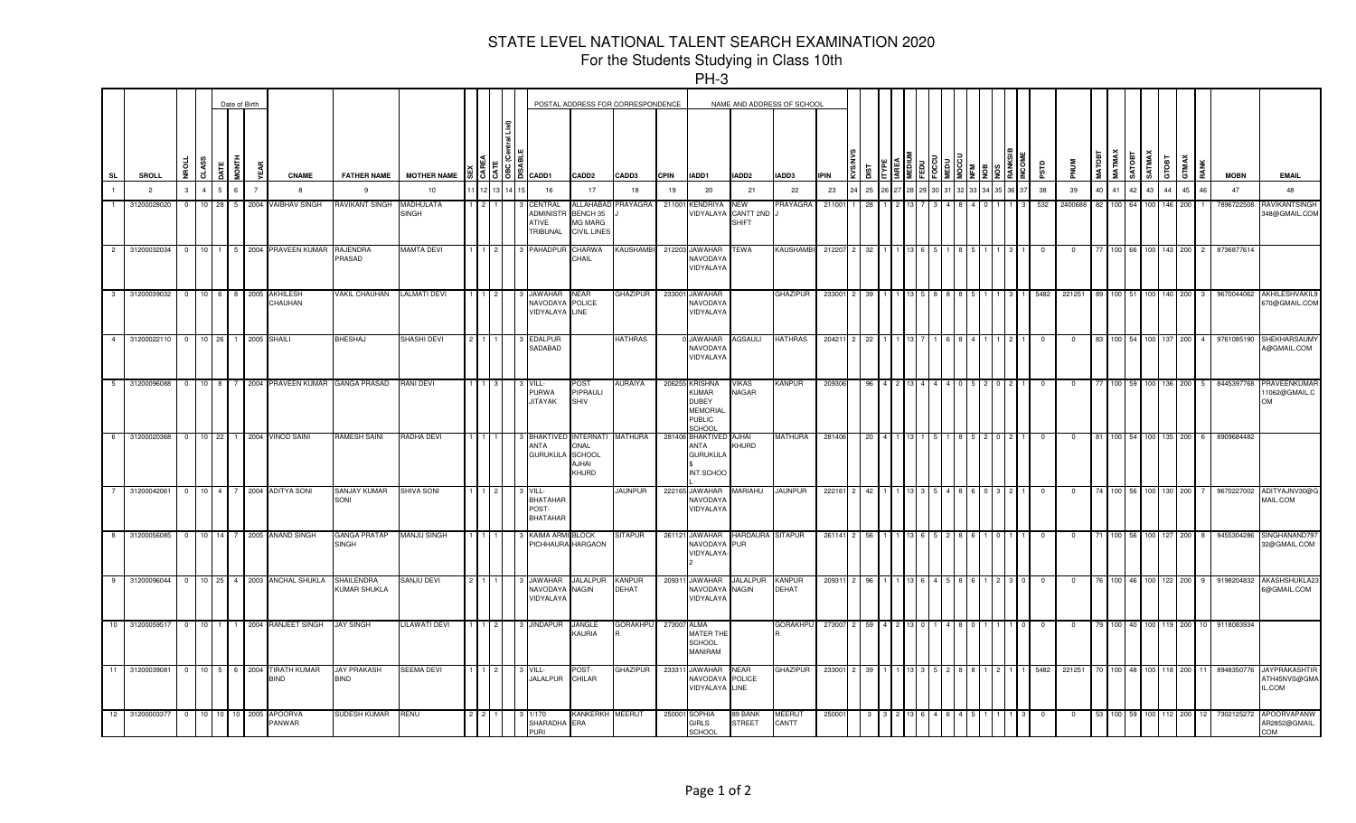# STATE LEVEL NATIONAL TALENT SEARCH EXAMINATION 2020

## For the Students Studying in Class 10th

### PH-3

| SL | SROLL | NROLL | CLASS | Date of Birth | | | CNAME | FATHER NAME | MOTHER NAME | SEX | CAREA | CATE | OBC (Central List) | DISABLE | POSTAL ADDRESS FOR CORRESPONDENCE | | | | NAME AND ADDRESS OF SCHOOL | | | IPIN | KVS/NVS | DIST | ITYPE | IAREA | MEDIUM | FEDU | FOCCU | MEDU | MOCCU | NFM | NOB | NOS | RANKSIB | INCOME | PSTD | PNUM | MATOBT | MATMAX | SATOBT | SATMAX | GTOBT | GTMAX | RANK | MOBN | EMAIL |
|---|---|---|---|---|---|---|---|---|---|---|---|---|---|---|---|---|---|---|---|---|---|---|---|---|---|---|---|---|---|---|---|---|---|---|---|---|---|---|---|---|---|---|---|---|---|---|---|
| | | | | DATE | MONTH | YEAR | | | | | | | | | CADD1 | CADD2 | CADD3 | CPIN | IADD1 | IADD2 | IADD3 | | | | | | | | | | | | | | | | | | | | | | | | | | |
| 1 | 2 | 3 | 4 | 5 | 6 | 7 | 8 | 9 | 10 | 11 | 12 | 13 | 14 | 15 | 16 | 17 | 18 | 19 | 20 | 21 | 22 | 23 | 24 | 25 | 26 | 27 | 28 | 29 | 30 | 31 | 32 | 33 | 34 | 35 | 36 | 37 | 38 | 39 | 40 | 41 | 42 | 43 | 44 | 45 | 46 | 47 | 48 |
| 1 | 31200028020 | 0 | 10 | 28 | 5 | 2004 | VAIBHAV SINGH | RAVIKANT SINGH | MADHULATA SINGH | 1 | 2 | 1 | | 3 | CENTRAL ADMINISTRATIVE TRIBUNAL | ALLAHABAD BENCH 35 MG MARG CIVIL LINES | PRAYAGRAJ | 211001 | KENDRIYA VIDYALAYA | NEW CANTT 2ND SHIFT | PRAYAGRAJ | 211001 | 1 | 28 | 1 | 2 | 13 | 7 | 3 | 4 | 8 | 4 | 0 | 1 | 1 | 3 | 532 | 2400688 | 82 | 100 | 64 | 100 | 146 | 200 | 1 | 7896722508 | RAVIKANTSINGH348@GMAIL.COM |
| 2 | 31200032034 | 0 | 10 | 1 | 5 | 2004 | PRAVEEN KUMAR | RAJENDRA PRASAD | MAMTA DEVI | 1 | 1 | 2 | | 3 | PAHADPUR | CHARWA CHAIL | KAUSHAMBI | 212203 | JAWAHAR NAVODAYA VIDYALAYA | TEWA | KAUSHAMBI | 212207 | 2 | 32 | 1 | 1 | 13 | 6 | 5 | 1 | 8 | 5 | 1 | 1 | 3 | 1 | 0 | 0 | 77 | 100 | 66 | 100 | 143 | 200 | 2 | 8736877614 | |
| 3 | 31200039032 | 0 | 10 | 6 | 8 | 2005 | AKHILESH CHAUHAN | VAKIL CHAUHAN | LALMATI DEVI | 1 | 1 | 2 | | 3 | JAWAHAR NAVODAYA VIDYALAYA | NEAR POLICE LINE | GHAZIPUR | 233001 | JAWAHAR NAVODAYA VIDYALAYA | | GHAZIPUR | 233001 | 2 | 39 | 1 | 1 | 13 | 5 | 8 | 8 | 8 | 5 | 1 | 1 | 3 | 1 | 5482 | 221251 | 89 | 100 | 51 | 100 | 140 | 200 | 3 | 9670044062 | AKHILESHVAKIL9670@GMAIL.COM |
| 4 | 31200022110 | 0 | 10 | 26 | 1 | 2005 | SHAILI | BHESHAJ | SHASHI DEVI | 2 | 1 | 1 | | 3 | EDALPUR SADABAD | | HATHRAS | 0 | JAWAHAR NAVODAYA VIDYALAYA | AGSAULI | HATHRAS | 204211 | 2 | 22 | 1 | 1 | 13 | 7 | 1 | 6 | 8 | 4 | 1 | 1 | 2 | 1 | 0 | 0 | 83 | 100 | 54 | 100 | 137 | 200 | 4 | 9761085190 | SHEKHARSAUMYA@GMAIL.COM |
| 5 | 31200096088 | 0 | 10 | 8 | 7 | 2004 | PRAVEEN KUMAR | GANGA PRASAD | RANI DEVI | 1 | 1 | 3 | | 3 | VILL PURWA JITAYAK | POST PIPRAULI SHIV | AURAIYA | 206255 | KRISHNA KUMAR DUBEY MEMORIAL PUBLIC SCHOOL | VIKAS NAGAR | KANPUR | 209306 | | 96 | 4 | 2 | 13 | 4 | 4 | 4 | 0 | 5 | 2 | 0 | 2 | 1 | 0 | 0 | 77 | 100 | 59 | 100 | 136 | 200 | 5 | 8445397768 | PRAVEENKUMAR11062@GMAIL.COM |
| 6 | 31200020368 | 0 | 10 | 22 | 1 | 2004 | VINOD SAINI | RAMESH SAINI | RADHA DEVI | 1 | 1 | 1 | | 3 | BHAKTIVEDANTA GURUKULA | INTERNATIONAL SCHOOL AJHAI KHURD | MATHURA | 281406 | BHAKTIVEDANTA GURUKULA & INT.SCHOOL | AJHAI KHURD | MATHURA | 281406 | | 20 | 4 | 1 | 13 | 1 | 5 | 1 | 8 | 5 | 2 | 0 | 2 | 1 | 0 | 0 | 81 | 100 | 54 | 100 | 135 | 200 | 6 | 8909684482 | |
| 7 | 31200042061 | 0 | 10 | 4 | 7 | 2004 | ADITYA SONI | SANJAY KUMAR SONI | SHIVA SONI | 1 | 1 | 2 | | 3 | VILL-BHATAHAR POST-BHATAHAR | | JAUNPUR | 222165 | JAWAHAR NAVODAYA VIDYALAYA | MARIAHU | JAUNPUR | 222161 | 2 | 42 | 1 | 1 | 13 | 3 | 5 | 4 | 8 | 6 | 0 | 3 | 2 | 1 | 0 | 0 | 74 | 100 | 56 | 100 | 130 | 200 | 7 | 9670227002 | ADITYAJNV30@GMAIL.COM |
| 8 | 31200056085 | 0 | 10 | 14 | 7 | 2005 | ANAND SINGH | GANGA PRATAP SINGH | MANJU SINGH | 1 | 1 | 1 | | 3 | KAIMA ARMI PICHHAURA | BLOCK HARGAON | SITAPUR | 261121 | JAWAHAR NAVODAYA VIDYALAYA-2 | HARDAURA PUR | SITAPUR | 261141 | 2 | 56 | 1 | 1 | 13 | 6 | 5 | 2 | 8 | 6 | 1 | 0 | 1 | 1 | 0 | 0 | 71 | 100 | 56 | 100 | 127 | 200 | 8 | 9455304286 | SINGHANAND79732@GMAIL.COM |
| 9 | 31200096044 | 0 | 10 | 25 | 4 | 2003 | ANCHAL SHUKLA | SHAILENDRA KUMAR SHUKLA | SANJU DEVI | 2 | 1 | 1 | | 3 | JAWAHAR NAVODAYA VIDYALAYA | JALALPUR NAGIN | KANPUR DEHAT | 209311 | JAWAHAR NAVODAYA VIDYALAYA | JALALPUR NAGIN | KANPUR DEHAT | 209311 | 2 | 96 | 1 | 1 | 13 | 6 | 4 | 5 | 8 | 6 | 1 | 2 | 3 | 0 | 0 | 0 | 76 | 100 | 46 | 100 | 122 | 200 | 9 | 9198204832 | AKASHSHUKLA236@GMAIL.COM |
| 10 | 31200059517 | 0 | 10 | 1 | 1 | 2004 | RANJEET SINGH | JAY SINGH | LILAWATI DEVI | 1 | 1 | 2 | | 3 | JINDAPUR | JANGLE KAURIA | GORAKHPUR | 273007 | ALMA MATER THE SCHOOL MANIRAM | | GORAKHPUR | 273007 | 2 | 59 | 4 | 2 | 13 | 0 | 1 | 4 | 8 | 0 | 1 | 1 | 1 | 0 | 0 | 0 | 79 | 100 | 40 | 100 | 119 | 200 | 10 | 9118083934 | |
| 11 | 31200039081 | 0 | 10 | 5 | 6 | 2004 | TIRATH KUMAR BIND | JAY PRAKASH BIND | SEEMA DEVI | 1 | 1 | 2 | | 3 | VILL-JALALPUR | POST-CHILAR | GHAZIPUR | 233311 | JAWAHAR NAVODAYA VIDYALAYA | NEAR POLICE LINE | GHAZIPUR | 233001 | 2 | 39 | 1 | 1 | 13 | 3 | 5 | 2 | 8 | 8 | 1 | 2 | 1 | 1 | 5482 | 221251 | 70 | 100 | 48 | 100 | 118 | 200 | 11 | 8948350776 | JAYPRAKASHTIRATH45NVS@GMAIL.COM |
| 12 | 31200003377 | 0 | 10 | 10 | 10 | 2005 | APOORVA PANWAR | SUDESH KUMAR | RENU | 2 | 2 | 1 | | 3 | 1/170 SHARADHA PURI | KANKERKHERA | MEERUT | 250001 | SOPHIA GIRLS SCHOOL | 89 BANK STREET | MEERUT CANTT | 250001 | | 3 | 3 | 2 | 13 | 6 | 4 | 6 | 4 | 5 | 1 | 1 | 1 | 3 | 0 | 0 | 53 | 100 | 59 | 100 | 112 | 200 | 12 | 7302125272 | APOORVAPANWAR2852@GMAIL.COM |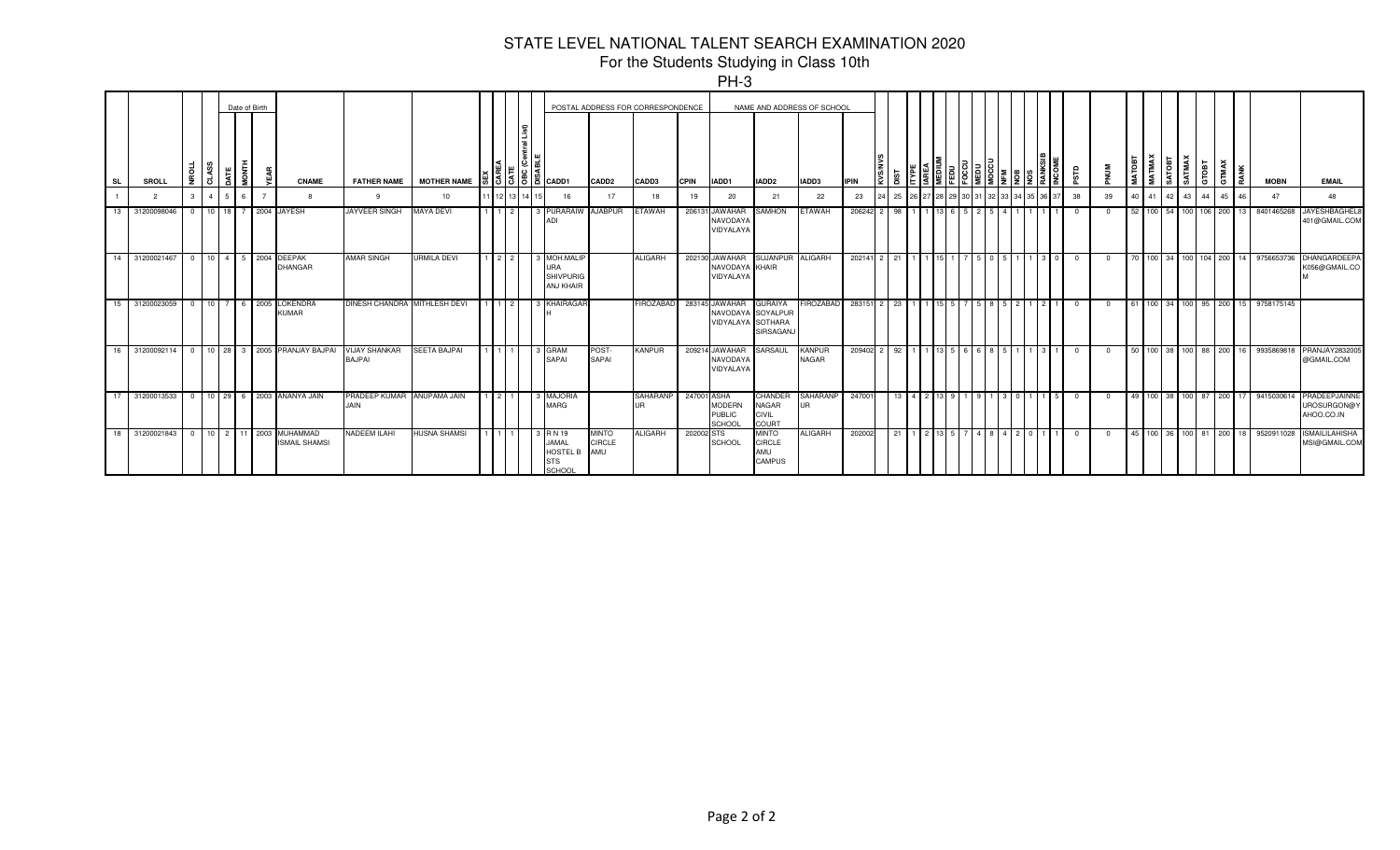# STATE LEVEL NATIONAL TALENT SEARCH EXAMINATION 2020

## For the Students Studying in Class 10th

### PH-3

| | | | | Date of Birth | | | | | | | | | | | POSTAL ADDRESS FOR CORRESPONDENCE | | | | NAME AND ADDRESS OF SCHOOL | | | | | | | | | | | | | | | | | | | | | | | | | | | | |
|---|---|---|---|---|---|---|---|---|---|---|---|---|---|---|---|---|---|---|---|---|---|---|---|---|---|---|---|---|---|---|---|---|---|---|---|---|---|---|---|---|---|---|---|---|---|---|---|
| SL | SROLL | NROLL | CLASS | DATE | MONTH | YEAR | CNAME | FATHER NAME | MOTHER NAME | SEX | CAREA | CATE | OBC (Central List) | DISABLE | CADD1 | CADD2 | CADD3 | CPIN | IADD1 | IADD2 | IADD3 | IPIN | KVS/NVS | DIST | ITYPE | IAREA | MEDIUM | FEDU | FOCCU | MEDU | MOCCU | NFM | NOB | NOS | RANKSIB | INCOME | PSTD | PNUM | MATOBT | MATMAX | SATOBT | SATMAX | GTOBT | GTMAX | RANK | MOBN | EMAIL |
| 1 | 2 | 3 | 4 | 5 | 6 | 7 | 8 | 9 | 10 | 11 | 12 | 13 | 14 | 15 | 16 | 17 | 18 | 19 | 20 | 21 | 22 | 23 | 24 | 25 | 26 | 27 | 28 | 29 | 30 | 31 | 32 | 33 | 34 | 35 | 36 | 37 | 38 | 39 | 40 | 41 | 42 | 43 | 44 | 45 | 46 | 47 | 48 |
| 13 | 31200098046 | 0 | 10 | 18 | 7 | 2004 | JAYESH | JAYVEER SINGH | MAYA DEVI | 1 | 1 | 2 | | 3 | PURARAIWADI | AJABPUR | ETAWAH | 206131 | JAWAHAR NAVODAYA VIDYALAYA | SAMHON | ETAWAH | 206242 | 2 | 98 | 1 | 1 | 13 | 6 | 5 | 2 | 5 | 4 | 1 | 1 | 1 | 1 | 0 | 0 | 52 | 100 | 54 | 100 | 106 | 200 | 13 | 8401465268 | JAYESHBAGHEL8401@GMAIL.COM |
| 14 | 31200021467 | 0 | 10 | 4 | 5 | 2004 | DEEPAK DHANGAR | AMAR SINGH | URMILA DEVI | 1 | 2 | 2 | | 3 | MOH.MALIPURA SHIVPURIGANJ KHAIR | | ALIGARH | 202130 | JAWAHAR NAVODAYA VIDYALAYA | SUJANPUR KHAIR | ALIGARH | 202141 | 2 | 21 | 1 | 1 | 15 | 1 | 7 | 5 | 0 | 5 | 1 | 1 | 3 | 0 | 0 | 0 | 70 | 100 | 34 | 100 | 104 | 200 | 14 | 9756653736 | DHANGARDEEPAK056@GMAIL.COM |
| 15 | 31200023059 | 0 | 10 | 7 | 6 | 2005 | LOKENDRA KUMAR | DINESH CHANDRA | MITHLESH DEVI | 1 | 1 | 2 | | 3 | KHAIRAGARH | | FIROZABAD | 283145 | JAWAHAR NAVODAYA VIDYALAYA | GURAIYA SOYALPUR SOTHARA SIRSAGANJ | FIROZABAD | 283151 | 2 | 23 | 1 | 1 | 15 | 5 | 7 | 5 | 8 | 5 | 2 | 1 | 2 | 1 | 0 | 0 | 61 | 100 | 34 | 100 | 95 | 200 | 15 | 9758175145 | |
| 16 | 31200092114 | 0 | 10 | 28 | 3 | 2005 | PRANJAY BAJPAI | VIJAY SHANKAR BAJPAI | SEETA BAJPAI | 1 | 1 | 1 | | 3 | GRAM SAPAI | POST-SAPAI | KANPUR | 209214 | JAWAHAR NAVODAYA VIDYALAYA | SARSAUL | KANPUR NAGAR | 209402 | 2 | 92 | 1 | 1 | 13 | 5 | 6 | 6 | 8 | 5 | 1 | 1 | 3 | 1 | 0 | 0 | 50 | 100 | 38 | 100 | 88 | 200 | 16 | 9935869818 | PRANJAY2832005@GMAIL.COM |
| 17 | 31200013533 | 0 | 10 | 29 | 6 | 2003 | ANANYA JAIN | PRADEEP KUMAR JAIN | ANUPAMA JAIN | 1 | 2 | 1 | | 3 | MAJORIA MARG | | SAHARANPUR | 247001 | ASHA MODERN PUBLIC SCHOOL | CHANDER NAGAR CIVIL COURT | SAHARANPUR | 247001 | | 13 | 4 | 2 | 13 | 9 | 1 | 9 | 1 | 3 | 0 | 1 | 1 | 5 | 0 | 0 | 49 | 100 | 38 | 100 | 87 | 200 | 17 | 9415030614 | PRADEEPJAINNEUROSURGON@YAHOO.CO.IN |
| 18 | 31200021843 | 0 | 10 | 2 | 11 | 2003 | MUHAMMAD ISMAIL SHAMSI | NADEEM ILAHI | HUSNA SHAMSI | 1 | 1 | 1 | | 3 | R N 19 JAMAL HOSTEL B STS SCHOOL | MINTO CIRCLE AMU | ALIGARH | 202002 | STS SCHOOL | MINTO CIRCLE AMU CAMPUS | ALIGARH | 202002 | | 21 | 1 | 2 | 13 | 5 | 7 | 4 | 8 | 4 | 2 | 0 | 1 | 1 | 0 | 0 | 45 | 100 | 36 | 100 | 81 | 200 | 18 | 9520911028 | ISMAILILAHISHAMSI@GMAIL.COM |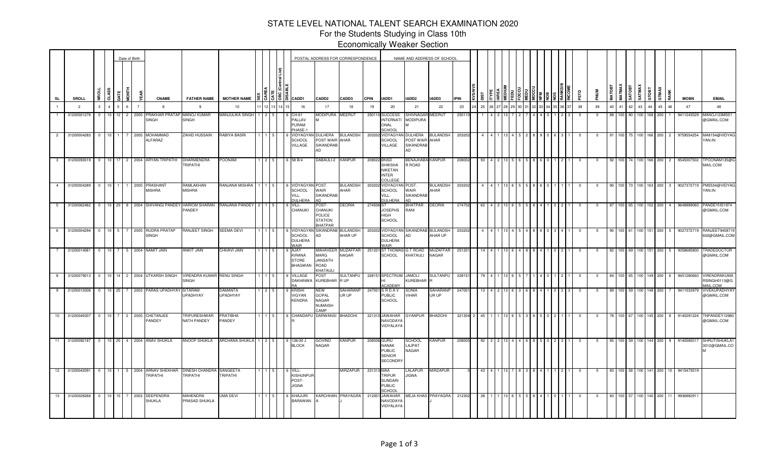# STATE LEVEL NATIONAL TALENT SEARCH EXAMINATION 2020

For the Students Studying in Class 10th

Economically Weaker Section

| SL | SROLL | NROLL | CLASS | DATE | MONTH | YEAR | CNAME | FATHER NAME | MOTHER NAME | SEX | CAREA | CATE | OBC (Central List) | DISABLE | CADD1 | CADD2 | CADD3 | CPIN | IADD1 | IADD2 | IADD3 | IPIN | KVS/NVS | DIST | ITYPE | IAREA | MEDIUM | FEDU | FOCCU | MEDU | MOCCU | NFM | NOB | NOS | RANKSIB | INCOME | PSTD | PNUM | MATOBT | MATMAX | SATOBT | SATMAX | GTOBT | GTMAX | RANK | MOBN | EMAIL |
|---|---|---|---|---|---|---|---|---|---|---|---|---|---|---|---|---|---|---|---|---|---|---|---|---|---|---|---|---|---|---|---|---|---|---|---|---|---|---|---|---|---|---|---|---|---|---|---|
| 1 | 2 | 3 | 4 | 5 | 6 | 7 | 8 | 9 | 10 | 11 | 12 | 13 | 14 | 15 | 16 | 17 | 18 | 19 | 20 | 21 | 22 | 23 | 24 | 25 | 26 | 27 | 28 | 29 | 30 | 31 | 32 | 33 | 34 | 35 | 36 | 37 | 38 | 39 | 40 | 41 | 42 | 43 | 44 | 45 | 46 | 47 | 48 |
| 1 | 31200001278 | 0 | 10 | 12 | 2 | 2005 | PRAKHAR PRATAP SINGH | MANOJ KUMAR SINGH | MANJULIKA SINGH | 1 | 2 | 5 | | 6 | CH-61 PALLAV PURAM PHASE-1 | MODIPURA M | MEERUT | 250110 | SUCCESS INTERNATIONAL SCHOOL | SHIVNAGAR MODIPURA M | MEERUT | 250110 | | 1 | 4 | 2 | 13 | 7 | 2 | 7 | 4 | 4 | 0 | 1 | 2 | 3 | 0 | 0 | 88 | 100 | 80 | 100 | 168 | 200 | 1 | 9411243529 | MANOJ123MS51@GMAIL.COM |
| 2 | 31200004283 | 0 | 10 | 1 | 7 | 2005 | MOHAMMAD ALFARAZ | ZAHID HUSSAIN | RABIYA BASRI | 1 | 1 | 5 | | 6 | VIDYAGYAN SCHOOL VILLAGE | DULHERA POST WAIR SIKANDRABAD | BULANDSHAHAR | 203202 | VIDYAGYAN SCHOOL VILLAGE | DULHERA POST WAIR SIKANDRABAD | BULANDSHAHAR | 203202 | | 4 | 4 | 1 | 13 | 4 | 5 | 2 | 8 | 9 | 0 | 6 | 3 | 1 | 0 | 0 | 91 | 100 | 75 | 100 | 166 | 200 | 2 | 9759554254 | MA8154@VIDYAGYAN.IN |
| 3 | 31200093019 | 0 | 10 | 17 | 2 | 2004 | ARYAN TRIPATHI | DHARMENDRA TRIPATHI | POONAM | 1 | 2 | 5 | | 6 | 58 B/4 | DABAULI-2 | KANPUR | 208022 | BNSD SHIKSHA NIKETAN INTER COLLEGE | BENAJHABAR ROAD | KANPUR | 208002 | | 93 | 4 | 2 | 13 | 5 | 6 | 5 | 8 | 6 | 0 | 1 | 2 | 1 | 0 | 0 | 92 | 100 | 74 | 100 | 166 | 200 | 2 | 8545007502 | TPOONAM135@GMAIL.COM |
| 4 | 31200004289 | 0 | 10 | 1 | 1 | 2005 | PRASHANT MISHRA | RAMLAKHAN MISHRA | RANJANA MISHRA | 1 | 1 | 5 | | 6 | VIDYAGYAN SCHOOL VILL. DULHERA | POST. WAIR SIKANDRABAD | BULANDSHAHAR | 203202 | VIDYAGYAN SCHOOL VILL. DULHERA | POST. WAIR SIKANDRABAD | BULANDSHAHAR | 203202 | | 4 | 4 | 1 | 13 | 6 | 5 | 5 | 8 | 6 | 0 | 1 | 1 | 1 | 0 | 0 | 90 | 100 | 73 | 100 | 163 | 200 | 3 | 9027372719 | PM5534@VIDYAGYAN.IN |
| 5 | 31200062462 | 0 | 10 | 23 | 8 | 2004 | SHIVANGI PANDEY | HARIOM SHARAN PANDEY | RANJANA PANDEY | 2 | 1 | 5 | | 6 | VILL-CHANUKI | POST-CHANUKI POLICE STATION BHATPAR | DEORIA | 274506 | ST JOSEPHS HIGH SCHOOL | BHATPAR RANI | DEORIA | 274702 | | 62 | 4 | 2 | 13 | 6 | 5 | 5 | 8 | 4 | 1 | 0 | 2 | 1 | 0 | 0 | 87 | 100 | 65 | 100 | 152 | 200 | 4 | 9648889060 | PANDEYHS1974@GMAIL.COM |
| 6 | 31200004294 | 0 | 10 | 5 | 7 | 2005 | RUDRA PRATAP SINGH | RANJEET SINGH | SEEMA DEVI | 1 | 1 | 5 | | 6 | VIDYAGYAN SCHOOL DULHERA WAIR | SIKANDRABAD | BULANDSHAHAR UP | 203202 | VIDYAGYAN SCHOOL DULHERA WAIR | SIKANDRABAD | BULANDSHAHAR UP | 203202 | | 4 | 4 | 1 | 13 | 4 | 5 | 4 | 8 | 6 | 0 | 3 | 4 | 1 | 0 | 0 | 90 | 100 | 61 | 100 | 151 | 200 | 5 | 9027372719 | RANJEET9458719602@GMAIL.COM |
| 7 | 31200014061 | 0 | 10 | 7 | 5 | 2004 | NAMIT JAIN | ANKIT JAIN | CHHAVI JAIN | 1 | 1 | 5 | | 6 | AJAY KIRANA STORE BHAGWAN | MAHAVEER MARG JANSATH ROAD KHATAULI | MUZAFFARNAGAR | 251201 | ST THOMAS SCHOOL | G T ROAD KHATAULI | MUZAFFARNAGAR | 251201 | | 14 | 4 | 1 | 13 | 6 | 4 | 8 | 8 | 4 | 1 | 0 | 2 | 1 | 0 | 0 | 82 | 100 | 69 | 100 | 151 | 200 | 5 | 9358685800 | TRADEDOCTOR@GMAIL.COM |
| 8 | 31200079013 | 0 | 10 | 14 | 2 | 2004 | UTKARSH SINGH | VIRENDRA KUMAR SINGH | RENU SINGH | 1 | 1 | 5 | | 6 | VILLAGE DAKHINWARA | POST KUREBHAR | SULTANPUR UP | 228151 | SPECTRUM HI ACADEMY | JAMOLI KUREBHAR | SULTANPUR | 228151 | | 79 | 4 | 1 | 13 | 6 | 5 | 7 | 1 | 4 | 0 | 1 | 2 | 1 | 0 | 0 | 84 | 100 | 65 | 100 | 149 | 200 | 6 | 9451280660 | VIRENDRAKUMARSINGH0113@GMAIL.COM |
| 9 | 31200013008 | 0 | 10 | 25 | 7 | 2003 | PARAS UPADHYAY | SITARAM UPADHYAY | DAMANTA UPADHYAY | 1 | 2 | 5 | | 6 | KRISHI VIGYAN KENDRA | NEW GOPAL NAGAR NUMAISH CAMP | SAHARANPUR UP | 247001 | S R D A V PUBLIC SCHOOL | SONIA VIHAR | SAHARANPUR UP | 247001 | | 13 | 4 | 2 | 13 | 6 | 3 | 6 | 8 | 4 | 1 | 0 | 2 | 3 | 0 | 0 | 89 | 100 | 59 | 100 | 148 | 200 | 7 | 9411033979 | VIVEKUPADHYAY@GMAIL.COM |
| 10 | 31200045007 | 0 | 10 | 7 | 2 | 2005 | CHETANJEE PANDEY | TRIPURESHWAR NATH PANDEY | PRATIBHA PANDEY | 1 | 1 | 5 | | 6 | CHANDAPUR | DARWANSI | BHADOHI | 221310 | JAWAHAR NAVODAYA VIDYALAYA | GYANPUR | BHADOHI | 221304 | 2 | 45 | 1 | 1 | 13 | 6 | 5 | 3 | 8 | 5 | 0 | 2 | 1 | 1 | 0 | 0 | 78 | 100 | 67 | 100 | 145 | 200 | 8 | 9140291224 | TNPANDEY12980@GMAIL.COM |
| 11 | 31200092187 | 0 | 10 | 25 | 4 | 2004 | ANAV SHUKLA | ANOOP SHUKLA | ARCHANA SHUKLA | 1 | 2 | 5 | | 6 | 126/30 J BLOCK | GOVIND NAGAR | KANPUR | 208006 | GURU NANAK PUBLIC SENIOR SECONDRY | SCHOOL LAJPAT NAGAR | KANPUR | 208005 | | 92 | 3 | 2 | 13 | 4 | 4 | 6 | 8 | 5 | 0 | 2 | 3 | 1 | 0 | 0 | 85 | 100 | 59 | 100 | 144 | 200 | 9 | 9140585517 | SHRUTISHUKLA13012@GMAIL.COM |
| 12 | 31200043091 | 0 | 10 | 1 | 5 | 2004 | ARNAV SHEKHAR TRIPATHI | DINESH CHANDRA TRIPATHI | SANGEETA TRIPATHI | 1 | 1 | 5 | | 6 | VILL-KISHUNPUR POST-JIGNA | | MIRZAPUR | 231313 | MAA TRIPUR SUNDARI PUBLIC SCHOOL | LALAPUR JIGNA | MIRZAPUR | 0 | | 43 | 4 | 1 | 13 | 7 | 8 | 3 | 8 | 4 | 1 | 1 | 2 | 1 | 0 | 0 | 83 | 100 | 58 | 100 | 141 | 200 | 10 | 9415473519 | |
| 13 | 31200028268 | 0 | 10 | 15 | 7 | 2003 | DEEPENDRA SHUKLA | MAHENDRA PRASAD SHUKLA | UMA DEVI | 1 | 1 | 5 | | 6 | KHAJURI BARAWAN | KARCHHANA | PRAYAGRAJ | 212301 | JAWAHAR NAVODAYA VIDYALAYA | MEJA KHAS | PRAYAGRAJ | 212302 | | 28 | 1 | 1 | 13 | 6 | 5 | 5 | 8 | 4 | 1 | 0 | 1 | 1 | 0 | 0 | 83 | 100 | 57 | 100 | 140 | 200 | 11 | 9936882911 | |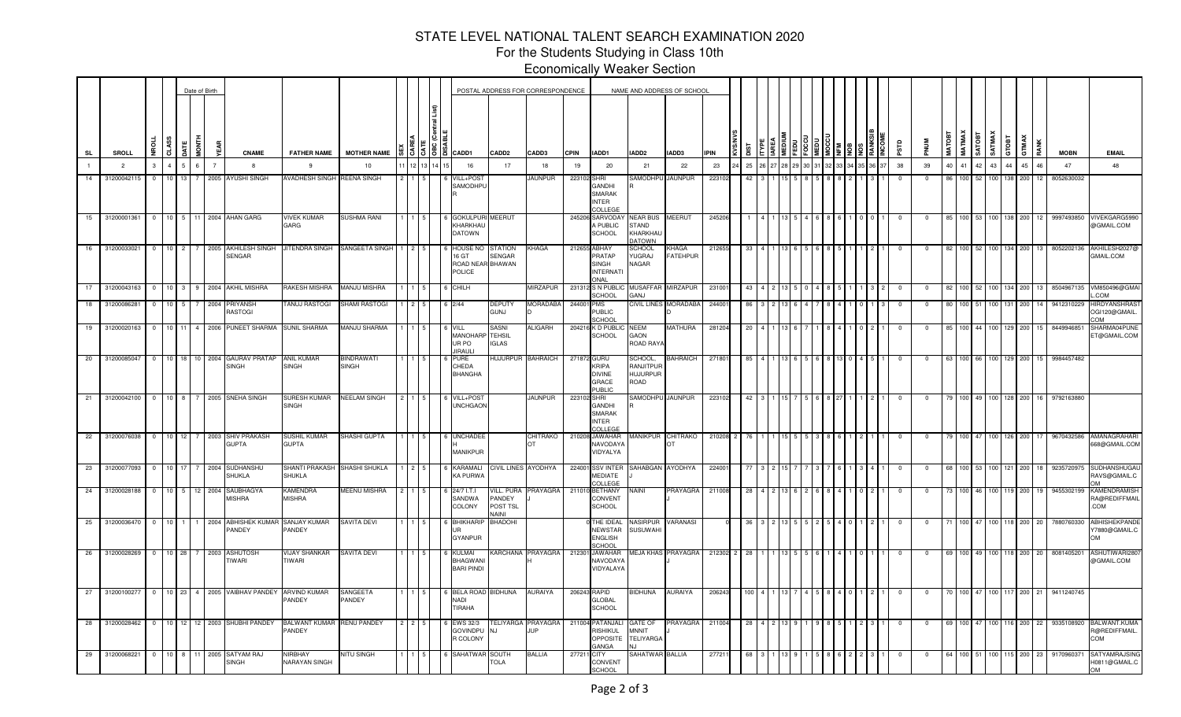# STATE LEVEL NATIONAL TALENT SEARCH EXAMINATION 2020

## For the Students Studying in Class 10th

### Economically Weaker Section

| | | | | Date of Birth | | | | | | | | | | | POSTAL ADDRESS FOR CORRESPONDENCE | | | | NAME AND ADDRESS OF SCHOOL | | | | | | | | | | | | | | | | | | | | | | | | | | | | |
|---|---|---|---|---|---|---|---|---|---|---|---|---|---|---|---|---|---|---|---|---|---|---|---|---|---|---|---|---|---|---|---|---|---|---|---|---|---|---|---|---|---|---|---|---|---|---|---|
| SL | SROLL | NROLL | CLASS | DATE | MONTH | YEAR | CNAME | FATHER NAME | MOTHER NAME | SEX | CAREA | CATE | OBC (Central List) | DISABLE | CADD1 | CADD2 | CADD3 | CPIN | IADD1 | IADD2 | IADD3 | IPIN | KVS/NVS | DIST | ITYPE | IAREA | MEDIUM | FOCCU | FEDU | MOCCU | MEDU | NFM | NOB | NOS | RANKSIB | INCOME | PSTD | PNUM | MATOBT | MATMAX | SATOBT | SATMAX | GTOBT | GTMAX | RANK | MOBN | EMAIL |
| 1 | 2 | 3 | 4 | 5 | 6 | 7 | 8 | 9 | 10 | 11 | 12 | 13 | 14 | 15 | 16 | 17 | 18 | 19 | 20 | 21 | 22 | 23 | 24 | 25 | 26 | 27 | 28 | 29 | 30 | 31 | 32 | 33 | 34 | 35 | 36 | 37 | 38 | 39 | 40 | 41 | 42 | 43 | 44 | 45 | 46 | 47 | 48 |
| 14 | 31200042115 | 0 | 10 | 13 | 7 | 2005 | AYUSHI SINGH | AVADHESH SINGH | REENA SINGH | 2 | 1 | 5 | | 6 | VILL+POST SAMODHPUR | | JAUNPUR | 223102 | SHRI GANDHI SMARAK INTER COLLEGE | SAMODHPUR | JAUNPUR | 223102 | | 42 | 3 | 1 | 15 | 5 | 8 | 5 | 8 | 8 | 2 | 1 | 3 | 1 | 0 | 0 | 86 | 100 | 52 | 100 | 138 | 200 | 12 | 8052630032 | |
| 15 | 31200001361 | 0 | 10 | 5 | 11 | 2004 | AHAN GARG | VIVEK KUMAR GARG | SUSHMA RANI | 1 | 1 | 5 | | 6 | GOKULPURI KHARKHAU DATOWN | MEERUT | | 245206 | SARVODAYA PUBLIC SCHOOL | NEAR BUS STAND KHARKHAU DATOWN | MEERUT | 245206 | | 1 | 4 | 1 | 13 | 5 | 4 | 6 | 8 | 6 | 1 | 0 | 0 | 1 | 0 | 0 | 85 | 100 | 53 | 100 | 138 | 200 | 12 | 9997493850 | VIVEKGARG5990@GMAIL.COM |
| 16 | 31200033021 | 0 | 10 | 2 | 7 | 2005 | AKHILESH SINGH SENGAR | JITENDRA SINGH | SANGEETA SINGH | 1 | 2 | 5 | | 6 | HOUSE NO 16 GT ROAD NEAR POLICE | STATION SENGAR BHAWAN | KHAGA | 212655 | ABHAY PRATAP SINGH INTERNATIONAL | SCHOOL YUGRAJ NAGAR | KHAGA FATEHPUR | 212655 | | 33 | 4 | 1 | 13 | 6 | 5 | 6 | 8 | 5 | 1 | 1 | 2 | 1 | 0 | 0 | 82 | 100 | 52 | 100 | 134 | 200 | 13 | 8052202136 | AKHILESH2027@GMAIL.COM |
| 17 | 31200043163 | 0 | 10 | 3 | 9 | 2004 | AKHIL MISHRA | RAKESH MISHRA | MANJU MISHRA | 1 | 1 | 5 | | 6 | CHILH | | MIRZAPUR | 231312 | S N PUBLIC SCHOOL | MUSAFFAR GANJ | MIRZAPUR | 231001 | | 43 | 4 | 2 | 13 | 5 | 0 | 4 | 8 | 5 | 1 | 1 | 3 | 2 | 0 | 0 | 82 | 100 | 52 | 100 | 134 | 200 | 13 | 8504967135 | VM850496@GMAIL.COM |
| 18 | 31200086281 | 0 | 10 | 5 | 7 | 2004 | PRIYANSH RASTOGI | TANUJ RASTOGI | SHAMI RASTOGI | 1 | 2 | 5 | | 6 | 2/44 | DEPUTY GUNJ | MORADABAD | 244001 | PMS PUBLIC SCHOOL | CIVIL LINES | MORADABAD | 244001 | | 86 | 3 | 2 | 13 | 6 | 4 | 7 | 8 | 4 | 1 | 0 | 1 | 3 | 0 | 0 | 80 | 100 | 51 | 100 | 131 | 200 | 14 | 9412310229 | HIRDYANSHRASTOGI120@GMAIL.COM |
| 19 | 31200020163 | 0 | 10 | 11 | 4 | 2006 | PUNEET SHARMA | SUNIL SHARMA | MANJU SHARMA | 1 | 1 | 5 | | 6 | VILL MANOHARPUR PO JIRAULI | SASNI TEHSIL IGLAS | ALIGARH | 204216 | K D PUBLIC SCHOOL | NEEM GAON ROAD RAYA | MATHURA | 281204 | | 20 | 4 | 1 | 13 | 6 | 7 | 1 | 8 | 4 | 1 | 0 | 2 | 1 | 0 | 0 | 85 | 100 | 44 | 100 | 129 | 200 | 15 | 8449946851 | SHARMA04PUNEET@GMAIL.COM |
| 20 | 31200085047 | 0 | 10 | 18 | 10 | 2004 | GAURAV PRATAP SINGH | ANIL KUMAR SINGH | BINDRAWATI SINGH | 1 | 1 | 5 | | 6 | PURE CHEDA BHANGHA | HUJURPUR | BAHRAICH | 271872 | GURU KRIPA DIVINE GRACE PUBLIC | SCHOOL, RANJITPUR HUJURPUR ROAD | BAHRAICH | 271801 | | 85 | 4 | 1 | 13 | 6 | 5 | 6 | 8 | 13 | 0 | 4 | 5 | 1 | 0 | 0 | 63 | 100 | 66 | 100 | 129 | 200 | 15 | 9984457482 | |
| 21 | 31200042100 | 0 | 10 | 8 | 7 | 2005 | SNEHA SINGH | SURESH KUMAR SINGH | NEELAM SINGH | 2 | 1 | 5 | | 6 | VILL+POST UNCHGAON | | JAUNPUR | 223102 | SHRI GANDHI SMARAK INTER COLLEGE | SAMODHPUR | JAUNPUR | 223102 | | 42 | 3 | 1 | 15 | 7 | 5 | 6 | 8 | 27 | 1 | 1 | 2 | 1 | 0 | 0 | 79 | 100 | 49 | 100 | 128 | 200 | 16 | 9792163880 | |
| 22 | 31200076038 | 0 | 10 | 12 | 7 | 2003 | SHIV PRAKASH GUPTA | SUSHIL KUMAR GUPTA | SHASHI GUPTA | 1 | 1 | 5 | | 6 | UNCHADEEH MANIKPUR | | CHITRAKOOT | 210208 | JAWAHAR NAVODAYA VIDYALYA | MANIKPUR | CHITRAKOOT | 210208 | 2 | 76 | 1 | 1 | 15 | 5 | 5 | 3 | 8 | 6 | 1 | 2 | 1 | 1 | 0 | 0 | 79 | 100 | 47 | 100 | 126 | 200 | 17 | 9670432586 | AMANAGRAHARI668@GMAIL.COM |
| 23 | 31200077093 | 0 | 10 | 17 | 7 | 2004 | SUDHANSHU SHUKLA | SHANTI PRAKASH SHUKLA | SHASHI SHUKLA | 1 | 2 | 5 | | 6 | KARAMALI KA PURWA | CIVIL LINES | AYODHYA | 224001 | SSV INTER MEDIATE COLLEGE | SAHABGANJ | AYODHYA | 224001 | | 77 | 3 | 2 | 15 | 7 | 7 | 3 | 7 | 6 | 1 | 3 | 4 | 1 | 0 | 0 | 68 | 100 | 53 | 100 | 121 | 200 | 18 | 9235720975 | SUDHANSHUGAURAVS@GMAIL.COM |
| 24 | 31200028188 | 0 | 10 | 5 | 12 | 2004 | SAUBHAGYA MISHRA | KAMENDRA MISHRA | MEENU MISHRA | 2 | 1 | 5 | | 6 | 24/7 I.T.I SANDWA COLONY | VILL. PURA PANDEY POST TSL NAINI | PRAYAGRAJ | 211010 | BETHANY CONVENT SCHOOL | NAINI | PRAYAGRAJ | 211008 | | 28 | 4 | 2 | 13 | 6 | 2 | 6 | 8 | 4 | 1 | 0 | 2 | 1 | 0 | 0 | 73 | 100 | 46 | 100 | 119 | 200 | 19 | 9455302199 | KAMENDRAMISHRA@REDIFFMAIL.COM |
| 25 | 31200036470 | 0 | 10 | 1 | 1 | 2004 | ABHISHEK KUMAR PANDEY | SANJAY KUMAR PANDEY | SAVITA DEVI | 1 | 1 | 5 | | 6 | BHIKHARIPUR GYANPUR | BHADOHI | | 0 | THE IDEAL NEWSTAR ENGLISH SCHOOL | NASIRPUR SUSUWAHI | VARANASI | 0 | | 36 | 3 | 2 | 13 | 5 | 5 | 2 | 5 | 4 | 0 | 1 | 2 | 1 | 0 | 0 | 71 | 100 | 47 | 100 | 118 | 200 | 20 | 7880760330 | ABHISHEKPANDEY7880@GMAIL.COM |
| 26 | 31200028269 | 0 | 10 | 28 | 7 | 2003 | ASHUTOSH TIWARI | VIJAY SHANKAR TIWARI | SAVITA DEVI | 1 | 1 | 5 | | 6 | KULMAI BHAGWANI BARI PINDI | KARCHANA | PRAYAGRAH | 212301 | JAWAHAR NAVODAYA VIDYALAYA | MEJA KHAS | PRAYAGRAJ | 212302 | 2 | 28 | 1 | 1 | 13 | 5 | 5 | 6 | 1 | 4 | 1 | 0 | 1 | 1 | 0 | 0 | 69 | 100 | 49 | 100 | 118 | 200 | 20 | 8081405201 | ASHUTIWARI2807@GMAIL.COM |
| 27 | 31200100277 | 0 | 10 | 23 | 4 | 2005 | VAIBHAV PANDEY | ARVIND KUMAR PANDEY | SANGEETA PANDEY | 1 | 1 | 5 | | 6 | BELA ROAD NADI TIRAHA | BIDHUNA | AURAIYA | 206243 | RAPID GLOBAL SCHOOL | BIDHUNA | AURAIYA | 206243 | | 100 | 4 | 1 | 13 | 7 | 4 | 5 | 8 | 4 | 0 | 1 | 2 | 1 | 0 | 0 | 70 | 100 | 47 | 100 | 117 | 200 | 21 | 9411240745 | |
| 28 | 31200028462 | 0 | 10 | 12 | 12 | 2003 | SHUBHI PANDEY | BALWANT KUMAR PANDEY | RENU PANDEY | 2 | 2 | 5 | | 6 | EWS 32/3 GOVINDPUR COLONY | TELIYARGANJ | PRAYAGRAJUP | 211004 | PATANJALI RISHIKUL OPPOSITE GANGA | GATE OF MNNIT TELIYARGANJ | PRAYAGRAJ | 211004 | | 28 | 4 | 2 | 13 | 9 | 1 | 9 | 8 | 5 | 1 | 2 | 3 | 1 | 0 | 0 | 69 | 100 | 47 | 100 | 116 | 200 | 22 | 9335108920 | BALWANT.KUMAR@REDIFFMAIL.COM |
| 29 | 31200068221 | 0 | 10 | 8 | 11 | 2005 | SATYAM RAJ SINGH | NIRBHAY NARAYAN SINGH | NITU SINGH | 1 | 1 | 5 | | 6 | SAHATWAR | SOUTH TOLA | BALLIA | 277211 | CITY CONVENT SCHOOL | SAHATWAR | BALLIA | 277211 | | 68 | 3 | 1 | 13 | 9 | 1 | 5 | 8 | 6 | 2 | 2 | 3 | 1 | 0 | 0 | 64 | 100 | 51 | 100 | 115 | 200 | 23 | 9170960371 | SATYAMRAJSINGH0811@GMAIL.COM |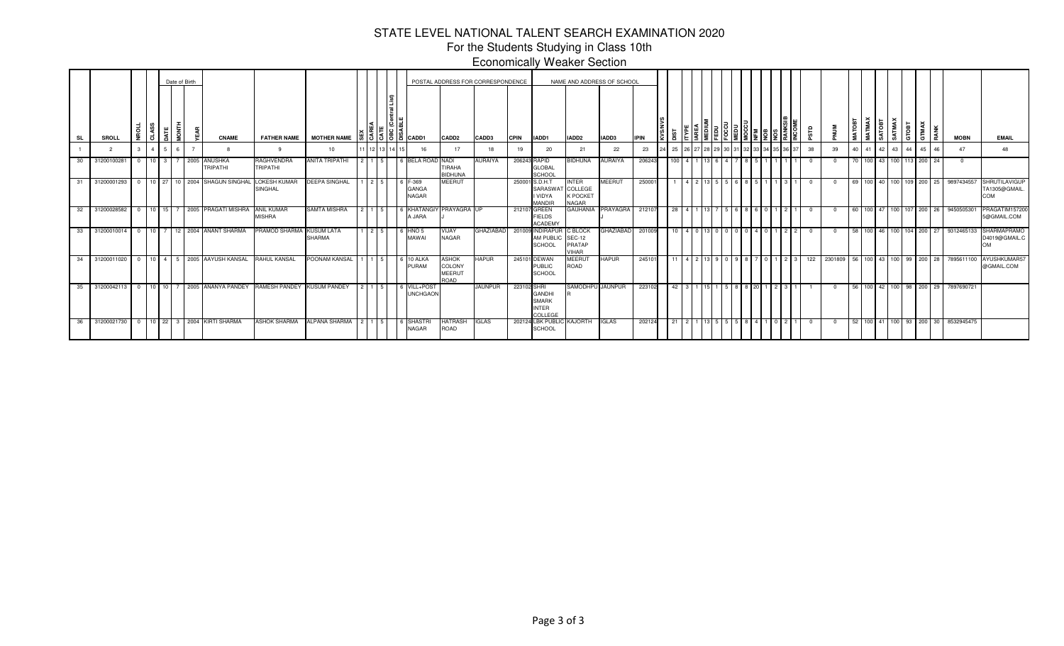# STATE LEVEL NATIONAL TALENT SEARCH EXAMINATION 2020

## For the Students Studying in Class 10th

### Economically Weaker Section

| SL | SROLL | NROLL | CLASS | DATE | MONTH | YEAR | CNAME | FATHER NAME | MOTHER NAME | SEX | CAREA | CATE | OBC (Central List) | DISABLE | CADD1 | CADD2 | CADD3 | CPIN | IADD1 | IADD2 | IADD3 | IPIN | KVS/NVS | DIST | ITYPE | IAREA | MEDIUM | FEDU | FOCCU | MEDU | MOCCU | NFM | NOB | NOS | RANKSIB | INCOME | PSTD | PNUM | MATOBT | MATMAX | SATOBT | SATMAX | GTOBT | GTMAX | RANK | MOBN | EMAIL |
|---|---|---|---|---|---|---|---|---|---|---|---|---|---|---|---|---|---|---|---|---|---|---|---|---|---|---|---|---|---|---|---|---|---|---|---|---|---|---|---|---|---|---|---|---|---|---|---|
| 1 | 2 | 3 | 4 | 5 | 6 | 7 | 8 | 9 | 10 | 11 | 12 | 13 | 14 | 15 | 16 | 17 | 18 | 19 | 20 | 21 | 22 | 23 | 24 | 25 | 26 | 27 | 28 | 29 | 30 | 31 | 32 | 33 | 34 | 35 | 36 | 37 | 38 | 39 | 40 | 41 | 42 | 43 | 44 | 45 | 46 | 47 | 48 |
| 30 | 31200100281 | 0 | 10 | 3 | 7 | 2005 | ANUSHKA TRIPATHI | RAGHVENDRA TRIPATHI | ANITA TRIPATHI | 2 | 1 | 5 | | 6 | BELA ROAD | NADI TIRAHA BIDHUNA | AURAIYA | 206243 | RAPID GLOBAL SCHOOL | BIDHUNA | AURAIYA | 206243 | | 100 | 4 | 1 | 13 | 6 | 4 | 7 | 8 | 5 | 1 | 1 | 1 | 1 | 0 | 0 | 70 | 100 | 43 | 100 | 113 | 200 | 24 | 0 | |
| 31 | 31200001293 | 0 | 10 | 27 | 10 | 2004 | SHAGUN SINGHAL | LOKESH KUMAR SINGHAL | DEEPA SINGHAL | 1 | 2 | 5 | | 6 | F-369 GANGA NAGAR | MEERUT | | 250001 | S.D.H.T SARASWATI VIDYA MANDIR | INTER COLLEGE K POCKET NAGAR | MEERUT | 250001 | | 1 | 4 | 2 | 13 | 5 | 5 | 6 | 8 | 5 | 1 | 1 | 3 | 1 | 0 | 0 | 69 | 100 | 40 | 100 | 109 | 200 | 25 | 9897434557 | SHRUTILAVIGUPTA1305@GMAIL.COM |
| 32 | 31200028582 | 0 | 10 | 15 | 7 | 2005 | PRAGATI MISHRA | ANIL KUMAR MISHRA | SAMTA MISHRA | 2 | 1 | 5 | | 6 | KHATANGIYA JARA | PRAYAGRAJ | UP | 212107 | GREEN FIELDS ACADEMY | GAUHANIA | PRAYAGRA | 212107 | | 28 | 4 | 1 | 13 | 7 | 5 | 6 | 8 | 6 | 0 | 1 | 2 | 1 | 0 | 0 | 60 | 100 | 47 | 100 | 107 | 200 | 26 | 9450505301 | PRAGATIM1572005@GMAIL.COM |
| 33 | 31200010014 | 0 | 10 | 7 | 12 | 2004 | ANANT SHARMA | PRAMOD SHARMA | KUSUM LATA SHARMA | 1 | 2 | 5 | | 6 | HNO 5 MAWAI | VIJAY NAGAR | GHAZIABAD | 201009 | INDIRAPURAM PUBLIC SCHOOL | C BLOCK SEC-12 PRATAP VIHAR | GHAZIABAD | 201009 | | 10 | 4 | 0 | 13 | 0 | 0 | 0 | 0 | 4 | 0 | 1 | 2 | 2 | 0 | 0 | 58 | 100 | 46 | 100 | 104 | 200 | 27 | 9312465133 | SHARMAPRAMOD4019@GMAIL.COM |
| 34 | 31200011020 | 0 | 10 | 4 | 5 | 2005 | AAYUSH KANSAL | RAHUL KANSAL | POONAM KANSAL | 1 | 1 | 5 | | 6 | 10 ALKA PURAM | ASHOK COLONY MEERUT ROAD | HAPUR | 245101 | DEWAN PUBLIC SCHOOL | MEERUT ROAD | HAPUR | 245101 | | 11 | 4 | 2 | 13 | 9 | 0 | 9 | 8 | 7 | 0 | 1 | 2 | 3 | 122 | 2301809 | 56 | 100 | 43 | 100 | 99 | 200 | 28 | 7895611100 | AYUSHKUMAR57@GMAIL.COM |
| 35 | 31200042113 | 0 | 10 | 10 | 7 | 2005 | ANANYA PANDEY | RAMESH PANDEY | KUSUM PANDEY | 2 | 1 | 5 | | 6 | VILL+POST UNCHGAON | | JAUNPUR | 223102 | SHRI GANDHI SMARK INTER COLLEGE | SAMODHPUR | JAUNPUR | 223102 | | 42 | 3 | 1 | 15 | 1 | 5 | 8 | 8 | 20 | 1 | 2 | 3 | 1 | 1 | 0 | 56 | 100 | 42 | 100 | 98 | 200 | 29 | 7897690721 | |
| 36 | 31200021730 | 0 | 10 | 22 | 3 | 2004 | KIRTI SHARMA | ASHOK SHARMA | ALPANA SHARMA | 2 | 1 | 5 | | 6 | SHASTRI NAGAR | HATRASH ROAD | IGLAS | 202124 | LBK PUBLIC SCHOOL | KAJORTH | IGLAS | 202124 | | 21 | 2 | 1 | 13 | 5 | 5 | 5 | 8 | 4 | 1 | 0 | 2 | 1 | 0 | 0 | 52 | 100 | 41 | 100 | 93 | 200 | 30 | 8532945475 | |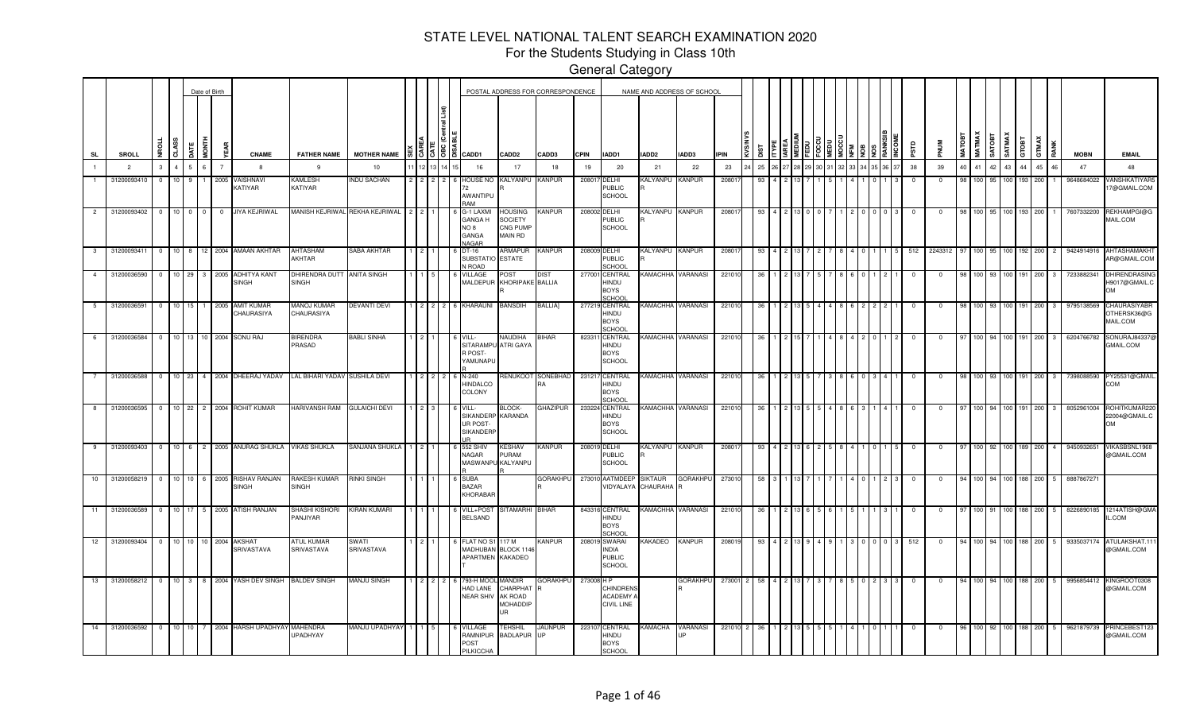# STATE LEVEL NATIONAL TALENT SEARCH EXAMINATION 2020

## For the Students Studying in Class 10th

### General Category

| SL | SROLL | NROLL | CLASS | DATE | MONTH | YEAR | CNAME | FATHER NAME | MOTHER NAME | SEX | CAREA | CATE | OBC (Central List) | DISABLE | CADD1 | CADD2 | CADD3 | CPIN | IADD1 | IADD2 | IADD3 | IPIN | KVS/NVS | DIST | ITYPE | IAREA | MEDIUM | FEDU | FOCCU | MEDU | MOCCU | NFM | NOB | NOS | RANKSIB | INCOME | PSTD | PNUM | MATOBT | MATMAX | SATOBT | SATMAX | GTOBT | GTMAX | RANK | MOBN | EMAIL |
|---|---|---|---|---|---|---|---|---|---|---|---|---|---|---|---|---|---|---|---|---|---|---|---|---|---|---|---|---|---|---|---|---|---|---|---|---|---|---|---|---|---|---|---|---|---|---|---|
| 1 | 2 | 3 | 4 | 5 | 6 | 7 | 8 | 9 | 10 | 11 | 12 | 13 | 14 | 15 | 16 | 17 | 18 | 19 | 20 | 21 | 22 | 23 | 24 | 25 | 26 | 27 | 28 | 29 | 30 | 31 | 32 | 33 | 34 | 35 | 36 | 37 | 38 | 39 | 40 | 41 | 42 | 43 | 44 | 45 | 46 | 47 | 48 |
| 1 | 31200093410 | 0 | 10 | 9 | 1 | 2005 | VAISHNAVI KATIYAR | KAMLESH KATIYAR | INDU SACHAN | 2 | 2 | 2 | 2 | 6 | HOUSE NO 72 AWANTIPU RAM | KALYANPU R | KANPUR | 208017 | DELHI PUBLIC SCHOOL | KALYANPU R | KANPUR | 208017 | | 93 | 4 | 2 | 13 | 7 | 1 | 5 | 1 | 4 | 1 | 0 | 1 | 3 | 0 | 0 | 98 | 100 | 95 | 100 | 193 | 200 | 1 | 9648684022 | VANSHKATIYAR517@GMAIL.COM |
| 2 | 31200093402 | 0 | 10 | 0 | 0 | 0 | JIYA KEJRIWAL | MANISH KEJRIWAL | REKHA KEJRIWAL | 2 | 2 | 1 | | 6 | G-1 LAXMI GANGA H NO 8 GANGA NAGAR | HOUSING SOCIETY CNG PUMP MAIN RD | KANPUR | 208002 | DELHI PUBLIC SCHOOL | KALYANPU R | KANPUR | 208017 | | 93 | 4 | 2 | 13 | 0 | 0 | 7 | 1 | 2 | 0 | 0 | 0 | 3 | 0 | 0 | 98 | 100 | 95 | 100 | 193 | 200 | 1 | 7607332200 | REKHAMPGI@GMAIL.COM |
| 3 | 31200093411 | 0 | 10 | 8 | 12 | 2004 | AMAAN AKHTAR | AHTASHAM AKHTAR | SABA AKHTAR | 1 | 2 | 1 | | 6 | DT-16 SUBSTATIO N ROAD | ARMAPUR ESTATE | KANPUR | 208009 | DELHI PUBLIC SCHOOL | KALYANPU R | KANPUR | 208017 | | 93 | 4 | 2 | 13 | 7 | 2 | 7 | 8 | 4 | 0 | 1 | 1 | 5 | 512 | 2243312 | 97 | 100 | 95 | 100 | 192 | 200 | 2 | 9424914916 | AHTASHAMAKHTAR@GMAIL.COM |
| 4 | 31200036590 | 0 | 10 | 29 | 3 | 2005 | ADHITYA KANT SINGH | DHIRENDRA DUTT SINGH | ANITA SINGH | 1 | 1 | 5 | | 6 | VILLAGE MALDEPUR | POST KHORIPAKE R | DIST BALLIA | 277001 | CENTRAL HINDU BOYS SCHOOL | KAMACHHA | VARANASI | 221010 | | 36 | 1 | 2 | 13 | 7 | 5 | 7 | 8 | 6 | 0 | 1 | 2 | 1 | 0 | 0 | 98 | 100 | 93 | 100 | 191 | 200 | 3 | 7233882341 | DHIRENDRASINGH9017@GMAIL.COM |
| 5 | 31200036591 | 0 | 10 | 15 | 1 | 2005 | AMIT KUMAR CHAURASIYA | MANOJ KUMAR CHAURASIYA | DEVANTI DEVI | 1 | 2 | 2 | 2 | 6 | KHARAUNI | BANSDIH | BALLIA] | 277219 | CENTRAL HINDU BOYS SCHOOL | KAMACHHA | VARANASI | 221010 | | 36 | 1 | 2 | 13 | 5 | 4 | 4 | 8 | 6 | 2 | 2 | 2 | 1 | 0 | 0 | 98 | 100 | 93 | 100 | 191 | 200 | 3 | 9795138569 | CHAURASIYABROTHERSK36@GMAIL.COM |
| 6 | 31200036584 | 0 | 10 | 13 | 10 | 2004 | SONU RAJ | BIRENDRA PRASAD | BABLI SINHA | 1 | 2 | 1 | | 6 | VILL-SITARAMPU R POST-YAMUNAPU | NAUDIHA ATRI GAYA | BIHAR | 823311 | CENTRAL HINDU BOYS SCHOOL | KAMACHHA | VARANASI | 221010 | | 36 | 1 | 2 | 15 | 7 | 1 | 4 | 8 | 4 | 2 | 0 | 1 | 2 | 0 | 0 | 97 | 100 | 94 | 100 | 191 | 200 | 3 | 6204766782 | SONURAJ84337@GMAIL.COM |
| 7 | 31200036588 | 0 | 10 | 23 | 4 | 2004 | DHEERAJ YADAV | LAL BIHARI YADAV | SUSHILA DEVI | 1 | 2 | 2 | 2 | 6 | N-240 HINDALCO COLONY | RENUKOOT | SONEBHAD RA | 231217 | CENTRAL HINDU BOYS SCHOOL | KAMACHHA | VARANASI | 221010 | | 36 | 1 | 2 | 13 | 5 | 7 | 3 | 8 | 6 | 0 | 3 | 4 | 1 | 0 | 0 | 98 | 100 | 93 | 100 | 191 | 200 | 3 | 7398088590 | PY25531@GMAIL.COM |
| 8 | 31200036595 | 0 | 10 | 22 | 2 | 2004 | ROHIT KUMAR | HARIVANSH RAM | GULAICHI DEVI | 1 | 2 | 3 | | 6 | VILL-SIKANDERP UR POST-SIKANDERP UR | BLOCK-KARANDA | GHAZIPUR | 233224 | CENTRAL HINDU BOYS SCHOOL | KAMACHHA | VARANASI | 221010 | | 36 | 1 | 2 | 13 | 5 | 5 | 4 | 8 | 6 | 3 | 1 | 4 | 1 | 0 | 0 | 97 | 100 | 94 | 100 | 191 | 200 | 3 | 8052961004 | ROHITKUMAR22022004@GMAIL.COM |
| 9 | 31200093403 | 0 | 10 | 6 | 2 | 2005 | ANURAG SHUKLA | VIKAS SHUKLA | SANJANA SHUKLA | 1 | 2 | 1 | | 6 | 552 SHIV NAGAR MASWANPU R | KESHAV PURAM KALYANPU R | KANPUR | 208019 | DELHI PUBLIC SCHOOL | KALYANPU R | KANPUR | 208017 | | 93 | 4 | 2 | 13 | 6 | 2 | 5 | 8 | 4 | 1 | 0 | 1 | 5 | 0 | 0 | 97 | 100 | 92 | 100 | 189 | 200 | 4 | 9450932651 | VIKASBSNL1968@GMAIL.COM |
| 10 | 31200058219 | 0 | 10 | 10 | 6 | 2005 | RISHAV RANJAN SINGH | RAKESH KUMAR SINGH | RINKI SINGH | 1 | 1 | 1 | | 6 | SUBA BAZAR KHORABAR | | GORAKHPU R | 273010 | AATMDEEP VIDYALAYA | SIKTAUR CHAURAHA | GORAKHPU R | 273010 | | 58 | 3 | 1 | 13 | 7 | 1 | 7 | 1 | 4 | 0 | 1 | 2 | 3 | 0 | 0 | 94 | 100 | 94 | 100 | 188 | 200 | 5 | 8887867271 | |
| 11 | 31200036589 | 0 | 10 | 17 | 5 | 2005 | ATISH RANJAN | SHASHI KISHORI PANJIYAR | KIRAN KUMARI | 1 | 1 | 1 | | 6 | VILL+POST BELSAND | SITAMARHI | BIHAR | 843316 | CENTRAL HINDU BOYS SCHOOL | KAMACHHA | VARANASI | 221010 | | 36 | 1 | 2 | 13 | 6 | 5 | 6 | 1 | 5 | 1 | 1 | 3 | 1 | 0 | 0 | 97 | 100 | 91 | 100 | 188 | 200 | 5 | 8226890185 | 1214ATISH@GMAIL.COM |
| 12 | 31200093404 | 0 | 10 | 10 | 10 | 2004 | AKSHAT SRIVASTAVA | ATUL KUMAR SRIVASTAVA | SWATI SRIVASTAVA | 1 | 2 | 1 | | 6 | FLAT NO S1 MADHUBAN APARTMEN T | 117 M BLOCK 1146 KAKADEO | KANPUR | 208019 | SWARAJ INDIA PUBLIC SCHOOL | KAKADEO | KANPUR | 208019 | | 93 | 4 | 2 | 13 | 9 | 4 | 9 | 1 | 3 | 0 | 0 | 0 | 3 | 512 | 0 | 94 | 100 | 94 | 100 | 188 | 200 | 5 | 9335037174 | ATULAKSHAT.111@GMAIL.COM |
| 13 | 31200058212 | 0 | 10 | 3 | 8 | 2004 | YASH DEV SINGH | BALDEV SINGH | MANJU SINGH | 1 | 2 | 2 | 2 | 6 | 793-H MOOL HAD LANE NEAR SHIV | MANDIR CHARPHAT AK ROAD MOHADDIP UR | GORAKHPU R | 273008 | H P CHINDRENS ACADEMY A CIVIL LINE | | GORAKHPU R | 273001 | 2 | 58 | 4 | 2 | 13 | 7 | 3 | 7 | 8 | 5 | 0 | 2 | 3 | 3 | 0 | 0 | 94 | 100 | 94 | 100 | 188 | 200 | 5 | 9956854412 | KINGROOT0308@GMAIL.COM |
| 14 | 31200036592 | 0 | 10 | 10 | 7 | 2004 | HARSH UPADHYAY | MAHENDRA UPADHYAY | MANJU UPADHYAY | 1 | 1 | 5 | | 6 | VILLAGE RAMNIPUR POST PILKICCHA | TEHSHIL BADLAPUR | JAUNPUR UP | 223107 | CENTRAL HINDU BOYS SCHOOL | KAMACHA | VARANASI UP | 221010 | 2 | 36 | 1 | 2 | 13 | 5 | 5 | 5 | 1 | 4 | 1 | 0 | 1 | 1 | 0 | 0 | 96 | 100 | 92 | 100 | 188 | 200 | 5 | 9621879739 | PRINCEBEST123@GMAIL.COM |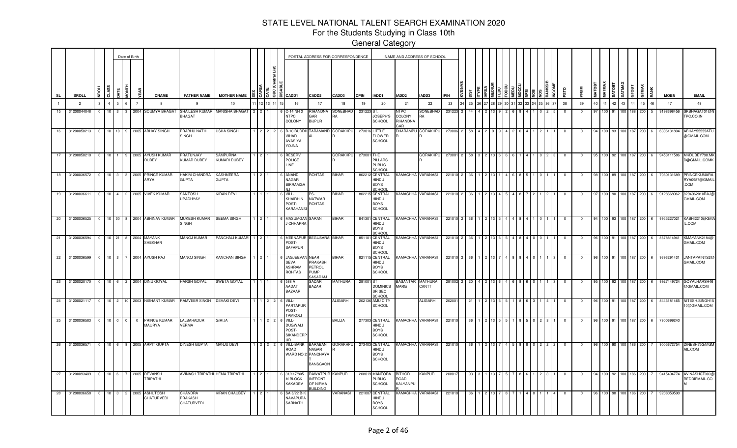# STATE LEVEL NATIONAL TALENT SEARCH EXAMINATION 2020

For the Students Studying in Class 10th

General Category

| SL | SROLL | NROLL | CLASS | DATE | MONTH | YEAR | CNAME | FATHER NAME | MOTHER NAME | SEX | CAREA | CATE | OBC (Central List) | DISABLE | CADD1 | CADD2 | CADD3 | CPIN | IADD1 | IADD2 | IADD3 | IPIN | KVS/NVS | DIST | ITYPE | IAREA | MEDIUM | FEDU | FOCCU | MEDU | MOCCU | NFM | NOB | NOS | RANKSIB | INCOME | PSTD | PNUM | MATOBT | MATMAX | SATOBT | SATMAX | GTOBT | GTMAX | RANK | MOBN | EMAIL |
|---|---|---|---|---|---|---|---|---|---|---|---|---|---|---|---|---|---|---|---|---|---|---|---|---|---|---|---|---|---|---|---|---|---|---|---|---|---|---|---|---|---|---|---|---|---|---|---|
| 1 | 2 | 3 | 4 | 5 | 6 | 7 | 8 | 9 | 10 | 11 | 12 | 13 | 14 | 15 | 16 | 17 | 18 | 19 | 20 | 21 | 22 | 23 | 24 | 25 | 26 | 27 | 28 | 29 | 30 | 31 | 32 | 33 | 34 | 35 | 36 | 37 | 38 | 39 | 40 | 41 | 42 | 43 | 44 | 45 | 46 | 47 | 48 |
| 15 | 31200044048 | 0 | 10 | 3 | 3 | 2004 | SOUMYA BHAGAT | SHAILESH KUMAR BHAGAT | MANISHA BHAGAT | 2 | 2 | 1 | | 6 | C-14 NH 3 NTPC COLONY | RIHANDNA GAR BIJPUR | SONEBHADRA | 231223 | ST. JOSEPH'S SCHOOL | NTPC COLONY RIHANDNA GAR | SONEBHADRA | 231223 | 2 | 44 | 4 | 2 | 13 | 9 | 2 | 6 | 8 | 4 | 1 | 0 | 2 | 5 | 0 | 0 | 97 | 100 | 91 | 100 | 188 | 200 | 5 | 9198398456 | SKBHAGAT01@NTPC.CO.IN |
| 16 | 31200058213 | 0 | 10 | 10 | 9 | 2005 | ABHAY SINGH | PRABHU NATH SINGH | USHA SINGH | 1 | 2 | 2 | 2 | 6 | B-10 BUDDH VIHAR AVASIYA YOJNA | TARAMANDAL | GORAKHPUR | 273016 | LITTLE FLOWER SCHOOL | DHARAMPUR | GORAKHPUR | 273006 | 2 | 58 | 4 | 2 | 0 | 9 | 4 | 2 | 0 | 4 | 1 | 2 | 1 | 1 | 0 | 0 | 94 | 100 | 93 | 100 | 187 | 200 | 6 | 6306131804 | ABHAY55555ATU@GMAIL.COM |
| 17 | 31200058210 | 0 | 10 | 1 | 9 | 2005 | AYUSH KUMAR DUBEY | PRATUNJAY KUMAR DUBEY | SAMPURNA KUMARI DUBEY | 1 | 2 | 1 | | 6 | RESERV POLICE LINE | | GORAKHPUR | 273001 | THE PILLARS PUBLIC SCHOOL | | GORAKHPUR | 273001 | 2 | 58 | 3 | 2 | 13 | 6 | 6 | 6 | 1 | 4 | 1 | 0 | 2 | 3 | 0 | 0 | 95 | 100 | 92 | 100 | 187 | 200 | 6 | 9453111586 | MKDUBEY798.MKD@GMAIL.COMK |
| 18 | 31200036572 | 0 | 10 | 3 | 3 | 2005 | PRINCE KUMAR ARYA | HAKIM CHANDRA GUPTA | KASHMEERA GUPTA | 1 | 2 | 1 | | 6 | ANAND NAGAR BIKRAMGANJ | ROHTAS | BIHAR | 802212 | CENTRAL HINDU BOYS SCHOOL | KAMACHHA | VARANASI | 221010 | 2 | 36 | 1 | 2 | 13 | 1 | 4 | 6 | 8 | 5 | 1 | 0 | 1 | 1 | 0 | 0 | 98 | 100 | 89 | 100 | 187 | 200 | 6 | 7080131689 | PRINCEKUMARARYA0987@GMAIL.COM |
| 19 | 31200036611 | 0 | 10 | 4 | 2 | 2005 | VIVEK KUMAR | SANTOSH UPADHYAY | KIRAN DEVI | 1 | 1 | 1 | | 6 | VILL-KHAIRHIN POST-KARAHANSI | PS-NATWAR ROHTAS | BIHAR | 802215 | CENTRAL HINDU BOYS SCHOOL | KAMACHHA | VARANASI | 221010 | 2 | 36 | 1 | 2 | 13 | 4 | 5 | 4 | 8 | 7 | 2 | 1 | 2 | 1 | 0 | 0 | 97 | 100 | 90 | 100 | 187 | 200 | 6 | 9128668962 | 8294962010RAJ@GMAIL.COM |
| 20 | 31200036525 | 0 | 10 | 30 | 8 | 2004 | ABHINAV KUMAR | MUKESH KUMAR SINGH | SEEMA SINGH | 1 | 2 | 1 | | 6 | MASUMGANJ CHHAPRA | SARAN | BIHAR | 841301 | CENTRAL HINDU BOYS SCHOOL | KAMACHHA | VARANASI | 221010 | 2 | 36 | 1 | 2 | 13 | 5 | 4 | 4 | 8 | 4 | 1 | 0 | 1 | 1 | 0 | 0 | 94 | 100 | 93 | 100 | 187 | 200 | 6 | 9955227021 | KABHI2210@GMAIL.COM |
| 21 | 31200036594 | 0 | 10 | 21 | 8 | 2004 | MAYANK SHEKHAR | MANOJ KUMAR | PANCHALI KUMARI | 1 | 2 | 1 | | 6 | MEENAPUR POST-SAFAPUR | BEGUSARAI | BIHAR | 851101 | CENTRAL HINDU BOYS SCHOOL | KAMACHHA | VARANASI | 221010 | 2 | 36 | 1 | 2 | 13 | 6 | 5 | 4 | 8 | 4 | 0 | 0 | 1 | 1 | 0 | 0 | 96 | 100 | 91 | 100 | 187 | 200 | 6 | 8578814941 | KMAYANK2184@GMAIL.COM |
| 22 | 31200036599 | 0 | 10 | 3 | 7 | 2004 | AYUSH RAJ | MANOJ SINGH | KANCHAN SINGH | 1 | 2 | 1 | | 6 | JAGJEEVAN SEVA ASHRAM ROHTAS | NEAR PRAKASH PETROL PUMP SASARAM | BIHAR | 821115 | CENTRAL HINDU BOYS SCHOOL | KAMACHHA | VARANASI | 221010 | 2 | 36 | 1 | 2 | 13 | 7 | 4 | 8 | 8 | 4 | 0 | 1 | 1 | 3 | 0 | 0 | 96 | 100 | 91 | 100 | 187 | 200 | 6 | 9693291431 | JANTAPAINTS2@GMAIL.COM |
| 23 | 31200020170 | 0 | 10 | 6 | 2 | 2004 | DINU GOYAL | HARSH GOYAL | SWETA GOYAL | 1 | 1 | 1 | | 6 | 588 A AADAT BAZAAR | SADAR BAZAR | MATHURA | 281001 | ST DOMINICS SR SEC SCHOOL | BASANTAR MARG | MATHURA CANTT | 281002 | 2 | 20 | 4 | 2 | 13 | 6 | 4 | 6 | 8 | 6 | 0 | 1 | 1 | 3 | 0 | 0 | 95 | 100 | 92 | 100 | 187 | 200 | 6 | 9927449724 | GOYALHARSH46@GMAIL.COM |
| 24 | 31200021117 | 0 | 10 | 2 | 10 | 2003 | NISHANT KUMAR | RAMVEER SINGH | DEVAKI DEVI | 1 | 1 | 2 | 2 | 6 | VILL-PARTAPUR POST-TAMKOLI | | ALIGARH | 202136 | AMU CITY SCHOOL | | ALIGARH | 202001 | | 21 | 1 | 2 | 13 | 5 | 5 | 1 | 8 | 6 | 3 | 1 | 4 | 1 | 0 | 0 | 96 | 100 | 91 | 100 | 187 | 200 | 6 | 8445181465 | NITESH.SINGH510@GMAIL.COM |
| 25 | 31200036583 | 0 | 10 | 0 | 0 | 0 | PRINCE KUMAR MAURYA | LALBAHADUR VERMA | GIRIJA | 1 | 1 | 2 | 2 | 6 | VILL-DUGWALI POST-SIKANDERPUR | | BALLIA | 277303 | CENTRAL HINDU BOYS SCHOOL | KAMACHHA | VARANASI | 221010 | | 36 | 1 | 2 | 13 | 5 | 5 | 1 | 8 | 5 | 0 | 2 | 3 | 1 | 0 | 0 | 96 | 100 | 91 | 100 | 187 | 200 | 6 | 7800699240 | |
| 26 | 31200036571 | 0 | 10 | 6 | 8 | 2005 | ARPIT GUPTA | DINESH GUPTA | MANJU DEVI | 1 | 2 | 2 | 2 | 6 | VILL BANK ROAD WARD NO 2 | BARABAN NAGAR PANCHAYAT BANSGAON | GORAKHPUR | 273403 | CENTRAL HINDU BOYS SCHOOL | KAMACHHA | VARANASI | 221010 | | 36 | 1 | 2 | 13 | 7 | 4 | 5 | 8 | 8 | 0 | 2 | 2 | 2 | 0 | 0 | 96 | 100 | 90 | 100 | 186 | 200 | 7 | 9005672754 | DINESH75G@GMAIL.COM |
| 27 | 31200093409 | 0 | 10 | 6 | 7 | 2005 | DEVANSH TRIPATHI | AVINASH TRIPATHI | HEMA TRIPATHI | 1 | 2 | 1 | | 6 | 31/117/805 M BLOCK KAKADEV | RAWATPUR INFRONT OF NIRMA BUILDING | KANPUR | 208019 | MANTORA PUBLIC SCHOOL | BITHOR ROAD KALYANPUR | KANPUR | 208017 | | 93 | 3 | 1 | 13 | 7 | 5 | 7 | 8 | 6 | 1 | 2 | 3 | 1 | 0 | 0 | 94 | 100 | 92 | 100 | 186 | 200 | 7 | 9415494774 | AVINASHCT003@REDDIFMAIL.COM |
| 28 | 31200036658 | 0 | 10 | 3 | 2 | 2005 | ASHUTOSH CHATURVEDI | CHANDRA PRAKASH CHATURVEDI | KIRAN CHAUBEY | 1 | 2 | 1 | | 6 | SA 6/22 B-K NAVAPURA SARNATH | | VARANASI | 221007 | CENTRAL HINDU BOYS SCHOOL | KAMACHHA | VARANASI | 221010 | | 36 | 1 | 2 | 13 | 7 | 8 | 7 | 1 | 4 | 0 | 1 | 1 | 4 | 0 | 0 | 96 | 100 | 90 | 100 | 186 | 200 | 7 | 9208059590 | |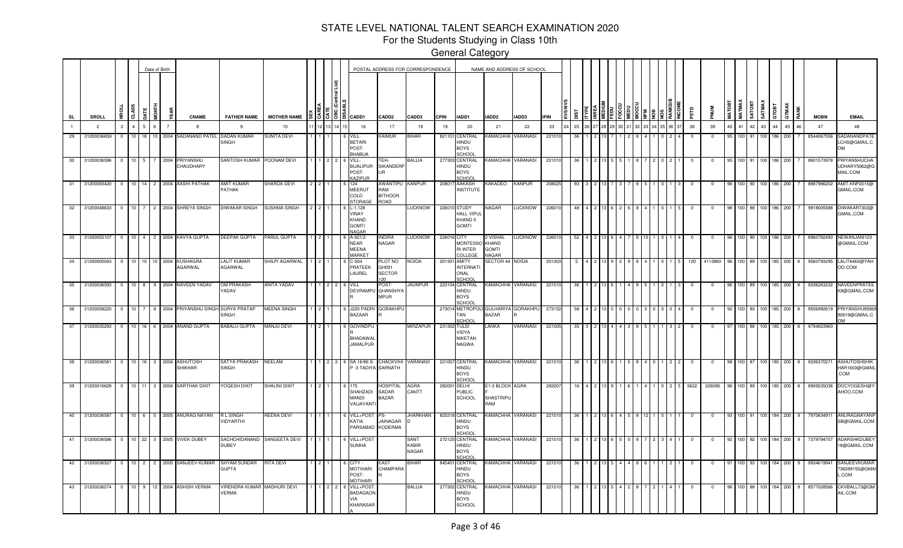# STATE LEVEL NATIONAL TALENT SEARCH EXAMINATION 2020

For the Students Studying in Class 10th

General Category

| SL | SROLL | NROLL | CLASS | DATE | MONTH | YEAR | CNAME | FATHER NAME | MOTHER NAME | SEX | CAREA | CATE | OBC (Central List) | DISABLE | CADD1 | CADD2 | CADD3 | CPIN | IADD1 | IADD2 | IADD3 | IPIN | KVS/NVS | DIST | ITYPE | IAREA | MEDIUM | FEDU | FOCCU | MEDU | MOCCU | NFM | NOB | NOS | RANKSIB | INCOME | PSTD | PNUM | MATOBT | MATMAX | SATOBT | SATMAX | GTOBT | GTMAX | RANK | MOBN | EMAIL |
|---|---|---|---|---|---|---|---|---|---|---|---|---|---|---|---|---|---|---|---|---|---|---|---|---|---|---|---|---|---|---|---|---|---|---|---|---|---|---|---|---|---|---|---|---|---|---|---|
| 1 | 2 | 3 | 4 | 5 | 6 | 7 | 8 | 9 | 10 | 11 | 12 | 13 | 14 | 15 | 16 | 17 | 18 | 19 | 20 | 21 | 22 | 23 | 24 | 25 | 26 | 27 | 28 | 29 | 30 | 31 | 32 | 33 | 34 | 35 | 36 | 37 | 38 | 39 | 40 | 41 | 42 | 43 | 44 | 45 | 46 | 47 | 48 |
| 29 | 31200036659 | 0 | 10 | 18 | 10 | 2004 | SADANAND PATEL | DADAN KUMAR SINGH | SUNITA DEVI | 1 | 1 | 1 | | 6 | VILL- BETARI POST- BHABUA | KAIMUR | BIHAR | 821101 | CENTRAL HINDU BOYS SCHOOL | KAMACHHA | VARANASI | 221010 | | 36 | 1 | 2 | 13 | 7 | 1 | 2 | 8 | 4 | 1 | 0 | 2 | 4 | 0 | 0 | 95 | 100 | 91 | 100 | 186 | 200 | 7 | 8544067556 | SADANANDPATELCHS@GMAIL.COM |
| 30 | 31200036596 | 0 | 10 | 5 | 7 | 2004 | PRIYANSHU CHAUDHARY | SANTOSH KUMAR | POONAM DEVI | 1 | 1 | 2 | 2 | 6 | VILL- BIJALIPUR POST- KAZIPUR | TEH- SIKANDERPUR | BALLIA | 277303 | CENTRAL HINDU BOYS SCHOOL | KAMACHHA | VARANASI | 221010 | | 36 | 1 | 2 | 13 | 5 | 5 | 1 | 8 | 7 | 2 | 0 | 2 | 1 | 0 | 0 | 95 | 100 | 91 | 100 | 186 | 200 | 7 | 8601573978 | PRIYANSHUCHAUDHARY5062@GMAIL.COM |
| 31 | 31200093420 | 0 | 10 | 14 | 2 | 2004 | AASHI PATHAK | AMIT KUMAR PATHAK | SHARDA DEVI | 2 | 2 | 1 | | 6 | 124 MEERUT COLD STORAGE | AWANTIPURAM BITHOOR ROAD | KANPUR | 208017 | AAKASH INSTITUTE | KAKADEO | KANPUR | 208025 | | 93 | 3 | 2 | 13 | 7 | 3 | 7 | 8 | 5 | 1 | 0 | 1 | 3 | 0 | 0 | 96 | 100 | 90 | 100 | 186 | 200 | 7 | 8887986202 | AMIT.KNP2015@GMAIL.COM |
| 32 | 31200048633 | 0 | 10 | 7 | 2 | 2004 | SHREYA SINGH | DIWAKAR SINGH | SUSHMA SINGH | 2 | 2 | 1 | | 6 | L-1,128 VINAY KHAND GOMTI NAGAR | | LUCKNOW | 226010 | STUDY HALL VIPUL KHAND II GOMTI | NAGAR | LUCKNOW | 226010 | | 48 | 4 | 2 | 13 | 6 | 2 | 6 | 8 | 4 | 1 | 0 | 1 | 5 | 0 | 0 | 98 | 100 | 88 | 100 | 186 | 200 | 7 | 9918005588 | DIWAKAR7303@GMAIL.COM |
| 33 | 31200052107 | 0 | 10 | 4 | 2 | 2004 | KAVYA GUPTA | DEEPAK GUPTA | PARUL GUPTA | 1 | 2 | 1 | | 6 | A-921/2 NEAR MEENA MARKET | INDIRA NAGAR | LUCKNOW | 226016 | CITY MONTESSORI INTER COLLEGE | 2 VISHAL KHAND GOMTI NAGAR | LUCKNOW | 226010 | | 52 | 4 | 2 | 13 | 6 | 4 | 7 | 8 | 10 | 1 | 0 | 1 | 4 | 0 | 0 | 96 | 100 | 90 | 100 | 186 | 200 | 7 | 8960782493 | NEWANJANI123@GMAIL.COM |
| 34 | 31200005043 | 0 | 10 | 10 | 10 | 2004 | KUSHAGRA AGARWAL | LALIT KUMAR AGARWAL | SHILPI AGARWAL | 1 | 2 | 1 | | 6 | C-504 PRATEEK LAUREL | PLOT NO GH001 SECTOR 120 | NOIDA | 201301 | AMITY INTERNATIONAL SCHOOL | SECTOR 44 | NOIDA | 201303 | | 5 | 4 | 2 | 13 | 9 | 2 | 9 | 8 | 4 | 1 | 0 | 1 | 5 | 120 | 4112860 | 96 | 100 | 89 | 100 | 185 | 200 | 8 | 9560793295 | LALIT6463@YAHOO.COM |
| 35 | 31200036593 | 0 | 10 | 8 | 9 | 2004 | NAVEEN YADAV | OM PRAKASH YADAV | ANITA YADAV | 1 | 1 | 2 | 2 | 6 | VILL DEVRAMPUR | POST- GHANSHYAMPUR | JAUNPUR | 223104 | CENTRAL HINDU BOYS SCHOOL | KAMACHHA | VARANASI | 221010 | | 36 | 1 | 2 | 13 | 6 | 1 | 4 | 8 | 5 | 1 | 0 | 1 | 3 | 0 | 0 | 96 | 100 | 89 | 100 | 185 | 200 | 8 | 9336263232 | NAVEENPRATEEK8@GMAIL.COM |
| 36 | 31200058220 | 0 | 10 | 7 | 8 | 2004 | PRIYANSHU SINGH | SURYA PRATAP SINGH | MEENA SINGH | 1 | 2 | 1 | | 6 | J220 PADRI BAZAAR | GORAKHPUR | | 273014 | METROPOLITAN SCHOOL | GULHARIYA BAZAR | GORAKHPUR | 273152 | | 58 | 4 | 2 | 13 | 0 | 0 | 0 | 0 | 3 | 0 | 0 | 0 | 4 | 0 | 0 | 92 | 100 | 93 | 100 | 185 | 200 | 8 | 9506992619 | PRIYANSHU9506992619@GMAIL.COM |
| 37 | 31200035293 | 0 | 10 | 16 | 6 | 2004 | ANAND GUPTA | BABALU GUPTA | MANJU DEVI | 1 | 2 | 1 | | 6 | GOVINDPUR BHADAWAL JAMALPUR | | MIRZAPUR | 231302 | TULSI VIDYA NIKETAN NAGWA | LANKA | VARANASI | 221005 | | 35 | 3 | 2 | 13 | 4 | 4 | 3 | 8 | 5 | 1 | 1 | 3 | 2 | 0 | 0 | 97 | 100 | 88 | 100 | 185 | 200 | 8 | 9794823963 | |
| 38 | 31200036581 | 0 | 10 | 16 | 3 | 2004 | ASHUTOSH SHIKHAR | SATYA PRAKASH SINGH | NEELAM | 1 | 1 | 2 | 2 | 6 | SA 16/86 S-P -3 TADIYA | CHACKVIHI SARNATH | VARANASI | 221007 | CENTRAL HINDU BOYS SCHOOL | KAMACHHA | VARANASI | 221010 | | 36 | 1 | 2 | 13 | 6 | 1 | 5 | 8 | 4 | 0 | 1 | 2 | 2 | 0 | 0 | 98 | 100 | 87 | 100 | 185 | 200 | 8 | 9336370271 | ASHUTOSHSHIKHAR1603@GMAIL.COM |
| 39 | 31200016628 | 0 | 10 | 11 | 3 | 2004 | SARTHAK DIXIT | YOGESH DIXIT | SHALINI DIXIT | 1 | 2 | 1 | | 6 | 175 SHAHZADI MANDI VAIJAYANTI | HOSPITAL SADAR BAZAR | AGRA CANTT | 282001 | DELHI PUBLIC SCHOOL | E1-2 BLOCK F SHASTRIPURAM | AGRA | 282007 | | 16 | 4 | 2 | 13 | 9 | 1 | 6 | 1 | 4 | 1 | 0 | 2 | 5 | 5622 | 226085 | 96 | 100 | 89 | 100 | 185 | 200 | 8 | 8909235036 | DOCYOGESH@YAHOO.COM |
| 40 | 31200036587 | 0 | 10 | 6 | 5 | 2005 | ANURAG NAYAN | R L SINGH VIDYARTHI | REENA DEVI | 1 | 1 | 1 | | 6 | VILL+POST KATIA PARSABAD | PS- JAINAGAR KODERMA | JHARKHAND | 825318 | CENTRAL HINDU BOYS SCHOOL | KAMACHHA | VARANASI | 221010 | | 36 | 1 | 2 | 13 | 6 | 4 | 5 | 8 | 12 | 1 | 0 | 1 | 1 | 0 | 0 | 93 | 100 | 91 | 100 | 184 | 200 | 9 | 7970634911 | ANURAGNAYANPSB@GMAIL.COM |
| 41 | 31200036586 | 0 | 10 | 22 | 3 | 2005 | VIVEK DUBEY | SACHCHIDANAND DUBEY | SANGEETA DEVI | 1 | 1 | 1 | | 6 | VILL+POST SUMHA | | SANT KABIR NAGAR | 272125 | CENTRAL HINDU BOYS SCHOOL | KAMACHHA | VARANASI | 221010 | | 36 | 1 | 2 | 13 | 6 | 5 | 0 | 8 | 7 | 2 | 3 | 4 | 1 | 0 | 0 | 92 | 100 | 92 | 100 | 184 | 200 | 9 | 7379794707 | ADARSHKDUBEY18@GMAIL.COM |
| 42 | 31200036527 | 0 | 10 | 2 | 2 | 2005 | SANJEEV KUMAR | SHYAM SUNDAR GUPTA | RITA DEVI | 1 | 2 | 1 | | 6 | CITY- MOTIHARI POST- MOTIHARI | EAST CHAMPARAN | BIHAR | 845401 | CENTRAL HINDU BOYS SCHOOL | KAMACHHA | VARANASI | 221010 | | 36 | 1 | 2 | 13 | 5 | 4 | 4 | 8 | 6 | 1 | 1 | 2 | 1 | 0 | 0 | 91 | 100 | 93 | 100 | 184 | 200 | 9 | 9934619941 | SANJEEVKUMAR736289155@GMAIL.COM |
| 43 | 31200036574 | 0 | 10 | 9 | 12 | 2004 | ASHISH VERMA | VIRENDRA KUMAR VERMA | MADHURI DEVI | 1 | 1 | 2 | 2 | 6 | VILL+POST BADAGAON VIA KHARASARA | | BALLIA | 277302 | CENTRAL HINDU BOYS SCHOOL | KAMACHHA | VARANASI | 221010 | | 36 | 1 | 2 | 13 | 5 | 4 | 2 | 8 | 7 | 2 | 1 | 4 | 1 | 0 | 0 | 96 | 100 | 88 | 100 | 184 | 200 | 9 | 8577028566 | CKVBALL73@GMAIL.COM |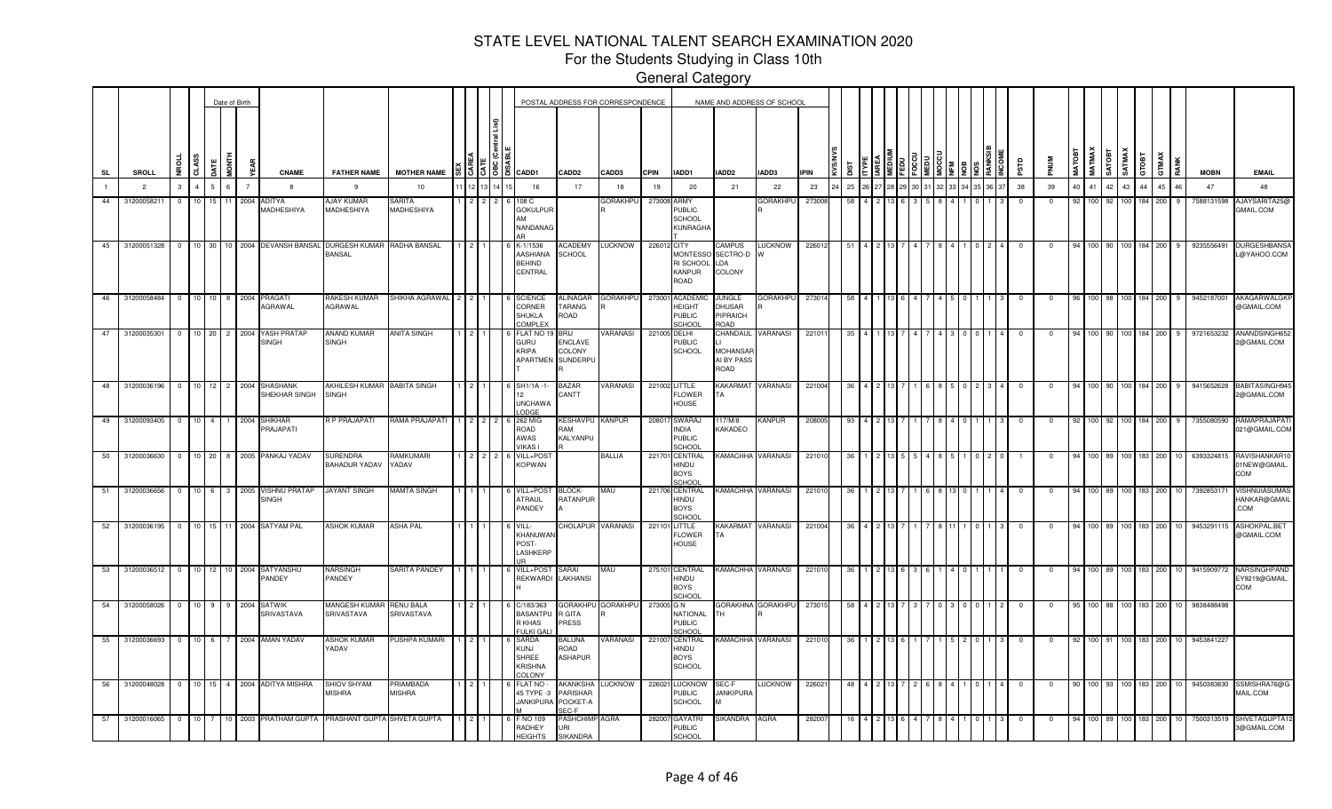# STATE LEVEL NATIONAL TALENT SEARCH EXAMINATION 2020

For the Students Studying in Class 10th

General Category

| SL | SROLL | NROLL | CLASS | DATE | MONTH | YEAR | CNAME | FATHER NAME | MOTHER NAME | SEX | CAREA | CATE | OBC (Central List) | DISABLE | CADD1 | CADD2 | CADD3 | CPIN | IADD1 | IADD2 | IADD3 | IPIN | KVS/NVS | DIST | ITYPE | IAREA | MEDIUM | FEDU | FOCCU | MEDU | MOCCU | NFM | NOB | NOS | RANKSIB | INCOME | PSTD | PNUM | MATOBT | MATMAX | SATOBT | SATMAX | GTOBT | GTMAX | RANK | MOBN | EMAIL |
|---|---|---|---|---|---|---|---|---|---|---|---|---|---|---|---|---|---|---|---|---|---|---|---|---|---|---|---|---|---|---|---|---|---|---|---|---|---|---|---|---|---|---|---|---|---|---|---|
| 1 | 2 | 3 | 4 | 5 | 6 | 7 | 8 | 9 | 10 | 11 | 12 | 13 | 14 | 15 | 16 | 17 | 18 | 19 | 20 | 21 | 22 | 23 | 24 | 25 | 26 | 27 | 28 | 29 | 30 | 31 | 32 | 33 | 34 | 35 | 36 | 37 | 38 | 39 | 40 | 41 | 42 | 43 | 44 | 45 | 46 | 47 | 48 |
| 44 | 31200058211 | 0 | 10 | 15 | 11 | 2004 | ADITYA MADHESHIYA | AJAY KUMAR MADHESHIYA | SARITA MADHESHIYA | 1 | 2 | 2 | 2 | 6 | 108 C GOKULPUR AM NANDANAG AR | | GORAKHPUR | 273008 | ARMY PUBLIC SCHOOL KUNRAGHAT | | GORAKHPUR | 273008 | | 58 | 4 | 2 | 13 | 6 | 3 | 5 | 8 | 4 | 1 | 0 | 1 | 3 | 0 | 0 | 92 | 100 | 92 | 100 | 184 | 200 | 9 | 7588131598 | AJAYSARITA25@GMAIL.COM |
| 45 | 31200051328 | 0 | 10 | 30 | 10 | 2004 | DEVANSH BANSAL | DURGESH KUMAR BANSAL | RADHA BANSAL | 1 | 2 | 1 | | 6 | K-1/1536 AASHIANA BEHIND CENTRAL | ACADEMY SCHOOL | LUCKNOW | 226012 | CITY MONTESSORI SCHOOL KANPUR ROAD | CAMPUS SECTRO-D LDA COLONY | LUCKNOW | 226012 | | 51 | 4 | 2 | 13 | 7 | 4 | 7 | 8 | 4 | 1 | 0 | 2 | 4 | 0 | 0 | 94 | 100 | 90 | 100 | 184 | 200 | 9 | 9235556491 | DURGESHBANSAL@YAHOO.COM |
| 46 | 31200058484 | 0 | 10 | 10 | 8 | 2004 | PRAGATI AGRAWAL | RAKESH KUMAR AGRAWAL | SHIKHA AGRAWAL | 2 | 2 | 1 | | 6 | SCIENCE CORNER SHUKLA COMPLEX | ALINAGAR TARANG ROAD | GORAKHPUR | 273001 | ACADEMIC HEIGHT PUBLIC SCHOOL | JUNGLE DHUSAR PIPRAICH ROAD | GORAKHPUR | 273014 | | 58 | 4 | 1 | 13 | 6 | 4 | 7 | 4 | 5 | 0 | 1 | 1 | 3 | 0 | 0 | 96 | 100 | 88 | 100 | 184 | 200 | 9 | 9452187001 | AKAGARWALGKP@GMAIL.COM |
| 47 | 31200035301 | 0 | 10 | 20 | 2 | 2004 | YASH PRATAP SINGH | ANAND KUMAR SINGH | ANITA SINGH | 1 | 2 | 1 | | 6 | FLAT NO 19 GURU KRIPA APARTMENT | BRIJ ENCLAVE COLONY SUNDERPUR | VARANASI | 221005 | DELHI PUBLIC SCHOOL | CHANDAULI MOHANSARAI BY PASS ROAD | VARANASI | 221011 | | 35 | 4 | 1 | 13 | 7 | 4 | 7 | 4 | 3 | 0 | 0 | 1 | 4 | 0 | 0 | 94 | 100 | 90 | 100 | 184 | 200 | 9 | 9721653232 | ANANDSINGH6522@GMAIL.COM |
| 48 | 31200036196 | 0 | 10 | 12 | 2 | 2004 | SHASHANK SHEKHAR SINGH | AKHILESH KUMAR SINGH | BABITA SINGH | 1 | 2 | 1 | | 6 | SH1/1A -1-12 UNCHAWA LODGE | BAZAR CANTT | VARANASI | 221002 | LITTLE FLOWER HOUSE | KAKARMATTA | VARANASI | 221004 | | 36 | 4 | 2 | 13 | 7 | 1 | 6 | 8 | 5 | 0 | 2 | 3 | 4 | 0 | 0 | 94 | 100 | 90 | 100 | 184 | 200 | 9 | 9415652628 | BABITASINGH9452@GMAIL.COM |
| 49 | 31200093405 | 0 | 10 | 4 | 1 | 2004 | SHIKHAR PRAJAPATI | R P PRAJAPATI | RAMA PRAJAPATI | 1 | 2 | 2 | 2 | 6 | 282 MIG ROAD AWAS VIKAS I | KESHAVPURAM KALYANPUR | KANPUR | 208017 | SWARAJ INDIA PUBLIC SCHOOL | 117/M/8 KAKADEO | KANPUR | 208005 | | 93 | 4 | 2 | 13 | 7 | 1 | 7 | 8 | 4 | 0 | 1 | 1 | 3 | 0 | 0 | 92 | 100 | 92 | 100 | 184 | 200 | 9 | 7355080590 | RAMAPRAJAPATI021@GMAIL.COM |
| 50 | 31200036630 | 0 | 10 | 20 | 8 | 2005 | PANKAJ YADAV | SURENDRA BAHADUR YADAV | RAMKUMARI YADAV | 1 | 2 | 2 | 2 | 6 | VILL+POST KOPWAN | | BALLIA | 221701 | CENTRAL HINDU BOYS SCHOOL | KAMACHHA | VARANASI | 221010 | | 36 | 1 | 2 | 13 | 5 | 5 | 4 | 8 | 5 | 1 | 0 | 2 | 0 | 1 | 0 | 94 | 100 | 89 | 100 | 183 | 200 | 10 | 6393324815 | RAVISHANKAR1001NEW@GMAIL.COM |
| 51 | 31200036656 | 0 | 10 | 6 | 3 | 2005 | VISHNU PRATAP SINGH | JAYANT SINGH | MAMTA SINGH | 1 | 1 | 1 | | 6 | VILL+POST ATRAUL PANDEY | BLOCK-RATANPURA | MAU | 221706 | CENTRAL HINDU BOYS SCHOOL | KAMACHHA | VARANASI | 221010 | | 36 | 1 | 2 | 13 | 7 | 1 | 6 | 8 | 13 | 0 | 1 | 1 | 4 | 0 | 0 | 94 | 100 | 89 | 100 | 183 | 200 | 10 | 7392853171 | VISHNUIASUMASHANKAR@GMAIL.COM |
| 52 | 31200036195 | 0 | 10 | 15 | 11 | 2004 | SATYAM PAL | ASHOK KUMAR | ASHA PAL | 1 | 1 | 1 | | 6 | VILL-KHANUWAN POST-LASHKERPUR | CHOLAPUR | VARANASI | 221101 | LITTLE FLOWER HOUSE | KAKARMATTA | VARANASI | 221004 | | 36 | 4 | 2 | 13 | 7 | 1 | 7 | 8 | 11 | 1 | 0 | 1 | 3 | 0 | 0 | 94 | 100 | 89 | 100 | 183 | 200 | 10 | 9453291115 | ASHOKPAL.BET@GMAIL.COM |
| 53 | 31200036512 | 0 | 10 | 12 | 10 | 2004 | SATYANSHU PANDEY | NARSINGH PANDEY | SARITA PANDEY | 1 | 1 | 1 | | 6 | VILL+POST REKWARDIH | SARAI LAKHANSI | MAU | 275101 | CENTRAL HINDU BOYS SCHOOL | KAMACHHA | VARANASI | 221010 | | 36 | 1 | 2 | 13 | 6 | 3 | 6 | 1 | 4 | 0 | 1 | 1 | 1 | 0 | 0 | 94 | 100 | 89 | 100 | 183 | 200 | 10 | 9415909772 | NARSINGHPANDEY9219@GMAIL.COM |
| 54 | 31200058026 | 0 | 10 | 9 | 9 | 2004 | SATWIK SRIVASTAVA | MANGESH KUMAR SRIVASTAVA | RENU BALA SRIVASTAVA | 1 | 2 | 1 | | 6 | C/183/363 BASANTPUR KHAS FULKI GALI | GORAKHPUR GITA PRESS | GORAKHPUR | 273005 | G N NATIONAL PUBLIC SCHOOL | GORAKHNATH | GORAKHPUR | 273015 | | 58 | 4 | 2 | 13 | 7 | 3 | 7 | 0 | 3 | 0 | 0 | 1 | 2 | 0 | 0 | 95 | 100 | 88 | 100 | 183 | 200 | 10 | 9838488498 | |
| 55 | 31200036693 | 0 | 10 | 6 | 7 | 2004 | AMAN YADAV | ASHOK KUMAR YADAV | PUSHPA KUMARI | 1 | 2 | 1 | | 6 | SARDA KUNJ SHREE KRISHNA COLONY | BALUNA ROAD ASHAPUR | VARANASI | 221007 | CENTRAL HINDU BOYS SCHOOL | KAMACHHA | VARANASI | 221010 | | 36 | 1 | 2 | 13 | 6 | 1 | 7 | 1 | 5 | 2 | 0 | 1 | 3 | 0 | 0 | 92 | 100 | 91 | 100 | 183 | 200 | 10 | 9453841227 | |
| 56 | 31200048028 | 0 | 10 | 15 | 4 | 2004 | ADITYA MISHRA | SHIOV SHYAM MISHRA | PRIAMBADA MISHRA | 1 | 2 | 1 | | 6 | FLAT NO - 45 TYPE -3 JANKIPURAM | AKANKSHA PARISHAR POCKET-A SEC-F | LUCKNOW | 226021 | LUCKNOW PUBLIC SCHOOL | SEC-F JANKIPURAM | LUCKNOW | 226021 | | 48 | 4 | 2 | 13 | 7 | 2 | 6 | 8 | 4 | 1 | 0 | 1 | 4 | 0 | 0 | 90 | 100 | 93 | 100 | 183 | 200 | 10 | 9450383830 | SSMISHRA76@GMAIL.COM |
| 57 | 31200016065 | 0 | 10 | 7 | 10 | 2003 | PRATHAM GUPTA | PRASHANT GUPTA | SHVETA GUPTA | 1 | 2 | 1 | | 6 | F NO 109 RADHEY HEIGHTS | PASHCHIMPURI SIKANDRA | AGRA | 282007 | GAYATRI PUBLIC SCHOOL | SIKANDRA | AGRA | 282007 | | 16 | 4 | 2 | 13 | 6 | 4 | 7 | 8 | 4 | 1 | 0 | 1 | 3 | 0 | 0 | 94 | 100 | 89 | 100 | 183 | 200 | 10 | 7500313519 | SHVETAGUPTA123@GMAIL.COM |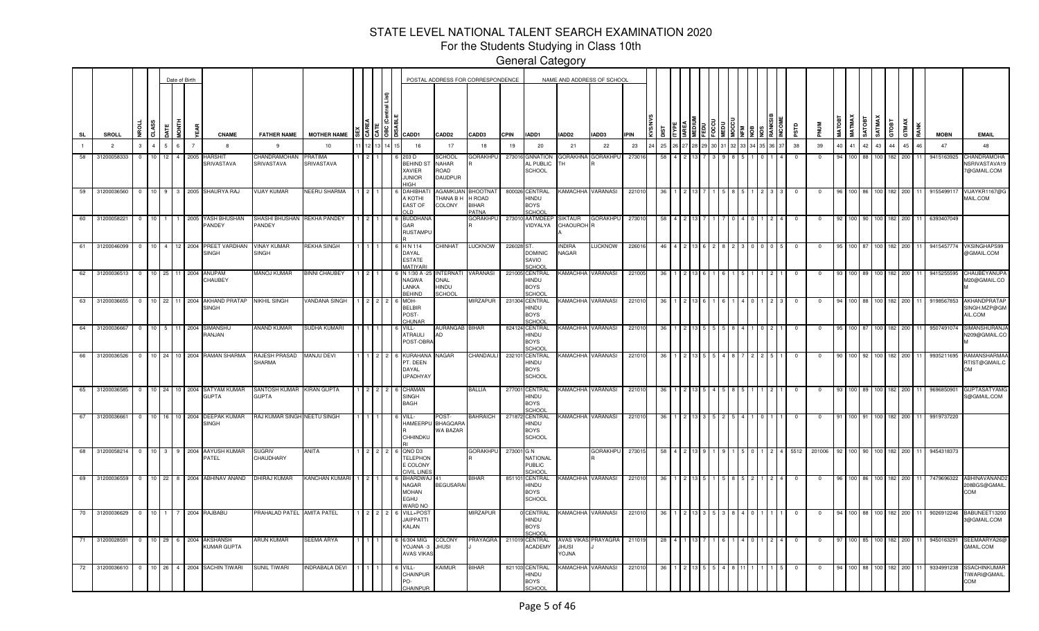# STATE LEVEL NATIONAL TALENT SEARCH EXAMINATION 2020

## For the Students Studying in Class 10th

### General Category

| SL | SROLL | NROLL | CLASS | DATE | MONTH | YEAR | CNAME | FATHER NAME | MOTHER NAME | SEX | CAREA | CATE | OBC (Central List) | DISABLE | CADD1 | CADD2 | CADD3 | CPIN | IADD1 | IADD2 | IADD3 | IPIN | KVS/NVS | DIST | TYPE | AREA | MEDIUM | FEDU | FOCCU | MEDU | MOCCU | NFM | NOB | NOS | RANKSIB | INCOME | PSTD | PNUM | MATOBT | MATMAX | SATOBT | SATMAX | GTOBT | GTMAX | RANK | MOBN | EMAIL |
|---|---|---|---|---|---|---|---|---|---|---|---|---|---|---|---|---|---|---|---|---|---|---|---|---|---|---|---|---|---|---|---|---|---|---|---|---|---|---|---|---|---|---|---|---|---|---|---|
| 1 | 2 | 3 | 4 | 5 | 6 | 7 | 8 | 9 | 10 | 11 | 12 | 13 | 14 | 15 | 16 | 17 | 18 | 19 | 20 | 21 | 22 | 23 | 24 | 25 | 26 | 27 | 28 | 29 | 30 | 31 | 32 | 33 | 34 | 35 | 36 | 37 | 38 | 39 | 40 | 41 | 42 | 43 | 44 | 45 | 46 | 47 | 48 |
| 58 | 31200058333 | 0 | 10 | 12 | 4 | 2005 | HARSHIT SRIVASTAVA | CHANDRAMOHAN SRIVASTAVA | PRATIMA SRIVASTAVA | 1 | 2 | 1 | | 6 | 203 D BEHIND ST XAVIER JUNIOR HIGH | SCHOOL NAHAR ROAD DAUDPUR | GORAKHPUR | 273016 | GNNATION AL PUBLIC SCHOOL | GORAKHNATH | GORAKHPUR | 273016 | | 58 | 4 | 2 | 13 | 7 | 3 | 9 | 8 | 5 | 1 | 0 | 1 | 4 | 0 | 0 | 94 | 100 | 88 | 100 | 182 | 200 | 11 | 9415163925 | CHANDRAMOHANSRIVASTAVA197@GMAIL.COM |
| 59 | 31200036560 | 0 | 10 | 9 | 3 | 2005 | SHAURYA RAJ | VIJAY KUMAR | NEERU SHARMA | 1 | 2 | 1 | | 6 | DAHIBHATI A KOTHI EAST OF OLD | AGAMKUAN THANA B H COLONY | BHOOTNATH ROAD BIHAR PATNA | 800026 | CENTRAL HINDU BOYS SCHOOL | KAMACHHA | VARANASI | 221010 | | 36 | 1 | 2 | 13 | 7 | 1 | 5 | 8 | 5 | 1 | 2 | 3 | 3 | 0 | 0 | 96 | 100 | 86 | 100 | 182 | 200 | 11 | 9155499117 | VIJAYKR1167@GMAIL.COM |
| 60 | 31200058221 | 0 | 10 | 1 | 1 | 2005 | YASH BHUSHAN PANDEY | SHASHI BHUSHAN PANDEY | REKHA PANDEY | 1 | 2 | 1 | | 6 | BUDDHANAGAR RUSTAMPUR | | GORAKHPUR | 273010 | AATMDEEP VIDYALYA | SIKTAUR CHAURAHA | GORAKHPUR | 273010 | | 58 | 4 | 2 | 13 | 7 | 1 | 7 | 0 | 4 | 0 | 1 | 2 | 4 | 0 | 0 | 92 | 100 | 90 | 100 | 182 | 200 | 11 | 6393407049 | |
| 61 | 31200046099 | 0 | 10 | 4 | 12 | 2004 | PREET VARDHAN SINGH | VINAY KUMAR SINGH | REKHA SINGH | 1 | 1 | 1 | | 6 | H N 114 DAYAL ESTATE MATIYARI | CHINHAT | LUCKNOW | 226028 | ST. DOMINIC SAVIO SCHOOL | INDIRA NAGAR | LUCKNOW | 226016 | | 46 | 4 | 2 | 13 | 6 | 2 | 8 | 2 | 3 | 0 | 0 | 0 | 5 | 0 | 0 | 95 | 100 | 87 | 100 | 182 | 200 | 11 | 9415457774 | VKSINGHAPS99@GMAIL.COM |
| 62 | 31200036513 | 0 | 10 | 25 | 11 | 2004 | ANUPAM CHAUBEY | MANOJ KUMAR | BINNI CHAUBEY | 1 | 2 | 1 | | 6 | N 1/30 A -25 NAGWA LANKA BEHIND | INTERNATIONAL HINDU SCHOOL | VARANASI | 221005 | CENTRAL HINDU BOYS SCHOOL | KAMACHHA | VARANASI | 221005 | | 36 | 1 | 2 | 13 | 6 | 1 | 6 | 1 | 5 | 1 | 1 | 2 | 1 | 0 | 0 | 93 | 100 | 89 | 100 | 182 | 200 | 11 | 9415255595 | CHAUBEYANUPAM20@GMAIL.COM |
| 63 | 31200036655 | 0 | 10 | 22 | 11 | 2004 | AKHAND PRATAP SINGH | NIKHIL SINGH | VANDANA SINGH | 1 | 2 | 2 | 2 | 6 | MOH-BELBIR POST-CHUNAR | | MIRZAPUR | 231304 | CENTRAL HINDU BOYS SCHOOL | KAMACHHA | VARANASI | 221010 | | 36 | 1 | 2 | 13 | 6 | 1 | 6 | 1 | 4 | 0 | 1 | 2 | 3 | 0 | 0 | 94 | 100 | 88 | 100 | 182 | 200 | 11 | 9198567853 | AKHANDPRATAPSINGH.MZP@GMAIL.COM |
| 64 | 31200036667 | 0 | 10 | 5 | 11 | 2004 | SIMANSHU RANJAN | ANAND KUMAR | SUDHA KUMARI | 1 | 1 | 1 | | 6 | VILL-ATRAULI POST-OBRA | AURANGABAD | BIHAR | 824124 | CENTRAL HINDU BOYS SCHOOL | KAMACHHA | VARANASI | 221010 | | 36 | 1 | 2 | 13 | 5 | 5 | 5 | 8 | 4 | 1 | 0 | 2 | 1 | 0 | 0 | 95 | 100 | 87 | 100 | 182 | 200 | 11 | 9507491074 | SIMANSHURANJAN209@GMAIL.COM |
| 66 | 31200036526 | 0 | 10 | 24 | 10 | 2004 | RAMAN SHARMA | RAJESH PRASAD SHARMA | MANJU DEVI | 1 | 1 | 2 | 2 | 6 | KURAHANA PT. DEEN DAYAL UPADHYAY | NAGAR | CHANDAULI | 232101 | CENTRAL HINDU BOYS SCHOOL | KAMACHHA | VARANASI | 221010 | | 36 | 1 | 2 | 13 | 5 | 5 | 4 | 8 | 7 | 2 | 2 | 5 | 1 | 0 | 0 | 90 | 100 | 92 | 100 | 182 | 200 | 11 | 9935211695 | RAMANSHARMARTIST@GMAIL.COM |
| 65 | 31200036585 | 0 | 10 | 24 | 10 | 2004 | SATYAM KUMAR GUPTA | SANTOSH KUMAR GUPTA | KIRAN GUPTA | 1 | 2 | 2 | 2 | 6 | CHAMAN SINGH BAGH | | BALLIA | 277001 | CENTRAL HINDU BOYS SCHOOL | KAMACHHA | VARANASI | 221010 | | 36 | 1 | 2 | 13 | 5 | 4 | 5 | 8 | 5 | 1 | 1 | 2 | 1 | 0 | 0 | 93 | 100 | 89 | 100 | 182 | 200 | 11 | 9696850901 | GUPTASATYAMGS@GMAIL.COM |
| 67 | 31200036661 | 0 | 10 | 16 | 10 | 2004 | DEEPAK KUMAR SINGH | RAJ KUMAR SINGH | NEETU SINGH | 1 | 1 | 1 | | 6 | VILL-HAMEERPUR CHHINDKURI | POST-BHAGOARA WA BAZAR | BAHRAICH | 271872 | CENTRAL HINDU BOYS SCHOOL | KAMACHHA | VARANASI | 221010 | | 36 | 1 | 2 | 13 | 3 | 5 | 2 | 5 | 4 | 1 | 0 | 1 | 1 | 0 | 0 | 91 | 100 | 91 | 100 | 182 | 200 | 11 | 9919737220 | |
| 68 | 31200058214 | 0 | 10 | 3 | 9 | 2004 | AAYUSH KUMAR PATEL | SUGRIV CHAUDHARY | ANITA | 1 | 2 | 2 | 2 | 6 | QNO D3 TELEPHONE COLONY CIVIL LINES | | GORAKHPUR | 273001 | G N NATIONAL PUBLIC SCHOOL | | GORAKHPUR | 273015 | | 58 | 4 | 2 | 13 | 9 | 1 | 9 | 1 | 5 | 0 | 1 | 2 | 4 | 5512 | 201006 | 92 | 100 | 90 | 100 | 182 | 200 | 11 | 9454318373 | |
| 69 | 31200036559 | 0 | 10 | 22 | 8 | 2004 | ABHINAV ANAND | DHIRAJ KUMAR | KANCHAN KUMARI | 1 | 2 | 1 | | 6 | BHARDWAJ NAGAR MOHAN EGHU WARD NO | 41 BEGUSARAI | BIHAR | 851101 | CENTRAL HINDU BOYS SCHOOL | KAMACHHA | VARANASI | 221010 | | 36 | 1 | 2 | 13 | 5 | 1 | 5 | 8 | 5 | 2 | 1 | 2 | 4 | 0 | 0 | 96 | 100 | 86 | 100 | 182 | 200 | 11 | 7479696322 | ABHINAVANAND208BGS@GMAIL.COM |
| 70 | 31200036629 | 0 | 10 | 1 | 7 | 2004 | RAJBABU | PRAHALAD PATEL | AMITA PATEL | 1 | 2 | 2 | 2 | 6 | VILL+POST JAIPPATTI KALAN | | MIRZAPUR | 0 | CENTRAL HINDU BOYS SCHOOL | KAMACHHA | VARANASI | 221010 | | 36 | 1 | 2 | 13 | 3 | 5 | 3 | 8 | 4 | 0 | 1 | 1 | 1 | 0 | 0 | 94 | 100 | 88 | 100 | 182 | 200 | 11 | 9026912246 | BABUNEET13200 3@GMAIL.COM |
| 71 | 31200028591 | 0 | 10 | 29 | 6 | 2004 | AKSHANSH KUMAR GUPTA | ARUN KUMAR | SEEMA ARYA | 1 | 1 | 1 | | 6 | 6/304 MIG YOJANA -3 AVAS VIKAS | COLONY JHUSI | PRAYAGRAJ | 211019 | CENTRAL ACADEMY | AVAS VIKAS JHUSI YOJNA | PRAYAGRAJ | 211019 | | 28 | 4 | 1 | 13 | 7 | 1 | 6 | 1 | 4 | 0 | 1 | 2 | 4 | 0 | 0 | 97 | 100 | 85 | 100 | 182 | 200 | 11 | 9450163291 | SEEMAARYA26@GMAIL.COM |
| 72 | 31200036610 | 0 | 10 | 26 | 4 | 2004 | SACHIN TIWARI | SUNIL TIWARI | INDRABALA DEVI | 1 | 1 | 1 | | 6 | VILL-CHAINPUR PO-CHAINPUR | KAIMUR | BIHAR | 821103 | CENTRAL HINDU BOYS SCHOOL | KAMACHHA | VARANASI | 221010 | | 36 | 1 | 2 | 13 | 5 | 5 | 4 | 8 | 11 | 1 | 1 | 1 | 5 | 0 | 0 | 94 | 100 | 88 | 100 | 182 | 200 | 11 | 9334991238 | SSACHINKUMARTIWARI@GMAIL.COM |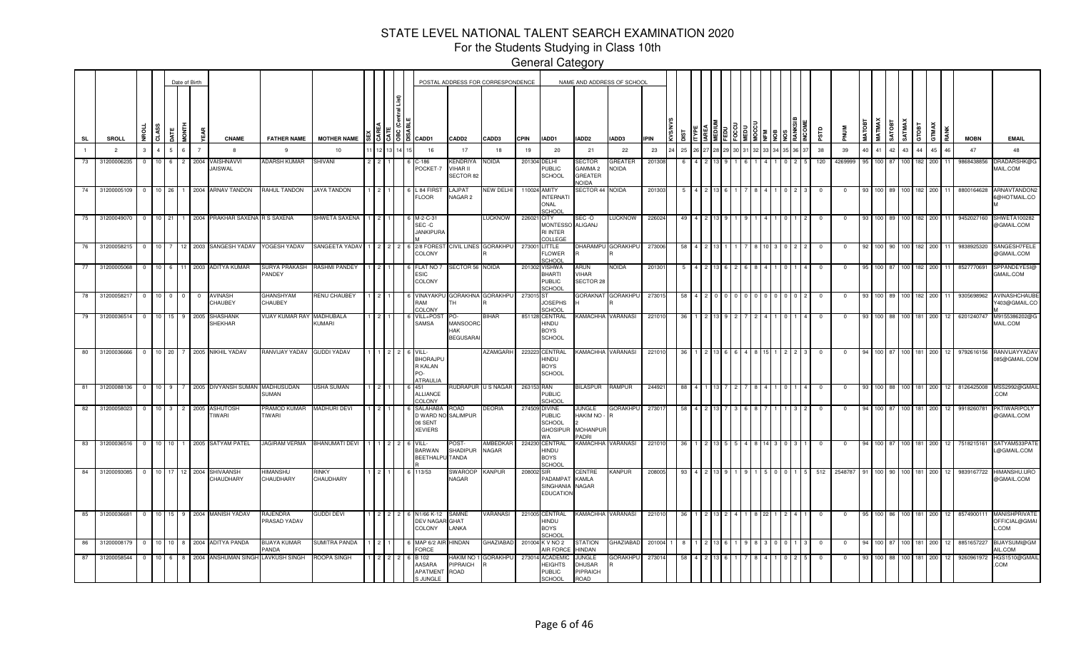# STATE LEVEL NATIONAL TALENT SEARCH EXAMINATION 2020

## For the Students Studying in Class 10th

### General Category

| SL | SROLL | NROLL | CLASS | DATE | MONTH | YEAR | CNAME | FATHER NAME | MOTHER NAME | SEX | CAREA | CATE | OBC (Central List) | DISABLE | CADD1 | CADD2 | CADD3 | CPIN | IADD1 | IADD2 | IADD3 | IPIN | KVS/NVS | DIST | ITYPE | AREA | MEDIUM | FEDU | FOCCU | MEDU | MOCCU | NFM | NOB | NOS | RANKSIB | INCOME | PSTD | PNUM | MATOBT | MATMAX | SATOBT | SATMAX | GTOBT | GTMAX | RANK | MOBN | EMAIL |
|---|---|---|---|---|---|---|---|---|---|---|---|---|---|---|---|---|---|---|---|---|---|---|---|---|---|---|---|---|---|---|---|---|---|---|---|---|---|---|---|---|---|---|---|---|---|---|---|
| 1 | 2 | 3 | 4 | 5 | 6 | 7 | 8 | 9 | 10 | 11 | 12 | 13 | 14 | 15 | 16 | 17 | 18 | 19 | 20 | 21 | 22 | 23 | 24 | 25 | 26 | 27 | 28 | 29 | 30 | 31 | 32 | 33 | 34 | 35 | 36 | 37 | 38 | 39 | 40 | 41 | 42 | 43 | 44 | 45 | 46 | 47 | 48 |
| 73 | 31200006235 | 0 | 10 | 6 | 2 | 2004 | VAISHNAVVI JAISWAL | ADARSH KUMAR | SHIVANI | 2 | 2 | 1 | | 6 | C-186 POCKET-7 | KENDRIYA VIHAR II SECTOR 82 | NOIDA | 201304 | DELHI PUBLIC SCHOOL | SECTOR GAMMA 2 GREATER NOIDA | GREATER NOIDA | 201308 | | 6 | 4 | 2 | 13 | 9 | 1 | 6 | 1 | 4 | 1 | 0 | 2 | 5 | 120 | 4269999 | 95 | 100 | 87 | 100 | 182 | 200 | 11 | 9868438856 | DRADARSHK@GMAIL.COM |
| 74 | 31200005109 | 0 | 10 | 26 | 1 | 2004 | ARNAV TANDON | RAHUL TANDON | JAYA TANDON | 1 | 2 | 1 | | 6 | L 84 FIRST FLOOR | LAJPAT NAGAR 2 | NEW DELHI | 110024 | AMITY INTERNATIONAL SCHOOL | SECTOR 44 | NOIDA | 201303 | | 5 | 4 | 2 | 13 | 6 | 1 | 7 | 8 | 4 | 1 | 0 | 2 | 3 | 0 | 0 | 93 | 100 | 89 | 100 | 182 | 200 | 11 | 8800164628 | ARNAVTANDON26@HOTMAIL.COM |
| 75 | 31200049070 | 0 | 10 | 21 | 1 | 2004 | PRAKHAR SAXENA | R S SAXENA | SHWETA SAXENA | 1 | 2 | 1 | | 6 | M-2-C-31 SEC -C JANKIPURAM | | LUCKNOW | 226021 | CITY MONTESSORI INTER COLLEGE | SEC -O ALIGANJ | LUCKNOW | 226024 | | 49 | 4 | 2 | 13 | 9 | 1 | 9 | 1 | 4 | 1 | 0 | 1 | 2 | 0 | 0 | 93 | 100 | 89 | 100 | 182 | 200 | 11 | 9452027160 | SHWETA100282@GMAIL.COM |
| 76 | 31200058215 | 0 | 10 | 7 | 12 | 2003 | SANGESH YADAV | YOGESH YADAV | SANGEETA YADAV | 1 | 2 | 2 | 2 | 6 | 2/8 FOREST COLONY | CIVIL LINES | GORAKHPUR | 273001 | LITTLE FLOWER SCHOOL | DHARAMPUR | GORAKHPUR | 273006 | | 58 | 4 | 2 | 13 | 1 | 1 | 7 | 8 | 10 | 3 | 0 | 2 | 2 | 0 | 0 | 92 | 100 | 90 | 100 | 182 | 200 | 11 | 9838925320 | SANGESH7FELE@GMAIL.COM |
| 77 | 31200005068 | 0 | 10 | 6 | 11 | 2003 | ADITYA KUMAR | SURYA PRAKASH PANDEY | RASHMI PANDEY | 1 | 2 | 1 | | 6 | FLAT NO 7 ESIC COLONY | SECTOR 56 | NOIDA | 201302 | VISHWA BHARTI PUBLIC SCHOOL | ARUN VIHAR SECTOR 28 | NOIDA | 201301 | | 5 | 4 | 2 | 13 | 6 | 2 | 6 | 8 | 4 | 1 | 0 | 1 | 4 | 0 | 0 | 95 | 100 | 87 | 100 | 182 | 200 | 11 | 8527770691 | SPPANDEYESI@GMAIL.COM |
| 78 | 31200058217 | 0 | 10 | 0 | 0 | 0 | AVINASH CHAUBEY | GHANSHYAM CHAUBEY | RENU CHAUBEY | 1 | 2 | 1 | | 6 | VINAYAKPURAM | GORAKHNATH | GORAKHPUR | 273015 | ST JOSEPHS SCHOOL | GORAKNATH | GORAKHPUR | 273015 | | 58 | 4 | 2 | 0 | 0 | 0 | 0 | 0 | 0 | 0 | 0 | 0 | 2 | 0 | 0 | 93 | 100 | 89 | 100 | 182 | 200 | 11 | 9305698962 | AVINASHCHAUBEY403@GMAIL.COM |
| 79 | 31200036514 | 0 | 10 | 15 | 9 | 2005 | SHASHANK SHEKHAR | VIJAY KUMAR RAY | MADHUBALA KUMARI | 1 | 2 | 1 | | 6 | VILL+POST SAMSA | PO-MANSOORCHAK BEGUSARAI | BIHAR | 851128 | CENTRAL HINDU BOYS SCHOOL | KAMACHHA | VARANASI | 221010 | | 36 | 1 | 2 | 13 | 9 | 2 | 7 | 2 | 4 | 1 | 0 | 1 | 4 | 0 | 0 | 93 | 100 | 88 | 100 | 181 | 200 | 12 | 6201240747 | M9155386202@GMAIL.COM |
| 80 | 31200036666 | 0 | 10 | 20 | 7 | 2005 | NIKHIL YADAV | RANVIJAY YADAV | GUDDI YADAV | 1 | 1 | 2 | 2 | 6 | VILL-BHORAJPUR KALAN PO-ATRAULIA | | AZAMGARH | 223223 | CENTRAL HINDU BOYS SCHOOL | KAMACHHA | VARANASI | 221010 | | 36 | 1 | 2 | 13 | 6 | 6 | 4 | 8 | 15 | 1 | 2 | 2 | 3 | 0 | 0 | 94 | 100 | 87 | 100 | 181 | 200 | 12 | 9792616156 | RANVIJAYYADAV085@GMAIL.COM |
| 81 | 31200088136 | 0 | 10 | 9 | 7 | 2005 | DIVYANSH SUMAN | MADHUSUDAN SUMAN | USHA SUMAN | 1 | 2 | 1 | | 6 | 451 ALLIANCE COLONY | RUDRAPUR | U S NAGAR | 263153 | RAN PUBLIC SCHOOL | BILASPUR | RAMPUR | 244921 | | 88 | 4 | 1 | 13 | 7 | 2 | 7 | 8 | 4 | 1 | 0 | 1 | 4 | 0 | 0 | 93 | 100 | 88 | 100 | 181 | 200 | 12 | 8126425008 | MSS2992@GMAIL.COM |
| 82 | 31200058023 | 0 | 10 | 3 | 2 | 2005 | ASHUTOSH TIWARI | PRAMOD KUMAR TIWARI | MADHURI DEVI | 1 | 2 | 1 | | 6 | SALAHABAD WARD NO 06 SENT XEVIERS | ROAD SALIMPUR | DEORIA | 274509 | DIVINE PUBLIC SCHOOL GHOSIPURWA | JUNGLE HAKIM NO - 2 MOHANPUR PADRI | GORAKHPUR | 273017 | | 58 | 4 | 2 | 13 | 7 | 3 | 6 | 8 | 7 | 1 | 1 | 3 | 2 | 0 | 0 | 94 | 100 | 87 | 100 | 181 | 200 | 12 | 9918260781 | PKTIWARIPOLY@GMAIL.COM |
| 83 | 31200036516 | 0 | 10 | 10 | 1 | 2005 | SATYAM PATEL | JAGIRAM VERMA | BHANUMATI DEVI | 1 | 1 | 2 | 2 | 6 | VILL-BARWAN BEETHALPUR | POST-SHADIPUR TANDA | AMBEDKAR NAGAR | 224230 | CENTRAL HINDU BOYS SCHOOL | KAMACHHA | VARANASI | 221010 | | 36 | 1 | 2 | 13 | 5 | 5 | 4 | 8 | 14 | 3 | 0 | 3 | 1 | 0 | 0 | 94 | 100 | 87 | 100 | 181 | 200 | 12 | 7518215161 | SATYAM533PATEL@GMAIL.COM |
| 84 | 31200093085 | 0 | 10 | 17 | 12 | 2004 | SHIVAANSH CHAUDHARY | HIMANSHU CHAUDHARY | RINKY CHAUDHARY | 1 | 2 | 1 | | 6 | 113/53 | SWAROOP NAGAR | KANPUR | 208002 | SIR PADAMPAT SINGHANIA EDUCATION | CENTRE KAMLA NAGAR | KANPUR | 208005 | | 93 | 4 | 2 | 13 | 9 | 1 | 9 | 1 | 5 | 0 | 0 | 1 | 5 | 512 | 2548787 | 91 | 100 | 90 | 100 | 181 | 200 | 12 | 9839167722 | HIMANSHU.URO@GMAIL.COM |
| 85 | 31200036681 | 0 | 10 | 15 | 9 | 2004 | MANISH YADAV | RAJENDRA PRASAD YADAV | GUDDI DEVI | 1 | 2 | 2 | 2 | 6 | N1/66 K-12 DEV NAGAR COLONY | SAMNE GHAT LANKA | VARANASI | 221005 | CENTRAL HINDU BOYS SCHOOL | KAMACHHA | VARANASI | 221010 | | 36 | 1 | 2 | 13 | 2 | 4 | 1 | 8 | 22 | 1 | 2 | 4 | 1 | 0 | 0 | 95 | 100 | 86 | 100 | 181 | 200 | 12 | 8574900111 | MANISHPRIVATEOFFICIAL@GMAIL.COM |
| 86 | 31200008179 | 0 | 10 | 10 | 8 | 2004 | ADITYA PANDA | BIJAYA KUMAR PANDA | SUMITRA PANDA | 1 | 2 | 1 | | 6 | MAP 6/2 AIR FORCE | HINDAN | GHAZIABAD | 201004 | K V NO 2 AIR FORCE | STATION HINDAN | GHAZIABAD | 201004 | 1 | 8 | 1 | 2 | 13 | 6 | 1 | 9 | 8 | 3 | 0 | 0 | 1 | 3 | 0 | 0 | 94 | 100 | 87 | 100 | 181 | 200 | 12 | 8851657227 | BIJAYSUMI@GMAIL.COM |
| 87 | 31200058544 | 0 | 10 | 6 | 8 | 2004 | ANSHUMAN SINGH | LAVKUSH SINGH | ROOPA SINGH | 1 | 2 | 2 | 2 | 6 | B 102 AASARA APATMENT S JUNGLE | HAKIM NO 1 PIPRAICH ROAD | GORAKHPUR | 273014 | ACADEMIC HEIGHTS PUBLIC SCHOOL | JUNGLE DHUSAR PIPRAICH ROAD | GORAKHPUR | 273014 | | 58 | 4 | 2 | 13 | 6 | 1 | 7 | 8 | 4 | 1 | 0 | 2 | 5 | 0 | 0 | 93 | 100 | 88 | 100 | 181 | 200 | 12 | 9260961972 | HGS1510@GMAIL.COM |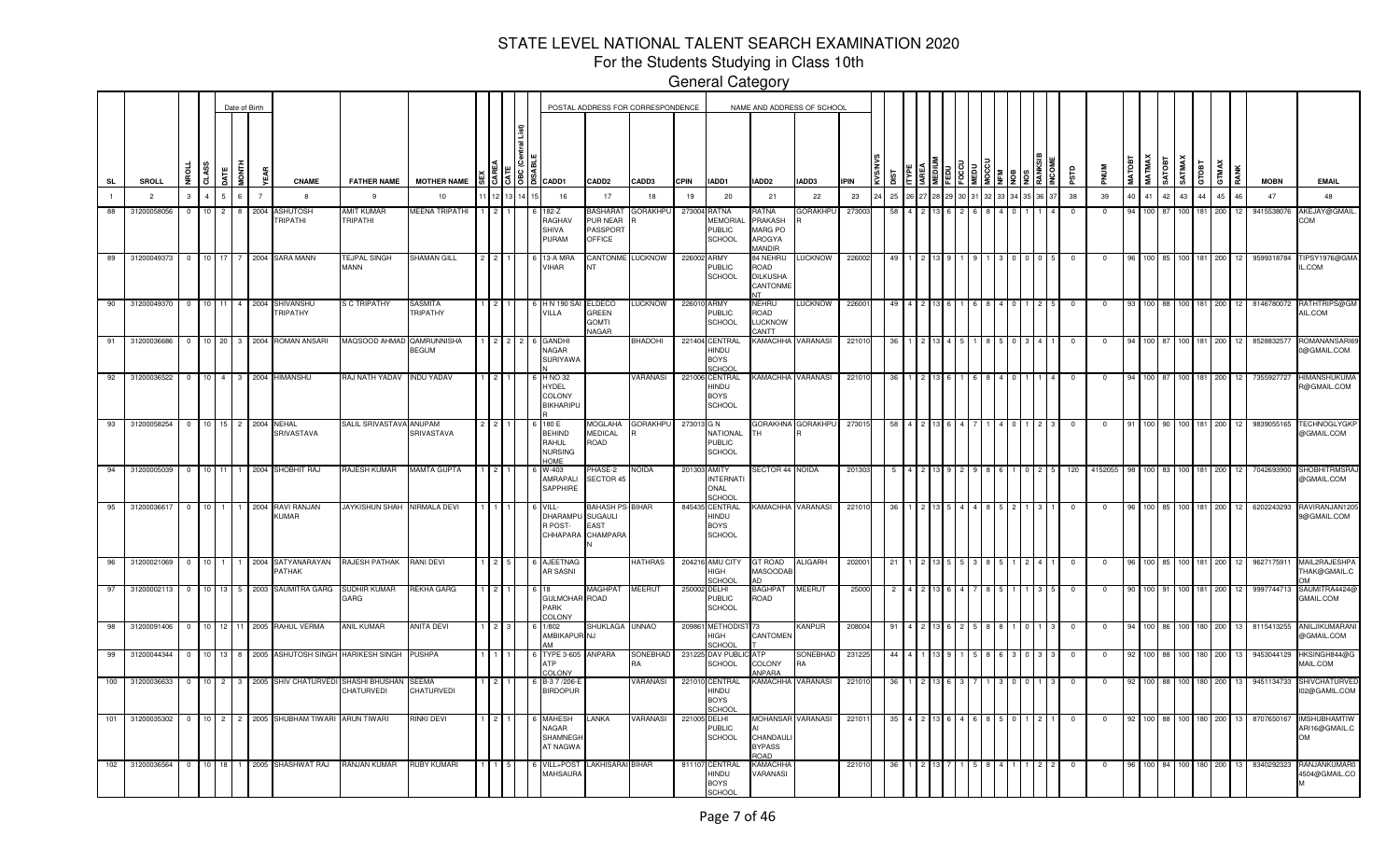# STATE LEVEL NATIONAL TALENT SEARCH EXAMINATION 2020

For the Students Studying in Class 10th

General Category

| SL | SROLL | NROLL | CLASS | DATE | MONTH | YEAR | CNAME | FATHER NAME | MOTHER NAME | SEX | CAREA | CATE | OBC (Central List) | DISABLE | CADD1 | CADD2 | CADD3 | CPIN | IADD1 | IADD2 | IADD3 | IPIN | KVS/NVS | DIST | ITYPE | IAREA | MEDIUM | FEDU | FOCCU | MEDU | MOCCU | NFM | NOB | NOS | RANKSIB | INCOME | PSTD | PNUM | MATOBT | MATMAX | SATOBT | SATMAX | GTOBT | GTMAX | RANK | MOBN | EMAIL |
|---|---|---|---|---|---|---|---|---|---|---|---|---|---|---|---|---|---|---|---|---|---|---|---|---|---|---|---|---|---|---|---|---|---|---|---|---|---|---|---|---|---|---|---|---|---|---|---|
| 1 | 2 | 3 | 4 | 5 | 6 | 7 | 8 | 9 | 10 | 11 | 12 | 13 | 14 | 15 | 16 | 17 | 18 | 19 | 20 | 21 | 22 | 23 | 24 | 25 | 26 | 27 | 28 | 29 | 30 | 31 | 32 | 33 | 34 | 35 | 36 | 37 | 38 | 39 | 40 | 41 | 42 | 43 | 44 | 45 | 46 | 47 | 48 |
| 88 | 31200058056 | 0 | 10 | 2 | 8 | 2004 | ASHUTOSH TRIPATHI | AMIT KUMAR TRIPATHI | MEENA TRIPATHI | 1 | 2 | 1 | | 6 | 182-Z RAGHAV SHIVA PURAM | BASHARAT PUR NEAR PASSPORT OFFICE | GORAKHPUR | 273004 | RATNA MEMORIAL PUBLIC SCHOOL | RATNA PRAKASH MARG PO AROGYA MANDIR | GORAKHPUR | 273003 | | 58 | 4 | 2 | 13 | 6 | 2 | 6 | 8 | 4 | 0 | 1 | 1 | 4 | 0 | 0 | 94 | 100 | 87 | 100 | 181 | 200 | 12 | 9415538076 | AKEJAY@GMAIL.COM |
| 89 | 31200049373 | 0 | 10 | 17 | 7 | 2004 | SARA MANN | TEJPAL SINGH MANN | SHAMAN GILL | 2 | 2 | 1 | | 6 | 13-A MRA VIHAR | CANTONMENT | LUCKNOW | 226002 | ARMY PUBLIC SCHOOL | 84 NEHRU ROAD DILKUSHA CANTONMENT | LUCKNOW | 226002 | | 49 | 1 | 2 | 13 | 9 | 1 | 9 | 1 | 3 | 0 | 0 | 0 | 5 | 0 | 0 | 96 | 100 | 85 | 100 | 181 | 200 | 12 | 9599318784 | TIPSY1976@GMAIL.COM |
| 90 | 31200049370 | 0 | 10 | 11 | 4 | 2004 | SHIVANSHU TRIPATHY | S C TRIPATHY | SASMITA TRIPATHY | 1 | 2 | 1 | | 6 | H N 190 SAI VILLA | ELDECO GREEN GOMTI NAGAR | LUCKNOW | 226010 | ARMY PUBLIC SCHOOL | NEHRU ROAD LUCKNOW CANTT | LUCKNOW | 226001 | | 49 | 4 | 2 | 13 | 6 | 1 | 6 | 8 | 4 | 0 | 1 | 2 | 5 | 0 | 0 | 93 | 100 | 88 | 100 | 181 | 200 | 12 | 8146780072 | RATHTRIPS@GMAIL.COM |
| 91 | 31200036686 | 0 | 10 | 20 | 3 | 2004 | ROMAN ANSARI | MAQSOOD AHMAD | QAMRUNNISHA BEGUM | 1 | 2 | 2 | 2 | 6 | GANDHI NAGAR SURIYAWAN | | BHADOHI | 221404 | CENTRAL HINDU BOYS SCHOOL | KAMACHHA | VARANASI | 221010 | | 36 | 1 | 2 | 13 | 4 | 5 | 1 | 8 | 5 | 0 | 3 | 4 | 1 | 0 | 0 | 94 | 100 | 87 | 100 | 181 | 200 | 12 | 8528832577 | ROMANANSARI69 0@GMAIL.COM |
| 92 | 31200036522 | 0 | 10 | 4 | 3 | 2004 | HIMANSHU | RAJ NATH YADAV | INDU YADAV | 1 | 2 | 1 | | 6 | H NO 32 HYDEL COLONY BIKHARIPUR | | VARANASI | 221006 | CENTRAL HINDU BOYS SCHOOL | KAMACHHA | VARANASI | 221010 | | 36 | 1 | 2 | 13 | 6 | 1 | 6 | 8 | 4 | 0 | 1 | 1 | 4 | 0 | 0 | 94 | 100 | 87 | 100 | 181 | 200 | 12 | 7355927727 | HIMANSHUKUMAR@GMAIL.COM |
| 93 | 31200058254 | 0 | 10 | 15 | 2 | 2004 | NEHAL SRIVASTAVA | SALIL SRIVASTAVA | ANUPAM SRIVASTAVA | 2 | 2 | 1 | | 6 | 180 E BEHIND RAHUL NURSING HOME | MOGLAHA MEDICAL ROAD | GORAKHPUR | 273013 | G N NATIONAL PUBLIC SCHOOL | GORAKHNATH | GORAKHPUR | 273015 | | 58 | 4 | 2 | 13 | 6 | 4 | 7 | 1 | 4 | 0 | 1 | 2 | 3 | 0 | 0 | 91 | 100 | 90 | 100 | 181 | 200 | 12 | 9839055165 | TECHNOGLYGKP@GMAIL.COM |
| 94 | 31200005039 | 0 | 10 | 11 | 1 | 2004 | SHOBHIT RAJ | RAJESH KUMAR | MAMTA GUPTA | 1 | 2 | 1 | | 6 | W-403 AMRAPALI SAPPHIRE | PHASE-2 SECTOR 45 | NOIDA | 201303 | AMITY INTERNATIONAL SCHOOL | SECTOR 44 | NOIDA | 201303 | | 5 | 4 | 2 | 13 | 9 | 2 | 9 | 8 | 6 | 1 | 0 | 2 | 5 | 120 | 4152055 | 98 | 100 | 83 | 100 | 181 | 200 | 12 | 7042693900 | SHOBHITRMSRAJ@GMAIL.COM |
| 95 | 31200036617 | 0 | 10 | 1 | 1 | 2004 | RAVI RANJAN KUMAR | JAYKISHUN SHAH | NIRMALA DEVI | 1 | 1 | 1 | | 6 | VILL-DHARAMPUR POST-CHHAPARA | BAHASH PS-SUGAULI EAST CHAMPARAN | BIHAR | 845435 | CENTRAL HINDU BOYS SCHOOL | KAMACHHA | VARANASI | 221010 | | 36 | 1 | 2 | 13 | 5 | 4 | 4 | 8 | 5 | 2 | 1 | 3 | 1 | 0 | 0 | 96 | 100 | 85 | 100 | 181 | 200 | 12 | 6202243293 | RAVIRANJAN12059@GMAIL.COM |
| 96 | 31200021069 | 0 | 10 | 1 | 1 | 2004 | SATYANARAYAN PATHAK | RAJESH PATHAK | RANI DEVI | 1 | 2 | 5 | | 6 | AJEETNAGAR SASNI | | HATHRAS | 204216 | AMU CITY HIGH SCHOOL | GT ROAD MASOODABAD | ALIGARH | 202001 | | 21 | 1 | 2 | 13 | 5 | 5 | 3 | 8 | 5 | 1 | 2 | 4 | 1 | 0 | 0 | 96 | 100 | 85 | 100 | 181 | 200 | 12 | 9627175911 | MAIL2RAJESHPATHAK@GMAIL.COM |
| 97 | 31200002113 | 0 | 10 | 13 | 5 | 2003 | SAUMITRA GARG | SUDHIR KUMAR GARG | REKHA GARG | 1 | 2 | 1 | | 6 | 18 GULMOHAR PARK COLONY | MAGHPAT ROAD | MEERUT | 250002 | DELHI PUBLIC SCHOOL | BAGHPAT ROAD | MEERUT | 25000 | | 2 | 4 | 2 | 13 | 6 | 4 | 7 | 8 | 5 | 1 | 1 | 3 | 5 | 0 | 0 | 90 | 100 | 91 | 100 | 181 | 200 | 12 | 9997744713 | SAUMITRA4424@GMAIL.COM |
| 98 | 31200091406 | 0 | 10 | 12 | 11 | 2005 | RAHUL VERMA | ANIL KUMAR | ANITA DEVI | 1 | 2 | 3 | | 6 | I 802 AMBIKAPUR AM | SHUKLAGANJ | UNNAO | 209861 | METHODIST HIGH SCHOOL | 73 CANTOMENT | KANPUR | 208004 | | 91 | 4 | 2 | 13 | 6 | 2 | 5 | 8 | 8 | 1 | 0 | 1 | 3 | 0 | 0 | 94 | 100 | 86 | 100 | 180 | 200 | 13 | 8115413255 | ANILJIKUMARANI@GMAIL.COM |
| 99 | 31200044344 | 0 | 10 | 13 | 8 | 2005 | ASHUTOSH SINGH | HARIKESH SINGH | PUSHPA | 1 | 1 | 1 | | 6 | TYPE 3-605 ATP COLONY | ANPARA | SONEBHADRA | 231225 | DAV PUBLIC SCHOOL | ATP COLONY ANPARA | SONEBHADRA | 231225 | | 44 | 4 | 1 | 13 | 9 | 1 | 5 | 8 | 6 | 3 | 0 | 3 | 3 | 0 | 0 | 92 | 100 | 88 | 100 | 180 | 200 | 13 | 9453044129 | HKSINGH844@GMAIL.COM |
| 100 | 31200036633 | 0 | 10 | 2 | 3 | 2005 | SHIV CHATURVEDI | SHASHI BHUSHAN CHATURVEDI | SEEMA CHATURVEDI | 1 | 2 | 1 | | 6 | B-3 7 /206-E BIRDOPUR | | VARANASI | 221010 | CENTRAL HINDU BOYS SCHOOL | KAMACHHA | VARANASI | 221010 | | 36 | 1 | 2 | 13 | 6 | 3 | 7 | 1 | 3 | 0 | 0 | 1 | 3 | 0 | 0 | 92 | 100 | 88 | 100 | 180 | 200 | 13 | 9451134733 | SHIVCHATURVEDI02@GAMIL.COM |
| 101 | 31200035302 | 0 | 10 | 2 | 2 | 2005 | SHUBHAM TIWARI | ARUN TIWARI | RINKI DEVI | 1 | 2 | 1 | | 6 | MAHESH NAGAR SHAMNEGHAT NAGWA | LANKA | VARANASI | 221005 | DELHI PUBLIC SCHOOL | MOHANSARAI CHANDAULI BYPASS ROAD | VARANASI | 221011 | | 35 | 4 | 2 | 13 | 6 | 4 | 6 | 8 | 5 | 0 | 1 | 2 | 1 | 0 | 0 | 92 | 100 | 88 | 100 | 180 | 200 | 13 | 8707650167 | IMSHUBHAMTIWARI16@GMAIL.COM |
| 102 | 31200036564 | 0 | 10 | 18 | 1 | 2005 | SHASHWAT RAJ | RANJAN KUMAR | RUBY KUMARI | 1 | 1 | 5 | | 6 | VILL+POST MAHSAURA | LAKHISARAI | BIHAR | 811107 | CENTRAL HINDU BOYS SCHOOL | KAMACHHA VARANASI | | 221010 | | 36 | 1 | 2 | 13 | 7 | 1 | 5 | 8 | 4 | 1 | 1 | 2 | 2 | 0 | 0 | 96 | 100 | 84 | 100 | 180 | 200 | 13 | 8340292323 | RANJANKUMAR04504@GMAIL.COM |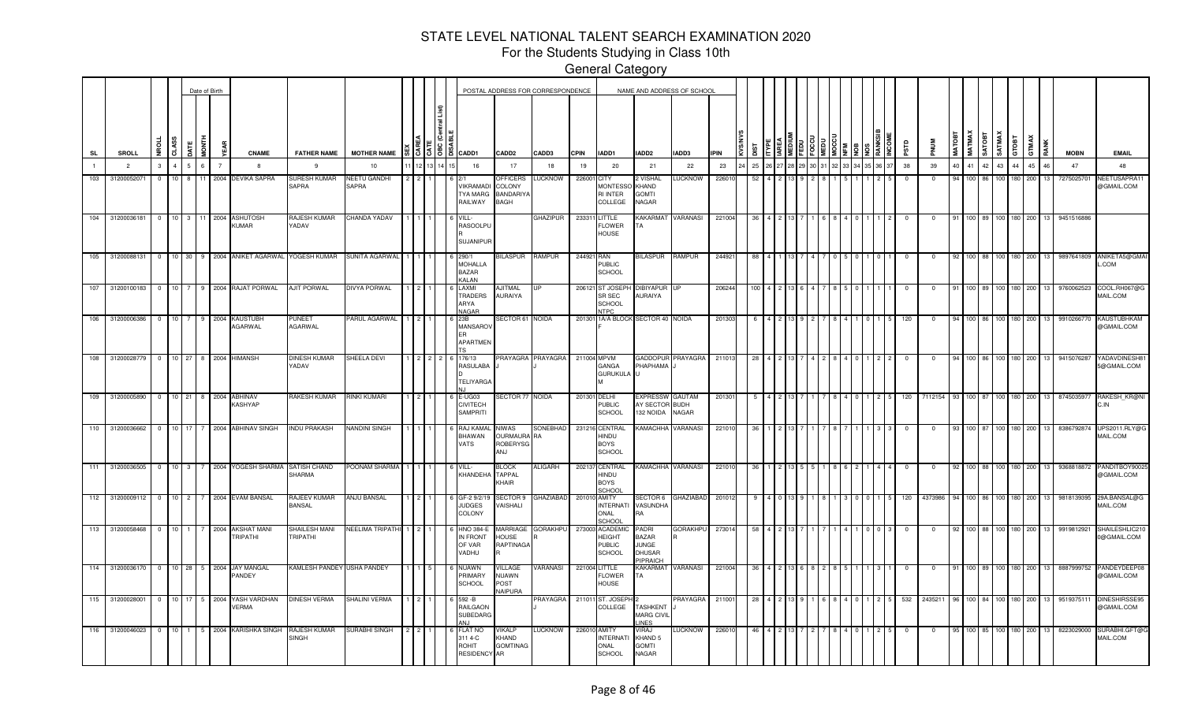# STATE LEVEL NATIONAL TALENT SEARCH EXAMINATION 2020

## For the Students Studying in Class 10th

### General Category

| SL | SROLL | NROLL | CLASS | DATE | MONTH | YEAR | CNAME | FATHER NAME | MOTHER NAME | SEX | CAREA | CATE | OBC (Central List) | DISABLE | CADD1 | CADD2 | CADD3 | CPIN | IADD1 | IADD2 | IADD3 | IPIN | KVSNVS | DIST | ITYPE | IAREA | MEDIUM | FEDU | FOCCU | MEDU | MOCCU | NFM | NOB | NOS | RANKSIB | INCOME | PSTD | PNUM | MATOBT | MATMAX | SATOBT | SATMAX | GTOBT | GTMAX | RANK | MOBN | EMAIL |
|---|---|---|---|---|---|---|---|---|---|---|---|---|---|---|---|---|---|---|---|---|---|---|---|---|---|---|---|---|---|---|---|---|---|---|---|---|---|---|---|---|---|---|---|---|---|---|---|
| 1 | 2 | 3 | 4 | 5 | 6 | 7 | 8 | 9 | 10 | 11 | 12 | 13 | 14 | 15 | 16 | 17 | 18 | 19 | 20 | 21 | 22 | 23 | 24 | 25 | 26 | 27 | 28 | 29 | 30 | 31 | 32 | 33 | 34 | 35 | 36 | 37 | 38 | 39 | 40 | 41 | 42 | 43 | 44 | 45 | 46 | 47 | 48 |
| 103 | 31200052071 | 0 | 10 | 8 | 11 | 2004 | DEVIKA SAPRA | SURESH KUMAR SAPRA | NEETU GANDHI SAPRA | 2 | 2 | 1 | | 6 | 2/1 VIKRAMADITYA MARG RAILWAY | OFFICERS COLONY BANDARIYA BAGH | LUCKNOW | 226001 | CITY MONTESSORI INTER COLLEGE | 2 VISHAL KHAND GOMTI NAGAR | LUCKNOW | 226010 | | 52 | 4 | 2 | 13 | 9 | 2 | 8 | 1 | 5 | 1 | 1 | 2 | 5 | 0 | 0 | 94 | 100 | 86 | 100 | 180 | 200 | 13 | 7275025701 | NEETUSAPRA11@GMAIL.COM |
| 104 | 31200036181 | 0 | 10 | 3 | 11 | 2004 | ASHUTOSH KUMAR | RAJESH KUMAR YADAV | CHANDA YADAV | 1 | 1 | 1 | | 6 | VILL-RASOOLPUR SUJANIPUR | | GHAZIPUR | 233311 | LITTLE FLOWER HOUSE | KAKARMATTA | VARANASI | 221004 | | 36 | 4 | 2 | 13 | 7 | 1 | 6 | 8 | 4 | 0 | 1 | 1 | 2 | 0 | 0 | 91 | 100 | 89 | 100 | 180 | 200 | 13 | 9451516886 | |
| 105 | 31200088131 | 0 | 10 | 30 | 9 | 2004 | ANIKET AGARWAL | YOGESH KUMAR | SUNITA AGARWAL | 1 | 1 | 1 | | 6 | 290/1 MOHALLA BAZAR KALAN | BILASPUR | RAMPUR | 244921 | RAN PUBLIC SCHOOL | BILASPUR | RAMPUR | 244921 | | 88 | 4 | 1 | 13 | 7 | 4 | 7 | 0 | 5 | 0 | 1 | 0 | 1 | 0 | 0 | 92 | 100 | 88 | 100 | 180 | 200 | 13 | 9897641809 | ANIKETA5@GMAIL.COM |
| 107 | 31200100183 | 0 | 10 | 7 | 9 | 2004 | RAJAT PORWAL | AJIT PORWAL | DIVYA PORWAL | 1 | 2 | 1 | | 6 | LAXMI TRADERS ARYA NAGAR | AJITMAL AURAIYA | UP | 206121 | ST JOSEPH SR SEC SCHOOL NTPC | DIBIYAPUR AURAIYA | UP | 206244 | | 100 | 4 | 2 | 13 | 6 | 4 | 7 | 8 | 5 | 0 | 1 | 1 | 1 | 0 | 0 | 91 | 100 | 89 | 100 | 180 | 200 | 13 | 9760062523 | COOL.RH067@GMAIL.COM |
| 106 | 31200006386 | 0 | 10 | 7 | 9 | 2004 | KAUSTUBH AGARWAL | PUNEET AGARWAL | PARUL AGARWAL | 1 | 2 | 1 | | 6 | 23B MANSAROVER APARTMENTS | SECTOR 61 | NOIDA | 201301 | 1A/A BLOCK F | SECTOR 40 | NOIDA | 201303 | | 6 | 4 | 2 | 13 | 9 | 2 | 7 | 8 | 4 | 1 | 0 | 1 | 5 | 120 | 0 | 94 | 100 | 86 | 100 | 180 | 200 | 13 | 9910266770 | KAUSTUBHKAM@GMAIL.COM |
| 108 | 31200028779 | 0 | 10 | 27 | 8 | 2004 | HIMANSH | DINESH KUMAR YADAV | SHEELA DEVI | 1 | 2 | 2 | 2 | 6 | 176/13 RASULABAD TELIYARGANJ | PRAYAGRAJ | PRAYAGRAJ | 211004 | MPVM GANGA GURUKULAM | GADDOPUR PHAPHAMAU | PRAYAGRAJ | 211013 | | 28 | 4 | 2 | 13 | 7 | 4 | 2 | 8 | 4 | 0 | 1 | 2 | 2 | 0 | 0 | 94 | 100 | 86 | 100 | 180 | 200 | 13 | 9415076287 | YADAVDINESH815@GMAIL.COM |
| 109 | 31200005890 | 0 | 10 | 21 | 8 | 2004 | ABHINAV KASHYAP | RAKESH KUMAR | RINKI KUMARI | 1 | 2 | 1 | | 6 | E-UG03 CIVITECH SAMPRITI | SECTOR 77 | NOIDA | 201301 | DELHI PUBLIC SCHOOL | EXPRESSWAY SECTOR 132 NOIDA | GAUTAM BUDH NAGAR | 201301 | | 5 | 4 | 2 | 13 | 7 | 1 | 7 | 8 | 4 | 0 | 1 | 2 | 5 | 120 | 7112154 | 93 | 100 | 87 | 100 | 180 | 200 | 13 | 8745035977 | RAKESH_KR@NIC.IN |
| 110 | 31200036662 | 0 | 10 | 17 | 7 | 2004 | ABHINAV SINGH | INDU PRAKASH | NANDINI SINGH | 1 | 1 | 1 | | 6 | RAJ KAMAL BHAWAN VATS | NIWAS OURMAURA ROBERYSGANJ | SONEBHADRA | 231216 | CENTRAL HINDU BOYS SCHOOL | KAMACHHA | VARANASI | 221010 | | 36 | 1 | 2 | 13 | 7 | 1 | 7 | 8 | 7 | 1 | 1 | 3 | 3 | 0 | 0 | 93 | 100 | 87 | 100 | 180 | 200 | 13 | 8386792874 | UPS2011.RLY@GMAIL.COM |
| 111 | 31200036505 | 0 | 10 | 3 | 7 | 2004 | YOGESH SHARMA | SATISH CHAND SHARMA | POONAM SHARMA | 1 | 1 | 1 | | 6 | VILL-KHANDEHA | BLOCK TAPPAL KHAIR | ALIGARH | 202137 | CENTRAL HINDU BOYS SCHOOL | KAMACHHA | VARANASI | 221010 | | 36 | 1 | 2 | 13 | 5 | 5 | 1 | 8 | 6 | 2 | 1 | 4 | 4 | 0 | 0 | 92 | 100 | 88 | 100 | 180 | 200 | 13 | 9368818872 | PANDITBOY90025@GMAIL.COM |
| 112 | 31200009112 | 0 | 10 | 2 | 7 | 2004 | EVAM BANSAL | RAJEEV KUMAR BANSAL | ANJU BANSAL | 1 | 2 | 1 | | 6 | GF-2 9/2/19 JUDGES COLONY | SECTOR 9 VAISHALI | GHAZIABAD | 201010 | AMITY INTERNATIONAL SCHOOL | SECTOR 6 VASUNDHARA | GHAZIABAD | 201012 | | 9 | 4 | 0 | 13 | 9 | 1 | 8 | 1 | 3 | 0 | 0 | 1 | 5 | 120 | 4373986 | 94 | 100 | 86 | 100 | 180 | 200 | 13 | 9818139395 | 29A.BANSAL@GMAIL.COM |
| 113 | 31200058468 | 0 | 10 | 1 | 7 | 2004 | AKSHAT MANI TRIPATHI | SHAILESH MANI TRIPATHI | NEELIMA TRIPATHI | 1 | 2 | 1 | | 6 | HNO 384-E IN FRONT OF VAR VADHU | MARRIAGE HOUSE RAPTINAGAR | GORAKHPUR | 273003 | ACADEMIC HEIGHT PUBLIC SCHOOL | PADRI BAZAR JUNGE DHUSAR PIPRAICH | GORAKHPUR | 273014 | | 58 | 4 | 2 | 13 | 7 | 1 | 7 | 1 | 4 | 1 | 0 | 0 | 3 | 0 | 0 | 92 | 100 | 88 | 100 | 180 | 200 | 13 | 9919812921 | SHAILESHLIC2100@GMAIL.COM |
| 114 | 31200036170 | 0 | 10 | 28 | 5 | 2004 | JAY MANGAL PANDEY | KAMLESH PANDEY | USHA PANDEY | 1 | 1 | 5 | | 6 | NUAWN PRIMARY SCHOOL | VILLAGE NUAWN POST NAIPURA | VARANASI | 221004 | LITTLE FLOWER HOUSE | KAKARMATTA | VARANASI | 221004 | | 36 | 4 | 2 | 13 | 6 | 8 | 2 | 8 | 5 | 1 | 1 | 3 | 1 | 0 | 0 | 91 | 100 | 89 | 100 | 180 | 200 | 13 | 8887999752 | PANDEYDEEP08@GMAIL.COM |
| 115 | 31200028001 | 0 | 10 | 17 | 5 | 2004 | YASH VARDHAN VERMA | DINESH VERMA | SHALINI VERMA | 1 | 2 | 1 | | 6 | 592 -B RAILGAON SUBEDARGANJ | | PRAYAGRAJ | 211011 | ST. JOSEPH COLLEGE | 2 TASHKENT MARG CIVIL LINES | PRAYAGRAJ | 211001 | | 28 | 4 | 2 | 13 | 9 | 1 | 6 | 8 | 4 | 0 | 1 | 2 | 5 | 532 | 2435211 | 96 | 100 | 84 | 100 | 180 | 200 | 13 | 9519375111 | DINESHIRSSE95@GMAIL.COM |
| 116 | 31200046023 | 0 | 10 | 1 | 5 | 2004 | KARISHKA SINGH | RAJESH KUMAR SINGH | SURABHI SINGH | 2 | 2 | 1 | | 6 | FLAT NO 311 4-C ROHIT RESIDENCY AR | VIKALP KHAND GOMTINAGAR | LUCKNOW | 226010 | AMITY INTERNATIONAL SCHOOL | VIRAJ KHAND 5 GOMTI NAGAR | LUCKNOW | 226010 | | 46 | 4 | 2 | 13 | 7 | 2 | 7 | 8 | 4 | 0 | 1 | 2 | 5 | 0 | 0 | 95 | 100 | 85 | 100 | 180 | 200 | 13 | 8223029000 | SURABHI.GFT@GMAIL.COM |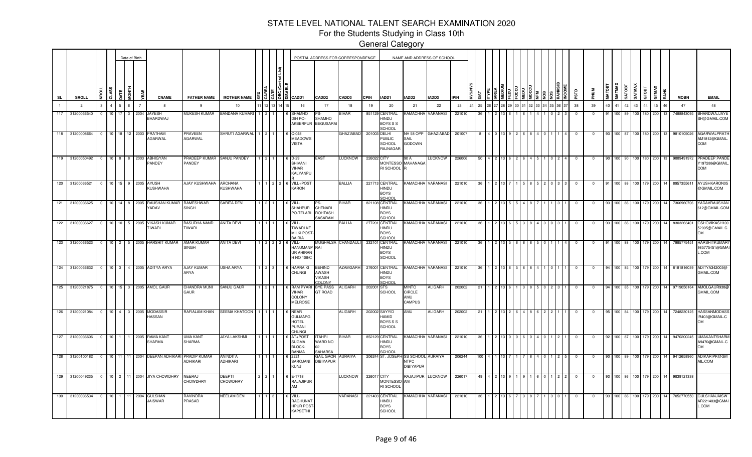# STATE LEVEL NATIONAL TALENT SEARCH EXAMINATION 2020

## For the Students Studying in Class 10th

### General Category

| SL | SROLL | NROLL | CLASS | DATE | MONTH | YEAR | CNAME | FATHER NAME | MOTHER NAME | SEX | CAREA | CATE | OBC (Central List) | DISABLE | CADD1 | CADD2 | CADD3 | CPIN | IADD1 | IADD2 | IADD3 | IPIN | KVS/NVS | DIST | ITYPE | IAREA | MEDIUM | FEDU | FOCCU | MEDU | MOCCU | NFM | NOB | NOS | RANKSIB | INCOME | PSTD | PNUM | MATOBT | MATMAX | SATOBT | SATMAX | GTOBT | GTMAX | RANK | MOBN | EMAIL |
|---|---|---|---|---|---|---|---|---|---|---|---|---|---|---|---|---|---|---|---|---|---|---|---|---|---|---|---|---|---|---|---|---|---|---|---|---|---|---|---|---|---|---|---|---|---|---|---|
| 1 | 2 | 3 | 4 | 5 | 6 | 7 | 8 | 9 | 10 | 11 | 12 | 13 | 14 | 15 | 16 | 17 | 18 | 19 | 20 | 21 | 22 | 23 | 24 | 25 | 26 | 27 | 28 | 29 | 30 | 31 | 32 | 33 | 34 | 35 | 36 | 37 | 38 | 39 | 40 | 41 | 42 | 43 | 44 | 45 | 46 | 47 | 48 |
| 117 | 31200036540 | 0 | 10 | 17 | 3 | 2004 | JAYESH BHARDWAJ | MUKESH KUMAR | BANDANA KUMARI | 1 | 2 | 1 | | 6 | SHAMHO DIH PO-AKBERPUR | PS-SHAMHO BEGUSARAI | BIHAR | 851129 | CENTRAL HINDU BOYS S S SCHOOL | KAMACHHA | VARANASI | 221010 | | 36 | 1 | 2 | 13 | 6 | 1 | 6 | 1 | 4 | 1 | 0 | 2 | 3 | 0 | 0 | 91 | 100 | 89 | 100 | 180 | 200 | 13 | 7488843095 | BHARDWAJJAYESH@GMAIL.COM |
| 118 | 31200008664 | 0 | 10 | 18 | 12 | 2003 | PRATHAM AGARWAL | PRAVEEN AGARWAL | SHRUTI AGARWAL | 1 | 2 | 1 | | 6 | C-048 MEADOWS VISTA | | GHAZIABAD | 201003 | DELHI PUBLIC SCHOOL RAJNAGAR | NH 58 OPP SAIL GODOWN | GHAZIABAD | 201007 | | 8 | 4 | 0 | 13 | 9 | 2 | 6 | 8 | 4 | 0 | 1 | 1 | 4 | 0 | 0 | 93 | 100 | 87 | 100 | 180 | 200 | 13 | 9810105026 | AGARWALPRATHAM1812@GMAIL.COM |
| 119 | 31200050492 | 0 | 10 | 8 | 8 | 2003 | ABHIGYAN PANDEY | PRADEEP KUMAR PANDEY | SANJU PANDEY | 1 | 2 | 1 | | 6 | D-29 SHIVANI VIHAR KALYANPUR | EAST | LUCKNOW | 226022 | CITY MONTESSORI SCHOOL | 90 A MAHANAGAR | LUCKNOW | 226006 | | 50 | 4 | 2 | 13 | 6 | 2 | 6 | 4 | 5 | 1 | 0 | 2 | 4 | 0 | 0 | 90 | 100 | 90 | 100 | 180 | 200 | 13 | 9889491972 | PRADEEP.PANDEY197288@GMAIL.COM |
| 120 | 31200036521 | 0 | 10 | 15 | 9 | 2005 | AYUSH KUSHWAHA | AJAY KUSHWAHA | ARCHANA KUSHWAHA | 1 | 1 | 2 | 2 | 6 | VILL+POST KARON | | BALLIA | 221713 | CENTRAL HINDU BOYS SCHOOL | KAMACHHA | VARANASI | 221010 | | 36 | 1 | 2 | 13 | 7 | 1 | 5 | 8 | 5 | 2 | 0 | 3 | 3 | 0 | 0 | 91 | 100 | 88 | 100 | 179 | 200 | 14 | 8957355611 | AYUSHKARON05@GMAIL.COM |
| 121 | 31200036625 | 0 | 10 | 14 | 8 | 2005 | RAUSHAN KUMAR YADAV | RAMESHWAR SINGH | SARITA DEVI | 1 | 2 | 1 | | 6 | VILL-SHAHPUR PO-TELARI | PS-CHENARI ROHTASH SASARAM | BIHAR | 821108 | CENTRAL HINDU BOYS SCHOOL | KAMACHHA | VARANASI | 221010 | | 36 | 1 | 2 | 13 | 5 | 5 | 4 | 8 | 7 | 1 | 1 | 3 | 1 | 0 | 0 | 93 | 100 | 86 | 100 | 179 | 200 | 14 | 7366960706 | YADAVRAUSHAN612@GMAIL.COM |
| 122 | 31200036627 | 0 | 10 | 10 | 5 | 2005 | VIKASH KUMAR TIWARI | BASUDHA NAND TIWARI | ANITA DEVI | 1 | 1 | 1 | | 6 | VILL-TIWARI KE MILKI POST-BAIRIA | | BALLIA | 277201 | CENTRAL HINDU BOYS SCHOOL | KAMACHHA | VARANASI | 221010 | | 36 | 1 | 2 | 13 | 6 | 5 | 3 | 8 | 4 | 3 | 0 | 3 | 1 | 0 | 0 | 93 | 100 | 86 | 100 | 179 | 200 | 14 | 8303263401 | OSHOVIKASH10052005@GMAIL.COM |
| 123 | 31200036523 | 0 | 10 | 2 | 5 | 2005 | HARSHIT KUMAR | AMAR KUMAR SINGH | ANITA DEVI | 1 | 2 | 2 | 2 | 6 | VILL-HANUMANPUR AHIRAN H NO 108/C | MUGHALSARAI | CHANDAULI | 232101 | CENTRAL HINDU BOYS SCHOOL | KAMACHHA | VARANASI | 221010 | | 36 | 1 | 2 | 13 | 5 | 6 | 6 | 8 | 5 | 0 | 1 | 1 | 4 | 0 | 0 | 91 | 100 | 88 | 100 | 179 | 200 | 14 | 7985775451 | HARSHITKUMAR7985775451@GMAIL.COM |
| 124 | 31200036632 | 0 | 10 | 3 | 4 | 2005 | ADITYA ARYA | AJAY KUMAR ARYA | USHA ARYA | 1 | 2 | 3 | | 6 | HARRA KI CHUNGI | BEHIND AWASH VIKASH COLONY | AZAMGARH | 276001 | CENTRAL HINDU BOYS SCHOOL | KAMACHHA | VARANASI | 221010 | | 36 | 1 | 2 | 13 | 6 | 5 | 6 | 8 | 4 | 1 | 0 | 1 | 1 | 0 | 0 | 94 | 100 | 85 | 100 | 179 | 200 | 14 | 8181816039 | ADITYA342003@GMAIL.COM |
| 125 | 31200021875 | 0 | 10 | 15 | 3 | 2005 | AMOL GAUR | CHANDRA MUNI GAUR | SANJU GAUR | 1 | 2 | 1 | | 6 | RAM PYARI VIHAR COLONY MELROSE | BYE PASS GT ROAD | ALIGARH | 202001 | STS SCHOOL | MINTO CIRCLE AMU CAMPUS | ALIGARH | 202002 | | 21 | 1 | 2 | 13 | 6 | 1 | 3 | 8 | 5 | 0 | 2 | 3 | 1 | 0 | 0 | 94 | 100 | 85 | 100 | 179 | 200 | 14 | 9719056164 | AMOLGAUR938@GMAIL.COM |
| 126 | 31200021084 | 0 | 10 | 4 | 3 | 2005 | MODASSIR HASSAN | RAFIALAM KHAN | SEEMA KHATOON | 1 | 1 | 1 | | 6 | NEAR GULMARG HOTEL PURANI CHUNGI | | ALIGARH | 202002 | SAYYID HAMID BOYS S S SCHOOL | AMU | ALIGARH | 202002 | | 21 | 1 | 2 | 13 | 2 | 6 | 4 | 8 | 6 | 2 | 2 | 1 | 1 | 0 | 0 | 95 | 100 | 84 | 100 | 179 | 200 | 14 | 7248230125 | HASSANMODASSIR403@GMAIL.COM |
| 127 | 31200036606 | 0 | 10 | 1 | 1 | 2005 | RAMA KANT SHARMA | UMA KANT SHARMA | JAYA LAKSHMI | 1 | 1 | 1 | | 6 | AT+POST SUGMA BLOCK-BANMA | ITAHRI WARD NO 02 SAHARSA | BIHAR | 852129 | CENTRAL HINDU BOYS SCHOOL | KAMACHHA | VARANASI | 221010 | | 36 | 1 | 2 | 13 | 0 | 0 | 6 | 0 | 4 | 0 | 1 | 2 | 1 | 0 | 0 | 92 | 100 | 87 | 100 | 179 | 200 | 14 | 9470200245 | UMAKANTSHARMA9470@GMAIL.COM |
| 128 | 31200100182 | 0 | 10 | 11 | 11 | 2004 | DEEPAN ADHIKARI | PRADIP KUMAR ADHIKARI | ANINDITA ADHIKARI | 1 | 1 | 1 | | 6 | 2221 SAROJANI KUNJ | GAIL GAON DIBIYAPUR | AURAIYA | 206244 | ST. JOSEPH SS SCHOOL NTPC DIBIYAPUR | | AURAIYA | 206244 | | 100 | 4 | 1 | 13 | 7 | 1 | 7 | 8 | 4 | 0 | 1 | 2 | 5 | 0 | 0 | 90 | 100 | 89 | 100 | 179 | 200 | 14 | 9412658960 | ADIKARIPK@GMAIL.COM |
| 129 | 31200049235 | 0 | 10 | 2 | 11 | 2004 | JIYA CHOWDHRY | NEERAJ CHOWDHRY | DEEPTI CHOWDHRY | 2 | 2 | 1 | | 6 | E-1718 RAJAJIPURAM | | LUCKNOW | 226017 | CITY MONTESSORI SCHOOL | RAJAJIPURAM | LUCKNOW | 226017 | | 49 | 4 | 2 | 13 | 9 | 1 | 9 | 1 | 6 | 0 | 1 | 2 | 2 | 0 | 0 | 93 | 100 | 86 | 100 | 179 | 200 | 14 | 9839121338 | |
| 130 | 31200036534 | 0 | 10 | 1 | 11 | 2004 | GULSHAN JAISWAR | RAVINDRA PRASAD | NEELAM DEVI | 1 | 1 | 3 | | 6 | VILL-RAGHUNATHPUR POST KAPSETHI | | VARANASI | 221403 | CENTRAL HINDU BOYS SCHOOL | KAMACHHA | VARANASI | 221010 | | 36 | 1 | 2 | 13 | 6 | 7 | 3 | 8 | 7 | 1 | 3 | 0 | 1 | 0 | 0 | 93 | 100 | 86 | 100 | 179 | 200 | 14 | 7052770550 | GULSHANJAISWAR221403@GMAIL.COM |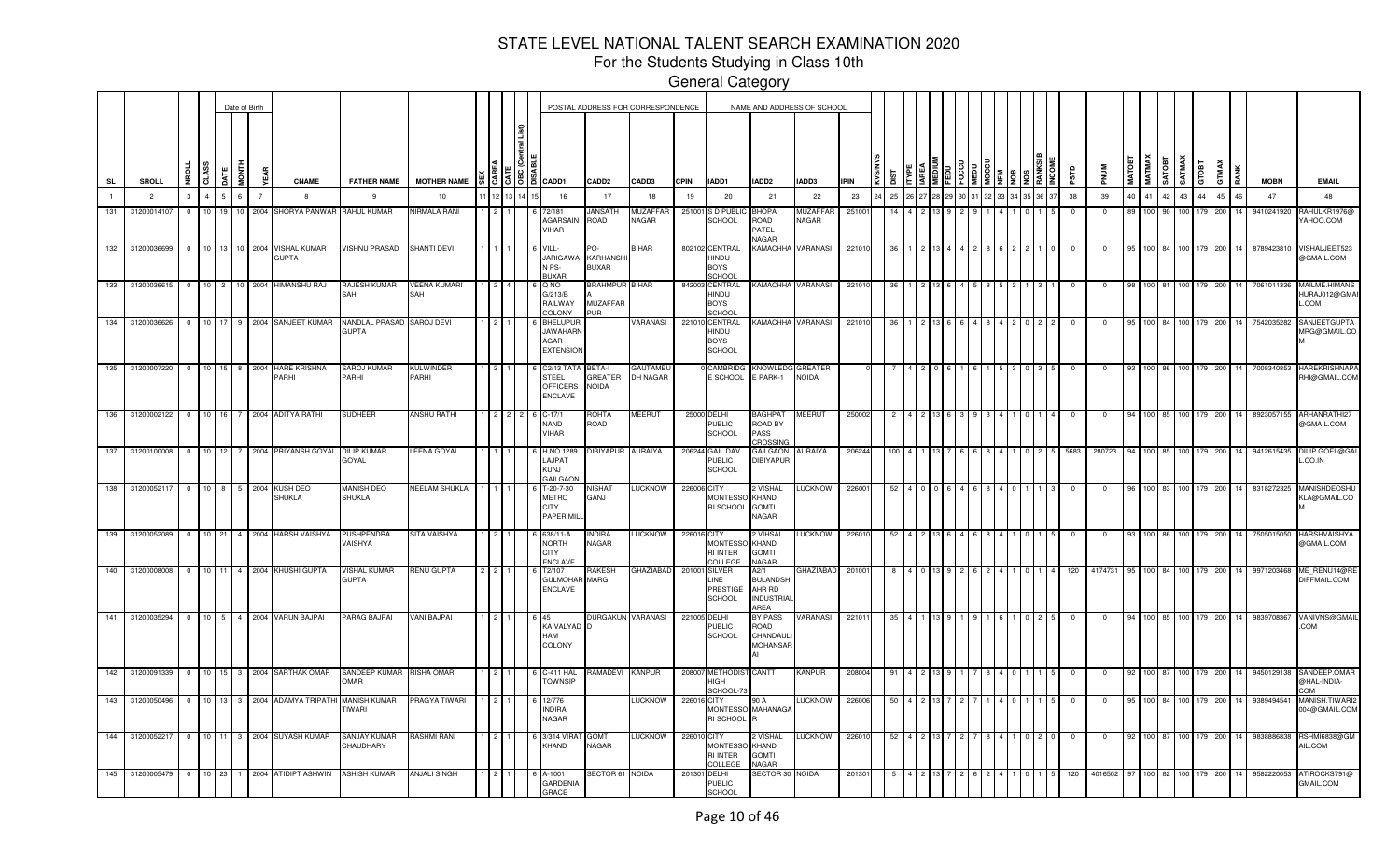# STATE LEVEL NATIONAL TALENT SEARCH EXAMINATION 2020

## For the Students Studying in Class 10th

### General Category

| SL | SROLL | NROLL | CLASS | DATE | MONTH | YEAR | CNAME | FATHER NAME | MOTHER NAME | SEX | CAREA | CATE | OBC (Central List) | DISABLE | CADD1 | CADD2 | CADD3 | CPIN | IADD1 | IADD2 | IADD3 | IPIN | KVS/NVS | DIST | ITYPE | IAREA | MEDIUM | FEDU | FOCCU | MEDU | MOCCU | NFM | NOB | NOS | RANKSIB | INCOME | PSTD | PNUM | MATOBT | MATMAX | SATOBT | SATMAX | GTOBT | GTMAX | RANK | MOBN | EMAIL |
|---|---|---|---|---|---|---|---|---|---|---|---|---|---|---|---|---|---|---|---|---|---|---|---|---|---|---|---|---|---|---|---|---|---|---|---|---|---|---|---|---|---|---|---|---|---|---|---|
| 1 | 2 | 3 | 4 | 5 | 6 | 7 | 8 | 9 | 10 | 11 | 12 | 13 | 14 | 15 | 16 | 17 | 18 | 19 | 20 | 21 | 22 | 23 | 24 | 25 | 26 | 27 | 28 | 29 | 30 | 31 | 32 | 33 | 34 | 35 | 36 | 37 | 38 | 39 | 40 | 41 | 42 | 43 | 44 | 45 | 46 | 47 | 48 |
| 131 | 31200014107 | 0 | 10 | 19 | 10 | 2004 | SHORYA PANWAR | RAHUL KUMAR | NIRMALA RANI | 1 | 2 | 1 | | 6 | 72/181 AGARSAIN VIHAR | JANSATH ROAD | MUZAFFAR NAGAR | 251001 | S D PUBLIC SCHOOL | BHOPA ROAD PATEL NAGAR | MUZAFFAR NAGAR | 251001 | | 14 | 4 | 2 | 13 | 9 | 2 | 9 | 1 | 4 | 1 | 0 | 1 | 5 | 0 | 0 | 89 | 100 | 90 | 100 | 179 | 200 | 14 | 9410241920 | RAHULKR1976@YAHOO.COM |
| 132 | 31200036699 | 0 | 10 | 13 | 10 | 2004 | VISHAL KUMAR GUPTA | VISHNU PRASAD | SHANTI DEVI | 1 | 1 | 1 | | 6 | VILL-JARIGAWA N PS-BUXAR | PO-KARHANSHI BUXAR | BIHAR | 802102 | CENTRAL HINDU BOYS SCHOOL | KAMACHHA | VARANASI | 221010 | | 36 | 1 | 2 | 13 | 4 | 4 | 2 | 8 | 6 | 2 | 2 | 1 | 0 | 0 | 0 | 95 | 100 | 84 | 100 | 179 | 200 | 14 | 8789423810 | VISHALJEET523@GMAIL.COM |
| 133 | 31200036615 | 0 | 10 | 2 | 10 | 2004 | HIMANSHU RAJ | RAJESH KUMAR SAH | VEENA KUMARI SAH | 1 | 2 | 4 | | 6 | Q NO G/213/B RAILWAY COLONY | BRAHMPUR A MUZAFFAR PUR | BIHAR | 842003 | CENTRAL HINDU BOYS SCHOOL | KAMACHHA | VARANASI | 221010 | | 36 | 1 | 2 | 13 | 6 | 4 | 5 | 8 | 5 | 2 | 1 | 3 | 1 | 0 | 0 | 98 | 100 | 81 | 100 | 179 | 200 | 14 | 7061011336 | MAILME.HIMANSHURAJ012@GMAIL.COM |
| 134 | 31200036626 | 0 | 10 | 17 | 9 | 2004 | SANJEET KUMAR | NANDLAL PRASAD GUPTA | SAROJ DEVI | 1 | 2 | 1 | | 6 | BHELUPUR JAWAHARN AGAR EXTENSION | | VARANASI | 221010 | CENTRAL HINDU BOYS SCHOOL | KAMACHHA | VARANASI | 221010 | | 36 | 1 | 2 | 13 | 6 | 6 | 4 | 8 | 4 | 2 | 0 | 2 | 2 | 0 | 0 | 95 | 100 | 84 | 100 | 179 | 200 | 14 | 7542035282 | SANJEETGUPTAMRG@GMAIL.COM |
| 135 | 31200007220 | 0 | 10 | 15 | 8 | 2004 | HARE KRISHNA PARHI | SAROJ KUMAR PARHI | KULWINDER PARHI | 1 | 2 | 1 | | 6 | C2/13 TATA STEEL OFFICERS ENCLAVE | BETA-I GREATER NOIDA | GAUTAMBU DH NAGAR | 0 | CAMBRIDG E SCHOOL | KNOWLEDG E PARK-1 | GREATER NOIDA | 0 | | 7 | 4 | 2 | 0 | 6 | 1 | 6 | 1 | 5 | 3 | 0 | 3 | 5 | 0 | 0 | 93 | 100 | 86 | 100 | 179 | 200 | 14 | 7008340853 | HAREKRISHNAPARHI@GMAIL.COM |
| 136 | 31200002122 | 0 | 10 | 16 | 7 | 2004 | ADITYA RATHI | SUDHEER | ANSHU RATHI | 1 | 2 | 2 | 2 | 6 | C-17/1 NAND VIHAR | ROHTA ROAD | MEERUT | 25000 | DELHI PUBLIC SCHOOL | BAGHPAT ROAD BY PASS CROSSING | MEERUT | 250002 | | 2 | 4 | 2 | 13 | 6 | 3 | 9 | 3 | 4 | 1 | 0 | 1 | 4 | 0 | 0 | 94 | 100 | 85 | 100 | 179 | 200 | 14 | 8923057155 | ARHANRATHI27@GMAIL.COM |
| 137 | 31200100008 | 0 | 10 | 12 | 7 | 2004 | PRIYANSH GOYAL | DILIP KUMAR GOYAL | LEENA GOYAL | 1 | 1 | 1 | | 6 | H NO 1289 LAJPAT KUNJ GAILGAON | DIBIYAPUR | AURAIYA | 206244 | GAIL DAV PUBLIC SCHOOL | GAILGAON DIBIYAPUR | AURAIYA | 206244 | | 100 | 4 | 1 | 13 | 7 | 6 | 6 | 8 | 4 | 1 | 0 | 2 | 5 | 5683 | 280723 | 94 | 100 | 85 | 100 | 179 | 200 | 14 | 9412615435 | DILIP.GOEL@GAIL.CO.IN |
| 138 | 31200052117 | 0 | 10 | 8 | 5 | 2004 | KUSH DEO SHUKLA | MANISH DEO SHUKLA | NEELAM SHUKLA | 1 | 1 | 1 | | 6 | T-20-7-30 METRO CITY PAPER MILL | NISHAT GANJ | LUCKNOW | 226006 | CITY MONTESSO RI SCHOOL | 2 VISHAL KHAND GOMTI NAGAR | LUCKNOW | 226001 | | 52 | 4 | 0 | 0 | 6 | 4 | 6 | 8 | 4 | 0 | 1 | 1 | 3 | 0 | 0 | 96 | 100 | 83 | 100 | 179 | 200 | 14 | 8318272325 | MANISHDEOSHUKLA@GMAIL.COM |
| 139 | 31200052089 | 0 | 10 | 21 | 4 | 2004 | HARSH VAISHYA | PUSHPENDRA VAISHYA | SITA VAISHYA | 1 | 2 | 1 | | 6 | 638/11-A NORTH CITY ENCLAVE | INDIRA NAGAR | LUCKNOW | 226016 | CITY MONTESSO RI INTER COLLEGE | 2 VIHSAL KHAND GOMTI NAGAR | LUCKNOW | 226010 | | 52 | 4 | 2 | 13 | 6 | 4 | 6 | 8 | 4 | 1 | 0 | 1 | 5 | 0 | 0 | 93 | 100 | 86 | 100 | 179 | 200 | 14 | 7505015050 | HARSHVAISHYA@GMAIL.COM |
| 140 | 31200008008 | 0 | 10 | 11 | 4 | 2004 | KHUSHI GUPTA | VISHAL KUMAR GUPTA | RENU GUPTA | 2 | 2 | 1 | | 6 | T2/107 GULMOHAR ENCLAVE | RAKESH MARG | GHAZIABAD | 201001 | SILVER LINE PRESTIGE SCHOOL | A2/1 BULANDSH AHR RD INDUSTRIAL AREA | GHAZIABAD | 201001 | | 8 | 4 | 0 | 13 | 9 | 2 | 6 | 2 | 4 | 1 | 0 | 1 | 4 | 120 | 4174731 | 95 | 100 | 84 | 100 | 179 | 200 | 14 | 9971203468 | ME_RENU14@REDIFFMAIL.COM |
| 141 | 31200035294 | 0 | 10 | 5 | 4 | 2004 | VARUN BAJPAI | PARAG BAJPAI | VANI BAJPAI | 1 | 2 | 1 | | 6 | 45 KAIVALYAD HAM COLONY | DURGAKUN D | VARANASI | 221005 | DELHI PUBLIC SCHOOL | BY PASS ROAD CHANDAULI MOHANSAR AI | VARANASI | 221011 | | 35 | 4 | 1 | 13 | 9 | 1 | 9 | 1 | 6 | 1 | 0 | 2 | 5 | 0 | 0 | 94 | 100 | 85 | 100 | 179 | 200 | 14 | 9839708367 | VANIVNS@GMAIL.COM |
| 142 | 31200091339 | 0 | 10 | 15 | 3 | 2004 | SARTHAK OMAR | SANDEEP KUMAR OMAR | RISHA OMAR | 1 | 2 | 1 | | 6 | C-411 HAL TOWNSIP | RAMADEVI | KANPUR | 208007 | METHODIST HIGH SCHOOL-73 | CANTT | KANPUR | 208004 | | 91 | 4 | 2 | 13 | 9 | 1 | 7 | 8 | 4 | 0 | 1 | 1 | 5 | 0 | 0 | 92 | 100 | 87 | 100 | 179 | 200 | 14 | 9450129138 | SANDEEP.OMAR@HAL-INDIA.COM |
| 143 | 31200050496 | 0 | 10 | 13 | 3 | 2004 | ADAMYA TRIPATHI | MANISH KUMAR TIWARI | PRAGYA TIWARI | 1 | 2 | 1 | | 6 | 12/776 INDIRA NAGAR | | LUCKNOW | 226016 | CITY MONTESSO RI SCHOOL | 90 A MAHANAGA R | LUCKNOW | 226006 | | 50 | 4 | 2 | 13 | 7 | 2 | 7 | 1 | 4 | 0 | 1 | 1 | 5 | 0 | 0 | 95 | 100 | 84 | 100 | 179 | 200 | 14 | 9389494541 | MANISH.TIWARI2004@GMAIL.COM |
| 144 | 31200052217 | 0 | 10 | 11 | 3 | 2004 | SUYASH KUMAR | SANJAY KUMAR CHAUDHARY | RASHMI RANI | 1 | 2 | 1 | | 6 | 3/314 VIRAT KHAND | GOMTI NAGAR | LUCKNOW | 226010 | CITY MONTESSO RI INTER COLLEGE | 2 VISHAL KHAND GOMTI NAGAR | LUCKNOW | 226010 | | 52 | 4 | 2 | 13 | 7 | 2 | 7 | 8 | 4 | 1 | 0 | 2 | 0 | 0 | 0 | 92 | 100 | 87 | 100 | 179 | 200 | 14 | 9838886838 | RSHMI6838@GMAIL.COM |
| 145 | 31200005479 | 0 | 10 | 23 | 1 | 2004 | ATIDIPT ASHWIN | ASHISH KUMAR | ANJALI SINGH | 1 | 2 | 1 | | 6 | A-1001 GARDENIA GRACE | SECTOR 61 | NOIDA | 201301 | DELHI PUBLIC SCHOOL | SECTOR 30 | NOIDA | 201301 | | 5 | 4 | 2 | 13 | 7 | 2 | 6 | 2 | 4 | 1 | 0 | 1 | 5 | 120 | 4016502 | 97 | 100 | 82 | 100 | 179 | 200 | 14 | 9582220053 | ATIROCKS791@GMAIL.COM |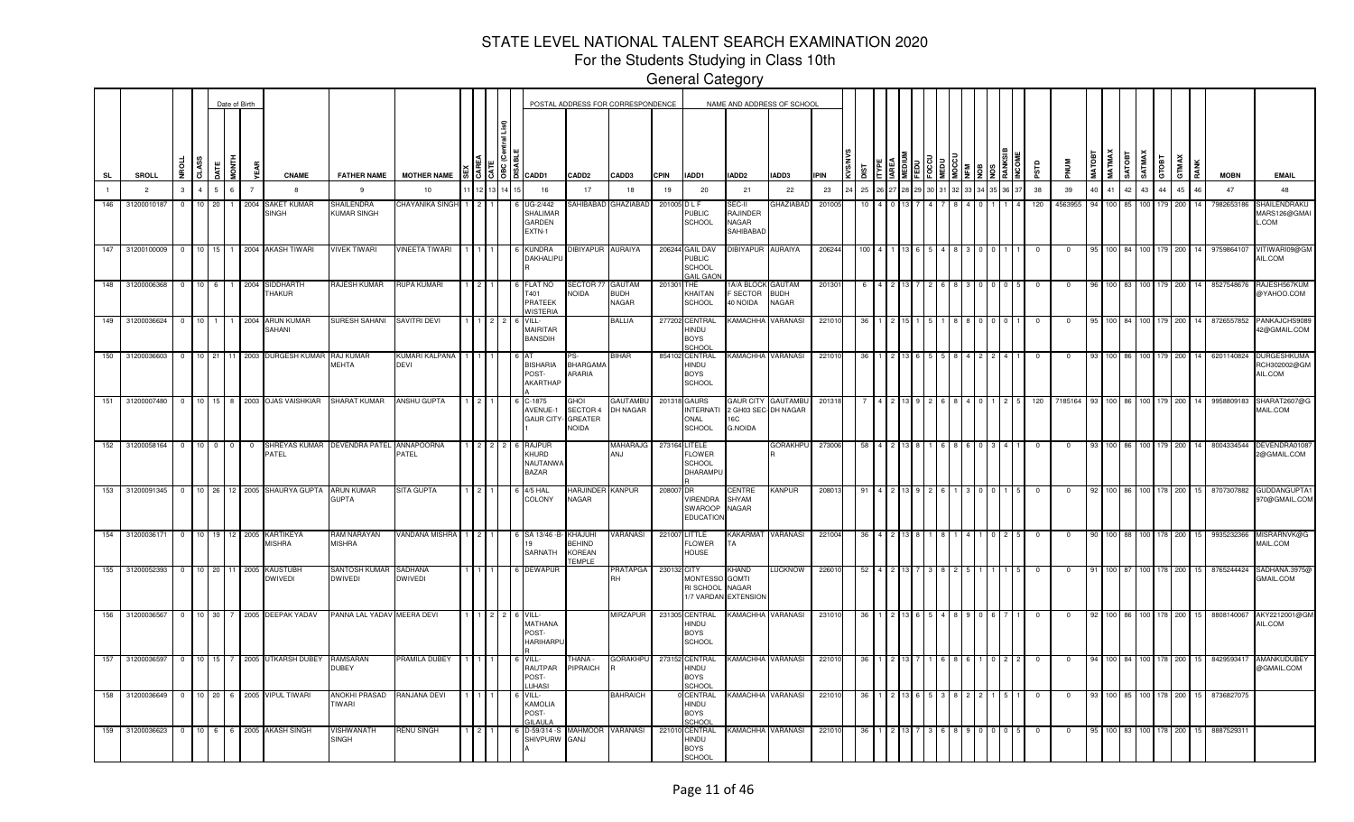# STATE LEVEL NATIONAL TALENT SEARCH EXAMINATION 2020

## For the Students Studying in Class 10th

### General Category

| SL | SROLL | NROLL | CLASS | DATE | MONTH | YEAR | CNAME | FATHER NAME | MOTHER NAME | SEX | CAREA | CATE | OBC (Central List) | DISABLE | CADD1 | CADD2 | CADD3 | CPIN | IADD1 | IADD2 | IADD3 | IPIN | KVS/NVS | DIST | ITYPE | IAREA | MEDIUM | FEDU | FOCCU | MEDU | MOCCU | NFM | NOB | NOS | RANKSIB | INCOME | PSTD | PNUM | MATOBT | MATMAX | SATOBT | SATMAX | GTOBT | GTMAX | RANK | MOBN | EMAIL |
|---|---|---|---|---|---|---|---|---|---|---|---|---|---|---|---|---|---|---|---|---|---|---|---|---|---|---|---|---|---|---|---|---|---|---|---|---|---|---|---|---|---|---|---|---|---|---|---|
| 1 | 2 | 3 | 4 | 5 | 6 | 7 | 8 | 9 | 10 | 11 | 12 | 13 | 14 | 15 | 16 | 17 | 18 | 19 | 20 | 21 | 22 | 23 | 24 | 25 | 26 | 27 | 28 | 29 | 30 | 31 | 32 | 33 | 34 | 35 | 36 | 37 | 38 | 39 | 40 | 41 | 42 | 43 | 44 | 45 | 46 | 47 | 48 |
| 146 | 31200010187 | 0 | 10 | 20 | 1 | 2004 | SAKET KUMAR SINGH | SHAILENDRA KUMAR SINGH | CHAYANIKA SINGH | 1 | 2 | 1 | | | 6 | UG-2/442 SHALIMAR GARDEN EXTN-1 | SAHIBABAD | GHAZIABAD | 201005 | D L F PUBLIC SCHOOL | SEC-II RAJINDER NAGAR SAHIBABAD | GHAZIABAD | 201005 | | 10 | 4 | 0 | 13 | 7 | 4 | 7 | 8 | 4 | 0 | 1 | 1 | 4 | 120 | 4563955 | 94 | 100 | 85 | 100 | 179 | 200 | 14 | 7982653186 | SHAILENDRAKUMARS126@GMAIL.COM |
| 147 | 31200100009 | 0 | 10 | 15 | 1 | 2004 | AKASH TIWARI | VIVEK TIWARI | VINEETA TIWARI | 1 | 1 | 1 | | | 6 | KUNDRA DAKHALIPUR | DIBIYAPUR | AURAIYA | 206244 | GAIL DAV PUBLIC SCHOOL GAIL GAON | DIBIYAPUR | AURAIYA | 206244 | | 100 | 4 | 1 | 13 | 6 | 5 | 4 | 8 | 3 | 0 | 0 | 1 | 1 | 0 | 0 | 95 | 100 | 84 | 100 | 179 | 200 | 14 | 9759864107 | VITIWARI09@GMAIL.COM |
| 148 | 31200006368 | 0 | 10 | 6 | 1 | 2004 | SIDDHARTH THAKUR | RAJESH KUMAR | RUPA KUMARI | 1 | 2 | 1 | | | 6 | FLAT NO T401 PRATEEK WISTERIA | SECTOR 77 NOIDA | GAUTAM BUDH NAGAR | 201301 | THE KHAITAN SCHOOL | 1A/A BLOCK F SECTOR 40 NOIDA | GAUTAM BUDH NAGAR | 201301 | | 6 | 4 | 2 | 13 | 7 | 2 | 6 | 8 | 3 | 0 | 0 | 0 | 5 | 0 | 0 | 96 | 100 | 83 | 100 | 179 | 200 | 14 | 8527548676 | RAJESH567KUM@YAHOO.COM |
| 149 | 31200036624 | 0 | 10 | 1 | 1 | 2004 | ARUN KUMAR SAHANI | SURESH SAHANI | SAVITRI DEVI | 1 | 1 | 2 | 2 | | 6 | VILL-MAIRITAR BANSDIH | | BALLIA | 277202 | CENTRAL HINDU BOYS SCHOOL | KAMACHHA | VARANASI | 221010 | | 36 | 1 | 2 | 15 | 1 | 5 | 1 | 8 | 8 | 0 | 0 | 0 | 1 | 0 | 0 | 95 | 100 | 84 | 100 | 179 | 200 | 14 | 8726557852 | PANKAJCHS908942@GMAIL.COM |
| 150 | 31200036603 | 0 | 10 | 21 | 11 | 2003 | DURGESH KUMAR | RAJ KUMAR MEHTA | KUMARI KALPANA DEVI | 1 | 1 | 1 | | | 6 | AT BISHARIA POST-AKARTHAP | PS-BHARGAMA ARARIA | BIHAR | 854102 | CENTRAL HINDU BOYS SCHOOL | KAMACHHA | VARANASI | 221010 | | 36 | 1 | 2 | 13 | 6 | 5 | 5 | 8 | 4 | 2 | 2 | 4 | 1 | 0 | 0 | 93 | 100 | 86 | 100 | 179 | 200 | 14 | 6201140824 | DURGESHKUMARCH302002@GMAIL.COM |
| 151 | 31200007480 | 0 | 10 | 15 | 8 | 2003 | OJAS VAISHKIAR | SHARAT KUMAR | ANSHU GUPTA | 1 | 2 | 1 | | | 6 | C-1875 AVENUE-1 GAUR CITY-1 | GHOI SECTOR 4 GREATER NOIDA | GAUTAMBUDH NAGAR | 201318 | GAURS INTERNATIONAL SCHOOL | GAUR CITY 2 GH03 SEC-16C G.NOIDA | GAUTAMBUDH NAGAR | 201318 | | 7 | 4 | 2 | 13 | 9 | 2 | 6 | 8 | 4 | 0 | 1 | 2 | 5 | 120 | 7185164 | 93 | 100 | 86 | 100 | 179 | 200 | 14 | 9958809183 | SHARAT2607@GMAIL.COM |
| 152 | 31200058164 | 0 | 10 | 0 | 0 | 0 | SHREYAS KUMAR PATEL | DEVENDRA PATEL | ANNAPOORNA PATEL | 1 | 2 | 2 | 2 | | 6 | RAJPUR KHURD NAUTANWA BAZAR | | MAHARAJGANJ | 273164 | LITTLE FLOWER SCHOOL DHARAMPUR | | GORAKHPUR | 273006 | | 58 | 4 | 2 | 13 | 8 | 1 | 6 | 8 | 6 | 0 | 3 | 4 | 1 | 0 | 0 | 93 | 100 | 86 | 100 | 179 | 200 | 14 | 8004334544 | DEVENDRA010872@GMAIL.COM |
| 153 | 31200091345 | 0 | 10 | 26 | 12 | 2005 | SHAURYA GUPTA | ARUN KUMAR GUPTA | SITA GUPTA | 1 | 2 | 1 | | | 6 | 4/5 HAL COLONY | HARJINDER NAGAR | KANPUR | 208007 | DR VIRENDRA SWAROOP EDUCATION | CENTRE SHYAM NAGAR | KANPUR | 208013 | | 91 | 4 | 2 | 13 | 9 | 2 | 6 | 1 | 3 | 0 | 0 | 1 | 5 | 0 | 0 | 92 | 100 | 86 | 100 | 178 | 200 | 15 | 8707307882 | GUDDANGUPTA1970@GMAIL.COM |
| 154 | 31200036171 | 0 | 10 | 19 | 12 | 2005 | KARTIKEYA MISHRA | RAM NARAYAN MISHRA | VANDANA MISHRA | 1 | 2 | 1 | | | 6 | SA 13/46 -B-19 SARNATH | KHAJUHI BEHIND KOREAN TEMPLE | VARANASI | 221007 | LITTLE FLOWER HOUSE | KAKARMATTA | VARANASI | 221004 | | 36 | 4 | 2 | 13 | 8 | 1 | 8 | 1 | 4 | 1 | 0 | 2 | 5 | 0 | 0 | 90 | 100 | 88 | 100 | 178 | 200 | 15 | 9935232366 | MISRARNVK@GMAIL.COM |
| 155 | 31200052393 | 0 | 10 | 20 | 11 | 2005 | KAUSTUBH DWIVEDI | SANTOSH KUMAR DWIVEDI | SADHANA DWIVEDI | 1 | 1 | 1 | | | 6 | DEWAPUR | | PRATAPGARH | 230132 | CITY MONTESSORI SCHOOL 1/7 VARDAN | KHAND GOMTI NAGAR EXTENSION | LUCKNOW | 226010 | | 52 | 4 | 2 | 13 | 7 | 3 | 8 | 2 | 5 | 1 | 1 | 1 | 5 | 0 | 0 | 91 | 100 | 87 | 100 | 178 | 200 | 15 | 8765244424 | SADHANA.3975@GMAIL.COM |
| 156 | 31200036567 | 0 | 10 | 30 | 7 | 2005 | DEEPAK YADAV | PANNA LAL YADAV | MEERA DEVI | 1 | 1 | 2 | 2 | | 6 | VILL-MATHANA POST-HARIHARPUR | | MIRZAPUR | 231305 | CENTRAL HINDU BOYS SCHOOL | KAMACHHA | VARANASI | 231010 | | 36 | 1 | 2 | 13 | 6 | 5 | 4 | 8 | 9 | 0 | 6 | 7 | 1 | 0 | 0 | 92 | 100 | 86 | 100 | 178 | 200 | 15 | 8808140067 | AKY2212001@GMAIL.COM |
| 157 | 31200036597 | 0 | 10 | 15 | 7 | 2005 | UTKARSH DUBEY | RAMSARAN DUBEY | PRAMILA DUBEY | 1 | 1 | 1 | | | 6 | VILL-RAUTPAR POST-LUHASI | THANA - PIPRAICH | GORAKHPUR | 273152 | CENTRAL HINDU BOYS SCHOOL | KAMACHHA | VARANASI | 221010 | | 36 | 1 | 2 | 13 | 7 | 1 | 6 | 8 | 6 | 1 | 0 | 2 | 2 | 0 | 0 | 94 | 100 | 84 | 100 | 178 | 200 | 15 | 8429593417 | AMANKUDUBEY@GMAIL.COM |
| 158 | 31200036649 | 0 | 10 | 20 | 6 | 2005 | VIPUL TIWARI | ANOKHI PRASAD TIWARI | RANJANA DEVI | 1 | 1 | 1 | | | 6 | VILL-KAMOLIA POST-GILAULA | | BAHRAICH | 0 | CENTRAL HINDU BOYS SCHOOL | KAMACHHA | VARANASI | 221010 | | 36 | 1 | 2 | 13 | 6 | 5 | 3 | 8 | 2 | 2 | 1 | 5 | 1 | 0 | 0 | 93 | 100 | 85 | 100 | 178 | 200 | 15 | 8736827075 | |
| 159 | 31200036623 | 0 | 10 | 6 | 6 | 2005 | AKASH SINGH | VISHWANATH SINGH | RENU SINGH | 1 | 2 | 1 | | | 6 | D-59/314 -S SHIVPURWA A | MAHMOOR GANJ | VARANASI | 221010 | CENTRAL HINDU BOYS SCHOOL | KAMACHHA | VARANASI | 221010 | | 36 | 1 | 2 | 13 | 7 | 3 | 6 | 8 | 9 | 0 | 0 | 0 | 5 | 0 | 0 | 95 | 100 | 83 | 100 | 178 | 200 | 15 | 8887529311 | |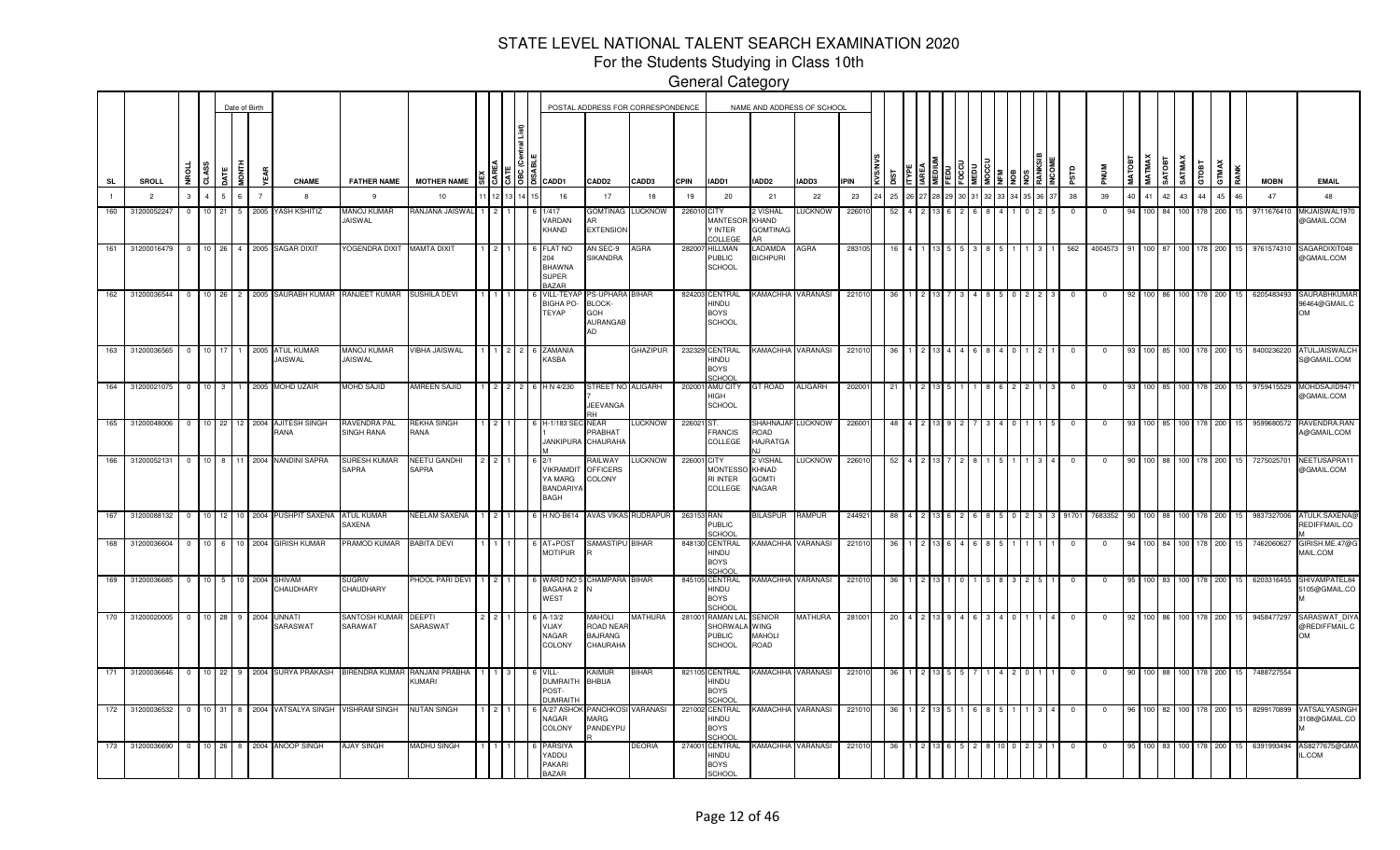# STATE LEVEL NATIONAL TALENT SEARCH EXAMINATION 2020

## For the Students Studying in Class 10th

### General Category

| SL | SROLL | NROLL | CLASS | Date of Birth DATE | MONTH | YEAR | CNAME | FATHER NAME | MOTHER NAME | SEX | CAREA | CATE | OBC (Central List) | DISABLE | CADD1 | CADD2 | CADD3 | CPIN | IADD1 | IADD2 | IADD3 | IPIN | KVS/NVS | DIST | ITYPE | IAREA | MEDIUM | FEDU | FOCCU | MEDU | MOCCU | NFM | NOB | NOS | RANKSIB | INCOME | PSTD | PNUM | MATOBT | MATMAX | SATOBT | SATMAX | GTOBT | GTMAX | RANK | MOBN | EMAIL |
|---|---|---|---|---|---|---|---|---|---|---|---|---|---|---|---|---|---|---|---|---|---|---|---|---|---|---|---|---|---|---|---|---|---|---|---|---|---|---|---|---|---|---|---|---|---|---|---|
| 1 | 2 | 3 | 4 | 5 | 6 | 7 | 8 | 9 | 10 | 11 | 12 | 13 | 14 | 15 | 16 | 17 | 18 | 19 | 20 | 21 | 22 | 23 | 24 | 25 | 26 | 27 | 28 | 29 | 30 | 31 | 32 | 33 | 34 | 35 | 36 | 37 | 38 | 39 | 40 | 41 | 42 | 43 | 44 | 45 | 46 | 47 | 48 |
| 160 | 31200052247 | 0 | 10 | 21 | 5 | 2005 | YASH KSHITIZ | MANOJ KUMAR JAISWAL | RANJANA JAISWAL | 1 | 2 | 1 | | 6 | 1/417 VARDAN KHAND | GOMTINAG AR EXTENSION | LUCKNOW | 226010 | CITY MANTESOR Y INTER COLLEGE | 2 VISHAL KHAND GOMTINAG AR | LUCKNOW | 226010 | | 52 | 4 | 2 | 13 | 6 | 2 | 6 | 8 | 4 | 1 | 0 | 2 | 5 | 0 | 0 | 94 | 100 | 84 | 100 | 178 | 200 | 15 | 9711676410 | MKJAISWAL1970@GMAIL.COM |
| 161 | 31200016479 | 0 | 10 | 26 | 4 | 2005 | SAGAR DIXIT | YOGENDRA DIXIT | MAMTA DIXIT | 1 | 2 | 1 | | 6 | FLAT NO 204 BHAWNA SUPER BAZAR | AN SEC-9 SIKANDRA | AGRA | 282007 | HILLMAN PUBLIC SCHOOL | LADAMDA BICHPURI | AGRA | 283105 | | 16 | 4 | 1 | 13 | 5 | 5 | 3 | 8 | 5 | 1 | 1 | 3 | 1 | 562 | 4004573 | 91 | 100 | 87 | 100 | 178 | 200 | 15 | 9761574310 | SAGARDIXIT048@GMAIL.COM |
| 162 | 31200036544 | 0 | 10 | 26 | 2 | 2005 | SAURABH KUMAR | RANJEET KUMAR | SUSHILA DEVI | 1 | 1 | 1 | | 6 | VILL-TEYAP BIGHA PO-TEYAP | PS-UPHARA BLOCK-GOH AURANGAB AD | BIHAR | 824203 | CENTRAL HINDU BOYS SCHOOL | KAMACHHA | VARANASI | 221010 | | 36 | 1 | 2 | 13 | 7 | 3 | 4 | 8 | 5 | 0 | 2 | 2 | 3 | 0 | 0 | 92 | 100 | 86 | 100 | 178 | 200 | 15 | 6205483493 | SAURABHKUMAR96464@GMAIL.COM |
| 163 | 31200036565 | 0 | 10 | 17 | 1 | 2005 | ATUL KUMAR JAISWAL | MANOJ KUMAR JAISWAL | VIBHA JAISWAL | 1 | 1 | 2 | 2 | 6 | ZAMANIA KASBA | | GHAZIPUR | 232329 | CENTRAL HINDU BOYS SCHOOL | KAMACHHA | VARANASI | 221010 | | 36 | 1 | 2 | 13 | 4 | 4 | 6 | 8 | 4 | 0 | 1 | 2 | 1 | 0 | 0 | 93 | 100 | 85 | 100 | 178 | 200 | 15 | 8400236220 | ATULJAISWALCHS@GMAIL.COM |
| 164 | 31200021075 | 0 | 10 | 3 | 1 | 2005 | MOHD UZAIR | MOHD SAJID | AMREEN SAJID | 1 | 2 | 2 | 2 | 6 | H N 4/230 | STREET NO 7 JEEVANGA RH | ALIGARH | 202001 | AMU CITY HIGH SCHOOL | GT ROAD | ALIGARH | 202001 | | 21 | 1 | 2 | 13 | 5 | 1 | 1 | 8 | 6 | 2 | 2 | 1 | 3 | 0 | 0 | 93 | 100 | 85 | 100 | 178 | 200 | 15 | 9759415529 | MOHDSAJID9471@GMAIL.COM |
| 165 | 31200048006 | 0 | 10 | 22 | 12 | 2004 | AJITESH SINGH RANA | RAVENDRA PAL SINGH RANA | REKHA SINGH RANA | 1 | 2 | 1 | | 6 | H-1/183 SEC 1 JANKIPURA M | NEAR PRABHAT CHAURAHA | LUCKNOW | 226021 | ST. FRANCIS COLLEGE | SHAHNAJAF ROAD HAJRATGA NJ | LUCKNOW | 226001 | | 48 | 4 | 2 | 13 | 9 | 2 | 7 | 3 | 4 | 0 | 1 | 1 | 5 | 0 | 0 | 93 | 100 | 85 | 100 | 178 | 200 | 15 | 9599680572 | RAVENDRA.RANA@GMAIL.COM |
| 166 | 31200052131 | 0 | 10 | 8 | 11 | 2004 | NANDINI SAPRA | SURESH KUMAR SAPRA | NEETU GANDHI SAPRA | 2 | 2 | 1 | | 6 | 2/1 VIKRAMDIT YA MARG BANDARIYA BAGH | RAILWAY OFFICERS COLONY | LUCKNOW | 226001 | CITY MONTESSORI INTER COLLEGE | 2 VISHAL KHNAD GOMTI NAGAR | LUCKNOW | 226010 | | 52 | 4 | 2 | 13 | 7 | 2 | 8 | 1 | 5 | 1 | 1 | 3 | 4 | 0 | 0 | 90 | 100 | 88 | 100 | 178 | 200 | 15 | 7275025701 | NEETUSAPRA11@GMAIL.COM |
| 167 | 31200088132 | 0 | 10 | 12 | 10 | 2004 | PUSHPIT SAXENA | ATUL KUMAR SAXENA | NEELAM SAXENA | 1 | 2 | 1 | | 6 | H NO-B614 | AVAS VIKAS | RUDRAPUR | 263153 | RAN PUBLIC SCHOOL | BILASPUR | RAMPUR | 244921 | | 88 | 4 | 2 | 13 | 6 | 2 | 6 | 8 | 5 | 0 | 2 | 3 | 3 | 91701 | 7683352 | 90 | 100 | 88 | 100 | 178 | 200 | 15 | 9837327006 | ATULK.SAXENA@REDIFFMAIL.COM |
| 168 | 31200036604 | 0 | 10 | 6 | 10 | 2004 | GIRISH KUMAR | PRAMOD KUMAR | BABITA DEVI | 1 | 1 | 1 | | 6 | AT+POST MOTIPUR | SAMASTIPU R | BIHAR | 848130 | CENTRAL HINDU BOYS SCHOOL | KAMACHHA | VARANASI | 221010 | | 36 | 1 | 2 | 13 | 6 | 4 | 6 | 8 | 5 | 1 | 1 | 1 | 1 | 0 | 0 | 94 | 100 | 84 | 100 | 178 | 200 | 15 | 7462060627 | GIRISH.ME.47@GMAIL.COM |
| 169 | 31200036685 | 0 | 10 | 5 | 10 | 2004 | SHIVAM CHAUDHARY | SUGRIV CHAUDHARY | PHOOL PARI DEVI | 1 | 2 | 1 | | 6 | WARD NO 5 BAGAHA 2 WEST | CHAMPARA N | BIHAR | 845105 | CENTRAL HINDU BOYS SCHOOL | KAMACHHA | VARANASI | 221010 | | 36 | 1 | 2 | 13 | 1 | 0 | 1 | 5 | 8 | 3 | 2 | 5 | 1 | 0 | 0 | 95 | 100 | 83 | 100 | 178 | 200 | 15 | 6203316455 | SHIVAMPATEL845105@GMAIL.COM |
| 170 | 31200020005 | 0 | 10 | 28 | 9 | 2004 | UNNATI SARASWAT | SANTOSH KUMAR SARAWAT | DEEPTI SARASWAT | 2 | 2 | 1 | | 6 | A-13/2 VIJAY NAGAR COLONY | MAHOLI ROAD NEAR BAJRANG CHAURAHA | MATHURA | 281001 | RAMAN LAL SHORWALA PUBLIC SCHOOL | SENIOR WING MAHOLI ROAD | MATHURA | 281001 | | 20 | 4 | 2 | 13 | 9 | 4 | 6 | 3 | 4 | 0 | 1 | 1 | 4 | 0 | 0 | 92 | 100 | 86 | 100 | 178 | 200 | 15 | 9458477297 | SARASWAT_DIYA@REDIFFMAIL.COM |
| 171 | 31200036646 | 0 | 10 | 22 | 9 | 2004 | SURYA PRAKASH | BIRENDRA KUMAR | RANJANI PRABHA KUMARI | 1 | 1 | 3 | | 6 | VILL-DUMRAITH POST-DUMRAITH | KAIMUR BHBUA | BIHAR | 821105 | CENTRAL HINDU BOYS SCHOOL | KAMACHHA | VARANASI | 221010 | | 36 | 1 | 2 | 13 | 5 | 5 | 7 | 1 | 4 | 2 | 0 | 1 | 1 | 0 | 0 | 90 | 100 | 88 | 100 | 178 | 200 | 15 | 7488727554 | |
| 172 | 31200036532 | 0 | 10 | 31 | 8 | 2004 | VATSALYA SINGH | VISHRAM SINGH | NUTAN SINGH | 1 | 2 | 1 | | 6 | A/27 ASHOK NAGAR COLONY | PANCHKOSI MARG PANDEYPU R | VARANASI | 221002 | CENTRAL HINDU BOYS SCHOOL | KAMACHHA | VARANASI | 221010 | | 36 | 1 | 2 | 13 | 5 | 1 | 6 | 8 | 5 | 1 | 1 | 3 | 4 | 0 | 0 | 96 | 100 | 82 | 100 | 178 | 200 | 15 | 8299170899 | VATSALYASINGH3108@GMAIL.COM |
| 173 | 31200036690 | 0 | 10 | 26 | 8 | 2004 | ANOOP SINGH | AJAY SINGH | MADHU SINGH | 1 | 1 | 1 | | 6 | PARSIYA YADDU PAKARI BAZAR | | DEORIA | 274001 | CENTRAL HINDU BOYS SCHOOL | KAMACHHA | VARANASI | 221010 | | 36 | 1 | 2 | 13 | 6 | 5 | 2 | 8 | 10 | 0 | 2 | 3 | 1 | 0 | 0 | 95 | 100 | 83 | 100 | 178 | 200 | 15 | 6391993494 | AS8277675@GMAIL.COM |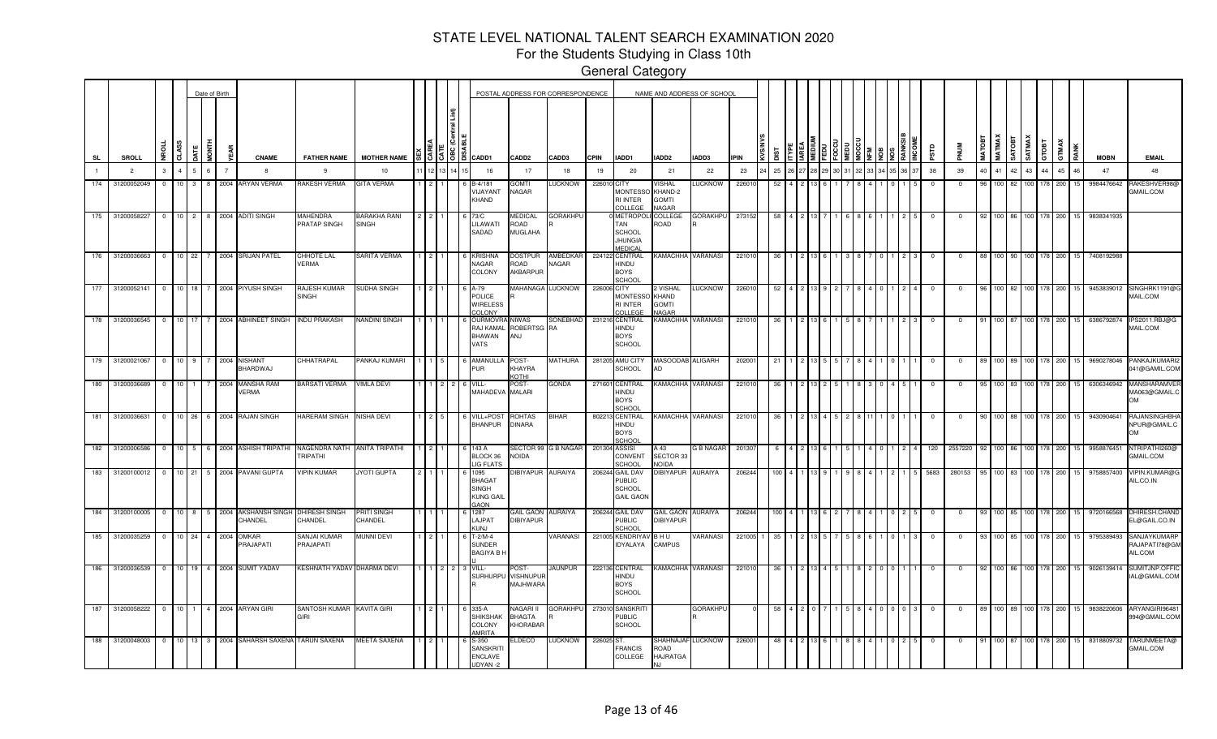# STATE LEVEL NATIONAL TALENT SEARCH EXAMINATION 2020

## For the Students Studying in Class 10th

### General Category

| SL | SROLL | NROLL | CLASS | DATE | MONTH | YEAR | CNAME | FATHER NAME | MOTHER NAME | SEX | CAREA | CATE | OBC (Central List) | DISABLE | CADD1 | CADD2 | CADD3 | CPIN | IADD1 | IADD2 | IADD3 | IPIN | KVS/NVS | DIST | ITYPE | IAREA | MEDIUM | FEDU | FOCCU | MEDU | MOCCU | NFM | NOB | NOS | RANKSIB | INCOME | PSTD | PNUM | MATOBT | MATMAX | SATOBT | SATMAX | GTOBT | GTMAX | RANK | MOBN | EMAIL |
|---|---|---|---|---|---|---|---|---|---|---|---|---|---|---|---|---|---|---|---|---|---|---|---|---|---|---|---|---|---|---|---|---|---|---|---|---|---|---|---|---|---|---|---|---|---|---|---|
| 1 | 2 | 3 | 4 | 5 | 6 | 7 | 8 | 9 | 10 | 11 | 12 | 13 | 14 | 15 | 16 | 17 | 18 | 19 | 20 | 21 | 22 | 23 | 24 | 25 | 26 | 27 | 28 | 29 | 30 | 31 | 32 | 33 | 34 | 35 | 36 | 37 | 38 | 39 | 40 | 41 | 42 | 43 | 44 | 45 | 46 | 47 | 48 |
| 174 | 31200052049 | 0 | 10 | 3 | 8 | 2004 | ARYAN VERMA | RAKESH VERMA | GITA VERMA | 1 | 2 | 1 | | 6 | B-4/181 VIJAYANT KHAND | GOMTI NAGAR | LUCKNOW | 226010 | CITY MONTESSORI INTER COLLEGE | VISHAL KHAND-2 GOMTI NAGAR | LUCKNOW | 226010 | | 52 | 4 | 2 | 13 | 6 | 1 | 7 | 8 | 4 | 1 | 0 | 1 | 5 | 0 | 0 | 96 | 100 | 82 | 100 | 178 | 200 | 15 | 9984476642 | RAKESHVER98@GMAIL.COM |
| 175 | 31200058227 | 0 | 10 | 2 | 8 | 2004 | ADITI SINGH | MAHENDRA PRATAP SINGH | BARAKHA RANI SINGH | 2 | 2 | 1 | | 6 | 73/C LILAWATI SADAD | MEDICAL ROAD MUGLAHA | GORAKHPUR | 0 | METROPOLITAN SCHOOL JHUNGIA MEDICAL | COLLEGE ROAD | GORAKHPUR | 273152 | | 58 | 4 | 2 | 13 | 7 | 1 | 6 | 8 | 6 | 1 | 1 | 2 | 5 | 0 | 0 | 92 | 100 | 86 | 100 | 178 | 200 | 15 | 9838341935 | |
| 176 | 31200036663 | 0 | 10 | 22 | 7 | 2004 | SRIJAN PATEL | CHHOTE LAL VERMA | SARITA VERMA | 1 | 2 | 1 | | 6 | KRISHNA NAGAR COLONY | DOSTPUR ROAD AKBARPUR | AMBEDKAR NAGAR | 224122 | CENTRAL HINDU BOYS SCHOOL | KAMACHHA | VARANASI | 221010 | | 36 | 1 | 2 | 13 | 6 | 1 | 3 | 8 | 7 | 0 | 1 | 2 | 3 | 0 | 0 | 88 | 100 | 90 | 100 | 178 | 200 | 15 | 7408192988 | |
| 177 | 31200052141 | 0 | 10 | 18 | 7 | 2004 | PIYUSH SINGH | RAJESH KUMAR SINGH | SUDHA SINGH | 1 | 2 | 1 | | 6 | A-79 POLICE WIRELESS COLONY | MAHANAGAR | LUCKNOW | 226006 | CITY MONTESSORI INTER COLLEGE | 2 VISHAL KHAND GOMTI NAGAR | LUCKNOW | 226010 | | 52 | 4 | 2 | 13 | 9 | 2 | 7 | 8 | 4 | 0 | 1 | 2 | 4 | 0 | 0 | 96 | 100 | 82 | 100 | 178 | 200 | 15 | 9453839012 | SINGHRK1191@GMAIL.COM |
| 178 | 31200036545 | 0 | 10 | 17 | 7 | 2004 | ABHINEET SINGH | INDU PRAKASH | NANDINI SINGH | 1 | 1 | 1 | | 6 | OURMOVRA RAJ KAMAL BHAWAN VATS | NIWAS ROBERTSGANJ | SONEBHADRA | 231216 | CENTRAL HINDU BOYS SCHOOL | KAMACHHA | VARANASI | 221010 | | 36 | 1 | 2 | 13 | 6 | 1 | 5 | 8 | 7 | 1 | 1 | 2 | 3 | 0 | 0 | 91 | 100 | 87 | 100 | 178 | 200 | 15 | 6386792874 | IPS2011.RBJ@GMAIL.COM |
| 179 | 31200021067 | 0 | 10 | 9 | 7 | 2004 | NISHANT BHARDWAJ | CHHATRAPAL | PANKAJ KUMARI | 1 | 1 | 5 | | 6 | AMANULLAPUR | POST-KHAYRA KOTHI | MATHURA | 281205 | AMU CITY SCHOOL | MASOODABAD | ALIGARH | 202001 | | 21 | 1 | 2 | 13 | 5 | 5 | 7 | 8 | 4 | 1 | 0 | 1 | 1 | 0 | 0 | 89 | 100 | 89 | 100 | 178 | 200 | 15 | 9690278046 | PANKAJKUMARI2041@GMAIL.COM |
| 180 | 31200036689 | 0 | 10 | 1 | 7 | 2004 | MANSHA RAM VERMA | BARSATI VERMA | VIMLA DEVI | 1 | 1 | 2 | 2 | 6 | VILL-MAHADEVA | POST-MALARI | GONDA | 271601 | CENTRAL HINDU BOYS SCHOOL | KAMACHHA | VARANASI | 221010 | | 36 | 1 | 2 | 13 | 2 | 5 | 1 | 8 | 3 | 0 | 4 | 5 | 1 | 0 | 0 | 95 | 100 | 83 | 100 | 178 | 200 | 15 | 6306346942 | MANSHARAMVERMA063@GMAIL.COM |
| 181 | 31200036631 | 0 | 10 | 26 | 6 | 2004 | RAJAN SINGH | HARERAM SINGH | NISHA DEVI | 1 | 2 | 5 | | 6 | VILL+POST BHANPUR | ROHTAS DINARA | BIHAR | 802213 | CENTRAL HINDU BOYS SCHOOL | KAMACHHA | VARANASI | 221010 | | 36 | 1 | 2 | 13 | 4 | 5 | 2 | 8 | 11 | 1 | 0 | 1 | 1 | 0 | 0 | 90 | 100 | 88 | 100 | 178 | 200 | 15 | 9430904641 | RAJANSINGHBHANPUR@GMAIL.COM |
| 182 | 31200006586 | 0 | 10 | 5 | 6 | 2004 | ASHISH TRIPATHI | NAGENDRA NATH TRIPATHI | ANITA TRIPATHI | 1 | 2 | 1 | | 6 | 143 A BLOCK 36 LIG FLATS | SECTOR 99 NOIDA | G B NAGAR | 201304 | ASSISI CONVENT SCHOOL | A 43 SECTOR 33 NOIDA | G B NAGAR | 201307 | | 6 | 4 | 2 | 13 | 6 | 1 | 5 | 1 | 4 | 0 | 1 | 2 | 4 | 120 | 2557220 | 92 | 100 | 86 | 100 | 178 | 200 | 15 | 9958876451 | NTRIPATHI260@GMAIL.COM |
| 183 | 31200100012 | 0 | 10 | 21 | 5 | 2004 | PAVANI GUPTA | VIPIN KUMAR | JYOTI GUPTA | 2 | 1 | 1 | | 6 | 1095 BHAGAT SINGH KUNG GAIL GAON | DIBIYAPUR | AURAIYA | 206244 | GAIL DAV PUBLIC SCHOOL GAIL GAON | DIBIYAPUR | AURAIYA | 206244 | | 100 | 4 | 1 | 13 | 9 | 1 | 9 | 8 | 4 | 1 | 2 | 1 | 5 | 5683 | 280153 | 95 | 100 | 83 | 100 | 178 | 200 | 15 | 9758857400 | VIPIN.KUMAR@GAIL.CO.IN |
| 184 | 31200100005 | 0 | 10 | 8 | 5 | 2004 | AKSHANSH SINGH CHANDEL | DHIRESH SINGH CHANDEL | PRITI SINGH CHANDEL | 1 | 1 | 1 | | 6 | 1287 LALPAT KUNJ | GAIL GAON DIBIYAPUR | AURAIYA | 206244 | GAIL DAV PUBLIC SCHOOL | GAIL GAON DIBIYAPUR | AURAIYA | 206244 | | 100 | 4 | 1 | 13 | 6 | 2 | 7 | 8 | 4 | 1 | 0 | 2 | 5 | 0 | 0 | 93 | 100 | 85 | 100 | 178 | 200 | 15 | 9720166568 | DHIRESH.CHANDEL@GAIL.CO.IN |
| 185 | 31200035259 | 0 | 10 | 24 | 4 | 2004 | OMKAR PRAJAPATI | SANJAI KUMAR PRAJAPATI | MUNNI DEVI | 1 | 2 | 1 | | 6 | T-2/M-4 SUNDER BAGIYA B H U | | VARANASI | 221005 | KENDRIYA VIDYALAYA | B H U CAMPUS | VARANASI | 221005 | 1 | 35 | 1 | 2 | 13 | 5 | 7 | 5 | 8 | 6 | 1 | 0 | 1 | 3 | 0 | 0 | 93 | 100 | 85 | 100 | 178 | 200 | 15 | 9795389493 | SANJAYKUMARPRAJAPATI78@GMAIL.COM |
| 186 | 31200036539 | 0 | 10 | 19 | 4 | 2004 | SUMIT YADAV | KESHNATH YADAV | DHARMA DEVI | 1 | 1 | 2 | 2 | 3 | VILL-SURHURPUR | POST-VISHNUPUR MAJHWARA | JAUNPUR | 222136 | CENTRAL HINDU BOYS SCHOOL | KAMACHHA | VARANASI | 221010 | | 36 | 1 | 2 | 13 | 4 | 5 | 1 | 8 | 2 | 0 | 0 | 1 | 1 | 0 | 0 | 92 | 100 | 86 | 100 | 178 | 200 | 15 | 9026139414 | SUMITJNP.OFFICIAL@GMAIL.COM |
| 187 | 31200058222 | 0 | 10 | 1 | 4 | 2004 | ARYAN GIRI | SANTOSH KUMAR GIRI | KAVITA GIRI | 1 | 2 | 1 | | 6 | 335-A SHIKSHAK COLONY AMRITA | NAGARI II BHAGTA KHORABAR | GORAKHPUR | 273010 | SANSKRITI PUBLIC SCHOOL | | GORAKHPUR | 0 | | 58 | 4 | 2 | 0 | 7 | 1 | 5 | 8 | 4 | 0 | 0 | 0 | 3 | 0 | 0 | 89 | 100 | 89 | 100 | 178 | 200 | 15 | 9838220606 | ARYANGIRI96481994@GMAIL.COM |
| 188 | 31200048003 | 0 | 10 | 13 | 3 | 2004 | SAHARSH SAXENA | TARUN SAXENA | MEETA SAXENA | 1 | 2 | 1 | | 6 | S-350 SANSKRITI ENCLAVE UDYAN -2 | ELDECO | LUCKNOW | 226025 | ST. FRANCIS COLLEGE | SHAHNAJAF ROAD HAJRATGANJ | LUCKNOW | 226001 | | 48 | 4 | 2 | 13 | 6 | 1 | 8 | 8 | 4 | 1 | 0 | 2 | 5 | 0 | 0 | 91 | 100 | 87 | 100 | 178 | 200 | 15 | 8318809732 | TARUNMEETA@GMAIL.COM |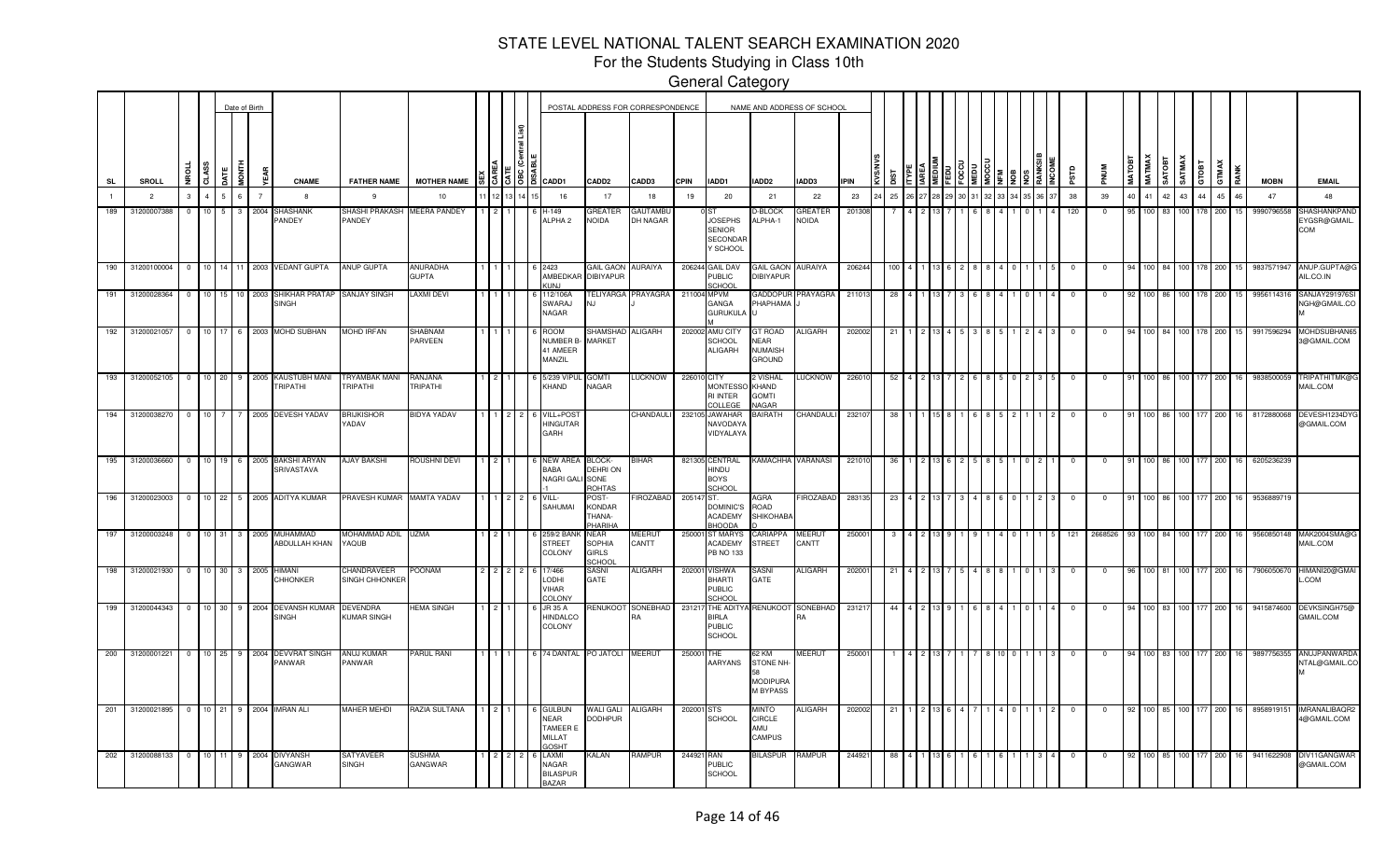# STATE LEVEL NATIONAL TALENT SEARCH EXAMINATION 2020

## For the Students Studying in Class 10th

### General Category

| SL | SROLL | NROLL | CLASS | DATE | MONTH | YEAR | CNAME | FATHER NAME | MOTHER NAME | SEX | CAREA | CATE | OBC (Central List) | DISABLE | CADD1 | CADD2 | CADD3 | CPIN | IADD1 | IADD2 | IADD3 | IPIN | KVS/NVS | DIST | ITYPE | IAREA | MEDIUM | FEDU | FOCCU | MEDU | MOCCU | NFM | NOB | NOS | RANKSIB | INCOME | PSTD | PNUM | MATOBT | MATMAX | SATOBT | SATMAX | GTOBT | GTMAX | RANK | MOBN | EMAIL |
|---|---|---|---|---|---|---|---|---|---|---|---|---|---|---|---|---|---|---|---|---|---|---|---|---|---|---|---|---|---|---|---|---|---|---|---|---|---|---|---|---|---|---|---|---|---|---|---|
| 1 | 2 | 3 | 4 | 5 | 6 | 7 | 8 | 9 | 10 | 11 | 12 | 13 | 14 | 15 | 16 | 17 | 18 | 19 | 20 | 21 | 22 | 23 | 24 | 25 | 26 | 27 | 28 | 29 | 30 | 31 | 32 | 33 | 34 | 35 | 36 | 37 | 38 | 39 | 40 | 41 | 42 | 43 | 44 | 45 | 46 | 47 | 48 |
| 189 | 31200007388 | 0 | 10 | 5 | 3 | 2004 | SHASHANK PANDEY | SHASHI PRAKASH PANDEY | MEERA PANDEY | 1 | 2 | 1 | | 6 | H-149 ALPHA 2 | GREATER NOIDA | GAUTAMBU DH NAGAR | 0 | ST JOSEPHS SENIOR SECONDAR Y SCHOOL | D-BLOCK ALPHA-1 | GREATER NOIDA | 201308 | | 7 | 4 | 2 | 13 | 7 | 1 | 6 | 8 | 4 | 1 | 0 | 1 | 4 | 120 | 0 | 95 | 100 | 83 | 100 | 178 | 200 | 15 | 9990796558 | SHASHANKPAND EYGSR@GMAIL. COM |
| 190 | 31200100004 | 0 | 10 | 14 | 11 | 2003 | VEDANT GUPTA | ANUP GUPTA | ANURADHA GUPTA | 1 | 1 | 1 | | 6 | 2423 AMBEDKAR KUNJ | GAIL GAON DIBIYAPUR | AURAIYA | 206244 | GAIL DAV PUBLIC SCHOOL | GAIL GAON DIBIYAPUR | AURAIYA | 206244 | | 100 | 4 | 1 | 13 | 6 | 2 | 8 | 8 | 4 | 0 | 1 | 1 | 5 | 0 | 0 | 94 | 100 | 84 | 100 | 178 | 200 | 15 | 9837571947 | ANUP.GUPTA@G AIL.CO.IN |
| 191 | 31200028364 | 0 | 10 | 15 | 10 | 2003 | SHIKHAR PRATAP SINGH | SANJAY SINGH | LAXMI DEVI | 1 | 1 | 1 | | 6 | 112/106A SWARAJ NAGAR | TELIYARGA NJ | PRAYAGRA J | 211004 | MPVM GANGA GURUKULA M | GADDOPUR PHAPHAMA U | PRAYAGRA J | 211013 | | 28 | 4 | 1 | 13 | 7 | 3 | 6 | 8 | 4 | 1 | 0 | 1 | 4 | 0 | 0 | 92 | 100 | 86 | 100 | 178 | 200 | 15 | 9956114316 | SANJAY291976SI NGH@GMAIL.CO M |
| 192 | 31200021057 | 0 | 10 | 17 | 6 | 2003 | MOHD SUBHAN | MOHD IRFAN | SHABNAM PARVEEN | 1 | 1 | 1 | | 6 | ROOM NUMBER B-41 AMEER MANZIL | SHAMSHAD MARKET | ALIGARH | 202002 | AMU CITY SCHOOL ALIGARH | GT ROAD NEAR NUMAISH GROUND | ALIGARH | 202002 | | 21 | 1 | 2 | 13 | 4 | 5 | 3 | 8 | 5 | 1 | 2 | 4 | 3 | 0 | 0 | 94 | 100 | 84 | 100 | 178 | 200 | 15 | 9917596294 | MOHDSUBHAN65 3@GMAIL.COM |
| 193 | 31200052105 | 0 | 10 | 20 | 9 | 2005 | KAUSTUBH MANI TRIPATHI | TRYAMBAK MANI TRIPATHI | RANJANA TRIPATHI | 1 | 2 | 1 | | 6 | 5/239 VIPUL KHAND | GOMTI NAGAR | LUCKNOW | 226010 | CITY MONTESSO RI INTER COLLEGE | 2 VISHAL KHAND GOMTI NAGAR | LUCKNOW | 226010 | | 52 | 4 | 2 | 13 | 7 | 2 | 6 | 8 | 5 | 0 | 2 | 3 | 5 | 0 | 0 | 91 | 100 | 86 | 100 | 177 | 200 | 16 | 9838500059 | TRIPATHITMK@G MAIL.COM |
| 194 | 31200038270 | 0 | 10 | 7 | 7 | 2005 | DEVESH YADAV | BRIJKISHOR YADAV | BIDYA YADAV | 1 | 1 | 2 | 2 | 6 | VILL+POST HINGUTAR GARH | | CHANDAULI | 232105 | JAWAHAR NAVODAYA VIDYALAYA | BAIRATH | CHANDAULI | 232107 | | 38 | 1 | 1 | 15 | 8 | 1 | 6 | 8 | 5 | 2 | 1 | 1 | 2 | 0 | 0 | 91 | 100 | 86 | 100 | 177 | 200 | 16 | 8172880068 | DEVESH1234DYG @GMAIL.COM |
| 195 | 31200036660 | 0 | 10 | 19 | 6 | 2005 | BAKSHI ARYAN SRIVASTAVA | AJAY BAKSHI | ROUSHNI DEVI | 1 | 2 | 1 | | 6 | NEW AREA BABA NAGRI GALI -1 | BLOCK-DEHRI ON SONE ROHTAS | BIHAR | 821305 | CENTRAL HINDU BOYS SCHOOL | KAMACHHA | VARANASI | 221010 | | 36 | 1 | 2 | 13 | 6 | 2 | 5 | 8 | 5 | 1 | 0 | 2 | 1 | 0 | 0 | 91 | 100 | 86 | 100 | 177 | 200 | 16 | 6205236239 | |
| 196 | 31200023003 | 0 | 10 | 22 | 5 | 2005 | ADITYA KUMAR | PRAVESH KUMAR | MAMTA YADAV | 1 | 1 | 2 | 2 | 6 | VILL-SAHUMAI | POST-KONDAR THANA-PHARIHA | FIROZABAD | 205147 | ST. DOMINIC'S ACADEMY BHOODA | AGRA ROAD SHIKOHABA D | FIROZABAD | 283135 | | 23 | 4 | 2 | 13 | 7 | 3 | 4 | 8 | 6 | 0 | 1 | 2 | 3 | 0 | 0 | 91 | 100 | 86 | 100 | 177 | 200 | 16 | 9536889719 | |
| 197 | 31200003248 | 0 | 10 | 31 | 3 | 2005 | MUHAMMAD ABDULLAH KHAN | MOHAMMAD ADIL YAQUB | UZMA | 1 | 2 | 1 | | 6 | 259/2 BANK STREET COLONY | NEAR SOPHIA GIRLS SCHOOL | MEERUT CANTT | 250001 | ST MARYS ACADEMY PB NO 133 | CARIAPPA STREET | MEERUT CANTT | 250001 | | 3 | 4 | 2 | 13 | 9 | 1 | 9 | 1 | 4 | 0 | 1 | 1 | 5 | 121 | 2668526 | 93 | 100 | 84 | 100 | 177 | 200 | 16 | 9560850148 | MAK2004SMA@G MAIL.COM |
| 198 | 31200021930 | 0 | 10 | 30 | 3 | 2005 | HIMANI CHHONKER | CHANDRAVEER SINGH CHHONKER | POONAM | 2 | 2 | 2 | 2 | 6 | 17/466 LODHI VIHAR COLONY | SASNI GATE | ALIGARH | 202001 | VISHWA BHARTI PUBLIC SCHOOL | SASNI GATE | ALIGARH | 202001 | | 21 | 4 | 2 | 13 | 7 | 5 | 4 | 8 | 8 | 1 | 0 | 1 | 3 | 0 | 0 | 96 | 100 | 81 | 100 | 177 | 200 | 16 | 7906050670 | HIMANI20@GMAI L.COM |
| 199 | 31200044343 | 0 | 10 | 30 | 9 | 2004 | DEVANSH KUMAR SINGH | DEVENDRA KUMAR SINGH | HEMA SINGH | 1 | 2 | 1 | | 6 | JR 35 A HINDALCO COLONY | RENUKOOT | SONEBHAD RA | 231217 | THE ADITYA BIRLA PUBLIC SCHOOL | RENUKOOT | SONEBHAD RA | 231217 | | 44 | 4 | 2 | 13 | 9 | 1 | 6 | 8 | 4 | 1 | 0 | 1 | 4 | 0 | 0 | 94 | 100 | 83 | 100 | 177 | 200 | 16 | 9415874600 | DEVKSINGH75@ GMAIL.COM |
| 200 | 31200001221 | 0 | 10 | 25 | 9 | 2004 | DEVVRAT SINGH PANWAR | ANUJ KUMAR PANWAR | PARUL RANI | 1 | 1 | 1 | | 6 | 74 DANTAL | PO JATOLI | MEERUT | 250001 | THE AARYANS | 62 KM STONE NH-58 MODIPURA M BYPASS | MEERUT | 250001 | | 1 | 4 | 2 | 13 | 7 | 1 | 7 | 8 | 10 | 0 | 1 | 1 | 3 | 0 | 0 | 94 | 100 | 83 | 100 | 177 | 200 | 16 | 9897756355 | ANUJPANWARDA NTAL@GMAIL.CO M |
| 201 | 31200021895 | 0 | 10 | 21 | 9 | 2004 | IMRAN ALI | MAHER MEHDI | RAZIA SULTANA | 1 | 2 | 1 | | 6 | GULBUN NEAR TAMEER E MILLAT GOSHT | WALI GALI DODHPUR | ALIGARH | 202001 | STS SCHOOL | MINTO CIRCLE AMU CAMPUS | ALIGARH | 202002 | | 21 | 1 | 2 | 13 | 6 | 4 | 7 | 1 | 4 | 0 | 1 | 1 | 2 | 0 | 0 | 92 | 100 | 85 | 100 | 177 | 200 | 16 | 8958919151 | IMRANALIBAQR2 4@GMAIL.COM |
| 202 | 31200088133 | 0 | 10 | 11 | 9 | 2004 | DIVYANSH GANGWAR | SATYAVEER SINGH | SUSHMA GANGWAR | 1 | 2 | 2 | 2 | 6 | LAXMI NAGAR BILASPUR BAZAR | KALAN | RAMPUR | 244921 | RAN PUBLIC SCHOOL | BILASPUR | RAMPUR | 244921 | | 88 | 4 | 1 | 13 | 6 | 1 | 6 | 1 | 6 | 1 | 1 | 3 | 4 | 0 | 0 | 92 | 100 | 85 | 100 | 177 | 200 | 16 | 9411622908 | DIV11GANGWAR @GMAIL.COM |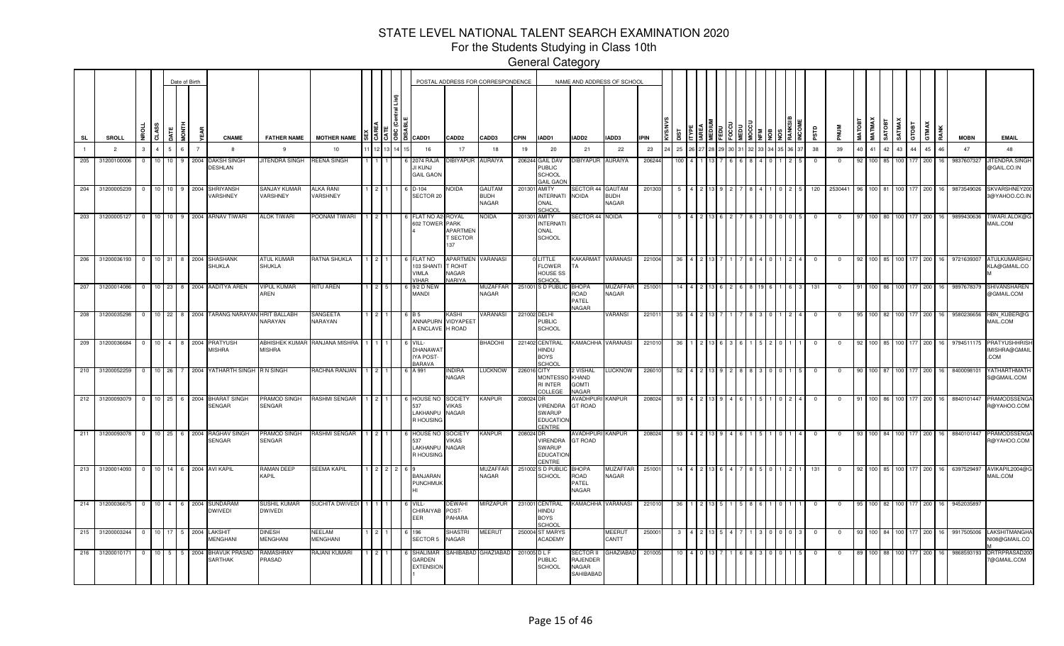# STATE LEVEL NATIONAL TALENT SEARCH EXAMINATION 2020

## For the Students Studying in Class 10th

### General Category

| SL | SROLL | NROLL | CLASS | DATE | MONTH | YEAR | CNAME | FATHER NAME | MOTHER NAME | SEX | CAREA | CATE | OBC (Central List) | DISABLE | CADD1 | CADD2 | CADD3 | CPIN | IADD1 | IADD2 | IADD3 | IPIN | KVSNVS | DIST | ITYPE | IAREA | MEDIUM | FEDU | FOCCU | MEDU | MOCCU | NFM | NOB | NOS | RANKSIB | INCOME | PSTD | PNUM | MATOBT | MATMAX | SATOBT | SATMAX | GTOBT | GTMAX | RANK | MOBN | EMAIL |
|---|---|---|---|---|---|---|---|---|---|---|---|---|---|---|---|---|---|---|---|---|---|---|---|---|---|---|---|---|---|---|---|---|---|---|---|---|---|---|---|---|---|---|---|---|---|---|---|
| 1 | 2 | 3 | 4 | 5 | 6 | 7 | 8 | 9 | 10 | 11 | 12 | 13 | 14 | 15 | 16 | 17 | 18 | 19 | 20 | 21 | 22 | 23 | 24 | 25 | 26 | 27 | 28 | 29 | 30 | 31 | 32 | 33 | 34 | 35 | 36 | 37 | 38 | 39 | 40 | 41 | 42 | 43 | 44 | 45 | 46 | 47 | 48 |
| 205 | 31200100006 | 0 | 10 | 10 | 9 | 2004 | DAKSH SINGH DESHLAN | JITENDRA SINGH | REENA SINGH | 1 | 1 | 1 | | 6 | 2074 RAJA JI KUNJ GAIL GAON | DIBIYAPUR | AURAIYA | 206244 | GAIL DAV PUBLIC SCHOOL GAIL GAON | DIBIYAPUR | AURAIYA | 206244 | | 100 | 4 | 1 | 13 | 7 | 6 | 6 | 8 | 4 | 0 | 1 | 2 | 5 | 0 | 0 | 92 | 100 | 85 | 100 | 177 | 200 | 16 | 9837607327 | JITENDRA.SINGH@GAIL.CO.IN |
| 204 | 31200005239 | 0 | 10 | 10 | 9 | 2004 | SHRIYANSH VARSHNEY | SANJAY KUMAR VARSHNEY | ALKA RANI VARSHNEY | 1 | 2 | 1 | | 6 | D-104 SECTOR 20 | NOIDA | GAUTAM BUDH NAGAR | 201301 | AMITY INTERNATIONAL SCHOOL | SECTOR 44 NOIDA | GAUTAM BUDH NAGAR | 201303 | | 5 | 4 | 2 | 13 | 9 | 2 | 7 | 8 | 4 | 1 | 0 | 2 | 5 | 120 | 2530441 | 96 | 100 | 81 | 100 | 177 | 200 | 16 | 9873549026 | SKVARSHNEY2003@YAHOO.CO.IN |
| 203 | 31200005127 | 0 | 10 | 10 | 9 | 2004 | ARNAV TIWARI | ALOK TIWARI | POONAM TIWARI | 1 | 2 | 1 | | 6 | FLAT NO A2-602 TOWER 4 | ROYAL PARK APARTMENT SECTOR 137 | NOIDA | 201301 | AMITY INTERNATIONAL SCHOOL | SECTOR 44 | NOIDA | 0 | | 5 | 4 | 2 | 13 | 6 | 2 | 7 | 8 | 3 | 0 | 0 | 0 | 5 | 0 | 0 | 97 | 100 | 80 | 100 | 177 | 200 | 16 | 9899430636 | TIWARI.ALOK@GMAIL.COM |
| 206 | 31200036193 | 0 | 10 | 31 | 8 | 2004 | SHASHANK SHUKLA | ATUL KUMAR SHUKLA | RATNA SHUKLA | 1 | 2 | 1 | | 6 | FLAT NO 103 SHANTI VIMLA VIHAR | APARTMENT ROHIT NAGAR NARIYA | VARANASI | 0 | LITTLE FLOWER HOUSE SS SCHOOL | KAKARMATTA | VARANASI | 221004 | | 36 | 4 | 2 | 13 | 7 | 1 | 7 | 8 | 4 | 0 | 1 | 2 | 4 | 0 | 0 | 92 | 100 | 85 | 100 | 177 | 200 | 16 | 9721639307 | ATULKUMARSHUKLA@GMAIL.COM |
| 207 | 31200014086 | 0 | 10 | 23 | 8 | 2004 | AADITYA AREN | VIPUL KUMAR AREN | RITU AREN | 1 | 2 | 5 | | 6 | 9/2 D NEW MANDI | | MUZAFFAR NAGAR | 251001 | S D PUBLIC | BHOPA ROAD PATEL NAGAR | MUZAFFAR NAGAR | 251001 | | 14 | 4 | 2 | 13 | 6 | 2 | 6 | 8 | 19 | 6 | 1 | 6 | 3 | 131 | 0 | 91 | 100 | 86 | 100 | 177 | 200 | 16 | 9897678379 | SHIVANSHAREN@GMAIL.COM |
| 208 | 31200035298 | 0 | 10 | 22 | 8 | 2004 | TARANG NARAYAN | HRIT BALLABH NARAYAN | SANGEETA NARAYAN | 1 | 2 | 1 | | 6 | B 5 ANNAPURNA ENCLAVE | KASHI VIDYAPEETH ROAD | VARANASI | 221002 | DELHI PUBLIC SCHOOL | | VARANSI | 221011 | | 35 | 4 | 2 | 13 | 7 | 1 | 7 | 8 | 3 | 0 | 1 | 2 | 4 | 0 | 0 | 95 | 100 | 82 | 100 | 177 | 200 | 16 | 9580236656 | HBN_KUBER@GMAIL.COM |
| 209 | 31200036684 | 0 | 10 | 4 | 8 | 2004 | PRATYUSH MISHRA | ABHISHEK KUMAR MISHRA | RANJANA MISHRA | 1 | 1 | 1 | | 6 | VILL-DHANAWATIYA POST-BARAVA | | BHADOHI | 221402 | CENTRAL HINDU BOYS SCHOOL | KAMACHHA | VARANASI | 221010 | | 36 | 1 | 2 | 13 | 6 | 3 | 6 | 1 | 5 | 2 | 0 | 1 | 1 | 0 | 0 | 92 | 100 | 85 | 100 | 177 | 200 | 16 | 9794511175 | PRATYUSHHRISHIMISHRA@GMAIL.COM |
| 210 | 31200052259 | 0 | 10 | 26 | 7 | 2004 | YATHARTH SINGH | R N SINGH | RACHNA RANJAN | 1 | 2 | 1 | | 6 | A 991 | INDIRA NAGAR | LUCKNOW | 226016 | CITY MONTESSORI INTER COLLEGE | 2 VISHAL KHAND GOMTI NAGAR | LUCKNOW | 226010 | | 52 | 4 | 2 | 13 | 9 | 2 | 8 | 8 | 3 | 0 | 0 | 1 | 5 | 0 | 0 | 90 | 100 | 87 | 100 | 177 | 200 | 16 | 8400098101 | YATHARTHMATHS@GMAIL.COM |
| 212 | 31200093079 | 0 | 10 | 25 | 6 | 2004 | BHARAT SINGH SENGAR | PRAMOD SINGH SENGAR | RASHMI SENGAR | 1 | 2 | 1 | | 6 | HOUSE NO 537 LAKHANPUR HOUSING | SOCIETY VIKAS NAGAR | KANPUR | 208024 | DR VIRENDRA SWARUP EDUCATION CENTRE | AVADHPURI GT ROAD | KANPUR | 208024 | | 93 | 4 | 2 | 13 | 9 | 4 | 6 | 1 | 5 | 1 | 0 | 2 | 4 | 0 | 0 | 91 | 100 | 86 | 100 | 177 | 200 | 16 | 8840101447 | PRAMODSSENGAR@YAHOO.COM |
| 211 | 31200093078 | 0 | 10 | 25 | 6 | 2004 | RAGHAV SINGH SENGAR | PRAMOD SINGH SENGAR | RASHMI SENGAR | 1 | 2 | 1 | | 6 | HOUSE NO 537 LAKHANPUR HOUSING | SOCIETY VIKAS NAGAR | KANPUR | 208024 | DR VIRENDRA SWARUP EDUCATION CENTRE | AVADHPURI GT ROAD | KANPUR | 208024 | | 93 | 4 | 2 | 13 | 9 | 4 | 6 | 1 | 5 | 1 | 0 | 1 | 4 | 0 | 0 | 93 | 100 | 84 | 100 | 177 | 200 | 16 | 8840101447 | PRAMODSSENGAR@YAHOO.COM |
| 213 | 31200014093 | 0 | 10 | 14 | 6 | 2004 | AVI KAPIL | RAMAN DEEP KAPIL | SEEMA KAPIL | 1 | 2 | 2 | 2 | 6 | 9 BANJARAN PUNCHMUKHI | | MUZAFFAR NAGAR | 251002 | S D PUBLIC SCHOOL | BHOPA ROAD PATEL NAGAR | MUZAFFAR NAGAR | 251001 | | 14 | 4 | 2 | 13 | 6 | 4 | 7 | 8 | 5 | 0 | 1 | 2 | 1 | 131 | 0 | 92 | 100 | 85 | 100 | 177 | 200 | 16 | 6397529497 | AVIKAPIL2004@GMAIL.COM |
| 214 | 31200036675 | 0 | 10 | 4 | 6 | 2004 | SUNDARAM DWIVEDI | SUSHIL KUMAR DWIVEDI | SUCHITA DWIVEDI | 1 | 1 | 1 | | 6 | VILL-CHIRAIYA BEER | DEWAHI POST-PAHARA | MIRZAPUR | 231001 | CENTRAL HINDU BOYS SCHOOL | KAMACHHA | VARANASI | 221010 | | 36 | 1 | 2 | 13 | 5 | 1 | 5 | 8 | 6 | 1 | 0 | 1 | 1 | 0 | 0 | 95 | 100 | 82 | 100 | 177 | 200 | 16 | 9452035897 | |
| 215 | 31200003244 | 0 | 10 | 17 | 5 | 2004 | LAKSHIT MENGHANI | DINESH MENGHANI | NEELAM MENGHANI | 1 | 2 | 1 | | 6 | 196 SECTOR 5 | SHASTRI NAGAR | MEERUT | 250004 | ST MARYS ACADEMY | | MEERUT CANTT | 250001 | | 3 | 4 | 2 | 13 | 5 | 4 | 7 | 1 | 3 | 0 | 0 | 0 | 3 | 0 | 0 | 93 | 100 | 84 | 100 | 177 | 200 | 16 | 9917505006 | LAKSHITMANGHANI08@GMAIL.COM |
| 216 | 31200010171 | 0 | 10 | 5 | 5 | 2004 | BHAVUK PRASAD SARTHAK | RAMASHRAY PRASAD | RAJANI KUMARI | 1 | 2 | 1 | | 6 | SHALIMAR GARDEN EXTENSION 1 | SAHIBABAD | GHAZIABAD | 201005 | D L F PUBLIC SCHOOL | SECTOR II RAJENDER NAGAR SAHIBABAD | GHAZIABAD | 201005 | | 10 | 4 | 0 | 13 | 7 | 1 | 6 | 8 | 3 | 0 | 0 | 1 | 5 | 0 | 0 | 89 | 100 | 88 | 100 | 177 | 200 | 16 | 9868593193 | DRTRPRASAD2007@GMAIL.COM |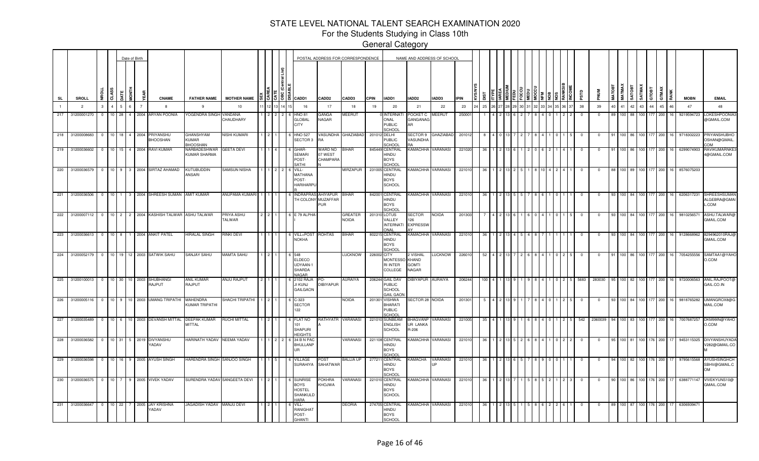# STATE LEVEL NATIONAL TALENT SEARCH EXAMINATION 2020

## For the Students Studying in Class 10th

## General Category

| SL | SROLL | NROLL | CLASS | DATE | MONTH | YEAR | CNAME | FATHER NAME | MOTHER NAME | SEX | CAREA | CATE | OBC (Central List) | DISABLE | CADD1 | CADD2 | CADD3 | CPIN | IADD1 | IADD2 | IADD3 | IPIN | KVS/NVS | DIST | ITYPE | IAREA | MEDIUM | FEDU | FOCCU | MEDU | MOCCU | NFM | NOB | NOS | RANKSIB | INCOME | PSTD | PNUM | MATOBT | MATMAX | SATOBT | SATMAX | GTOBT | GTMAX | RANK | MOBN | EMAIL |
|---|---|---|---|---|---|---|---|---|---|---|---|---|---|---|---|---|---|---|---|---|---|---|---|---|---|---|---|---|---|---|---|---|---|---|---|---|---|---|---|---|---|---|---|---|---|---|---|
| 1 | 2 | 3 | 4 | 5 | 6 | 7 | 8 | 9 | 10 | 11 | 12 | 13 | 14 | 15 | 16 | 17 | 18 | 19 | 20 | 21 | 22 | 23 | 24 | 25 | 26 | 27 | 28 | 29 | 30 | 31 | 32 | 33 | 34 | 35 | 36 | 37 | 38 | 39 | 40 | 41 | 42 | 43 | 44 | 45 | 46 | 47 | 48 |
| 217 | 31200001270 | 0 | 10 | 28 | 4 | 2004 | ARYAN POONIA | YOGENDRA SINGH | VANDANA CHAUDHARY | 1 | 2 | 2 | 2 | 6 | HNO 81 GLOBAL CITY | GANGA NAGAR | MEERUT | 0 | INTERNATIONAL PUBLIC SCHOOL | POCKET C GANGANAGAR | MEERUT | 250001 | | 1 | 4 | 2 | 13 | 6 | 2 | 7 | 8 | 4 | 0 | 1 | 2 | 2 | 0 | 0 | 89 | 100 | 88 | 100 | 177 | 200 | 16 | 9219594723 | LOKESHPOONIA3@GMAIL.COM |
| 218 | 31200008683 | 0 | 10 | 18 | 4 | 2004 | PRIYANSHU BHOOSHAN | GHANSHYAM KUMAR BHOOSHAN | NISHI KUMARI | 1 | 2 | 1 | | 6 | HNO 527 SECTOR 3 | VASUNDHARA | GHAZIABAD | 201012 | DELHI PUBLIC SCHOOL | SECTOR 9 VASUNDHARA | GHAZIABAD | 201012 | | 8 | 4 | 0 | 13 | 7 | 2 | 7 | 8 | 4 | 1 | 0 | 1 | 5 | 0 | 0 | 91 | 100 | 86 | 100 | 177 | 200 | 16 | 9718302223 | PRIYANSHUBHOOSHAN@GMAIL.COM |
| 219 | 31200036602 | 0 | 10 | 15 | 4 | 2004 | RAVI KUMAR | NARBADESHWAR KUMAR SHARMA | GEETA DEVI | 1 | 1 | 4 | | 6 | GHAR-SEMARI POST-SATHI | WARD NO 07 WEST CHAMPARAN | BIHAR | 845449 | CENTRAL HINDU BOYS SCHOOL | KAMACHHA | VARANASI | 221020 | | 36 | 1 | 2 | 13 | 6 | 1 | 2 | 0 | 6 | 2 | 1 | 4 | 1 | 0 | 0 | 91 | 100 | 86 | 100 | 177 | 200 | 16 | 6299074903 | RAVIKUMARNKE34@GMAIL.COM |
| 220 | 31200036579 | 0 | 10 | 9 | 3 | 2004 | SIRTAZ AHAMAD | KUTUBUDDIN ANSARI | SAMSUN NISHA | 1 | 1 | 2 | 2 | 6 | VILL-MATHANA POST-HARIHARPUR | | MIRZAPUR | 231005 | CENTRAL HINDU BOYS SCHOOL | KAMACHHA | VARANASI | 221010 | | 36 | 1 | 2 | 13 | 2 | 5 | 1 | 8 | 10 | 4 | 2 | 4 | 1 | 0 | 0 | 88 | 100 | 89 | 100 | 177 | 200 | 16 | 8576075203 | |
| 221 | 31200036506 | 0 | 10 | 1 | 3 | 2004 | SHREESH SUMAN | AMIT KUMAR | ANUPAMA KUMARI | 1 | 1 | 1 | | 6 | INDRAPRASTH COLONY | AHIYAPUR MUZAFFARPUR | BIHAR | 842001 | CENTRAL HINDU BOYS SCHOOL | KAMACHHA | VARANASI | 221010 | | 36 | 1 | 2 | 13 | 5 | 5 | 7 | 8 | 6 | 1 | 0 | 1 | 1 | 0 | 0 | 93 | 100 | 84 | 100 | 177 | 200 | 16 | 6206317231 | SHREESHSUMANALGEBRA@GMAIL.COM |
| 222 | 31200007112 | 0 | 10 | 2 | 2 | 2004 | KASHISH TALWAR | ASHU TALWAR | PRIYA ASHU TALWAR | 2 | 2 | 1 | | 6 | E 79 ALPHA-I | | GREATER NOIDA | 201310 | LOTUS VALLEY INTERNATIONAL | SECTOR 126 EXPRESSWAY | NOIDA | 201303 | | 7 | 4 | 2 | 13 | 6 | 1 | 6 | 0 | 4 | 1 | 0 | 1 | 5 | 0 | 0 | 93 | 100 | 84 | 100 | 177 | 200 | 16 | 9810256571 | ASHU.TALWAR@GMAIL.COM |
| 223 | 31200036613 | 0 | 10 | 8 | 1 | 2004 | ANKIT PATEL | HIRALAL SINGH | RINKI DEVI | 1 | 1 | 1 | | 6 | VILL+POST NOKHA | ROHTAS | BIHAR | 802215 | CENTRAL HINDU BOYS SCHOOL | KAMACHHA | VARANASI | 221010 | | 36 | 1 | 2 | 13 | 4 | 5 | 4 | 8 | 7 | 1 | 1 | 1 | 1 | 0 | 0 | 93 | 100 | 84 | 100 | 177 | 200 | 16 | 9128668962 | 8294962010RAJ@GMAIL.COM |
| 224 | 31200052179 | 0 | 10 | 19 | 12 | 2003 | SATWIK SAHU | SANJAY SAHU | MAMTA SAHU | 1 | 2 | 1 | | 6 | 548 ELDECO UDYAAN-1 SHARDA NAGAR | | LUCKNOW | 226002 | CITY MONTESSORI INTER COLLEGE | 2 VISHAL KHAND GOMTI NAGAR | LUCKNOW | 226010 | | 52 | 4 | 2 | 13 | 7 | 2 | 6 | 8 | 4 | 1 | 0 | 2 | 5 | 0 | 0 | 91 | 100 | 86 | 100 | 177 | 200 | 16 | 7054255556 | SAMTAA1@YAHOO.COM |
| 225 | 31200100013 | 0 | 10 | 30 | 10 | 2003 | SHUBHANGI RAJPUT | ANIL KUMAR RAJPUT | ANJU RAJPUT | 2 | 1 | 1 | | 6 | 2102 RAJA JI KUNJ GAILGAON | PO-DIBIYAPUR | AURAIYA | 206244 | GAIL DAV PUBLIC SCHOOL GAIL GAON | DIBIYAPUR | AURAIYA | 206244 | | 100 | 4 | 1 | 13 | 9 | 1 | 9 | 8 | 4 | 1 | 0 | 2 | 5 | 5683 | 283030 | 95 | 100 | 82 | 100 | 177 | 200 | 16 | 9720006563 | ANIL.RAJPOOT@GAIL.CO.IN |
| 226 | 31200005116 | 0 | 10 | 9 | 10 | 2003 | UMANG TRIPATHI | MAHENDRA KUMAR TRIPATHI | SHACHI TRIPATHI | 1 | 2 | 1 | | 6 | C-323 SECTOR 122 | | NOIDA | 201301 | VISHWA BHARATI PUBLIC SCHOOL | SECTOR 28 | NOIDA | 201301 | | 5 | 4 | 2 | 13 | 9 | 1 | 7 | 8 | 4 | 0 | 1 | 2 | 5 | 0 | 0 | 93 | 100 | 84 | 100 | 177 | 200 | 16 | 9818765282 | UMANGROX8@GMAIL.COM |
| 227 | 31200035489 | 0 | 10 | 6 | 10 | 2003 | DEVANSH MITTAL | DEEPAK KUMAR MITTAL | RUCHI MITTAL | 1 | 2 | 1 | | 6 | FLAT NO 101 SHAPURI HEIGHTS | RATHYATRA | VARANASI | 221010 | SUNBEAM ENGLISH SCHOOL | BHAGVANPUR LANKA R-206 | VARANASI | 221005 | | 35 | 4 | 1 | 13 | 9 | 1 | 6 | 8 | 4 | 0 | 1 | 2 | 5 | 542 | 2360039 | 94 | 100 | 83 | 100 | 177 | 200 | 16 | 7007687257 | DKM99IN@YAHOO.COM |
| 228 | 31200036582 | 0 | 10 | 31 | 5 | 2019 | DIVYANSHU YADAV | HARINATH YADAV | NEEMA YADAV | 1 | 1 | 2 | 2 | 6 | 34 B N PAC BHULLANPUR | | VARANASI | 221108 | CENTRAL HINDU BOYS SCHOOL | KAMACHHA | VARANASI | 221010 | | 36 | 1 | 2 | 13 | 5 | 2 | 6 | 8 | 4 | 1 | 0 | 2 | 2 | 0 | 0 | 95 | 100 | 81 | 100 | 176 | 200 | 17 | 9453115325 | DIVYANSHUYADAV282@GMAIL.COM |
| 229 | 31200036598 | 0 | 10 | 16 | 9 | 2005 | AYUSH SINGH | HARENDRA SINGH | SANJOO SINGH | 1 | 1 | 5 | | 6 | VILLAGE SURAHIYA | POST SAHATWAR | BALLIA UP | 277211 | CENTRAL HINDU BOYS SCHOOL | KAMACHA | VARANASI UP | 221010 | | 36 | 1 | 2 | 13 | 6 | 5 | 7 | 8 | 9 | 0 | 0 | 1 | 1 | 0 | 0 | 94 | 100 | 82 | 100 | 176 | 200 | 17 | 9795615568 | AYUSHSINGHCHSBHV@GMAIL.COM |
| 230 | 31200036575 | 0 | 10 | 7 | 9 | 2005 | VIVEK YADAV | SURENDRA YADAV | SANGEETA DEVI | 1 | 2 | 1 | | 6 | SUNRISE BOYS HOSTEL SHANKULDHARA | POKHRA KHOJWA | VARANASI | 221010 | CENTRAL HINDU BOYS SCHOOL | KAMACHHA | VARANASI | 221010 | | 36 | 1 | 2 | 13 | 7 | 1 | 5 | 8 | 5 | 2 | 1 | 2 | 3 | 0 | 0 | 90 | 100 | 86 | 100 | 176 | 200 | 17 | 6388771147 | VIVEKYUNS10@GMAIL.COM |
| 231 | 31200036647 | 0 | 10 | 22 | 7 | 2005 | JAY KRISHNA YADAV | JAGADISH YADAV | MANJU DEVI | 1 | 2 | 1 | | 6 | VILL-RANIGHAT POST-GHANTI | | DEORIA | 274705 | CENTRAL HINDU BOYS SCHOOL | KAMACHHA | VARANASI | 221010 | | 36 | 1 | 2 | 13 | 5 | 1 | 5 | 8 | 6 | 2 | 2 | 6 | 1 | 0 | 0 | 89 | 100 | 87 | 100 | 176 | 200 | 17 | 6306939471 | |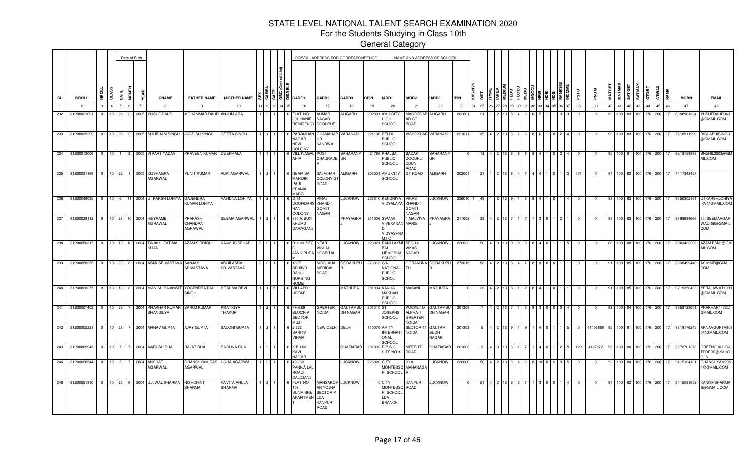# STATE LEVEL NATIONAL TALENT SEARCH EXAMINATION 2020

## For the Students Studying in Class 10th

### General Category

| SL | SROLL | NROLL | CLASS | DATE | MONTH | YEAR | CNAME | FATHER NAME | MOTHER NAME | SEX | CAREA | CATE | OBC (Central List) | DISABLE | CADD1 | CADD2 | CADD3 | CPIN | IADD1 | IADD2 | IADD3 | IPIN | KVS/NVS | DIST | ITYPE | IAREA | MEDIUM | FEDU | FOCCU | MEDU | MOCCU | NFM | NOB | NOS | RANKSIB | INCOME | PSTD | PNUM | MATOBT | MATMAX | SATOBT | SATMAX | GTOBT | GTMAX | RANK | MOBN | EMAIL |
|---|---|---|---|---|---|---|---|---|---|---|---|---|---|---|---|---|---|---|---|---|---|---|---|---|---|---|---|---|---|---|---|---|---|---|---|---|---|---|---|---|---|---|---|---|---|---|---|
| 1 | 2 | 3 | 4 | 5 | 6 | 7 | 8 | 9 | 10 | 11 | 12 | 13 | 14 | 15 | 16 | 17 | 18 | 19 | 20 | 21 | 22 | 23 | 24 | 25 | 26 | 27 | 28 | 29 | 30 | 31 | 32 | 33 | 34 | 35 | 36 | 37 | 38 | 39 | 40 | 41 | 42 | 43 | 44 | 45 | 46 | 47 | 48 |
| 232 | 31200021091 | 0 | 10 | 28 | 2 | 2005 | YUSUF DAUD | MOHAMMAD DAUD | ANJUM ARA | 1 | 2 | 1 | | | 6 FLAT NO 301 HANIF RESIDENCY | AHMAD NAGAR DODHPUR | ALIGARH | 202001 | AMU CITY HIGH SCHOOL | MASOODABAD GT ROAD | ALIGARH | 202001 | | 21 | 1 | 2 | 13 | 5 | 4 | 6 | 8 | 5 | 1 | 1 | 3 | 3 | 0 | 0 | 93 | 100 | 83 | 100 | 176 | 200 | 17 | 6398901334 | YUSUFDAUD949@GMAIL.COM |
| 233 | 31200035299 | 0 | 10 | 20 | 2 | 2005 | SHUBHAM SINGH | JAGDISH SINGH | GEETA SINGH | 1 | 1 | 1 | | | 6 PARAMHANS NAGAR NEW COLONY | GHAMAHAPUR KANDWA | VARANASI | 221106 | DELHI PUBLIC SCHOOL | VISHOKHAR | VARANASI | 221011 | | 35 | 4 | 2 | 13 | 6 | 1 | 6 | 8 | 6 | 1 | 0 | 2 | 4 | 0 | 0 | 93 | 100 | 83 | 100 | 176 | 200 | 17 | 7618911996 | RISHABHSINGH@GMAIL.COM |
| 234 | 31200013006 | 0 | 10 | 1 | 2 | 2005 | VIRAAT YADAV | PRAVEEN KUMAR | DEEPMALA | 1 | 1 | 1 | 1 | | 6 VILL NAGAL AHIR | POST CHAURADEV | SAHARANPUR | 24766 | KHALSA PUBLIC SCHOOL | SADAK DOODHLI DOON ROAD | SAHARANPUR | 0 | | 13 | 4 | 2 | 13 | 6 | 6 | 6 | 8 | 4 | 1 | 0 | 2 | 4 | 0 | 0 | 95 | 100 | 81 | 100 | 176 | 200 | 17 | 8218159883 | SNEHIL2003@GMAIL.COM |
| 235 | 31200021169 | 0 | 10 | 22 | 1 | 2005 | KUSHAGRA AGARWAL | PUNIT KUMAR | ALPI AGARWAL | 1 | 2 | 1 | | | 6 NEAR SAI MANDIR PARI KRAMA MARG | SAI VIHAR COLONY GT ROAD | ALIGARH | 202001 | AMU CITY SCHOOL | GT ROAD | ALIGARH | 202001 | | 21 | 1 | 2 | 13 | 6 | 4 | 7 | 4 | 4 | 1 | 0 | 1 | 3 | 571 | 0 | 94 | 100 | 82 | 100 | 176 | 200 | 17 | 7417343457 | |
| 236 | 31200049095 | 0 | 10 | 6 | 11 | 2004 | UTKARSH LOHIYA | GAJENDRA KUMAR LOHIYA | VANDNA LOHIYA | 1 | 2 | 1 | | | 6 D 14 DOORDARSHAN COLONY | VIRAJ KHAND 1 GOMTI NAGAR | LUCKNOW | 226010 | KENDRIYA VIDYALAYA | VIKAS KHAND 1 GOMTI NAGAR | LUCKNOW | 226010 | 1 | 49 | 1 | 2 | 13 | 9 | 1 | 6 | 8 | 4 | 1 | 0 | 1 | 4 | 0 | 0 | 93 | 100 | 83 | 100 | 176 | 200 | 17 | 9650302161 | UTKARSHLOHIYA.KV@GMAIL.COM |
| 237 | 31200028112 | 0 | 10 | 28 | 10 | 2004 | HEYRAMB AGRAWAL | PRAKASH CHANDRA AGRAWAL | SEEMA AGARWAL | 1 | 2 | 1 | | | 6 730 A BUXI KHURD DARAGANJ | | PRAYAGRAJ | 211006 | SWAMI VIVEKANAND VIDYASHRAM I C | 4 MALVIYA MARG | PRAYAGRAJ | 211002 | | 28 | 4 | 2 | 13 | 7 | 1 | 7 | 1 | 3 | 0 | 1 | 2 | 1 | 0 | 0 | 93 | 100 | 83 | 100 | 176 | 200 | 17 | 9889634666 | 654SEEMAAGARWAL456@GMAIL.COM |
| 238 | 31200050317 | 0 | 10 | 18 | 10 | 2004 | TAJALLI FATIMA KHAN | AZAM SIDDIQUI | NAJMUS SEHAR | 2 | 2 | 1 | | | 6 B1/131 SEC-G JANKIPURAM | NEAR VISHAL HOSPITAL | LUCKNOW | 226021 | RANI LAXMI BAI MEMORIAL SCHOOL | SEC-14 VIKAS NAGAR | LUCKNOW | 226022 | | 50 | 4 | 0 | 13 | 9 | 2 | 9 | 8 | 4 | 0 | 1 | 1 | 5 | 0 | 0 | 88 | 100 | 88 | 100 | 176 | 200 | 17 | 7903422298 | AZAM.BSNL@GMAIL.COM |
| 239 | 31200058255 | 0 | 10 | 20 | 8 | 2004 | ASMI SRIVASTAVA | SANJAY SRIVASTAVA | ABHILASHA SRIVASTAVA | 2 | 2 | 1 | | | 6 180E BEHIND RAHUL NURSING HOME | MOGLAHA MEDICAL ROAD | GORAKHPUR | 273013 | G N NATIONAL PUBLIC SCHOL | GORAKHNATH | GORAKHPUR | 273015 | | 58 | 4 | 2 | 13 | 6 | 4 | 7 | 8 | 3 | 0 | 0 | 1 | 1 | 0 | 0 | 91 | 100 | 85 | 100 | 176 | 200 | 17 | 9838499440 | ASMIMF@GMAIL.COM |
| 240 | 31200020275 | 0 | 10 | 10 | 8 | 2004 | MANISH RAJAWAT | YOGENDRA PAL SINGH | RESHMA DEVI | 1 | 1 | 5 | | | 6 VILL+PO USFAR | | MATHURA | 281004 | KANHA MAKHAN PUBLIC SCHOOL | MASANI | MATHURA | 0 | | 20 | 4 | 2 | 13 | 6 | 1 | 2 | 8 | 4 | 1 | 0 | 1 | 1 | 0 | 0 | 91 | 100 | 85 | 100 | 176 | 200 | 17 | 9719350423 | YPRAJAWAT1099@GMAIL.COM |
| 241 | 31200007402 | 0 | 10 | 29 | 7 | 2004 | PRAKHAR KUMAR SHANDILYA | SAROJ KUMAR | PRATIGYA THAKUR | 1 | 2 | 1 | | | 6 FF-629 BLOCK-A SECTOR MU2 | GREATER NOIDA | GAUTAMBUDH NAGAR | 201310 | ST JOSEPHS SCHOOL | POCKET D ALPHA-1 GREATER NOIDA | GAUTAMBUDH NAGAR | 201308 | | 7 | 4 | 2 | 13 | 7 | 1 | 6 | 8 | 3 | 0 | 0 | 0 | 4 | 0 | 0 | 92 | 100 | 84 | 100 | 176 | 200 | 17 | 9958723051 | PRAKHAR4472@GMAIL.COM |
| 242 | 31200005221 | 0 | 10 | 23 | 7 | 2004 | ARNAV GUPTA | AJAY GUPTA | SALONI GUPTA | 1 | 2 | 1 | | | 6 J-222 SARITA VIHAR | NEW DELHI | DELHI | 110076 | AMITY INTERNATIONAL SCHOOL | SECTOR 44 NOIDA | GAUTAM BUDH NAGAR | 201303 | | 5 | 4 | 2 | 13 | 9 | 1 | 9 | 1 | 4 | 0 | 1 | 1 | 5 | 0 | 41403866 | 95 | 100 | 81 | 100 | 176 | 200 | 17 | 9818176245 | ARNAVGUPTA909@GMAIL.COM |
| 243 | 31200009943 | 0 | 10 | 7 | 7 | 2004 | AARUSH DUA | RAJAT DUA | RACHNA DUA | 1 | 2 | 1 | | | 6 K B 103 KAVI NAGAR | | GHAZIABAD | 201002 | D P S G SITE NO 3 | MEERUT ROAD | GHAZIABAD | 201003 | | 9 | 4 | 0 | 13 | 6 | 1 | 7 | 1 | 4 | 0 | 1 | 2 | 5 | 120 | 4127872 | 96 | 100 | 80 | 100 | 176 | 200 | 17 | 9873701278 | GREENCHILLICATERERS@YAHOO.IN |
| 244 | 31200050544 | 0 | 10 | 5 | 7 | 2004 | AKSHAT AGARWAL | GHANSHYAM DAS AGARWAL | USHA AGARWAL | 1 | 2 | 1 | | | 6 493/33 PANNA LAL ROAD DALIGANJ | | LUCKNOW | 226020 | CITY MONTESSORI SCHOOL | 90 A MAHANAGAR | LUCKNOW | 226006 | | 50 | 4 | 2 | 13 | 6 | 4 | 6 | 8 | 10 | 0 | 2 | 3 | 5 | 0 | 0 | 92 | 100 | 84 | 100 | 176 | 200 | 17 | 9415104101 | GHANSHYAM2054@GMAIL.COM |
| 246 | 31200051310 | 0 | 10 | 25 | 6 | 2004 | UJJWAL SHARMA | NISHCHINT SHARMA | KAVITA AHUJA SHARMA | 1 | 2 | 1 | | | 6 FLAT NO 103 SUNRISHE APARTMENT | MANSAROVAR YOJNA SECTOR P LDA KANPUR ROAD | LUCKNOW | 0 | CITY MONTESSORI SCHOOL LDA BRANCH | KANPUR ROAD | LUCKNOW | 0 | | 51 | 4 | 2 | 13 | 6 | 2 | 7 | 1 | 3 | 0 | 0 | 1 | 4 | 0 | 0 | 94 | 100 | 82 | 100 | 176 | 200 | 17 | 9415081652 | KANISHSHARMAB@GMAIL.COM |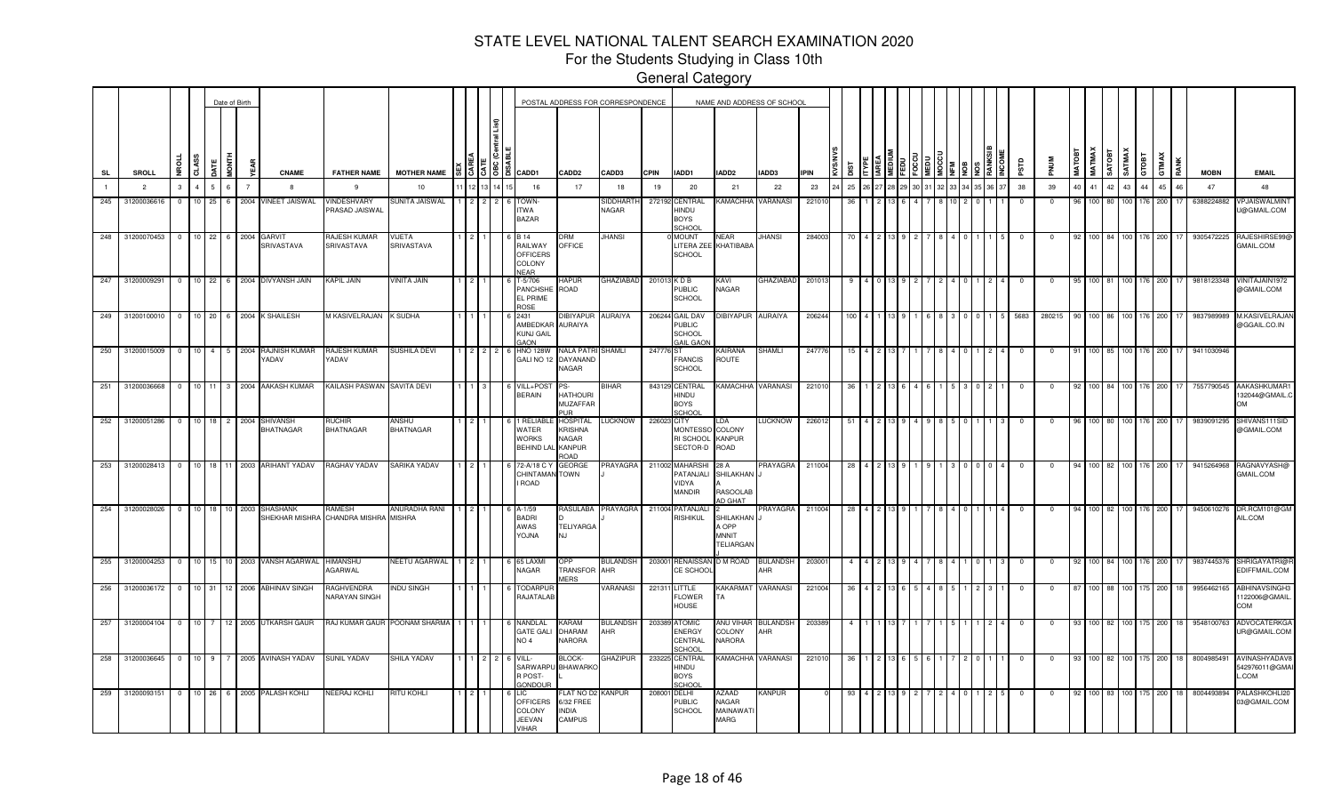# STATE LEVEL NATIONAL TALENT SEARCH EXAMINATION 2020

## For the Students Studying in Class 10th

### General Category

| SL | SROLL | NROLL | CLASS | DATE | MONTH | YEAR | CNAME | FATHER NAME | MOTHER NAME | SEX | CAREA | CATE | OBC (Central List) | DISABLE | CADD1 | CADD2 | CADD3 | CPIN | IADD1 | IADD2 | IADD3 | IPIN | KVS/NVS | DIST | ITYPE | IAREA | MEDIUM | FEDU | FOCCU | MEDU | MOCCU | NFM | NOB | NOS | RANKSIB | INCOME | PSTD | PNUM | MATOBT | MATMAX | SATOBT | SATMAX | GTOBT | GTMAX | RANK | MOBN | EMAIL |
|---|---|---|---|---|---|---|---|---|---|---|---|---|---|---|---|---|---|---|---|---|---|---|---|---|---|---|---|---|---|---|---|---|---|---|---|---|---|---|---|---|---|---|---|---|---|---|---|
| 1 | 2 | 3 | 4 | 5 | 6 | 7 | 8 | 9 | 10 | 11 | 12 | 13 | 14 | 15 | 16 | 17 | 18 | 19 | 20 | 21 | 22 | 23 | 24 | 25 | 26 | 27 | 28 | 29 | 30 | 31 | 32 | 33 | 34 | 35 | 36 | 37 | 38 | 39 | 40 | 41 | 42 | 43 | 44 | 45 | 46 | 47 | 48 |
| 245 | 31200036616 | 0 | 10 | 25 | 6 | 2004 | VINEET JAISWAL | VINDESHVARY PRASAD JAISWAL | SUNITA JAISWAL | 1 | 2 | 2 | 2 | 6 | TOWN-ITWA BAZAR | | SIDDHARTH NAGAR | 272192 | CENTRAL HINDU BOYS SCHOOL | KAMACHHA | VARANASI | 221010 | | 36 | 1 | 2 | 13 | 6 | 4 | 7 | 8 | 10 | 2 | 0 | 1 | 1 | 0 | 0 | 96 | 100 | 80 | 100 | 176 | 200 | 17 | 6388224882 | VPJAISWALMINT U@GMAIL.COM |
| 248 | 31200070453 | 0 | 10 | 22 | 6 | 2004 | GARVIT SRIVASTAVA | RAJESH KUMAR SRIVASTAVA | VIJETA SRIVASTAVA | 1 | 2 | 1 | | 6 | B 14 RAILWAY OFFICERS COLONY NEAR | DRM OFFICE | JHANSI | 0 | MOUNT LITERA ZEE SCHOOL | NEAR KHATIBABA | JHANSI | 284003 | | 70 | 4 | 2 | 13 | 9 | 2 | 7 | 8 | 4 | 0 | 1 | 1 | 5 | 0 | 0 | 92 | 100 | 84 | 100 | 176 | 200 | 17 | 9305472225 | RAJESHIRSE99@ GMAIL.COM |
| 247 | 31200009291 | 0 | 10 | 22 | 6 | 2004 | DIVYANSH JAIN | KAPIL JAIN | VINITA JAIN | 1 | 2 | 1 | | 6 | T-5/706 PANCHSHE EL PRIME ROSE | HAPUR ROAD | GHAZIABAD | 201013 | K D B PUBLIC SCHOOL | KAVI NAGAR | GHAZIABAD | 201013 | | 9 | 4 | 0 | 13 | 9 | 2 | 7 | 2 | 4 | 0 | 1 | 2 | 4 | 0 | 0 | 95 | 100 | 81 | 100 | 176 | 200 | 17 | 9818123348 | VINITAJAIN1972 @GMAIL.COM |
| 249 | 31200100010 | 0 | 10 | 20 | 6 | 2004 | K SHAILESH | M KASIVELRAJAN | K SUDHA | 1 | 1 | 1 | | 6 | 2431 AMBEDKAR KUNJ GAIL GAON | DIBIYAPUR AURAIYA | AURAIYA | 206244 | GAIL DAV PUBLIC SCHOOL GAIL GAON | DIBIYAPUR | AURAIYA | 206244 | | 100 | 4 | 1 | 13 | 9 | 1 | 6 | 8 | 3 | 0 | 0 | 1 | 5 | 5683 | 280215 | 90 | 100 | 86 | 100 | 176 | 200 | 17 | 9837989989 | M.KASIVELRAJAN @GGAIL.CO.IN |
| 250 | 31200015009 | 0 | 10 | 4 | 5 | 2004 | RAJNISH KUMAR YADAV | RAJESH KUMAR YADAV | SUSHILA DEVI | 1 | 2 | 2 | 2 | 6 | HNO 128W GALI NO 12 | NALA PATRI DAYANAND NAGAR | SHAMLI | 247776 | ST FRANCIS SCHOOL | KAIRANA ROUTE | SHAMLI | 247776 | | 15 | 4 | 2 | 13 | 7 | 1 | 7 | 8 | 4 | 0 | 1 | 2 | 4 | 0 | 0 | 91 | 100 | 85 | 100 | 176 | 200 | 17 | 9411030946 | |
| 251 | 31200036668 | 0 | 10 | 11 | 3 | 2004 | AAKASH KUMAR | KAILASH PASWAN | SAVITA DEVI | 1 | 1 | 3 | | 6 | VILL+POST BERAIN | PS-HATHOURI MUZAFFAR PUR | BIHAR | 843129 | CENTRAL HINDU BOYS SCHOOL | KAMACHHA | VARANASI | 221010 | | 36 | 1 | 2 | 13 | 6 | 4 | 6 | 1 | 5 | 3 | 0 | 2 | 1 | 0 | 0 | 92 | 100 | 84 | 100 | 176 | 200 | 17 | 7557790545 | AAKASHKUMAR1 132044@GMAIL.C OM |
| 252 | 31200051286 | 0 | 10 | 18 | 2 | 2004 | SHIVANSH BHATNAGAR | RUCHIR BHATNAGAR | ANSHU BHATNAGAR | 1 | 2 | 1 | | 6 | 1 RELIABLE WATER WORKS BEHIND LAL | HOSPITAL KRISHNA NAGAR KANPUR ROAD | LUCKNOW | 226023 | CITY MONTESSO RI SCHOOL SECTOR-D | LDA COLONY KANPUR ROAD | LUCKNOW | 226012 | | 51 | 4 | 2 | 13 | 9 | 4 | 9 | 8 | 5 | 0 | 1 | 1 | 3 | 0 | 0 | 96 | 100 | 80 | 100 | 176 | 200 | 17 | 9839091295 | SHIVANS111SID @GMAIL.COM |
| 253 | 31200028413 | 0 | 10 | 18 | 11 | 2003 | ARIHANT YADAV | RAGHAV YADAV | SARIKA YADAV | 1 | 2 | 1 | | 6 | 72-A/18 C Y CHINTAMAN I ROAD | GEORGE TOWN | PRAYAGRAJ | 211002 | MAHARSHI PATANJALI VIDYA MANDIR | 28 A SHILAKHAN A RASOOLAB AD GHAT | PRAYAGRAJ | 211004 | | 28 | 4 | 2 | 13 | 9 | 1 | 9 | 1 | 3 | 0 | 0 | 0 | 4 | 0 | 0 | 94 | 100 | 82 | 100 | 176 | 200 | 17 | 9415264968 | RAGNAVYASH@ GMAIL.COM |
| 254 | 31200028026 | 0 | 10 | 18 | 10 | 2003 | SHASHANK SHEKHAR MISHRA | RAMESH CHANDRA MISHRA | ANURADHA RANI MISHRA | 1 | 2 | 1 | | 6 | A-1/59 BADRI AWAS YOJNA | RASULABAD TELIYARGANJ | PRAYAGRAJ | 211004 | PATANJALI RISHIKUL | 2 SHILAKHAN A OPP MNNIT TELIARGANJ | PRAYAGRAJ | 211004 | | 28 | 4 | 2 | 13 | 9 | 1 | 7 | 8 | 4 | 0 | 1 | 1 | 4 | 0 | 0 | 94 | 100 | 82 | 100 | 176 | 200 | 17 | 9450610276 | DR.RCM101@GM AIL.COM |
| 255 | 31200004253 | 0 | 10 | 15 | 10 | 2003 | VANSH AGARWAL | HIMANSHU AGARWAL | NEETU AGARWAL | 1 | 2 | 1 | | 6 | 65 LAXMI NAGAR | OPP TRANSFORMERS | BULANDSHAHR | 203001 | RENAISSANCE SCHOOL | D M ROAD | BULANDSHAHR | 203001 | | 4 | 4 | 2 | 13 | 9 | 4 | 7 | 8 | 4 | 1 | 0 | 1 | 3 | 0 | 0 | 92 | 100 | 84 | 100 | 176 | 200 | 17 | 9837445376 | SHRIGAYATRI@R EDIFFMAIL.COM |
| 256 | 31200036172 | 0 | 10 | 31 | 12 | 2006 | ABHINAV SINGH | RAGHVENDRA NARAYAN SINGH | INDU SINGH | 1 | 1 | 1 | | 6 | TODARPUR RAJATALAB | | VARANASI | 221311 | LITTLE FLOWER HOUSE | KAKARMATTA | VARANASI | 221004 | | 36 | 4 | 2 | 13 | 6 | 5 | 4 | 8 | 5 | 1 | 2 | 3 | 1 | 0 | 0 | 87 | 100 | 88 | 100 | 175 | 200 | 18 | 9956462165 | ABHINAVSINGH3 1122006@GMAIL. COM |
| 257 | 31200004104 | 0 | 10 | 7 | 12 | 2005 | UTKARSH GAUR | RAJ KUMAR GAUR | POONAM SHARMA | 1 | 1 | 1 | | 6 | NANDLAL GATE GALI NO 4 | KARAM DHARAM NARORA | BULANDSHAHR | 203389 | ATOMIC ENERGY CENTRAL SCHOOL | ANU VIHAR COLONY NARORA | BULANDSHAHR | 203389 | | 4 | 1 | 1 | 13 | 7 | 1 | 7 | 1 | 5 | 1 | 1 | 2 | 4 | 0 | 0 | 93 | 100 | 82 | 100 | 175 | 200 | 18 | 9548100763 | ADVOCATERKGA UR@GMAIL.COM |
| 258 | 31200036645 | 0 | 10 | 9 | 7 | 2005 | AVINASH YADAV | SUNIL YADAV | SHILA YADAV | 1 | 1 | 2 | 2 | 6 | VILL-SARWARPUR POST-GONDOUR | BLOCK-BHAWARKOL | GHAZIPUR | 233225 | CENTRAL HINDU BOYS SCHOOL | KAMACHHA | VARANASI | 221010 | | 36 | 1 | 2 | 13 | 6 | 5 | 6 | 1 | 7 | 2 | 0 | 1 | 1 | 0 | 0 | 93 | 100 | 82 | 100 | 175 | 200 | 18 | 8004985491 | AVINASHYADAV8 542976011@GMAI L.COM |
| 259 | 31200093151 | 0 | 10 | 26 | 6 | 2005 | PALASH KOHLI | NEERAJ KOHLI | RITU KOHLI | 1 | 2 | 1 | | 6 | LIC OFFICERS COLONY JEEVAN VIHAR | FLAT NO D2 6/32 FREE INDIA CAMPUS | KANPUR | 208001 | DELHI PUBLIC SCHOOL | AZAAD NAGAR MAINAWATI MARG | KANPUR | 0 | | 93 | 4 | 2 | 13 | 9 | 2 | 7 | 2 | 4 | 0 | 1 | 2 | 5 | 0 | 0 | 92 | 100 | 83 | 100 | 175 | 200 | 18 | 8004493894 | PALASHKOHLI20 03@GMAIL.COM |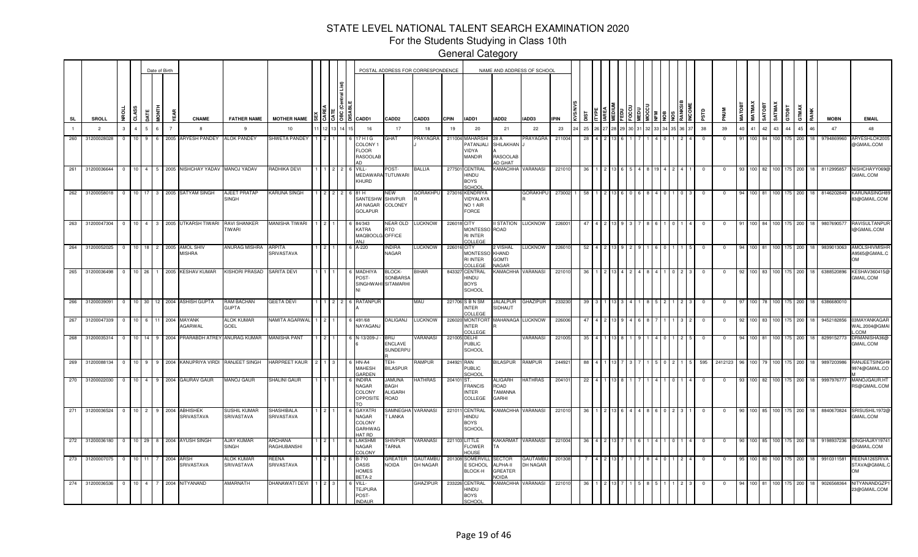# STATE LEVEL NATIONAL TALENT SEARCH EXAMINATION 2020

For the Students Studying in Class 10th

General Category

| SL | SROLL | NROLL | CLASS | DATE | MONTH | YEAR | CNAME | FATHER NAME | MOTHER NAME | SEX | CAREA | CATE | OBC (Central List) | DISABLE | CADD1 | CADD2 | CADD3 | CPIN | IADD1 | IADD2 | IADD3 | IPIN | KVS/NVS | DIST | ITYPE | IAREA | MEDIUM | FEDU | FOCCU | MEDU | MOCCU | NFM | NOB | NOS | RANKSIB | INCOME | PSTD | PNUM | MATOBT | MATMAX | SATOBT | SATMAX | GTOBT | GTMAX | RANK | MOBN | EMAIL |
|---|---|---|---|---|---|---|---|---|---|---|---|---|---|---|---|---|---|---|---|---|---|---|---|---|---|---|---|---|---|---|---|---|---|---|---|---|---|---|---|---|---|---|---|---|---|---|---|
| 1 | 2 | 3 | 4 | 5 | 6 | 7 | 8 | 9 | 10 | 11 | 12 | 13 | 14 | 15 | 16 | 17 | 18 | 19 | 20 | 21 | 22 | 23 | 24 | 25 | 26 | 27 | 28 | 29 | 30 | 31 | 32 | 33 | 34 | 35 | 36 | 37 | 38 | 39 | 40 | 41 | 42 | 43 | 44 | 45 | 46 | 47 | 48 |
| 260 | 31200028028 | 0 | 10 | 9 | 6 | 2005 | ARYESH PANDEY | ALOK PANDEY | SHWETA PANDEY | 1 | 2 | 1 | | 6 | 17 H I G COLONY 1 FLOOR RASOOLAB AD | GHAT | PRAYAGRAJ | 211004 | MAHARSHI PATANJALI VIDYA MANDIR | 28 A SHILAKHAN A RASOOLAB AD GHAT | PRAYAGRAJ | 211004 | | 28 | 4 | 2 | 13 | 6 | 1 | 7 | 1 | 4 | 0 | 1 | 2 | 4 | 0 | 0 | 91 | 100 | 84 | 100 | 175 | 200 | 18 | 9794869960 | ARYESHLOK2005@GMAIL.COM |
| 261 | 31200036644 | 0 | 10 | 4 | 5 | 2005 | NISHCHAY YADAV | MANOJ YADAV | RADHIKA DEVI | 1 | 1 | 2 | 2 | 6 | VILL-MEDAWARA KHURD | POST-TUTUWARI | BALLIA | 277501 | CENTRAL HINDU BOYS SCHOOL | KAMACHHA | VARANASI | 221010 | | 36 | 1 | 2 | 13 | 6 | 5 | 4 | 8 | 19 | 4 | 2 | 4 | 1 | 0 | 0 | 93 | 100 | 82 | 100 | 175 | 200 | 18 | 8112995857 | NISHCHAYY069@GMAIL.COM |
| 262 | 31200058018 | 0 | 10 | 17 | 3 | 2005 | SATYAM SINGH | AJEET PRATAP SINGH | KARUNA SINGH | 1 | 2 | 2 | 2 | 6 | 81 H SANTESHW AR NAGAR GOLAPUR | NEW SHIVPUR COLONEY | GORAKHPUR | 273016 | KENDRIYA VIDYALAYA NO 1 AIR FORCE | | GORAKHPUR | 273002 | 1 | 58 | 1 | 2 | 13 | 6 | 0 | 6 | 8 | 4 | 0 | 1 | 0 | 3 | 0 | 0 | 94 | 100 | 81 | 100 | 175 | 200 | 18 | 8146202849 | KARUNASINGH8983@GMAIL.COM |
| 263 | 31200047304 | 0 | 10 | 4 | 3 | 2005 | UTKARSH TIWARI | RAVI SHANKER TIWARI | MANISHA TIWARI | 1 | 2 | 1 | | 6 | 84/343 KATRA MAQBOOLG ANJ | NEAR OLD RTO OFFICE | LUCKNOW | 226018 | CITY MONTESSORI INTER COLLEGE | II STATION ROAD | LUCKNOW | 226001 | | 47 | 4 | 2 | 13 | 9 | 3 | 7 | 8 | 6 | 1 | 0 | 1 | 4 | 0 | 0 | 91 | 100 | 84 | 100 | 175 | 200 | 18 | 9807690577 | RAVISULTANPURI@GMAIL.COM |
| 264 | 31200052025 | 0 | 10 | 18 | 2 | 2005 | AMOL SHIV MISHRA | ANURAG MISHRA | ARPITA SRIVASTAVA | 1 | 2 | 1 | | 6 | A-220 | INDIRA NAGAR | LUCKNOW | 226016 | CITY MONTESSORI INTER COLLEGE | 2 VISHAL KHAND GOMTI NAGAR | LUCKNOW | 226010 | | 52 | 4 | 2 | 13 | 9 | 2 | 9 | 1 | 6 | 0 | 1 | 1 | 5 | 0 | 0 | 94 | 100 | 81 | 100 | 175 | 200 | 18 | 9839013063 | AMOLSHIVMISHRA9565@GMAIL.COM |
| 265 | 31200036498 | 0 | 10 | 26 | 1 | 2005 | KESHAV KUMAR | KISHORI PRASAD | SARITA DEVI | 1 | 1 | 1 | | 6 | MADHIYA POST-SINGHWAHINI | BLOCK-SONBARSA SITAMARHI | BIHAR | 843327 | CENTRAL HINDU BOYS SCHOOL | KAMACHHA | VARANASI | 221010 | | 36 | 1 | 2 | 13 | 4 | 2 | 4 | 8 | 4 | 1 | 0 | 2 | 3 | 0 | 0 | 92 | 100 | 83 | 100 | 175 | 200 | 18 | 6388520896 | KESHAV360415@GMAIL.COM |
| 266 | 31200039091 | 0 | 10 | 30 | 12 | 2004 | ASHISH GUPTA | RAM BACHAN GUPTA | GEETA DEVI | 1 | 1 | 2 | 2 | 6 | RATANPURA | | MAU | 221706 | S B N SM INTER COLLEGE | JALALPUR SIDHAUT | GHAZIPUR | 233230 | | 39 | 3 | 1 | 13 | 3 | 4 | 1 | 8 | 5 | 2 | 1 | 2 | 3 | 0 | 0 | 97 | 100 | 78 | 100 | 175 | 200 | 18 | 6386680010 | |
| 267 | 31200047339 | 0 | 10 | 6 | 11 | 2004 | MAYANK AGARWAL | ALOK KUMAR GOEL | NAMITA AGARWAL | 1 | 2 | 1 | | 6 | 491/68 NAYAGANJ | DALIGANJ | LUCKNOW | 226020 | MONTFORT INTER COLLEGE | MAHANAGAR | LUCKNOW | 226006 | | 47 | 4 | 2 | 13 | 9 | 4 | 6 | 8 | 7 | 1 | 1 | 3 | 2 | 0 | 0 | 92 | 100 | 83 | 100 | 175 | 200 | 18 | 9452182856 | 03MAYANKAGARWAL.2004@GMAIL.COM |
| 268 | 31200035314 | 0 | 10 | 14 | 9 | 2004 | PRARABDH ATREY | ANURAG KUMAR | MANISHA PANT | 1 | 2 | 1 | | 6 | N-13/209-J-6 | BRIJ ENCLAVE SUNDERPUR | VARANASI | 221005 | DELHI PUBLIC SCHOOL | | VARANASI | 221005 | | 35 | 4 | 1 | 13 | 8 | 1 | 9 | 1 | 4 | 0 | 1 | 2 | 5 | 0 | 0 | 94 | 100 | 81 | 100 | 175 | 200 | 18 | 8299152773 | DRMANISHA36@GMAIL.COM |
| 269 | 31200088134 | 0 | 10 | 9 | 9 | 2004 | KANUPRIYA VIRDI | RANJEET SINGH | HARPREET KAUR | 2 | 1 | 3 | | 6 | HN-A4 MAHESH GARDEN | TEH-BILASPUR | RAMPUR | 244921 | RAN PUBLIC SCHOOL | BILASPUR | RAMPUR | 244921 | | 88 | 4 | 1 | 13 | 7 | 3 | 7 | 1 | 5 | 0 | 2 | 1 | 5 | 595 | 2412123 | 96 | 100 | 79 | 100 | 175 | 200 | 18 | 9897203986 | RANJEETSINGH9974@GMAIL.COM |
| 270 | 31200022030 | 0 | 10 | 4 | 9 | 2004 | GAURAV GAUR | MANOJ GAUR | SHALINI GAUR | 1 | 1 | 1 | | 6 | INDIRA NAGAR COLONY OPPOSITE TO | JAMUNA BAGH ALIGARH ROAD | HATHRAS | 204101 | ST. FRANCIS INTER COLLEGE | ALIGARH ROAD TAMANNA GARHI | HATHRAS | 204101 | | 22 | 4 | 1 | 13 | 8 | 1 | 7 | 1 | 4 | 1 | 0 | 1 | 4 | 0 | 0 | 93 | 100 | 82 | 100 | 175 | 200 | 18 | 9997976777 | MANOJGAUR.HTRS@GMAIL.COM |
| 271 | 31200036524 | 0 | 10 | 2 | 9 | 2004 | ABHISHEK SRIVASTAVA | SUSHIL KUMAR SRIVASTAVA | SHASHIBALA SRIVASTAVA | 1 | 2 | 1 | | 6 | GAYATRI NAGAR COLONY GARHWAG HAT RD | SAMNEGHA T LANKA | VARANASI | 221011 | CENTRAL HINDU BOYS SCHOOL | KAMACHHA | VARANASI | 221010 | | 36 | 1 | 2 | 13 | 6 | 4 | 4 | 8 | 6 | 0 | 2 | 3 | 1 | 0 | 0 | 90 | 100 | 85 | 100 | 175 | 200 | 18 | 8840670824 | SRISUSHIL1972@GMAIL.COM |
| 272 | 31200036180 | 0 | 10 | 29 | 8 | 2004 | AYUSH SINGH | AJAY KUMAR SINGH | ARCHANA RAGHUBANSHI | 1 | 2 | 1 | | 6 | LAKSHMI NAGAR COLONY | SHIVPUR TARNA | VARANASI | 221103 | LITTLE FLOWER HOUSE | KAKARMATTA | VARANASI | 221004 | | 36 | 4 | 2 | 13 | 7 | 1 | 6 | 1 | 4 | 1 | 0 | 1 | 4 | 0 | 0 | 90 | 100 | 85 | 100 | 175 | 200 | 18 | 9198937236 | SINGHAJAY19741@GMAIL.COM |
| 273 | 31200007075 | 0 | 10 | 11 | 7 | 2004 | ARSH SRIVASTAVA | ALOK KUMAR SRIVASTAVA | REENA SRIVASTAVA | 1 | 2 | 1 | | 6 | B-710 OASIS HOMES BETA-2 | GREATER NOIDA | GAUTAMBUDH NAGAR | 201308 | SOMERVILLE SCHOOL BLOCK-H | SECTOR ALPHA-II GREATER NOIDA | GAUTAMBUDH NAGAR | 201308 | | 7 | 4 | 2 | 13 | 7 | 1 | 7 | 8 | 4 | 0 | 1 | 2 | 4 | 0 | 0 | 95 | 100 | 80 | 100 | 175 | 200 | 18 | 9910311581 | REENA126SRIVASTAVA@GMAIL.COM |
| 274 | 31200036536 | 0 | 10 | 4 | 7 | 2004 | NITYANAND | AMARNATH | DHANAWATI DEVI | 1 | 2 | 3 | | 6 | VILL-TEJPURA POST-INDAUR | | GHAZIPUR | 233226 | CENTRAL HINDU BOYS SCHOOL | KAMACHHA | VARANASI | 221010 | | 36 | 1 | 2 | 13 | 7 | 1 | 5 | 8 | 5 | 1 | 1 | 2 | 3 | 0 | 0 | 94 | 100 | 81 | 100 | 175 | 200 | 18 | 9026568364 | NITYANANDGZP123@GMAIL.COM |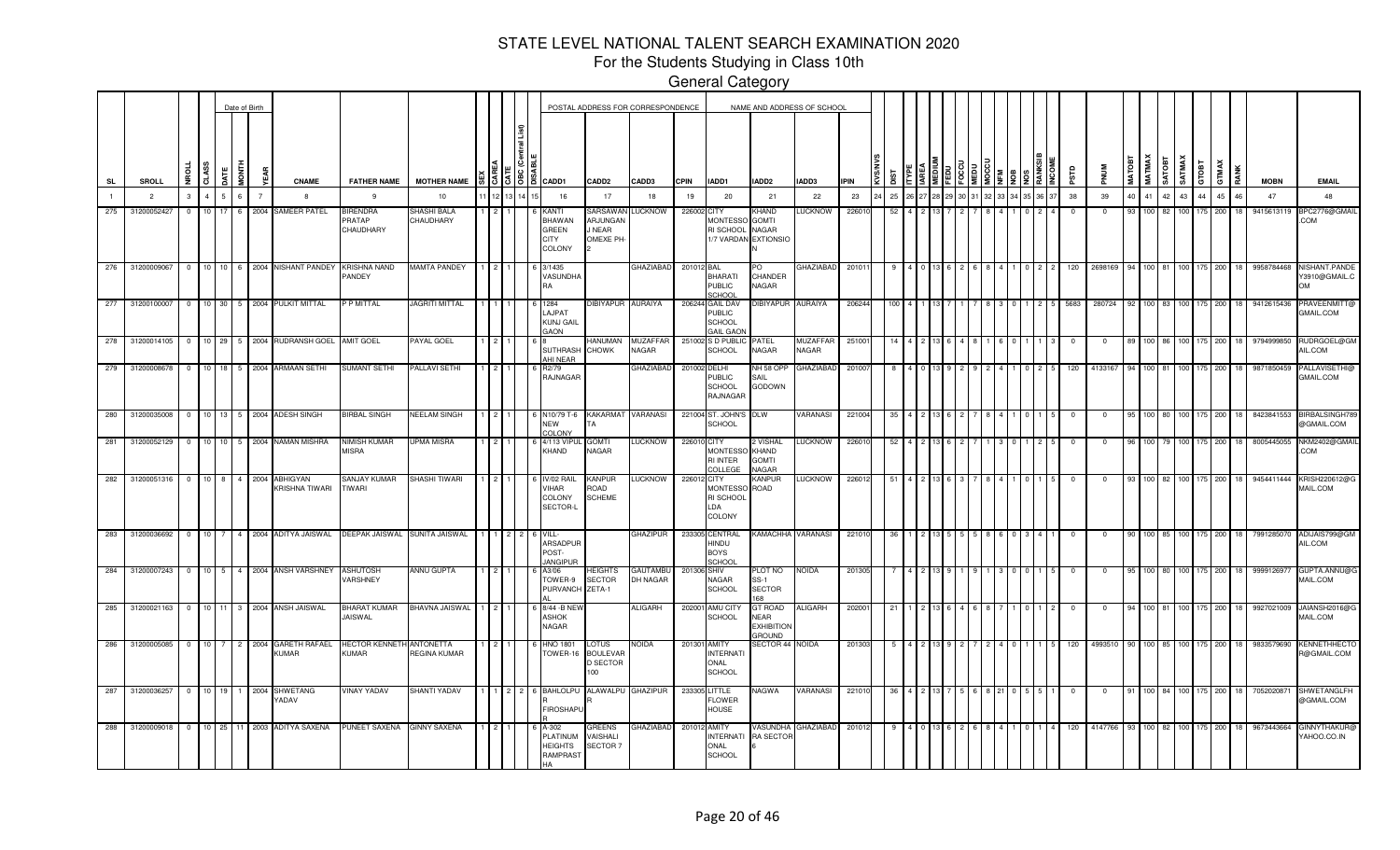# STATE LEVEL NATIONAL TALENT SEARCH EXAMINATION 2020

## For the Students Studying in Class 10th

### General Category

| SL | SROLL | NROLL | CLASS | Date of Birth DATE | MONTH | YEAR | CNAME | FATHER NAME | MOTHER NAME | SEX | CAREA | CATE | OBC (Central List) | DISABLE | CADD1 | CADD2 | CADD3 | CPIN | IADD1 | IADD2 | IADD3 | IPIN | KVS/NVS | DIST | ITYPE | IAREA | MEDIUM | FEDU | FOCCU | MEDU | MOCCU | NFM | NOB | NOS | RANKSIB | INCOME | PSTD | PNUM | MATOBT | MATMAX | SATOBT | SATMAX | GTOBT | GTMAX | RANK | MOBN | EMAIL |
|---|---|---|---|---|---|---|---|---|---|---|---|---|---|---|---|---|---|---|---|---|---|---|---|---|---|---|---|---|---|---|---|---|---|---|---|---|---|---|---|---|---|---|---|---|---|---|---|
| 1 | 2 | 3 | 4 | 5 | 6 | 7 | 8 | 9 | 10 | 11 | 12 | 13 | 14 | 15 | 16 | 17 | 18 | 19 | 20 | 21 | 22 | 23 | 24 | 25 | 26 | 27 | 28 | 29 | 30 | 31 | 32 | 33 | 34 | 35 | 36 | 37 | 38 | 39 | 40 | 41 | 42 | 43 | 44 | 45 | 46 | 47 | 48 |
| 275 | 31200052427 | 0 | 10 | 17 | 6 | 2004 | SAMEER PATEL | BIRENDRA PRATAP CHAUDHARY | SHASHI BALA CHAUDHARY | 1 | 2 | 1 | | 6 | KANTI BHAWAN GREEN CITY COLONY | SARSAWAN ARJUNGAN J NEAR OMEXE PH-2 | LUCKNOW | 226002 | CITY MONTESSORI SCHOOL 1/7 VARDAN | KHAND GOMTI NAGAR EXTIONSION | LUCKNOW | 226010 | | 52 | 4 | 2 | 13 | 7 | 2 | 7 | 8 | 4 | 1 | 0 | 2 | 4 | 0 | 0 | 93 | 100 | 82 | 100 | 175 | 200 | 18 | 9415613119 | BPC2776@GMAIL.COM |
| 276 | 31200009067 | 0 | 10 | 10 | 6 | 2004 | NISHANT PANDEY | KRISHNA NAND PANDEY | MAMTA PANDEY | 1 | 2 | 1 | | 6 | 3/1435 VASUNDHARA | | GHAZIABAD | 201012 | BAL BHARATI PUBLIC SCHOOL | PO CHANDER NAGAR | GHAZIABAD | 201011 | | 9 | 4 | 0 | 13 | 6 | 2 | 6 | 8 | 4 | 1 | 0 | 2 | 2 | 120 | 2698169 | 94 | 100 | 81 | 100 | 175 | 200 | 18 | 9958784468 | NISHANT.PANDEY3910@GMAIL.COM |
| 277 | 31200100007 | 0 | 10 | 30 | 5 | 2004 | PULKIT MITTAL | P P MITTAL | JAGRITI MITTAL | 1 | 1 | 1 | | 6 | 1284 LAJPAT KUNJ GAIL GAON | DIBIYAPUR | AURAIYA | 206244 | GAIL DAV PUBLIC SCHOOL GAIL GAON | DIBIYAPUR | AURAIYA | 206244 | | 100 | 4 | 1 | 13 | 7 | 1 | 7 | 8 | 3 | 0 | 1 | 2 | 5 | 5683 | 280724 | 92 | 100 | 83 | 100 | 175 | 200 | 18 | 9412615436 | PRAVEENMITT@GMAIL.COM |
| 278 | 31200014105 | 0 | 10 | 29 | 5 | 2004 | RUDRANSH GOEL | AMIT GOEL | PAYAL GOEL | 1 | 2 | 1 | | 6 | 8 SUTHRASH AHI NEAR | HANUMAN CHOWK | MUZAFFAR NAGAR | 251002 | S D PUBLIC SCHOOL | PATEL NAGAR | MUZAFFAR NAGAR | 251001 | | 14 | 4 | 2 | 13 | 6 | 4 | 8 | 1 | 6 | 0 | 1 | 1 | 3 | 0 | 0 | 89 | 100 | 86 | 100 | 175 | 200 | 18 | 9794999850 | RUDRGOEL@GMAIL.COM |
| 279 | 31200008678 | 0 | 10 | 18 | 5 | 2004 | ARMAAN SETHI | SUMANT SETHI | PALLAVI SETHI | 1 | 2 | 1 | | 6 | R2/79 RAJNAGAR | | GHAZIABAD | 201002 | DELHI PUBLIC SCHOOL RAJNAGAR | NH 58 OPP SAIL GODOWN | GHAZIABAD | 201007 | | 8 | 4 | 0 | 13 | 9 | 2 | 9 | 2 | 4 | 1 | 0 | 2 | 5 | 120 | 4133167 | 94 | 100 | 81 | 100 | 175 | 200 | 18 | 9871850459 | PALLAVISETHI@GMAIL.COM |
| 280 | 31200035008 | 0 | 10 | 13 | 5 | 2004 | ADESH SINGH | BIRBAL SINGH | NEELAM SINGH | 1 | 2 | 1 | | 6 | N10/79 T-6 NEW COLONY | KAKARMAT TA | VARANASI | 221004 | ST. JOHN'S SCHOOL | DLW | VARANASI | 221004 | | 35 | 4 | 2 | 13 | 6 | 2 | 7 | 8 | 4 | 1 | 0 | 1 | 5 | 0 | 0 | 95 | 100 | 80 | 100 | 175 | 200 | 18 | 8423841553 | BIRBALSINGH789@GMAIL.COM |
| 281 | 31200052129 | 0 | 10 | 10 | 5 | 2004 | NAMAN MISHRA | NIMISH KUMAR MISRA | UPMA MISRA | 1 | 2 | 1 | | 6 | 4/113 VIPUL KHAND | GOMTI NAGAR | LUCKNOW | 226010 | CITY MONTESSORI INTER COLLEGE | 2 VISHAL KHAND GOMTI NAGAR | LUCKNOW | 226010 | | 52 | 4 | 2 | 13 | 6 | 2 | 7 | 1 | 3 | 0 | 1 | 2 | 5 | 0 | 0 | 96 | 100 | 79 | 100 | 175 | 200 | 18 | 8005445055 | NKM2402@GMAIL.COM |
| 282 | 31200051316 | 0 | 10 | 8 | 4 | 2004 | ABHIGYAN KRISHNA TIWARI | SANJAY KUMAR TIWARI | SHASHI TIWARI | 1 | 2 | 1 | | 6 | IV/02 RAIL VIHAR COLONY SECTOR-L | KANPUR ROAD SCHEME | LUCKNOW | 226012 | CITY MONTESSORI SCHOOL LDA COLONY | KANPUR ROAD | LUCKNOW | 226012 | | 51 | 4 | 2 | 13 | 6 | 3 | 7 | 8 | 4 | 1 | 0 | 1 | 5 | 0 | 0 | 93 | 100 | 82 | 100 | 175 | 200 | 18 | 9454411444 | KRISH220612@GMAIL.COM |
| 283 | 31200036692 | 0 | 10 | 7 | 4 | 2004 | ADITYA JAISWAL | DEEPAK JAISWAL | SUNITA JAISWAL | 1 | 1 | 2 | 2 | 6 | VILL-ARSADPUR POST-JANGIPUR | | GHAZIPUR | 233305 | CENTRAL HINDU BOYS SCHOOL | KAMACHHA | VARANASI | 221010 | | 36 | 1 | 2 | 13 | 5 | 5 | 5 | 8 | 6 | 0 | 3 | 4 | 1 | 0 | 0 | 90 | 100 | 85 | 100 | 175 | 200 | 18 | 7991285070 | ADIJAIS799@GMAIL.COM |
| 284 | 31200007243 | 0 | 10 | 5 | 4 | 2004 | ANSH VARSHNEY | ASHUTOSH VARSHNEY | ANNU GUPTA | 1 | 2 | 1 | | 6 | A3/06 TOWER-9 PURVANCHAL | HEIGHTS SECTOR ZETA-1 | GAUTAMBUDH NAGAR | 201306 | SHIV NAGAR SCHOOL | PLOT NO SS-1 SECTOR 168 | NOIDA | 201305 | | 7 | 4 | 2 | 13 | 9 | 1 | 9 | 1 | 3 | 0 | 0 | 1 | 5 | 0 | 0 | 95 | 100 | 80 | 100 | 175 | 200 | 18 | 9999126977 | GUPTA.ANNU@GMAIL.COM |
| 285 | 31200021163 | 0 | 10 | 11 | 3 | 2004 | ANSH JAISWAL | BHARAT KUMAR JAISWAL | BHAVNA JAISWAL | 1 | 2 | 1 | | 6 | 8/44 -B NEW ASHOK NAGAR | | ALIGARH | 202001 | AMU CITY SCHOOL | GT ROAD NEAR EXHIBITION GROUND | ALIGARH | 202001 | | 21 | 1 | 2 | 13 | 6 | 4 | 6 | 8 | 7 | 1 | 0 | 1 | 2 | 0 | 0 | 94 | 100 | 81 | 100 | 175 | 200 | 18 | 9927021009 | JAIANSH2016@GMAIL.COM |
| 286 | 31200005085 | 0 | 10 | 7 | 2 | 2004 | GARETH RAFAEL KUMAR | HECTOR KENNETH KUMAR | ANTONETTA REGINA KUMAR | 1 | 2 | 1 | | 6 | HNO 1801 TOWER-16 | LOTUS BOULEVARD SECTOR 100 | NOIDA | 201301 | AMITY INTERNATIONAL SCHOOL | SECTOR 44 | NOIDA | 201303 | | 5 | 4 | 2 | 13 | 9 | 2 | 7 | 2 | 4 | 0 | 1 | 1 | 5 | 120 | 4993510 | 90 | 100 | 85 | 100 | 175 | 200 | 18 | 9833579690 | KENNETHHECTOR@GMAIL.COM |
| 287 | 31200036257 | 0 | 10 | 19 | 1 | 2004 | SHWETANG YADAV | VINAY YADAV | SHANTI YADAV | 1 | 1 | 2 | 2 | 6 | BAHLOLPUR FIROSHAPUR | ALAWALPUR | GHAZIPUR | 233305 | LITTLE FLOWER HOUSE | NAGWA | VARANASI | 221010 | | 36 | 4 | 2 | 13 | 7 | 5 | 6 | 8 | 21 | 0 | 5 | 5 | 1 | 0 | 0 | 91 | 100 | 84 | 100 | 175 | 200 | 18 | 7052020871 | SHWETANGLFH@GMAIL.COM |
| 288 | 31200009018 | 0 | 10 | 25 | 11 | 2003 | ADITYA SAXENA | PUNEET SAXENA | GINNY SAXENA | 1 | 2 | 1 | | 6 | A-302 PLATINUM HEIGHTS RAMPRASTHA | GREENS VAISHALI SECTOR 7 | GHAZIABAD | 201012 | AMITY INTERNATIONAL SCHOOL | VASUNDHARA SECTOR 6 | GHAZIABAD | 201012 | | 9 | 4 | 0 | 13 | 6 | 2 | 6 | 8 | 4 | 1 | 0 | 1 | 4 | 120 | 4147766 | 93 | 100 | 82 | 100 | 175 | 200 | 18 | 9673443664 | GINNYTHAKUR@YAHOO.CO.IN |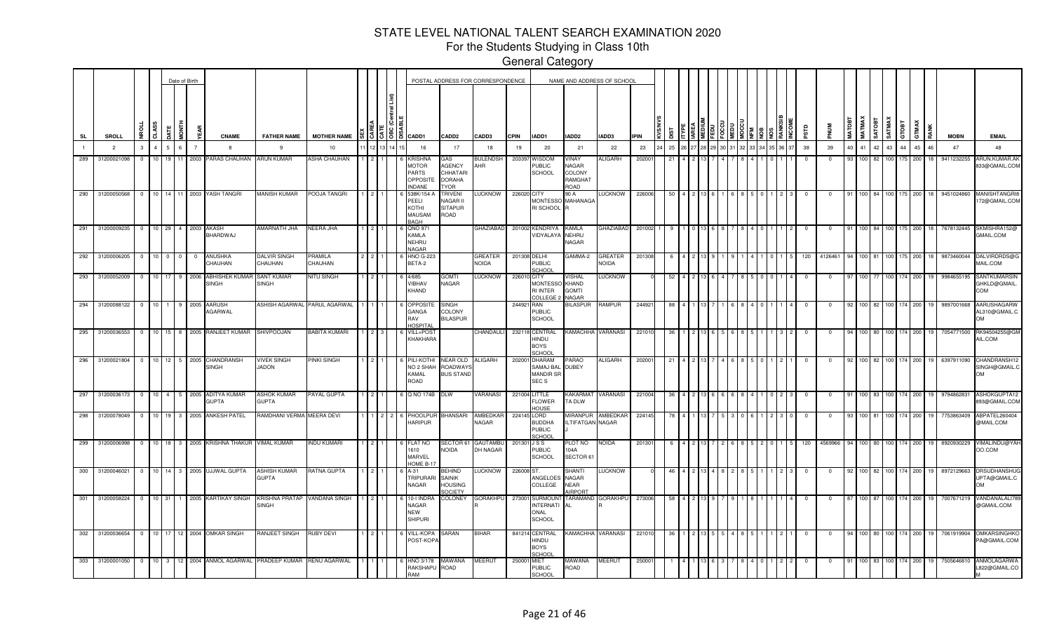# STATE LEVEL NATIONAL TALENT SEARCH EXAMINATION 2020

## For the Students Studying in Class 10th

### General Category

| SL | SROLL | NROLL | CLASS | DATE | MONTH | YEAR | CNAME | FATHER NAME | MOTHER NAME | SEX | CAREA | CATE | OBC (Central List) | DISABLE | CADD1 | CADD2 | CADD3 | CPIN | IADD1 | IADD2 | IADD3 | IPIN | KVS/NVS | DIST | ITYPE | IAREA | MEDIUM | FEDU | FOCCU | MEDU | MOCCU | NFM | NOB | NOS | RANKSIB | INCOME | PSTD | PNUM | MATOBT | MATMAX | SATOBT | SATMAX | GTOBT | GTMAX | RANK | MOBN | EMAIL |
|---|---|---|---|---|---|---|---|---|---|---|---|---|---|---|---|---|---|---|---|---|---|---|---|---|---|---|---|---|---|---|---|---|---|---|---|---|---|---|---|---|---|---|---|---|---|---|---|
| 1 | 2 | 3 | 4 | 5 | 6 | 7 | 8 | 9 | 10 | 11 | 12 | 13 | 14 | 15 | 16 | 17 | 18 | 19 | 20 | 21 | 22 | 23 | 24 | 25 | 26 | 27 | 28 | 29 | 30 | 31 | 32 | 33 | 34 | 35 | 36 | 37 | 38 | 39 | 40 | 41 | 42 | 43 | 44 | 45 | 46 | 47 | 48 |
| 289 | 31200021098 | 0 | 10 | 19 | 11 | 2003 | PARAS CHAUHAN | ARUN KUMAR | ASHA CHAUHAN | 1 | 2 | 1 | | 6 | KRISHNA MOTOR PARTS OPPOSITE INDANE | GAS AGENCY CHHATARI DORAHA TYOR | BULENDSH AHR | 203397 | WISDOM PUBLIC SCHOOL | VINAY NAGAR COLONY RAMGHAT ROAD | ALIGARH | 202001 | | 21 | 4 | 2 | 13 | 7 | 4 | 7 | 8 | 4 | 1 | 0 | 1 | 1 | 0 | 0 | 93 | 100 | 82 | 100 | 175 | 200 | 18 | 9411232255 | ARUN.KUMAR.AK 833@GMAIL.COM |
| 290 | 31200050568 | 0 | 10 | 14 | 11 | 2003 | YASH TANGRI | MANISH KUMAR | POOJA TANGRI | 1 | 2 | 1 | | 6 | 538K/154 A PEELI KOTHI MAUSAM BAGH | TRIVENI NAGAR II SITAPUR ROAD | LUCKNOW | 226020 | CITY MONTESSORI SCHOOL | 90 A MAHANAGAR | LUCKNOW | 226006 | | 50 | 4 | 2 | 13 | 6 | 1 | 6 | 8 | 5 | 0 | 1 | 2 | 3 | 0 | 0 | 91 | 100 | 84 | 100 | 175 | 200 | 18 | 9451024860 | MANISHTANGRI8 172@GMAIL.COM |
| 291 | 31200009235 | 0 | 10 | 29 | 4 | 2003 | AKASH BHARDWAJ | AMARNATH JHA | NEERA JHA | 1 | 2 | 1 | | 6 | QNO 971 KAMLA NEHRU NAGAR | | GHAZIABAD | 201002 | KENDRIYA VIDYALAYA | KAMLA NEHRU NAGAR | GHAZIABAD | 201002 | 1 | 9 | 1 | 0 | 13 | 6 | 8 | 7 | 8 | 4 | 0 | 1 | 1 | 2 | 0 | 0 | 91 | 100 | 84 | 100 | 175 | 200 | 18 | 7678132445 | SKMISHRA152@ GMAIL.COM |
| 292 | 31200006205 | 0 | 10 | 0 | 0 | 0 | ANUSHKA CHAUHAN | DALVIR SINGH CHAUHAN | PRAMILA CHAUHAN | 2 | 2 | 1 | | 6 | HNO G-223 BETA-2 | | GREATER NOIDA | 201308 | DELHI PUBLIC SCHOOL | GAMMA-2 | GREATER NOIDA | 201308 | | 6 | 4 | 2 | 13 | 9 | 1 | 9 | 1 | 4 | 1 | 0 | 1 | 5 | 120 | 4126461 | 94 | 100 | 81 | 100 | 175 | 200 | 18 | 9873460044 | DALVIRDRDS@G MAIL.COM |
| 293 | 31200052009 | 0 | 10 | 17 | 9 | 2006 | ABHISHEK KUMAR SINGH | SANT KUMAR SINGH | NITU SINGH | 1 | 2 | 1 | | 6 | 4/685 VIBHAV KHAND | GOMTI NAGAR | LUCKNOW | 226010 | CITY MONTESSORI INTER COLLEGE 2 | VISHAL KHAND GOMTI NAGAR | LUCKNOW | 0 | | 52 | 4 | 2 | 13 | 6 | 4 | 7 | 8 | 5 | 0 | 0 | 1 | 4 | 0 | 0 | 97 | 100 | 77 | 100 | 174 | 200 | 19 | 9984655195 | SANTKUMARSIN GHKLD@GMAIL. COM |
| 294 | 31200088122 | 0 | 10 | 1 | 9 | 2005 | AARUSH AGARWAL | ASHISH AGARWAL | PARUL AGARWAL | 1 | 1 | 1 | | 6 | OPPOSITE GANGA RAV HOSPITAL | SINGH COLONY BILASPUR | | 244921 | RAN PUBLIC SCHOOL | BILASPUR | RAMPUR | 244921 | | 88 | 4 | 1 | 13 | 7 | 1 | 6 | 8 | 4 | 0 | 1 | 1 | 4 | 0 | 0 | 92 | 100 | 82 | 100 | 174 | 200 | 19 | 9897001668 | AARUSHAGARW AL310@GMAIL.C OM |
| 295 | 31200036553 | 0 | 10 | 15 | 8 | 2005 | RANJEET KUMAR | SHIVPOOJAN | BABITA KUMARI | 1 | 2 | 3 | | 6 | VILL-POST KHAKHARA | | CHANDAULI | 232118 | CENTRAL HINDU BOYS SCHOOL | KAMACHHA | VARANASI | 221010 | | 36 | 1 | 2 | 13 | 6 | 5 | 6 | 8 | 5 | 1 | 1 | 3 | 2 | 0 | 0 | 94 | 100 | 80 | 100 | 174 | 200 | 19 | 7054771500 | RK94504255@GM AIL.COM |
| 296 | 31200021804 | 0 | 10 | 12 | 5 | 2005 | CHANDRANSH SINGH | VIVEK SINGH JADON | PINKI SINGH | 1 | 2 | 1 | | 6 | PILI-KOTHI NO 2 SHAH KAMAL ROAD | NEAR OLD ROADWAYS BUS STAND | ALIGARH | 202001 | DHARAM SAMAJ BAL MANDIR SR SEC S | PARAO DUBEY | ALIGARH | 202001 | | 21 | 4 | 2 | 13 | 7 | 4 | 6 | 8 | 5 | 0 | 1 | 2 | 1 | 0 | 0 | 92 | 100 | 82 | 100 | 174 | 200 | 19 | 6397911090 | CHANDRANSH12 SINGH@GMAIL.C OM |
| 297 | 31200036173 | 0 | 10 | 4 | 5 | 2005 | ADITYA KUMAR GUPTA | ASHOK KUMAR GUPTA | PAYAL GUPTA | 1 | 2 | 1 | | 6 | Q NO 174B | DLW | VARANASI | 221004 | LITTLE FLOWER HOUSE | KAKARMAT TA DLW | VARANASI | 221004 | | 36 | 4 | 2 | 13 | 6 | 6 | 6 | 8 | 4 | 1 | 0 | 2 | 3 | 0 | 0 | 91 | 100 | 83 | 100 | 174 | 200 | 19 | 9794862831 | ASHOKGUPTA12 893@GMAIL.COM |
| 298 | 31200078049 | 0 | 10 | 19 | 3 | 2005 | ANKESH PATEL | RAMDHANI VERMA | MEERA DEVI | 1 | 1 | 2 | 2 | 6 | PHOOLPUR HARIPUR | BHANSARI | AMBEDKAR NAGAR | 224145 | LORD BUDDHA PUBLIC SCHOOL | MIRANPUR ILTIFATGANJ | AMBEDKAR NAGAR | 224145 | | 78 | 4 | 1 | 13 | 7 | 5 | 3 | 0 | 6 | 1 | 2 | 3 | 0 | 0 | 0 | 93 | 100 | 81 | 100 | 174 | 200 | 19 | 7753863409 | ABPATEL260404 @MAIL.COM |
| 299 | 31200006998 | 0 | 10 | 18 | 3 | 2005 | KRISHNA THAKUR | VIMAL KUMAR | INDU KUMARI | 1 | 2 | 1 | | 6 | FLAT NO 1610 MARVEL HOME B-17 | SECTOR 61 NOIDA | GAUTAMBU DH NAGAR | 201301 | J S S PUBLIC SCHOOL | PLOT NO 104A SECTOR 61 | NOIDA | 201301 | | 6 | 4 | 2 | 13 | 7 | 2 | 6 | 8 | 5 | 2 | 0 | 1 | 5 | 120 | 4569966 | 94 | 100 | 80 | 100 | 174 | 200 | 19 | 8920930229 | VIMALINDU@YAH OO.COM |
| 300 | 31200046021 | 0 | 10 | 14 | 3 | 2005 | UJJWAL GUPTA | ASHISH KUMAR GUPTA | RATNA GUPTA | 1 | 2 | 1 | | 6 | A-31 TRIPURARI NAGAR | BEHIND SAINIK HOUSING SOCIETY | LUCKNOW | 226008 | ST. ANGELOES COLLEGE | SHANTI NAGAR NEAR AIRPORT | LUCKNOW | 0 | | 46 | 4 | 2 | 13 | 4 | 8 | 2 | 8 | 5 | 1 | 1 | 2 | 3 | 0 | 0 | 92 | 100 | 82 | 100 | 174 | 200 | 19 | 8972129663 | DRSUDHANSHUG UPTA@GMAIL.C OM |
| 301 | 31200058224 | 0 | 10 | 31 | 1 | 2005 | KARTIKAY SINGH | KRISHNA PRATAP SINGH | VANDANA SINGH | 1 | 2 | 1 | | 6 | 10-I INDRA NAGAR NEW SHIPURI | COLONEY | GORAKHPUR | 273001 | SURMOUNT INTERNATIONAL SCHOOL | TARAMAND AL | GORAKHPUR | 273006 | | 58 | 4 | 2 | 13 | 9 | 7 | 9 | 1 | 8 | 1 | 1 | 1 | 4 | 0 | 0 | 87 | 100 | 87 | 100 | 174 | 200 | 19 | 7007671219 | VANDANALALI789 @GMAIL.COM |
| 302 | 31200036654 | 0 | 10 | 17 | 12 | 2004 | OMKAR SINGH | RANJEET SINGH | RUBY DEVI | 1 | 2 | 1 | | 6 | VILL-KOPA POST-KOPA | SARAN | BIHAR | 841214 | CENTRAL HINDU BOYS SCHOOL | KAMACHHA | VARANASI | 221010 | | 36 | 1 | 2 | 13 | 5 | 5 | 4 | 8 | 5 | 1 | 1 | 2 | 1 | 0 | 0 | 94 | 100 | 80 | 100 | 174 | 200 | 19 | 7061919904 | OMKARSINGHKO PA@GMAIL.COM |
| 303 | 31200001050 | 0 | 10 | 3 | 12 | 2004 | ANMOL AGARWAL | PRADEEP KUMAR | RENU AGARWAL | 1 | 1 | 1 | | 6 | HNO 3/178 RAKSHAPU RAM | MAWANA ROAD | MEERUT | 250001 | MIET PUBLIC SCHOOL | MAWANA ROAD | MEERUT | 250001 | | 1 | 4 | 1 | 13 | 6 | 3 | 7 | 8 | 4 | 0 | 1 | 2 | 2 | 0 | 0 | 91 | 100 | 83 | 100 | 174 | 200 | 19 | 7505646810 | ANMOLAGARWA L822@GMAIL.CO M |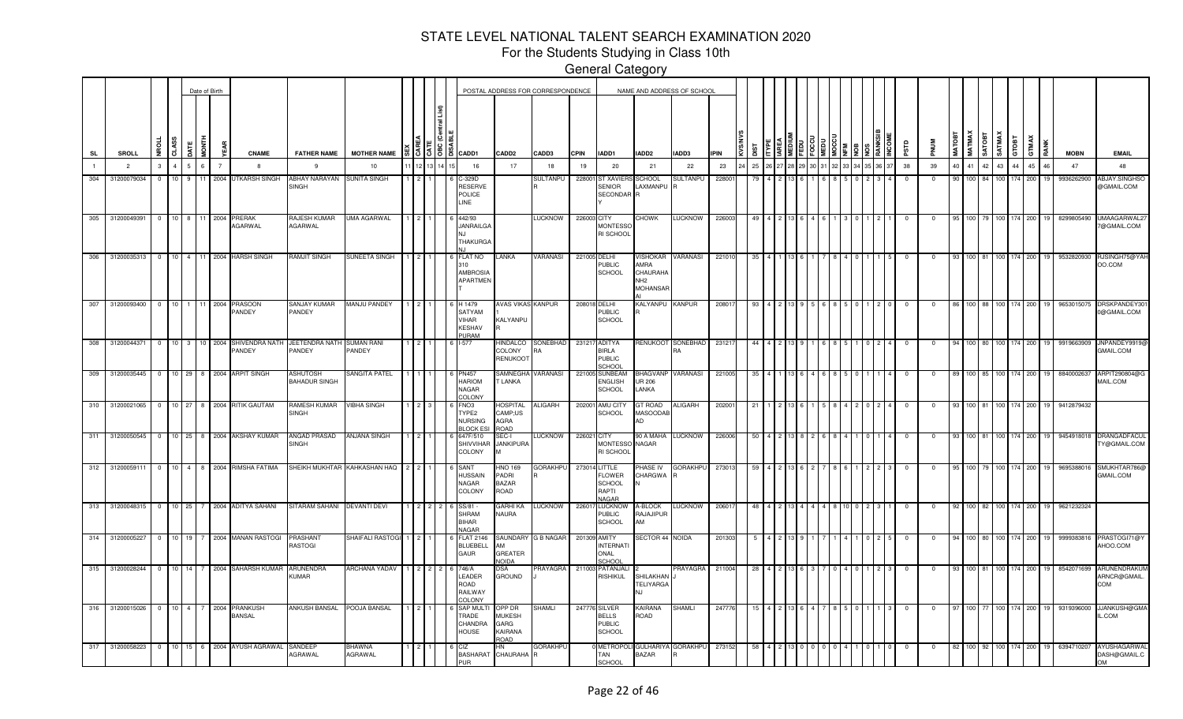# STATE LEVEL NATIONAL TALENT SEARCH EXAMINATION 2020

## For the Students Studying in Class 10th

### General Category

| SL | SROLL | NROLL | CLASS | DATE | MONTH | YEAR | CNAME | FATHER NAME | MOTHER NAME | SEX | CAREA | CATE | OBC (Central List) | DISABLE | CADD1 | CADD2 | CADD3 | CPIN | IADD1 | IADD2 | IADD3 | IPIN | KVS/NVS | DIST | ITYPE | IAREA | MEDIUM | FEDU | FOCCU | MEDU | MOCCU | NFM | NOB | NOS | RANKSIB | INCOME | PSTD | PNUM | MATOBT | MATMAX | SATOBT | SATMAX | GTOBT | GTMAX | RANK | MOBN | EMAIL |
|---|---|---|---|---|---|---|---|---|---|---|---|---|---|---|---|---|---|---|---|---|---|---|---|---|---|---|---|---|---|---|---|---|---|---|---|---|---|---|---|---|---|---|---|---|---|---|---|
| 1 | 2 | 3 | 4 | 5 | 6 | 7 | 8 | 9 | 10 | 11 | 12 | 13 | 14 | 15 | 16 | 17 | 18 | 19 | 20 | 21 | 22 | 23 | 24 | 25 | 26 | 27 | 28 | 29 | 30 | 31 | 32 | 33 | 34 | 35 | 36 | 37 | 38 | 39 | 40 | 41 | 42 | 43 | 44 | 45 | 46 | 47 | 48 |
| 304 | 31200079034 | 0 | 10 | 9 | 11 | 2004 | UTKARSH SINGH | ABHAY NARAYAN SINGH | SUNITA SINGH | 1 | 2 | 1 | | 6 | C-329D RESERVE POLICE LINE | | SULTANPUR | 228001 | ST XAVIERS SENIOR SECONDARY | SCHOOL LAXMANPUR | SULTANPUR | 228001 | | 79 | 4 | 2 | 13 | 6 | 1 | 6 | 8 | 5 | 0 | 2 | 3 | 4 | 0 | 0 | 90 | 100 | 84 | 100 | 174 | 200 | 19 | 9936262900 | ABJAY.SINGHSO@GMAIL.COM |
| 305 | 31200049391 | 0 | 10 | 8 | 11 | 2004 | PRERAK AGARWAL | RAJESH KUMAR AGARWAL | UMA AGARWAL | 1 | 2 | 1 | | 6 | 442/93 JANRAILGANJ THAKURGANJ | | LUCKNOW | 226003 | CITY MONTESSORI SCHOOL | CHOWK | LUCKNOW | 226003 | | 49 | 4 | 2 | 13 | 6 | 4 | 6 | 1 | 3 | 0 | 1 | 2 | 1 | 0 | 0 | 95 | 100 | 79 | 100 | 174 | 200 | 19 | 8299805490 | UMAAGARWAL277@GMAIL.COM |
| 306 | 31200035313 | 0 | 10 | 4 | 11 | 2004 | HARSH SINGH | RAMJIT SINGH | SUNEETA SINGH | 1 | 2 | 1 | | 6 | FLAT NO 310 AMBROSIA APARTMENT | LANKA | VARANASI | 221005 | DELHI PUBLIC SCHOOL | VISHOKAR AMRA CHAURAHA NH2 MOHANSARAI | VARANASI | 221010 | | 35 | 4 | 1 | 13 | 6 | 1 | 7 | 8 | 4 | 0 | 1 | 1 | 5 | 0 | 0 | 93 | 100 | 81 | 100 | 174 | 200 | 19 | 9532820930 | RJSINGH75@YAHOO.COM |
| 307 | 31200093400 | 0 | 10 | 1 | 11 | 2004 | PRASOON PANDEY | SANJAY KUMAR PANDEY | MANJU PANDEY | 1 | 2 | 1 | | 6 | H 1479 SATYAM VIHAR KESHAV PURAM | AVAS VIKAS 1 KALYANPUR | KANPUR | 208018 | DELHI PUBLIC SCHOOL | KALYANPUR | KANPUR | 208017 | | 93 | 4 | 2 | 13 | 9 | 5 | 6 | 8 | 5 | 0 | 1 | 2 | 0 | 0 | 0 | 86 | 100 | 88 | 100 | 174 | 200 | 19 | 9653015075 | DRSKPANDEY3010@GMAIL.COM |
| 308 | 31200044371 | 0 | 10 | 3 | 10 | 2004 | SHIVENDRA NATH PANDEY | JEETENDRA NATH PANDEY | SUMAN RANI PANDEY | 1 | 2 | 1 | | 6 | I-577 | HINDALCO COLONY RENUKOOT | SONEBHADRA | 231217 | ADITYA BIRLA PUBLIC SCHOOL | RENUKOOT | SONEBHADRA | 231217 | | 44 | 4 | 2 | 13 | 9 | 1 | 6 | 8 | 5 | 1 | 0 | 2 | 4 | 0 | 0 | 94 | 100 | 80 | 100 | 174 | 200 | 19 | 9919663909 | JNPANDEY9919@GMAIL.COM |
| 309 | 31200035445 | 0 | 10 | 29 | 8 | 2004 | ARPIT SINGH | ASHUTOSH BAHADUR SINGH | SANGITA PATEL | 1 | 1 | 1 | | 6 | PN457 HARIOM NAGAR COLONY | SAMNEGHAT LANKA | VARANASI | 221005 | SUNBEAM ENGLISH SCHOOL | BHAGVANPUR 206 LANKA | VARANASI | 221005 | | 35 | 4 | 1 | 13 | 6 | 4 | 6 | 8 | 5 | 0 | 1 | 1 | 4 | 0 | 0 | 89 | 100 | 85 | 100 | 174 | 200 | 19 | 8840002637 | ARPIT290804@GMAIL.COM |
| 310 | 31200021065 | 0 | 10 | 27 | 8 | 2004 | RITIK GAUTAM | RAMESH KUMAR SINGH | VIBHA SINGH | 1 | 2 | 3 | | 6 | FNO3 TYPE2 NURSING BLOCK ESI | HOSPITAL CAMP;US AGRA ROAD | ALIGARH | 202001 | AMU CITY SCHOOL | GT ROAD MASOODABAD | ALIGARH | 202001 | | 21 | 1 | 2 | 13 | 6 | 1 | 5 | 8 | 4 | 2 | 0 | 2 | 4 | 0 | 0 | 93 | 100 | 81 | 100 | 174 | 200 | 19 | 9412879432 | |
| 311 | 31200050545 | 0 | 10 | 25 | 8 | 2004 | AKSHAY KUMAR | ANGAD PRASAD SINGH | ANJANA SINGH | 1 | 2 | 1 | | 6 | 647F/510 SHIVVIHAR COLONY | SEC-I JANKIPURAM | LUCKNOW | 226021 | CITY MONTESSORI SCHOOL | 90 A MAHANAGAR | LUCKNOW | 226006 | | 50 | 4 | 2 | 13 | 8 | 2 | 6 | 8 | 4 | 1 | 0 | 1 | 4 | 0 | 0 | 93 | 100 | 81 | 100 | 174 | 200 | 19 | 9454918018 | DRANGADFACULTY@GMAIL.COM |
| 312 | 31200059111 | 0 | 10 | 4 | 8 | 2004 | RIMSHA FATIMA | SHEIKH MUKHTAR | KAHKASHAN HAQ | 2 | 2 | 1 | | 6 | SANT HUSSAIN NAGAR COLONY | HNO 169 PADRI BAZAR ROAD | GORAKHPUR | 273014 | LITTLE FLOWER SCHOOL RAPTI NAGAR | PHASE IV CHARGWAN | GORAKHPUR | 273013 | | 59 | 4 | 2 | 13 | 6 | 2 | 7 | 8 | 6 | 1 | 2 | 2 | 3 | 0 | 0 | 95 | 100 | 79 | 100 | 174 | 200 | 19 | 9695388016 | SMUKHTAR786@GMAIL.COM |
| 313 | 31200048315 | 0 | 10 | 25 | 7 | 2004 | ADITYA SAHANI | SITARAM SAHANI | DEVANTI DEVI | 1 | 2 | 2 | 2 | 6 | SS/81 - SHRAM BIHAR NAGAR | GARHI KA NAURA | LUCKNOW | 226017 | LUCKNOW PUBLIC SCHOOL | A-BLOCK RAJAJIPURAM | LUCKNOW | 206017 | | 48 | 4 | 2 | 13 | 4 | 4 | 4 | 8 | 10 | 0 | 2 | 3 | 1 | 0 | 0 | 92 | 100 | 82 | 100 | 174 | 200 | 19 | 9621232324 | |
| 314 | 31200005227 | 0 | 10 | 19 | 7 | 2004 | MANAN RASTOGI | PRASHANT RASTOGI | SHAIFALI RASTOGI | 1 | 2 | 1 | | 6 | FLAT 2146 BLUEBELL GAUR | SAUNDARYAM GREATER NOIDA | G B NAGAR | 201309 | AMITY INTERNATIONAL SCHOOL | SECTOR 44 | NOIDA | 201303 | | 5 | 4 | 2 | 13 | 9 | 1 | 7 | 1 | 4 | 1 | 0 | 2 | 5 | 0 | 0 | 94 | 100 | 80 | 100 | 174 | 200 | 19 | 9999383816 | PRASTOGI71@YAHOO.COM |
| 315 | 31200028244 | 0 | 10 | 14 | 7 | 2004 | SAHARSH KUMAR | ARUNENDRA KUMAR | ARCHANA YADAV | 1 | 2 | 2 | 2 | 6 | 746/A LEADER ROAD RAILWAY COLONY | DSA GROUND | PRAYAGRAJ | 211003 | PATANJALI RISHIKUL | 2 SHILAKHAN TELIYARGANJ | PRAYAGRAJ | 211004 | | 28 | 4 | 2 | 13 | 6 | 3 | 7 | 0 | 4 | 0 | 1 | 2 | 3 | 0 | 0 | 93 | 100 | 81 | 100 | 174 | 200 | 19 | 8542071699 | ARUNENDRAKUMARNCR@GMAIL.COM |
| 316 | 31200015026 | 0 | 10 | 4 | 7 | 2004 | PRANKUSH BANSAL | ANKUSH BANSAL | POOJA BANSAL | 1 | 2 | 1 | | 6 | SAP MULTI TRADE CHANDRA HOUSE | OPP DR MUKESH GARG KAIRANA ROAD | SHAMLI | 247776 | SILVER BELLS PUBLIC SCHOOL | KAIRANA ROAD | SHAMLI | 247776 | | 15 | 4 | 2 | 13 | 6 | 4 | 7 | 8 | 5 | 0 | 1 | 1 | 3 | 0 | 0 | 97 | 100 | 77 | 100 | 174 | 200 | 19 | 9319396000 | JJANKUSH@GMAIL.COM |
| 317 | 31200058223 | 0 | 10 | 15 | 6 | 2004 | AYUSH AGRAWAL | SANDEEP AGRAWAL | BHAWNA AGRAWAL | 1 | 2 | 1 | | 6 | CIZ BASHARATPUR | HN CHAURAHA R | GORAKHPUR | 0 | METROPOLITAN SCHOOL | GULHARIYA BAZAR | GORAKHPUR | 273152 | | 58 | 4 | 2 | 13 | 0 | 0 | 0 | 0 | 4 | 1 | 0 | 1 | 0 | 0 | 0 | 82 | 100 | 92 | 100 | 174 | 200 | 19 | 6394710207 | AYUSHAGARWALDASH@GMAIL.COM |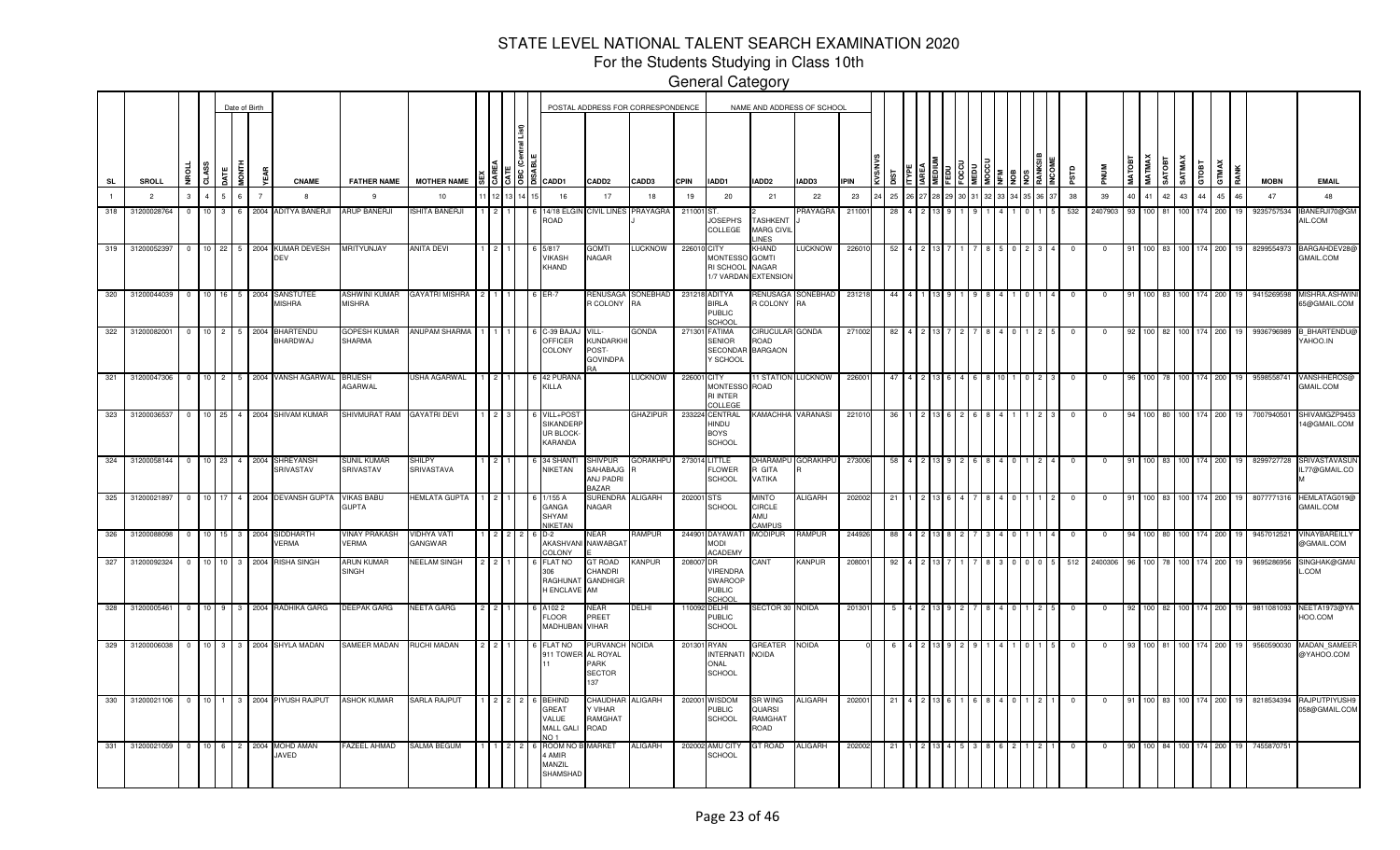# STATE LEVEL NATIONAL TALENT SEARCH EXAMINATION 2020

## For the Students Studying in Class 10th

### General Category

| SL | SROLL | NROLL | CLASS | DATE | MONTH | YEAR | CNAME | FATHER NAME | MOTHER NAME | SEX | CAREA | CATE | OBC (Central List) | DISABLE | CADD1 | CADD2 | CADD3 | CPIN | IADD1 | IADD2 | IADD3 | IPIN | KVS/NVS | DIST | ITYPE | IAREA | MEDIUM | FEDU | FOCCU | MEDU | MOCCU | NFM | NOB | NOS | RANKSIB | INCOME | PSTD | PNUM | MATOBT | MATMAX | SATOBT | SATMAX | GTOBT | GTMAX | RANK | MOBN | EMAIL |
|---|---|---|---|---|---|---|---|---|---|---|---|---|---|---|---|---|---|---|---|---|---|---|---|---|---|---|---|---|---|---|---|---|---|---|---|---|---|---|---|---|---|---|---|---|---|---|---|
| 1 | 2 | 3 | 4 | 5 | 6 | 7 | 8 | 9 | 10 | 11 | 12 | 13 | 14 | 15 | 16 | 17 | 18 | 19 | 20 | 21 | 22 | 23 | 24 | 25 | 26 | 27 | 28 | 29 | 30 | 31 | 32 | 33 | 34 | 35 | 36 | 37 | 38 | 39 | 40 | 41 | 42 | 43 | 44 | 45 | 46 | 47 | 48 |
| 318 | 31200028764 | 0 | 10 | 3 | 6 | 2004 | ADITYA BANERJI | ARUP BANERJI | ISHITA BANERJI | 1 | 2 | 1 | | 6 | 14/18 ELGIN ROAD | CIVIL LINES | PRAYAGRAJ | 211001 | ST. JOSEPH'S COLLEGE | 2 TASHKENT MARG CIVIL LINES | PRAYAGRAJ | 211001 | | 28 | 4 | 2 | 13 | 9 | 1 | 9 | 1 | 4 | 1 | 0 | 1 | 5 | 532 | 2407903 | 93 | 100 | 81 | 100 | 174 | 200 | 19 | 9235757534 | IBANERJI70@GMAIL.COM |
| 319 | 31200052397 | 0 | 10 | 22 | 5 | 2004 | KUMAR DEVESH DEV | MRITYUNJAY | ANITA DEVI | 1 | 2 | 1 | | 6 | 5/817 VIKASH KHAND | GOMTI NAGAR | LUCKNOW | 226010 | CITY MONTESSORI SCHOOL 1/7 VARDAN | KHAND GOMTI NAGAR EXTENSION | LUCKNOW | 226010 | | 52 | 4 | 2 | 13 | 7 | 1 | 7 | 8 | 5 | 0 | 2 | 3 | 4 | 0 | 0 | 91 | 100 | 83 | 100 | 174 | 200 | 19 | 8299554973 | BARGAHDEV28@GMAIL.COM |
| 320 | 31200044039 | 0 | 10 | 16 | 5 | 2004 | SANSTUTEE MISHRA | ASHWINI KUMAR MISHRA | GAYATRI MISHRA | 2 | 1 | 1 | | 6 | ER-7 | RENUSAGAR COLONY | SONEBHADRA | 231218 | ADITYA BIRLA PUBLIC SCHOOL | RENUSAGAR COLONY | SONEBHADRA | 231218 | | 44 | 4 | 1 | 13 | 9 | 1 | 9 | 8 | 4 | 1 | 0 | 1 | 4 | 0 | 0 | 91 | 100 | 83 | 100 | 174 | 200 | 19 | 9415269598 | MISHRA.ASHWINI65@GMAIL.COM |
| 322 | 31200082001 | 0 | 10 | 2 | 5 | 2004 | BHARTENDU BHARDWAJ | GOPESH KUMAR SHARMA | ANUPAM SHARMA | 1 | 1 | 1 | | 6 | C-39 BAJAJ OFFICER COLONY | VILL-KUNDARKHI POST-GOVINDPARA | GONDA | 271301 | FATIMA SENIOR SECONDARY SCHOOL | CIRUCULAR ROAD BARGAON | GONDA | 271002 | | 82 | 4 | 2 | 13 | 7 | 2 | 7 | 8 | 4 | 0 | 1 | 2 | 5 | 0 | 0 | 92 | 100 | 82 | 100 | 174 | 200 | 19 | 9936796989 | B_BHARTENDU@YAHOO.IN |
| 321 | 31200047306 | 0 | 10 | 2 | 5 | 2004 | VANSH AGARWAL | BRIJESH AGARWAL | USHA AGARWAL | 1 | 2 | 1 | | 6 | 42 PURANA KILLA | | LUCKNOW | 226001 | CITY MONTESSORI INTER COLLEGE | 11 STATION ROAD | LUCKNOW | 226001 | | 47 | 4 | 2 | 13 | 6 | 4 | 6 | 8 | 10 | 1 | 0 | 2 | 3 | 0 | 0 | 96 | 100 | 78 | 100 | 174 | 200 | 19 | 9598558741 | VANSHHEROS@GMAIL.COM |
| 323 | 31200036537 | 0 | 10 | 25 | 4 | 2004 | SHIVAM KUMAR | SHIVMURAT RAM | GAYATRI DEVI | 1 | 2 | 3 | | 6 | VILL+POST SIKANDERPUR BLOCK-KARANDA | | GHAZIPUR | 233224 | CENTRAL HINDU BOYS SCHOOL | KAMACHHA | VARANASI | 221010 | | 36 | 1 | 2 | 13 | 6 | 2 | 6 | 8 | 4 | 1 | 1 | 2 | 3 | 0 | 0 | 94 | 100 | 80 | 100 | 174 | 200 | 19 | 7007940501 | SHIVAMGZP945314@GMAIL.COM |
| 324 | 31200058144 | 0 | 10 | 23 | 4 | 2004 | SHREYANSH SRIVASTAV | SUNIL KUMAR SRIVASTAV | SHILPY SRIVASTAVA | 1 | 2 | 1 | | 6 | 34 SHANTI NIKETAN | SHIVPUR SAHABAJGANJ PADRI BAZAR | GORAKHPUR | 273014 | LITTLE FLOWER SCHOOL | DHARAMPUR GITA VATIKA | GORAKHPUR | 273006 | | 58 | 4 | 2 | 13 | 9 | 2 | 6 | 8 | 4 | 0 | 1 | 2 | 4 | 0 | 0 | 91 | 100 | 83 | 100 | 174 | 200 | 19 | 8299727728 | SRIVASTAVASUNIL77@GMAIL.COM |
| 325 | 31200021897 | 0 | 10 | 17 | 4 | 2004 | DEVANSH GUPTA | VIKAS BABU GUPTA | HEMLATA GUPTA | 1 | 2 | 1 | | 6 | 1/155 A GANGA SHYAM NIKETAN | SURENDRA NAGAR | ALIGARH | 202001 | STS SCHOOL | MINTO CIRCLE AMU CAMPUS | ALIGARH | 202002 | | 21 | 1 | 2 | 13 | 6 | 4 | 7 | 8 | 4 | 0 | 1 | 1 | 2 | 0 | 0 | 91 | 100 | 83 | 100 | 174 | 200 | 19 | 8077771316 | HEMLATAG019@GMAIL.COM |
| 326 | 31200088098 | 0 | 10 | 15 | 3 | 2004 | SIDDHARTH VERMA | VINAY PRAKASH VERMA | VIDHYA VATI GANGWAR | 1 | 2 | 2 | 2 | 6 | D-2 AKASHVANI COLONY | NEAR NAWABGATE | RAMPUR | 244901 | DAYAWATI MODI ACADEMY | MODIPUR | RAMPUR | 244926 | | 88 | 4 | 2 | 13 | 8 | 2 | 7 | 3 | 4 | 0 | 1 | 1 | 4 | 0 | 0 | 94 | 100 | 80 | 100 | 174 | 200 | 19 | 9457012521 | VINAYBAREILLY@GMAIL.COM |
| 327 | 31200092324 | 0 | 10 | 10 | 3 | 2004 | RISHA SINGH | ARUN KUMAR SINGH | NEELAM SINGH | 2 | 2 | 1 | | 6 | FLAT NO 306 RAGHUNATH ENCLAVE | GT ROAD CHANDRI GANDHIGRAM | KANPUR | 208007 | DR VIRENDRA SWAROOP PUBLIC SCHOOL | CANT | KANPUR | 208001 | | 92 | 4 | 2 | 13 | 7 | 1 | 7 | 8 | 3 | 0 | 0 | 0 | 5 | 512 | 2400306 | 96 | 100 | 78 | 100 | 174 | 200 | 19 | 9695286956 | SINGHAK@GMAIL.COM |
| 328 | 31200005461 | 0 | 10 | 9 | 3 | 2004 | RADHIKA GARG | DEEPAK GARG | NEETA GARG | 2 | 2 | 1 | | 6 | A102 2 FLOOR MADHUBAN | NEAR PREET VIHAR | DELHI | 110092 | DELHI PUBLIC SCHOOL | SECTOR 30 | NOIDA | 201301 | | 5 | 4 | 2 | 13 | 9 | 2 | 7 | 8 | 4 | 0 | 1 | 2 | 5 | 0 | 0 | 92 | 100 | 82 | 100 | 174 | 200 | 19 | 9811081093 | NEETA1973@YAHOO.COM |
| 329 | 31200006038 | 0 | 10 | 3 | 3 | 2004 | SHYLA MADAN | SAMEER MADAN | RUCHI MADAN | 2 | 2 | 1 | | 6 | FLAT NO 911 TOWER 11 | PURVANCHAL ROYAL PARK SECTOR 137 | NOIDA | 201301 | RYAN INTERNATIONAL SCHOOL | GREATER NOIDA | | 0 | | 6 | 4 | 2 | 13 | 9 | 2 | 9 | 1 | 4 | 1 | 0 | 1 | 5 | 0 | 0 | 93 | 100 | 81 | 100 | 174 | 200 | 19 | 9560590030 | MADAN_SAMEER@YAHOO.COM |
| 330 | 31200021106 | 0 | 10 | 1 | 3 | 2004 | PIYUSH RAJPUT | ASHOK KUMAR | SARLA RAJPUT | 1 | 2 | 2 | 2 | 6 | BEHIND GREAT VALUE MALL GALI NO 1 | CHAUDHARY VIHAR RAMGHAT ROAD | ALIGARH | 202001 | WISDOM PUBLIC SCHOOL | SR WING QUARSI RAMGHAT ROAD | ALIGARH | 202001 | | 21 | 4 | 2 | 13 | 6 | 1 | 6 | 8 | 4 | 0 | 1 | 2 | 1 | 0 | 0 | 91 | 100 | 83 | 100 | 174 | 200 | 19 | 8218534394 | RAJPUTPIYUSH9058@GMAIL.COM |
| 331 | 31200021059 | 0 | 10 | 6 | 2 | 2004 | MOHD AMAN JAVED | FAZEEL AHMAD | SALMA BEGUM | 1 | 1 | 2 | 2 | 6 | ROOM NO 8 4 AMIR MANZIL SHAMSHAD | MARKET | ALIGARH | 202002 | AMU CITY SCHOOL | GT ROAD | ALIGARH | 202002 | | 21 | 1 | 2 | 13 | 4 | 5 | 3 | 8 | 6 | 2 | 1 | 2 | 1 | 0 | 0 | 90 | 100 | 84 | 100 | 174 | 200 | 19 | 7455870751 | |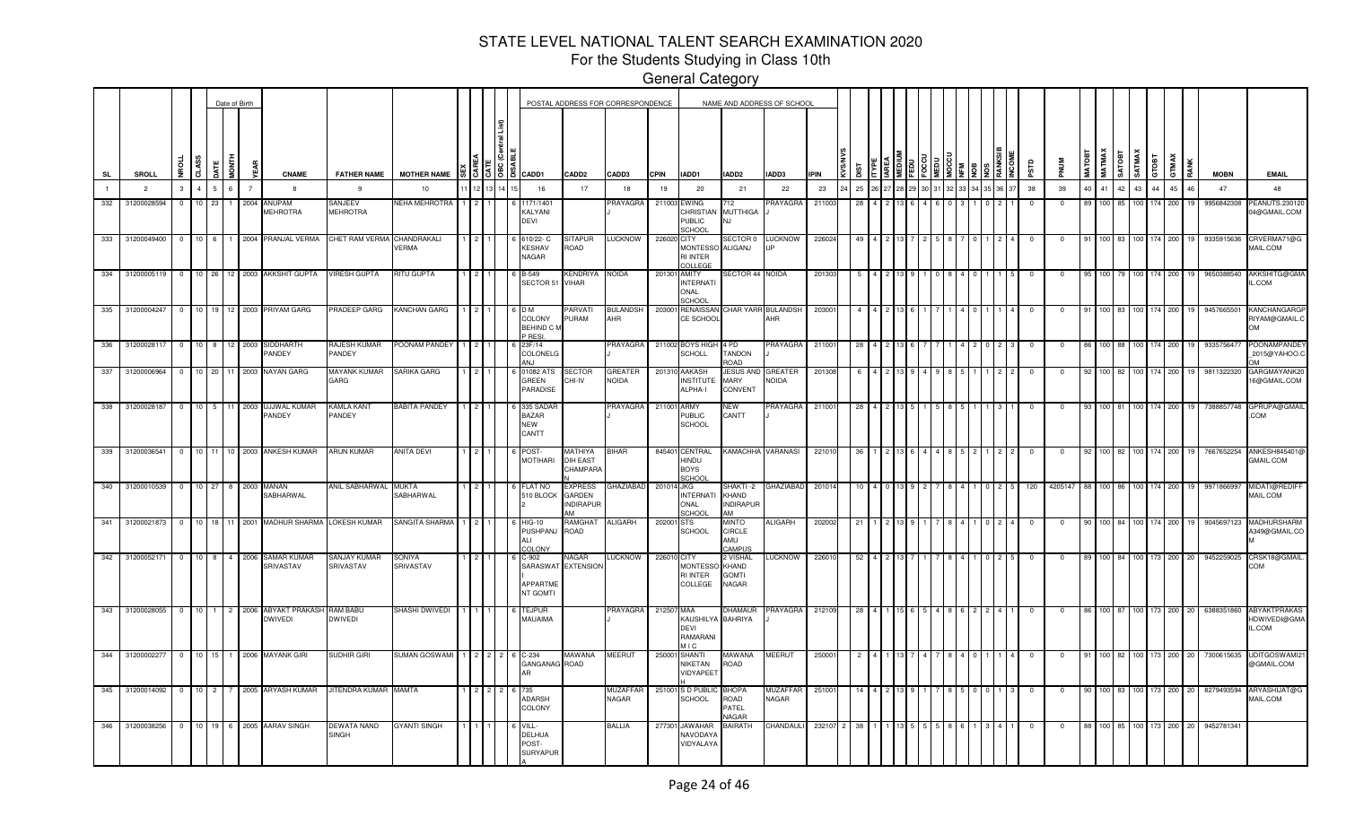# STATE LEVEL NATIONAL TALENT SEARCH EXAMINATION 2020

For the Students Studying in Class 10th

General Category

| SL | SROLL | NROLL | CLASS | DATE | MONTH | YEAR | CNAME | FATHER NAME | MOTHER NAME | SEX | CAREA | CATE | OBC (Central List) | DISABLE | CADD1 | CADD2 | CADD3 | CPIN | IADD1 | IADD2 | IADD3 | IPIN | KVS/NVS | DIST | ITYPE | IAREA | MEDIUM | FEDU | FOCCU | MEDU | MOCCU | NFM | NOB | NOS | RANKSIB | INCOME | PSTD | PNUM | MATOBT | MATMAX | SATOBT | SATMAX | GTOBT | GTMAX | RANK | MOBN | EMAIL |
|---|---|---|---|---|---|---|---|---|---|---|---|---|---|---|---|---|---|---|---|---|---|---|---|---|---|---|---|---|---|---|---|---|---|---|---|---|---|---|---|---|---|---|---|---|---|---|---|
| 1 | 2 | 3 | 4 | 5 | 6 | 7 | 8 | 9 | 10 | 11 | 12 | 13 | 14 | 15 | 16 | 17 | 18 | 19 | 20 | 21 | 22 | 23 | 24 | 25 | 26 | 27 | 28 | 29 | 30 | 31 | 32 | 33 | 34 | 35 | 36 | 37 | 38 | 39 | 40 | 41 | 42 | 43 | 44 | 45 | 46 | 47 | 48 |
| 332 | 31200028594 | 0 | 10 | 23 | 1 | 2004 | ANUPAM MEHROTRA | SANJEEV MEHROTRA | NEHA MEHROTRA | 1 | 2 | 1 | | 6 | 1171/1401 KALYANI DEVI | | PRAYAGRAJ | 211003 | EWING CHRISTIAN PUBLIC SCHOOL | 712 MUTTHIGANJ | PRAYAGRAJ | 211003 | | 28 | 4 | 2 | 13 | 6 | 4 | 6 | 0 | 3 | 1 | 0 | 2 | 1 | 0 | 0 | 89 | 100 | 85 | 100 | 174 | 200 | 19 | 9956842308 | PEANUTS.230120 04@GMAIL.COM |
| 333 | 31200049400 | 0 | 10 | 6 | 1 | 2004 | PRANJAL VERMA | CHET RAM VERMA | CHANDRAKALI VERMA | 1 | 2 | 1 | | 6 | 610/22- C KESHAV NAGAR | SITAPUR ROAD | LUCKNOW | 226020 | CITY MONTESSORI INTER COLLEGE | SECTOR 0 ALIGANJ | LUCKNOW UP | 226024 | | 49 | 4 | 2 | 13 | 7 | 2 | 5 | 8 | 7 | 0 | 1 | 2 | 4 | 0 | 0 | 91 | 100 | 83 | 100 | 174 | 200 | 19 | 9335915636 | CRVERMA71@GMAIL.COM |
| 334 | 31200005119 | 0 | 10 | 26 | 12 | 2003 | AKKSHIT GUPTA | VIRESH GUPTA | RITU GUPTA | 1 | 2 | 1 | | 6 | B-549 SECTOR 51 | KENDRIYA VIHAR | NOIDA | 201301 | AMITY INTERNATIONAL SCHOOL | SECTOR 44 | NOIDA | 201303 | | 5 | 4 | 2 | 13 | 9 | 1 | 0 | 8 | 4 | 0 | 1 | 1 | 5 | 0 | 0 | 95 | 100 | 79 | 100 | 174 | 200 | 19 | 9650388540 | AKKSHITG@GMAIL.COM |
| 335 | 31200004247 | 0 | 10 | 19 | 12 | 2003 | PRIYAM GARG | PRADEEP GARG | KANCHAN GARG | 1 | 2 | 1 | | 6 | D M COLONY BEHIND C M P RESI | PARVATI PURAM | BULANDSHAHR | 203001 | RENAISSANCE SCHOOL | CHAR YARR | BULANDSHAHR | 203001 | | 4 | 4 | 2 | 13 | 6 | 1 | 7 | 1 | 4 | 0 | 1 | 1 | 4 | 0 | 0 | 91 | 100 | 83 | 100 | 174 | 200 | 19 | 9457665501 | KANCHANGARGPRIYAM@GMAIL.COM |
| 336 | 31200028117 | 0 | 10 | 8 | 12 | 2003 | SIDDHARTH PANDEY | RAJESH KUMAR PANDEY | POONAM PANDEY | 1 | 2 | 1 | | 6 | 23F/14 COLONELGANJ | | PRAYAGRAJ | 211002 | BOYS HIGH SCHOLL | 4 PD TANDON ROAD | PRAYAGRAJ | 211001 | | 28 | 4 | 2 | 13 | 6 | 7 | 7 | 1 | 4 | 2 | 0 | 2 | 3 | 0 | 0 | 86 | 100 | 88 | 100 | 174 | 200 | 19 | 9335756477 | POONAMPANDEY_2015@YAHOO.COM |
| 337 | 31200006964 | 0 | 10 | 20 | 11 | 2003 | NAYAN GARG | MAYANK KUMAR GARG | SARIKA GARG | 1 | 2 | 1 | | 6 | 01082 ATS GREEN PARADISE | SECTOR CHI-IV | GREATER NOIDA | 201310 | AAKASH INSTITUTE ALPHA-I | JESUS AND MARY CONVENT | GREATER NOIDA | 201308 | | 6 | 4 | 2 | 13 | 9 | 4 | 9 | 8 | 5 | 1 | 1 | 2 | 2 | 0 | 0 | 92 | 100 | 82 | 100 | 174 | 200 | 19 | 9811322320 | GARGMAYANK2016@GMAIL.COM |
| 338 | 31200028187 | 0 | 10 | 5 | 11 | 2003 | UJJWAL KUMAR PANDEY | KAMLA KANT PANDEY | BABITA PANDEY | 1 | 2 | 1 | | 6 | 335 SADAR BAZAR NEW CANTT | | PRAYAGRAJ | 211001 | ARMY PUBLIC SCHOOL | NEW CANTT | PRAYAGRAJ | 211001 | | 28 | 4 | 2 | 13 | 5 | 1 | 5 | 8 | 5 | 1 | 1 | 3 | 1 | 0 | 0 | 93 | 100 | 81 | 100 | 174 | 200 | 19 | 7388857748 | GPRUPA@GMAIL.COM |
| 339 | 31200036541 | 0 | 10 | 11 | 10 | 2003 | ANKESH KUMAR | ARUN KUMAR | ANITA DEVI | 1 | 2 | 1 | | 6 | POST-MOTIHARI | MATHIYA DIH EAST CHAMPARAN | BIHAR | 845401 | CENTRAL HINDU BOYS SCHOOL | KAMACHHA | VARANASI | 221010 | | 36 | 1 | 2 | 13 | 6 | 4 | 4 | 8 | 5 | 2 | 1 | 2 | 2 | 0 | 0 | 92 | 100 | 82 | 100 | 174 | 200 | 19 | 7667652254 | ANKESH845401@GMAIL.COM |
| 340 | 31200010539 | 0 | 10 | 27 | 8 | 2003 | MANAN SABHARWAL | ANIL SABHARWAL | MUKTA SABHARWAL | 1 | 2 | 1 | | 6 | FLAT NO 510 BLOCK 2 | EXPRESS GARDEN INDIRAPURAM | GHAZIABAD | 201014 | JKG INTERNATIONAL SCHOOL | SHAKTI -2 KHAND INDIRAPURAM | GHAZIABAD | 201014 | | 10 | 4 | 0 | 13 | 9 | 2 | 7 | 8 | 4 | 1 | 0 | 2 | 5 | 120 | 4205147 | 88 | 100 | 86 | 100 | 174 | 200 | 19 | 9971866997 | MIDATI@REDIFFMAIL.COM |
| 341 | 31200021873 | 0 | 10 | 18 | 11 | 2001 | MADHUR SHARMA | LOKESH KUMAR | SANGITA SHARMA | 1 | 2 | 1 | | 6 | HIG-10 PUSHPANJALI COLONY | RAMGHAT ROAD | ALIGARH | 202001 | STS SCHOOL | MINTO CIRCLE AMU CAMPUS | ALIGARH | 202002 | | 21 | 1 | 2 | 13 | 9 | 1 | 7 | 8 | 4 | 1 | 0 | 2 | 4 | 0 | 0 | 90 | 100 | 84 | 100 | 174 | 200 | 19 | 9045697123 | MADHURSHARMA349@GMAIL.COM |
| 342 | 31200052171 | 0 | 10 | 8 | 4 | 2006 | SAMAR KUMAR SRIVASTAV | SANJAY KUMAR SRIVASTAV | SONIYA SRIVASTAV | 1 | 2 | 1 | | 6 | C-902 SARASWAT APPARTMENT GOMTI | NAGAR EXTENSION | LUCKNOW | 226010 | CITY MONTESSORI INTER COLLEGE | 2 VISHAL KHAND GOMTI NAGAR | LUCKNOW | 226010 | | 52 | 4 | 2 | 13 | 7 | 1 | 7 | 8 | 4 | 1 | 0 | 2 | 5 | 0 | 0 | 89 | 100 | 84 | 100 | 173 | 200 | 20 | 9452259025 | CRSK18@GMAIL.COM |
| 343 | 31200028055 | 0 | 10 | 1 | 2 | 2006 | ABYAKT PRAKASH DWIVEDI | RAM BABU DWIVEDI | SHASHI DWIVEDI | 1 | 1 | 1 | | 6 | TEJPUR MAUAIMA | | PRAYAGRAJ | 212507 | MAA KAUSHILYA DEVI RAMARANI M I C | DHAMAUR BAHRIYA | PRAYAGRAJ | 212109 | | 28 | 4 | 1 | 15 | 6 | 5 | 4 | 8 | 6 | 2 | 2 | 4 | 1 | 0 | 0 | 86 | 100 | 87 | 100 | 173 | 200 | 20 | 6388351860 | ABYAKTPRAKASHDWIVEDI@GMAIL.COM |
| 344 | 31200002277 | 0 | 10 | 15 | 1 | 2006 | MAYANK GIRI | SUDHIR GIRI | SUMAN GOSWAMI | 1 | 2 | 2 | 2 | 6 | C-234 GANGANAGAR | MAWANA ROAD | MEERUT | 250001 | SHANTI NIKETAN VIDYAPEETH | MAWANA ROAD | MEERUT | 250001 | | 2 | 4 | 1 | 13 | 7 | 4 | 7 | 8 | 4 | 0 | 1 | 1 | 4 | 0 | 0 | 91 | 100 | 82 | 100 | 173 | 200 | 20 | 7300615635 | UDITGOSWAMI21@GMAIL.COM |
| 345 | 31200014092 | 0 | 10 | 2 | 7 | 2005 | ARYASH KUMAR | JITENDRA KUMAR | MAMTA | 1 | 2 | 2 | 2 | 6 | 735 ADARSH COLONY | | MUZAFFARNAGAR | 251001 | S D PUBLIC SCHOOL | BHOPA ROAD PATEL NAGAR | MUZAFFARNAGAR | 251001 | | 14 | 4 | 2 | 13 | 9 | 1 | 7 | 8 | 5 | 0 | 0 | 1 | 3 | 0 | 0 | 90 | 100 | 83 | 100 | 173 | 200 | 20 | 8279493594 | ARYASHIJAT@GMAIL.COM |
| 346 | 31200038256 | 0 | 10 | 19 | 6 | 2005 | AARAV SINGH | DEWATA NAND SINGH | GYANTI SINGH | 1 | 1 | 1 | | 6 | VILL-DELHIJA POST-SURYAPUR | | BALLIA | 277301 | JAWAHAR NAVODAYA VIDYALAYA | BAIRATH | CHANDAULI | 232107 | 2 | 38 | 1 | 1 | 13 | 5 | 5 | 5 | 8 | 6 | 1 | 3 | 4 | 1 | 0 | 0 | 88 | 100 | 85 | 100 | 173 | 200 | 20 | 9452781341 | |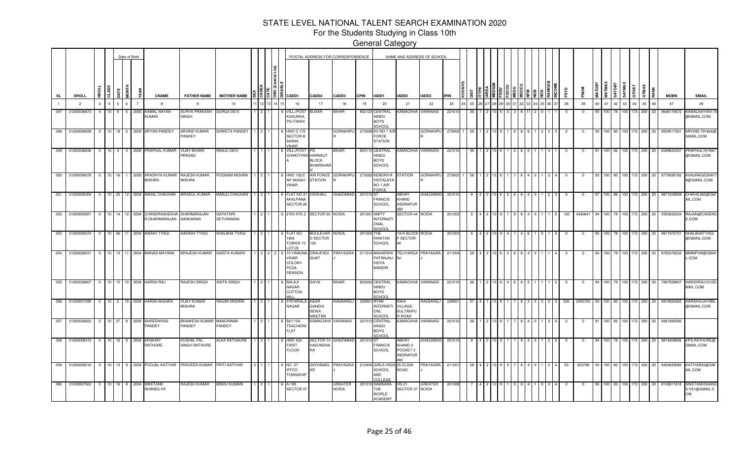# STATE LEVEL NATIONAL TALENT SEARCH EXAMINATION 2020

## For the Students Studying in Class 10th

### General Category

| SL | SROLL | NROLL | CLASS | DATE | MONTH | YEAR | CNAME | FATHER NAME | MOTHER NAME | SEX | CAREA | CATE | OBC (Central List) | DISABLE | CADD1 | CADD2 | CADD3 | CPIN | IADD1 | IADD2 | IADD3 | IPIN | KVS/NVS | DIST | ITYPE | IAREA | MEDIUM | FEDU | FOCCU | MEDU | MOCCU | NFM | NOB | NOS | RANKSIB | INCOME | PSTD | PNUM | MATOBT | MATMAX | SATOBT | SATMAX | GTOBT | GTMAX | RANK | MOBN | EMAIL |
|---|---|---|---|---|---|---|---|---|---|---|---|---|---|---|---|---|---|---|---|---|---|---|---|---|---|---|---|---|---|---|---|---|---|---|---|---|---|---|---|---|---|---|---|---|---|---|---|
| 1 | 2 | 3 | 4 | 5 | 6 | 7 | 8 | 9 | 10 | 11 | 12 | 13 | 14 | 15 | 16 | 17 | 18 | 19 | 20 | 21 | 22 | 23 | 24 | 25 | 26 | 27 | 28 | 29 | 30 | 31 | 32 | 33 | 34 | 35 | 36 | 37 | 38 | 39 | 40 | 41 | 42 | 43 | 44 | 45 | 46 | 47 | 48 |
| 347 | 31200036673 | 0 | 10 | 9 | 4 | 2005 | KAMAL NAYAN KUMAR | SURYA PRAKASH SINGH | DURGA DEVI | 1 | 2 | 1 | | 6 | VILL+POST KUKURHA PS-ITARHI | BUXAR | BIHAR | 802123 | CENTRAL HINDU BOYS SCHOOL | KAMACHHA | VARANASI | 221010 | | 36 | 1 | 2 | 13 | 6 | 5 | 3 | 8 | 11 | 2 | 0 | 1 | 1 | 0 | 0 | 95 | 100 | 78 | 100 | 173 | 200 | 20 | 9648170672 | KAMALNAYAN119@GMAIL.COM |
| 348 | 31200058028 | 0 | 10 | 18 | 3 | 2005 | ARYAN PANDEY | ARVIND KUMAR PANDEY | SHWETA PANDEY | 1 | 2 | 1 | | 6 | HNO C 172 SECTOR B SAINIK VIHAR | | GORAKHPUR | 273008 | KV NO 1 AIR FORCE STATION | | GORAKHPUR | 273002 | 1 | 58 | 1 | 2 | 13 | 9 | 1 | 6 | 8 | 6 | 1 | 2 | 2 | 3 | 0 | 0 | 93 | 100 | 80 | 100 | 173 | 200 | 20 | 9559017301 | ARVIND.791824@GMAIL.COM |
| 349 | 31200036636 | 0 | 10 | 3 | 3 | 2005 | PRAPHUL KUMAR | VIJAY BIHARI PRASAD | RANJU DEVI | 1 | 1 | 1 | | 6 | VILL+POST CHHATIYANA | PS-HARNAUT BLOCK-BIHARSHARIF | BIHAR | 803110 | CENTRAL HINDU BOYS SCHOOL | KAMACHHA | VARANASI | 221010 | | 36 | 1 | 2 | 13 | 6 | 1 | 5 | 8 | 5 | 1 | 1 | 3 | 1 | 0 | 0 | 91 | 100 | 82 | 100 | 173 | 200 | 20 | 6299633357 | PRAPHULYK7667@GMAIL.COM |
| 350 | 31200058078 | 0 | 10 | 16 | 1 | 2005 | ARADHYA KUMAR MISHRA | RAJESH KUMAR MISHRA | POONAM MISHRA | 1 | 2 | 1 | | 6 | HNO 152/2 NP AKASH VIHAR | AIR FORCE STATION | GORAKHPUR | 273002 | KENDRIYA VIDYALAYA NO 1 AIR FORCE | STATION | GORAKHPUR | 273002 | 1 | 58 | 1 | 2 | 13 | 6 | 1 | 7 | 8 | 4 | 0 | 1 | 2 | 4 | 0 | 0 | 93 | 100 | 80 | 100 | 173 | 200 | 20 | 9779595782 | KUNJRAGESH979@GMAIL.COM |
| 351 | 31200008309 | 0 | 10 | 25 | 12 | 2004 | NIKHIL CHAUHAN | MRADUL KUMAR | MANJU CHAUHAN | 1 | 2 | 1 | | 6 | FLAT NO 21 AKALPANA SECTOR 2E | VAISHALI | GHAZIABAD | 201010 | ST FRANCIS SCHOOL | ABHAY KHAND INDIRAPURAM | GHAZIABAD | 201010 | | 8 | 4 | 0 | 13 | 6 | 2 | 6 | 8 | 4 | 0 | 1 | 2 | 3 | 0 | 0 | 87 | 100 | 86 | 100 | 173 | 200 | 20 | 9871639938 | CHIKHIL665@GMAIL.COM |
| 352 | 31200005001 | 0 | 10 | 14 | 12 | 2004 | CHANDRASHEKHAR DHARMARAJAN | DHARMARAJAN SANKARAN | GAYATHRI SETURAMAN | 1 | 2 | 1 | | 6 | 2703 ATS 2 | SECTOR 50 | NOIDA | 201301 | AMITY INTERNATIONAL SCHOOL | SECTOR 44 | NOIDA | 201303 | | 5 | 4 | 2 | 13 | 9 | 1 | 9 | 8 | 4 | 0 | 1 | 1 | 5 | 120 | 4340641 | 94 | 100 | 79 | 100 | 173 | 200 | 20 | 9350632234 | RAJAN@CADENCE.COM |
| 353 | 31200036374 | 0 | 10 | 26 | 11 | 2004 | AARAV TYAGI | AAKASH TYAGI | SHALBHA TYAGI | 1 | 2 | 1 | | 6 | FLAT NO 1803 TOWER 15 LOTUS | BOULEVAR D SECTOR 100 | NOIDA | 201304 | THE KHAITAN SCHOOL | 1A/A BLOCK F SECTOR 40 | NOIDA | 201303 | | 6 | 4 | 2 | 13 | 9 | 4 | 7 | 4 | 6 | 1 | 0 | 1 | 5 | 0 | 0 | 95 | 100 | 78 | 100 | 173 | 200 | 20 | 9871975751 | SHALBHATYAGI@GMAIL.COM |
| 354 | 31200028031 | 0 | 10 | 13 | 11 | 2004 | MANAS MAYANK | BRAJESH KUMAR | SARITA KUMARI | 1 | 2 | 2 | 2 | 6 | 10 YAMUNA VIHAR COLONY PCDA PENSION | DRAUPADI GHAT | PRAYAGRAJ | 211014 | MAHARSHI PATANJALI VIDYA MANDIR | TELIYARGANJ | PRAYAGRAJ | 211004 | | 28 | 4 | 2 | 13 | 6 | 3 | 6 | 8 | 4 | 0 | 1 | 1 | 4 | 0 | 0 | 94 | 100 | 79 | 100 | 173 | 200 | 20 | 8765376532 | MMMPVM@GMAIL.COM |
| 355 | 31200036607 | 0 | 10 | 10 | 10 | 2004 | HARSH RAJ | RAJESH SINGH | ANITA SINGH | 1 | 2 | 1 | | 6 | BALAJI NAGAR COTTON MILL | GAYA | BIHAR | 823002 | CENTRAL HINDU BOYS SCHOOL | KAMACHHA | VARANASI | 221010 | | 36 | 1 | 2 | 13 | 6 | 4 | 6 | 8 | 5 | 1 | 1 | 1 | 2 | 0 | 0 | 94 | 100 | 79 | 100 | 173 | 200 | 20 | 7667558927 | HARSHRAJ1210GMAIL.COM |
| 356 | 31200057095 | 0 | 10 | 2 | 10 | 2004 | HARSH MISHRA | VIJAY KUMAR MISHRA | RAGINI MISHRA | 1 | 2 | 1 | | 6 | 379 NIRALA NAGAR | NEAR GANDHI SEWA NIKETAN | RAEBARELI | 229001 | RYAN INTERNATIONAL SCHOOL | RAHI VILLAGE SULTANPUR ROAD | RAEBARELI | 229001 | | 57 | 4 | 1 | 13 | 9 | 1 | 7 | 8 | 3 | 0 | 0 | 0 | 4 | 535 | 2205700 | 93 | 100 | 80 | 100 | 173 | 200 | 20 | 9919550465 | HARSHVIJAYRBL@GMAIL.COM |
| 357 | 31200036622 | 0 | 10 | 27 | 9 | 2004 | SHREENIVAS PANDEY | BHAWESH KUMAR PANDEY | MANORAMA PANDEY | 1 | 2 | 1 | | 6 | B21/154 TEACHERS FLAT | KAMACHHA | VARANASI | 221010 | CENTRAL HINDU BOYS SCHOOL | KAMACHHA | VARANASI | 221010 | | 36 | 1 | 2 | 13 | 8 | 1 | 7 | 8 | 4 | 0 | 1 | 2 | 4 | 0 | 0 | 91 | 100 | 82 | 100 | 173 | 200 | 20 | 9451940582 | |
| 358 | 31200008315 | 0 | 10 | 16 | 9 | 2004 | KRISHAY RATHURE | KUSHAL PAL SINGH RATHURE | ALKA RATHAURE | 1 | 2 | 1 | | 6 | HNO 424 FIRST FLOOR | SECTOR 14 VASUNDHARA | GHAZIABAD | 201012 | ST FRANCIS SCHOOL | ABHAY KHAND 3 POCKET 3 INDIRAPURAM | GHAZIABAD | 201010 | | 8 | 4 | 0 | 13 | 9 | 1 | 7 | 8 | 4 | 0 | 1 | 2 | 5 | 0 | 0 | 94 | 100 | 79 | 100 | 173 | 200 | 20 | 9818408836 | KPS.RATHURE@GMAIL.COM |
| 359 | 31200028216 | 0 | 10 | 13 | 9 | 2004 | POOJAL KATIYAR | PRAVEEN KUMAR | PRITI KATIYAR | 2 | 1 | 1 | | 6 | NC -27 IFFCO TOWNSHIP | GHIYANAGAR | PRAYAGRAJ | 212404 | GIRLS HIGH SCHOOL AND COLLEGE | 25 ELGIN ROAD | PRAYAGRAJ | 211001 | | 28 | 4 | 2 | 13 | 9 | 2 | 7 | 8 | 4 | 0 | 1 | 2 | 4 | 53 | 253788 | 93 | 100 | 80 | 100 | 173 | 200 | 20 | 9450629082 | KATIYAR25@GMAIL.COM |
| 360 | 31200007502 | 0 | 10 | 16 | 8 | 2004 | SWETANK SHANDILYA | RAJESH KUMAR | BINDU KUMARI | 1 | 2 | 1 | | 6 | A-185 SECTOR 37 | | GREATER NOIDA | 201310 | SAMSARA THE WORLD ACADEMY | HS-21 SECTOR 37 | GREATER NOIDA | 201308 | | 7 | 4 | 2 | 13 | 9 | 1 | 5 | 8 | 4 | 1 | 0 | 2 | 4 | 0 | 0 | 90 | 100 | 83 | 100 | 173 | 200 | 20 | 8130811818 | SWETANKSHANDILYA1@GMAIL.COM |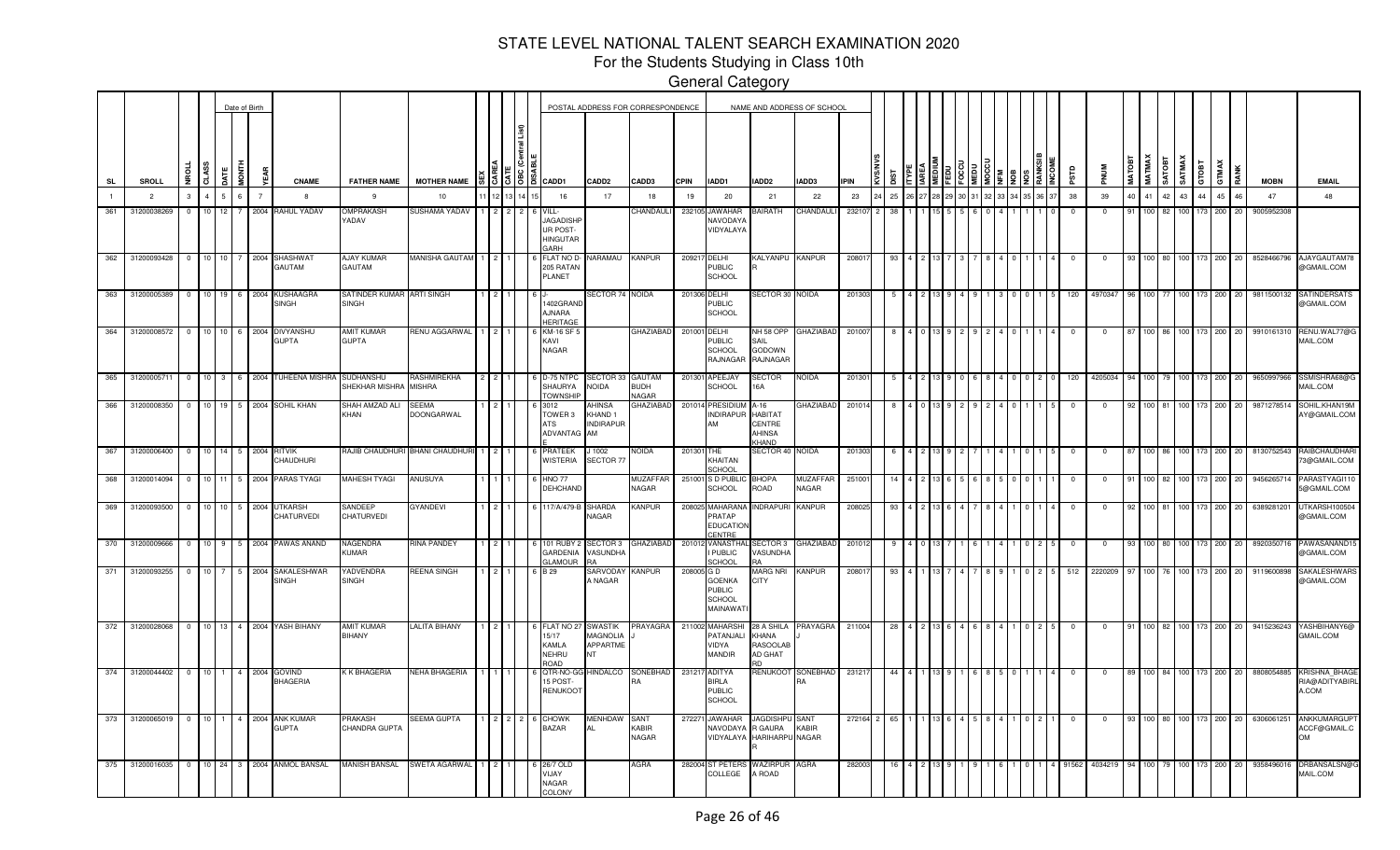# STATE LEVEL NATIONAL TALENT SEARCH EXAMINATION 2020

For the Students Studying in Class 10th

General Category

| SL | SROLL | NROLL | CLASS | DATE | MONTH | YEAR | CNAME | FATHER NAME | MOTHER NAME | SEX | CAREA | CATE | OBC (Central List) | DISABLE | CADD1 | CADD2 | CADD3 | CPIN | IADD1 | IADD2 | IADD3 | IPIN | KVS/NVS | DIST | TYPE | AREA | MEDIUM | FEDU | FOCCU | MEDU | MOCCU | NFM | NOB | NOS | RANKSIB | INCOME | PSTD | PNUM | MATOBT | MATMAX | SATOBT | SATMAX | GTOBT | GTMAX | RANK | MOBN | EMAIL |
|---|---|---|---|---|---|---|---|---|---|---|---|---|---|---|---|---|---|---|---|---|---|---|---|---|---|---|---|---|---|---|---|---|---|---|---|---|---|---|---|---|---|---|---|---|---|---|---|
| 1 | 2 | 3 | 4 | 5 | 6 | 7 | 8 | 9 | 10 | 11 | 12 | 13 | 14 | 15 | 16 | 17 | 18 | 19 | 20 | 21 | 22 | 23 | 24 | 25 | 26 | 27 | 28 | 29 | 30 | 31 | 32 | 33 | 34 | 35 | 36 | 37 | 38 | 39 | 40 | 41 | 42 | 43 | 44 | 45 | 46 | 47 | 48 |
| 361 | 31200038269 | 0 | 10 | 12 | 7 | 2004 | RAHUL YADAV | OMPRAKASH YADAV | SUSHAMA YADAV | 1 | 2 | 2 | 2 | 6 | VILL-JAGADISHPUR POST-HINGUTAR GARH | | CHANDAULI | 232105 | JAWAHAR NAVODAYA VIDYALAYA | BAIRATH | CHANDAULI | 232107 | 2 | 38 | 1 | 1 | 15 | 5 | 5 | 6 | 0 | 4 | 1 | 1 | 1 | 0 | 0 | 0 | 91 | 100 | 82 | 100 | 173 | 200 | 20 | 9005952308 | |
| 362 | 31200093428 | 0 | 10 | 10 | 7 | 2004 | SHASHWAT GAUTAM | AJAY KUMAR GAUTAM | MANISHA GAUTAM | 1 | 2 | 1 | | 6 | FLAT NO D-205 RATAN PLANET | NARAMAU | KANPUR | 209217 | DELHI PUBLIC SCHOOL | KALYANPUR | KANPUR | 208017 | | 93 | 4 | 2 | 13 | 7 | 3 | 7 | 8 | 4 | 0 | 1 | 1 | 4 | 0 | 0 | 93 | 100 | 80 | 100 | 173 | 200 | 20 | 8528466796 | AJAYGAUTAM78@GMAIL.COM |
| 363 | 31200005389 | 0 | 10 | 19 | 6 | 2004 | KUSHAAGRA SINGH | SATINDER KUMAR SINGH | ARTI SINGH | 1 | 2 | 1 | | 6 | J-1402GRAND AJNARA HERITAGE | SECTOR 74 | NOIDA | 201306 | DELHI PUBLIC SCHOOL | SECTOR 30 | NOIDA | 201303 | | 5 | 4 | 2 | 13 | 9 | 4 | 9 | 1 | 3 | 0 | 0 | 1 | 5 | 120 | 4970347 | 96 | 100 | 77 | 100 | 173 | 200 | 20 | 9811500132 | SATINDERSATS@GMAIL.COM |
| 364 | 31200008572 | 0 | 10 | 10 | 6 | 2004 | DIVYANSHU GUPTA | AMIT KUMAR GUPTA | RENU AGGARWAL | 1 | 2 | 1 | | 6 | KM-16 SF 5 KAVI NAGAR | | GHAZIABAD | 201001 | DELHI PUBLIC SCHOOL RAJNAGAR | NH 58 OPP SAIL GODOWN RAJNAGAR | GHAZIABAD | 201007 | | 8 | 4 | 0 | 13 | 9 | 2 | 9 | 2 | 4 | 0 | 1 | 1 | 4 | 0 | 0 | 87 | 100 | 86 | 100 | 173 | 200 | 20 | 9910161310 | RENU.WAL77@GMAIL.COM |
| 365 | 31200005711 | 0 | 10 | 3 | 6 | 2004 | TUHEENA MISHRA | SUDHANSHU SHEKHAR MISHRA | RASHMIREKHA MISHRA | 2 | 2 | 1 | | 6 | D-75 NTPC SHAURYA TOWNSHIP | SECTOR 33 NOIDA | GAUTAM BUDH NAGAR | 201301 | APEEJAY SCHOOL | SECTOR 16A | NOIDA | 201301 | | 5 | 4 | 2 | 13 | 9 | 0 | 6 | 8 | 4 | 0 | 0 | 2 | 0 | 120 | 4205034 | 94 | 100 | 79 | 100 | 173 | 200 | 20 | 9650997966 | SSMISHRA68@GMAIL.COM |
| 366 | 31200008350 | 0 | 10 | 19 | 5 | 2004 | SOHIL KHAN | SHAH AMZAD ALI KHAN | SEEMA DOONGARWAL | 1 | 2 | 1 | | 6 | 3012 TOWER 3 ATS ADVANTAGE | AHINSA KHAND 1 INDIRAPURAM | GHAZIABAD | 201014 | PRESIDIUM INDIRAPURAM | A-16 HABITAT CENTRE AHINSA KHAND | GHAZIABAD | 201014 | | 8 | 4 | 0 | 13 | 9 | 2 | 9 | 2 | 4 | 0 | 1 | 1 | 5 | 0 | 0 | 92 | 100 | 81 | 100 | 173 | 200 | 20 | 9871278514 | SOHIL.KHAN19MAY@GMAIL.COM |
| 367 | 31200006400 | 0 | 10 | 14 | 5 | 2004 | RITVIK CHAUDHURI | RAJIB CHAUDHURI | BHANI CHAUDHURI | 1 | 2 | 1 | | 6 | PRATEEK WISTERIA | J 1002 SECTOR 77 | NOIDA | 201301 | THE KHAITAN SCHOOL | SECTOR 40 | NOIDA | 201303 | | 6 | 4 | 2 | 13 | 9 | 2 | 7 | 1 | 4 | 1 | 0 | 1 | 5 | 0 | 0 | 87 | 100 | 86 | 100 | 173 | 200 | 20 | 8130752543 | RAIBCHAUDHARI73@GMAIL.COM |
| 368 | 31200014094 | 0 | 10 | 11 | 5 | 2004 | PARAS TYAGI | MAHESH TYAGI | ANUSUYA | 1 | 1 | 1 | | 6 | HNO 77 DEHCHAND | | MUZAFFAR NAGAR | 251001 | S D PUBLIC SCHOOL | BHOPA ROAD | MUZAFFAR NAGAR | 251001 | | 14 | 4 | 2 | 13 | 6 | 5 | 6 | 8 | 5 | 0 | 0 | 1 | 1 | 0 | 0 | 91 | 100 | 82 | 100 | 173 | 200 | 20 | 9456265714 | PARASTYAGI1105@GMAIL.COM |
| 369 | 31200093500 | 0 | 10 | 10 | 5 | 2004 | UTKARSH CHATURVEDI | SANDEEP CHATURVEDI | GYANDEVI | 1 | 2 | 1 | | 6 | 117/A/479-B | SHARDA NAGAR | KANPUR | 208025 | MAHARANA PRATAP EDUCATION CENTRE | INDRAPURI | KANPUR | 208025 | | 93 | 4 | 2 | 13 | 6 | 4 | 7 | 8 | 4 | 1 | 0 | 1 | 4 | 0 | 0 | 92 | 100 | 81 | 100 | 173 | 200 | 20 | 6389281201 | UTKARSH100504@GMAIL.COM |
| 370 | 31200009666 | 0 | 10 | 9 | 5 | 2004 | PAWAS ANAND | NAGENDRA KUMAR | RINA PANDEY | 1 | 2 | 1 | | 6 | 101 RUBY 2 GARDENIA GLAMOUR | SECTOR 3 VASUNDHARA | GHAZIABAD | 201012 | VANASTHALI PUBLIC SCHOOL | SECTOR 3 VASUNDHARA | GHAZIABAD | 201012 | | 9 | 4 | 0 | 13 | 7 | 1 | 6 | 1 | 4 | 1 | 0 | 2 | 5 | 0 | 0 | 93 | 100 | 80 | 100 | 173 | 200 | 20 | 8920350716 | PAWASANAND15@GMAIL.COM |
| 371 | 31200093255 | 0 | 10 | 7 | 5 | 2004 | SAKALESHWAR SINGH | YADVENDRA SINGH | REENA SINGH | 1 | 2 | 1 | | 6 | B 29 | SARVODAYA NAGAR | KANPUR | 208005 | G D GOENKA PUBLIC SCHOOL MAINAWATI | MARG NRI CITY | KANPUR | 208017 | | 93 | 4 | 1 | 13 | 7 | 4 | 7 | 8 | 9 | 1 | 0 | 2 | 5 | 512 | 2220209 | 97 | 100 | 76 | 100 | 173 | 200 | 20 | 9119600898 | SAKALESHWARS@GMAIL.COM |
| 372 | 31200028068 | 0 | 10 | 13 | 4 | 2004 | YASH BIHANY | AMIT KUMAR BIHANY | LALITA BIHANY | 1 | 2 | 1 | | 6 | FLAT NO 27 15/17 KAMLA NEHRU ROAD | SWASTIK MAGNOLIA APPARTMENT | PRAYAGRAJ | 211002 | MAHARSHI PATANJALI VIDYA MANDIR | 28 A SHILA KHANA RASOOLABAD GHAT RD | PRAYAGRA | 211004 | | 28 | 4 | 2 | 13 | 6 | 4 | 6 | 8 | 4 | 1 | 0 | 2 | 5 | 0 | 0 | 91 | 100 | 82 | 100 | 173 | 200 | 20 | 9415236243 | YASHBIHANY6@GMAIL.COM |
| 374 | 31200044402 | 0 | 10 | 1 | 4 | 2004 | GOVIND BHAGERIA | K K BHAGERIA | NEHA BHAGERIA | 1 | 1 | 1 | | 6 | QTR-NO-GG 15 POST-RENUKOOT | HINDALCO | SONEBHADRA | 231217 | ADITYA BIRLA PUBLIC SCHOOL | RENUKOOT | SONEBHADRA | 231217 | | 44 | 4 | 1 | 13 | 9 | 1 | 6 | 8 | 5 | 0 | 1 | 1 | 4 | 0 | 0 | 89 | 100 | 84 | 100 | 173 | 200 | 20 | 8808054885 | KRISHNA_BHAGERIA@ADITYABIRLA.COM |
| 373 | 31200065019 | 0 | 10 | 1 | 4 | 2004 | ANK KUMAR GUPTA | PRAKASH CHANDRA GUPTA | SEEMA GUPTA | 1 | 2 | 2 | 2 | 6 | CHOWK BAZAR | MENHDAWAL | SANT KABIR NAGAR | 272271 | JAWAHAR NAVODAYA VIDYALAYA | JAGDISHPUR GAURA HARIHARPUR | SANT KABIR NAGAR | 272164 | 2 | 65 | 1 | 1 | 13 | 6 | 4 | 5 | 8 | 4 | 1 | 0 | 2 | 1 | 0 | 0 | 93 | 100 | 80 | 100 | 173 | 200 | 20 | 6306061251 | ANKKUMARGUPTACCF@GMAIL.COM |
| 375 | 31200016035 | 0 | 10 | 24 | 3 | 2004 | ANMOL BANSAL | MANISH BANSAL | SWETA AGARWAL | 1 | 2 | 1 | | 6 | 26/7 OLD VIJAY NAGAR COLONY | | AGRA | 282004 | ST PETERS COLLEGE | WAZIRPURA ROAD | AGRA | 282003 | | 16 | 4 | 2 | 13 | 9 | 1 | 9 | 1 | 6 | 1 | 0 | 1 | 4 | 91562 | 4034219 | 94 | 100 | 79 | 100 | 173 | 200 | 20 | 9358496016 | DRBANSALSN@GMAIL.COM |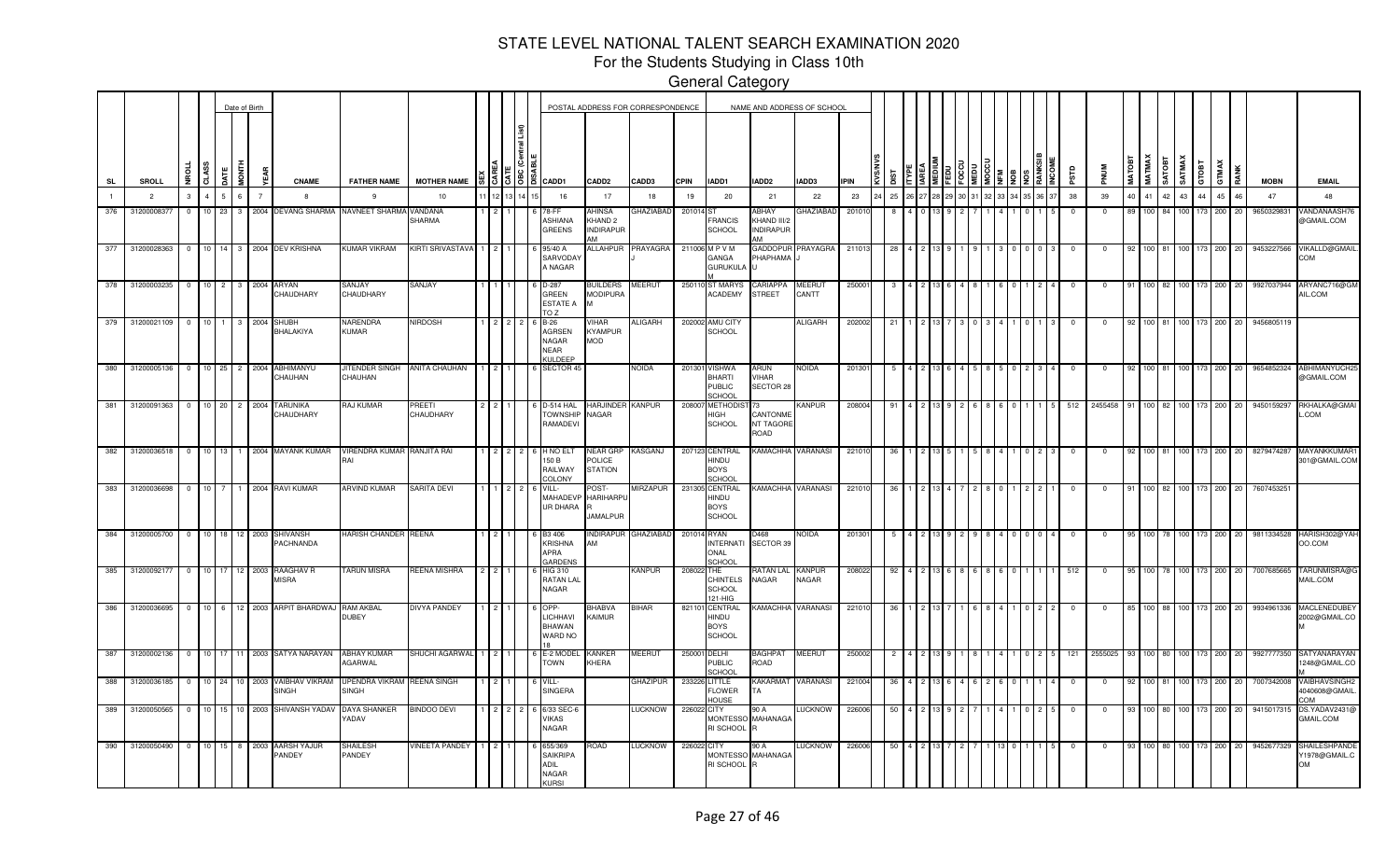# STATE LEVEL NATIONAL TALENT SEARCH EXAMINATION 2020

For the Students Studying in Class 10th

General Category

| SL | SROLL | NROLL | CLASS | DATE | MONTH | YEAR | CNAME | FATHER NAME | MOTHER NAME | SEX | CAREA | CATE | OBC (Central List) | DISABLE | CADD1 | CADD2 | CADD3 | CPIN | IADD1 | IADD2 | IADD3 | IPIN | KVS/NVS | DIST | ITYPE | IAREA | MEDIUM | FEDU | FOCCU | MEDU | MOCCU | NFM | NOB | NOS | RANKSIB | INCOME | PSTD | PNUM | MATOBT | MATMAX | SATOBT | SATMAX | GTOBT | GTMAX | RANK | MOBN | EMAIL |
|---|---|---|---|---|---|---|---|---|---|---|---|---|---|---|---|---|---|---|---|---|---|---|---|---|---|---|---|---|---|---|---|---|---|---|---|---|---|---|---|---|---|---|---|---|---|---|---|
| 1 | 2 | 3 | 4 | 5 | 6 | 7 | 8 | 9 | 10 | 11 | 12 | 13 | 14 | 15 | 16 | 17 | 18 | 19 | 20 | 21 | 22 | 23 | 24 | 25 | 26 | 27 | 28 | 29 | 30 | 31 | 32 | 33 | 34 | 35 | 36 | 37 | 38 | 39 | 40 | 41 | 42 | 43 | 44 | 45 | 46 | 47 | 48 |
| 376 | 31200008377 | 0 | 10 | 23 | 3 | 2004 | DEVANG SHARMA | NAVNEET SHARMA | VANDANA SHARMA | 1 | 2 | 1 | | 6 | 78-FF ASHIANA GREENS | AHINSA KHAND 2 INDIRAPUR AM | GHAZIABAD | 201014 | ST FRANCIS SCHOOL | ABHAY KHAND III/2 INDIRAPUR AM | GHAZIABAD | 201010 | | 8 | 4 | 0 | 13 | 9 | 2 | 7 | 1 | 4 | 1 | 0 | 1 | 5 | 0 | 0 | 89 | 100 | 84 | 100 | 173 | 200 | 20 | 9650329831 | VANDANAASH76@GMAIL.COM |
| 377 | 31200028363 | 0 | 10 | 14 | 3 | 2004 | DEV KRISHNA | KUMAR VIKRAM | KIRTI SRIVASTAVA | 1 | 2 | 1 | | 6 | 95/40 A SARVODAY A NAGAR | ALLAHPUR J | PRAYAGRA | 211006 | M P V M GANGA GURUKULA M | GADDOPUR PHAPHAMA U | PRAYAGRA J | 211013 | | 28 | 4 | 2 | 13 | 9 | 1 | 9 | 1 | 3 | 0 | 0 | 0 | 3 | 0 | 0 | 92 | 100 | 81 | 100 | 173 | 200 | 20 | 9453227566 | VIKALLD@GMAIL.COM |
| 378 | 31200003235 | 0 | 10 | 2 | 3 | 2004 | ARYAN CHAUDHARY | SANJAY CHAUDHARY | SANJAY | 1 | 1 | 1 | | 6 | D-287 GREEN ESTATE A TO Z | BUILDERS MODIPURA M | MEERUT | 250110 | ST MARYS ACADEMY | CARIAPPA STREET | MEERUT CANTT | 250001 | | 3 | 4 | 2 | 13 | 6 | 4 | 8 | 1 | 6 | 0 | 1 | 2 | 4 | 0 | 0 | 91 | 100 | 82 | 100 | 173 | 200 | 20 | 9927037944 | ARYANC716@GMAIL.COM |
| 379 | 31200021109 | 0 | 10 | 1 | 3 | 2004 | SHUBH BHALAKIYA | NARENDRA KUMAR | NIRDOSH | 1 | 2 | 2 | 2 | 6 | B-26 AGRSEN NAGAR NEAR KULDEEP | VIHAR KYAMPUR MOD | ALIGARH | 202002 | AMU CITY SCHOOL | | ALIGARH | 202002 | | 21 | 1 | 2 | 13 | 7 | 3 | 0 | 3 | 4 | 1 | 0 | 1 | 3 | 0 | 0 | 92 | 100 | 81 | 100 | 173 | 200 | 20 | 9456805119 | |
| 380 | 31200005136 | 0 | 10 | 25 | 2 | 2004 | ABHIMANYU CHAUHAN | JITENDER SINGH CHAUHAN | ANITA CHAUHAN | 1 | 2 | 1 | | 6 | SECTOR 45 | | NOIDA | 201301 | VISHWA BHARTI PUBLIC SCHOOL | ARUN VIHAR SECTOR 28 | NOIDA | 201301 | | 5 | 4 | 2 | 13 | 6 | 4 | 5 | 8 | 5 | 0 | 2 | 3 | 4 | 0 | 0 | 92 | 100 | 81 | 100 | 173 | 200 | 20 | 9654852324 | ABHIMANYUCH25@GMAIL.COM |
| 381 | 31200091363 | 0 | 10 | 20 | 2 | 2004 | TARUNIKA CHAUDHARY | RAJ KUMAR | PREETI CHAUDHARY | 2 | 2 | 1 | | 6 | D-514 HAL TOWNSHIP RAMADEVI | HARJINDER NAGAR | KANPUR | 208007 | METHODIST HIGH SCHOOL | 73 CANTONME NT TAGORE ROAD | KANPUR | 208004 | | 91 | 4 | 2 | 13 | 9 | 2 | 6 | 8 | 6 | 0 | 1 | 1 | 5 | 512 | 2455458 | 91 | 100 | 82 | 100 | 173 | 200 | 20 | 9450159297 | RKHALKA@GMAIL.COM |
| 382 | 31200036518 | 0 | 10 | 13 | 1 | 2004 | MAYANK KUMAR | VIRENDRA KUMAR RAI | RANJITA RAI | 1 | 2 | 2 | 2 | 6 | H NO ELT 150 B RAILWAY COLONY | NEAR GRP POLICE STATION | KASGANJ | 207123 | CENTRAL HINDU BOYS SCHOOL | KAMACHHA | VARANASI | 221010 | | 36 | 1 | 2 | 13 | 5 | 1 | 5 | 8 | 4 | 1 | 0 | 2 | 3 | 0 | 0 | 92 | 100 | 81 | 100 | 173 | 200 | 20 | 8279474287 | MAYANKKUMAR1301@GMAIL.COM |
| 383 | 31200036698 | 0 | 10 | 7 | 1 | 2004 | RAVI KUMAR | ARVIND KUMAR | SARITA DEVI | 1 | 1 | 2 | 2 | 6 | VILL-MAHADEVP UR DHARA | POST-HARIHARPU R JAMALPUR | MIRZAPUR | 231305 | CENTRAL HINDU BOYS SCHOOL | KAMACHHA | VARANASI | 221010 | | 36 | 1 | 2 | 13 | 4 | 7 | 2 | 8 | 0 | 1 | 2 | 2 | 1 | 0 | 0 | 91 | 100 | 82 | 100 | 173 | 200 | 20 | 7607453251 | |
| 384 | 31200005700 | 0 | 10 | 18 | 12 | 2003 | SHIVANSH PACHNANDA | HARISH CHANDER | REENA | 1 | 2 | 1 | | 6 | B3 406 KRISHNA APRA GARDENS | INDIRAPUR AM | GHAZIABAD | 201014 | RYAN INTERNATI ONAL SCHOOL | D468 SECTOR 39 | NOIDA | 201301 | | 5 | 4 | 2 | 13 | 9 | 2 | 9 | 8 | 4 | 0 | 0 | 0 | 4 | 0 | 0 | 95 | 100 | 78 | 100 | 173 | 200 | 20 | 9811334528 | HARISH302@YAHOO.COM |
| 385 | 31200092177 | 0 | 10 | 17 | 12 | 2003 | RAAGHAV R MISRA | TARUN MISRA | REENA MISHRA | 2 | 2 | 1 | | 6 | HIG 310 RATAN LAL NAGAR | | KANPUR | 208022 | THE CHINTELS SCHOOL 121-HIG | RATAN LAL NAGAR | KANPUR NAGAR | 208022 | | 92 | 4 | 2 | 13 | 6 | 8 | 6 | 8 | 6 | 0 | 1 | 1 | 1 | 512 | 0 | 95 | 100 | 78 | 100 | 173 | 200 | 20 | 7007685665 | TARUNMISRA@GMAIL.COM |
| 386 | 31200036695 | 0 | 10 | 6 | 12 | 2003 | ARPIT BHARDWAJ | RAM AKBAL DUBEY | DIVYA PANDEY | 1 | 2 | 1 | | 6 | OPP-LICHHAVI BHAWAN WARD NO 18 | BHABVA KAIMUR | BIHAR | 821101 | CENTRAL HINDU BOYS SCHOOL | KAMACHHA | VARANASI | 221010 | | 36 | 1 | 2 | 13 | 7 | 1 | 6 | 8 | 4 | 1 | 0 | 2 | 2 | 0 | 0 | 85 | 100 | 88 | 100 | 173 | 200 | 20 | 9934961336 | MACLENEDUBEY2002@GMAIL.COM |
| 387 | 31200002136 | 0 | 10 | 17 | 11 | 2003 | SATYA NARAYAN | ABHAY KUMAR AGARWAL | SHUCHI AGARWAL | 1 | 2 | 1 | | 6 | E-2 MODEL TOWN | KANKER KHERA | MEERUT | 250001 | DELHI PUBLIC SCHOOL | BAGHPAT ROAD | MEERUT | 250002 | | 2 | 4 | 2 | 13 | 9 | 1 | 8 | 1 | 4 | 1 | 0 | 2 | 5 | 121 | 2555025 | 93 | 100 | 80 | 100 | 173 | 200 | 20 | 9927777350 | SATYANARAYAN1248@GMAIL.COM |
| 388 | 31200036185 | 0 | 10 | 24 | 10 | 2003 | VAIBHAV VIKRAM SINGH | UPENDRA VIKRAM SINGH | REENA SINGH | 1 | 2 | 1 | | 6 | VILL-SINGERA | | GHAZIPUR | 233226 | LITTLE FLOWER HOUSE | KAKARMAT TA | VARANASI | 221004 | | 36 | 4 | 2 | 13 | 6 | 4 | 6 | 2 | 6 | 0 | 1 | 1 | 4 | 0 | 0 | 92 | 100 | 81 | 100 | 173 | 200 | 20 | 7007342008 | VAIBHAVSINGH24040608@GMAIL.COM |
| 389 | 31200050565 | 0 | 10 | 15 | 10 | 2003 | SHIVANSH YADAV | DAYA SHANKER YADAV | BINDOO DEVI | 1 | 2 | 2 | 2 | 6 | 6/33 SEC-6 VIKAS NAGAR | | LUCKNOW | 226022 | CITY MONTESSO RI SCHOOL | 90 A MAHANAGA R | LUCKNOW | 226006 | | 50 | 4 | 2 | 13 | 9 | 2 | 7 | 1 | 4 | 1 | 0 | 2 | 5 | 0 | 0 | 93 | 100 | 80 | 100 | 173 | 200 | 20 | 9415017315 | DS.YADAV2431@GMAIL.COM |
| 390 | 31200050490 | 0 | 10 | 15 | 8 | 2003 | AARSH YAJUR PANDEY | SHAILESH PANDEY | VINEETA PANDEY | 1 | 2 | 1 | | 6 | 655/369 SAIKRIPA ADIL NAGAR KURSI | ROAD | LUCKNOW | 226022 | CITY MONTESSO RI SCHOOL | 90 A MAHANAGA R | LUCKNOW | 226006 | | 50 | 4 | 2 | 13 | 7 | 2 | 7 | 1 | 13 | 0 | 1 | 1 | 5 | 0 | 0 | 93 | 100 | 80 | 100 | 173 | 200 | 20 | 9452677329 | SHAILESHPANDEY1978@GMAIL.COM |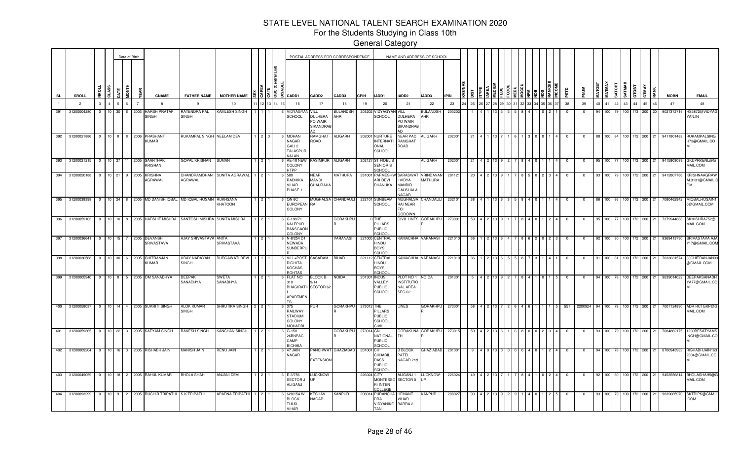# STATE LEVEL NATIONAL TALENT SEARCH EXAMINATION 2020

## For the Students Studying in Class 10th

### General Category

| SL | SROLL | NROLL | CLASS | DATE | MONTH | YEAR | CNAME | FATHER NAME | MOTHER NAME | SEX | CAREA | CATE | OBC (Central List) | DISABLE | CADD1 | CADD2 | CADD3 | CPIN | IADD1 | IADD2 | IADD3 | IPIN | KVS/NVS | DIST | ITYPE | IAREA | MEDIUM | FEDU | FOCCU | MEDU | MOCCU | NFM | NOB | NOS | RANKSIB | INCOME | PSTD | PNUM | MATOBT | MATMAX | SATOBT | SATMAX | GTOBT | GTMAX | RANK | MOBN | EMAIL |
|---|---|---|---|---|---|---|---|---|---|---|---|---|---|---|---|---|---|---|---|---|---|---|---|---|---|---|---|---|---|---|---|---|---|---|---|---|---|---|---|---|---|---|---|---|---|---|---|
| 1 | 2 | 3 | 4 | 5 | 6 | 7 | 8 | 9 | 10 | 11 | 12 | 13 | 14 | 15 | 16 | 17 | 18 | 19 | 20 | 21 | 22 | 23 | 24 | 25 | 26 | 27 | 28 | 29 | 30 | 31 | 32 | 33 | 34 | 35 | 36 | 37 | 38 | 39 | 40 | 41 | 42 | 43 | 44 | 45 | 46 | 47 | 48 |
| 391 | 31200004280 | 0 | 10 | 30 | 6 | 2003 | HARSH PRATAP SINGH | RATENDRA PAL SINGH | KAMLESH SINGH | 1 | 1 | 1 | | 6 | VIDYAGYAN SCHOOL | VILL DULHERA PO WAIR SIKANDRAB AD | BULANDSH AHR | 203202 | VIDYAGYAN SCHOOL | VILL DULHERA PO WAIR SIKANDRAB AD | BULANDSH AHR | 203202 | | 4 | 4 | 1 | 13 | 5 | 5 | 5 | 8 | 4 | 1 | 0 | 2 | 1 | 0 | 0 | 94 | 100 | 79 | 100 | 173 | 200 | 20 | 9027372719 | HS5872@VIDYAG YAN.IN |
| 392 | 31200021886 | 0 | 10 | 8 | 8 | 2006 | PRASHANT KUMAR | RUKAMPAL SINGH | NEELAM DEVI | 1 | 2 | 3 | | 6 | MOHAN NAGAR GALI 2 TALASPUR KALAN | RAMGHAT ROAD | ALIGARH | 202001 | NURTURE INTERNATI ONAL SCHOOL | NEAR PAC RAMGHAT ROAD | ALIGARH | 202001 | | 21 | 4 | 1 | 13 | 7 | 1 | 6 | 1 | 3 | 0 | 0 | 1 | 4 | 0 | 0 | 88 | 100 | 84 | 100 | 172 | 200 | 21 | 9411801483 | RUKAMPALSING H73@GMAIL.CO M |
| 393 | 31200021215 | 0 | 10 | 27 | 11 | 2005 | SAARTHAK KRISHAN | GOPAL KRISHAN | SUMAN | 1 | 2 | 1 | | 6 | AE-18 NEW COLONY HTPP | KASIMPUR | ALIGARH | 202127 | ST FIDELIS SENIOR S SCHOOL | | ALIGARH | 202001 | | 21 | 4 | 2 | 13 | 9 | 2 | 7 | 8 | 4 | 0 | 1 | 1 | 4 | 0 | 0 | 95 | 100 | 77 | 100 | 172 | 200 | 21 | 9415903089 | GKUPRKENL@G MAIL.COM |
| 394 | 31200020188 | 0 | 10 | 21 | 9 | 2005 | KRISHNA AGRAWAL | CHANDRAMOHAN AGRAWAL | SUNITA AGRAWAL | 1 | 2 | 1 | | 6 | 500 RADHIKA VIHAR PHASE 1 | NEAR MANDI CHAURAHA | MATHURA | 281001 | PARMESHW ARI DEVI DHANUKA | SARASWAT I VIDYA MANDIR GAUSHALA NAGAR | VRINDAVAN MATHURA | 281121 | | 20 | 4 | 2 | 13 | 9 | 1 | 7 | 8 | 5 | 0 | 2 | 3 | 4 | 0 | 0 | 93 | 100 | 79 | 100 | 172 | 200 | 21 | 9412807766 | KRISHNAAGRAW AL3131@GMAIL.C OM |
| 395 | 31200038398 | 0 | 10 | 24 | 8 | 2005 | MD DANISH IQBAL | MD IQBAL HOSAIN | RUKHSANA KHATOON | 1 | 2 | 1 | | 6 | QN 6C EUROPEAN COLONY | MUGHALSA RAI | CHANDAULI | 232101 | SUNBEAM SCHOOL | MUGHALSA RAI NEAR FCI GODOWN | CHANDAULI | 232101 | | 38 | 4 | 1 | 13 | 6 | 3 | 5 | 8 | 4 | 0 | 1 | 1 | 4 | 0 | 0 | 86 | 100 | 86 | 100 | 172 | 200 | 21 | 7080462942 | MIQBALHOSAIN1 0@GMAIL.COM |
| 396 | 31200059103 | 0 | 10 | 10 | 8 | 2005 | HARSHIT MISHRA | SANTOSH MISHRA | SUNITA MISHRA | 1 | 2 | 1 | | 6 | C-188/71 KALEPUR BANSGAON COLONY | | GORAKHPU R | 0 | THE PILLARS PUBLIC SCHOOL | CIVIL LINES | GORAKHPU R | 273001 | | 59 | 4 | 2 | 13 | 9 | 1 | 7 | 8 | 4 | 0 | 1 | 2 | 4 | 0 | 0 | 95 | 100 | 77 | 100 | 172 | 200 | 21 | 7379944888 | SKMISHRA752@ MAIL.COM |
| 397 | 31200036641 | 0 | 10 | 15 | 7 | 2005 | DEVANSH SRIVASTAVA | AJAY SRIVASTAVA | ANITA SRIVASTAVA | 1 | 2 | 1 | | 6 | N-8/254 D1 NEWADA SUNDERPU R | | VARANASI | 221005 | CENTRAL HINDU BOYS SCHOOL | KAMACHHA | VARANASI | 221010 | | 36 | 1 | 2 | 13 | 6 | 4 | 7 | 8 | 6 | 2 | 0 | 2 | 3 | 0 | 0 | 92 | 100 | 80 | 100 | 172 | 200 | 21 | 9369413790 | SRIVASTAVA.AJA Y17@GMAIL.COM |
| 398 | 31200036568 | 0 | 10 | 30 | 6 | 2005 | CHITRANJAN KUMAR | UDAY NARAYAN SINGH | DURGAWATI DEVI | 1 | 1 | 1 | | 6 | VILL+POST DIGHITA KOCHAS ROHTAS | SASARAM | BIHAR | 821112 | CENTRAL HINDU BOYS SCHOOL | KAMACHHA | VARANASI | 221010 | | 36 | 1 | 2 | 13 | 6 | 5 | 5 | 8 | 7 | 3 | 1 | 4 | 1 | 0 | 0 | 91 | 100 | 81 | 100 | 172 | 200 | 21 | 7033631574 | 30CHITRANJAN00 @GMAIL.COM |
| 399 | 31200005940 | 0 | 10 | 8 | 5 | 2005 | OM SANADHYA | DEEPAK SANADHYA | SWETA SANADHYA | 1 | 2 | 1 | | 6 | FLAT NO 310 BHAGIRATH I APARTMEN TS | BLOCK B-9/14 SECTOR 62 | NOIDA | 201301 | INDUS VALLEY PUBLIC SCHOOL | PLOT NO 1 INSTITUTIO NAL AREA SEC-62 | NOIDA | 201301 | | 5 | 4 | 2 | 13 | 9 | 2 | 7 | 8 | 4 | 1 | 0 | 1 | 5 | 0 | 0 | 94 | 100 | 78 | 100 | 172 | 200 | 21 | 9639014022 | DEEPAKSANADH YA77@GMAIL.CO M |
| 400 | 31200058037 | 0 | 10 | 14 | 4 | 2005 | SUKRITI SINGH | ALOK KUMAR SINGH | SHRUTIKA SINGH | 2 | 2 | 1 | | 6 | 375 RAILWAY STADIUM COLONY MOHADDI | PUR | GORAKHPU R | 273012 | THE PILLARS PUBLIC SCHOOL CIVIL | LINES | GORAKHPU R | 273001 | | 58 | 4 | 2 | 13 | 7 | 2 | 6 | 4 | 6 | 1 | 1 | 1 | 5 | 551 | 2200924 | 94 | 100 | 78 | 100 | 172 | 200 | 21 | 7007124890 | ADR.RCTGKP@G MAIL.COM |
| 401 | 31200059365 | 0 | 10 | 22 | 3 | 2005 | SATYAM SINGH | RAKESH SINGH | KANCHAN SINGH | 1 | 2 | 1 | | 6 | G-150 26BNPAC CAMP BICHHIA | | GORAKHPU R | 273014 | GN NATIONAL PUBLIC SCHOOL | GORAKHNA TH | GORAKHPU R | 273015 | | 59 | 4 | 2 | 13 | 6 | 1 | 6 | 8 | 0 | 0 | 2 | 3 | 4 | 0 | 0 | 93 | 100 | 79 | 100 | 172 | 200 | 21 | 7084862175 | 1230BESATYAMS INGH@GMAIL.CO M |
| 402 | 31200009204 | 0 | 10 | 16 | 3 | 2005 | RISHABH JAIN | MANISH JAIN | RENU JAIN | 1 | 2 | 1 | | 6 | 47 JAIN NAGAR | PANCHWAT I EXTENSION | GHAZIABAD | 201001 | CH CHHABIL DASS PUBLIC SCHOOL | B BLOCK PATEL NAGAR 2nd | GHAZIABAD | 201001 | | 9 | 4 | 0 | 13 | 0 | 0 | 0 | 0 | 4 | 0 | 1 | 2 | 4 | 0 | 0 | 94 | 100 | 78 | 100 | 172 | 200 | 21 | 8700943932 | RISHABHJAIN163 2004@GMAIL.CO M |
| 403 | 31200049059 | 0 | 10 | 18 | 2 | 2005 | RAHUL KUMAR | BHOLA SHAH | ANJANI DEVI | 1 | 2 | 1 | | 6 | E-3/756 SECTOR J ALIGANJ | LUCKNOW UP | | 226024 | CITY MONTESSO RI INTER COLLEGE | ALIGANJ 1 SECTOR 0 | LUCKNOW UP | 226024 | | 49 | 4 | 2 | 13 | 7 | 1 | 7 | 8 | 4 | 1 | 0 | 2 | 4 | 0 | 0 | 92 | 100 | 80 | 100 | 172 | 200 | 21 | 9453556814 | BHOLASHAH5@G MAIL.COM |
| 404 | 31200093299 | 0 | 10 | 9 | 2 | 2005 | RUCHIR TRIPATHI | S K TRIPATHI | APARNA TRIPATHI | 1 | 2 | 1 | | 6 | 620/154 W BLOCK TULSI VIHAR | KESHAV NAGAR | KANPUR | 208014 | PURANCHA DRA VIDYANIKE TAN | HEMANT VIHAR BARRA 2 | KANPUR | 208027 | | 93 | 4 | 2 | 13 | 9 | 2 | 9 | 1 | 4 | 0 | 1 | 2 | 5 | 0 | 0 | 93 | 100 | 79 | 100 | 172 | 200 | 21 | 9839085970 | SKTRIPS@GMAIL .COM |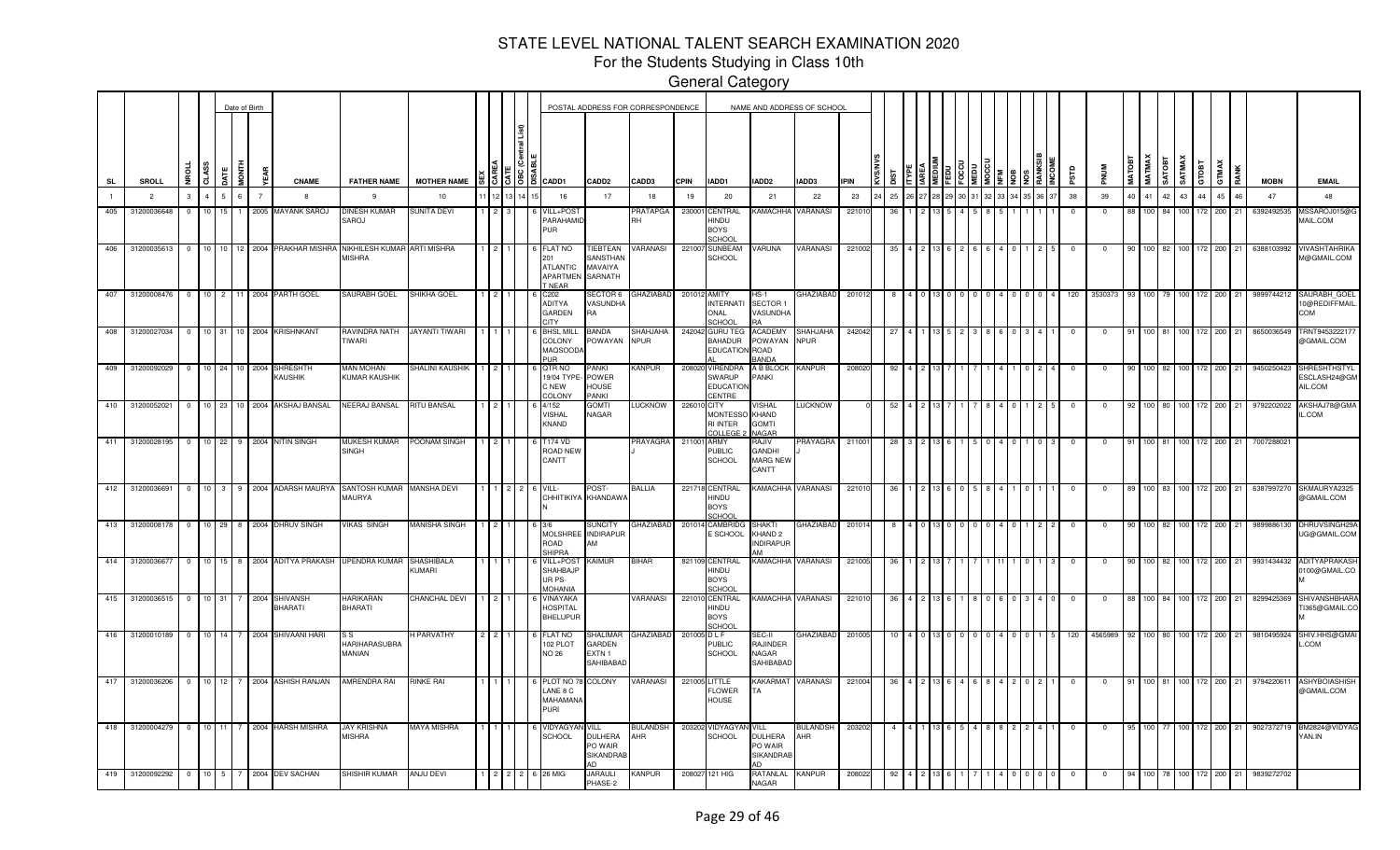# STATE LEVEL NATIONAL TALENT SEARCH EXAMINATION 2020

For the Students Studying in Class 10th

General Category

| SL | SROLL | NROLL | CLASS | DATE | MONTH | YEAR | CNAME | FATHER NAME | MOTHER NAME | SEX | CAREA | CATE | OBC (Central List) | DISABLE | CADD1 | CADD2 | CADD3 | CPIN | IADD1 | IADD2 | IADD3 | IPIN | KVS/NVS | DIST | ITYPE | IAREA | MEDIUM | FEDU | FOCCU | MEDU | MOCCU | NFM | NOB | NOS | RANKSIB | INCOME | PSTD | PNUM | MATOBT | MATMAX | SATOBT | SATMAX | GTOBT | GTMAX | RANK | MOBN | EMAIL |
|---|---|---|---|---|---|---|---|---|---|---|---|---|---|---|---|---|---|---|---|---|---|---|---|---|---|---|---|---|---|---|---|---|---|---|---|---|---|---|---|---|---|---|---|---|---|---|---|
| 1 | 2 | 3 | 4 | 5 | 6 | 7 | 8 | 9 | 10 | 11 | 12 | 13 | 14 | 15 | 16 | 17 | 18 | 19 | 20 | 21 | 22 | 23 | 24 | 25 | 26 | 27 | 28 | 29 | 30 | 31 | 32 | 33 | 34 | 35 | 36 | 37 | 38 | 39 | 40 | 41 | 42 | 43 | 44 | 45 | 46 | 47 | 48 |
| 405 | 31200036648 | 0 | 10 | 15 | 1 | 2005 | MAYANK SAROJ | DINESH KUMAR SAROJ | SUNITA DEVI | 1 | 2 | 3 | | 6 | VILL+POST PARAHAMID PUR | | PRATAPGARH | 230001 | CENTRAL HINDU BOYS SCHOOL | KAMACHHA | VARANASI | 221010 | | 36 | 1 | 2 | 13 | 5 | 4 | 5 | 8 | 5 | 1 | 1 | 1 | 1 | 0 | 0 | 88 | 100 | 84 | 100 | 172 | 200 | 21 | 6392492535 | MSSAROJ015@GMAIL.COM |
| 406 | 31200035613 | 0 | 10 | 10 | 12 | 2004 | PRAKHAR MISHRA | NIKHILESH KUMAR MISHRA | ARTI MISHRA | 1 | 2 | 1 | | 6 | FLAT NO 201 ATLANTIC APARTMENT NEAR | TIEBTEAN SANSTHAN MAVAIYA SARNATH | VARANASI | 221007 | SUNBEAM SCHOOL | VARUNA | VARANASI | 221002 | | 35 | 4 | 2 | 13 | 6 | 2 | 6 | 6 | 4 | 0 | 1 | 2 | 5 | 0 | 0 | 90 | 100 | 82 | 100 | 172 | 200 | 21 | 6388103992 | VIVASHTAHRIKAM@GMAIL.COM |
| 407 | 31200008476 | 0 | 10 | 2 | 11 | 2004 | PARTH GOEL | SAURABH GOEL | SHIKHA GOEL | 1 | 2 | 1 | | 6 | C202 ADITYA GARDEN CITY | SECTOR 6 VASUNDHARA | GHAZIABAD | 201012 | AMITY INTERNATIONAL SCHOOL | HS-1 SECTOR 1 VASUNDHARA | GHAZIABAD | 201012 | | 8 | 4 | 0 | 13 | 0 | 0 | 0 | 0 | 4 | 0 | 0 | 0 | 4 | 120 | 3530373 | 93 | 100 | 79 | 100 | 172 | 200 | 21 | 9899744212 | SAURABH_GOEL10@REDIFFMAIL.COM |
| 408 | 31200027034 | 0 | 10 | 31 | 10 | 2004 | KRISHNKANT | RAVINDRA NATH TIWARI | JAYANTI TIWARI | 1 | 1 | 1 | | 6 | BHSL MILL COLONY MAIOSOODA PUR | BANDA POWAYAN | SHAHJAHANPUR | 242042 | GURU TEG BAHADUR EDUCATION AL | ACADEMY POWAYAN ROAD BANDA | SHAHJAHANPUR | 242042 | | 27 | 4 | 1 | 13 | 5 | 2 | 3 | 8 | 6 | 0 | 3 | 4 | 1 | 0 | 0 | 91 | 100 | 81 | 100 | 172 | 200 | 21 | 8650036549 | TRNT9453222177@GMAIL.COM |
| 409 | 31200092029 | 0 | 10 | 24 | 10 | 2004 | SHRESHTH KAUSHIK | MAN MOHAN KUMAR KAUSHIK | SHALINI KAUSHIK | 1 | 2 | 1 | | 6 | QTR NO 19/04 TYPE-C NEW COLONY | PANKI POWER HOUSE PANKI | KANPUR | 208020 | VIRENDRA SWARUP EDUCATION CENTRE | A B BLOCK PANKI | KANPUR | 208020 | | 92 | 4 | 2 | 13 | 7 | 1 | 7 | 1 | 4 | 1 | 0 | 2 | 4 | 0 | 0 | 90 | 100 | 82 | 100 | 172 | 200 | 21 | 9450250423 | SHRESHTHSTYLESCLASH24@GMAIL.COM |
| 410 | 31200052021 | 0 | 10 | 23 | 10 | 2004 | AKSHAJ BANSAL | NEERAJ BANSAL | RITU BANSAL | 1 | 2 | 1 | | 6 | 4/152 VISHAL KNAND | GOMTI NAGAR | LUCKNOW | 226010 | CITY MONTESSORI INTER COLLEGE 2 | VISHAL KHAND GOMTI NAGAR | LUCKNOW | 0 | | 52 | 4 | 2 | 13 | 7 | 1 | 7 | 8 | 4 | 0 | 1 | 2 | 5 | 0 | 0 | 92 | 100 | 80 | 100 | 172 | 200 | 21 | 9792202022 | AKSHAJ78@GMAIL.COM |
| 411 | 31200028195 | 0 | 10 | 22 | 9 | 2004 | NITIN SINGH | MUKESH KUMAR SINGH | POONAM SINGH | 1 | 2 | 1 | | 6 | T174 VD ROAD NEW CANTT | | PRAYAGRAJ | 211001 | ARMY PUBLIC SCHOOL | RAJIV GANDHI MARG NEW CANTT | PRAYAGRAJ | 211001 | | 28 | 3 | 2 | 13 | 6 | 1 | 5 | 0 | 4 | 0 | 1 | 0 | 3 | 0 | 0 | 91 | 100 | 81 | 100 | 172 | 200 | 21 | 7007288021 | |
| 412 | 31200036691 | 0 | 10 | 3 | 9 | 2004 | ADARSH MAURYA | SANTOSH KUMAR MAURYA | MANSHA DEVI | 1 | 1 | 2 | 2 | 6 | VILL-CHHITIKIYAN | POST-KHANDAWA | BALLIA | 221718 | CENTRAL HINDU BOYS SCHOOL | KAMACHHA | VARANASI | 221010 | | 36 | 1 | 2 | 13 | 6 | 0 | 5 | 8 | 4 | 1 | 0 | 1 | 1 | 0 | 0 | 89 | 100 | 83 | 100 | 172 | 200 | 21 | 6387997270 | SKMAURYA2325@GMAIL.COM |
| 413 | 31200008178 | 0 | 10 | 29 | 8 | 2004 | DHRUV SINGH | VIKAS SINGH | MANISHA SINGH | 1 | 2 | 1 | | 6 | 3/6 MOLSHREE ROAD SHIPRA | SUNCITY INDIRAPURAM | GHAZIABAD | 201014 | CAMBRIDGE SCHOOL | SHAKTI KHAND 2 INDIRAPURAM | GHAZIABAD | 201014 | | 8 | 4 | 0 | 13 | 0 | 0 | 0 | 0 | 4 | 0 | 1 | 2 | 2 | 0 | 0 | 90 | 100 | 82 | 100 | 172 | 200 | 21 | 9899886130 | DHRUVSINGH29AUG@GMAIL.COM |
| 414 | 31200036677 | 0 | 10 | 15 | 8 | 2004 | ADITYA PRAKASH | UPENDRA KUMAR | SHASHIBALA KUMARI | 1 | 1 | 1 | | 6 | VILL+POST SHAHBAJPUR PS-MOHANIA | KAIMUR | BIHAR | 821109 | CENTRAL HINDU BOYS SCHOOL | KAMACHHA | VARANASI | 221005 | | 36 | 1 | 2 | 13 | 7 | 1 | 7 | 1 | 11 | 1 | 0 | 1 | 3 | 0 | 0 | 90 | 100 | 82 | 100 | 172 | 200 | 21 | 9931434432 | ADITYAPRAKASH0100@GMAIL.COM |
| 415 | 31200036515 | 0 | 10 | 31 | 7 | 2004 | SHIVANSH BHARATI | HARIKARAN BHARATI | CHANCHAL DEVI | 1 | 2 | 1 | | 6 | VINAYAKA HOSPITAL BHELUPUR | | VARANASI | 221010 | CENTRAL HINDU BOYS SCHOOL | KAMACHHA | VARANASI | 221010 | | 36 | 4 | 2 | 13 | 6 | 1 | 8 | 0 | 6 | 0 | 3 | 4 | 0 | 0 | 0 | 88 | 100 | 84 | 100 | 172 | 200 | 21 | 8299425369 | SHIVANSHBHARATI365@GMAIL.COM |
| 416 | 31200010189 | 0 | 10 | 14 | 7 | 2004 | SHIVAANI HARI | S S HARIHARASUBRAMANIAN | H PARVATHY | 2 | 2 | 1 | | 6 | FLAT NO 102 PLOT NO 26 | SHALIMAR GARDEN EXTN 1 SAHIBABAD | GHAZIABAD | 201005 | D L F PUBLIC SCHOOL | SEC-II RAJINDER NAGAR SAHIBABAD | GHAZIABAD | 201005 | | 10 | 4 | 0 | 13 | 0 | 0 | 0 | 0 | 4 | 0 | 0 | 1 | 5 | 120 | 4565989 | 92 | 100 | 80 | 100 | 172 | 200 | 21 | 9810495924 | SHIV.HHS@GMAIL.COM |
| 417 | 31200036206 | 0 | 10 | 12 | 7 | 2004 | ASHISH RANJAN | AMRENDRA RAI | RINKE RAI | 1 | 1 | 1 | | 6 | PLOT NO 78 LANE 8 C MAHAMANA PURI | COLONY | VARANASI | 221005 | LITTLE FLOWER HOUSE | KAKARMATTA | VARANASI | 221004 | | 36 | 4 | 2 | 13 | 6 | 4 | 6 | 8 | 4 | 2 | 0 | 2 | 1 | 0 | 0 | 91 | 100 | 81 | 100 | 172 | 200 | 21 | 9794220611 | ASHYBOIASHISH@GMAIL.COM |
| 418 | 31200004279 | 0 | 10 | 11 | 7 | 2004 | HARSH MISHRA | JAY KRISHNA MISHRA | MAYA MISHRA | 1 | 1 | 1 | | 6 | VIDYAGYAN SCHOOL | VILL DULHERA PO WAIR SIKANDRABAD | BULANDSHAHR | 203202 | VIDYAGYAN SCHOOL | VILL DULHERA PO WAIR SIKANDRABAD | BULANDSHAHR | 203202 | | 4 | 4 | 1 | 13 | 6 | 5 | 4 | 8 | 8 | 2 | 2 | 4 | 1 | 0 | 0 | 95 | 100 | 77 | 100 | 172 | 200 | 21 | 9027372719 | BM2824@VIDYAGYAN.IN |
| 419 | 31200092292 | 0 | 10 | 5 | 7 | 2004 | DEV SACHAN | SHISHIR KUMAR | ANJU DEVI | 1 | 2 | 2 | 2 | 6 | 26 MIG | JARAULI PHASE-2 | KANPUR | 208027 | 121 HIG | RATANLAL NAGAR | KANPUR | 208022 | | 92 | 4 | 2 | 13 | 6 | 1 | 7 | 1 | 4 | 0 | 0 | 0 | 0 | 0 | 0 | 94 | 100 | 78 | 100 | 172 | 200 | 21 | 9839272702 | |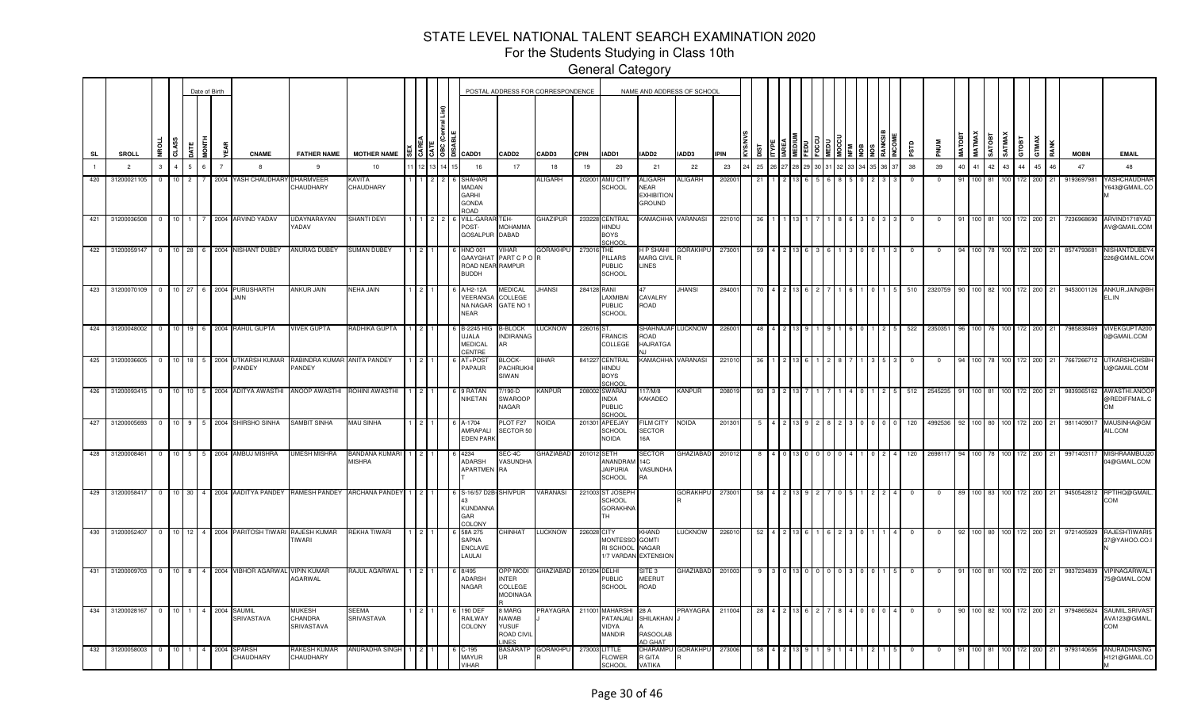# STATE LEVEL NATIONAL TALENT SEARCH EXAMINATION 2020

For the Students Studying in Class 10th

General Category

| SL | SROLL | NROLL | CLASS | DATE | MONTH | YEAR | CNAME | FATHER NAME | MOTHER NAME | SEX | CAREA | CATE | OBC (Central List) | DISABLE | CADD1 | CADD2 | CADD3 | CPIN | IADD1 | IADD2 | IADD3 | IPIN | KVS/NVS | DIST | ITYPE | IAREA | MEDIUM | FEDU | FOCCU | MEDU | MOCCU | NFM | NOB | NOS | RANKSIB | INCOME | PSTD | PNUM | MATOBT | MATMAX | SATOBT | SATMAX | GTOBT | GTMAX | RANK | MOBN | EMAIL |
|---|---|---|---|---|---|---|---|---|---|---|---|---|---|---|---|---|---|---|---|---|---|---|---|---|---|---|---|---|---|---|---|---|---|---|---|---|---|---|---|---|---|---|---|---|---|---|---|
| 1 | 2 | 3 | 4 | 5 | 6 | 7 | 8 | 9 | 10 | 11 | 12 | 13 | 14 | 15 | 16 | 17 | 18 | 19 | 20 | 21 | 22 | 23 | 24 | 25 | 26 | 27 | 28 | 29 | 30 | 31 | 32 | 33 | 34 | 35 | 36 | 37 | 38 | 39 | 40 | 41 | 42 | 43 | 44 | 45 | 46 | 47 | 48 |
| 420 | 31200021105 | 0 | 10 | 2 | 7 | 2004 | YASH CHAUDHARY | DHARMVEER CHAUDHARY | KAVITA CHAUDHARY | 1 | 1 | 2 | 2 | 6 | SHAHARI MADAN GARHI GONDA ROAD | | ALIGARH | 202001 | AMU CITY SCHOOL | ALIGARH NEAR EXHIBITION GROUND | ALIGARH | 202001 | | 21 | 1 | 2 | 13 | 6 | 5 | 6 | 8 | 5 | 0 | 2 | 3 | 3 | 0 | 0 | 91 | 100 | 81 | 100 | 172 | 200 | 21 | 9193697981 | YASHCHAUDHARY643@GMAIL.COM |
| 421 | 31200036508 | 0 | 10 | 1 | 7 | 2004 | ARVIND YADAV | UDAYNARAYAN YADAV | SHANTI DEVI | 1 | 1 | 2 | 2 | 6 | VILL-GARARI POST-GOSALPUR | TEH-MOHAMMADABAD | GHAZIPUR | 233228 | CENTRAL HINDU BOYS SCHOOL | KAMACHHA | VARANASI | 221010 | | 36 | 1 | 1 | 13 | 1 | 7 | 1 | 8 | 6 | 3 | 0 | 3 | 3 | 0 | 0 | 91 | 100 | 81 | 100 | 172 | 200 | 21 | 7236968690 | ARVIND1718YADAV@GMAIL.COM |
| 422 | 31200059147 | 0 | 10 | 28 | 6 | 2004 | NISHANT DUBEY | ANURAG DUBEY | SUMAN DUBEY | 1 | 2 | 1 | | 6 | HNO 001 GAAYGHAT ROAD NEAR BUDDH | VIHAR PART C P O RAMPUR | GORAKHPUR | 273016 | THE PILLARS PUBLIC SCHOOL | H P SHAHI MARG CIVIL LINES | GORAKHPUR | 273001 | | 59 | 4 | 2 | 13 | 6 | 3 | 6 | 1 | 3 | 0 | 0 | 1 | 3 | 0 | 0 | 94 | 100 | 78 | 100 | 172 | 200 | 21 | 8574793681 | NISHANTDUBEY4226@GMAIL.COM |
| 423 | 31200070109 | 0 | 10 | 27 | 6 | 2004 | PURUSHARTH JAIN | ANKUR JAIN | NEHA JAIN | 1 | 2 | 1 | | 6 | A/H2-12A VEERANGANA NAGAR NEAR | MEDICAL COLLEGE GATE NO 1 | JHANSI | 284128 | RANI LAXMIBAI PUBLIC SCHOOL | 47 CAVALRY ROAD | JHANSI | 284001 | | 70 | 4 | 2 | 13 | 6 | 2 | 7 | 1 | 6 | 1 | 0 | 1 | 5 | 510 | 2320759 | 90 | 100 | 82 | 100 | 172 | 200 | 21 | 9453001126 | ANKUR.JAIN@BHEL.IN |
| 424 | 31200048002 | 0 | 10 | 19 | 6 | 2004 | RAHUL GUPTA | VIVEK GUPTA | RADHIKA GUPTA | 1 | 2 | 1 | | 6 | B-2245 HIG UJALA MEDICAL CENTRE | B-BLOCK INDIRANAGAR | LUCKNOW | 226016 | ST. FRANCIS COLLEGE | SHAHNAJAF ROAD HAJRATGANJ | LUCKNOW | 226001 | | 48 | 4 | 2 | 13 | 9 | 1 | 9 | 1 | 6 | 0 | 1 | 2 | 5 | 522 | 2350351 | 96 | 100 | 76 | 100 | 172 | 200 | 21 | 7985838469 | VIVEKGUPTA2000@GMAIL.COM |
| 425 | 31200036605 | 0 | 10 | 18 | 5 | 2004 | UTKARSH KUMAR PANDEY | RABINDRA KUMAR PANDEY | ANITA PANDEY | 1 | 2 | 1 | | 6 | AT+POST PAPAUR | BLOCK-PACHRUKHI SIWAN | BIHAR | 841227 | CENTRAL HINDU BOYS SCHOOL | KAMACHHA | VARANASI | 221010 | | 36 | 1 | 2 | 13 | 6 | 1 | 2 | 8 | 7 | 1 | 3 | 5 | 3 | 0 | 0 | 94 | 100 | 78 | 100 | 172 | 200 | 21 | 7667266712 | UTKARSHCHSBHU@GMAIL.COM |
| 426 | 31200093415 | 0 | 10 | 10 | 5 | 2004 | ADITYA AWASTHI | ANOOP AWASTHI | ROHINI AWASTHI | 1 | 2 | 1 | | 6 | 9 RATAN NIKETAN | 7/190-D SWAROOP NAGAR | KANPUR | 208002 | SWARAJ INDIA PUBLIC SCHOOL | 117/M/8 KAKADEO | KANPUR | 208019 | | 93 | 3 | 2 | 13 | 7 | 1 | 7 | 1 | 4 | 0 | 1 | 2 | 5 | 512 | 2545235 | 91 | 100 | 81 | 100 | 172 | 200 | 21 | 9839365162 | AWASTHI.ANOOP@REDIFFMAIL.COM |
| 427 | 31200005693 | 0 | 10 | 9 | 5 | 2004 | SHIRSHO SINHA | SAMBIT SINHA | MAU SINHA | 1 | 2 | 1 | | 6 | A-1704 AMRAPALI EDEN PARK | PLOT F27 SECTOR 50 | NOIDA | 201301 | APEEJAY SCHOOL NOIDA | FILM CITY SECTOR 16A | NOIDA | 201301 | | 5 | 4 | 2 | 13 | 9 | 2 | 8 | 2 | 3 | 0 | 0 | 0 | 0 | 120 | 4992536 | 92 | 100 | 80 | 100 | 172 | 200 | 21 | 9811409017 | MAUSINHA@GMAIL.COM |
| 428 | 31200008461 | 0 | 10 | 5 | 5 | 2004 | AMBUJ MISHRA | UMESH MISHRA | BANDANA KUMARI MISHRA | 1 | 2 | 1 | | 6 | 4234 ADARSH APARTMENT | SEC-4C VASUNDHARA | GHAZIABAD | 201012 | SETH ANANDRAM JAIPURIA SCHOOL | SECTOR 14C VASUNDHARA | GHAZIABAD | 201012 | | 8 | 4 | 0 | 13 | 0 | 0 | 0 | 0 | 4 | 1 | 0 | 2 | 4 | 120 | 2698117 | 94 | 100 | 78 | 100 | 172 | 200 | 21 | 9971403117 | MISHRAAMBUJ2004@GMAIL.COM |
| 429 | 31200058417 | 0 | 10 | 30 | 4 | 2004 | AADITYA PANDEY | RAMESH PANDEY | ARCHANA PANDEY | 1 | 2 | 1 | | 6 | S-16/57 D2B-43 KUNDANNAGAR COLONY | SHIVPUR | VARANASI | 221003 | ST JOSEPH SCHOOL GORAKHNATH | | GORAKHPUR | 273001 | | 58 | 4 | 2 | 13 | 9 | 2 | 7 | 0 | 5 | 1 | 2 | 2 | 4 | 0 | 0 | 89 | 100 | 83 | 100 | 172 | 200 | 21 | 9450542812 | RPTIHQ@GMAIL.COM |
| 430 | 31200052407 | 0 | 10 | 12 | 4 | 2004 | PARITOSH TIWARI | RAJESH KUMAR TIWARI | REKHA TIWARI | 1 | 2 | 1 | | 6 | 5BA 275 SAPNA ENCLAVE LAULAI | CHINHAT | LUCKNOW | 226028 | CITY MONTESSORI SCHOOL 1/7 VARDAN | KHAND GOMTI NAGAR EXTENSION | LUCKNOW | 226010 | | 52 | 4 | 2 | 13 | 6 | 1 | 6 | 2 | 3 | 0 | 1 | 1 | 4 | 0 | 0 | 92 | 100 | 80 | 100 | 172 | 200 | 21 | 9721405929 | RAJESHTIWARI537@YAHOO.CO.IN |
| 431 | 31200009703 | 0 | 10 | 8 | 4 | 2004 | VIBHOR AGARWAL | VIPIN KUMAR AGARWAL | RAJUL AGARWAL | 1 | 2 | 1 | | 6 | 8/495 ADARSH NAGAR | OPP MODI INTER COLLEGE MODINAGAR | GHAZIABAD | 201204 | DELHI PUBLIC SCHOOL | SITE 3 MEERUT ROAD | GHAZIABAD | 201003 | | 9 | 3 | 0 | 13 | 0 | 0 | 0 | 0 | 3 | 0 | 0 | 1 | 5 | 0 | 0 | 91 | 100 | 81 | 100 | 172 | 200 | 21 | 9837234839 | VIPINAGARWAL175@GMAIL.COM |
| 434 | 31200028167 | 0 | 10 | 1 | 4 | 2004 | SAUMIL SRIVASTAVA | MUKESH CHANDRA SRIVASTAVA | SEEMA SRIVASTAVA | 1 | 2 | 1 | | 6 | 190 DEF RAILWAY COLONY | 8 MARG NAWAB YUSUF ROAD CIVIL LINES | PRAYAGRAJ | 211001 | MAHARSHI PATANJALI VIDYA MANDIR | 28 A SHILAKHAN RASOOLABAD GHAT | PRAYAGRAJ | 211004 | | 28 | 4 | 2 | 13 | 6 | 2 | 7 | 8 | 4 | 0 | 0 | 0 | 4 | 0 | 0 | 90 | 100 | 82 | 100 | 172 | 200 | 21 | 9794865624 | SAUMIL.SRIVASTAVA123@GMAIL.COM |
| 432 | 31200058003 | 0 | 10 | 1 | 4 | 2004 | SPARSH CHAUDHARY | RAKESH KUMAR CHAUDHARY | ANURADHA SINGH | 1 | 2 | 1 | | 6 | C-195 MAYUR VIHAR | BASARATPUR | GORAKHPUR | 273003 | LITTLE FLOWER SCHOOL | DHARAMPUR GITA VATIKA | GORAKHPUR | 273006 | | 58 | 4 | 2 | 13 | 9 | 1 | 9 | 1 | 4 | 1 | 2 | 1 | 5 | 0 | 0 | 91 | 100 | 81 | 100 | 172 | 200 | 21 | 9793140656 | ANURADHASINGH121@GMAIL.COM |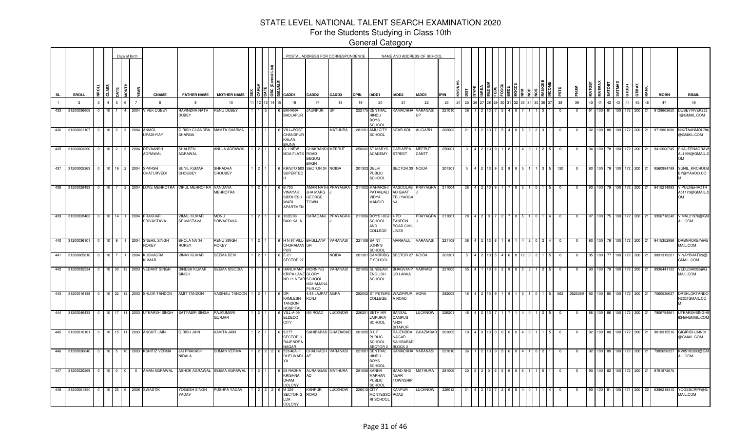# STATE LEVEL NATIONAL TALENT SEARCH EXAMINATION 2020

For the Students Studying in Class 10th

General Category

| SL | SROLL | NROLL | CLASS | DATE | MONTH | YEAR | CNAME | FATHER NAME | MOTHER NAME | SEX | CAREA | CATE | OBC (Central List) | DISABLE | CADD1 | CADD2 | CADD3 | CPIN | IADD1 | IADD2 | IADD3 | IPIN | KVS/NVS | DIST | ITYPE | IAREA | MEDIUM | FEDU | FOCCU | MEDU | MOCCU | NFM | NOB | NOS | RANKSIB | INCOME | PSTD | PNUM | MATOBT | MATMAX | SATOBT | SATMAX | GTOBT | GTMAX | RANK | MOBN | EMAIL |
|---|---|---|---|---|---|---|---|---|---|---|---|---|---|---|---|---|---|---|---|---|---|---|---|---|---|---|---|---|---|---|---|---|---|---|---|---|---|---|---|---|---|---|---|---|---|---|---|
| 1 | 2 | 3 | 4 | 5 | 6 | 7 | 8 | 9 | 10 | 11 | 12 | 13 | 14 | 15 | 16 | 17 | 18 | 19 | 20 | 21 | 22 | 23 | 24 | 25 | 26 | 27 | 28 | 29 | 30 | 31 | 32 | 33 | 34 | 35 | 36 | 37 | 38 | 39 | 40 | 41 | 42 | 43 | 44 | 45 | 46 | 47 | 48 |
| 433 | 31200036608 | 0 | 10 | 1 | 4 | 2004 | VIVEK DUBEY | RAVINDRA NATH DUBEY | RENU DUBEY | 1 | 1 | 5 | | 6 | BAHARA BADLAPUR | JAUNPUR | UP | 222175 | CENTRAL HINDU BOYS SCHOOL | KAMACHHA | VARANASI UP | 221010 | | 36 | 1 | 2 | 13 | 7 | 5 | 4 | 8 | 7 | 1 | 1 | 3 | 1 | 0 | 0 | 91 | 100 | 81 | 100 | 172 | 200 | 21 | 9129663650 | DUBEYVIVEK2221@GMAIL.COM |
| 436 | 31200021107 | 0 | 10 | 2 | 3 | 2004 | ANMOL UPADHYAY | GIRISH CHANDRA SHARMA | MAMTA SHARMA | 1 | 1 | 1 | | 6 | VILL+POST CHANDPUR KALAN BAJNA | | MATHURA | 281201 | AMU CITY SCHOOL | NEAR KOL | ALIGARH | 202002 | | 21 | 1 | 2 | 13 | 7 | 5 | 4 | 8 | 5 | 0 | 2 | 3 | 1 | 0 | 0 | 92 | 100 | 80 | 100 | 172 | 200 | 21 | 9719861086 | NIKITAANMOL786@GMAIL.COM |
| 435 | 31200003260 | 0 | 10 | 2 | 3 | 2004 | DEVAANSH AGRAWAL | SHALEEN AGRAWAL | ANUJA AGRAWAL | 1 | 2 | 1 | | 6 | G-1 NEW MDA FLATS | CHAKBANDI ROAD BEGUM BAGH | MEERUT | 250002 | ST MARYS ACADEMY | CARIAPPA STREET | MEERUT CANTT | 250001 | | 3 | 4 | 2 | 13 | 9 | 1 | 8 | 1 | 4 | 0 | 1 | 2 | 5 | 0 | 0 | 94 | 100 | 78 | 100 | 172 | 200 | 21 | 9412000745 | SHALEENAGRAWAL1995@GMAIL.COM |
| 437 | 31200005363 | 0 | 10 | 19 | 2 | 2004 | SPARSH CHATURVEDI | SUNIL KUMAR CHOUBEY | SHRADHA CHOUBEY | 1 | 2 | 1 | | 6 | KRISTO 503 SUPERTECH | SECTOR 34 | NOIDA | 201302 | DELHI PUBLIC SCHOOL | SECTOR 30 | NOIDA | 201301 | | 5 | 4 | 2 | 13 | 9 | 2 | 8 | 8 | 5 | 1 | 1 | 3 | 5 | 120 | 0 | 93 | 100 | 79 | 100 | 172 | 200 | 21 | 8560984789 | SUNIL_KRCHOUBEY@YAHOO.COM |
| 438 | 31200028493 | 0 | 10 | 7 | 2 | 2004 | LOVE MEHROTRA | VIPUL MEHROTRA | VANDANA MEHROTRA | 1 | 2 | 1 | | 6 | B 703 VINAYAK SIDDHESH WARI APARTMEN | AMAR NATH JHA MARG GEORGE TOWN | PRAYAGRAJ | 211002 | MAHARSHI PATANJALI VIDYA MANDIR | RASOOLAB AD GHAT TELIYARGANJ | PRAYAGRAJ | 211004 | | 28 | 4 | 2 | 13 | 9 | 1 | 7 | 8 | 5 | 1 | 0 | 1 | 5 | 0 | 0 | 93 | 100 | 79 | 100 | 172 | 200 | 21 | 9415214993 | VIPULMEHROTRA51170@GMAIL.COM |
| 439 | 31200028463 | 0 | 10 | 14 | 1 | 2004 | PRAKHAR SRIVASTAVA | VIMAL KUMAR SRIVASTAVA | MONU SRIVASTAVA | 1 | 2 | 1 | | 6 | 102B/98 BAXI KALA | DARAGANJ | PRAYAGRAJ | 211006 | BOY'S HIGH SCHOOL AND COLLEGE | 4 PD TANDON ROAD CIVIL LINES | PRAYAGRAJ | 211001 | | 28 | 4 | 2 | 0 | 7 | 2 | 7 | 8 | 5 | 1 | 0 | 1 | 4 | 0 | 0 | 97 | 100 | 75 | 100 | 172 | 200 | 21 | 9956718240 | VIMAL21976@GMAIL.COM |
| 440 | 31200036101 | 0 | 10 | 9 | 1 | 2004 | SNEHIL SINGH ROKEY | BHOLA NATH ROKEY | RENU SINGH ROKEY | 1 | 2 | 1 | | 6 | H N 97 VILL-CHURAMAN PUR | BHULLANPUR | VARANASI | 221108 | SAINT JOHN'S SCHOOL | MARHAULI | VARANASI | 221108 | | 36 | 4 | 2 | 13 | 6 | 1 | 6 | 1 | 4 | 2 | 0 | 2 | 4 | 0 | 0 | 93 | 100 | 79 | 100 | 172 | 200 | 21 | 9415352886 | DRBNROKEY@GMAIL.COM |
| 441 | 31200005810 | 0 | 10 | 7 | 1 | 2004 | KUSHAGRA KUMAR | VINAY KUMAR | SEEMA DEVI | 1 | 2 | 1 | | 6 | E-21 SECTOR 27 | | NOIDA | 201301 | CAMBRIDGE SCHOOL | SECTOR 27 | NOIDA | 201301 | | 5 | 4 | 2 | 13 | 5 | 4 | 6 | 8 | 12 | 0 | 2 | 1 | 5 | 0 | 0 | 95 | 100 | 77 | 100 | 172 | 200 | 21 | 9891319201 | VINAYBHATI26@GMAIL.COM |
| 442 | 31200035534 | 0 | 10 | 30 | 12 | 2003 | VEDANT SINGH | DINESH KUMAR SINGH | SEEMA SISODIA | 1 | 1 | 1 | | 6 | HANUMANT KRIPA LANE NO 11 NEAR | MORNING GLORY SCHOOL MAHAMANA PUR CO | VARANASI | 221005 | SUNBEAM ENGLISH SCHOOL | BHAGVANP UR LANKA | VARNASI | 221005 | | 35 | 4 | 1 | 13 | 6 | 2 | 8 | 8 | 5 | 2 | 1 | 2 | 5 | 0 | 0 | 93 | 100 | 79 | 100 | 172 | 200 | 21 | 9936441132 | VEDUSHI055@GMAIL.COM |
| 443 | 31200016138 | 0 | 10 | 22 | 12 | 2003 | SHLOK TANDON | AMIT TANDON | VAISHALI TANDON | 1 | 2 | 1 | | 6 | DR KAMLESH TANDON HOSPITAL | 4/48 LAJPAT KUNJ | AGRA | 282002 | ST PETERS COLLEGE | WAZIRPUR A ROAD | AGRA | 282003 | | 16 | 4 | 2 | 13 | 9 | 1 | 9 | 1 | 5 | 1 | 0 | 1 | 5 | 562 | 2525369 | 92 | 100 | 80 | 100 | 172 | 200 | 21 | 7060536627 | DRSHLOKTANDON22@GMAIL.COM |
| 444 | 31200046433 | 0 | 10 | 17 | 11 | 2003 | UTKARSH SINGH | SATYABIR SINGH | RAJKUMARI GURJAR | 1 | 2 | 1 | | 6 | VILL-A-09 ELDECO CITY | IIM ROAD | LUCKNOW | 226201 | SETH MR JAIPURIA SCHOOL | BANSAL CAMPUS NH24 SITAPUR | LUCKNOW | 226201 | | 46 | 4 | 2 | 13 | 7 | 1 | 7 | 1 | 4 | 0 | 1 | 2 | 5 | 0 | 0 | 86 | 100 | 86 | 100 | 172 | 200 | 21 | 7906794861 | UTKARSHSINGH9634@GMAIL.COM |
| 445 | 31200010161 | 0 | 10 | 15 | 11 | 2003 | ANCHIT JAIN | GIRISH JAIN | KAVITA JAIN | 1 | 2 | 1 | | 6 | 9/277 SECTOR 3 RAJENDRA NAGAR | SAHIBABAD | GHAZIABAD | 201005 | D L F PUBLIC SCHOOL SECTOR 2 | RAJENDRA NAGAR SAHIBABAD BLOCK 2 | GHAZIABAD | 201005 | | 10 | 4 | 0 | 13 | 0 | 0 | 0 | 0 | 4 | 0 | 1 | 1 | 5 | 0 | 0 | 92 | 100 | 80 | 100 | 172 | 200 | 21 | 9818315516 | GIGIRISHJAIN01@GMAIL.COM |
| 446 | 31200036640 | 0 | 10 | 5 | 10 | 2003 | KSHITIZ VERMA | JAI PRAKASH NIRALA | SUMAN VERMA | 1 | 2 | 2 | 2 | 6 | 523/46A -1 DHELWARIYA | CHAUKAGHAT | VARANASI | 221001 | CENTRAL HINDU BOYS SCHOOL | KAMACHHA | VARANASI | 221010 | | 36 | 1 | 2 | 13 | 9 | 5 | 6 | 8 | 4 | 1 | 0 | 2 | 1 | 0 | 0 | 92 | 100 | 80 | 100 | 172 | 200 | 21 | 7985698357 | KV05102003@GMAIL.COM |
| 447 | 31200020269 | 0 | 10 | 0 | 0 | 0 | AMAN AGRAWAL | ASHOK AGRAWAL | SEEMA AGRAWAL | 1 | 2 | 1 | | 6 | 58 RADHA KRISHNA DHAM COLONY | AURANGABAD | MATHURA | 281006 | KANHA MAKHAN PUBLIC SCHOOL | BAAD NH2 NEAR TOWNSHIP | MATHURA | 281006 | | 20 | 3 | 2 | 0 | 6 | 5 | 6 | 8 | 6 | 1 | 1 | 6 | 1 | 0 | 0 | 90 | 100 | 82 | 100 | 172 | 200 | 21 | 9761872675 | |
| 448 | 31200051350 | 0 | 10 | 25 | 6 | 2006 | SWASTIK | YOGESH SINGH YADAV | PUSHPA YADAV | 1 | 2 | 2 | 2 | 6 | M 229 SECTOR G LDA COLONY | KANPUR ROAD | LUCKNOW | 226012 | CITY MONTESSORI SCHOOL | KANPUR ROAD | LUCKNOW | 226012 | | 51 | 4 | 2 | 13 | 7 | 2 | 6 | 8 | 4 | 0 | 1 | 1 | 4 | 0 | 0 | 90 | 100 | 81 | 100 | 171 | 200 | 22 | 6396218315 | YOGESCRPF@GMAIL.COM |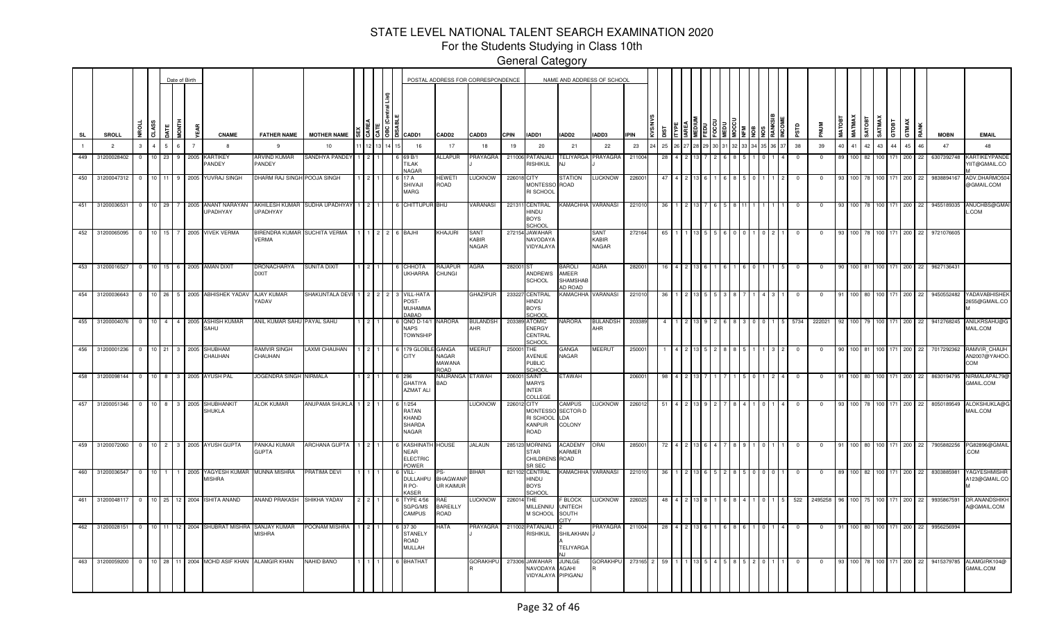# STATE LEVEL NATIONAL TALENT SEARCH EXAMINATION 2020

For the Students Studying in Class 10th

General Category

| SL | SROLL | NROLL | CLASS | DATE | MONTH | YEAR | CNAME | FATHER NAME | MOTHER NAME | SEX | CAREA | CATE | OBC (Central List) | DISABLE | CADD1 | CADD2 | CADD3 | CPIN | IADD1 | IADD2 | IADD3 | IPIN | KVS/NVS | DIST | ITYPE | IAREA | MEDIUM | FEDU | FOCCU | MEDU | MOCCU | NFM | NOB | NOS | RANKSIB | INCOME | PSTD | PNUM | MATOBT | MATMAX | SATOBT | SATMAX | GTOBT | GTMAX | RANK | MOBN | EMAIL |
|---|---|---|---|---|---|---|---|---|---|---|---|---|---|---|---|---|---|---|---|---|---|---|---|---|---|---|---|---|---|---|---|---|---|---|---|---|---|---|---|---|---|---|---|---|---|---|---|
| 1 | 2 | 3 | 4 | 5 | 6 | 7 | 8 | 9 | 10 | 11 | 12 | 13 | 14 | 15 | 16 | 17 | 18 | 19 | 20 | 21 | 22 | 23 | 24 | 25 | 26 | 27 | 28 | 29 | 30 | 31 | 32 | 33 | 34 | 35 | 36 | 37 | 38 | 39 | 40 | 41 | 42 | 43 | 44 | 45 | 46 | 47 | 48 |
| 449 | 31200028402 | 0 | 10 | 23 | 9 | 2005 | KARTIKEY PANDEY | ARVIND KUMAR PANDEY | SANDHYA PANDEY | 1 | 2 | 1 | | | 6 69 B/1 TILAK NAGAR | ALLAPUR | PRAYAGRAJ | 211006 | PATANJALI RISHIKUL | TELIYARGANJ | PRAYAGRAJ | 211004 | | 28 | 4 | 2 | 13 | 7 | 2 | 6 | 8 | 5 | 1 | 0 | 1 | 4 | 0 | 0 | 89 | 100 | 82 | 100 | 171 | 200 | 22 | 6307392748 | KARTIKEYPANDEYIIT@GMAIL.COM |
| 450 | 31200047312 | 0 | 10 | 11 | 9 | 2005 | YUVRAJ SINGH | DHARM RAJ SINGH | POOJA SINGH | 1 | 2 | 1 | | | 6 17 A SHIVAJI MARG | HEWETI ROAD | LUCKNOW | 226018 | CITY MONTESSORI SCHOOL | STATION ROAD | LUCKNOW | 226001 | | 47 | 4 | 2 | 13 | 6 | 1 | 6 | 8 | 5 | 0 | 1 | 1 | 2 | 0 | 0 | 93 | 100 | 78 | 100 | 171 | 200 | 22 | 9838894167 | ADV.DHARMO504@GMAIL.COM |
| 451 | 31200036531 | 0 | 10 | 29 | 7 | 2005 | ANANT NARAYAN UPADHYAY | AKHILESH KUMAR UPADHYAY | SUDHA UPADHYAY | 1 | 2 | 1 | | | 6 CHITTUPUR | BHU | VARANASI | 221311 | CENTRAL HINDU BOYS SCHOOL | KAMACHHA | VARANASI | 221010 | | 36 | 1 | 2 | 13 | 7 | 6 | 5 | 8 | 11 | 1 | 1 | 1 | 1 | 0 | 0 | 93 | 100 | 78 | 100 | 171 | 200 | 22 | 9455189335 | ANUCHBS@GMAIL.COM |
| 452 | 31200065095 | 0 | 10 | 15 | 7 | 2005 | VIVEK VERMA | BIRENDRA KUMAR VERMA | SUCHITA VERMA | 1 | 1 | 2 | 2 | | 6 BAJHI | KHAJURI | SANT KABIR NAGAR | 272154 | JAWAHAR NAVODAYA VIDYALAYA | | SANT KABIR NAGAR | 272164 | | 65 | 1 | 1 | 13 | 5 | 5 | 6 | 0 | 0 | 1 | 0 | 2 | 1 | 0 | 0 | 93 | 100 | 78 | 100 | 171 | 200 | 22 | 9721076605 | |
| 453 | 31200016527 | 0 | 10 | 15 | 6 | 2005 | AMAN DIXIT | DRONACHARYA DIXIT | SUNITA DIXIT | 1 | 2 | 1 | | | 6 CHHOTA UKHARRA | RAJAPUR CHUNGI | AGRA | 282001 | ST ANDREWS SCHOOL | BAROLI AMEER SHAMSHABAD ROAD | AGRA | 282001 | | 16 | 4 | 2 | 13 | 6 | 1 | 6 | 1 | 6 | 0 | 1 | 1 | 5 | 0 | 0 | 90 | 100 | 81 | 100 | 171 | 200 | 22 | 9627136431 | |
| 454 | 31200036643 | 0 | 10 | 26 | 5 | 2005 | ABHISHEK YADAV | AJAY KUMAR YADAV | SHAKUNTALA DEVI | 1 | 2 | 2 | 2 | | 3 VILL-HATA POST-MUHAMMADABAD | | GHAZIPUR | 233227 | CENTRAL HINDU BOYS SCHOOL | KAMACHHA | VARANASI | 221010 | | 36 | 1 | 2 | 13 | 5 | 5 | 3 | 8 | 7 | 1 | 4 | 3 | 1 | 0 | 0 | 91 | 100 | 80 | 100 | 171 | 200 | 22 | 9450552482 | YADAVABHISHEK2655@GMAIL.COM |
| 455 | 31200004076 | 0 | 10 | 4 | 4 | 2005 | ASHISH KUMAR SAHU | ANIL KUMAR SAHU | PAYAL SAHU | 1 | 2 | 1 | | | 6 QNO D-14/1 NAPS TOWNSHIP | NARORA | BULANDSHAHR | 203389 | ATOMIC ENERGY CENTRAL SCHOOL | NARORA | BULANDSHAHR | 203389 | | 4 | 1 | 2 | 13 | 9 | 2 | 6 | 8 | 3 | 0 | 0 | 1 | 5 | 5734 | 222021 | 92 | 100 | 79 | 100 | 171 | 200 | 22 | 9412768245 | ANILKRSAHU@GMAIL.COM |
| 456 | 31200001236 | 0 | 10 | 21 | 3 | 2005 | SHUBHAM CHAUHAN | RAMVIR SINGH CHAUHAN | LAXMI CHAUHAN | 1 | 2 | 1 | | | 6 179 GLOBLE CITY | GANGA NAGAR MAWANA ROAD | MEERUT | 250001 | THE AVENUE PUBLIC SCHOOL | GANGA NAGAR | MEERUT | 250001 | | 1 | 4 | 2 | 13 | 5 | 2 | 8 | 8 | 5 | 1 | 1 | 3 | 2 | 0 | 0 | 90 | 100 | 81 | 100 | 171 | 200 | 22 | 7017292362 | RAMVIR_CHAUHAN2007@YAHOO.COM |
| 458 | 31200098144 | 0 | 10 | 8 | 3 | 2005 | AYUSH PAL | JOGENDRA SINGH | NIRMALA | 1 | 2 | 1 | | | 6 296 GHATIYA AZMAT ALI | NAURANGABAD | ETAWAH | 206001 | SAINT MARYS INTER COLLEGE | ETAWAH | | 206001 | | 98 | 4 | 2 | 13 | 7 | 1 | 7 | 1 | 5 | 0 | 1 | 2 | 4 | 0 | 0 | 91 | 100 | 80 | 100 | 171 | 200 | 22 | 8630194795 | NIRMALAPAL79@GMAIL.COM |
| 457 | 31200051346 | 0 | 10 | 8 | 3 | 2005 | SHUBHANKIT SHUKLA | ALOK KUMAR | ANUPAMA SHUKLA | 1 | 2 | 1 | | | 6 1/254 RATAN KHAND SHARDA NAGAR | | LUCKNOW | 226012 | CITY MONTESSORI SCHOOL KANPUR ROAD | CAMPUS SECTOR-D LDA COLONY | LUCKNOW | 226012 | | 51 | 4 | 2 | 13 | 9 | 2 | 7 | 8 | 4 | 1 | 0 | 1 | 4 | 0 | 0 | 93 | 100 | 78 | 100 | 171 | 200 | 22 | 8050189549 | ALOKSHUKLA@GMAIL.COM |
| 459 | 31200072060 | 0 | 10 | 2 | 3 | 2005 | AYUSH GUPTA | PANKAJ KUMAR GUPTA | ARCHANA GUPTA | 1 | 2 | 1 | | | 6 KASHINATH NEAR ELECTRIC POWER | HOUSE | JALAUN | 285123 | MORNING STAR CHILDRENS SR SEC | ACADEMY KARMER ROAD | ORAI | 285001 | | 72 | 4 | 2 | 13 | 6 | 4 | 7 | 8 | 9 | 1 | 0 | 1 | 1 | 0 | 0 | 91 | 100 | 80 | 100 | 171 | 200 | 22 | 7905882256 | PG82896@GMAIL.COM |
| 460 | 31200036547 | 0 | 10 | 1 | 1 | 2005 | YAGYESH KUMAR MISHRA | MUNNA MISHRA | PRATIMA DEVI | 1 | 1 | 1 | | | 6 VILL-DULLAHPUR PO-KASER | PS-BHAGWANPUR KAIMUR | BIHAR | 821102 | CENTRAL HINDU BOYS SCHOOL | KAMACHHA | VARANASI | 221010 | | 36 | 1 | 2 | 13 | 6 | 5 | 2 | 8 | 5 | 0 | 0 | 0 | 1 | 0 | 0 | 89 | 100 | 82 | 100 | 171 | 200 | 22 | 8303885981 | YAGYESHMISHRA123@GMAIL.COM |
| 461 | 31200048117 | 0 | 10 | 25 | 12 | 2004 | ISHITA ANAND | ANAND PRAKASH | SHIKHA YADAV | 2 | 2 | 1 | | | 6 TYPE 4/56 SGPGIMS CAMPUS | RAE BAREILLY ROAD | LUCKNOW | 226014 | THE MILLENNIUM SCHOOL | F BLOCK UNITECH SOUTH CITY | LUCKNOW | 226025 | | 48 | 4 | 2 | 13 | 8 | 1 | 6 | 8 | 4 | 1 | 0 | 1 | 5 | 522 | 2495258 | 96 | 100 | 75 | 100 | 171 | 200 | 22 | 9935867591 | DR.ANANDSHIKHA@GMAIL.COM |
| 462 | 31200028151 | 0 | 10 | 11 | 12 | 2004 | SHUBRAT MISHRA | SANJAY KUMAR MISHRA | POONAM MISHRA | 1 | 2 | 1 | | | 6 37 30 STANELY ROAD MULLAH | HATA | PRAYAGRAJ | 211002 | PATANJALI RISHIKUL | 2 SHILAKHAN A TELIYARGANJ | PRAYAGRAJ | 211004 | | 28 | 4 | 2 | 13 | 6 | 1 | 6 | 8 | 6 | 1 | 0 | 1 | 4 | 0 | 0 | 91 | 100 | 80 | 100 | 171 | 200 | 22 | 9956256994 | |
| 463 | 31200059200 | 0 | 10 | 28 | 11 | 2004 | MOHD ASIF KHAN | ALAMGIR KHAN | NAHID BANO | 1 | 1 | 1 | | | 6 BHATHAT | | GORAKHPUR | 273306 | JAWAHAR NAVODAYA VIDYALAYA | JUNLGE AGAHI PIPIGANJ | GORAKHPUR | 273165 | 2 | 59 | 1 | 1 | 13 | 5 | 4 | 5 | 8 | 5 | 2 | 0 | 1 | 1 | 0 | 0 | 93 | 100 | 78 | 100 | 171 | 200 | 22 | 9415379785 | ALAMGIRK104@GMAIL.COM |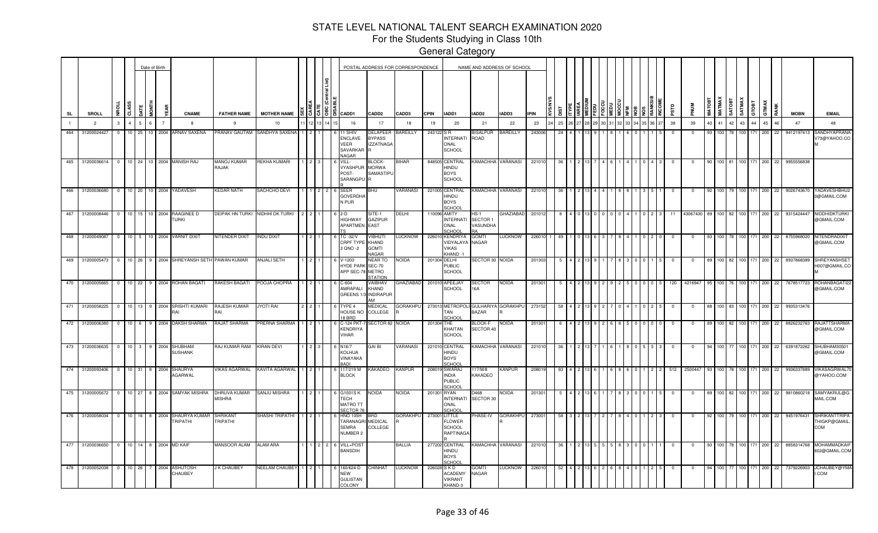# STATE LEVEL NATIONAL TALENT SEARCH EXAMINATION 2020

## For the Students Studying in Class 10th

### General Category

| SL | SROLL | NROLL | CLASS | DATE | MONTH | YEAR | CNAME | FATHER NAME | MOTHER NAME | SEX | CAREA | CATE | OBC (Central List) | DISABLE | CADD1 | CADD2 | CADD3 | CPIN | IADD1 | IADD2 | IADD3 | IPIN | KVS/NVS | DIST | ITYPE | IAREA | MEDIUM | FEDU | FOCCU | MEDU | MOCCU | NFM | NOB | NOS | RANKSIB | INCOME | PSTD | PNUM | MATOBT | MATMAX | SATOBT | SATMAX | GTOBT | GTMAX | RANK | MOBN | EMAIL |
|---|---|---|---|---|---|---|---|---|---|---|---|---|---|---|---|---|---|---|---|---|---|---|---|---|---|---|---|---|---|---|---|---|---|---|---|---|---|---|---|---|---|---|---|---|---|---|---|
| 1 | 2 | 3 | 4 | 5 | 6 | 7 | 8 | 9 | 10 | 11 | 12 | 13 | 14 | 15 | 16 | 17 | 18 | 19 | 20 | 21 | 22 | 23 | 24 | 25 | 26 | 27 | 28 | 29 | 30 | 31 | 32 | 33 | 34 | 35 | 36 | 37 | 38 | 39 | 40 | 41 | 42 | 43 | 44 | 45 | 46 | 47 | 48 |
| 464 | 31200024427 | 0 | 10 | 25 | 10 | 2004 | ARNAV SAXENA | PRANAV GAUTAM | SANDHYA SAXENA | 1 | 2 | 1 | | 6 | 11 SHIV ENCLAVE VEER SAVARKAR NAGAR | DELAPEER BYPASS IZZATNAGAR | BAREILLY | 243122 | S R INTERNATIONAL SCHOOL | BISALPUR ROAD | BAREILLY | 243006 | | 24 | 4 | 1 | 13 | 9 | 1 | 8 | 1 | 6 | 0 | 1 | 1 | 5 | 0 | 0 | 93 | 100 | 78 | 100 | 171 | 200 | 22 | 9412197413 | SANDHYAPRANAV73@YAHOO.COM |
| 465 | 31200036614 | 0 | 10 | 24 | 10 | 2004 | MANISH RAJ | MANOJ KUMAR RAJAK | REKHA KUMARI | 1 | 2 | 3 | | 6 | VILL-VYASHPUR POST-SARANGPUR | BLOCK-MORWA SAMASTIPUR | BIHAR | 848505 | CENTRAL HINDU BOYS SCHOOL | KAMACHHA | VARANASI | 221010 | | 36 | 1 | 2 | 13 | 7 | 4 | 6 | 1 | 4 | 1 | 0 | 4 | 3 | 0 | 0 | 90 | 100 | 81 | 100 | 171 | 200 | 22 | 9955556838 | |
| 466 | 31200036680 | 0 | 10 | 20 | 10 | 2004 | YADAVESH | KEDAR NATH | SACHCHO DEVI | 1 | 1 | 2 | 2 | 6 | SEER GOVERDHAN PUR | BHU | VARANASI | 221005 | CENTRAL HINDU BOYS SCHOOL | KAMACHHA | VARANASI | 221010 | | 36 | 1 | 2 | 13 | 4 | 4 | 1 | 8 | 8 | 1 | 3 | 5 | 1 | 0 | 0 | 92 | 100 | 79 | 100 | 171 | 200 | 22 | 9026743670 | YADAVESHBHU20@GMAIL.COM |
| 467 | 31200008446 | 0 | 10 | 15 | 10 | 2004 | RAAGINEE D TURKI | DEIPAK HN TURKI | NIDHHI DK TURKI | 2 | 2 | 1 | | 6 | 2-D HIGHWAY APARTMENTS | SITE-1 GAZIPUR EAST | DELHI | 110096 | AMITY INTERNATIONAL SCHOOL | HS-1 SECTOR 1 VASUNDHARA | GHAZIABAD | 201012 | | 8 | 4 | 0 | 13 | 0 | 0 | 0 | 0 | 4 | 1 | 0 | 2 | 3 | 11 | 43067430 | 89 | 100 | 82 | 100 | 171 | 200 | 22 | 9315424447 | NIDDHIDKTURKI@GMAIL.COM |
| 468 | 31200049087 | 0 | 10 | 5 | 10 | 2004 | VARNIT DIXIT | NITENDER DIXIT | INDU DIXIT | 1 | 2 | 1 | | 6 | TC -32/V CRPF TYPE 3 QNO -2 | VIBHUTI KHAND GOMTI NAGAR | LUCKNOW | 226010 | KENDRIYA VIDYALAYA VIKAS KHAND -1 | GOMTI NAGAR | LUCKNOW | 226010 | 1 | 49 | 1 | 0 | 13 | 6 | 3 | 7 | 8 | 4 | 1 | 0 | 2 | 0 | 0 | 0 | 93 | 100 | 78 | 100 | 171 | 200 | 22 | 8755968020 | NITENDRADIXIT@GMAIL.COM |
| 469 | 31200005473 | 0 | 10 | 26 | 9 | 2004 | SHREYANSH SETH | PAWAN KUMAR | ANJALI SETH | 1 | 2 | 1 | | 6 | V-1203 HYDE PARK APP SEC-78 | NEAR TO SEC-70 METRO STATION | NOIDA | 201304 | DELHI PUBLIC SCHOOL | SECTOR 30 | NOIDA | 201303 | | 5 | 4 | 2 | 13 | 9 | 1 | 7 | 8 | 3 | 0 | 0 | 1 | 5 | 0 | 0 | 89 | 100 | 82 | 100 | 171 | 200 | 22 | 8937868389 | SHREYANSHSETH007@GMAIL.COM |
| 470 | 31200005665 | 0 | 10 | 22 | 9 | 2004 | ROHAN BAGATI | RAKESH BAGATI | POOJA CHOPRA | 1 | 2 | 1 | | 6 | C-604 AMRAPALI GREENS 1/3 | VAIBHAV KHAND INDIRAPURAM | GHAZIABAD | 201010 | APEEJAY SCHOOL | SECTOR 16A | NOIDA | 201301 | | 5 | 4 | 2 | 13 | 9 | 2 | 9 | 2 | 5 | 0 | 0 | 0 | 5 | 120 | 4216947 | 95 | 100 | 76 | 100 | 171 | 200 | 22 | 7678517723 | ROHANBAGATI22@GMAIL.COM |
| 471 | 31200058225 | 0 | 10 | 13 | 9 | 2004 | SRISHTI KUMARI RAI | RAJESH KUMAR RAI | JYOTI RAI | 2 | 2 | 1 | | 6 | TYPE 4 HOUSE NO 18 BRD | MEDICAL COLLEGE | GORAKHPUR | 273013 | METROPOLITAN SCHOOL | GULHARIYA BAZAR | GORAKHPUR | 273152 | | 58 | 4 | 2 | 13 | 9 | 2 | 7 | 0 | 4 | 1 | 0 | 2 | 5 | 0 | 0 | 88 | 100 | 83 | 100 | 171 | 200 | 22 | 9935313476 | |
| 472 | 31200006380 | 0 | 10 | 6 | 9 | 2004 | DAKSH SHARMA | RAJAT SHARMA | PRERNA SHARMA | 1 | 2 | 1 | | 6 | C-124 PKT-7 KENDRIYA VIHAR | SECTOR 82 | NOIDA | 201304 | THE KHAITAN SCHOOL | BLOCK-F SECTOR 40 | NOIDA | 201301 | | 6 | 4 | 2 | 13 | 9 | 2 | 6 | 8 | 5 | 0 | 0 | 0 | 0 | 0 | 0 | 89 | 100 | 82 | 100 | 171 | 200 | 22 | 8826232763 | RAJATTSHARMA@GMAIL.COM |
| 473 | 31200036635 | 0 | 10 | 3 | 9 | 2004 | SHUBHAM SUSHANK | RAJ KUMAR RAM | KIRAN DEVI | 1 | 2 | 3 | | 6 | N16/7 KOLHUA VINAYAKA BADI | GAI BI | VARANASI | 221010 | CENTRAL HINDU BOYS SCHOOL | KAMACHHA | VARANASI | 221010 | | 36 | 1 | 2 | 13 | 7 | 1 | 6 | 1 | 8 | 0 | 5 | 5 | 3 | 0 | 0 | 94 | 100 | 77 | 100 | 171 | 200 | 22 | 6391872262 | SHUBHAM30501@GMAIL.COM |
| 474 | 31200093406 | 0 | 10 | 31 | 8 | 2004 | SHAURYA AGARWAL | VIKAS AGARWAL | KAVITA AGARWAL | 1 | 2 | 1 | | 6 | 117/219 M BLOCK | KAKADEO | KANPUR | 208019 | SWARAJ INDIA PUBLIC SCHOOL | 117/M/8 KAKADEO | KANPUR | 208019 | | 93 | 4 | 2 | 13 | 6 | 1 | 6 | 8 | 6 | 0 | 1 | 2 | 2 | 512 | 2500447 | 93 | 100 | 78 | 100 | 171 | 200 | 22 | 9936337889 | VIKASAGRWAL70@YAHOO.COM |
| 475 | 31200005672 | 0 | 10 | 27 | 8 | 2004 | SAMYAK MISHRA | DHRUVA KUMAR MISHRA | SANJU MISHRA | 1 | 2 | 1 | | 6 | G1001S K TECH MATRO TT SECTOR 76 | NOIDA | NOIDA | 201301 | RYAN INTERNATIONAL SCHOOL | D468 SECTOR 30 | NOIDA | 201301 | | 5 | 4 | 2 | 13 | 6 | 1 | 7 | 8 | 3 | 0 | 0 | 1 | 5 | 0 | 0 | 89 | 100 | 82 | 100 | 171 | 200 | 22 | 9810860218 | SAMYAKRUL@GMAIL.COM |
| 476 | 31200058034 | 0 | 10 | 16 | 8 | 2004 | SHAURYA KUMAR TRIPATHI | SHRIKANT TRIPATHI | SHASHI TRIPATHI | 1 | 2 | 1 | | 6 | HNO 105H TARANAGRI SEMRA NUMBER 2 | BRD MEDICAL COLLEGE | GORAKHPUR | 273001 | LITTLE FLOWER SCHOOL RAPTINAGAR | PHASE-IV | GORAKHPUR | 273001 | | 58 | 3 | 2 | 13 | 7 | 2 | 7 | 8 | 4 | 0 | 1 | 2 | 3 | 0 | 0 | 92 | 100 | 79 | 100 | 171 | 200 | 22 | 9451976431 | SHRIKANTTRIPATHIGKP@GMAIL.COM |
| 477 | 31200036650 | 0 | 10 | 14 | 8 | 2004 | MD KAIF | MANSOOR ALAM | ALAM ARA | 1 | 1 | 2 | 2 | 6 | VILL+POST BANSDIH | | BALLIA | 277202 | CENTRAL HINDU BOYS SCHOOL | KAMACHHA | VARANASI | 221010 | | 36 | 1 | 2 | 13 | 5 | 5 | 5 | 8 | 3 | 0 | 0 | 1 | 1 | 0 | 0 | 93 | 100 | 78 | 100 | 171 | 200 | 22 | 8858314768 | MOHAMMADKAIF602@GMAIL.COM |
| 478 | 31200052038 | 0 | 10 | 26 | 7 | 2004 | ASHUTOSH CHAUBEY | J K CHAUBEY | NEELAM CHAUBEY | 1 | 2 | 1 | | 6 | 160/624-D NEW GULISTAN COLONY | CHINHAT | LUCKNOW | 226028 | S K D ACADEMY VIKRANT KHAND-3 | GOMTI NAGAR | LUCKNOW | 226010 | | 52 | 4 | 2 | 13 | 6 | 2 | 6 | 8 | 4 | 0 | 1 | 2 | 5 | 0 | 0 | 94 | 100 | 77 | 100 | 171 | 200 | 22 | 7379226903 | JCHAUBEY@YMAIL.COM |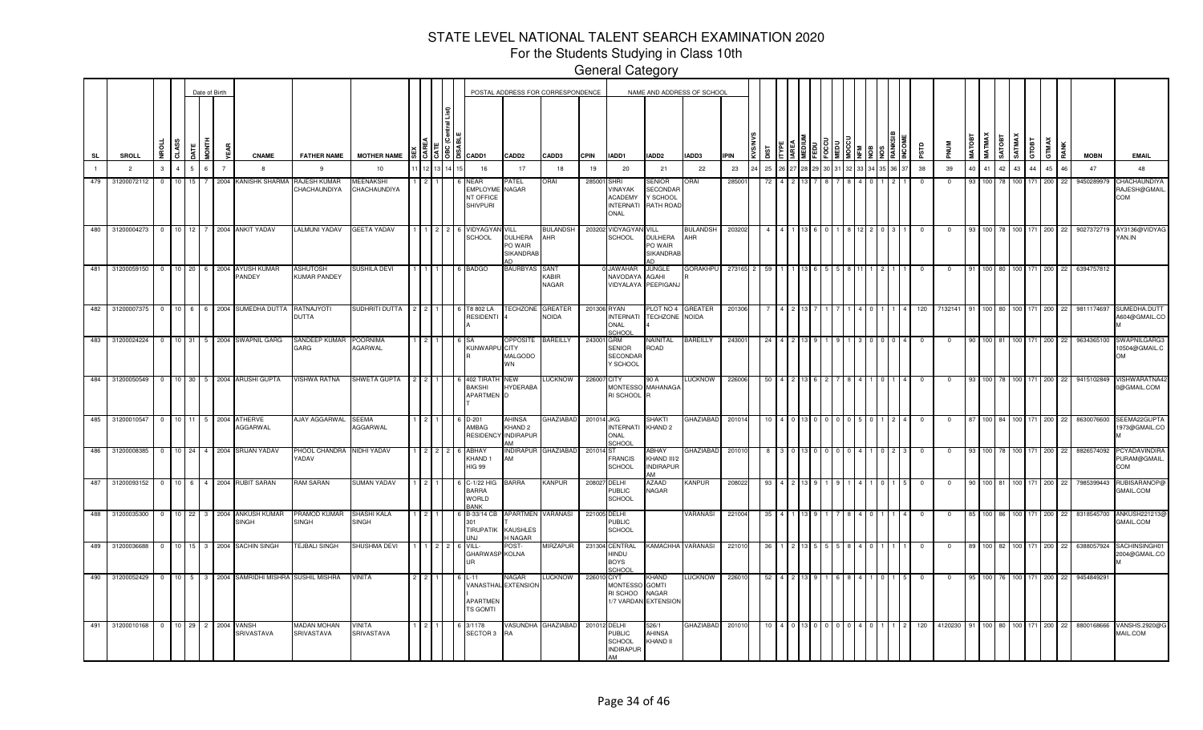# STATE LEVEL NATIONAL TALENT SEARCH EXAMINATION 2020

## For the Students Studying in Class 10th

### General Category

| SL | SROLL | NROLL | CLASS | DATE | MONTH | YEAR | CNAME | FATHER NAME | MOTHER NAME | SEX | CAREA | CATE | OBC (Central List) | DISABLE | CADD1 | CADD2 | CADD3 | CPIN | IADD1 | IADD2 | IADD3 | IPIN | KVS/NVS | DIST | ITYPE | IAREA | MEDIUM | FOCCU | FEDU | MOCCU | MEDU | NFM | NOB | NOS | RANKSIB | INCOME | PSTD | PNUM | MATOBT | MATMAX | SATOBT | SATMAX | GTOBT | GTMAX | RANK | MOBN | EMAIL |
|---|---|---|---|---|---|---|---|---|---|---|---|---|---|---|---|---|---|---|---|---|---|---|---|---|---|---|---|---|---|---|---|---|---|---|---|---|---|---|---|---|---|---|---|---|---|---|---|
| 1 | 2 | 3 | 4 | 5 | 6 | 7 | 8 | 9 | 10 | 11 | 12 | 13 | 14 | 15 | 16 | 17 | 18 | 19 | 20 | 21 | 22 | 23 | 24 | 25 | 26 | 27 | 28 | 29 | 30 | 31 | 32 | 33 | 34 | 35 | 36 | 37 | 38 | 39 | 40 | 41 | 42 | 43 | 44 | 45 | 46 | 47 | 48 |
| 479 | 31200072112 | 0 | 10 | 15 | 7 | 2004 | KANISHK SHARMA | RAJESH KUMAR CHACHAUNDIYA | MEENAKSHI CHACHAUNDIYA | 1 | 2 | 1 | | 6 | NEAR EMPLOYME NT OFFICE SHIVPURI | PATEL NAGAR | ORAI | 285001 | SHRI VINAYAK ACADEMY INTERNATI ONAL | SENIOR SECONDAR Y SCHOOL RATH ROAD | ORAI | 285001 | | 72 | 4 | 2 | 13 | 7 | 8 | 7 | 8 | 4 | 0 | 1 | 2 | 1 | 0 | 0 | 93 | 100 | 78 | 100 | 171 | 200 | 22 | 9450289979 | CHACHAUNDIYA RAJESH@GMAIL.COM |
| 480 | 31200004273 | 0 | 10 | 12 | 7 | 2004 | ANKIT YADAV | LALMUNI YADAV | GEETA YADAV | 1 | 1 | 2 | 2 | 6 | VIDYAGYAN SCHOOL | VILL DULHERA PO WAIR SIKANDRAB AD | BULANDSH AHR | 203202 | VIDYAGYAN SCHOOL | VILL DULHERA PO WAIR SIKANDRAB AD | BULANDSH AHR | 203202 | | 4 | 4 | 1 | 13 | 6 | 0 | 1 | 8 | 12 | 2 | 0 | 3 | 1 | 0 | 0 | 93 | 100 | 78 | 100 | 171 | 200 | 22 | 9027372719 | AY3136@VIDYAGYAN.IN |
| 481 | 31200059150 | 0 | 10 | 20 | 6 | 2004 | AYUSH KUMAR PANDEY | ASHUTOSH KUMAR PANDEY | SUSHILA DEVI | 1 | 1 | 1 | | 6 | BADGO | BAURBYAS | SANT KABIR NAGAR | 0 | JAWAHAR NAVODAYA VIDYALAYA | JUNGLE AGAHI PEEPIGANJ | GORAKHPU R | 273165 | 2 | 59 | 1 | 1 | 13 | 6 | 5 | 5 | 8 | 11 | 1 | 2 | 1 | 1 | 0 | 0 | 91 | 100 | 80 | 100 | 171 | 200 | 22 | 6394757812 | |
| 482 | 31200007375 | 0 | 10 | 6 | 6 | 2004 | SUMEDHA DUTTA | RATNAJYOTI DUTTA | SUDHRITI DUTTA | 2 | 2 | 1 | | 6 | T8 802 LA RESIDENTI A | TECHZONE 4 | GREATER NOIDA | 201306 | RYAN INTERNATI ONAL SCHOOL | PLOT NO 4 TECHZONE 4 | GREATER NOIDA | 201306 | | 7 | 4 | 2 | 13 | 7 | 1 | 7 | 1 | 4 | 0 | 1 | 1 | 4 | 120 | 7132141 | 91 | 100 | 80 | 100 | 171 | 200 | 22 | 9811174697 | SUMEDHA.DUTT A604@GMAIL.COM |
| 483 | 31200024224 | 0 | 10 | 31 | 5 | 2004 | SWAPNIL GARG | SANDEEP KUMAR GARG | POORNIMA AGARWAL | 1 | 2 | 1 | | 6 | SA KUNWARPU R | OPPOSITE CITY MALGODO WN | BAREILLY | 243001 | GRM SENIOR SECONDAR Y SCHOOL | NAINITAL ROAD | BAREILLY | 243001 | | 24 | 4 | 2 | 13 | 9 | 1 | 9 | 1 | 3 | 0 | 0 | 0 | 4 | 0 | 0 | 90 | 100 | 81 | 100 | 171 | 200 | 22 | 9634365100 | SWAPNILGARG3 10504@GMAIL.COM |
| 484 | 31200050549 | 0 | 10 | 30 | 5 | 2004 | ARUSHI GUPTA | VISHWA RATNA | SHWETA GUPTA | 2 | 2 | 1 | | 6 | 402 TIRATH BAKSHI APARTMEN T | NEW HYDERABA D | LUCKNOW | 226007 | CITY MONTESSO RI SCHOOL | 90 A MAHANAGA R | LUCKNOW | 226006 | | 50 | 4 | 2 | 13 | 6 | 2 | 7 | 8 | 4 | 1 | 0 | 1 | 4 | 0 | 0 | 93 | 100 | 78 | 100 | 171 | 200 | 22 | 9415102849 | VISHWARATNA42 0@GMAIL.COM |
| 485 | 31200010547 | 0 | 10 | 11 | 5 | 2004 | ATHERVE AGGARWAL | AJAY AGGARWAL | SEEMA AGGARWAL | 1 | 2 | 1 | | 6 | D-201 AMBAG RESIDENCY | AHINSA KHAND 2 INDIRAPUR AM | GHAZIABAD | 201014 | JKG INTERNATI ONAL SCHOOL | SHAKTI KHAND 2 | GHAZIABAD | 201014 | | 10 | 4 | 0 | 13 | 0 | 0 | 0 | 0 | 5 | 0 | 1 | 2 | 4 | 0 | 0 | 87 | 100 | 84 | 100 | 171 | 200 | 22 | 8630076600 | SEEMA22GUPTA 1973@GMAIL.COM |
| 486 | 31200008385 | 0 | 10 | 24 | 4 | 2004 | SRIJAN YADAV | PHOOL CHANDRA YADAV | NIDHI YADAV | 1 | 2 | 2 | 2 | 6 | ABHAY KHAND 1 HIG 99 | INDIRAPUR AM | GHAZIABAD | 201014 | ST FRANCIS SCHOOL | ABHAY KHAND III/2 INDIRAPUR AM | GHAZIABAD | 201010 | | 8 | 3 | 0 | 13 | 0 | 0 | 0 | 0 | 4 | 1 | 0 | 2 | 3 | 0 | 0 | 93 | 100 | 78 | 100 | 171 | 200 | 22 | 8826574092 | PCYADAVINDIRA PURAM@GMAIL.COM |
| 487 | 31200093152 | 0 | 10 | 6 | 4 | 2004 | RUBIT SARAN | RAM SARAN | SUMAN YADAV | 1 | 2 | 1 | | 6 | C-1/22 HIG BARRA WORLD BANK | BARRA | KANPUR | 208027 | DELHI PUBLIC SCHOOL | AZAAD NAGAR | KANPUR | 208022 | | 93 | 4 | 2 | 13 | 9 | 1 | 9 | 1 | 4 | 1 | 0 | 1 | 5 | 0 | 0 | 90 | 100 | 81 | 100 | 171 | 200 | 22 | 7985399443 | RUBISARANOP@GMAIL.COM |
| 488 | 31200035300 | 0 | 10 | 22 | 3 | 2004 | ANKUSH KUMAR SINGH | PRAMOD KUMAR SINGH | SHASHI KALA SINGH | 1 | 2 | 1 | | 6 | B 33/14 CB 301 TIRUPATIK UNJ | APARTMEN T KAUSHLES H NAGAR | VARANASI | 221005 | DELHI PUBLIC SCHOOL | | VARANASI | 221004 | | 35 | 4 | 1 | 13 | 9 | 1 | 7 | 8 | 4 | 0 | 1 | 1 | 4 | 0 | 0 | 85 | 100 | 86 | 100 | 171 | 200 | 22 | 8318545700 | ANKUSH221213@GMAIL.COM |
| 489 | 31200036688 | 0 | 10 | 15 | 3 | 2004 | SACHIN SINGH | TEJBALI SINGH | SHUSHMA DEVI | 1 | 1 | 2 | 2 | 6 | VILL-GHARWASP UR | POST-KOLNA | MIRZAPUR | 231304 | CENTRAL HINDU BOYS SCHOOL | KAMACHHA | VARANASI | 221010 | | 36 | 1 | 2 | 13 | 5 | 5 | 5 | 8 | 4 | 0 | 1 | 1 | 1 | 0 | 0 | 89 | 100 | 82 | 100 | 171 | 200 | 22 | 6388057924 | SACHINSINGH01 2004@GMAIL.COM |
| 490 | 31200052429 | 0 | 10 | 5 | 3 | 2004 | SAMRIDHI MISHRA | SUSHIL MISHRA | VINITA | 2 | 2 | 1 | | 6 | L-11 VANASTHAL I APARTMEN TS GOMTI | NAGAR EXTENSION | LUCKNOW | 226010 | CIYT MONTESSO RI SCHOO 1/7 VARDAN | KHAND GOMTI NAGAR EXTENSION | LUCKNOW | 226010 | | 52 | 4 | 2 | 13 | 9 | 1 | 6 | 8 | 4 | 1 | 0 | 1 | 5 | 0 | 0 | 95 | 100 | 76 | 100 | 171 | 200 | 22 | 9454849291 | |
| 491 | 31200010168 | 0 | 10 | 29 | 2 | 2004 | VANSH SRIVASTAVA | MADAN MOHAN SRIVASTAVA | VINITA SRIVASTAVA | 1 | 2 | 1 | | 6 | 3/1178 SECTOR 3 | VASUNDHA RA | GHAZIABAD | 201012 | DELHI PUBLIC SCHOOL INDIRAPUR AM | 526/1 AHINSA KHAND II | GHAZIABAD | 201010 | | 10 | 4 | 0 | 13 | 0 | 0 | 0 | 0 | 4 | 0 | 1 | 1 | 2 | 120 | 4120230 | 91 | 100 | 80 | 100 | 171 | 200 | 22 | 8800168666 | VANSHS.2920@GMAIL.COM |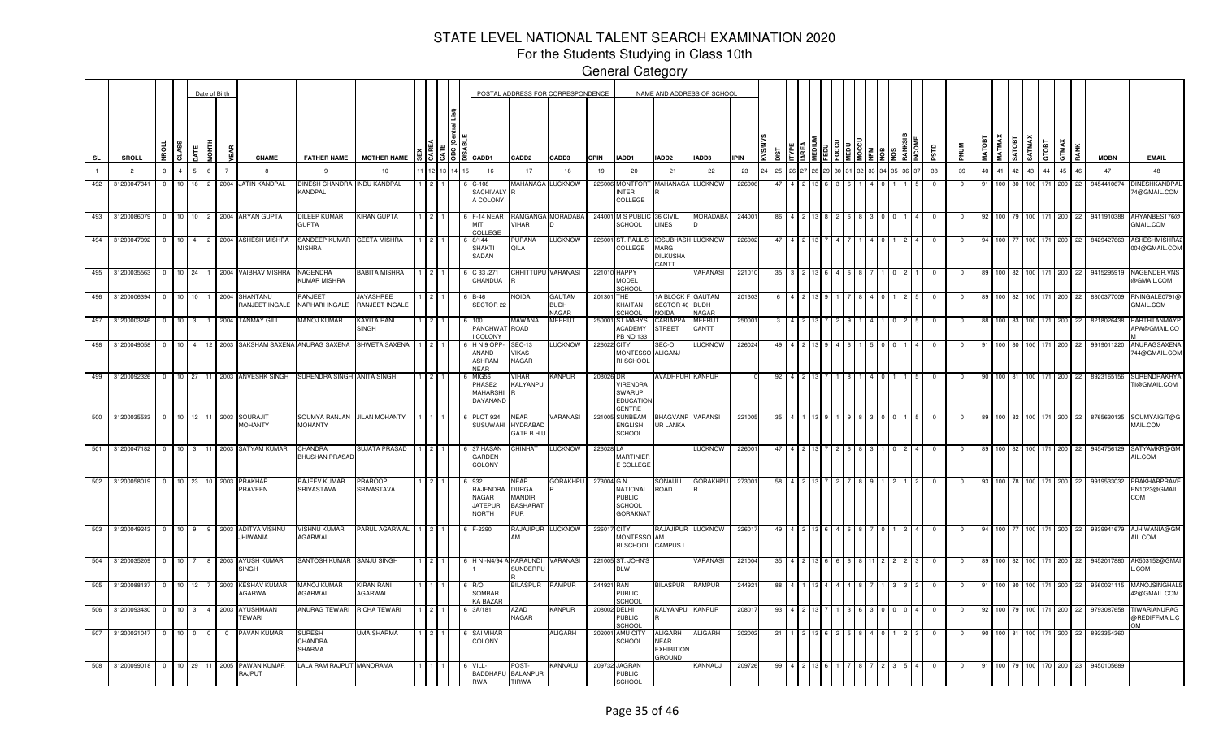# STATE LEVEL NATIONAL TALENT SEARCH EXAMINATION 2020

For the Students Studying in Class 10th

General Category

| SL | SROLL | NROLL | CLASS | DATE | MONTH | YEAR | CNAME | FATHER NAME | MOTHER NAME | SEX | CAREA | CATE | OBC (Central List) | DISABLE | CADD1 | CADD2 | CADD3 | CPIN | IADD1 | IADD2 | IADD3 | IPIN | KVS/NVS | DIST | ITYPE | IAREA | MEDIUM | FEDU | FOCCU | MEDU | MOCCU | NFM | NOB | NOS | RANKSIB | INCOME | PSTD | PNUM | MATOBT | MATMAX | SATOBT | SATMAX | GTOBT | GTMAX | RANK | MOBN | EMAIL |
|---|---|---|---|---|---|---|---|---|---|---|---|---|---|---|---|---|---|---|---|---|---|---|---|---|---|---|---|---|---|---|---|---|---|---|---|---|---|---|---|---|---|---|---|---|---|---|---|
| 1 | 2 | 3 | 4 | 5 | 6 | 7 | 8 | 9 | 10 | 11 | 12 | 13 | 14 | 15 | 16 | 17 | 18 | 19 | 20 | 21 | 22 | 23 | 24 | 25 | 26 | 27 | 28 | 29 | 30 | 31 | 32 | 33 | 34 | 35 | 36 | 37 | 38 | 39 | 40 | 41 | 42 | 43 | 44 | 45 | 46 | 47 | 48 |
| 492 | 31200047341 | 0 | 10 | 18 | 2 | 2004 | JATIN KANDPAL | DINESH CHANDRA KANDPAL | INDU KANDPAL | 1 | 2 | 1 | | 6 | C-108 SACHIVALY A COLONY | MAHANAGA R | LUCKNOW | 226006 | MONTFORT INTER COLLEGE | MAHANAGA R | LUCKNOW | 226006 | | 47 | 4 | 2 | 13 | 6 | 3 | 6 | 1 | 4 | 0 | 1 | 1 | 5 | 0 | 0 | 91 | 100 | 80 | 100 | 171 | 200 | 22 | 9454410674 | DINESHKANDPAL 74@GMAIL.COM |
| 493 | 31200086079 | 0 | 10 | 10 | 2 | 2004 | ARYAN GUPTA | DILEEP KUMAR GUPTA | KIRAN GUPTA | 1 | 2 | 1 | | 6 | F-14 NEAR MIT COLLEGE | RAMGANGA VIHAR | MORADABA D | 244001 | M S PUBLIC SCHOOL | 36 CIVIL LINES | MORADABA D | 244001 | | 86 | 4 | 2 | 13 | 8 | 2 | 6 | 8 | 3 | 0 | 0 | 1 | 4 | 0 | 0 | 92 | 100 | 79 | 100 | 171 | 200 | 22 | 9411910388 | ARYANBEST76@ GMAIL.COM |
| 494 | 31200047092 | 0 | 10 | 4 | 2 | 2004 | ASHESH MISHRA | SANDEEP KUMAR MISHRA | GEETA MISHRA | 1 | 2 | 1 | | 6 | 8/144 SHAKTI SADAN | PURANA QILA | LUCKNOW | 226001 | ST. PAUL'S COLLEGE | IOSUBHASH MARG DILKUSHA CANTT | LUCKNOW | 226002 | | 47 | 4 | 2 | 13 | 7 | 4 | 7 | 1 | 4 | 0 | 1 | 2 | 4 | 0 | 0 | 94 | 100 | 77 | 100 | 171 | 200 | 22 | 8429427663 | ASHESHMISHRA2 004@GMAIL.COM |
| 495 | 31200035563 | 0 | 10 | 24 | 1 | 2004 | VAIBHAV MISHRA | NAGENDRA KUMAR MISHRA | BABITA MISHRA | 1 | 2 | 1 | | 6 | C 33 /271 CHANDUA | CHHITTUPU R | VARANASI | 221010 | HAPPY MODEL SCHOOL | | VARANASI | 221010 | | 35 | 3 | 2 | 13 | 6 | 4 | 6 | 8 | 7 | 1 | 0 | 2 | 1 | 0 | 0 | 89 | 100 | 82 | 100 | 171 | 200 | 22 | 9415295919 | NAGENDER.VNS @GMAIL.COM |
| 496 | 31200006394 | 0 | 10 | 10 | 1 | 2004 | SHANTANU RANJEET INGALE | RANJEET NARHARI INGALE | JAYASHREE RANJEET INGALE | 1 | 2 | 1 | | 6 | B-46 SECTOR 22 | NOIDA | GAUTAM BUDH NAGAR | 201301 | THE KHAITAN SCHOOL | 1A BLOCK F SECTOR 40 NOIDA | GAUTAM BUDH NAGAR | 201303 | | 6 | 4 | 2 | 13 | 9 | 1 | 7 | 8 | 4 | 0 | 1 | 2 | 5 | 0 | 0 | 89 | 100 | 82 | 100 | 171 | 200 | 22 | 8800377009 | RNINGALE0791@ GMAIL.COM |
| 497 | 31200003246 | 0 | 10 | 3 | 1 | 2004 | TANMAY GILL | MANOJ KUMAR | KAVITA RANI SINGH | 1 | 2 | 1 | | 6 | 100 PANCHWAT I COLONY | MAWANA ROAD | MEERUT | 250001 | ST MARYS ACADEMY PB NO 133 | CARIAPPA STREET | MEERUT CANTT | 250001 | | 3 | 4 | 2 | 13 | 7 | 2 | 9 | 1 | 4 | 1 | 0 | 2 | 5 | 0 | 0 | 88 | 100 | 83 | 100 | 171 | 200 | 22 | 8218026438 | PARTHTANMAYP APA@GMAIL.CO M |
| 498 | 31200049058 | 0 | 10 | 4 | 12 | 2003 | SAKSHAM SAXENA | ANURAG SAXENA | SHWETA SAXENA | 1 | 2 | 1 | | 6 | H N 9 OPP-ANAND ASHRAM NEAR | SEC-13 VIKAS NAGAR | LUCKNOW | 226022 | CITY MONTESSO RI SCHOOL | SEC-O ALIGANJ | LUCKNOW | 226024 | | 49 | 4 | 2 | 13 | 9 | 4 | 6 | 1 | 5 | 0 | 0 | 1 | 4 | 0 | 0 | 91 | 100 | 80 | 100 | 171 | 200 | 22 | 9919011220 | ANURAGSAXENA 744@GMAIL.COM |
| 499 | 31200092326 | 0 | 10 | 27 | 11 | 2003 | ANVESHK SINGH | SURENDRA SINGH | ANITA SINGH | 1 | 2 | 1 | | 6 | MIG56 PHASE2 MAHARSHI DAYANAND | VIHAR KALYANPU R | KANPUR | 208026 | DR VIRENDRA SWARUP EDUCATION CENTRE | AVADHPURI | KANPUR | 0 | | 92 | 4 | 2 | 13 | 7 | 1 | 8 | 1 | 4 | 0 | 1 | 1 | 5 | 0 | 0 | 90 | 100 | 81 | 100 | 171 | 200 | 22 | 8923165156 | SURENDRAKHYA TI@GMAIL.COM |
| 500 | 31200035533 | 0 | 10 | 12 | 11 | 2003 | SOURAJIT MOHANTY | SOUMYA RANJAN MOHANTY | JILAN MOHANTY | 1 | 1 | 1 | | 6 | PLOT 924 SUSUWAHI | NEAR HYDRABAD GATE B H U | VARANASI | 221005 | SUNBEAM ENGLISH SCHOOL | BHAGVANP UR LANKA | VARANSI | 221005 | | 35 | 4 | 1 | 13 | 9 | 1 | 9 | 8 | 3 | 0 | 0 | 1 | 5 | 0 | 0 | 89 | 100 | 82 | 100 | 171 | 200 | 22 | 8765630135 | SOUMYAIGIT@G MAIL.COM |
| 501 | 31200047182 | 0 | 10 | 3 | 11 | 2003 | SATYAM KUMAR | CHANDRA BHUSHAN PRASAD | SUJATA PRASAD | 1 | 2 | 1 | | 6 | 37 HASAN GARDEN COLONY | CHINHAT | LUCKNOW | 226028 | LA MARTINIER E COLLEGE | | LUCKNOW | 226001 | | 47 | 4 | 2 | 13 | 7 | 2 | 6 | 8 | 3 | 1 | 0 | 2 | 4 | 0 | 0 | 89 | 100 | 82 | 100 | 171 | 200 | 22 | 9454756129 | SATYAMKR@GM AIL.COM |
| 502 | 31200058019 | 0 | 10 | 23 | 10 | 2003 | PRAKHAR PRAVEEN | RAJEEV KUMAR SRIVASTAVA | PRAROOP SRIVASTAVA | 1 | 2 | 1 | | 6 | 932 RAJENDRA NAGAR JATEPUR NORTH | NEAR DURGA MANDIR BASHARAT PUR | GORAKHPU R | 273004 | G N NATIONAL PUBLIC SCHOOL GORAKNAT | SONAULI ROAD | GORAKHPU R | 273001 | | 58 | 4 | 2 | 13 | 7 | 2 | 7 | 8 | 9 | 1 | 2 | 1 | 2 | 0 | 0 | 93 | 100 | 78 | 100 | 171 | 200 | 22 | 9919533032 | PRAKHARPRAVE EN1023@GMAIL. COM |
| 503 | 31200049243 | 0 | 10 | 9 | 9 | 2003 | ADITYA VISHNU JHIWANIA | VISHNU KUMAR AGARWAL | PARUL AGARWAL | 1 | 2 | 1 | | 6 | F-2290 | RAJAJIPUR AM | LUCKNOW | 226017 | CITY MONTESSO RI SCHOOL | RAJAJIPUR AM CAMPUS I | LUCKNOW | 226017 | | 49 | 4 | 2 | 13 | 6 | 4 | 6 | 8 | 7 | 0 | 1 | 2 | 4 | 0 | 0 | 94 | 100 | 77 | 100 | 171 | 200 | 22 | 9839941679 | AJHIWANIA@GM AIL.COM |
| 504 | 31200035209 | 0 | 10 | 7 | 8 | 2003 | AYUSH KUMAR SINGH | SANTOSH KUMAR | SANJU SINGH | 1 | 2 | 1 | | 6 | H N -N4/94 A | KARAUNDI SUNDERPU R | VARANASI | 221005 | ST. JOHN'S DLW | | VARANASI | 221004 | | 35 | 4 | 2 | 13 | 6 | 6 | 6 | 8 | 11 | 2 | 2 | 2 | 3 | 0 | 0 | 89 | 100 | 82 | 100 | 171 | 200 | 22 | 9452017880 | AK503152@GMAI L.COM |
| 505 | 31200088137 | 0 | 10 | 12 | 7 | 2003 | KESHAV KUMAR AGARWAL | MANOJ KUMAR AGARWAL | KIRAN RANI AGARWAL | 1 | 1 | 1 | | 6 | R/O SOMBAR KA BAZAR | BILASPUR | RAMPUR | 244921 | RAN PUBLIC SCHOOL | BILASPUR | RAMPUR | 244921 | | 88 | 4 | 1 | 13 | 4 | 4 | 4 | 8 | 7 | 1 | 3 | 3 | 2 | 0 | 0 | 91 | 100 | 80 | 100 | 171 | 200 | 22 | 9560021115 | MANOJSINGHAL5 42@GMAIL.COM |
| 506 | 31200093430 | 0 | 10 | 3 | 4 | 2003 | AYUSHMAAN TEWARI | ANURAG TEWARI | RICHA TEWARI | 1 | 2 | 1 | | 6 | 3A/181 | AZAD NAGAR | KANPUR | 208002 | DELHI PUBLIC SCHOOL | KALYANPU R | KANPUR | 208017 | | 93 | 4 | 2 | 13 | 7 | 1 | 3 | 6 | 3 | 0 | 0 | 0 | 4 | 0 | 0 | 92 | 100 | 79 | 100 | 171 | 200 | 22 | 9793087658 | TIWARIANURAG @REDIFFMAIL.C OM |
| 507 | 31200021047 | 0 | 10 | 0 | 0 | 0 | PAVAN KUMAR | SURESH CHANDRA SHARMA | UMA SHARMA | 1 | 2 | 1 | | 6 | SAI VIHAR COLONY | | ALIGARH | 202001 | AMU CITY SCHOOL | ALIGARH NEAR EXHIBITION GROUND | ALIGARH | 202002 | | 21 | 1 | 2 | 13 | 6 | 2 | 5 | 8 | 4 | 0 | 1 | 2 | 3 | 0 | 0 | 90 | 100 | 81 | 100 | 171 | 200 | 22 | 8923354360 | |
| 508 | 31200099018 | 0 | 10 | 29 | 11 | 2005 | PAWAN KUMAR RAJPUT | LALA RAM RAJPUT | MANORAMA | 1 | 1 | 1 | | 6 | VILL-BADDHAPU RWA | POST-BALANPUR TIRWA | KANNAUJ | 209732 | JAGRAN PUBLIC SCHOOL | | KANNAUJ | 209726 | | 99 | 4 | 2 | 13 | 6 | 1 | 7 | 8 | 7 | 2 | 3 | 5 | 4 | 0 | 0 | 91 | 100 | 79 | 100 | 170 | 200 | 23 | 9450105689 | |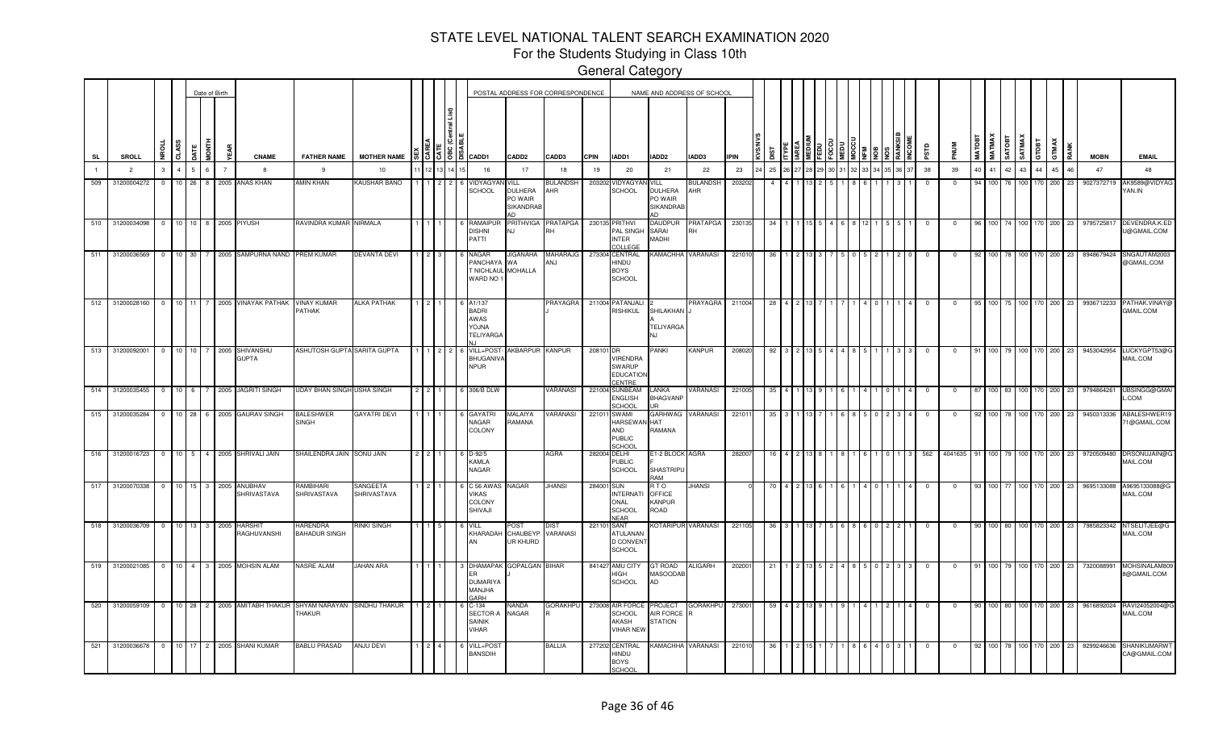# STATE LEVEL NATIONAL TALENT SEARCH EXAMINATION 2020

## For the Students Studying in Class 10th

### General Category

| SL | SROLL | NROLL | CLASS | Date of Birth DATE | MONTH | YEAR | CNAME | FATHER NAME | MOTHER NAME | SEX | CAREA | CATE | OBC (Central List) | DISABLE | POSTAL ADDRESS FOR CORRESPONDENCE CADD1 | CADD2 | CADD3 | CPIN | NAME AND ADDRESS OF SCHOOL IADD1 | IADD2 | IADD3 | IPIN | KVS/NVS | DIST | TYPE | AREA | MEDIUM | FEDU | FOCCU | MEDU | MOCCU | NFM | NOB | NOS | RANKSIB | INCOME | PSTD | PNUM | MATOBT | MATMAX | SATOBT | SATMAX | GTOBT | GTMAX | RANK | MOBN | EMAIL |
|---|---|---|---|---|---|---|---|---|---|---|---|---|---|---|---|---|---|---|---|---|---|---|---|---|---|---|---|---|---|---|---|---|---|---|---|---|---|---|---|---|---|---|---|---|---|---|---|
| 1 | 2 | 3 | 4 | 5 | 6 | 7 | 8 | 9 | 10 | 11 | 12 | 13 | 14 | 15 | 16 | 17 | 18 | 19 | 20 | 21 | 22 | 23 | 24 | 25 | 26 | 27 | 28 | 29 | 30 | 31 | 32 | 33 | 34 | 35 | 36 | 37 | 38 | 39 | 40 | 41 | 42 | 43 | 44 | 45 | 46 | 47 | 48 |
| 509 | 31200004272 | 0 | 10 | 26 | 8 | 2005 | ANAS KHAN | AMIN KHAN | KAUSHAR BANO | 1 | 1 | 2 | 2 | 6 | VIDYAGYAN SCHOOL | VILL DULHERA PO WAIR SIKANDRABAD | BULANDSHAHR | 203202 | VIDYAGYAN SCHOOL | VILL DULHERA PO WAIR SIKANDRABAD | BULANDSHAHR | 203202 | | 4 | 4 | 1 | 13 | 2 | 5 | 1 | 8 | 6 | 1 | 1 | 3 | 1 | 0 | 0 | 94 | 100 | 76 | 100 | 170 | 200 | 23 | 9027372719 | AK9589@VIDYAGYAN.IN |
| 510 | 31200034098 | 0 | 10 | 10 | 8 | 2005 | PIYUSH | RAVINDRA KUMAR | NIRMALA | 1 | 1 | 1 | | 6 | RAMAIPUR DISHNI PATTI | PRITHVIGANJ | PRATAPGARH | 230135 | PRITHVI PAL SINGH INTER COLLEGE | DAUDPUR SARAI MADHI | PRATAPGARH | 230135 | | 34 | 1 | 1 | 15 | 5 | 4 | 6 | 8 | 12 | 1 | 5 | 5 | 1 | 0 | 0 | 96 | 100 | 74 | 100 | 170 | 200 | 23 | 9795725817 | DEVENDRA.K.EDU@GMAIL.COM |
| 511 | 31200036569 | 0 | 10 | 30 | 7 | 2005 | SAMPURNA NAND | PREM KUMAR | DEVANTA DEVI | 1 | 2 | 3 | | 6 | NAGAR PANCHAYAT NICHLAUL WARD NO 1 | JIGANAHAWA MOHALLA | MAHARAJGANJ | 273304 | CENTRAL HINDU BOYS SCHOOL | KAMACHHA | VARANASI | 221010 | | 36 | 1 | 2 | 13 | 3 | 7 | 5 | 0 | 5 | 2 | 1 | 2 | 0 | 0 | 0 | 92 | 100 | 78 | 100 | 170 | 200 | 23 | 8948679424 | SNGAUTAM2003@GMAIL.COM |
| 512 | 31200028160 | 0 | 10 | 11 | 7 | 2005 | VINAYAK PATHAK | VINAY KUMAR PATHAK | ALKA PATHAK | 1 | 2 | 1 | | 6 | A1/137 BADRI AWAS YOJNA TELIYARGANJ | | PRAYAGRAJ | 211004 | PATANJALI RISHIKUL | 2 SHILAKHANA TELIYARGANJ | PRAYAGRAJ | 211004 | | 28 | 4 | 2 | 13 | 7 | 1 | 7 | 1 | 4 | 0 | 1 | 1 | 4 | 0 | 0 | 95 | 100 | 75 | 100 | 170 | 200 | 23 | 9936712233 | PATHAK.VINAY@GMAIL.COM |
| 513 | 31200092001 | 0 | 10 | 10 | 7 | 2005 | SHIVANSHU GUPTA | ASHUTOSH GUPTA | SARITA GUPTA | 1 | 1 | 2 | 2 | 6 | VILL+POST-BHUGANIVANPUR | AKBARPUR | KANPUR | 208101 | DR VIRENDRA SWARUP EDUCATION CENTRE | PANKI | KANPUR | 208020 | | 92 | 3 | 2 | 13 | 5 | 4 | 4 | 8 | 5 | 1 | 1 | 3 | 3 | 0 | 0 | 91 | 100 | 79 | 100 | 170 | 200 | 23 | 9453042954 | LUCKYGPT53@GMAIL.COM |
| 514 | 31200035455 | 0 | 10 | 6 | 7 | 2005 | JAGRITI SINGH | UDAY BHAN SINGH | USHA SINGH | 2 | 2 | 1 | | 6 | 306/B DLW | | VARANASI | 221004 | SUNBEAM ENGLISH SCHOOL | LANKA BHAGVANPUR | VARANASI | 221005 | | 35 | 4 | 1 | 13 | 9 | 1 | 6 | 1 | 4 | 1 | 0 | 1 | 4 | 0 | 0 | 87 | 100 | 83 | 100 | 170 | 200 | 23 | 9794864261 | UBSINGG@GMAIL.COM |
| 515 | 31200035284 | 0 | 10 | 28 | 6 | 2005 | GAURAV SINGH | BALESHWER SINGH | GAYATRI DEVI | 1 | 1 | 1 | | 6 | GAYATRI NAGAR COLONY | MALAIYA RAMANA | VARANASI | 221011 | SWAMI HARSEWANAND PUBLIC SCHOOL | GARHWAGHAT RAMANA | VARANASI | 221011 | | 35 | 3 | 1 | 13 | 7 | 1 | 6 | 8 | 5 | 0 | 2 | 3 | 4 | 0 | 0 | 92 | 100 | 78 | 100 | 170 | 200 | 23 | 9450313336 | ABALESHWER171@GMAIL.COM |
| 516 | 31200016723 | 0 | 10 | 5 | 4 | 2005 | SHRIVALI JAIN | SHAILENDRA JAIN | SONU JAIN | 2 | 2 | 1 | | 6 | D-92/5 KAMLA NAGAR | | AGRA | 282004 | DELHI PUBLIC SCHOOL | E1-2 BLOCK F SHASTRIPURAM | AGRA | 282007 | | 16 | 4 | 2 | 13 | 8 | 1 | 8 | 1 | 6 | 1 | 0 | 1 | 3 | 562 | 4041635 | 91 | 100 | 79 | 100 | 170 | 200 | 23 | 9720509480 | DRSONUJAIN@GMAIL.COM |
| 517 | 31200070338 | 0 | 10 | 15 | 3 | 2005 | ANUBHAV SHRIVASTAVA | RAMBIHARI SHRIVASTAVA | SANGEETA SHRIVASTAVA | 1 | 2 | 1 | | 6 | C 56 AWAS VIKAS COLONY SHIVAJI | NAGAR | JHANSI | 284001 | SUN INTERNATIONAL SCHOOL NEAR | R T O OFFICE KANPUR ROAD | JHANSI | 0 | | 70 | 4 | 2 | 13 | 6 | 1 | 6 | 1 | 4 | 0 | 1 | 1 | 4 | 0 | 0 | 93 | 100 | 77 | 100 | 170 | 200 | 23 | 9695133088 | A9695133088@GMAIL.COM |
| 518 | 31200036709 | 0 | 10 | 13 | 3 | 2005 | HARSHIT RAGHUVANSHI | HARENDRA BAHADUR SINGH | RINKI SINGH | 1 | 1 | 5 | | 6 | VILL KHARADAHAN | POST CHAUBEYPUR KHURD | DIST VARANASI | 221101 | SANT ATULANAND CONVENT SCHOOL | KOTARIPUR | VARANASI | 221105 | | 36 | 3 | 1 | 13 | 7 | 5 | 6 | 8 | 6 | 0 | 2 | 2 | 1 | 0 | 0 | 90 | 100 | 80 | 100 | 170 | 200 | 23 | 7985823342 | NTSELITJEE@GMAIL.COM |
| 519 | 31200021085 | 0 | 10 | 4 | 3 | 2005 | MOHSIN ALAM | NASRE ALAM | JAHAN ARA | 1 | 1 | 1 | | 3 | DHAMAPAKER DUMARIYA MANJHA GARH | GOPALGANJ | BIHAR | 841427 | AMU CITY HIGH SCHOOL | GT ROAD MASOODABAD | ALIGARH | 202001 | | 21 | 1 | 2 | 13 | 5 | 2 | 4 | 8 | 5 | 0 | 2 | 3 | 3 | 0 | 0 | 91 | 100 | 79 | 100 | 170 | 200 | 23 | 7320088991 | MOHSINALAM8098@GMAIL.COM |
| 520 | 31200059109 | 0 | 10 | 28 | 2 | 2005 | AMITABH THAKUR | SHYAM NARAYAN THAKUR | SINDHU THAKUR | 1 | 2 | 1 | | 6 | C-134 SECTOR-A SAINIK VIHAR | NANDA NAGAR | GORAKHPUR | 273008 | AIR FORCE SCHOOL AKASH VIHAR NEW | PROJECT AIR FORCE STATION | GORAKHPUR | 273001 | | 59 | 4 | 2 | 13 | 9 | 1 | 9 | 1 | 4 | 1 | 2 | 1 | 4 | 0 | 0 | 90 | 100 | 80 | 100 | 170 | 200 | 23 | 9616892024 | RAVI24052004@GMAIL.COM |
| 521 | 31200036678 | 0 | 10 | 17 | 2 | 2005 | SHANI KUMAR | BABLU PRASAD | ANJU DEVI | 1 | 2 | 4 | | 6 | VILL+POST BANSDIH | | BALLIA | 277202 | CENTRAL HINDU BOYS SCHOOL | KAMACHHA | VARANASI | 221010 | | 36 | 1 | 2 | 15 | 1 | 7 | 1 | 8 | 6 | 4 | 0 | 3 | 1 | 0 | 0 | 92 | 100 | 78 | 100 | 170 | 200 | 23 | 8299246636 | SHANIKUMARWTCA@GMAIL.COM |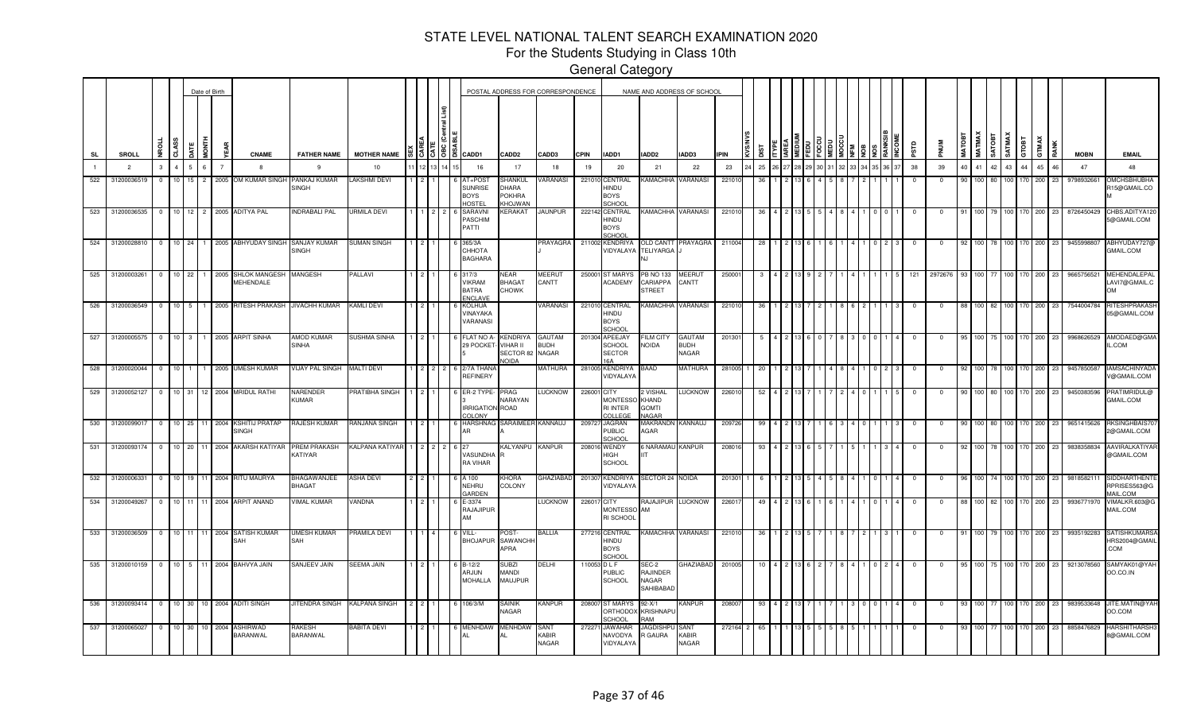# STATE LEVEL NATIONAL TALENT SEARCH EXAMINATION 2020

## For the Students Studying in Class 10th

### General Category

| SL | SROLL | NROLL | CLASS | DATE | MONTH | YEAR | CNAME | FATHER NAME | MOTHER NAME | SEX | CAREA | CATE | OBC (Central List) | DISABLE | CADD1 | CADD2 | CADD3 | CPIN | IADD1 | IADD2 | IADD3 | IPIN | KVS/NVS | DIST | ITYPE | IAREA | MEDIUM | FEDU | FOCCU | MEDU | MOCCU | NFM | NOB | NOS | RANKSIB | INCOME | PSTD | PNUM | MATOBT | MATMAX | SATOBT | SATMAX | GTOBT | GTMAX | RANK | MOBN | EMAIL |
|---|---|---|---|---|---|---|---|---|---|---|---|---|---|---|---|---|---|---|---|---|---|---|---|---|---|---|---|---|---|---|---|---|---|---|---|---|---|---|---|---|---|---|---|---|---|---|---|
| 1 | 2 | 3 | 4 | 5 | 6 | 7 | 8 | 9 | 10 | 11 | 12 | 13 | 14 | 15 | 16 | 17 | 18 | 19 | 20 | 21 | 22 | 23 | 24 | 25 | 26 | 27 | 28 | 29 | 30 | 31 | 32 | 33 | 34 | 35 | 36 | 37 | 38 | 39 | 40 | 41 | 42 | 43 | 44 | 45 | 46 | 47 | 48 |
| 522 | 31200036519 | 0 | 10 | 15 | 2 | 2005 | OM KUMAR SINGH | PANKAJ KUMAR SINGH | LAKSHMI DEVI | 1 | 2 | 1 | | 6 | AT+POST SUNRISE BOYS HOSTEL | SHANKUL DHARA POKHRA KHOJWAN | VARANASI | 221010 | CENTRAL HINDU BOYS SCHOOL | KAMACHHA | VARANASI | 221010 | | 36 | 1 | 2 | 13 | 6 | 4 | 5 | 8 | 7 | 2 | 1 | 1 | 1 | 0 | 0 | 90 | 100 | 80 | 100 | 170 | 200 | 23 | 9798932661 | OMCHSBHUBHAR15@GMAIL.COM |
| 523 | 31200036535 | 0 | 10 | 12 | 2 | 2005 | ADITYA PAL | INDRABALI PAL | URMILA DEVI | 1 | 1 | 2 | 2 | 6 | SARAVNI PASCHIM PATTI | KERAKAT | JAUNPUR | 222142 | CENTRAL HINDU BOYS SCHOOL | KAMACHHA | VARANASI | 221010 | | 36 | 4 | 2 | 13 | 5 | 5 | 4 | 8 | 4 | 1 | 0 | 0 | 1 | 0 | 0 | 91 | 100 | 79 | 100 | 170 | 200 | 23 | 8726450429 | CHBS.ADITYA1205@GMAIL.COM |
| 524 | 31200028810 | 0 | 10 | 24 | 1 | 2005 | ABHYUDAY SINGH | SANJAY KUMAR SINGH | SUMAN SINGH | 1 | 2 | 1 | | 6 | 365/3A CHHOTA BAGHARA | | PRAYAGRAJ | 211002 | KENDRIYA VIDYALAYA | OLD CANTT TELIYARGANJ | PRAYAGRAJ | 211004 | | 28 | 1 | 2 | 13 | 6 | 1 | 6 | 1 | 4 | 1 | 0 | 2 | 3 | 0 | 0 | 92 | 100 | 78 | 100 | 170 | 200 | 23 | 9455998807 | ABHYUDAY727@GMAIL.COM |
| 525 | 31200003261 | 0 | 10 | 22 | 1 | 2005 | SHLOK MANGESH MEHENDALE | MANGESH | PALLAVI | 1 | 2 | 1 | | 6 | 317/3 VIKRAM BATRA ENCLAVE | NEAR BHAGAT CHOWK | MEERUT CANTT | 250001 | ST MARYS ACADEMY | PB NO 133 CARIAPPA STREET | MEERUT CANTT | 250001 | | 3 | 4 | 2 | 13 | 9 | 2 | 7 | 1 | 4 | 1 | 1 | 1 | 5 | 121 | 2972676 | 93 | 100 | 77 | 100 | 170 | 200 | 23 | 9665756521 | MEHENDALEPALLAVI7@GMAIL.COM |
| 526 | 31200036549 | 0 | 10 | 5 | 1 | 2005 | RITESH PRAKASH | JIVACHH KUMAR | KAMLI DEVI | 1 | 2 | 1 | | 6 | KOLHUA VINAYAKA VARANASI | | VARANASI | 221010 | CENTRAL HINDU BOYS SCHOOL | KAMACHHA | VARANASI | 221010 | | 36 | 1 | 2 | 13 | 7 | 2 | 1 | 8 | 6 | 2 | 1 | 1 | 3 | 0 | 0 | 88 | 100 | 82 | 100 | 170 | 200 | 23 | 7544004784 | RITESHPRAKASH05@GMAIL.COM |
| 527 | 31200005575 | 0 | 10 | 3 | 1 | 2005 | ARPIT SINHA | AMOD KUMAR SINHA | SUSHMA SINHA | 1 | 2 | 1 | | 6 | FLAT NO A-29 POCKET-5 | KENDRIYA VIHAR II SECTOR 82 NOIDA | GAUTAM BUDH NAGAR | 201304 | APEEJAY SCHOOL SECTOR 16A | FILM CITY NOIDA | GAUTAM BUDH NAGAR | 201301 | | 5 | 4 | 2 | 13 | 6 | 0 | 7 | 8 | 3 | 0 | 0 | 1 | 4 | 0 | 0 | 95 | 100 | 75 | 100 | 170 | 200 | 23 | 9968626529 | AMODAED@GMAIL.COM |
| 528 | 31200020044 | 0 | 10 | 1 | 1 | 2005 | UMESH KUMAR | VIJAY PAL SINGH | MALTI DEVI | 1 | 2 | 2 | 2 | 6 | 2/7A THANA REFINERY | | MATHURA | 281005 | KENDRIYA VIDYALAYA | BAAD | MATHURA | 281005 | 1 | 20 | 1 | 2 | 13 | 7 | 1 | 4 | 8 | 4 | 1 | 0 | 2 | 3 | 0 | 0 | 92 | 100 | 78 | 100 | 170 | 200 | 23 | 9457850587 | IAMSACHINYADAV@GMAIL.COM |
| 529 | 31200052127 | 0 | 10 | 31 | 12 | 2004 | MRIDUL RATHI | NARENDER KUMAR | PRATIBHA SINGH | 1 | 2 | 1 | | 6 | ER-2 TYPE-3 IRRIGATION COLONY | PRAG NARAYAN ROAD | LUCKNOW | 226001 | CITY MONTESSORI INTER COLLEGE | 2 VISHAL KHAND GOMTI NAGAR | LUCKNOW | 226010 | | 52 | 4 | 2 | 13 | 7 | 1 | 7 | 2 | 4 | 0 | 1 | 1 | 5 | 0 | 0 | 90 | 100 | 80 | 100 | 170 | 200 | 23 | 9450383596 | PRATIMRIDUL@GMAIL.COM |
| 530 | 31200099017 | 0 | 10 | 25 | 11 | 2004 | KSHITIJ PRATAP SINGH | RAJESH KUMAR | RANJANA SINGH | 1 | 2 | 1 | | 6 | HARSHNAGAR | SARAIMEER | KANNAUJ | 209727 | JAGRAN PUBLIC SCHOOL | MAKRANDNAGAR | KANNAUJ | 209726 | | 99 | 4 | 2 | 13 | 7 | 1 | 6 | 3 | 4 | 0 | 1 | 1 | 3 | 0 | 0 | 90 | 100 | 80 | 100 | 170 | 200 | 23 | 9651415626 | RKSINGHBAIS7072@GMAIL.COM |
| 531 | 31200093174 | 0 | 10 | 20 | 11 | 2004 | AKARSH KATIYAR | PREM PRAKASH KATIYAR | KALPANA KATIYAR | 1 | 2 | 2 | 2 | 6 | 27 VASUNDHARA VIHAR | KALYANPUR | KANPUR | 208016 | WENDY HIGH SCHOOL | 6 NARAMAU IIT | KANPUR | 208016 | | 93 | 4 | 2 | 13 | 6 | 5 | 7 | 1 | 5 | 1 | 1 | 3 | 4 | 0 | 0 | 92 | 100 | 78 | 100 | 170 | 200 | 23 | 9838358834 | AAVIRALKATIYAR@GMAIL.COM |
| 532 | 31200006331 | 0 | 10 | 19 | 11 | 2004 | RITU MAURYA | BHAGAWANJEE BHAGAT | ASHA DEVI | 2 | 2 | 1 | | 6 | A 100 NEHRU GARDEN | KHORA COLONY | GHAZIABAD | 201307 | KENDRIYA VIDYALAYA | SECTOR 24 | NOIDA | 201301 | 1 | 6 | 1 | 2 | 13 | 5 | 4 | 5 | 8 | 4 | 1 | 0 | 1 | 4 | 0 | 0 | 96 | 100 | 74 | 100 | 170 | 200 | 23 | 9818582111 | SIDDHARTHENTERPRISES563@GMAIL.COM |
| 534 | 31200049267 | 0 | 10 | 11 | 11 | 2004 | ARPIT ANAND | VIMAL KUMAR | VANDNA | 1 | 2 | 1 | | 6 | E-3374 RAJAJIPURAM | | LUCKNOW | 226017 | CITY MONTESSORI SCHOOL | RAJAJIPURAM | LUCKNOW | 226017 | | 49 | 4 | 2 | 13 | 6 | 1 | 6 | 1 | 4 | 1 | 0 | 1 | 4 | 0 | 0 | 88 | 100 | 82 | 100 | 170 | 200 | 23 | 9936771970 | VIMALKR.603@GMAIL.COM |
| 533 | 31200036509 | 0 | 10 | 11 | 11 | 2004 | SATISH KUMAR SAH | UMESH KUMAR SAH | PRAMILA DEVI | 1 | 1 | 4 | | 6 | VILL-BHOJAPUR | POST-SAWANCHHAPRA | BALLIA | 277216 | CENTRAL HINDU BOYS SCHOOL | KAMACHHA | VARANASI | 221010 | | 36 | 1 | 2 | 13 | 5 | 7 | 1 | 8 | 7 | 2 | 1 | 3 | 1 | 0 | 0 | 91 | 100 | 79 | 100 | 170 | 200 | 23 | 9935192283 | SATISHKUMARSAHRS2004@GMAIL.COM |
| 535 | 31200010159 | 0 | 10 | 5 | 11 | 2004 | BAHVYA JAIN | SANJEEV JAIN | SEEMA JAIN | 1 | 2 | 1 | | 6 | B-12/2 ARJUN MOHALLA | SUBZI MANDI MAUJPUR | DELHI | 110053 | D L F PUBLIC SCHOOL | SEC-2 RAJINDER NAGAR SAHIBABAD | GHAZIABAD | 201005 | | 10 | 4 | 2 | 13 | 6 | 2 | 7 | 8 | 4 | 1 | 0 | 2 | 4 | 0 | 0 | 95 | 100 | 75 | 100 | 170 | 200 | 23 | 9213078560 | SAMYAK01@YAHOO.CO.IN |
| 536 | 31200093414 | 0 | 10 | 30 | 10 | 2004 | ADITI SINGH | JITENDRA SINGH | KALPANA SINGH | 2 | 2 | 1 | | 6 | 106/3/M | SAINIK NAGAR | KANPUR | 208007 | ST MARYS ORTHODOX SCHOOL | 92-X/1 KRISHNAPURAM | KANPUR | 208007 | | 93 | 4 | 2 | 13 | 7 | 1 | 7 | 1 | 3 | 0 | 0 | 1 | 4 | 0 | 0 | 93 | 100 | 77 | 100 | 170 | 200 | 23 | 9839533648 | JITE.MATIN@YAHOO.COM |
| 537 | 31200065027 | 0 | 10 | 30 | 10 | 2004 | ASHIRWAD BARANWAL | RAKESH BARANWAL | BABITA DEVI | 1 | 2 | 1 | | 6 | MENHDAWAL | MENHDAWAL | SANT KABIR NAGAR | 272271 | JAWAHAR NAVODYA VIDYALAYA | JAGDISHPUR GAURA | SANT KABIR NAGAR | 272164 | 2 | 65 | 1 | 1 | 13 | 5 | 5 | 5 | 8 | 5 | 1 | 1 | 1 | 1 | 0 | 0 | 93 | 100 | 77 | 100 | 170 | 200 | 23 | 8858476829 | HARSHITHARSH38@GMAIL.COM |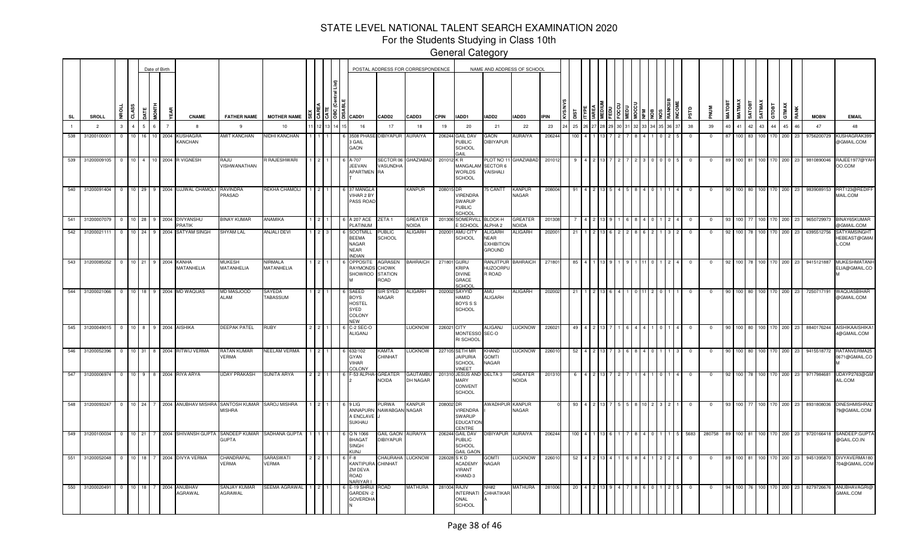# STATE LEVEL NATIONAL TALENT SEARCH EXAMINATION 2020

## For the Students Studying in Class 10th

### General Category

| SL | SROLL | NROLL | CLASS | DATE | MONTH | YEAR | CNAME | FATHER NAME | MOTHER NAME | SEX | CAREA | CATE | OBC (Central List) | DISABLE | CADD1 | CADD2 | CADD3 | CPIN | IADD1 | IADD2 | IADD3 | IPIN | KVS/NVS | DIST | ITYPE | IAREA | MEDIUM | FEDU | FOCCU | MEDU | MOCCU | NFM | NOB | NOS | RANKSIB | INCOME | PSTD | PNUM | MATOBT | MATMAX | SATOBT | SATMAX | GTOBT | GTMAX | RANK | MOBN | EMAIL |
|---|---|---|---|---|---|---|---|---|---|---|---|---|---|---|---|---|---|---|---|---|---|---|---|---|---|---|---|---|---|---|---|---|---|---|---|---|---|---|---|---|---|---|---|---|---|---|---|
| 1 | 2 | 3 | 4 | 5 | 6 | 7 | 8 | 9 | 10 | 11 | 12 | 13 | 14 | 15 | 16 | 17 | 18 | 19 | 20 | 21 | 22 | 23 | 24 | 25 | 26 | 27 | 28 | 29 | 30 | 31 | 32 | 33 | 34 | 35 | 36 | 37 | 38 | 39 | 40 | 41 | 42 | 43 | 44 | 45 | 46 | 47 | 48 |
| 538 | 31200100001 | 0 | 10 | 16 | 10 | 2004 | KUSHAGRA KANCHAN | AMIT KANCHAN | NIDHI KANCHAN | 1 | 1 | 1 | | 6 | 3508 PHASE 3 GAIL GAON | DIBIYAPUR | AURAIYA | 206244 | GAIL DAV PUBLIC SCHOOL GAIL | GAON DIBIYAPUR | AURAIYA | 206244 | | 100 | 4 | 1 | 13 | 7 | 2 | 7 | 8 | 4 | 1 | 0 | 2 | 5 | 0 | 0 | 87 | 100 | 83 | 100 | 170 | 200 | 23 | 9756200729 | KUSHAGRAK399@GMAIL.COM |
| 539 | 31200009105 | 0 | 10 | 4 | 10 | 2004 | R VIGNESH | RAJU VISHWANATHAN | R RAJESHWARI | 1 | 2 | 1 | | 6 | A-707 JEEVAN APARTMENT | SECTOR 06 VASUNDHARA | GHAZIABAD | 201012 | K R MANGALAM WORLDS SCHOOL | PLOT NO 11 SECTOR 6 VAISHALI | GHAZIABAD | 201012 | | 9 | 4 | 2 | 13 | 7 | 2 | 7 | 2 | 3 | 0 | 0 | 0 | 5 | 0 | 0 | 89 | 100 | 81 | 100 | 170 | 200 | 23 | 9810890046 | RAJEE1977@YAHOO.COM |
| 540 | 31200091404 | 0 | 10 | 29 | 9 | 2004 | UJJWAL CHAMOLI | RAVINDRA PRASAD | REKHA CHAMOLI | 1 | 2 | 1 | | 6 | 37 MANGLA VIHAR 2 BY PASS ROAD | | KANPUR | 208015 | DR VIRENDRA SWARUP PUBLIC SCHOOL | 75 CANTT | KANPUR NAGAR | 208004 | | 91 | 4 | 2 | 13 | 5 | 4 | 5 | 8 | 4 | 0 | 1 | 1 | 4 | 0 | 0 | 90 | 100 | 80 | 100 | 170 | 200 | 23 | 9839089153 | RRT123@REDIFFMAIL.COM |
| 541 | 31200007079 | 0 | 10 | 28 | 9 | 2004 | DIVYANSHU PRATIK | BINAY KUMAR | ANAMIKA | 1 | 2 | 1 | | 6 | A 207 ACE PLATINUM | ZETA 1 | GREATER NOIDA | 201306 | SOMERVILLE SCHOOL | BLOCK-H ALPHA 2 | GREATER NOIDA | 201308 | | 7 | 4 | 2 | 13 | 9 | 1 | 6 | 8 | 4 | 0 | 1 | 2 | 4 | 0 | 0 | 93 | 100 | 77 | 100 | 170 | 200 | 23 | 9650729973 | BINAY65KUMAR@GMAIL.COM |
| 542 | 31200021111 | 0 | 10 | 24 | 9 | 2004 | SATYAM SINGH | SHYAM LAL | ANJALI DEVI | 1 | 2 | 3 | | 6 | SOOTMILL BEEMA NAGAR NEAR INDIAN | PUBLIC SCHOOL | ALIGARH | 202001 | AMU CITY SCHOOL | ALIGARH NEAR EXHIBITION GROUND | ALIGARH | 202001 | | 21 | 1 | 2 | 13 | 6 | 2 | 2 | 8 | 6 | 2 | 1 | 3 | 2 | 0 | 0 | 92 | 100 | 78 | 100 | 170 | 200 | 23 | 6395512756 | SATYAMSINGHTHEBEAST@GMAIL.COM |
| 543 | 31200085052 | 0 | 10 | 21 | 9 | 2004 | KANHA MATANHELIA | MUKESH MATANHELIA | NIRMALA MATANHELIA | 1 | 2 | 1 | | 6 | OPPOSITE RAYMONDS SHOWROOM | AGRASEN CHOWK STATION ROAD | BAHRAICH | 271801 | GURU KRIPA DIVINE GRACE SCHOOL | RANJITPUR HUZOORPUR ROAD | BAHRAICH | 271801 | | 85 | 4 | 1 | 13 | 9 | 1 | 9 | 1 | 11 | 0 | 1 | 2 | 4 | 0 | 0 | 92 | 100 | 78 | 100 | 170 | 200 | 23 | 9415121887 | MUKESHMATANHELIA@GMAIL.COM |
| 544 | 31200021066 | 0 | 10 | 18 | 9 | 2004 | MD WAQUAS | MD MASJOOD ALAM | SAYEDA TABASSUM | 1 | 2 | 1 | | 6 | SAEED BOYS HOSTEL SYED COLONY NEW | SIR SYED NAGAR | ALIGARH | 202002 | SAYYID HAMID BOYS S S SCHOOL | AMU ALIGARH | ALIGARH | 202002 | | 21 | 1 | 2 | 13 | 6 | 4 | 1 | 0 | 11 | 2 | 0 | 1 | 1 | 0 | 0 | 90 | 100 | 80 | 100 | 170 | 200 | 23 | 7250717191 | WAQUASBIHAR@GMAIL.COM |
| 545 | 31200049015 | 0 | 10 | 8 | 9 | 2004 | AISHIKA | DEEPAK PATEL | RUBY | 2 | 2 | 1 | | 6 | C-2 SEC-O ALIGANJ | | LUCKNOW | 226021 | CITY MONTESSORI SCHOOL | ALIGANJ SEC-O | LUCKNOW | 226021 | | 49 | 4 | 2 | 13 | 7 | 1 | 6 | 4 | 4 | 1 | 0 | 1 | 4 | 0 | 0 | 90 | 100 | 80 | 100 | 170 | 200 | 23 | 8840176244 | AISHIKAAISHIKA14@GMAIL.COM |
| 546 | 31200052396 | 0 | 10 | 31 | 8 | 2004 | RITWIJ VERMA | RATAN KUMAR VERMA | NEELAM VERMA | 1 | 2 | 1 | | 6 | 632/102 GYAN VIHAR COLONY | KAMTA CHINHAT | LUCKNOW | 227105 | SETH MR JAIPURIA SCHOOL VINEET | KHAND GOMTI NAGAR | LUCKNOW | 226010 | | 52 | 4 | 2 | 13 | 7 | 3 | 6 | 8 | 4 | 0 | 1 | 1 | 3 | 0 | 0 | 90 | 100 | 80 | 100 | 170 | 200 | 23 | 9415518772 | RATANVERMA250671@GMAIL.COM |
| 547 | 31200006974 | 0 | 10 | 9 | 8 | 2004 | RIYA ARYA | UDAY PRAKASH | SUNITA ARYA | 2 | 2 | 1 | | 6 | F-53 ALPHA-2 | GREATER NOIDA | GAUTAMBUDH NAGAR | 201310 | JESUS AND MARY CONVENT SCHOOL | DELTA 3 | GREATER NOIDA | 201310 | | 6 | 4 | 2 | 13 | 7 | 2 | 7 | 1 | 4 | 1 | 0 | 1 | 4 | 0 | 0 | 92 | 100 | 78 | 100 | 170 | 200 | 23 | 9717984681 | UDAYP2763@GMAIL.COM |
| 548 | 31200093247 | 0 | 10 | 24 | 7 | 2004 | ANUBHAV MISHRA | SANTOSH KUMAR MISHRA | SAROJ MISHRA | 1 | 2 | 1 | | 6 | 9 LIG ANNAPURNA ENCLAVE SUKHAU | PURWA NAWABGANJ | KANPUR NAGAR | 208002 | DR VIRENDRA SWARUP EDUCATION CENTRE | AWADHPUR | KANPUR NAGAR | 0 | | 93 | 4 | 2 | 13 | 7 | 5 | 5 | 8 | 10 | 2 | 3 | 2 | 1 | 0 | 0 | 93 | 100 | 77 | 100 | 170 | 200 | 23 | 8931808036 | DINESHMISHRA279@GMAIL.COM |
| 549 | 31200100034 | 0 | 10 | 21 | 7 | 2004 | SHIVANSH GUPTA | SANDEEP KUMAR GUPTA | SADHANA GUPTA | 1 | 1 | 1 | | 6 | Q N 1066 BHAGAT SINGH KUNJ | GAIL GAON DIBIYAPUR | AURAIYA | 206244 | GAIL DAV PUBLIC SCHOOL GAIL GAON | DIBIYAPUR | AURAIYA | 206244 | | 100 | 4 | 1 | 13 | 6 | 1 | 7 | 8 | 4 | 0 | 1 | 1 | 5 | 5683 | 280758 | 89 | 100 | 81 | 100 | 170 | 200 | 23 | 9720166418 | SANDEEP.GUPTA@GAIL.CO.IN |
| 551 | 31200052048 | 0 | 10 | 18 | 7 | 2004 | DIVYA VERMA | CHANDRAPAL VERMA | SARASWATI VERMA | 2 | 2 | 1 | | 6 | F-8 KANTIPURAM ZM DEVA ROAD NARIYAR | CHAURAHA CHINHAT | LUCKNOW | 226028 | S K D ACADEMY VIRANT KHAND-3 | GOMTI NAGAR | LUCKNOW | 226010 | | 52 | 4 | 2 | 13 | 4 | 1 | 6 | 8 | 4 | 1 | 2 | 2 | 4 | 0 | 0 | 89 | 100 | 81 | 100 | 170 | 200 | 23 | 9451395870 | DIVYAVERMA180704@GMAIL.COM |
| 550 | 31200020491 | 0 | 10 | 18 | 7 | 2004 | ANUBHAV AGRAWAL | SANJAY KUMAR AGRAWAL | SEEMA AGRAWAL | 1 | 2 | 1 | | 6 | E-19 SHRIJI GARDEN -2 GOVERDHAN | ROAD | MATHURA | 281004 | RAJIV INTERNATIONAL SCHOOL | NH#2 CHHATIKARA | MATHURA | 281006 | | 20 | 4 | 2 | 13 | 9 | 4 | 7 | 8 | 6 | 0 | 1 | 2 | 5 | 0 | 0 | 94 | 100 | 76 | 100 | 170 | 200 | 23 | 8279726676 | ANUBHAVAGRI@GMAIL.COM |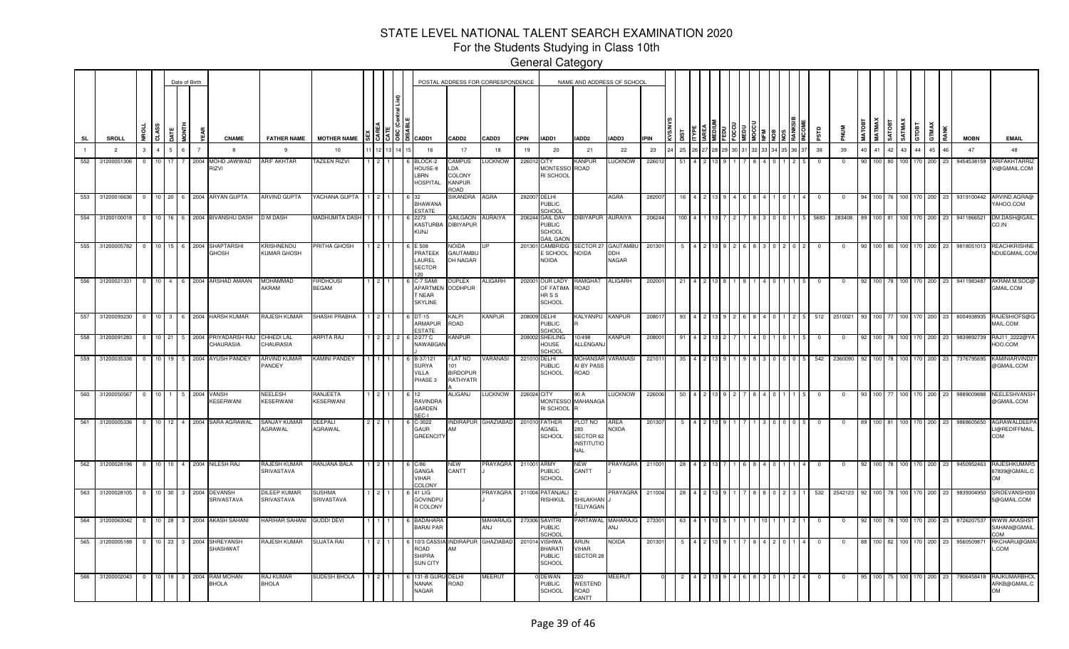# STATE LEVEL NATIONAL TALENT SEARCH EXAMINATION 2020

## For the Students Studying in Class 10th

### General Category

| SL | SROLL | NROLL | CLASS | DATE | MONTH | YEAR | CNAME | FATHER NAME | MOTHER NAME | SEX | CAREA | CATE | OBC (Central List) | DISABLE | CADD1 | CADD2 | CADD3 | CPIN | IADD1 | IADD2 | IADD3 | IPIN | KVS/NVS | DIST | TYPE | AREA | MEDIUM | FEDU | FOCCU | MEDU | MOCCU | NFM | NOB | NOS | RANKSIB | INCOME | PSTD | PNUM | MATOBT | MATMAX | SATOBT | SATMAX | GTOBT | GTMAX | RANK | MOBN | EMAIL |
|---|---|---|---|---|---|---|---|---|---|---|---|---|---|---|---|---|---|---|---|---|---|---|---|---|---|---|---|---|---|---|---|---|---|---|---|---|---|---|---|---|---|---|---|---|---|---|---|
| 1 | 2 | 3 | 4 | 5 | 6 | 7 | 8 | 9 | 10 | 11 | 12 | 13 | 14 | 15 | 16 | 17 | 18 | 19 | 20 | 21 | 22 | 23 | 24 | 25 | 26 | 27 | 28 | 29 | 30 | 31 | 32 | 33 | 34 | 35 | 36 | 37 | 38 | 39 | 40 | 41 | 42 | 43 | 44 | 45 | 46 | 47 | 48 |
| 552 | 31200051306 | 0 | 10 | 17 | 7 | 2004 | MOHD JAWWAD RIZVI | ARIF AKHTAR | TAZEEN RIZVI | 1 | 2 | 1 | | | 6 BLOCK-2 HOUSE-8 LBRN HOSPITAL | CAMPUS LDA COLONY KANPUR ROAD | LUCKNOW | 226012 | CITY MONTESSORI SCHOOL | KANPUR ROAD | LUCKNOW | 226012 | | 51 | 4 | 2 | 13 | 9 | 1 | 7 | 8 | 4 | 0 | 1 | 2 | 5 | 0 | 0 | 90 | 100 | 80 | 100 | 170 | 200 | 23 | 9454538159 | ARIFAKHTARRIZVI@GMAIL.COM |
| 553 | 31200016636 | 0 | 10 | 20 | 6 | 2004 | ARYAN GUPTA | ARVIND GUPTA | YACHANA GUPTA | 1 | 2 | 1 | | | 6 32 BHAWANA ESTATE | SIKANDRA | AGRA | 282007 | DELHI PUBLIC SCHOOL | | AGRA | 282007 | | 16 | 4 | 2 | 13 | 9 | 4 | 6 | 8 | 4 | 1 | 0 | 1 | 4 | 0 | 0 | 94 | 100 | 76 | 100 | 170 | 200 | 23 | 9319100442 | ARVIND.AGRA@YAHOO.COM |
| 554 | 31200100018 | 0 | 10 | 16 | 6 | 2004 | BIVANSHU DASH | D M DASH | MADHUMITA DASH | 1 | 1 | 1 | | | 6 2273 KASTURBA KUNJ | GAILGAON DIBIYAPUR | AURAIYA | 206244 | GAIL DAV PUBLIC SCHOOL GAIL GAON | DIBIYAPUR | AURAIYA | 206244 | | 100 | 4 | 1 | 13 | 7 | 2 | 7 | 8 | 3 | 0 | 0 | 1 | 5 | 5683 | 283408 | 89 | 100 | 81 | 100 | 170 | 200 | 23 | 9411866521 | DM.DASH@GAIL.CO.IN |
| 555 | 31200005782 | 0 | 10 | 15 | 6 | 2004 | SHAPTARSHI GHOSH | KRISHNENDU KUMAR GHOSH | PRITHA GHOSH | 1 | 2 | 1 | | | 6 E 508 PRATEEK LAUREL SECTOR 120 | NOIDA GAUTAMBUDH NAGAR | UP | 201301 | CAMBRIDGE SCHOOL NOIDA | SECTOR 27 NOIDA | GAUTAMBUDDH NAGAR | 201301 | | 5 | 4 | 2 | 13 | 9 | 2 | 6 | 8 | 3 | 0 | 2 | 0 | 2 | 0 | 0 | 90 | 100 | 80 | 100 | 170 | 200 | 23 | 9818051013 | REACHKRISHNENDUEGMAIL.COM |
| 556 | 31200021331 | 0 | 10 | 4 | 6 | 2004 | ARSHAD AMAAN | MOHAMMAD AKRAM | FIRDHOUSI BEGAM | 1 | 2 | 1 | | | 6 C-7 SAMI APARTMENT NEAR SKYLINE | DUPLEX DODHPUR | ALIGARH | 202001 | OUR LADY OF FATIMA HR S S SCHOOL | RAMGHAT ROAD | ALIGARH | 202001 | | 21 | 4 | 2 | 13 | 8 | 1 | 8 | 1 | 4 | 0 | 1 | 1 | 5 | 0 | 0 | 92 | 100 | 78 | 100 | 170 | 200 | 23 | 9411983487 | AKRAM.M.SOC@GMAIL.COM |
| 557 | 31200093230 | 0 | 10 | 3 | 6 | 2004 | HARSH KUMAR | RAJESH KUMAR | SHASHI PRABHA | 1 | 2 | 1 | | | 6 DT-15 ARMAPUR ESTATE | KALPI ROAD | KANPUR | 208009 | DELHI PUBLIC SCHOOL | KALYANPUR | KANPUR | 208017 | | 93 | 4 | 2 | 13 | 9 | 2 | 6 | 8 | 4 | 0 | 1 | 2 | 5 | 512 | 2510021 | 93 | 100 | 77 | 100 | 170 | 200 | 23 | 8004938935 | RAJESHIOFS@GMAIL.COM |
| 558 | 31200091283 | 0 | 10 | 21 | 5 | 2004 | PRIYADARSH RAJ CHAURASIA | CHHEDI LAL CHAURASIA | ARPITA RAJ | 1 | 2 | 2 | 2 | | 6 2/277 C NAWABGANJ | KANPUR | | 208002 | SHEILING HOUSE SCHOOL | 10/498 ALLENGANJ | KANPUR | 208001 | | 91 | 4 | 2 | 13 | 2 | 7 | 1 | 4 | 0 | 1 | 0 | 1 | 5 | 0 | 0 | 92 | 100 | 78 | 100 | 170 | 200 | 23 | 9839892739 | RAJ11_2222@YAHOO.COM |
| 559 | 31200035338 | 0 | 10 | 19 | 5 | 2004 | AYUSH PANDEY | ARVIND KUMAR PANDEY | KAMINI PANDEY | 1 | 1 | 1 | | | 6 B-37/121 SURYA VILLA PHASE 3 | FLAT NO 101 BIRDOPUR RATHYATRA | VARANASI | 221010 | DELHI PUBLIC SCHOOL | MOHANSARAI BY PASS ROAD | VARANASI | 221011 | | 35 | 4 | 2 | 13 | 9 | 1 | 9 | 8 | 3 | 0 | 0 | 0 | 5 | 542 | 2360090 | 92 | 100 | 78 | 100 | 170 | 200 | 23 | 7376795695 | KAMINIARVIND21@GMAIL.COM |
| 560 | 31200050567 | 0 | 10 | 1 | 5 | 2004 | VANSH KESERWANI | NEELESH KESERWANI | RANJEETA KESERWANI | 1 | 2 | 1 | | | 6 12 RAVINDRA GARDEN SEC-I | ALIGANJ | LUCKNOW | 226024 | CITY MONTESSORI SCHOOL | 90 A MAHANAGAR | LUCKNOW | 226006 | | 50 | 4 | 2 | 13 | 9 | 2 | 7 | 8 | 4 | 0 | 1 | 1 | 5 | 0 | 0 | 93 | 100 | 77 | 100 | 170 | 200 | 23 | 9889009888 | NEELESHVANSH@GMAIL.COM |
| 561 | 31200005336 | 0 | 10 | 12 | 4 | 2004 | SARA AGRAWAL | SANJAY KUMAR AGRAWAL | DEEPALI AGRAWAL | 2 | 2 | 1 | | | 6 C-3022 GAUR GREENCITY | INDIRAPURAM | GHAZIABAD | 201010 | FATHER AGNEL SCHOOL | PLOT NO 283 SECTOR 62 INSTITUTIONAL | AREA NOIDA | 201307 | | 5 | 4 | 2 | 13 | 9 | 1 | 7 | 1 | 3 | 0 | 0 | 0 | 5 | 0 | 0 | 89 | 100 | 81 | 100 | 170 | 200 | 23 | 9868605650 | AGRAWALDEEPALI@REDIFFMAIL.COM |
| 562 | 31200028196 | 0 | 10 | 10 | 4 | 2004 | NILESH RAJ | RAJESH KUMAR SRIVASTAVA | RANJANA BALA | 1 | 2 | 1 | | | 6 C/86 GANGA VIHAR COLONY | NEW CANTT | PRAYAGRAJ | 211001 | ARMY PUBLIC SCHOOL | NEW CANTT | PRAYAGRAJ | 211001 | | 28 | 4 | 2 | 13 | 7 | 1 | 6 | 8 | 4 | 0 | 1 | 1 | 4 | 0 | 0 | 92 | 100 | 78 | 100 | 170 | 200 | 23 | 9450952463 | RAJESHKUMAR567839@GMAIL.COM |
| 563 | 31200028105 | 0 | 10 | 30 | 3 | 2004 | DEVANSH SRIVASTAVA | DILEEP KUMAR SRIVASTAVA | SUSHMA SRIVASTAVA | 1 | 2 | 1 | | | 6 41 LIG GOVINDPUR COLONY | | PRAYAGRAJ | 211004 | PATANJALI RISHIKUL | 2 SHILAKHAN TELIYAGANJ | PRAYAGRAJ | 211004 | | 28 | 4 | 2 | 13 | 9 | 1 | 7 | 8 | 8 | 0 | 2 | 3 | 1 | 532 | 2542123 | 92 | 100 | 78 | 100 | 170 | 200 | 23 | 9839304950 | SRIDEVANSH3005@GMAIL.COM |
| 564 | 31200063042 | 0 | 10 | 28 | 3 | 2004 | AKASH SAHANI | HARIHAR SAHANI | GUDDI DEVI | 1 | 1 | 1 | | | 6 BADAHARA BARAI PAR | | MAHARAJGANJ | 273306 | SAVITRI PUBLIC SCHOOL | PARTAWAL | MAHARAJGANJ | 273301 | | 63 | 4 | 1 | 13 | 5 | 1 | 1 | 1 | 10 | 1 | 1 | 2 | 1 | 0 | 0 | 92 | 100 | 78 | 100 | 170 | 200 | 23 | 8726207537 | WWW.AKASHSTSAHANI@GMAIL.COM |
| 565 | 31200005188 | 0 | 10 | 23 | 3 | 2004 | SHREYANSH SHASHWAT | RAJESH KUMAR | SUJATA RAI | 1 | 2 | 1 | | | 6 10/3 CASSIA ROAD SHIPRA SUN CITY | INDIRAPURAM | GHAZIABAD | 201014 | VISHWA BHARATI PUBLIC SCHOOL | ARUN VIHAR SECTOR 28 | NOIDA | 201301 | | 5 | 4 | 2 | 13 | 9 | 1 | 7 | 8 | 4 | 2 | 0 | 1 | 4 | 0 | 0 | 88 | 100 | 82 | 100 | 170 | 200 | 23 | 9560509871 | RKCHARU@GMAIL.COM |
| 566 | 31200002043 | 0 | 10 | 18 | 3 | 2004 | RAM MOHAN BHOLA | RAJ KUMAR BHOLA | SUDESH BHOLA | 1 | 2 | 1 | | | 6 131-B GURU NANAK NAGAR | DELHI ROAD | MEERUT | 0 | DEWAN PUBLIC SCHOOL | 220 WESTEND ROAD CANTT | MEERUT | 0 | | 2 | 4 | 2 | 13 | 9 | 4 | 6 | 8 | 3 | 0 | 1 | 2 | 4 | 0 | 0 | 95 | 100 | 75 | 100 | 170 | 200 | 23 | 7906458418 | RAJKUMARBHOLARKB@GMAIL.COM |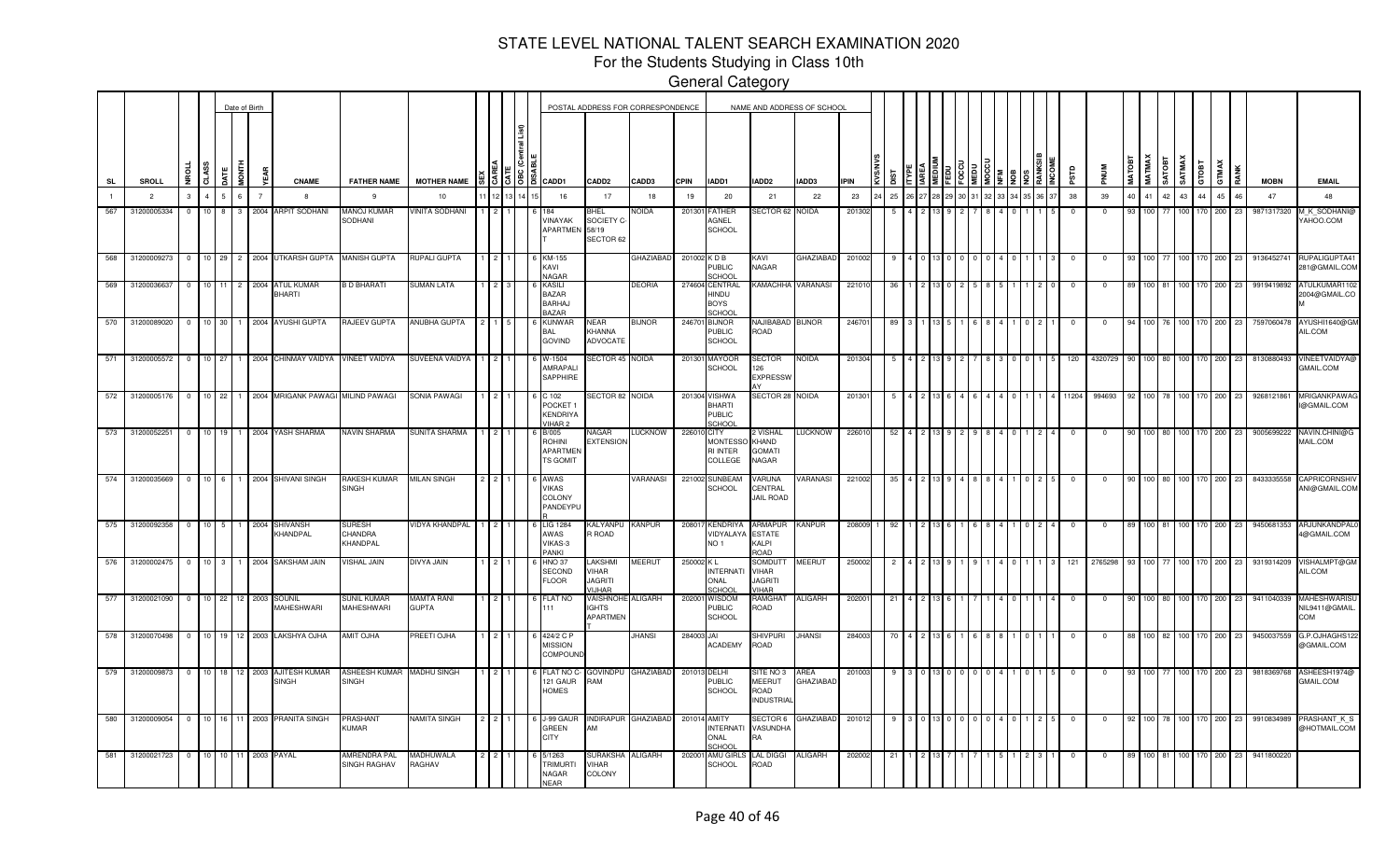# STATE LEVEL NATIONAL TALENT SEARCH EXAMINATION 2020

## For the Students Studying in Class 10th

### General Category

| SL | SROLL | NROLL | CLASS | Date of Birth DATE | MONTH | YEAR | CNAME | FATHER NAME | MOTHER NAME | SEX | CAREA | CATE | OBC (Central List) | DISABLE | CADD1 | CADD2 | CADD3 | CPIN | IADD1 | IADD2 | IADD3 | IPIN | KVS/NVS | DIST | ITYPE | IAREA | MEDIUM | FEDU | FOCCU | MEDU | MOCCU | NFM | NOB | NOS | RANKSIB | INCOME | PSTD | PNUM | MATOBT | MATMAX | SATOBT | SATMAX | GTOBT | GTMAX | RANK | MOBN | EMAIL |
|---|---|---|---|---|---|---|---|---|---|---|---|---|---|---|---|---|---|---|---|---|---|---|---|---|---|---|---|---|---|---|---|---|---|---|---|---|---|---|---|---|---|---|---|---|---|---|---|
| 1 | 2 | 3 | 4 | 5 | 6 | 7 | 8 | 9 | 10 | 11 | 12 | 13 | 14 | 15 | 16 | 17 | 18 | 19 | 20 | 21 | 22 | 23 | 24 | 25 | 26 | 27 | 28 | 29 | 30 | 31 | 32 | 33 | 34 | 35 | 36 | 37 | 38 | 39 | 40 | 41 | 42 | 43 | 44 | 45 | 46 | 47 | 48 |
| 567 | 31200005334 | 0 | 10 | 8 | 3 | 2004 | ARPIT SODHANI | MANOJ KUMAR SODHANI | VINITA SODHANI | 1 | 2 | 1 | | 6 | 184 VINAYAK APARTMENT | BHEL SOCIETY C-58/19 SECTOR 62 | NOIDA | 201301 | FATHER AGNEL SCHOOL | SECTOR 62 | NOIDA | 201302 | | 5 | 4 | 2 | 13 | 9 | 2 | 7 | 8 | 4 | 0 | 1 | 1 | 5 | 0 | 0 | 93 | 100 | 77 | 100 | 170 | 200 | 23 | 9871317320 | M_K_SODHANI@YAHOO.COM |
| 568 | 31200009273 | 0 | 10 | 29 | 2 | 2004 | UTKARSH GUPTA | MANISH GUPTA | RUPALI GUPTA | 1 | 2 | 1 | | 6 | KM-155 KAVI NAGAR | | GHAZIABAD | 201002 | K D B PUBLIC SCHOOL | KAVI NAGAR | GHAZIABAD | 201002 | | 9 | 4 | 0 | 13 | 0 | 0 | 0 | 0 | 4 | 0 | 1 | 1 | 3 | 0 | 0 | 93 | 100 | 77 | 100 | 170 | 200 | 23 | 9136452741 | RUPALIGUPTA41281@GMAIL.COM |
| 569 | 31200036637 | 0 | 10 | 11 | 2 | 2004 | ATUL KUMAR BHARTI | B D BHARATI | SUMAN LATA | 1 | 2 | 3 | | 6 | KASILI BAZAR BARHAJ BAZAR | | DEORIA | 274604 | CENTRAL HINDU BOYS SCHOOL | KAMACHHA | VARANASI | 221010 | | 36 | 1 | 2 | 13 | 0 | 2 | 5 | 8 | 5 | 1 | 1 | 2 | 0 | 0 | 0 | 89 | 100 | 81 | 100 | 170 | 200 | 23 | 9919419892 | ATULKUMAR11022004@GMAIL.COM |
| 570 | 31200089020 | 0 | 10 | 30 | 1 | 2004 | AYUSHI GUPTA | RAJEEV GUPTA | ANUBHA GUPTA | 2 | 1 | 5 | | 6 | KUNWAR BAL GOVIND | NEAR KHANNA ADVOCATE | BIJNOR | 246701 | BIJNOR PUBLIC SCHOOL | NAJIBABAD ROAD | BIJNOR | 246701 | | 89 | 3 | 1 | 13 | 5 | 1 | 6 | 8 | 4 | 1 | 0 | 2 | 1 | 0 | 0 | 94 | 100 | 76 | 100 | 170 | 200 | 23 | 7597060478 | AYUSHI1640@GMAIL.COM |
| 571 | 31200005572 | 0 | 10 | 27 | 1 | 2004 | CHINMAY VAIDYA | VINEET VAIDYA | SUVEENA VAIDYA | 1 | 2 | 1 | | 6 | W-1504 AMRAPALI SAPPHIRE | SECTOR 45 | NOIDA | 201301 | MAYOOR SCHOOL | SECTOR 126 EXPRESSWAY | NOIDA | 201304 | | 5 | 4 | 2 | 13 | 9 | 2 | 7 | 8 | 3 | 0 | 0 | 1 | 5 | 120 | 4320729 | 90 | 100 | 80 | 100 | 170 | 200 | 23 | 8130880493 | VINEETVAIDYA@GMAIL.COM |
| 572 | 31200005176 | 0 | 10 | 22 | 1 | 2004 | MRIGANK PAWAGI | MILIND PAWAGI | SONIA PAWAGI | 1 | 2 | 1 | | 6 | C 102 POCKET 1 KENDRIYA VIHAR 2 | SECTOR 82 | NOIDA | 201304 | VISHWA BHARTI PUBLIC SCHOOL | SECTOR 28 | NOIDA | 201301 | | 5 | 4 | 2 | 13 | 6 | 4 | 6 | 4 | 4 | 0 | 1 | 1 | 4 | 11204 | 994693 | 92 | 100 | 78 | 100 | 170 | 200 | 23 | 9268121861 | MRIGANKPAWAGI@GMAIL.COM |
| 573 | 31200052251 | 0 | 10 | 19 | 1 | 2004 | YASH SHARMA | NAVIN SHARMA | SUNITA SHARMA | 1 | 2 | 1 | | 6 | B/005 ROHINI APARTMENTS GOMIT | NAGAR EXTENSION | LUCKNOW | 226010 | CITY MONTESSORI INTER COLLEGE | 2 VISHAL KHAND GOMATI NAGAR | LUCKNOW | 226010 | | 52 | 4 | 2 | 13 | 9 | 2 | 9 | 8 | 4 | 0 | 1 | 2 | 4 | 0 | 0 | 90 | 100 | 80 | 100 | 170 | 200 | 23 | 9005699222 | NAVIN.CHINI@GMAIL.COM |
| 574 | 31200035669 | 0 | 10 | 6 | 1 | 2004 | SHIVANI SINGH | RAKESH KUMAR SINGH | MILAN SINGH | 2 | 2 | 1 | | 6 | AWAS VIKAS COLONY PANDEYPUR | | VARANASI | 221002 | SUNBEAM SCHOOL | VARUNA CENTRAL JAIL ROAD | VARANASI | 221002 | | 35 | 4 | 2 | 13 | 9 | 4 | 8 | 8 | 4 | 1 | 0 | 2 | 5 | 0 | 0 | 90 | 100 | 80 | 100 | 170 | 200 | 23 | 8433335558 | CAPRICORNSHIVANI@GMAIL.COM |
| 575 | 31200092358 | 0 | 10 | 5 | 1 | 2004 | SHIVANSH KHANDPAL | SURESH CHANDRA KHANDPAL | VIDYA KHANDPAL | 1 | 2 | 1 | | 6 | LIG 1284 AWAS VIKAS-3 PANKI | KALYANPUR ROAD | KANPUR | 208017 | KENDRIYA VIDYALAYA NO 1 | ARMAPUR ESTATE KALPI ROAD | KANPUR | 208009 | 1 | 92 | 1 | 2 | 13 | 6 | 1 | 6 | 8 | 4 | 1 | 0 | 2 | 4 | 0 | 0 | 89 | 100 | 81 | 100 | 170 | 200 | 23 | 9450681353 | ARJUNKANDPAL04@GMAIL.COM |
| 576 | 31200002475 | 0 | 10 | 3 | 1 | 2004 | SAKSHAM JAIN | VISHAL JAIN | DIVYA JAIN | 1 | 2 | 1 | | 6 | HNO 37 SECOND FLOOR | LAKSHMI VIHAR JAGRITI VIJHAR | MEERUT | 250002 | K L INTERNATIONAL SCHOOL | SOMDUTT VIHAR JAGRITI VIHAR | MEERUT | 250002 | | 2 | 4 | 2 | 13 | 9 | 1 | 9 | 1 | 4 | 0 | 1 | 1 | 3 | 121 | 2765298 | 93 | 100 | 77 | 100 | 170 | 200 | 23 | 9319314209 | VISHALMPT@GMAIL.COM |
| 577 | 31200021090 | 0 | 10 | 22 | 12 | 2003 | SOUNIL MAHESHWARI | SUNIL KUMAR MAHESHWARI | MAMTA RANI GUPTA | 1 | 2 | 1 | | 6 | FLAT NO 111 | VAISHNOHEIGHTS APARTMENT | ALIGARH | 202001 | WISDOM PUBLIC SCHOOL | RAMGHAT ROAD | ALIGARH | 202001 | | 21 | 4 | 2 | 13 | 6 | 1 | 7 | 1 | 4 | 0 | 1 | 1 | 4 | 0 | 0 | 90 | 100 | 80 | 100 | 170 | 200 | 23 | 9411040339 | MAHESHWARISUNIL9411@GMAIL.COM |
| 578 | 31200070498 | 0 | 10 | 19 | 12 | 2003 | LAKSHYA OJHA | AMIT OJHA | PREETI OJHA | 1 | 2 | 1 | | 6 | 424/2 C P MISSION COMPOUND | | JHANSI | 284003 | JAI ACADEMY | SHIVPURI ROAD | JHANSI | 284003 | | 70 | 4 | 2 | 13 | 6 | 1 | 6 | 8 | 8 | 1 | 0 | 1 | 1 | 0 | 0 | 88 | 100 | 82 | 100 | 170 | 200 | 23 | 9450037559 | G.P.OJHAGHS122@GMAIL.COM |
| 579 | 31200009873 | 0 | 10 | 18 | 12 | 2003 | AJITESH KUMAR SINGH | ASHEESH KUMAR SINGH | MADHU SINGH | 1 | 2 | 1 | | 6 | FLAT NO C-121 GAUR HOMES | GOVINDPURAM | GHAZIABAD | 201013 | DELHI PUBLIC SCHOOL | SITE NO 3 MEERUT ROAD INDUSTRIAL | AREA GHAZIABAD | 201003 | | 9 | 3 | 0 | 13 | 0 | 0 | 0 | 0 | 4 | 1 | 0 | 1 | 5 | 0 | 0 | 93 | 100 | 77 | 100 | 170 | 200 | 23 | 9818369768 | ASHEESH1974@GMAIL.COM |
| 580 | 31200009054 | 0 | 10 | 16 | 11 | 2003 | PRANITA SINGH | PRASHANT KUMAR | NAMITA SINGH | 2 | 2 | 1 | | 6 | J-99 GAUR GREEN CITY | INDIRAPURAM | GHAZIABAD | 201014 | AMITY INTERNATIONAL SCHOOL | SECTOR 6 VASUNDHARA | GHAZIABAD | 201012 | | 9 | 3 | 0 | 13 | 0 | 0 | 0 | 0 | 4 | 0 | 1 | 2 | 5 | 0 | 0 | 92 | 100 | 78 | 100 | 170 | 200 | 23 | 9910834989 | PRASHANT_K_S@HOTMAIL.COM |
| 581 | 31200021723 | 0 | 10 | 10 | 11 | 2003 | PAYAL | AMRENDRA PAL SINGH RAGHAV | MADHUWALA RAGHAV | 2 | 2 | 1 | | 6 | 5/1263 TRIMURTI NAGAR NEAR | SURAKSHA VIHAR COLONY | ALIGARH | 202001 | AMU GIRLS SCHOOL | LAL DIGGI ROAD | ALIGARH | 202002 | | 21 | 1 | 2 | 13 | 7 | 1 | 7 | 1 | 5 | 1 | 2 | 3 | 1 | 0 | 0 | 89 | 100 | 81 | 100 | 170 | 200 | 23 | 9411800220 | |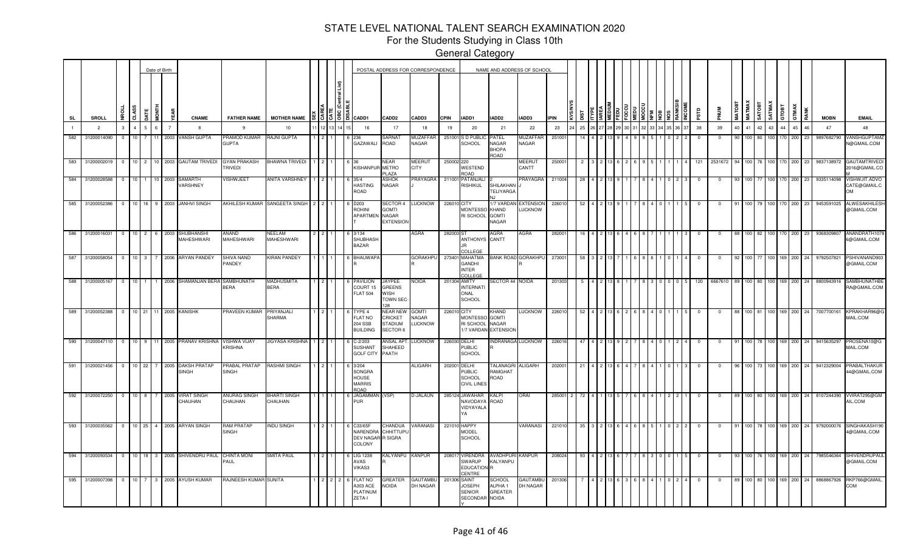# STATE LEVEL NATIONAL TALENT SEARCH EXAMINATION 2020

For the Students Studying in Class 10th

General Category

| SL | SROLL | NROLL | CLASS | DATE | MONTH | YEAR | CNAME | FATHER NAME | MOTHER NAME | SEX | CAREA | CATE | OBC (Central List) | DISABLE | CADD1 | CADD2 | CADD3 | CPIN | IADD1 | IADD2 | IADD3 | IPIN | KVS/NVS | DIST | ITYPE | IAREA | MEDIUM | FEDU | FOCCU | MEDU | MOCCU | NFM | NOB | NOS | RANKSIB | INCOME | PSTD | PNUM | MATOBT | MATMAX | SATOBT | SATMAX | GTOBT | GTMAX | RANK | MOBN | EMAIL |
|---|---|---|---|---|---|---|---|---|---|---|---|---|---|---|---|---|---|---|---|---|---|---|---|---|---|---|---|---|---|---|---|---|---|---|---|---|---|---|---|---|---|---|---|---|---|---|---|
| 1 | 2 | 3 | 4 | 5 | 6 | 7 | 8 | 9 | 10 | 11 | 12 | 13 | 14 | 15 | 16 | 17 | 18 | 19 | 20 | 21 | 22 | 23 | 24 | 25 | 26 | 27 | 28 | 29 | 30 | 31 | 32 | 33 | 34 | 35 | 36 | 37 | 38 | 39 | 40 | 41 | 42 | 43 | 44 | 45 | 46 | 47 | 48 |
| 582 | 31200014090 | 0 | 10 | 7 | 11 | 2003 | VANSH GUPTA | PRAMOD KUMAR GUPTA | RAJNI GUPTA | 1 | 2 | 1 | | 6 | 236 GAZAWALI | SARNAT ROAD | MUZAFFAR NAGAR | 251001 | S D PUBLIC SCHOOL | PATEL NAGAR BHOPA ROAD | MUZAFFAR NAGAR | 251001 | | 14 | 4 | 2 | 13 | 9 | 4 | 9 | 8 | 5 | 1 | 0 | 2 | 2 | 0 | 0 | 90 | 100 | 80 | 100 | 170 | 200 | 23 | 9897682790 | VANSHGUPTAMZN@GMAIL.COM |
| 583 | 31200002019 | 0 | 10 | 2 | 10 | 2003 | GAUTAM TRIVEDI | GYAN PRAKASH TRIVEDI | BHAWNA TRIVEDI | 1 | 2 | 1 | | 6 | 36 KISHANPUR | NEAR METRO PLAZA | MEERUT CITY | 250002 | 220 WESTEND ROAD | | MEERUT CANTT | 250001 | | 2 | 3 | 2 | 13 | 6 | 2 | 6 | 9 | 5 | 1 | 1 | 1 | 4 | 121 | 2531672 | 94 | 100 | 76 | 100 | 170 | 200 | 23 | 9837138972 | GAUTAMTRIVEDI2016@GMAIL.COM |
| 584 | 31200028588 | 0 | 10 | 1 | 10 | 2003 | SAMARTH VARSHNEY | VISHWJEET | ANITA VARSHNEY | 1 | 2 | 1 | | 6 | 35/4 HASTING ROAD | ASHOK NAGAR | PRAYAGRAJ | 211001 | PATANJALI RISHIKUL | 2 SHILAKHAN TELIYARGANJ | PRAYAGRAJ | 211004 | | 28 | 4 | 2 | 13 | 9 | 1 | 7 | 8 | 4 | 1 | 0 | 2 | 3 | 0 | 0 | 93 | 100 | 77 | 100 | 170 | 200 | 23 | 9335114098 | VISHWJIT.ADVOCATE@GMAIL.COM |
| 585 | 31200052386 | 0 | 10 | 16 | 9 | 2003 | JANHVI SINGH | AKHILESH KUMAR | SANGEETA SINGH | 2 | 2 | 1 | | 6 | D203 ROHINI APARTMENT | SECTOR 4 GOMTI NAGAR EXTENSION | LUCKNOW | 226010 | CITY MONTESSORI SCHOOL | 1/7 VARDAN KHAND GOMTI NAGAR | EXTENSION LUCKNOW | 226010 | | 52 | 4 | 2 | 13 | 9 | 1 | 7 | 8 | 4 | 0 | 1 | 1 | 5 | 0 | 0 | 91 | 100 | 79 | 100 | 170 | 200 | 23 | 9453591025 | ALWESAKHILESH@GMAIL.COM |
| 586 | 31200016031 | 0 | 10 | 2 | 6 | 2003 | SHUBHANSHI MAHESHWARI | ANAND MAHESHWARI | NEELAM MAHESHWARI | 2 | 2 | 1 | | 6 | 3/134 SHUBHASH BAZAR | | AGRA | 282003 | ST ANTHONYS JR COLLEGE | AGRA CANTT | AGRA | 282001 | | 16 | 4 | 2 | 13 | 6 | 4 | 6 | 8 | 7 | 1 | 1 | 1 | 3 | 0 | 0 | 88 | 100 | 82 | 100 | 170 | 200 | 23 | 9368309807 | ANANDRATH10786@GMAIL.COM |
| 587 | 31200058054 | 0 | 10 | 3 | 7 | 2006 | ARYAN PANDEY | SHIVA NAND PANDEY | KIRAN PANDEY | 1 | 1 | 1 | | 6 | BHAUWAPAR | | GORAKHPUR | 273401 | MAHATMA GANDHI INTER COLLEGE | BANK ROAD | GORAKHPUR | 273001 | | 58 | 3 | 2 | 13 | 7 | 1 | 6 | 8 | 6 | 1 | 0 | 1 | 4 | 0 | 0 | 92 | 100 | 77 | 100 | 169 | 200 | 24 | 9792507821 | PSHIVANAND903@GMAIL.COM |
| 588 | 31200005167 | 0 | 10 | 1 | 1 | 2006 | SHAMANJAN BERA | SAMBHUNATH BERA | MADHUSMITA BERA | 1 | 2 | 1 | | 6 | PAVILION COURT 15 FLAT 504 | JAYPEE GREENS WISH TOWN SEC-128 | NOIDA | 201304 | AMITY INTERNATIONAL SCHOOL | SECTOR 44 | NOIDA | 201303 | | 5 | 4 | 2 | 13 | 8 | 1 | 7 | 8 | 3 | 0 | 0 | 0 | 5 | 120 | 6667610 | 89 | 100 | 80 | 100 | 169 | 200 | 24 | 8800943916 | SAMBHUNATHBERA@GMAIL.COM |
| 589 | 31200052388 | 0 | 10 | 21 | 11 | 2005 | KANISHK | PRAVEEN KUMAR | PRIYANJALI SHARMA | 1 | 2 | 1 | | 6 | TYPE 4 FLAT NO 204 SSB BUILDING | NEAR NEW CRICKET STADIUM SECTOR 6 | GOMTI NAGAR LUCKNOW | 226010 | CITY MONTESSORI SCHOOL 1/7 VARDAN | KHAND GOMTI NAGAR EXTENSION | LUCKNOW | 226010 | | 52 | 4 | 2 | 13 | 6 | 2 | 6 | 8 | 4 | 0 | 1 | 1 | 5 | 0 | 0 | 88 | 100 | 81 | 100 | 169 | 200 | 24 | 7007700161 | KPRAKHAR96@GMAIL.COM |
| 590 | 31200047110 | 0 | 10 | 9 | 11 | 2005 | PRANAV KRISHNA | VISHWA VIJAY KRISHNA | JIGYASA KRISHNA | 1 | 2 | 1 | | 6 | C-2/203 SUSHANT GOLF CITY | ANSAL APT. SHAHEED PAATH | LUCKNOW | 226030 | DELHI PUBLIC SCHOOL | INDRANAGAR | LUCKNOW | 226016 | | 47 | 4 | 2 | 13 | 9 | 2 | 7 | 8 | 4 | 0 | 1 | 2 | 4 | 0 | 0 | 91 | 100 | 78 | 100 | 169 | 200 | 24 | 9415635297 | PROSENA10@GMAIL.COM |
| 591 | 31200021456 | 0 | 10 | 22 | 7 | 2005 | DAKSH PRATAP SINGH | PRABAL PRATAP SINGH | RASHMI SINGH | 1 | 2 | 1 | | 6 | 3/204 SONGRA HOUSE MARRIS ROAD | | ALIGARH | 202001 | DELHI PUBLIC SCHOOL CIVIL LINES | TALANAGRI RAMGHAT ROAD | ALIGARH | 202001 | | 21 | 4 | 2 | 13 | 6 | 4 | 7 | 8 | 4 | 1 | 0 | 1 | 3 | 0 | 0 | 96 | 100 | 73 | 100 | 169 | 200 | 24 | 9412329004 | PRABALTHAKUR44@GMAIL.COM |
| 592 | 31200072250 | 0 | 10 | 8 | 7 | 2005 | VIRAT SINGH CHAUHAN | ANURAG SINGH CHAUHAN | BHARTI SINGH CHAUHAN | 1 | 1 | 1 | | 6 | JAGAMMANPUR | (VSP) | D-JALAUN | 285124 | JAWAHAR NAVODAYA VIDYAYALAYA | KALPI ROAD | ORAI | 285001 | 2 | 72 | 4 | 1 | 13 | 5 | 7 | 6 | 8 | 4 | 1 | 2 | 2 | 1 | 0 | 0 | 89 | 100 | 80 | 100 | 169 | 200 | 24 | 8107244390 | VVIRAT295@GMAIL.COM |
| 593 | 31200035562 | 0 | 10 | 25 | 4 | 2005 | ARYAN SINGH | RAM PRATAP SINGH | INDU SINGH | 1 | 2 | 1 | | 6 | C33/65F NARENDRA DEV NAGAR COLONY | CHANDUA CHHITTUPUR SIGRA | VARANASI | 221010 | HAPPY MODEL SCHOOL | | VARANASI | 221010 | | 35 | 3 | 2 | 13 | 6 | 4 | 6 | 8 | 5 | 1 | 0 | 2 | 2 | 0 | 0 | 91 | 100 | 78 | 100 | 169 | 200 | 24 | 9792000076 | SINGHAKASH1904@GMAIL.COM |
| 594 | 31200093534 | 0 | 10 | 18 | 3 | 2005 | SHIVENDRU PAUL | CHINTA MONI PAUL | SMITA PAUL | 1 | 2 | 1 | | 6 | LIG 1238 AVAS VIKAS3 | KALYANPUR | KANPUR | 208017 | VIRENDRA SWARUP EDUCATION CENTRE | AVADHPURI KALYANPUR | KANPUR | 208024 | | 93 | 4 | 2 | 13 | 6 | 7 | 7 | 8 | 3 | 0 | 0 | 1 | 5 | 0 | 0 | 93 | 100 | 76 | 100 | 169 | 200 | 24 | 7985546364 | SHIVENDRUPAUL@GMAIL.COM |
| 595 | 31200007398 | 0 | 10 | 7 | 3 | 2005 | AYUSH KUMAR | RAJNEESH KUMAR | SUNITA | 1 | 2 | 2 | 2 | 6 | FLAT NO A303 ACE PLATINUM ZETA-I | GREATER NOIDA | GAUTAMBUDH NAGAR | 201306 | SAINT JOSEPH SENIOR SECONDARY | SCHOOL ALPHA 1 GREATER NOIDA | GAUTAMBUDH NAGAR | 201306 | | 7 | 4 | 2 | 13 | 6 | 3 | 6 | 8 | 4 | 1 | 0 | 2 | 4 | 0 | 0 | 89 | 100 | 80 | 100 | 169 | 200 | 24 | 8868867926 | RKP766@GMAIL.COM |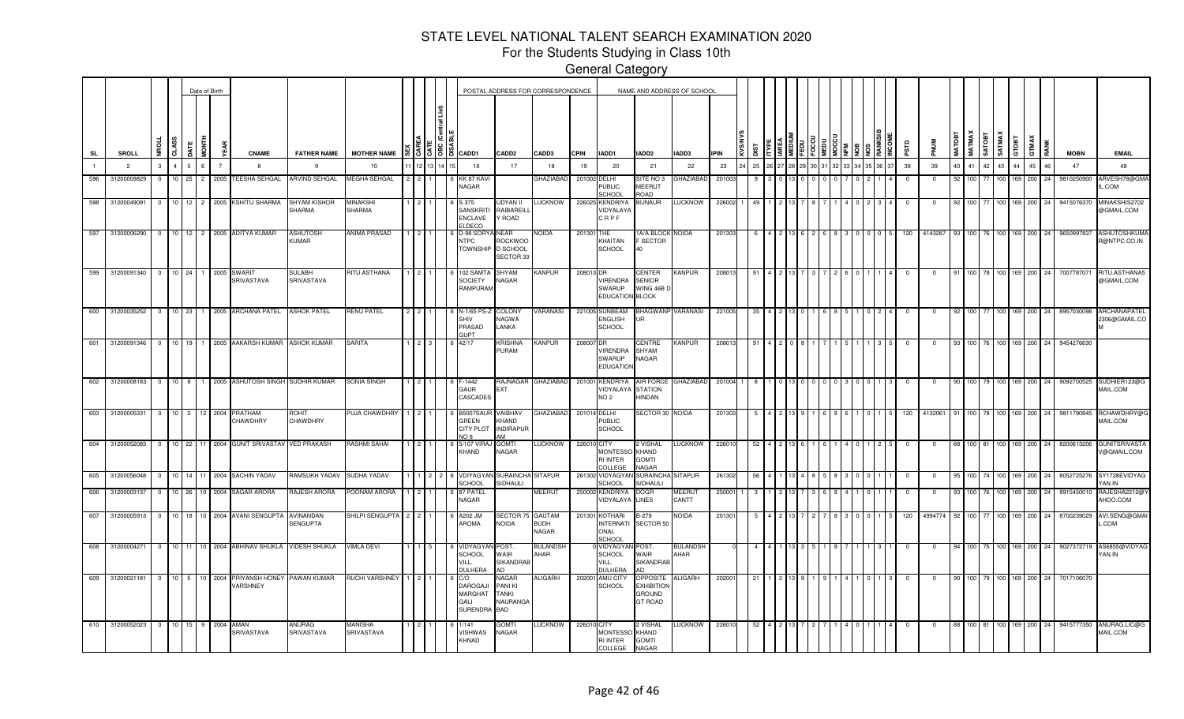# STATE LEVEL NATIONAL TALENT SEARCH EXAMINATION 2020

## For the Students Studying in Class 10th

### General Category

| SL | SROLL | NROLL | CLASS | DATE | MONTH | YEAR | CNAME | FATHER NAME | MOTHER NAME | SEX | CAREA | CATE | OBC (Central List) | DISABLE | CADD1 | CADD2 | CADD3 | CPIN | IADD1 | IADD2 | IADD3 | IPIN | KVS/NVS | DIST | TYPE | AREA | MEDIUM | FEDU | FOCCU | MEDU | MOCCU | NFM | NOB | NOS | RANKSIB | INCOME | PSTD | PNUM | MATOBT | MATMAX | SATOBT | SATMAX | GTOBT | GTMAX | RANK | MOBN | EMAIL |
|---|---|---|---|---|---|---|---|---|---|---|---|---|---|---|---|---|---|---|---|---|---|---|---|---|---|---|---|---|---|---|---|---|---|---|---|---|---|---|---|---|---|---|---|---|---|---|---|
| 1 | 2 | 3 | 4 | 5 | 6 | 7 | 8 | 9 | 10 | 11 | 12 | 13 | 14 | 15 | 16 | 17 | 18 | 19 | 20 | 21 | 22 | 23 | 24 | 25 | 26 | 27 | 28 | 29 | 30 | 31 | 32 | 33 | 34 | 35 | 36 | 37 | 38 | 39 | 40 | 41 | 42 | 43 | 44 | 45 | 46 | 47 | 48 |
| 596 | 31200009829 | 0 | 10 | 25 | 2 | 2005 | TEESHA SEHGAL | ARVIND SEHGAL | MEGHA SEHGAL | 2 | 2 | 1 | | 6 | KK 87 KAVI NAGAR | | GHAZIABAD | 201002 | DELHI PUBLIC SCHOOL | SITE NO 3 MEERUT ROAD | GHAZIABAD | 201003 | | 9 | 3 | 0 | 13 | 0 | 0 | 0 | 7 | 0 | 2 | 1 | 4 | 0 | 0 | 92 | 100 | 77 | 100 | 169 | 200 | 24 | 9810250900 | ARVESH78@GMAIL.COM |
| 598 | 31200049091 | 0 | 10 | 12 | 2 | 2005 | KSHITIJ SHARMA | SHYAM KISHOR SHARMA | MINAKSHI SHARMA | 1 | 2 | 1 | | 6 | S 375 SANSKRITI ENCLAVE ELDECO | UDYAN II RAIBAREILLY ROAD | LUCKNOW | 226025 | KENDRIYA VIDYALAYA C R P F | BIJNAUR | LUCKNOW | 226002 | 1 | 49 | 1 | 2 | 13 | 7 | 8 | 7 | 1 | 4 | 0 | 2 | 3 | 4 | 0 | 0 | 92 | 100 | 77 | 100 | 169 | 200 | 24 | 9415076370 | MINAKSHIS2702@GMAIL.COM |
| 597 | 31200006290 | 0 | 10 | 12 | 2 | 2005 | ADITYA KUMAR | ASHUTOSH KUMAR | ANIMA PRASAD | 1 | 2 | 1 | | 6 | D-98 SORYA NTPC TOWNSHIP | NEAR ROCKWOOD SCHOOL SECTOR 33 | NOIDA | 201301 | THE KHAITAN SCHOOL | 1A/A BLOCK F SECTOR 40 | NOIDA | 201303 | | 6 | 4 | 2 | 13 | 6 | 2 | 6 | 8 | 3 | 0 | 0 | 0 | 5 | 120 | 4143287 | 93 | 100 | 76 | 100 | 169 | 200 | 24 | 9650997837 | ASHUTOSHKUMAR@NTPC.CO.IN |
| 599 | 31200091340 | 0 | 10 | 24 | 1 | 2005 | SWARIT SRIVASTAVA | SULABH SRIVASTAVA | RITU ASTHANA | 1 | 2 | 1 | | 6 | 102 SAMTA SOCIETY RAMPURAM | SHYAM NAGAR | KANPUR | 208013 | DR VIRENDRA SWARUP EDUCATION | CENTER SENIOR WING 46B D BLOCK | KANPUR | 208013 | | 91 | 4 | 2 | 13 | 7 | 3 | 7 | 2 | 6 | 0 | 1 | 1 | 4 | 0 | 0 | 91 | 100 | 78 | 100 | 169 | 200 | 24 | 7007787071 | RITU.ASTHANA5@GMAIL.COM |
| 600 | 31200035252 | 0 | 10 | 23 | 1 | 2005 | ARCHANA PATEL | ASHOK PATEL | RENU PATEL | 2 | 2 | 1 | | 6 | N-1/65 PS-Z SHIV PRASAD GUPT | COLONY NAGWA LANKA | VARANASI | 221005 | SUNBEAM ENGLISH SCHOOL | BHAGWANPUR | VARANASI | 221005 | | 35 | 4 | 2 | 13 | 0 | 1 | 6 | 8 | 5 | 1 | 0 | 2 | 4 | 0 | 0 | 92 | 100 | 77 | 100 | 169 | 200 | 24 | 8957030098 | ARCHANAPATEL2306@GMAIL.COM |
| 601 | 31200091346 | 0 | 10 | 19 | 1 | 2005 | AAKARSH KUMAR | ASHOK KUMAR | SARITA | 1 | 2 | 3 | | 6 | 42/17 | KRISHNA PURAM | KANPUR | 208007 | DR VIRENDRA SWARUP EDUCATION | CENTRE SHYAM NAGAR | KANPUR | 208013 | | 91 | 4 | 2 | 0 | 8 | 1 | 7 | 1 | 5 | 1 | 1 | 3 | 5 | 0 | 0 | 93 | 100 | 76 | 100 | 169 | 200 | 24 | 9454276630 | |
| 602 | 31200008183 | 0 | 10 | 8 | 1 | 2005 | ASHUTOSH SINGH | SUDHIR KUMAR | SONIA SINGH | 1 | 2 | 1 | | 6 | F-1442 GAUR CASCADES | RAJNAGAR EXT | GHAZIABAD | 201001 | KENDRIYA VIDYALAYA NO 2 | AIR FORCE STATION HINDAN | GHAZIABAD | 201004 | 1 | 8 | 1 | 0 | 13 | 0 | 0 | 0 | 0 | 3 | 0 | 0 | 1 | 3 | 0 | 0 | 90 | 100 | 79 | 100 | 169 | 200 | 24 | 9092700525 | SUDHIER123@GMAIL.COM |
| 603 | 31200005331 | 0 | 10 | 2 | 12 | 2004 | PRATHAM CHAWDHRY | ROHIT CHAWDHRY | PUJA CHAWDHRY | 1 | 2 | 1 | | 6 | B5007SAUR GREEN CITY PLOT NO 8 | VAIBHAV KHAND INDIRAPURAM | GHAZIABAD | 201014 | DELHI PUBLIC SCHOOL | SECTOR 30 | NOIDA | 201303 | | 5 | 4 | 2 | 13 | 9 | 1 | 6 | 8 | 6 | 1 | 0 | 1 | 5 | 120 | 4132061 | 91 | 100 | 78 | 100 | 169 | 200 | 24 | 9811790845 | RCHAWDHRY@GMAIL.COM |
| 604 | 31200052083 | 0 | 10 | 22 | 11 | 2004 | GUNIT SRIVASTAV | VED PRAKASH | RASHMI SAHAI | 1 | 2 | 1 | | 6 | 5/107 VIRAJ KHAND | GOMTI NAGAR | LUCKNOW | 226010 | CITY MONTESSORI INTER COLLEGE | 2 VISHAL KHAND GOMTI NAGAR | LUCKNOW | 226010 | | 52 | 4 | 2 | 13 | 6 | 1 | 6 | 1 | 4 | 0 | 1 | 2 | 5 | 0 | 0 | 88 | 100 | 81 | 100 | 169 | 200 | 24 | 8200613206 | GUNITSRIVASTAV@GMAIL.COM |
| 605 | 31200056048 | 0 | 10 | 14 | 11 | 2004 | SACHIN YADAV | RAMSUKH YADAV | SUDHA YADAV | 1 | 1 | 2 | 2 | 6 | VDIYAGYAN SCHOOL | SURAINCHA SIDHAULI | SITAPUR | 261302 | VIDYAGYAN SCHOOL | SURAINCHA SIDHAULI | SITAPUR | 261302 | | 56 | 4 | 1 | 13 | 4 | 8 | 5 | 8 | 3 | 0 | 0 | 1 | 1 | 0 | 0 | 95 | 100 | 74 | 100 | 169 | 200 | 24 | 8052725276 | SY1728EVIDYAGYAN.IN |
| 606 | 31200003137 | 0 | 10 | 26 | 10 | 2004 | SAGAR ARORA | RAJESH ARORA | POONAM ARORA | 1 | 2 | 1 | | 6 | 87 PATEL NAGAR | | MEERUT | 250002 | KENDRIYA VIDYALAYA | DOGR LINES | MEERUT CANTT | 250001 | 1 | 3 | 1 | 2 | 13 | 7 | 3 | 6 | 8 | 4 | 1 | 0 | 1 | 1 | 0 | 0 | 93 | 100 | 76 | 100 | 169 | 200 | 24 | 9915450010 | RAJESHA2212@YAHOO.COM |
| 607 | 31200005913 | 0 | 10 | 18 | 10 | 2004 | AVANI SENGUPTA | AVINANDAN SENGUPTA | SHILPI SENGUPTA | 2 | 2 | 1 | | 6 | A202 JM AROMA | SECTOR 75 NOIDA | GAUTAM BUDH NAGAR | 201301 | KOTHARI INTERNATIONAL SCHOOL | B-279 SECTOR 50 | NOIDA | 201301 | | 5 | 4 | 2 | 13 | 7 | 2 | 7 | 8 | 3 | 0 | 0 | 1 | 5 | 120 | 4994774 | 92 | 100 | 77 | 100 | 169 | 200 | 24 | 8700239029 | AVI.SENG@GMAIL.COM |
| 608 | 31200004271 | 0 | 10 | 11 | 10 | 2004 | ABHINAV SHUKLA | VIDESH SHUKLA | VIMLA DEVI | 1 | 1 | 5 | | 6 | VIDYAGYAN SCHOOL VILL. DULHERA | POST. WAIR SIKANDRABAD | BULANDSHAHAR | 0 | VIDYAGYAN SCHOOL VILL. DULHERA | POST. WAIR SIKANDRABAD | BULANDSHAHAR | 0 | | 4 | 4 | 1 | 13 | 3 | 5 | 1 | 8 | 7 | 1 | 1 | 3 | 1 | 0 | 0 | 94 | 100 | 75 | 100 | 169 | 200 | 24 | 9027372719 | AS6855@VIDYAGYAN.IN |
| 609 | 31200021181 | 0 | 10 | 5 | 10 | 2004 | PRIYANSH HONEY VARSHNEY | PAWAN KUMAR | RUCHI VARSHNEY | 1 | 2 | 1 | | 6 | C/O DAROGAJI MARGHAT GALI SURENDRA | NAGAR PANI KI TANKI NAURANGABAD | ALIGARH | 202001 | AMU CITY SCHOOL | OPPOSITE EXHIBITION GROUND GT ROAD | ALIGARH | 202001 | | 21 | 1 | 2 | 13 | 9 | 1 | 9 | 1 | 4 | 1 | 0 | 1 | 3 | 0 | 0 | 90 | 100 | 79 | 100 | 169 | 200 | 24 | 7017106070 | |
| 610 | 31200052023 | 0 | 10 | 15 | 9 | 2004 | AMAN SRIVASTAVA | ANURAG SRIVASTAVA | MANISHA SRIVASTAVA | 1 | 2 | 1 | | 6 | 1/141 VISHWAS KHNAD | GOMTI NAGAR | LUCKNOW | 226010 | CITY MONTESSORI INTER COLLEGE | 2 VISHAL KHAND GOMTI NAGAR | LUCKNOW | 226010 | | 52 | 4 | 2 | 13 | 7 | 2 | 7 | 1 | 4 | 0 | 1 | 1 | 4 | 0 | 0 | 88 | 100 | 81 | 100 | 169 | 200 | 24 | 9415777350 | ANURAG.LIC@GMAIL.COM |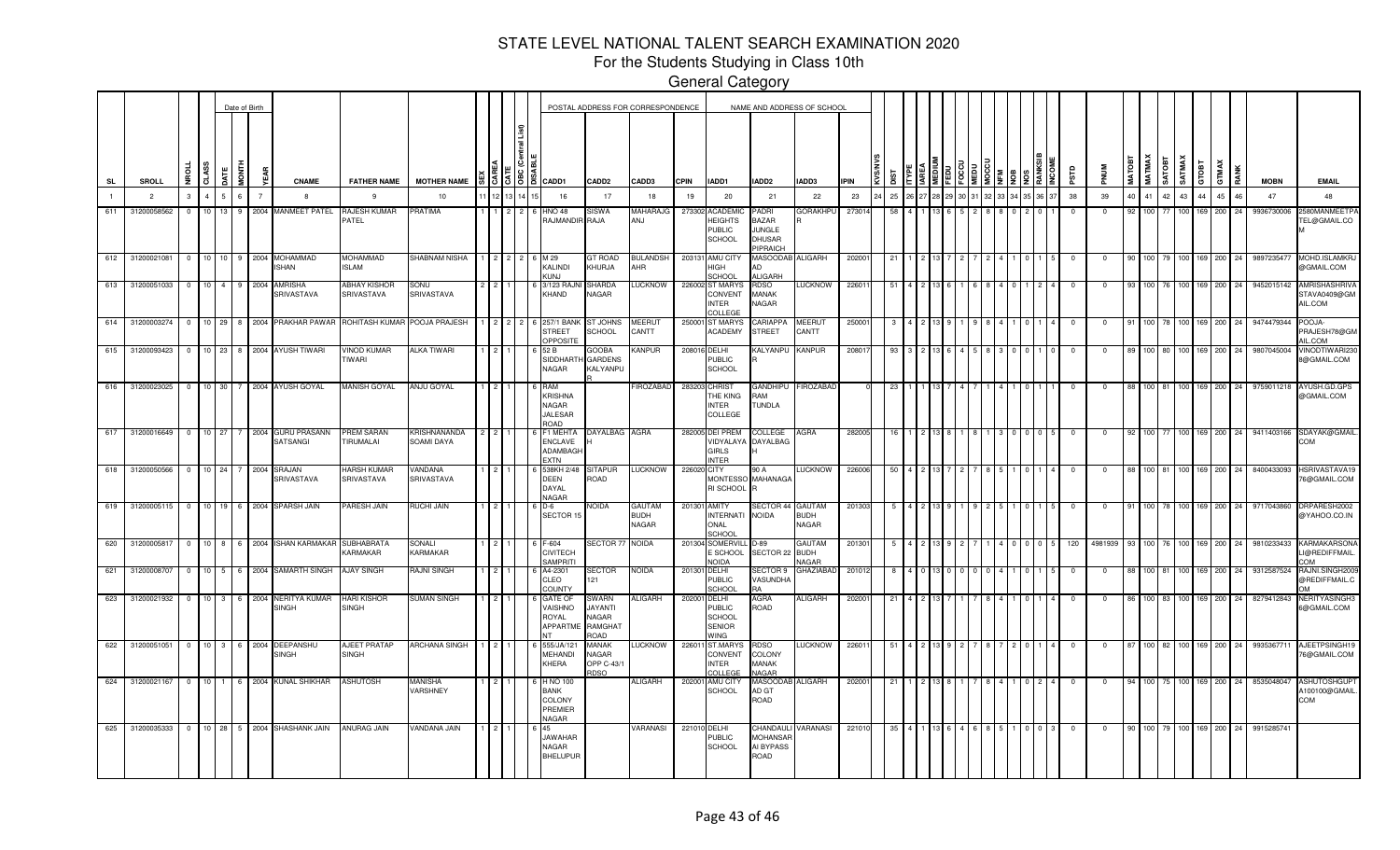# STATE LEVEL NATIONAL TALENT SEARCH EXAMINATION 2020

## For the Students Studying in Class 10th

### General Category

| SL | SROLL | NROLL | CLASS | DATE | MONTH | YEAR | CNAME | FATHER NAME | MOTHER NAME | SEX | CAREA | CATE | OBC (Central List) | DISABLE | CADD1 | CADD2 | CADD3 | CPIN | IADD1 | IADD2 | IADD3 | IPIN | KVS/NVS | DIST | ITYPE | IAREA | MEDIUM | FEDU | FOCCU | MEDU | MOCCU | NFM | NOB | NOS | RANKSIB | INCOME | PSTD | PNUM | MATOBT | MATMAX | SATOBT | SATMAX | GTOBT | GTMAX | RANK | MOBN | EMAIL |
|---|---|---|---|---|---|---|---|---|---|---|---|---|---|---|---|---|---|---|---|---|---|---|---|---|---|---|---|---|---|---|---|---|---|---|---|---|---|---|---|---|---|---|---|---|---|---|---|
| 1 | 2 | 3 | 4 | 5 | 6 | 7 | 8 | 9 | 10 | 11 | 12 | 13 | 14 | 15 | 16 | 17 | 18 | 19 | 20 | 21 | 22 | 23 | 24 | 25 | 26 | 27 | 28 | 29 | 30 | 31 | 32 | 33 | 34 | 35 | 36 | 37 | 38 | 39 | 40 | 41 | 42 | 43 | 44 | 45 | 46 | 47 | 48 |
| 611 | 31200058562 | 0 | 10 | 13 | 9 | 2004 | MANMEET PATEL | RAJESH KUMAR PATEL | PRATIMA | 1 | 1 | 2 | 2 | 6 | HNO 48 RAJMANDIR | SISWA RAJA | MAHARAJG ANJ | 273302 | ACADEMIC HEIGHTS PUBLIC SCHOOL | PADRI BAZAR JUNGLE DHUSAR PIPRAICH | GORAKHPU R | 273014 | | 58 | 4 | 1 | 13 | 6 | 5 | 2 | 8 | 8 | 0 | 2 | 0 | 1 | 0 | 0 | 92 | 100 | 77 | 100 | 169 | 200 | 24 | 9936730006 | 2580MANMEETPATEL@GMAIL.COM |
| 612 | 31200021081 | 0 | 10 | 10 | 9 | 2004 | MOHAMMAD ISHAN | MOHAMMAD ISLAM | SHABNAM NISHA | 1 | 2 | 2 | 2 | 6 | M 29 KALINDI KUNJ | GT ROAD KHURJA | BULANDSH AHR | 203131 | AMU CITY HIGH SCHOOL | MASOODAB AD ALIGARH | ALIGARH | 202001 | | 21 | 1 | 2 | 13 | 7 | 2 | 7 | 2 | 4 | 1 | 0 | 1 | 5 | 0 | 0 | 90 | 100 | 79 | 100 | 169 | 200 | 24 | 9897235477 | MOHD.ISLAMKRJ@GMAIL.COM |
| 613 | 31200051033 | 0 | 10 | 4 | 9 | 2004 | AMRISHA SRIVASTAVA | ABHAY KISHOR SRIVASTAVA | SONU SRIVASTAVA | 2 | 2 | 1 | | 6 | 3/123 RAJNI KHAND | SHARDA NAGAR | LUCKNOW | 226002 | ST MARYS CONVENT INTER COLLEGE | RDSO MANAK NAGAR | LUCKNOW | 226011 | | 51 | 4 | 2 | 13 | 6 | 1 | 6 | 8 | 4 | 0 | 1 | 2 | 4 | 0 | 0 | 93 | 100 | 76 | 100 | 169 | 200 | 24 | 9452015142 | AMRISHASHRIVASTAVA0409@GMAIL.COM |
| 614 | 31200003274 | 0 | 10 | 29 | 8 | 2004 | PRAKHAR PAWAR | ROHITASH KUMAR | POOJA PRAJESH | 1 | 2 | 2 | 2 | 6 | 257/1 BANK STREET OPPOSITE | ST JOHNS SCHOOL | MEERUT CANTT | 250001 | ST MARYS ACADEMY | CARIAPPA STREET | MEERUT CANTT | 250001 | | 3 | 4 | 2 | 13 | 9 | 1 | 9 | 8 | 4 | 1 | 0 | 1 | 4 | 0 | 0 | 91 | 100 | 78 | 100 | 169 | 200 | 24 | 9474479344 | POOJA-PRAJESH78@GMAIL.COM |
| 615 | 31200093423 | 0 | 10 | 23 | 8 | 2004 | AYUSH TIWARI | VINOD KUMAR TIWARI | ALKA TIWARI | 1 | 2 | 1 | | 6 | 52 B SIDDHARTH NAGAR | GOOBA GARDENS KALYANPU R | KANPUR | 208016 | DELHI PUBLIC SCHOOL | KALYANPU R | KANPUR | 208017 | | 93 | 3 | 2 | 13 | 6 | 4 | 5 | 8 | 3 | 0 | 0 | 1 | 0 | 0 | 0 | 89 | 100 | 80 | 100 | 169 | 200 | 24 | 9807045004 | VINODTIWARI2308@GMAIL.COM |
| 616 | 31200023025 | 0 | 10 | 30 | 7 | 2004 | AYUSH GOYAL | MANISH GOYAL | ANJU GOYAL | 1 | 2 | 1 | | 6 | RAM KRISHNA NAGAR JALESAR ROAD | | FIROZABAD | 283203 | CHRIST THE KING INTER COLLEGE | GANDHIPU RAM TUNDLA | FIROZABAD | 0 | | 23 | 1 | 1 | 13 | 7 | 4 | 7 | 1 | 4 | 1 | 0 | 1 | 1 | 0 | 0 | 88 | 100 | 81 | 100 | 169 | 200 | 24 | 9759011218 | AYUSH.GD.GPS@GMAIL.COM |
| 617 | 31200016649 | 0 | 10 | 27 | 7 | 2004 | GURU PRASANN SATSANGI | PREM SARAN TIRUMALAI | KRISHNANANDA SOAMI DAYA | 2 | 2 | 1 | | 6 | F1 MEHTA ENCLAVE ADAMBAGH EXTN | DAYALBAG H | AGRA | 282005 | DEI PREM VIDYALAYA GIRLS INTER | COLLEGE DAYALBAG H | AGRA | 282005 | | 16 | 1 | 2 | 13 | 8 | 1 | 8 | 1 | 3 | 0 | 0 | 0 | 5 | 0 | 0 | 92 | 100 | 77 | 100 | 169 | 200 | 24 | 9411403166 | SDAYAK@GMAIL.COM |
| 618 | 31200050566 | 0 | 10 | 24 | 7 | 2004 | SRAJAN SRIVASTAVA | HARSH KUMAR SRIVASTAVA | VANDANA SRIVASTAVA | 1 | 2 | 1 | | 6 | 538KH 2/48 DEEN DAYAL NAGAR | SITAPUR ROAD | LUCKNOW | 226020 | CITY MONTESSO RI SCHOOL | 90 A MAHANAGA R | LUCKNOW | 226006 | | 50 | 4 | 2 | 13 | 7 | 2 | 7 | 8 | 5 | 1 | 0 | 1 | 4 | 0 | 0 | 88 | 100 | 81 | 100 | 169 | 200 | 24 | 8400433093 | HSRIVASTAVA1976@GMAIL.COM |
| 619 | 31200005115 | 0 | 10 | 19 | 6 | 2004 | SPARSH JAIN | PARESH JAIN | RUCHI JAIN | 1 | 2 | 1 | | 6 | D-6 SECTOR 15 | NOIDA | GAUTAM BUDH NAGAR | 201301 | AMITY INTERNATI ONAL SCHOOL | SECTOR 44 NOIDA | GAUTAM BUDH NAGAR | 201303 | | 5 | 4 | 2 | 13 | 9 | 1 | 9 | 2 | 5 | 1 | 0 | 1 | 5 | 0 | 0 | 91 | 100 | 78 | 100 | 169 | 200 | 24 | 9717043860 | DRPARESH2002@YAHOO.CO.IN |
| 620 | 31200005817 | 0 | 10 | 8 | 6 | 2004 | ISHAN KARMAKAR | SUBHABRATA KARMAKAR | SONALI KARMAKAR | 1 | 2 | 1 | | 6 | F-604 CIVITECH SAMPRITI | SECTOR 77 | NOIDA | 201304 | SOMERVILL E SCHOOL NOIDA | D-89 SECTOR 22 | GAUTAM BUDH NAGAR | 201301 | | 5 | 4 | 2 | 13 | 9 | 2 | 7 | 1 | 4 | 0 | 0 | 0 | 5 | 120 | 4981939 | 93 | 100 | 76 | 100 | 169 | 200 | 24 | 9810233433 | KARMAKARSONALI@REDIFFMAIL.COM |
| 621 | 31200008707 | 0 | 10 | 5 | 6 | 2004 | SAMARTH SINGH | AJAY SINGH | RAJNI SINGH | 1 | 2 | 1 | | 6 | A4-2301 CLEO COUNTY | SECTOR 121 | NOIDA | 201301 | DELHI PUBLIC SCHOOL | SECTOR 9 VASUNDHA RA | GHAZIABAD | 201012 | | 8 | 4 | 0 | 13 | 0 | 0 | 0 | 0 | 4 | 1 | 0 | 1 | 5 | 0 | 0 | 88 | 100 | 81 | 100 | 169 | 200 | 24 | 9312587524 | RAJNI.SINGH2009@REDIFFMAIL.COM |
| 623 | 31200021932 | 0 | 10 | 3 | 6 | 2004 | NERITYA KUMAR SINGH | HARI KISHOR SINGH | SUMAN SINGH | 1 | 2 | 1 | | 6 | GATE OF VAISHNO ROYAL APPARTME NT | SWARN JAYANTI NAGAR RAMGHAT ROAD | ALIGARH | 202001 | DELHI PUBLIC SCHOOL SENIOR WING | AGRA ROAD | ALIGARH | 202001 | | 21 | 4 | 2 | 13 | 7 | 1 | 7 | 8 | 4 | 1 | 0 | 1 | 4 | 0 | 0 | 86 | 100 | 83 | 100 | 169 | 200 | 24 | 8279412843 | NERITYASINGH36@GMAIL.COM |
| 622 | 31200051051 | 0 | 10 | 3 | 6 | 2004 | DEEPANSHU SINGH | AJEET PRATAP SINGH | ARCHANA SINGH | 1 | 2 | 1 | | 6 | 555/JA/121 MEHANDI KHERA | MANAK NAGAR OPP C 43/1 RDSO | LUCKNOW | 226011 | ST.MARYS CONVENT INTER COLLEGE | RDSO COLONY MANAK NAGAR | LUCKNOW | 226011 | | 51 | 4 | 2 | 13 | 9 | 2 | 7 | 8 | 7 | 2 | 0 | 1 | 4 | 0 | 0 | 87 | 100 | 82 | 100 | 169 | 200 | 24 | 9935367711 | AJEETPSINGH1976@GMAIL.COM |
| 624 | 31200021167 | 0 | 10 | 1 | 6 | 2004 | KUNAL SHIKHAR | ASHUTOSH | MANISHA VARSHNEY | 1 | 2 | 1 | | 6 | H NO 100 BANK COLONY PREMIER NAGAR | | ALIGARH | 202001 | AMU CITY SCHOOL | MASOODAB AD GT ROAD | ALIGARH | 202001 | | 21 | 1 | 2 | 13 | 8 | 1 | 7 | 8 | 4 | 1 | 0 | 2 | 4 | 0 | 0 | 94 | 100 | 75 | 100 | 169 | 200 | 24 | 8535048047 | ASHUTOSHGUPTA100100@GMAIL.COM |
| 625 | 31200035333 | 0 | 10 | 28 | 5 | 2004 | SHASHANK JAIN | ANURAG JAIN | VANDANA JAIN | 1 | 2 | 1 | | 6 | 45 JAWAHAR NAGAR BHELUPUR | | VARANASI | 221010 | DELHI PUBLIC SCHOOL | CHANDAULI MOHANSAR AI BYPASS ROAD | VARANASI | 221010 | | 35 | 4 | 1 | 13 | 6 | 4 | 6 | 8 | 5 | 1 | 0 | 0 | 3 | 0 | 0 | 90 | 100 | 79 | 100 | 169 | 200 | 24 | 9915285741 | |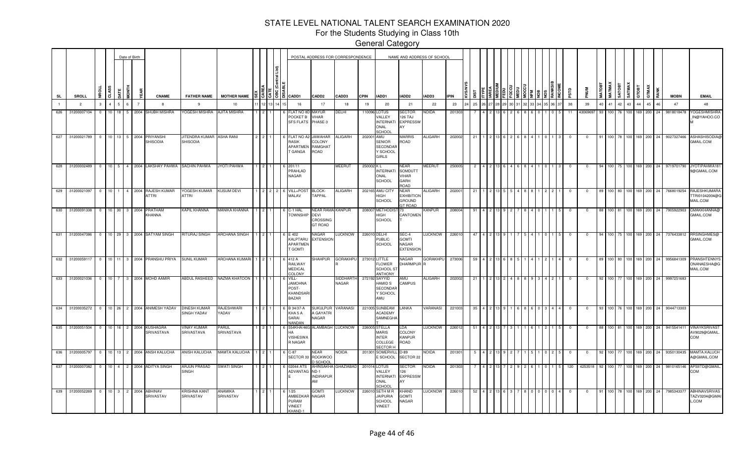# STATE LEVEL NATIONAL TALENT SEARCH EXAMINATION 2020

## For the Students Studying in Class 10th

### General Category

| SL | SROLL | NROLL | CLASS | DATE | MONTH | YEAR | CNAME | FATHER NAME | MOTHER NAME | SEX | CAREA | CATE | OBC (Central List) | DISABLE | CADD1 | CADD2 | CADD3 | CPIN | IADD1 | IADD2 | IADD3 | IPIN | KVS/NVS | DIST | ITYPE | IAREA | MEDIUM | FEDU | FOCCU | MEDU | MOCCU | NFM | NOB | NOS | RANKSIB | INCOME | PSTD | PNUM | MATOBT | MATMAX | SATOBT | SATMAX | GTOBT | GTMAX | RANK | MOBN | EMAIL |
|---|---|---|---|---|---|---|---|---|---|---|---|---|---|---|---|---|---|---|---|---|---|---|---|---|---|---|---|---|---|---|---|---|---|---|---|---|---|---|---|---|---|---|---|---|---|---|---|
| 1 | 2 | 3 | 4 | 5 | 6 | 7 | 8 | 9 | 10 | 11 | 12 | 13 | 14 | 15 | 16 | 17 | 18 | 19 | 20 | 21 | 22 | 23 | 24 | 25 | 26 | 27 | 28 | 29 | 30 | 31 | 32 | 33 | 34 | 35 | 36 | 37 | 38 | 39 | 40 | 41 | 42 | 43 | 44 | 45 | 46 | 47 | 48 |
| 626 | 31200007104 | 0 | 10 | 18 | 5 | 2004 | SHUBH MISHRA | YOGESH MISHRA | AJITA MISHRA | 1 | 2 | 1 | | 6 | FLAT NO 8D POCKET B SFS FLATS | MAYUR VIHAR PHASE-3 | DELHI | 110096 | LOTUS VALLEY INTERNATIONAL SCHOOL | SECTOR 126 TAJ EXPRESSWAY | NOIDA | 201303 | | 7 | 4 | 2 | 13 | 6 | 2 | 6 | 8 | 6 | 0 | 1 | 0 | 5 | 11 | 43069697 | 93 | 100 | 76 | 100 | 169 | 200 | 24 | 9818018478 | YOGESHMISHRA_IN@YAHOO.COM |
| 627 | 31200021789 | 0 | 10 | 13 | 5 | 2004 | PRIYANSHI SHISODIA | JITENDRA KUMAR SHISODIA | ASHA RANI | 2 | 2 | 1 | | 6 | FLAT NO A2 RASIK APARTMENT GANGA | JAWAHAR COLONY RAMGHAT ROAD | ALIGARH | 202001 | AMU SENIOR SECONDARY SCHOOL GIRLS | MARRIS ROAD | ALIGARH | 202002 | | 21 | 1 | 2 | 13 | 6 | 2 | 6 | 8 | 4 | 1 | 0 | 1 | 3 | 0 | 0 | 91 | 100 | 78 | 100 | 169 | 200 | 24 | 9027327466 | ASHASHISODIA@GMAIL.COM |
| 628 | 31200002489 | 0 | 10 | 5 | 4 | 2004 | LAKSHAY PAHWA | SACHIN PAHWA | JYOTI PAHWA | 1 | 2 | 1 | | 6 | 201/11 PRAHLAD NAGAR | | MEERUT | 250002 | K L INTERNATIONAL SCHOOL | NEAR SOMDUTT VIHAR GARH ROAD | MEERUT | 250005 | | 2 | 4 | 2 | 13 | 6 | 4 | 6 | 8 | 4 | 1 | 0 | 1 | 3 | 0 | 0 | 94 | 100 | 75 | 100 | 169 | 200 | 24 | 9719701790 | JYOTIPAHWA1819@GMAIL.COM |
| 629 | 31200021097 | 0 | 10 | 1 | 4 | 2004 | RAJESH KUMAR ATTRI | YOGESH KUMAR ATTRI | KUSUM DEVI | 1 | 2 | 2 | 2 | 6 | VILL+POST MALAV | BLOCK-TAPPAL | ALIGARH | 202165 | AMU CITY HIGH SCHOOL | NEAR EXHIBITION GROUND GT ROAD | ALIGARH | 202001 | | 21 | 1 | 2 | 13 | 5 | 5 | 4 | 8 | 8 | 1 | 2 | 2 | 1 | 0 | 0 | 89 | 100 | 80 | 100 | 169 | 200 | 24 | 7668019254 | RAJESHKUMARATTRI01042004@GMAIL.COM |
| 630 | 31200091338 | 0 | 10 | 30 | 3 | 2004 | PRATHAM KHANNA | KAPIL KHANNA | MANIKA KHANNA | 1 | 2 | 1 | | 6 | C-1 HAL TOWNSHIP | NEAR RAMA DEVI CROSSING GT ROAD | KANPUR | 208007 | METHODIST HIGH SCHOOL | 73 CANTOMENT | KANPUR | 208004 | | 91 | 4 | 2 | 13 | 9 | 2 | 7 | 8 | 4 | 0 | 1 | 1 | 5 | 0 | 0 | 88 | 100 | 81 | 100 | 169 | 200 | 24 | 7905922903 | CMAKKHANNA@GMAIL.COM |
| 631 | 31200047086 | 0 | 10 | 29 | 3 | 2004 | SATYAM SINGH | RITURAJ SINGH | ARCHANA SINGH | 1 | 2 | 1 | | 6 | E 402 KALPTARU APARTMENT GOMTI | NAGAR EXTENSION | LUCKNOW | 226010 | DELHI PUBLIC SCHOOL | SEC-4 GOMTI NAGAR EXTENSION | LUCKNOW | 226010 | | 47 | 4 | 2 | 13 | 9 | 1 | 7 | 5 | 4 | 1 | 0 | 1 | 5 | 0 | 0 | 94 | 100 | 75 | 100 | 169 | 200 | 24 | 7376433812 | RRSINGHMES@GMAIL.COM |
| 632 | 31200059117 | 0 | 10 | 11 | 3 | 2004 | PRANSHU PRIYA | SUNIL KUMAR | ARCHANA KUMARI | 1 | 2 | 1 | | 6 | 412 A RAILWAY MEDICAL COLONY | SHAHPUR | GORAKHPUR | 273012 | LITTLE FLOWER SCHOOL ST ANTHONY | NAGAR DHARMPUR | GORAKHPUR | 273006 | | 59 | 4 | 2 | 13 | 6 | 8 | 5 | 1 | 4 | 1 | 2 | 1 | 4 | 0 | 0 | 89 | 100 | 80 | 100 | 169 | 200 | 24 | 9956841309 | PRANSHTENNYSONANAESHA@GMAIL.COM |
| 633 | 31200021036 | 0 | 10 | 7 | 3 | 2004 | MOHD AAMIR | ABDUL RASHEED | NAZMA KHATOON | 1 | 1 | 1 | | 6 | VILL-JAMOHNA POST-KHANDSARI BAZAR | | SIDDHARTH NAGAR | 272192 | SAYYID HAMID S SECONDARY SCHOOL AMU | AMU CAMPUS | ALIGARH | 202002 | | 21 | 1 | 2 | 13 | 2 | 4 | 8 | 8 | 9 | 3 | 4 | 2 | 1 | 0 | 0 | 92 | 100 | 77 | 100 | 169 | 200 | 24 | 9997251683 | |
| 634 | 31200035272 | 0 | 10 | 26 | 2 | 2004 | ANIMESH YADAV | DINESH KUMAR SINGH YADAV | RAJESHWARI YADAV | 1 | 2 | 1 | | 6 | B 34/37-A KHA 5 A SARAI NANDAN | SUKULPUR A GAYATRI NAGAR | VARANASI | 221005 | SUNBEAM ACADEMY SAMNEGHAT | LANKA | VARANASI | 221003 | | 35 | 4 | 2 | 13 | 9 | 1 | 6 | 8 | 6 | 0 | 3 | 4 | 4 | 0 | 0 | 93 | 100 | 76 | 100 | 169 | 200 | 24 | 9044713303 | |
| 635 | 31200051504 | 0 | 10 | 16 | 2 | 2004 | KUSHAGRA SRIVASTAVA | VINAY KUMAR SRIVASTAVA | PARUL SRIVASTAVA | 1 | 2 | 1 | | 6 | 554KHA/46G HA VISHESWAR NAGAR | ALAMBAGH | LUCKNOW | 226005 | STELLA MARIS INTER COLLEGE SECTOR H | LDA COLONY KANPUR ROAD | LUCKNOW | 226012 | | 51 | 4 | 2 | 13 | 7 | 3 | 1 | 1 | 6 | 1 | 2 | 1 | 5 | 0 | 0 | 88 | 100 | 81 | 100 | 169 | 200 | 24 | 9415541411 | VINAYKSRIVASTAV9029@GMAIL.COM |
| 636 | 31200005797 | 0 | 10 | 13 | 2 | 2004 | ANSH KALUCHA | ANISH KALUCHA | MAMTA KALUCHA | 1 | 2 | 1 | | 6 | C-87 SECTOR 33 | NEAR ROCKWOOD SCHOOL | NOIDA | 201301 | SOMERVILLE SCHOOL | D-89 SECTOR 22 | NOIDA | 201301 | | 5 | 4 | 2 | 13 | 9 | 2 | 7 | 1 | 5 | 1 | 0 | 2 | 5 | 0 | 0 | 92 | 100 | 77 | 100 | 169 | 200 | 24 | 9350130435 | MAMTA.KALUCHA@GMAIL.COM |
| 637 | 31200007082 | 0 | 10 | 4 | 2 | 2004 | ADITYA SINGH | ARJUN PRASAD SINGH | SWATI SINGH | 1 | 2 | 1 | | 6 | 02044 ATS ADVANTAGE | AHINSAKHAND-1 INDIRAPURAM | GHAZIABAD | 201014 | LOTUS VALLEY INTERNATIONAL SCHOOL | SECTOR 126 EXPRESSWAY | NOIDA | 201303 | | 7 | 4 | 2 | 13 | 7 | 2 | 9 | 2 | 6 | 1 | 0 | 1 | 5 | 120 | 4253518 | 92 | 100 | 77 | 100 | 169 | 200 | 24 | 9810165146 | APSIITD@GMAIL.COM |
| 639 | 31200052269 | 0 | 10 | 3 | 2 | 2004 | ABHINAV SRIVASTAV | KRISHNA KANT SRIVASTAV | ANAMIKA SRIVASTAV | 1 | 2 | 1 | | 6 | 1/25 AMBEDKAR PURAM VINEET KHAND-1 | GOMTI NAGAR | LUCKNOW | 226010 | SETH M R JAIPURIA SCHOOL VINEET | KHAND GOMTI NAGAR | LUCKNOW | 226010 | | 52 | 4 | 2 | 13 | 6 | 3 | 7 | 8 | 0 | 0 | 0 | 0 | 4 | 0 | 0 | 91 | 100 | 78 | 100 | 169 | 200 | 24 | 7985343377 | ABHINAVSRIVASTAV3204@GMAIL.COM |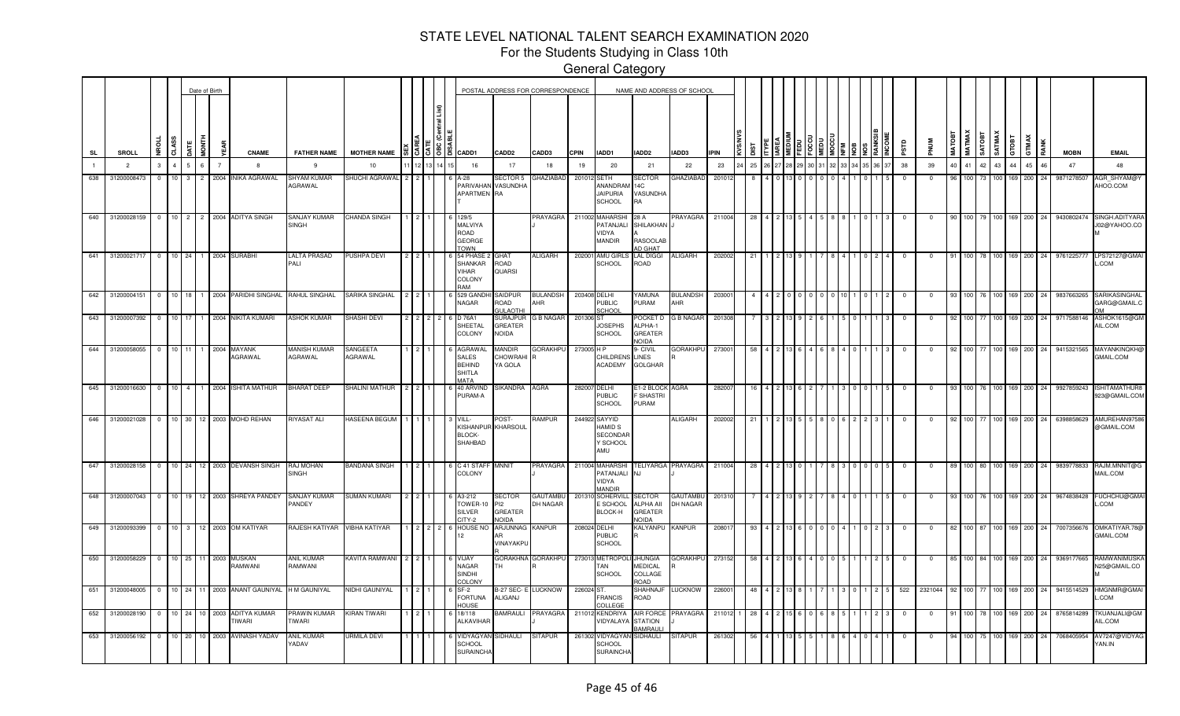# STATE LEVEL NATIONAL TALENT SEARCH EXAMINATION 2020

## For the Students Studying in Class 10th

### General Category

| SL | SROLL | NROLL | CLASS | DATE | MONTH | YEAR | CNAME | FATHER NAME | MOTHER NAME | SEX | CAREA | CATE | OBC (Central List) | DISABLE | CADD1 | CADD2 | CADD3 | CPIN | IADD1 | IADD2 | IADD3 | IPIN | KVS/NVS | DIST | ITYPE | IAREA | MEDIUM | FEDU | FOCCU | MEDU | MOCCU | NFM | NOB | NOS | RANKSIB | INCOME | PSTD | PNUM | MATOBT | MATMAX | SATOBT | SATMAX | GTOBT | GTMAX | RANK | MOBN | EMAIL |
|---|---|---|---|---|---|---|---|---|---|---|---|---|---|---|---|---|---|---|---|---|---|---|---|---|---|---|---|---|---|---|---|---|---|---|---|---|---|---|---|---|---|---|---|---|---|---|---|
| 1 | 2 | 3 | 4 | 5 | 6 | 7 | 8 | 9 | 10 | 11 | 12 | 13 | 14 | 15 | 16 | 17 | 18 | 19 | 20 | 21 | 22 | 23 | 24 | 25 | 26 | 27 | 28 | 29 | 30 | 31 | 32 | 33 | 34 | 35 | 36 | 37 | 38 | 39 | 40 | 41 | 42 | 43 | 44 | 45 | 46 | 47 | 48 |
| 638 | 31200008473 | 0 | 10 | 3 | 2 | 2004 | INIKA AGRAWAL | SHYAM KUMAR AGRAWAL | SHUCHI AGRAWAL | 2 | 2 | 1 | | | 6 A-28 PARIVAHAN APARTMENT | SECTOR 5 VASUNDHA RA | GHAZIABAD | 201012 | SETH ANANDRAM JAIPURIA SCHOOL | SECTOR 14C VASUNDHA RA | GHAZIABAD | 201012 | | 8 | 4 | 0 | 13 | 0 | 0 | 0 | 0 | 4 | 1 | 0 | 1 | 5 | 0 | 0 | 96 | 100 | 73 | 100 | 169 | 200 | 24 | 9871278507 | AGR_SHYAM@YAHOO.COM |
| 640 | 31200028159 | 0 | 10 | 2 | 2 | 2004 | ADITYA SINGH | SANJAY KUMAR SINGH | CHANDA SINGH | 1 | 2 | 1 | | | 6 129/5 MALVIYA ROAD GEORGE TOWN | | PRAYAGRAJ | 211002 | MAHARSHI PATANJALI VIDYA MANDIR | 28 A SHILAKHAN A RASOOLAB AD GHAT | PRAYAGRAJ | 211004 | | 28 | 4 | 2 | 13 | 5 | 4 | 5 | 8 | 8 | 1 | 0 | 1 | 3 | 0 | 0 | 90 | 100 | 79 | 100 | 169 | 200 | 24 | 9430802474 | SINGH.ADITYARAJ02@YAHOO.COM |
| 641 | 31200021717 | 0 | 10 | 24 | 1 | 2004 | SURABHI | LALTA PRASAD PALI | PUSHPA DEVI | 2 | 2 | 1 | | | 6 54 PHASE 2 SHANKAR VIHAR COLONY RAM | GHAT ROAD QUARSI | ALIGARH | 202001 | AMU GIRLS SCHOOL | LAL DIGGI ROAD | ALIGARH | 202002 | | 21 | 1 | 2 | 13 | 9 | 1 | 7 | 8 | 4 | 1 | 0 | 2 | 4 | 0 | 0 | 91 | 100 | 78 | 100 | 169 | 200 | 24 | 9761225777 | LPS72127@GMAIL.COM |
| 642 | 31200004151 | 0 | 10 | 18 | 1 | 2004 | PARIDHI SINGHAL | RAHUL SINGHAL | SARIKA SINGHAL | 2 | 2 | 1 | | | 6 529 GANDHI NAGAR | SAIDPUR ROAD GULAOTHI | BULANDSH AHR | 203408 | DELHI PUBLIC SCHOOL | YAMUNA PURAM | BULANDSH AHR | 203001 | | 4 | 4 | 2 | 0 | 0 | 0 | 0 | 0 | 10 | 1 | 0 | 1 | 2 | 0 | 0 | 93 | 100 | 76 | 100 | 169 | 200 | 24 | 9837663265 | SARIKASINGHALGARG@GMAIL.COM |
| 643 | 31200007392 | 0 | 10 | 17 | 1 | 2004 | NIKITA KUMARI | ASHOK KUMAR | SHASHI DEVI | 2 | 2 | 2 | 2 | | 6 D 76A1 SHEETAL COLONY | SURAJPUR GREATER NOIDA | G B NAGAR | 201306 | ST JOSEPHS SCHOOL | POCKET D ALPHA-1 GREATER NOIDA | G B NAGAR | 201308 | | 7 | 3 | 2 | 13 | 9 | 2 | 6 | 1 | 5 | 0 | 1 | 1 | 3 | 0 | 0 | 92 | 100 | 77 | 100 | 169 | 200 | 24 | 9717588146 | ASHOK1615@GMAIL.COM |
| 644 | 31200058055 | 0 | 10 | 11 | 1 | 2004 | MAYANK AGRAWAL | MANISH KUMAR AGRAWAL | SANGEETA AGRAWAL | 1 | 2 | 1 | | | 6 AGRAWAL SALES BEHIND SHITLA MATA | MANDIR CHOWRAHI YA GOLA | GORAKHPUR | 273005 | H P CHILDRENS ACADEMY | 9- CIVIL LINES GOLGHAR | GORAKHPUR | 273001 | | 58 | 4 | 2 | 13 | 6 | 4 | 6 | 8 | 4 | 0 | 1 | 1 | 3 | 0 | 0 | 92 | 100 | 77 | 100 | 169 | 200 | 24 | 9415321565 | MAYANKINQKH@GMAIL.COM |
| 645 | 31200016630 | 0 | 10 | 4 | 1 | 2004 | ISHITA MATHUR | BHARAT DEEP | SHALINI MATHUR | 2 | 2 | 1 | | | 6 40 ARVIND PURAM-A | SIKANDRA | AGRA | 282007 | DELHI PUBLIC SCHOOL | E1-2 BLOCK F SHASTRI PURAM | AGRA | 282007 | | 16 | 4 | 2 | 13 | 6 | 2 | 7 | 1 | 3 | 0 | 0 | 1 | 5 | 0 | 0 | 93 | 100 | 76 | 100 | 169 | 200 | 24 | 9927859243 | ISHITAMATHUR8923@GMAIL.COM |
| 646 | 31200021028 | 0 | 10 | 30 | 12 | 2003 | MOHD REHAN | RIYASAT ALI | HASEENA BEGUM | 1 | 1 | 1 | | | 3 VILL-KISHANPUR BLOCK-SHAHBAD | POST-KHARSOUL | RAMPUR | 244922 | SAYYID HAMID S SECONDARY SCHOOL AMU | | ALIGARH | 202002 | | 21 | 1 | 2 | 13 | 5 | 5 | 8 | 0 | 6 | 2 | 2 | 3 | 1 | 0 | 0 | 92 | 100 | 77 | 100 | 169 | 200 | 24 | 6398858629 | AMUREHAN97586@GMAIL.COM |
| 647 | 31200028158 | 0 | 10 | 24 | 12 | 2003 | DEVANSH SINGH | RAJ MOHAN SINGH | BANDANA SINGH | 1 | 2 | 1 | | | 6 C 41 STAFF COLONY | MNNIT | PRAYAGRAJ | 211004 | MAHARSHI PATANJALI VIDYA MANDIR | TELIYARGANJ | PRAYAGRAJ | 211004 | | 28 | 4 | 2 | 13 | 0 | 1 | 7 | 8 | 3 | 0 | 0 | 0 | 5 | 0 | 0 | 89 | 100 | 80 | 100 | 169 | 200 | 24 | 9839778833 | RAJM.MNNIT@GMAIL.COM |
| 648 | 31200007043 | 0 | 10 | 19 | 12 | 2003 | SHREYA PANDEY | SANJAY KUMAR PANDEY | SUMAN KUMARI | 2 | 2 | 1 | | | 6 A3-212 TOWER-10 SILVER CITY-2 | SECTOR PI2 GREATER NOIDA | GAUTAMBUDH NAGAR | 201310 | SOHERVILLE SCHOOL BLOCK-H | SECTOR ALPHA AII GREATER NOIDA | GAUTAMBUDH NAGAR | 201310 | | 7 | 4 | 2 | 13 | 9 | 2 | 7 | 8 | 4 | 0 | 1 | 1 | 5 | 0 | 0 | 93 | 100 | 76 | 100 | 169 | 200 | 24 | 9674838428 | FUCHCHU@GMAIL.COM |
| 649 | 31200093399 | 0 | 10 | 3 | 12 | 2003 | OM KATIYAR | RAJESH KATIYAR | VIBHA KATIYAR | 1 | 2 | 2 | 2 | | 6 HOUSE NO 12 | ARJUNNAGAR VINAYAKPUR | KANPUR | 208024 | DELHI PUBLIC SCHOOL | KALYANPUR | KANPUR | 208017 | | 93 | 4 | 2 | 13 | 6 | 0 | 0 | 0 | 4 | 1 | 0 | 2 | 3 | 0 | 0 | 82 | 100 | 87 | 100 | 169 | 200 | 24 | 7007356676 | OMKATIYAR.78@GMAIL.COM |
| 650 | 31200058229 | 0 | 10 | 25 | 11 | 2003 | MUSKAN RAMWANI | ANIL KUMAR RAMWANI | KAVITA RAMWANI | 2 | 2 | 1 | | | 6 VIJAY NAGAR SINDHI COLONY | GORAKHNATH | GORAKHPUR | 273013 | METROPOLITAN SCHOOL | JHUNGIA MEDICAL COLLAGE ROAD | GORAKHPUR | 273152 | | 58 | 4 | 2 | 13 | 6 | 4 | 0 | 0 | 5 | 1 | 1 | 2 | 5 | 0 | 0 | 85 | 100 | 84 | 100 | 169 | 200 | 24 | 9369177665 | RAMWANIMUSKAN25@GMAIL.COM |
| 651 | 31200048005 | 0 | 10 | 24 | 11 | 2003 | ANANT GAUNIYAL | H M GAUNIYAL | NIDHI GAUNIYAL | 1 | 2 | 1 | | | 6 SF-2 FORTUNA HOUSE | B-27 SEC- E ALIGANJ | LUCKNOW | 226024 | ST. FRANCIS COLLEGE | SHAHNAJF ROAD | LUCKNOW | 226001 | | 48 | 4 | 2 | 13 | 8 | 1 | 7 | 1 | 3 | 0 | 1 | 2 | 5 | 522 | 2321044 | 92 | 100 | 77 | 100 | 169 | 200 | 24 | 9415514529 | HMGNMR@GMAIL.COM |
| 652 | 31200028190 | 0 | 10 | 24 | 10 | 2003 | ADITYA KUMAR TIWARI | PRAWIN KUMAR TIWARI | KIRAN TIWARI | 1 | 2 | 1 | | | 6 18/118 ALKAVIHAR | BAMRAULI | PRAYAGRAJ | 211012 | KENDRIYA VIDYALAYA | AIR FORCE STATION BAMRAULI | PRAYAGRAJ | 211012 | 1 | 28 | 4 | 2 | 15 | 6 | 0 | 6 | 8 | 5 | 1 | 1 | 2 | 3 | 0 | 0 | 91 | 100 | 78 | 100 | 169 | 200 | 24 | 8765814289 | TKUANJALI@GMAIL.COM |
| 653 | 31200056192 | 0 | 10 | 20 | 10 | 2003 | AVINASH YADAV | ANIL KUMAR YADAV | URMILA DEVI | 1 | 1 | 1 | | | 6 VIDYAGYAN SCHOOL SURAINCHA | SIDHAULI | SITAPUR | 261302 | VIDYAGYAN SCHOOL SURAINCHA | SIDHAULI | SITAPUR | 261302 | | 56 | 4 | 1 | 13 | 5 | 5 | 1 | 8 | 6 | 4 | 0 | 4 | 1 | 0 | 0 | 94 | 100 | 75 | 100 | 169 | 200 | 24 | 7068405954 | AV7247@VIDYAGYAN.IN |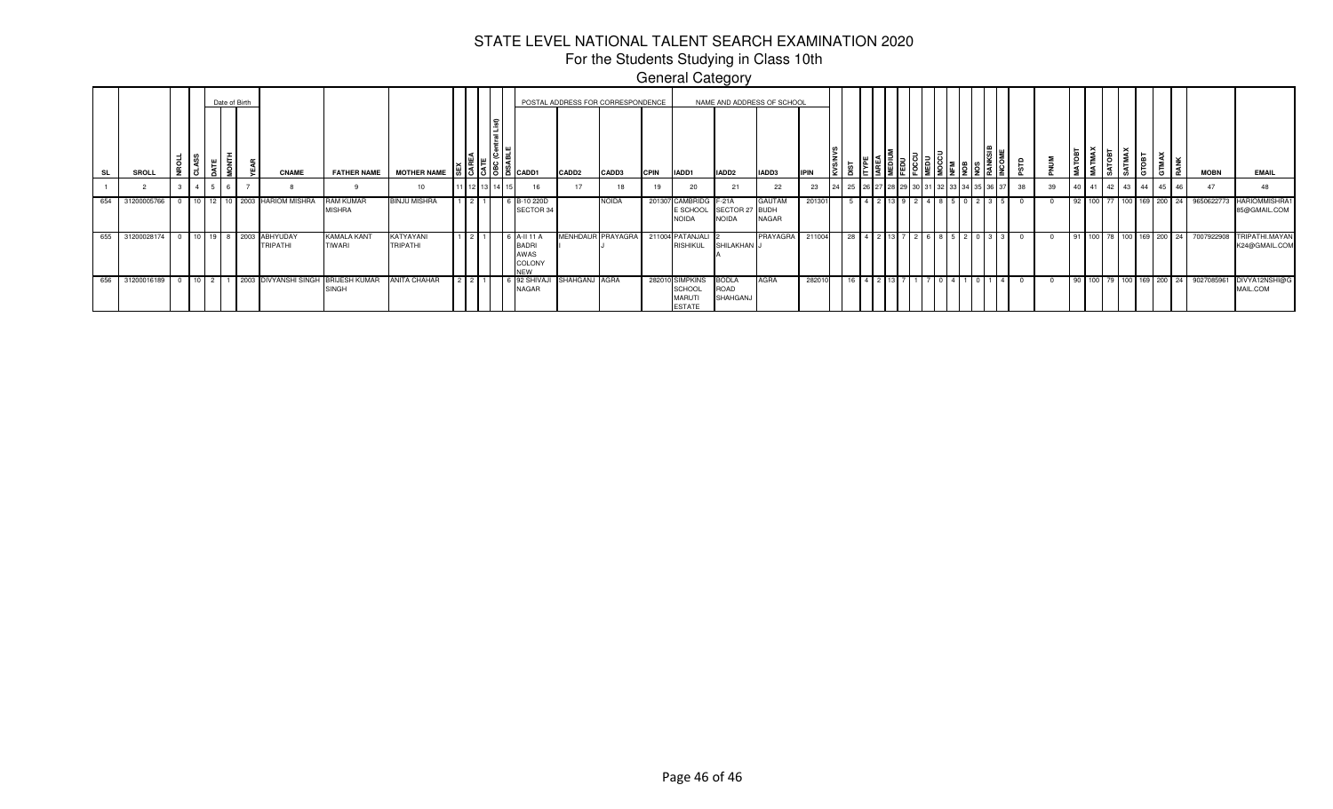# STATE LEVEL NATIONAL TALENT SEARCH EXAMINATION 2020

## For the Students Studying in Class 10th

### General Category

| SL | SROLL | NROLL | CLASS | DATE | MONTH | YEAR | CNAME | FATHER NAME | MOTHER NAME | SEX | CAREA | CATE | OBC (Central List) | DISABLE | CADD1 | CADD2 | CADD3 | CPIN | IADD1 | IADD2 | IADD3 | IPIN | KVS/NVS | DIST | ITYPE | IAREA | MEDIUM | FEDU | FOCCU | MEDU | MOCCU | NFM | NOB | NOS | RANKSIB | INCOME | PSTD | PNUM | MATOBT | MATMAX | SATOBT | SATMAX | GTOBT | GTMAX | RANK | MOBN | EMAIL |
|---|---|---|---|---|---|---|---|---|---|---|---|---|---|---|---|---|---|---|---|---|---|---|---|---|---|---|---|---|---|---|---|---|---|---|---|---|---|---|---|---|---|---|---|---|---|---|---|
| | | | | Date of Birth | | | | | | | | | | | POSTAL ADDRESS FOR CORRESPONDENCE | | | | NAME AND ADDRESS OF SCHOOL | | | | | | | | | | | | | | | | | | | | | | | | | | | | |
| 1 | 2 | 3 | 4 | 5 | 6 | 7 | 8 | 9 | 10 | 11 | 12 | 13 | 14 | 15 | 16 | 17 | 18 | 19 | 20 | 21 | 22 | 23 | 24 | 25 | 26 | 27 | 28 | 29 | 30 | 31 | 32 | 33 | 34 | 35 | 36 | 37 | 38 | 39 | 40 | 41 | 42 | 43 | 44 | 45 | 46 | 47 | 48 |
| 654 | 31200005766 | 0 | 10 | 12 | 10 | 2003 | HARIOM MISHRA | RAM KUMAR MISHRA | BINJU MISHRA | 1 | 2 | 1 | | 6 | B-10 220D SECTOR 34 | | NOIDA | 201307 | CAMBRIDGE SCHOOL NOIDA | F-21A SECTOR 27 NOIDA | GAUTAM BUDH NAGAR | 201301 | | 5 | 4 | 2 | 13 | 9 | 2 | 4 | 8 | 5 | 0 | 2 | 3 | 5 | 0 | 0 | 92 | 100 | 77 | 100 | 169 | 200 | 24 | 9650622773 | HARIOMMISHRA185@GMAIL.COM |
| 655 | 31200028174 | 0 | 10 | 19 | 8 | 2003 | ABHYUDAY TRIPATHI | KAMALA KANT TIWARI | KATYAYANI TRIPATHI | 1 | 2 | 1 | | 6 | A-II 11 A BADRI AWAS COLONY NEW | MENHDAURI | PRAYAGRAJ | 211004 | PATANJALI RISHIKUL | 2 SHILAKHANA | PRAYAGRAJ | 211004 | | 28 | 4 | 2 | 13 | 7 | 2 | 6 | 8 | 5 | 2 | 0 | 3 | 3 | 0 | 0 | 91 | 100 | 78 | 100 | 169 | 200 | 24 | 7007922908 | TRIPATHI.MAYANK24@GMAIL.COM |
| 656 | 31200016189 | 0 | 10 | 2 | 1 | 2003 | DIVYANSHI SINGH | BRIJESH KUMAR SINGH | ANITA CHAHAR | 2 | 2 | 1 | | 6 | 92 SHIVAJI NAGAR | SHAHGANJ | AGRA | 282010 | SIMPKINS SCHOOL MARUTI ESTATE | BODLA ROAD SHAHGANJ | AGRA | 282010 | | 16 | 4 | 2 | 13 | 7 | 1 | 7 | 0 | 4 | 1 | 0 | 1 | 4 | 0 | 0 | 90 | 100 | 79 | 100 | 169 | 200 | 24 | 9027085961 | DIVYA12NSHI@GMAIL.COM |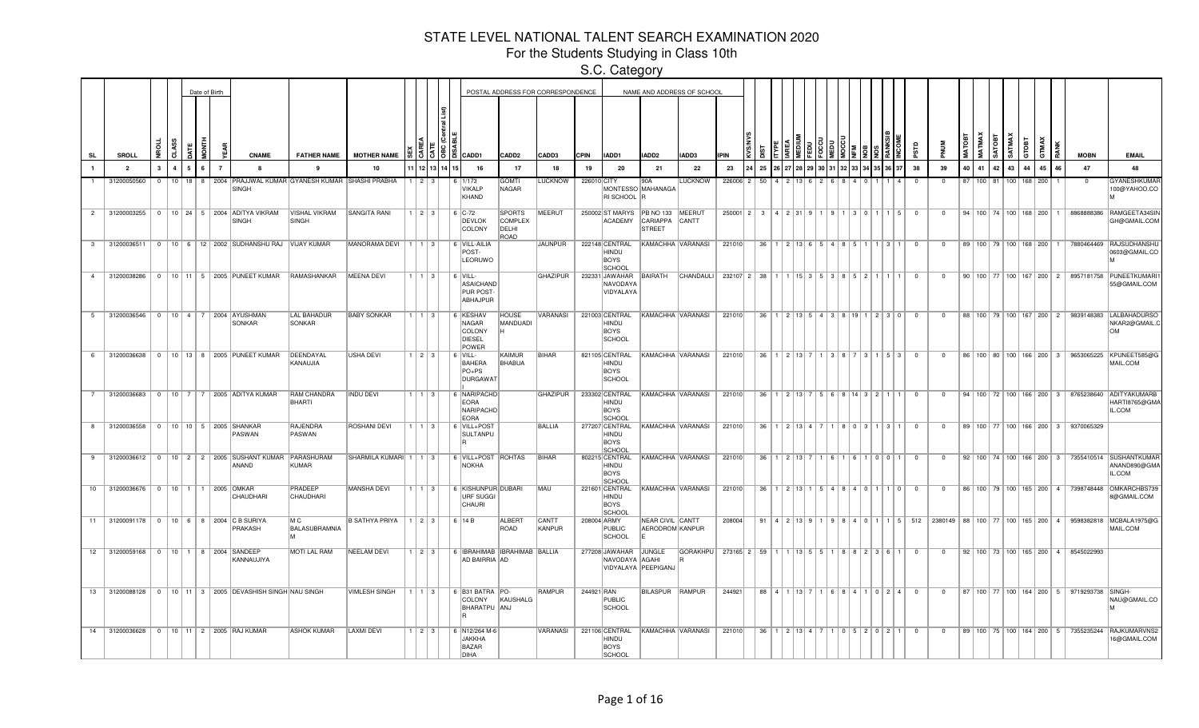# STATE LEVEL NATIONAL TALENT SEARCH EXAMINATION 2020

## For the Students Studying in Class 10th

### S.C. Category

| SL | SROLL | NROLL | CLASS | Date of Birth DATE | MONTH | YEAR | CNAME | FATHER NAME | MOTHER NAME | SEX | CAREA | CATE | OBC (Central List) | DISABLE | POSTAL ADDRESS FOR CORRESPONDENCE CADD1 | CADD2 | CADD3 | CPIN | NAME AND ADDRESS OF SCHOOL IADD1 | IADD2 | IADD3 | IPIN | KVS/NVS | DIST | ITYPE | IAREA | MEDIUM | FEDU | FOCCU | MEDU | MOCCU | NFM | NOB | NOS | RANKSIB | INCOME | PSTD | PNUM | MATOBT | MATMAX | SATOBT | SATMAX | GTOBT | GTMAX | RANK | MOBN | EMAIL |
|---|---|---|---|---|---|---|---|---|---|---|---|---|---|---|---|---|---|---|---|---|---|---|---|---|---|---|---|---|---|---|---|---|---|---|---|---|---|---|---|---|---|---|---|---|---|---|---|
| 1 | 2 | 3 | 4 | 5 | 6 | 7 | 8 | 9 | 10 | 11 | 12 | 13 | 14 | 15 | 16 | 17 | 18 | 19 | 20 | 21 | 22 | 23 | 24 | 25 | 26 | 27 | 28 | 29 | 30 | 31 | 32 | 33 | 34 | 35 | 36 | 37 | 38 | 39 | 40 | 41 | 42 | 43 | 44 | 45 | 46 | 47 | 48 |
| 1 | 31200050560 | 0 | 10 | 18 | 8 | 2004 | PRAJJWAL KUMAR SINGH | GYANESH KUMAR | SHASHI PRABHA | 1 | 2 | 3 | | 6 | 1/173 VIKALP KHAND | GOMTI NAGAR | LUCKNOW | 226010 | CITY MONTESSORI SCHOOL R | 90A MAHANAGAR | LUCKNOW | 226006 | 2 | 50 | 4 | 2 | 13 | 6 | 2 | 6 | 8 | 4 | 0 | 1 | 1 | 4 | 0 | 0 | 87 | 100 | 81 | 100 | 168 | 200 | 1 | 0 | GYANESHKUMAR100@YAHOO.COM |
| 2 | 31200003255 | 0 | 10 | 24 | 5 | 2004 | ADITYA VIKRAM SINGH | VISHAL VIKRAM SINGH | SANGITA RANI | 1 | 2 | 3 | | 6 | C-72 DEVLOK COLONY | SPORTS COMPLEX DELHI ROAD | MEERUT | 250002 | ST MARYS ACADEMY | PB NO 133 CARIAPPA STREET | MEERUT CANTT | 250001 | 2 | 3 | 4 | 2 | 31 | 9 | 1 | 9 | 1 | 3 | 0 | 1 | 1 | 5 | 0 | 0 | 94 | 100 | 74 | 100 | 168 | 200 | 1 | 8868888386 | RAMGEETA34SINGH@GMAIL.COM |
| 3 | 31200036511 | 0 | 10 | 6 | 12 | 2002 | SUDHANSHU RAJ | VIJAY KUMAR | MANORAMA DEVI | 1 | 1 | 3 | | 6 | VILL-AILIA POST-LEORUWO | | JAUNPUR | 222148 | CENTRAL HINDU BOYS SCHOOL | KAMACHHA | VARANASI | 221010 | | 36 | 1 | 2 | 13 | 6 | 5 | 4 | 8 | 5 | 1 | 1 | 3 | 1 | 0 | 0 | 89 | 100 | 79 | 100 | 168 | 200 | 1 | 7880464469 | RAJSUDHANSHU0603@GMAIL.COM |
| 4 | 31200038286 | 0 | 10 | 11 | 5 | 2005 | PUNEET KUMAR | RAMASHANKAR | MEENA DEVI | 1 | 1 | 3 | | 6 | VILL-ASAICHANDPUR POST-ABHAIPUR | | GHAZIPUR | 232331 | JAWAHAR NAVODAYA VIDYALAYA | BAIRATH | CHANDAULI | 232107 | 2 | 38 | 1 | 1 | 15 | 3 | 5 | 3 | 8 | 5 | 2 | 1 | 1 | 1 | 0 | 0 | 90 | 100 | 77 | 100 | 167 | 200 | 2 | 8957181758 | PUNEETKUMARI155@GMAIL.COM |
| 5 | 31200036546 | 0 | 10 | 4 | 7 | 2004 | AYUSHMAN SONKAR | LAL BAHADUR SONKAR | BABY SONKAR | 1 | 1 | 3 | | 6 | KESHAV NAGAR COLONY DIESEL POWER | HOUSE MANDUADIH | VARANASI | 221003 | CENTRAL HINDU BOYS SCHOOL | KAMACHHA | VARANASI | 221010 | | 36 | 1 | 2 | 13 | 5 | 4 | 3 | 8 | 19 | 1 | 2 | 3 | 0 | 0 | 0 | 88 | 100 | 79 | 100 | 167 | 200 | 2 | 9839148383 | LALBAHADURSONKAR2@GMAIL.COM |
| 6 | 31200036638 | 0 | 10 | 13 | 8 | 2005 | PUNEET KUMAR | DEENDAYAL KANAUJIA | USHA DEVI | 1 | 2 | 3 | | 6 | VILL-BAHERA PO+PS DURGAWATI | KAIMUR BHABUA | BIHAR | 821105 | CENTRAL HINDU BOYS SCHOOL | KAMACHHA | VARANASI | 221010 | | 36 | 1 | 2 | 13 | 7 | 1 | 3 | 8 | 7 | 3 | 1 | 5 | 3 | 0 | 0 | 86 | 100 | 80 | 100 | 166 | 200 | 3 | 9653065225 | KPUNEET585@GMAIL.COM |
| 7 | 31200036683 | 0 | 10 | 7 | 7 | 2005 | ADITYA KUMAR | RAM CHANDRA BHARTI | INDU DEVI | 1 | 1 | 3 | | 6 | NARIPACHDEORA NARIPACHDEORA | | GHAZIPUR | 233302 | CENTRAL HINDU BOYS SCHOOL | KAMACHHA | VARANASI | 221010 | | 36 | 1 | 2 | 13 | 7 | 5 | 6 | 8 | 14 | 3 | 2 | 1 | 1 | 0 | 0 | 94 | 100 | 72 | 100 | 166 | 200 | 3 | 8765238640 | ADITYAKUMARBHARTI8765@GMAIL.COM |
| 8 | 31200036558 | 0 | 10 | 10 | 5 | 2005 | SHANKAR PASWAN | RAJENDRA PASWAN | ROSHANI DEVI | 1 | 1 | 3 | | 6 | VILL+POST SULTANPUR | | BALLIA | 277207 | CENTRAL HINDU BOYS SCHOOL | KAMACHHA | VARANASI | 221010 | | 36 | 1 | 2 | 13 | 4 | 7 | 1 | 8 | 0 | 3 | 1 | 3 | 1 | 0 | 0 | 89 | 100 | 77 | 100 | 166 | 200 | 3 | 9370065329 | |
| 9 | 31200036612 | 0 | 10 | 2 | 2 | 2005 | SUSHANT KUMAR ANAND | PARASHURAM KUMAR | SHARMILA KUMARI | 1 | 1 | 3 | | 6 | VILL+POST NOKHA | ROHTAS | BIHAR | 802215 | CENTRAL HINDU BOYS SCHOOL | KAMACHHA | VARANASI | 221010 | | 36 | 1 | 2 | 13 | 7 | 1 | 6 | 1 | 6 | 1 | 0 | 0 | 1 | 0 | 0 | 92 | 100 | 74 | 100 | 166 | 200 | 3 | 7355410514 | SUSHANTKUMARANAND890@GMAIL.COM |
| 10 | 31200036676 | 0 | 10 | 1 | 1 | 2005 | OMKAR CHAUDHARI | PRADEEP CHAUDHARI | MANSHA DEVI | 1 | 1 | 3 | | 6 | KISHUNPUR DUBARI URF SUGGI CHAURI | DUBARI | MAU | 221601 | CENTRAL HINDU BOYS SCHOOL | KAMACHHA | VARANASI | 221010 | | 36 | 1 | 2 | 13 | 1 | 5 | 4 | 8 | 4 | 0 | 1 | 1 | 0 | 0 | 0 | 86 | 100 | 79 | 100 | 165 | 200 | 4 | 7398748448 | OMKARCHBS7398@GMAIL.COM |
| 11 | 31200091178 | 0 | 10 | 6 | 8 | 2004 | C B SURIYA PRAKASH | M C BALASUBRAMNIAM | B SATHYA PRIYA | 1 | 2 | 3 | | 6 | 14 B | ALBERT ROAD | CANTT KANPUR | 208004 | ARMY PUBLIC SCHOOL | NEAR CIVIL AERODROME | CANTT KANPUR | 208004 | | 91 | 4 | 2 | 13 | 9 | 1 | 9 | 8 | 4 | 0 | 1 | 1 | 5 | 512 | 2380149 | 88 | 100 | 77 | 100 | 165 | 200 | 4 | 9598382818 | MCBALA1975@GMAIL.COM |
| 12 | 31200059168 | 0 | 10 | 1 | 8 | 2004 | SANDEEP KANNAUJIYA | MOTI LAL RAM | NEELAM DEVI | 1 | 2 | 3 | | 6 | IBRAHIMABAD BAIRRIA | IBRAHIMABAD | BALLIA | 277208 | JAWAHAR NAVODAYA VIDYALAYA | JUNGLE AGAHI PEEPIGANJ | GORAKHPUR | 273165 | 2 | 59 | 1 | 1 | 13 | 5 | 5 | 1 | 8 | 8 | 2 | 3 | 6 | 1 | 0 | 0 | 92 | 100 | 73 | 100 | 165 | 200 | 4 | 8545022993 | |
| 13 | 31200088128 | 0 | 10 | 11 | 3 | 2005 | DEVASHISH SINGH | NAU SINGH | VIMLESH SINGH | 1 | 1 | 3 | | 6 | B31 BATRA COLONY BHARATPUR | PO-KAUSHALGANJ | RAMPUR | 244921 | RAN PUBLIC SCHOOL | BILASPUR | RAMPUR | 244921 | | 88 | 4 | 1 | 13 | 7 | 1 | 6 | 8 | 4 | 1 | 0 | 2 | 4 | 0 | 0 | 87 | 100 | 77 | 100 | 164 | 200 | 5 | 9719293738 | SINGH-NAU@GMAIL.COM |
| 14 | 31200036628 | 0 | 10 | 11 | 2 | 2005 | RAJ KUMAR | ASHOK KUMAR | LAXMI DEVI | 1 | 2 | 3 | | 6 | N12/264 M-6 JAKKHA BAZAR DIHA | | VARANASI | 221106 | CENTRAL HINDU BOYS SCHOOL | KAMACHHA | VARANASI | 221010 | | 36 | 1 | 2 | 13 | 4 | 7 | 1 | 0 | 5 | 2 | 0 | 2 | 1 | 0 | 0 | 89 | 100 | 75 | 100 | 164 | 200 | 5 | 7355235244 | RAJKUMARVNS216@GMAIL.COM |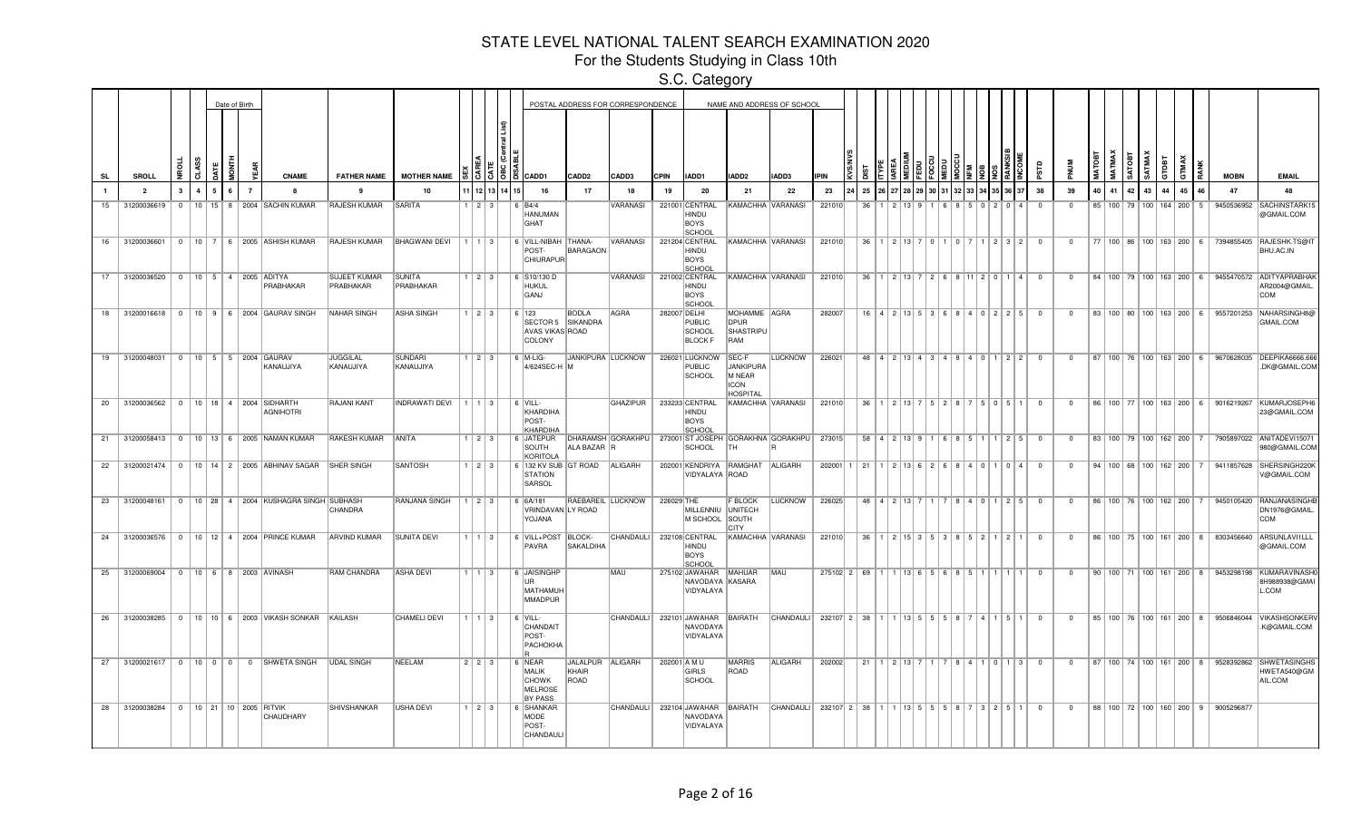# STATE LEVEL NATIONAL TALENT SEARCH EXAMINATION 2020

## For the Students Studying in Class 10th

### S.C. Category

| SL | SROLL | NROLL | CLASS | DATE | MONTH | YEAR | CNAME | FATHER NAME | MOTHER NAME | SEX | CAREA | CATE | OBC (Central List) | DISABLE | CADD1 | CADD2 | CADD3 | CPIN | IADD1 | IADD2 | IADD3 | IPIN | KVS/NVS | DIST | ITYPE | IAREA | MEDIUM | FEDU | FOCCU | MEDU | MOCCU | NFM | NOB | NOS | RANKSIB | INCOME | PSTD | PNUM | MATOBT | MATMAX | SATOBT | SATMAX | GTOBT | GTMAX | RANK | MOBN | EMAIL |
|---|---|---|---|---|---|---|---|---|---|---|---|---|---|---|---|---|---|---|---|---|---|---|---|---|---|---|---|---|---|---|---|---|---|---|---|---|---|---|---|---|---|---|---|---|---|---|---|
| 1 | 2 | 3 | 4 | 5 | 6 | 7 | 8 | 9 | 10 | 11 | 12 | 13 | 14 | 15 | 16 | 17 | 18 | 19 | 20 | 21 | 22 | 23 | 24 | 25 | 26 | 27 | 28 | 29 | 30 | 31 | 32 | 33 | 34 | 35 | 36 | 37 | 38 | 39 | 40 | 41 | 42 | 43 | 44 | 45 | 46 | 47 | 48 |
| 15 | 31200036619 | 0 | 10 | 15 | 8 | 2004 | SACHIN KUMAR | RAJESH KUMAR | SARITA | 1 | 2 | 3 | | 6 | B4/4 HANUMAN GHAT | | VARANASI | 221001 | CENTRAL HINDU BOYS SCHOOL | KAMACHHA | VARANASI | 221010 | | 36 | 1 | 2 | 13 | 9 | 1 | 6 | 8 | 5 | 0 | 2 | 0 | 4 | 0 | 0 | 85 | 100 | 79 | 100 | 164 | 200 | 5 | 9450536952 | SACHINSTARK15@GMAIL.COM |
| 16 | 31200036601 | 0 | 10 | 7 | 6 | 2005 | ASHISH KUMAR | RAJESH KUMAR | BHAGWANI DEVI | 1 | 1 | 3 | | 6 | VILL-NIBAH POST-CHIURAPUR | THANA-BARAGAON | VARANASI | 221204 | CENTRAL HINDU BOYS SCHOOL | KAMACHHA | VARANASI | 221010 | | 36 | 1 | 2 | 13 | 7 | 0 | 1 | 0 | 7 | 1 | 2 | 3 | 2 | 0 | 0 | 77 | 100 | 86 | 100 | 163 | 200 | 6 | 7394855405 | RAJESH.TS@ITBHU.AC.IN |
| 17 | 31200036520 | 0 | 10 | 5 | 4 | 2005 | ADITYA PRABHAKAR | SUJEET KUMAR PRABHAKAR | SUNITA PRABHAKAR | 1 | 2 | 3 | | 6 | S10/130 D HUKUL GANJ | | VARANASI | 221002 | CENTRAL HINDU BOYS SCHOOL | KAMACHHA | VARANASI | 221010 | | 36 | 1 | 2 | 13 | 7 | 2 | 6 | 8 | 11 | 2 | 0 | 1 | 4 | 0 | 0 | 84 | 100 | 79 | 100 | 163 | 200 | 6 | 9455470572 | ADITYAPRABHAKAR2004@GMAIL.COM |
| 18 | 31200016618 | 0 | 10 | 9 | 6 | 2004 | GAURAV SINGH | NAHAR SINGH | ASHA SINGH | 1 | 2 | 3 | | 6 | 123 SECTOR 5 AVAS VIKAS COLONY | BODLA SIKANDRA ROAD | AGRA | 282007 | DELHI PUBLIC SCHOOL BLOCK F | MOHAMME DPUR SHASTRIPURAM | AGRA | 282007 | | 16 | 4 | 2 | 13 | 5 | 3 | 6 | 8 | 4 | 0 | 2 | 2 | 5 | 0 | 0 | 83 | 100 | 80 | 100 | 163 | 200 | 6 | 9557201253 | NAHARSINGH8@GMAIL.COM |
| 19 | 31200048031 | 0 | 10 | 5 | 5 | 2004 | GAURAV KANAUJIYA | JUGGILAL KANAUJIYA | SUNDARI KANAUJIYA | 1 | 2 | 3 | | 6 | M-LIG-4/624SEC-H | JANKIPURA M | LUCKNOW | 226021 | LUCKNOW PUBLIC SCHOOL | SEC-F JANKIPURAM NEAR ICON HOSPITAL | LUCKNOW | 226021 | | 48 | 4 | 2 | 13 | 4 | 3 | 4 | 8 | 4 | 0 | 1 | 2 | 2 | 0 | 0 | 87 | 100 | 76 | 100 | 163 | 200 | 6 | 9670628035 | DEEPIKA6666.666.DK@GMAIL.COM |
| 20 | 31200036562 | 0 | 10 | 18 | 4 | 2004 | SIDHARTH AGNIHOTRI | RAJANI KANT | INDRAWATI DEVI | 1 | 1 | 3 | | 6 | VILL-KHARDIHA POST-KHARDIHA | | GHAZIPUR | 233233 | CENTRAL HINDU BOYS SCHOOL | KAMACHHA | VARANASI | 221010 | | 36 | 1 | 2 | 13 | 7 | 5 | 2 | 8 | 7 | 5 | 0 | 5 | 1 | 0 | 0 | 86 | 100 | 77 | 100 | 163 | 200 | 6 | 9016219267 | KUMARJOSEPH623@GMAIL.COM |
| 21 | 31200058413 | 0 | 10 | 13 | 6 | 2005 | NAMAN KUMAR | RAKESH KUMAR | ANITA | 1 | 2 | 3 | | 6 | JATEPUR SOUTH KORITOLA | DHARAMSHALA BAZAR | GORAKHPUR | 273001 | ST JOSEPH SCHOOL | GORAKHNATH | GORAKHPUR | 273015 | | 58 | 4 | 2 | 13 | 9 | 1 | 6 | 8 | 5 | 1 | 1 | 2 | 5 | 0 | 0 | 83 | 100 | 79 | 100 | 162 | 200 | 7 | 7905897022 | ANITADEVI15071980@GMAIL.COM |
| 22 | 31200021474 | 0 | 10 | 14 | 2 | 2005 | ABHINAV SAGAR | SHER SINGH | SANTOSH | 1 | 2 | 3 | | 6 | 132 KV SUB STATION SARSOL | GT ROAD | ALIGARH | 202001 | KENDRIYA VIDYALAYA | RAMGHAT ROAD | ALIGARH | 202001 | 1 | 21 | 1 | 2 | 13 | 6 | 2 | 6 | 8 | 4 | 0 | 1 | 0 | 4 | 0 | 0 | 94 | 100 | 68 | 100 | 162 | 200 | 7 | 9411857628 | SHERSINGH220KV@GMAIL.COM |
| 23 | 31200048161 | 0 | 10 | 28 | 4 | 2004 | KUSHAGRA SINGH | SUBHASH CHANDRA | RANJANA SINGH | 1 | 2 | 3 | | 6 | 6A/181 VRINDAVAN YOJANA | RAEBAREILLY ROAD | LUCKNOW | 226029 | THE MILLENNIUM SCHOOL | F BLOCK UNITECH SOUTH CITY | LUCKNOW | 226025 | | 48 | 4 | 2 | 13 | 7 | 1 | 7 | 8 | 4 | 0 | 1 | 2 | 5 | 0 | 0 | 86 | 100 | 76 | 100 | 162 | 200 | 7 | 9450105420 | RANJANASINGHBDN1976@GMAIL.COM |
| 24 | 31200036576 | 0 | 10 | 12 | 4 | 2004 | PRINCE KUMAR | ARVIND KUMAR | SUNITA DEVI | 1 | 1 | 3 | | 6 | VILL+POST PAVRA | BLOCK-SAKALDIHA | CHANDAULI | 232108 | CENTRAL HINDU BOYS SCHOOL | KAMACHHA | VARANASI | 221010 | | 36 | 1 | 2 | 15 | 3 | 5 | 3 | 8 | 5 | 2 | 1 | 2 | 1 | 0 | 0 | 86 | 100 | 75 | 100 | 161 | 200 | 8 | 8303456640 | ARSUNLAVI1LLL@GMAIL.COM |
| 25 | 31200069004 | 0 | 10 | 6 | 8 | 2003 | AVINASH | RAM CHANDRA | ASHA DEVI | 1 | 1 | 3 | | 6 | JAISINGHPUR MATHAMUH MMADPUR | | MAU | 275102 | JAWAHAR NAVODAYA VIDYALAYA | MAHUAR KASARA | MAU | 275102 | 2 | 69 | 1 | 1 | 13 | 6 | 5 | 6 | 8 | 5 | 1 | 1 | 1 | 1 | 0 | 0 | 90 | 100 | 71 | 100 | 161 | 200 | 8 | 9453298198 | KUMARAVINASH08H988938@GMAIL.COM |
| 26 | 31200038285 | 0 | 10 | 10 | 6 | 2003 | VIKASH SONKAR | KAILASH | CHAMELI DEVI | 1 | 1 | 3 | | 6 | VILL-CHANDAIT POST-PACHOKHAR | | CHANDAULI | 232101 | JAWAHAR NAVODAYA VIDYALAYA | BAIRATH | CHANDAULI | 232107 | 2 | 38 | 1 | 1 | 13 | 5 | 5 | 5 | 8 | 7 | 4 | 1 | 5 | 1 | 0 | 0 | 85 | 100 | 76 | 100 | 161 | 200 | 8 | 9506846044 | VIKASHSONKERV.K@GMAIL.COM |
| 27 | 31200021617 | 0 | 10 | 0 | 0 | 0 | SHWETA SINGH | UDAL SINGH | NEELAM | 2 | 2 | 3 | | 6 | NEAR MALIK CHOWK MELROSE BY PASS | JALALPUR KHAIR ROAD | ALIGARH | 202001 | A M U GIRLS SCHOOL | MARRIS ROAD | ALIGARH | 202002 | | 21 | 1 | 2 | 13 | 7 | 1 | 7 | 8 | 4 | 1 | 0 | 1 | 3 | 0 | 0 | 87 | 100 | 74 | 100 | 161 | 200 | 8 | 9528392862 | SHWETASINGHSHWETA540@GMAIL.COM |
| 28 | 31200038284 | 0 | 10 | 21 | 10 | 2005 | RITVIK CHAUDHARY | SHIVSHANKAR | USHA DEVI | 1 | 2 | 3 | | 6 | SHANKAR MODE POST-CHANDAULI | | CHANDAULI | 232104 | JAWAHAR NAVODAYA VIDYALAYA | BAIRATH | CHANDAULI | 232107 | 2 | 38 | 1 | 1 | 13 | 5 | 5 | 5 | 8 | 7 | 3 | 2 | 5 | 1 | 0 | 0 | 88 | 100 | 72 | 100 | 160 | 200 | 9 | 9005296877 | |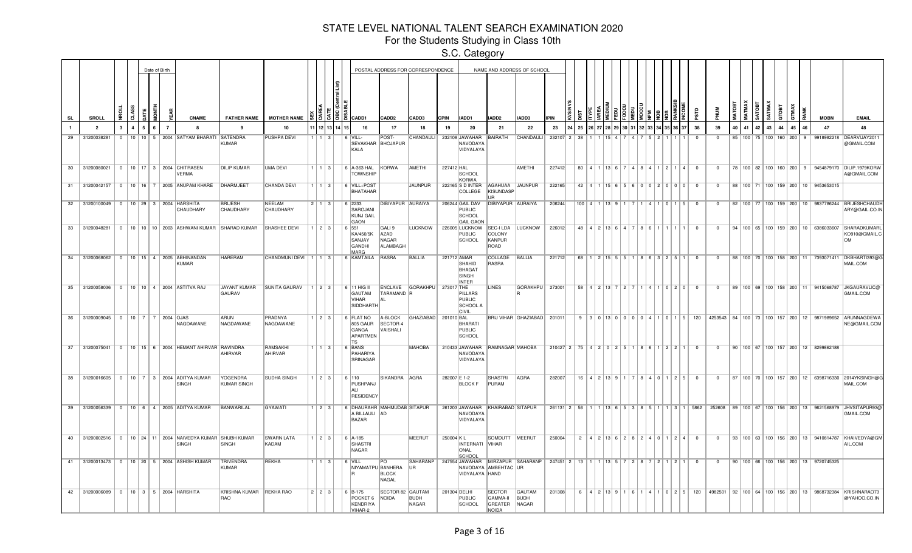# STATE LEVEL NATIONAL TALENT SEARCH EXAMINATION 2020

## For the Students Studying in Class 10th

### S.C. Category

| SL | SROLL | NROLL | CLASS | DATE | MONTH | YEAR | CNAME | FATHER NAME | MOTHER NAME | SEX | CAREA | CATE | OBC (Central List) | DISABLE | CADD1 | CADD2 | CADD3 | CPIN | IADD1 | IADD2 | IADD3 | IPIN | KVS/NVS | DIST | ITYPE | IAREA | MEDIUM | FEDU | FOCCU | MEDU | MOCCU | NFM | NOB | NOS | RANKSIB | INCOME | PSTD | PNUM | MATOBT | MATMAX | SATOBT | SATMAX | GTOBT | GTMAX | RANK | MOBN | EMAIL |
|---|---|---|---|---|---|---|---|---|---|---|---|---|---|---|---|---|---|---|---|---|---|---|---|---|---|---|---|---|---|---|---|---|---|---|---|---|---|---|---|---|---|---|---|---|---|---|---|
| 1 | 2 | 3 | 4 | 5 | 6 | 7 | 8 | 9 | 10 | 11 | 12 | 13 | 14 | 15 | 16 | 17 | 18 | 19 | 20 | 21 | 22 | 23 | 24 | 25 | 26 | 27 | 28 | 29 | 30 | 31 | 32 | 33 | 34 | 35 | 36 | 37 | 38 | 39 | 40 | 41 | 42 | 43 | 44 | 45 | 46 | 47 | 48 |
| 29 | 31200038281 | 0 | 10 | 10 | 5 | 2004 | SATYAM BHARATI | SATENDRA KUMAR | PUSHPA DEVI | 1 | 1 | 3 | | 6 | VILL-SEVAKHAR KALA | POST-BHOJAPUR | CHANDAULI | 232108 | JAWAHAR NAVODAYA VIDYALAYA | BAIRATH | CHANDAULI | 232107 | 2 | 38 | 1 | 1 | 15 | 4 | 7 | 4 | 7 | 5 | 2 | 1 | 1 | 1 | 0 | 0 | 85 | 100 | 75 | 100 | 160 | 200 | 9 | 9918982218 | DEARVIJAY2011@GMAIL.COM |
| 30 | 31200080021 | 0 | 10 | 17 | 3 | 2004 | CHITRASEN VERMA | DILIP KUMAR | UMA DEVI | 1 | 1 | 3 | | 6 | A-363 HAL TOWNSHIP | KORWA | AMETHI | 227412 | HAL SCHOOL KORWA | | AMETHI | 227412 | | 80 | 4 | 1 | 13 | 6 | 7 | 4 | 8 | 4 | 1 | 2 | 1 | 4 | 0 | 0 | 78 | 100 | 82 | 100 | 160 | 200 | 9 | 9454879170 | DILIP.1979KORWA@GMAIL.COM |
| 31 | 31200042157 | 0 | 10 | 16 | 7 | 2005 | ANUPAM KHARE | DHARMJEET | CHANDA DEVI | 1 | 1 | 3 | | 6 | VILL+POST BHATAHAR | | JAUNPUR | 222165 | S D INTER COLLEGE | AGAHUAA KISUNDASPUR | JAUNPUR | 222165 | | 42 | 4 | 1 | 15 | 6 | 5 | 6 | 0 | 0 | 2 | 0 | 0 | 0 | 0 | 0 | 88 | 100 | 71 | 100 | 159 | 200 | 10 | 9453653015 | |
| 32 | 31200100049 | 0 | 10 | 29 | 3 | 2004 | HARSHITA CHAUDHARY | BRIJESH CHAUDHARY | NEELAM CHAUDHARY | 2 | 1 | 3 | | 6 | 2233 SAROJANI KUNJ GAIL GAON | DIBIYAPUR | AURAIYA | 206244 | GAIL DAV PUBLIC SCHOOL GAIL GAON | DIBIYAPUR | AURAIYA | 206244 | | 100 | 4 | 1 | 13 | 9 | 1 | 7 | 1 | 4 | 1 | 0 | 1 | 5 | 0 | 0 | 82 | 100 | 77 | 100 | 159 | 200 | 10 | 9837786244 | BRIJESHCHAUDHARY@GAIL.CO.IN |
| 33 | 31200048281 | 0 | 10 | 10 | 10 | 2003 | ASHWANI KUMAR | SHARAD KUMAR | SHASHEE DEVI | 1 | 2 | 3 | | 6 | 551 KA/450/5K SANJAY GANDHI MARG | GALI 9 AZAD NAGAR ALAMBAGH | LUCKNOW | 226005 | LUCKNOW PUBLIC SCHOOL | SEC-I LDA COLONY KANPUR ROAD | LUCKNOW | 226012 | | 48 | 4 | 2 | 13 | 6 | 4 | 7 | 8 | 6 | 1 | 1 | 1 | 1 | 0 | 0 | 94 | 100 | 65 | 100 | 159 | 200 | 10 | 6386033607 | SHARADKUMARLKO910@GMAIL.COM |
| 34 | 31200068062 | 0 | 10 | 15 | 4 | 2005 | ABHINANDAN KUMAR | HARERAM | CHANDMUNI DEVI | 1 | 1 | 3 | | 6 | KAMTAILA | RASRA | BALLIA | 221712 | AMAR SHAHID BHAGAT SINGH INTER | COLLAGE RASRA | BALLIA | 221712 | | 68 | 1 | 2 | 15 | 5 | 5 | 1 | 8 | 6 | 3 | 2 | 5 | 1 | 0 | 0 | 88 | 100 | 70 | 100 | 158 | 200 | 11 | 7393071411 | DKBHARTI393@GMAIL.COM |
| 35 | 31200058036 | 0 | 10 | 10 | 4 | 2004 | ASTITVA RAJ | JAYANT KUMAR GAURAV | SUNITA GAURAV | 1 | 2 | 3 | | 6 | 11 HIG II GAUTAM VIHAR SIDDHARTH | ENCLAVE TARAMAND AL | GORAKHPUR | 273017 | THE PILLARS PUBLIC SCHOOL A CIVIL | LINES | GORAKHPUR | 273001 | | 58 | 4 | 2 | 13 | 7 | 2 | 7 | 1 | 4 | 1 | 0 | 2 | 0 | 0 | 0 | 89 | 100 | 69 | 100 | 158 | 200 | 11 | 9415068787 | JKGAURAVLIC@GMAIL.COM |
| 36 | 31200009045 | 0 | 10 | 7 | 7 | 2004 | OJAS NAGDAWANE | ARUN NAGDAWANE | PRADNYA NAGDAWANE | 1 | 2 | 3 | | 6 | FLAT NO 805 GAUR GANGA APARTMENTS | A-BLOCK SECTOR 4 VAISHALI | GHAZIABAD | 201010 | BAL BHARATI PUBLIC SCHOOL | BRIJ VIHAR | GHAZIABAD | 201011 | | 9 | 3 | 0 | 13 | 0 | 0 | 0 | 0 | 4 | 1 | 0 | 1 | 5 | 120 | 4253543 | 84 | 100 | 73 | 100 | 157 | 200 | 12 | 9871989652 | ARUNNAGDEWANE@GMAIL.COM |
| 37 | 31200075041 | 0 | 10 | 15 | 6 | 2004 | HEMANT AHIRVAR | RAVINDRA AHIRVAR | RAMSAKHI AHIRVAR | 1 | 1 | 3 | | 6 | BANS PAHARIYA SRINAGAR | | MAHOBA | 210433 | JAWAHAR NAVODAYA VIDYALAYA | RAMNAGAR | MAHOBA | 210427 | 2 | 75 | 4 | 2 | 0 | 2 | 5 | 1 | 8 | 6 | 1 | 2 | 2 | 1 | 0 | 0 | 90 | 100 | 67 | 100 | 157 | 200 | 12 | 8299862188 | |
| 38 | 31200016605 | 0 | 10 | 7 | 3 | 2004 | ADITYA KUMAR SINGH | YOGENDRA KUMAR SINGH | SUDHA SINGH | 1 | 2 | 3 | | 6 | 110 PUSHPANJALI RESIDENCY | SIKANDRA | AGRA | 282007 | E 1-2 BLOCK F | SHASTRI PURAM | AGRA | 282007 | | 16 | 4 | 2 | 13 | 9 | 1 | 7 | 8 | 4 | 0 | 1 | 2 | 5 | 0 | 0 | 87 | 100 | 70 | 100 | 157 | 200 | 12 | 6398716330 | 2014YKSINGH@GMAIL.COM |
| 39 | 31200056339 | 0 | 10 | 6 | 4 | 2005 | ADITYA KUMAR | BANWARILAL | GYAWATI | 1 | 2 | 3 | | 6 | DHAURAHRA BILLAULI BAZAR | MAHMUDABAD | SITAPUR | 261203 | JAWAHAR NAVODAYA VIDYALAYA | KHAIRABAD | SITAPUR | 261131 | 2 | 56 | 1 | 1 | 13 | 6 | 5 | 3 | 8 | 5 | 1 | 1 | 3 | 1 | 5862 | 252608 | 89 | 100 | 67 | 100 | 156 | 200 | 13 | 9621568979 | JHVSITAPUR93@GMAIL.COM |
| 40 | 31200002516 | 0 | 10 | 24 | 11 | 2004 | NAIVEDYA KUMAR SINGH | SHUBH KUMAR SINGH | SWARN LATA KADAM | 1 | 2 | 3 | | 6 | A-185 SHASTRI NAGAR | | MEERUT | 250004 | K L INTERNATIONAL SCHOOL | SOMDUTT VIHAR | MEERUT | 250004 | | 2 | 4 | 2 | 13 | 6 | 2 | 8 | 2 | 4 | 0 | 1 | 2 | 4 | 0 | 0 | 93 | 100 | 63 | 100 | 156 | 200 | 13 | 9410814787 | KHAIVEDYA@GMAIL.COM |
| 41 | 31200013473 | 0 | 10 | 20 | 5 | 2004 | ASHISH KUMAR | TRIVENDRA KUMAR | REKHA | 1 | 1 | 3 | | 6 | VILL NIYAMATPUR | PO BANHERA BLOCK NAGAL | SAHARANPUR | 247554 | JAWAHAR NAVODAYA VIDYALAYA | MIRZAPUR AMBEHTAC HAND | SAHARANPUR | 247451 | 2 | 13 | 1 | 1 | 13 | 5 | 7 | 2 | 8 | 7 | 2 | 1 | 2 | 1 | 0 | 0 | 90 | 100 | 66 | 100 | 156 | 200 | 13 | 9720745325 | |
| 42 | 31200006089 | 0 | 10 | 3 | 5 | 2004 | HARSHITA | KRISHNA KUMAR RAO | REKHA RAO | 2 | 2 | 3 | | 6 | B-175 POCKET 6 KENDRIYA VIHAR-2 | SECTOR 82 NOIDA | GAUTAM BUDH NAGAR | 201304 | DELHI PUBLIC SCHOOL | SECTOR GAMMA-II GREATER NOIDA | GAUTAM BUDH NAGAR | 201308 | | 6 | 4 | 2 | 13 | 9 | 1 | 6 | 1 | 4 | 1 | 0 | 2 | 5 | 120 | 4982501 | 92 | 100 | 64 | 100 | 156 | 200 | 13 | 9868732384 | KRISHNARAO73@YAHOO.CO.IN |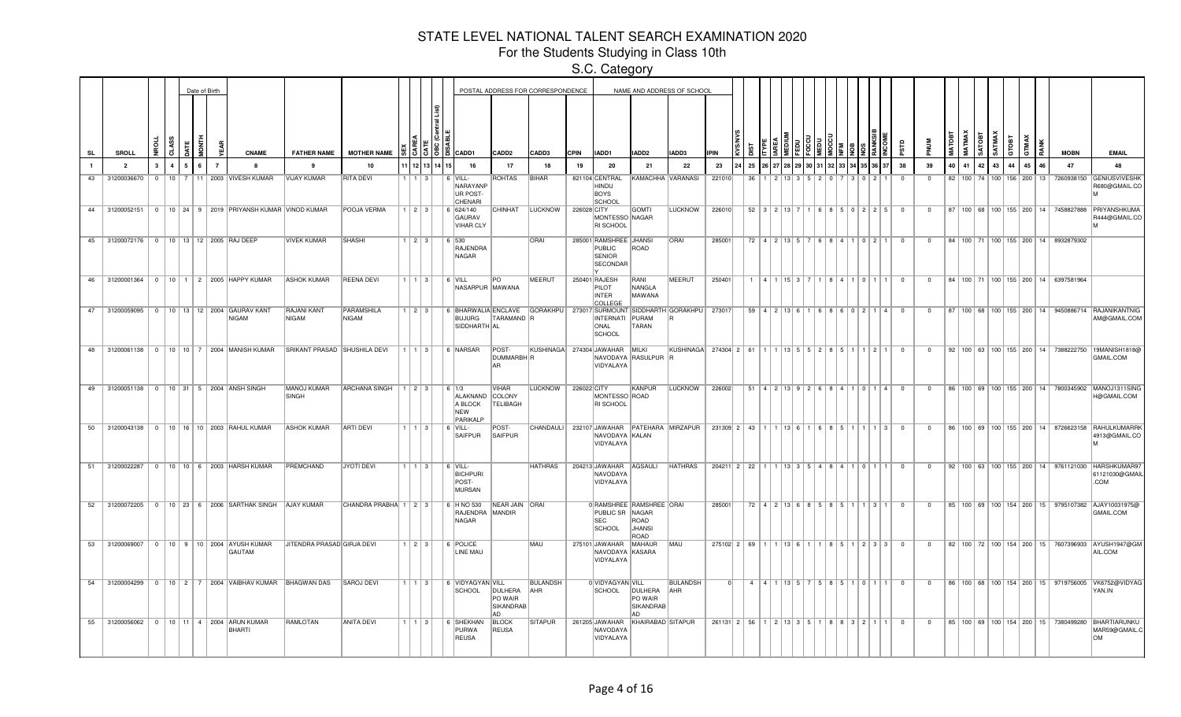# STATE LEVEL NATIONAL TALENT SEARCH EXAMINATION 2020

## For the Students Studying in Class 10th

### S.C. Category

| SL | SROLL | NROLL | CLASS | Date of Birth DATE | MONTH | YEAR | CNAME | FATHER NAME | MOTHER NAME | SEX | CAREA | CATE | OBC (Central List) | DISABLE | POSTAL ADDRESS FOR CORRESPONDENCE CADD1 | CADD2 | CADD3 | CPIN | NAME AND ADDRESS OF SCHOOL IADD1 | IADD2 | IADD3 | IPIN | KVS/NVS | DIST | ITYPE | IAREA | MEDIUM | FEDU | FOCCU | MEDU | MOCCU | NFM | NOB | NOS | RANKSIB | INCOME | PSTD | PNUM | MATOBT | MATMAX | SATOBT | SATMAX | GTOBT | GTMAX | RANK | MOBN | EMAIL |
|---|---|---|---|---|---|---|---|---|---|---|---|---|---|---|---|---|---|---|---|---|---|---|---|---|---|---|---|---|---|---|---|---|---|---|---|---|---|---|---|---|---|---|---|---|---|---|---|
| 1 | 2 | 3 | 4 | 5 | 6 | 7 | 8 | 9 | 10 | 11 | 12 | 13 | 14 | 15 | 16 | 17 | 18 | 19 | 20 | 21 | 22 | 23 | 24 | 25 | 26 | 27 | 28 | 29 | 30 | 31 | 32 | 33 | 34 | 35 | 36 | 37 | 38 | 39 | 40 | 41 | 42 | 43 | 44 | 45 | 46 | 47 | 48 |
| 43 | 31200036670 | 0 | 10 | 7 | 11 | 2003 | VIVESH KUMAR | VIJAY KUMAR | RITA DEVI | 1 | 1 | 3 | | 6 | VILL-NARAYANPUR POST-CHENARI | ROHTAS | BIHAR | 821104 | CENTRAL HINDU BOYS SCHOOL | KAMACHHA | VARANASI | 221010 | | 36 | 1 | 2 | 13 | 3 | 5 | 2 | 0 | 7 | 3 | 0 | 2 | 1 | 0 | 0 | 82 | 100 | 74 | 100 | 156 | 200 | 13 | 7260938150 | GENIUSVIVESHKR680@GMAIL.COM |
| 44 | 31200052151 | 0 | 10 | 24 | 9 | 2019 | PRIYANSH KUMAR | VINOD KUMAR | POOJA VERMA | 1 | 2 | 3 | | 6 | 624/140 GAURAV VIHAR CLY | CHINHAT | LUCKNOW | 226028 | CITY MONTESSORI SCHOOL | GOMTI NAGAR | LUCKNOW | 226010 | | 52 | 3 | 2 | 13 | 7 | 1 | 6 | 8 | 5 | 0 | 2 | 2 | 5 | 0 | 0 | 87 | 100 | 68 | 100 | 155 | 200 | 14 | 7458827888 | PRIYANSHKUMAR444@GMAIL.COM |
| 45 | 31200072176 | 0 | 10 | 13 | 12 | 2005 | RAJ DEEP | VIVEK KUMAR | SHASHI | 1 | 2 | 3 | | 6 | 530 RAJENDRA NAGAR | | ORAI | 285001 | RAMSHREE PUBLIC SENIOR SECONDARY | JHANSI ROAD | ORAI | 285001 | | 72 | 4 | 2 | 13 | 5 | 7 | 6 | 8 | 4 | 1 | 0 | 2 | 1 | 0 | 0 | 84 | 100 | 71 | 100 | 155 | 200 | 14 | 8932879302 | |
| 46 | 31200001364 | 0 | 10 | 1 | 2 | 2005 | HAPPY KUMAR | ASHOK KUMAR | REENA DEVI | 1 | 1 | 3 | | 6 | VILL NASARPUR | PO MAWANA | MEERUT | 250401 | RAJESH PILOT INTER COLLEGE | RANI NANGLA MAWANA | MEERUT | 250401 | | 1 | 4 | 1 | 15 | 3 | 7 | 1 | 8 | 4 | 1 | 0 | 1 | 1 | 0 | 0 | 84 | 100 | 71 | 100 | 155 | 200 | 14 | 6397581964 | |
| 47 | 31200059095 | 0 | 10 | 13 | 12 | 2004 | GAURAV KANT NIGAM | RAJANI KANT NIGAM | PARAMSHILA NIGAM | 1 | 2 | 3 | | 6 | BHARWALIA BUJURG SIDDHARTH | ENCLAVE TARAMANDAL | GORAKHPUR | 273017 | SURMOUNT INTERNATIONAL SCHOOL | SIDDHARTH PURAM TARAN | GORAKHPUR | 273017 | | 59 | 4 | 2 | 13 | 6 | 1 | 6 | 8 | 6 | 0 | 2 | 1 | 4 | 0 | 0 | 87 | 100 | 68 | 100 | 155 | 200 | 14 | 9450886714 | RAJANIKANTNIGAM@GMAIL.COM |
| 48 | 31200061138 | 0 | 10 | 10 | 7 | 2004 | MANISH KUMAR | SRIKANT PRASAD | SHUSHILA DEVI | 1 | 1 | 3 | | 6 | NARSAR | POST-DUMMARBHAR | KUSHINAGAR | 274304 | JAWAHAR NAVODAYA VIDYALAYA | MILKI RASULPUR | KUSHINAGAR | 274304 | 2 | 61 | 1 | 1 | 13 | 5 | 5 | 2 | 8 | 5 | 1 | 1 | 2 | 1 | 0 | 0 | 92 | 100 | 63 | 100 | 155 | 200 | 14 | 7388222750 | 19MANISH1818@GMAIL.COM |
| 49 | 31200051138 | 0 | 10 | 31 | 5 | 2004 | ANSH SINGH | MANOJ KUMAR SINGH | ARCHANA SINGH | 1 | 2 | 3 | | 6 | 1/3 ALAKNAND A BLOCK NEW PARIKALP | VIHAR COLONY TELIBAGH | LUCKNOW | 226002 | CITY MONTESSORI SCHOOL | KANPUR ROAD | LUCKNOW | 226002 | | 51 | 4 | 2 | 13 | 9 | 2 | 6 | 8 | 4 | 1 | 0 | 1 | 4 | 0 | 0 | 86 | 100 | 69 | 100 | 155 | 200 | 14 | 7800345902 | MANOJ1311SINGH@GMAIL.COM |
| 50 | 31200043138 | 0 | 10 | 16 | 10 | 2003 | RAHUL KUMAR | ASHOK KUMAR | ARTI DEVI | 1 | 1 | 3 | | 6 | VILL-SAIFPUR | POST-SAIFPUR | CHANDAULI | 232107 | JAWAHAR NAVODAYA VIDYALAYA | PATEHARA KALAN | MIRZAPUR | 231309 | 2 | 43 | 1 | 1 | 13 | 6 | 1 | 6 | 8 | 5 | 1 | 1 | 1 | 3 | 0 | 0 | 86 | 100 | 69 | 100 | 155 | 200 | 14 | 8726623158 | RAHULKUMARRK4913@GMAIL.COM |
| 51 | 31200022287 | 0 | 10 | 10 | 6 | 2003 | HARSH KUMAR | PREMCHAND | JYOTI DEVI | 1 | 1 | 3 | | 6 | VILL-BICHPURI POST-MURSAN | | HATHRAS | 204213 | JAWAHAR NAVODAYA VIDYALAYA | AGSAULI | HATHRAS | 204211 | 2 | 22 | 1 | 1 | 13 | 3 | 5 | 4 | 8 | 4 | 1 | 0 | 1 | 1 | 0 | 0 | 92 | 100 | 63 | 100 | 155 | 200 | 14 | 9761121030 | HARSHKUMAR9761121030@GMAIL.COM |
| 52 | 31200072205 | 0 | 10 | 23 | 6 | 2006 | SARTHAK SINGH | AJAY KUMAR | CHANDRA PRABHA | 1 | 2 | 3 | | 6 | H NO 530 RAJENDRA NAGAR | NEAR JAIN MANDIR | ORAI | 0 | RAMSHREE PUBLIC SR SEC SCHOOL | RAMSHREE NAGAR ROAD JHANSI ROAD | ORAI | 285001 | | 72 | 4 | 2 | 13 | 6 | 8 | 5 | 8 | 5 | 1 | 1 | 3 | 1 | 0 | 0 | 85 | 100 | 69 | 100 | 154 | 200 | 15 | 9795107382 | AJAY10031975@GMAIL.COM |
| 53 | 31200069007 | 0 | 10 | 9 | 10 | 2004 | AYUSH KUMAR GAUTAM | JITENDRA PRASAD | GIRJA DEVI | 1 | 2 | 3 | | 6 | POLICE LINE MAU | | MAU | 275101 | JAWAHAR NAVODAYA VIDYALAYA | MAHAUR KASARA | MAU | 275102 | 2 | 69 | 1 | 1 | 13 | 6 | 1 | 1 | 8 | 5 | 1 | 2 | 3 | 3 | 0 | 0 | 82 | 100 | 72 | 100 | 154 | 200 | 15 | 7607396933 | AYUSH1947@GMAIL.COM |
| 54 | 31200004299 | 0 | 10 | 2 | 7 | 2004 | VAIBHAV KUMAR | BHAGWAN DAS | SAROJ DEVI | 1 | 1 | 3 | | 6 | VIDYAGYAN SCHOOL | VILL DULHERA PO WAIR SIKANDRABAD | BULANDSHAHR | 0 | VIDYAGYAN SCHOOL | VILL DULHERA PO WAIR SIKANDRABAD | BULANDSHAHR | 0 | | 4 | 4 | 1 | 13 | 5 | 7 | 5 | 8 | 5 | 1 | 0 | 1 | 1 | 0 | 0 | 86 | 100 | 68 | 100 | 154 | 200 | 15 | 9719756005 | VK6752@VIDYAGYAN.IN |
| 55 | 31200056062 | 0 | 10 | 11 | 4 | 2004 | ARUN KUMAR BHARTI | RAMLOTAN | ANITA DEVI | 1 | 1 | 3 | | 6 | SHEKHAN PURWA REUSA | BLOCK REUSA | SITAPUR | 261205 | JAWAHAR NAVODAYA VIDYALAYA | KHAIRABAD | SITAPUR | 261131 | 2 | 56 | 1 | 2 | 13 | 3 | 5 | 1 | 8 | 8 | 3 | 2 | 1 | 1 | 0 | 0 | 85 | 100 | 69 | 100 | 154 | 200 | 15 | 7380499280 | BHARTIARUNKUMAR59@GMAIL.COM |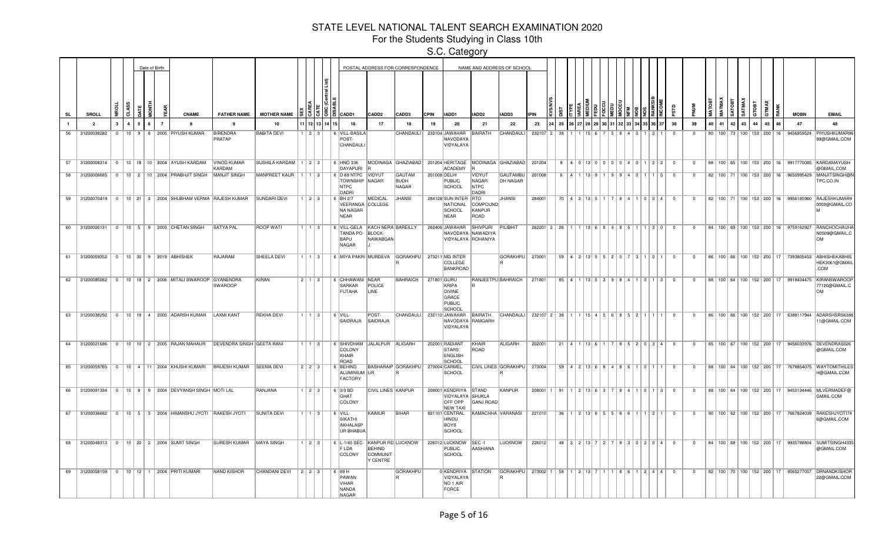# STATE LEVEL NATIONAL TALENT SEARCH EXAMINATION 2020

For the Students Studying in Class 10th

S.C. Category

| SL | SROLL | NROLL | CLASS | DATE | MONTH | YEAR | CNAME | FATHER NAME | MOTHER NAME | SEX | CAREA | CATE | OBC (Central List) | DISABLE | CADD1 | CADD2 | CADD3 | CPIN | IADD1 | IADD2 | IADD3 | IPIN | KVS/NVS | DIST | ITYPE | IAREA | MEDIUM | FEDU | FOCCU | MEDU | MOCCU | NFM | NOB | NOS | RANKSIB | INCOME | PSTD | PNUM | MATOBT | MATMAX | SATOBT | SATMAX | GTOBT | GTMAX | RANK | MOBN | EMAIL |
|---|---|---|---|---|---|---|---|---|---|---|---|---|---|---|---|---|---|---|---|---|---|---|---|---|---|---|---|---|---|---|---|---|---|---|---|---|---|---|---|---|---|---|---|---|---|---|---|
| 1 | 2 | 3 | 4 | 5 | 6 | 7 | 8 | 9 | 10 | 11 | 12 | 13 | 14 | 15 | 16 | 17 | 18 | 19 | 20 | 21 | 22 | 23 | 24 | 25 | 26 | 27 | 28 | 29 | 30 | 31 | 32 | 33 | 34 | 35 | 36 | 37 | 38 | 39 | 40 | 41 | 42 | 43 | 44 | 45 | 46 | 47 | 48 |
| 56 | 31200038282 | 0 | 10 | 9 | 8 | 2005 | PIYUSH KUMAR | BIRENDRA PRATAP | BABITA DEVI | 1 | 2 | 3 | | 6 | VILL-BASILA POST-CHANDAULI | | CHANDAULI | 232104 | JAWAHAR NAVODAYA VIDYALAYA | BAIRATH | CHANDAULI | 232107 | 2 | 38 | 1 | 1 | 15 | 6 | 7 | 5 | 8 | 4 | 0 | 1 | 2 | 1 | 0 | 0 | 80 | 100 | 73 | 100 | 153 | 200 | 16 | 9456959524 | PIYUSHKUMAR9699@GMAIL.COM |
| 57 | 31200008314 | 0 | 10 | 18 | 10 | 2004 | AYUSH KARDAM | VINOD KUMAR KARDAM | SUSHILA KARDAM | 1 | 2 | 3 | | 6 | HNO 336 DAYAPURI | MODINAGA R | GHAZIABAD | 201204 | HERITAGE ACADEMY | MODINAGA R | GHAZIABAD | 201204 | | 8 | 4 | 0 | 13 | 0 | 0 | 0 | 0 | 4 | 0 | 1 | 2 | 2 | 0 | 0 | 88 | 100 | 65 | 100 | 153 | 200 | 16 | 9917770085 | KARDAMAYUSH@GMAIL.COM |
| 58 | 31200006685 | 0 | 10 | 2 | 10 | 2004 | PRABHJIT SINGH | MANJIT SINGH | MANPREET KAUR | 1 | 1 | 3 | | 6 | D 69 NTPC TOWNSHIP NTPC DADRI | VIDYUT NAGAR | GAUTAM BUDH NAGAR | 201008 | DELHI PUBLIC SCHOOL | VIDYUT NAGAR NTPC DADRI | GAUTAMBU DH NAGAR | 201008 | | 6 | 4 | 1 | 13 | 9 | 1 | 9 | 9 | 4 | 0 | 1 | 1 | 5 | 0 | 0 | 82 | 100 | 71 | 100 | 153 | 200 | 16 | 9650995429 | MANJITSINGH@NTPC.CO.IN |
| 59 | 31200070419 | 0 | 10 | 21 | 3 | 2004 | SHUBHAM VERMA | RAJESH KUMAR | SUNDARI DEVI | 1 | 2 | 3 | | 6 | BH 2/7 VEERANGA NA NAGAR NEAR | MEDICAL COLLEGE | JHANSI | 284128 | SUN INTER NATIONAL SCHOOL NEAR | RTO COMPOUND KANPUR ROAD | JHANSI | 284001 | | 70 | 4 | 2 | 13 | 5 | 1 | 7 | 8 | 4 | 1 | 0 | 0 | 4 | 0 | 0 | 82 | 100 | 71 | 100 | 153 | 200 | 16 | 9956185960 | RAJESHKUMAR90003@GMAIL.COM |
| 60 | 31200026131 | 0 | 10 | 5 | 9 | 2003 | CHETAN SINGH | SATYA PAL | ROOP WATI | 1 | 1 | 3 | | 6 | VILL-GELA TANDA PO-BAPU NAGAR | KACH NERA BLOCK-NAWABGANJ | BAREILLY | 262406 | JAWAHAR NAVODAYA VIDYALAYA | SHIVPURI NAWADIYA ROHANIYA | PILIBHIT | 262201 | 2 | 26 | 1 | 1 | 13 | 6 | 8 | 4 | 8 | 5 | 1 | 1 | 3 | 0 | 0 | 0 | 84 | 100 | 69 | 100 | 153 | 200 | 16 | 9759162927 | RANCHOCHAUHAN0509@GMAIL.COM |
| 61 | 31200059352 | 0 | 10 | 30 | 9 | 2019 | ABHISHEK | RAJARAM | SHEELA DEVI | 1 | 1 | 3 | | 6 | MIYA PAKRI | MURDEVA | GORAKHPUR | 273211 | MG INTER COLLEGE BANKROAD | | GORAKHPUR | 273001 | | 59 | 4 | 2 | 13 | 5 | 5 | 2 | 0 | 7 | 3 | 1 | 0 | 1 | 0 | 0 | 86 | 100 | 66 | 100 | 152 | 200 | 17 | 7393805453 | ABHISHEKABHISHEK3061@GMAIL.COM |
| 62 | 31200085062 | 0 | 10 | 18 | 2 | 2006 | MITALI SWAROOP | GYANENDRA SWAROOP | KIRAN | 2 | 1 | 3 | | 6 | CHHAWANI SARKAR FUTAHA | NEAR POLICE LINE | BAHRAICH | 271801 | GURU KRIPA DIVINE GRACE PUBLIC SCHOOL | RANJEETPUR | BAHRAICH | 271801 | | 85 | 4 | 1 | 13 | 5 | 3 | 9 | 8 | 4 | 1 | 0 | 1 | 3 | 0 | 0 | 88 | 100 | 64 | 100 | 152 | 200 | 17 | 9918434475 | KIRANSWAROOP77120@GMAIL.COM |
| 63 | 31200038292 | 0 | 10 | 18 | 4 | 2005 | ADARSH KUMAR | LAXMI KANT | REKHA DEVI | 1 | 1 | 3 | | 6 | VILL-SAIDRAJA | POST-SAIDRAJA | CHANDAULI | 232110 | JAWAHAR NAVODAYA VIDYALAYA | BAIRATH RAMGARH | CHANDAULI | 232107 | 2 | 38 | 1 | 1 | 15 | 4 | 5 | 6 | 8 | 5 | 2 | 1 | 1 | 1 | 0 | 0 | 86 | 100 | 66 | 100 | 152 | 200 | 17 | 6388117944 | ADARSHSRS638811@GMAIL.COM |
| 64 | 31200021686 | 0 | 10 | 10 | 2 | 2005 | RAJAN MAHAUR | DEVENDRA SINGH | GEETA RANI | 1 | 1 | 3 | | 6 | SHIVDHAM COLONY KHAIR ROAD | JALALPUR | ALIGARH | 202001 | RADIANT STARS ENGLISH SCHOOL | KHAIR ROAD | ALIGARH | 202001 | | 21 | 4 | 1 | 13 | 6 | 1 | 7 | 8 | 5 | 2 | 0 | 3 | 4 | 0 | 0 | 85 | 100 | 67 | 100 | 152 | 200 | 17 | 9456033976 | DEVENDRAS026@GMAIL.COM |
| 65 | 31200059765 | 0 | 10 | 4 | 11 | 2004 | KHUSHI KUMARI | BRIJESH KUMAR | SEEMA DEVI | 2 | 2 | 3 | | 6 | BEHIND ALUMINIUM FACTORY | BASHARAIP UR | GORAKHPUR | 273004 | CARMEL SCHOOL | CIVIL LINES | GORAKHPUR | 273004 | | 59 | 4 | 2 | 13 | 6 | 8 | 4 | 8 | 6 | 1 | 0 | 1 | 1 | 0 | 0 | 88 | 100 | 64 | 100 | 152 | 200 | 17 | 7678854075 | WAYTOMITHILESH@GMAIL.COM |
| 66 | 31200091334 | 0 | 10 | 8 | 9 | 2004 | DEVYANSH SINGH | MOTI LAL | RANJANA | 1 | 2 | 3 | | 6 | 3/3 BD GHAT COLONY | CIVIL LINES | KANPUR | 208001 | KENDRIYA VIDYALAYA OFF OPP NEW TAXI | STAND SHUKLA GANJ ROAD | KANPUR | 208001 | 1 | 91 | 1 | 2 | 13 | 6 | 3 | 7 | 8 | 4 | 1 | 0 | 1 | 3 | 0 | 0 | 88 | 100 | 64 | 100 | 152 | 200 | 17 | 9450134446 | MLVERMADEF@GMAIL.COM |
| 67 | 31200036682 | 0 | 10 | 5 | 3 | 2004 | HIMANSHU JYOTI | RAKESH JYOTI | SUNITA DEVI | 1 | 1 | 3 | | 6 | VILL-SIKATHI AKHALASP UR BHABUA | KAIMUR | BIHAR | 821101 | CENTRAL HINDU BOYS SCHOOL | KAMACHHA | VARANASI | 221010 | | 36 | 1 | 2 | 13 | 6 | 5 | 5 | 8 | 6 | 1 | 1 | 2 | 1 | 0 | 0 | 90 | 100 | 62 | 100 | 152 | 200 | 17 | 7667824039 | RAKESHJYOTI746@GMAIL.COM |
| 68 | 31200048313 | 0 | 10 | 20 | 2 | 2004 | SUMIT SINGH | SURESH KUMAR | MAYA SINGH | 1 | 2 | 3 | | 6 | L-1/45 SEC-F LDA COLONY | KANPUR RD BEHIND COMMUNIT Y CENTRE | LUCKNOW | 226012 | LUCKNOW PUBLIC SCHOOL | SEC -I AASHIANA | LUCKNOW | 226012 | | 48 | 3 | 2 | 13 | 7 | 2 | 7 | 8 | 3 | 0 | 2 | 0 | 4 | 0 | 0 | 84 | 100 | 68 | 100 | 152 | 200 | 17 | 9935788804 | SUMITSINGH4335@GMAIL.COM |
| 69 | 31200058159 | 0 | 10 | 12 | 1 | 2004 | PRITI KUMARI | NAND KISHOR | CHANDANI DEVI | 2 | 2 | 3 | | 6 | 89 H PAWAN VIHAR NANDA NAGAR | | GORAKHPUR | 0 | KENDRIYA VIDYALAYA NO 1 AIR FORCE | STATION | GORAKHPUR | 273002 | 1 | 58 | 1 | 2 | 13 | 7 | 1 | 1 | 8 | 6 | 1 | 2 | 4 | 4 | 0 | 0 | 82 | 100 | 70 | 100 | 152 | 200 | 17 | 9565277057 | DRNANDKISHOR22@GMAIL.COM |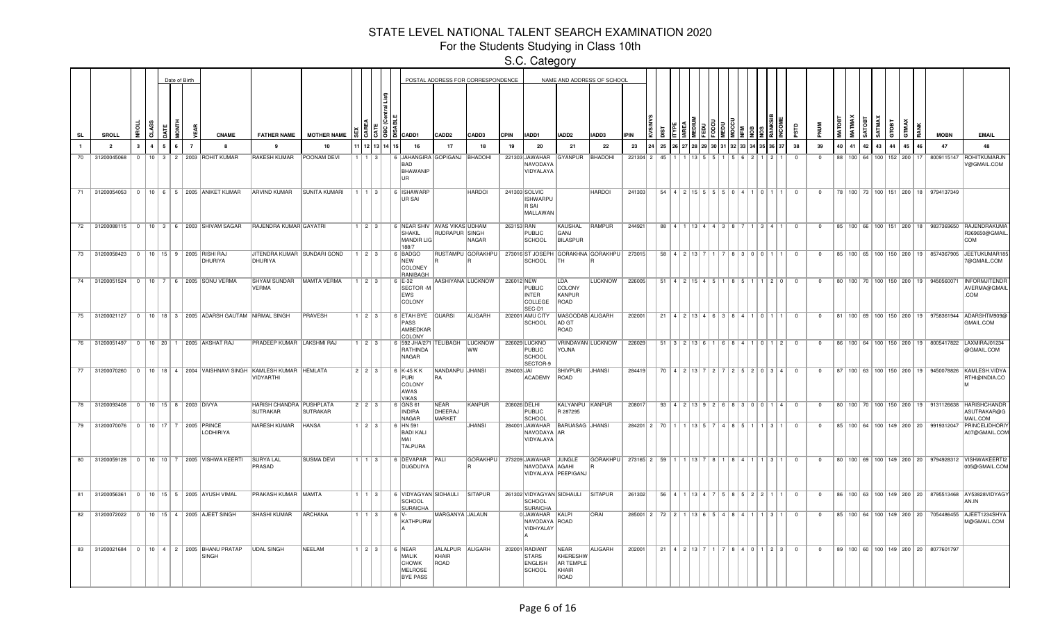# STATE LEVEL NATIONAL TALENT SEARCH EXAMINATION 2020

## For the Students Studying in Class 10th

### S.C. Category

| SL | SROLL | NROLL | CLASS | DATE | MONTH | YEAR | CNAME | FATHER NAME | MOTHER NAME | SEX | CAREA | CATE | OBC (Central List) | DISABLE | CADD1 | CADD2 | CADD3 | CPIN | IADD1 | IADD2 | IADD3 | IPIN | KVS/NVS | DIST | ITYPE | IAREA | MEDIUM | FEDU | FOCCU | MEDU | MOCCU | NFM | NOB | NOS | RANKSIB | INCOME | PSTD | PNUM | MATOBT | MATMAX | SATOBT | SATMAX | GTOBT | GTMAX | RANK | MOBN | EMAIL |
|---|---|---|---|---|---|---|---|---|---|---|---|---|---|---|---|---|---|---|---|---|---|---|---|---|---|---|---|---|---|---|---|---|---|---|---|---|---|---|---|---|---|---|---|---|---|---|---|
| 1 | 2 | 3 | 4 | 5 | 6 | 7 | 8 | 9 | 10 | 11 | 12 | 13 | 14 | 15 | 16 | 17 | 18 | 19 | 20 | 21 | 22 | 23 | 24 | 25 | 26 | 27 | 28 | 29 | 30 | 31 | 32 | 33 | 34 | 35 | 36 | 37 | 38 | 39 | 40 | 41 | 42 | 43 | 44 | 45 | 46 | 47 | 48 |
| 70 | 31200045068 | 0 | 10 | 3 | 2 | 2003 | ROHIT KUMAR | RAKESH KUMAR | POONAM DEVI | 1 | 1 | 3 | | | 6 JHANGIRA BAD BHAWANIP UR | GOPIGANJ | BHADOHI | 221303 | JAWAHAR NAVODAYA VIDYALAYA | GYANPUR | BHADOHI | 221304 | 2 | 45 | 1 | 1 | 13 | 5 | 5 | 1 | 5 | 6 | 2 | 1 | 2 | 1 | 0 | 0 | 88 | 100 | 64 | 100 | 152 | 200 | 17 | 8009115147 | ROHITKUMARJN V@GMAIL.COM |
| 71 | 31200054053 | 0 | 10 | 6 | 5 | 2005 | ANIKET KUMAR | ARVIND KUMAR | SUNITA KUMARI | 1 | 1 | 3 | | | 6 ISHAWARP UR SAI | | HARDOI | 241303 | SOLVIC ISHWARPU R SAI MALLAWAN | | HARDOI | 241303 | | 54 | 4 | 2 | 15 | 5 | 5 | 5 | 0 | 4 | 1 | 0 | 1 | 1 | 0 | 0 | 78 | 100 | 73 | 100 | 151 | 200 | 18 | 9794137349 | |
| 72 | 31200088115 | 0 | 10 | 3 | 6 | 2003 | SHIVAM SAGAR | RAJENDRA KUMAR | GAYATRI | 1 | 2 | 3 | | | 6 NEAR SHIV SHAKIL MANDIR LIG 188/7 | AVAS VIKAS RUDRAPUR | UDHAM SINGH NAGAR | 263153 | RAN PUBLIC SCHOOL | KAUSHAL GANJ BILASPUR | RAMPUR | 244921 | | 88 | 4 | 1 | 13 | 4 | 4 | 3 | 8 | 7 | 1 | 3 | 4 | 1 | 0 | 0 | 85 | 100 | 66 | 100 | 151 | 200 | 18 | 9837369650 | RAJENDRAKUMA R369650@GMAIL. COM |
| 73 | 31200058423 | 0 | 10 | 15 | 9 | 2005 | RISHI RAJ DHURIYA | JITENDRA KUMAR DHURIYA | SUNDARI GOND | 1 | 2 | 3 | | | 6 BADGO NEW COLONEY RANIBAGH | RUSTAMPU R | GORAKHPU R | 273016 | ST JOSEPH SCHOOL | GORAKHNA TH | GORAKHPU R | 273015 | | 58 | 4 | 2 | 13 | 7 | 1 | 7 | 8 | 3 | 0 | 0 | 1 | 1 | 0 | 0 | 85 | 100 | 65 | 100 | 150 | 200 | 19 | 8574367905 | JEETUKUMAR185 7@GMAIL.COM |
| 74 | 31200051524 | 0 | 10 | 7 | 6 | 2005 | SONU VERMA | SHYAM SUNDAR VERMA | MAMTA VERMA | 1 | 2 | 3 | | | 6 E-32 SECTOR -M EWS COLONY | AASHIYANA | LUCKNOW | 226012 | NEW PUBLIC INTER COLLEGE SEC-D1 | LDA COLONY KANPUR ROAD | LUCKNOW | 226005 | | 51 | 4 | 2 | 15 | 4 | 5 | 1 | 8 | 5 | 1 | 1 | 2 | 0 | 0 | 0 | 80 | 100 | 70 | 100 | 150 | 200 | 19 | 9450560071 | INFORMJITENDR AVERMA@GMAIL .COM |
| 75 | 31200021127 | 0 | 10 | 18 | 3 | 2005 | ADARSH GAUTAM | NIRMAL SINGH | PRAVESH | 1 | 2 | 3 | | | 6 ETAH BYE PASS AMBEDKAR COLONY | QUARSI | ALIGARH | 202001 | AMU CITY SCHOOL | MASOODAB AD GT ROAD | ALIGARH | 202001 | | 21 | 4 | 2 | 13 | 4 | 6 | 3 | 8 | 4 | 1 | 0 | 1 | 1 | 0 | 0 | 81 | 100 | 69 | 100 | 150 | 200 | 19 | 9758361944 | ADARSHTM909@ GMAIL.COM |
| 76 | 31200051497 | 0 | 10 | 20 | 1 | 2005 | AKSHAT RAJ | PRADEEP KUMAR | LAKSHMI RAJ | 1 | 2 | 3 | | | 6 592 JHA/271 RATHINDA NAGAR | TELIBAGH | LUCKNOW WW | 226029 | LUCKNO PUBLIC SCHOOL SECTOR-9 | VRINDAVAN YOJNA | LUCKNOW | 226029 | | 51 | 3 | 2 | 13 | 6 | 1 | 6 | 8 | 4 | 1 | 0 | 1 | 2 | 0 | 0 | 86 | 100 | 64 | 100 | 150 | 200 | 19 | 8005417822 | LAXMIRAJ01234 @GMAIL.COM |
| 77 | 31200070260 | 0 | 10 | 18 | 4 | 2004 | VAISHNAVI SINGH | KAMLESH KUMAR VIDYARTHI | HEMLATA | 2 | 2 | 3 | | | 6 K-45 K K PURI COLONY AWAS VIKAS | NANDANPU RA | JHANSI | 284003 | JAI ACADEMY | SHIVPURI ROAD | JHANSI | 284419 | | 70 | 4 | 2 | 13 | 7 | 2 | 7 | 2 | 5 | 2 | 0 | 3 | 4 | 0 | 0 | 87 | 100 | 63 | 100 | 150 | 200 | 19 | 9450078826 | KAMLESH.VIDYA RTHI@INDIA.CO M |
| 78 | 31200093408 | 0 | 10 | 15 | 8 | 2003 | DIVYA | HARISH CHANDRA SUTRAKAR | PUSHPLATA SUTRAKAR | 2 | 2 | 3 | | | 6 GNS 61 INDIRA NAGAR | NEAR DHEERAJ MARKET | KANPUR | 208026 | DELHI PUBLIC SCHOOL | KALYANPU R 287295 | KANPUR | 208017 | | 93 | 4 | 2 | 13 | 9 | 2 | 6 | 8 | 3 | 0 | 0 | 1 | 4 | 0 | 0 | 80 | 100 | 70 | 100 | 150 | 200 | 19 | 9131126638 | HARISHCHANDR ASUTRAKAR@G MAIL.COM |
| 79 | 31200070076 | 0 | 10 | 17 | 7 | 2005 | PRINCE LODHIRIYA | NARESH KUMAR | HANSA | 1 | 2 | 3 | | | 6 HN 591 BADI KALI MAI TALPURA | | JHANSI | 284001 | JAWAHAR NAVODAYA VIDYALAYA | BARUASAG AR | JHANSI | 284201 | 2 | 70 | 1 | 1 | 13 | 5 | 7 | 4 | 8 | 5 | 1 | 1 | 3 | 1 | 0 | 0 | 85 | 100 | 64 | 100 | 149 | 200 | 20 | 9919312047 | PRINCELIDHORIY A07@GMAIL.COM |
| 80 | 31200059128 | 0 | 10 | 10 | 7 | 2005 | VISHWA KEERTI | SURYA LAL PRASAD | SUSMA DEVI | 1 | 1 | 3 | | | 6 DEVAPAR DUGDUIYA | PALI | GORAKHPU R | 273209 | JAWAHAR NAVODAYA VIDYALAYA | JUNGLE AGAHI PEEPIGANJ | GORAKHPU R | 273165 | 2 | 59 | 1 | 1 | 13 | 7 | 8 | 1 | 8 | 4 | 1 | 1 | 3 | 1 | 0 | 0 | 80 | 100 | 69 | 100 | 149 | 200 | 20 | 9794928312 | VISHWAKEERTI2 005@GMAIL.COM |
| 81 | 31200056361 | 0 | 10 | 15 | 5 | 2005 | AYUSH VIMAL | PRAKASH KUMAR | MAMTA | 1 | 1 | 3 | | | 6 VIDYAGYAN SCHOOL SURAICHA | SIDHAULI | SITAPUR | 261302 | VIDYAGYAN SCHOOL SURAICHA | SIDHAULI | SITAPUR | 261302 | | 56 | 4 | 1 | 13 | 4 | 7 | 5 | 8 | 5 | 2 | 2 | 1 | 1 | 0 | 0 | 86 | 100 | 63 | 100 | 149 | 200 | 20 | 8795513468 | AYS3828VIDYAGY AN.IN |
| 82 | 31200072022 | 0 | 10 | 15 | 4 | 2005 | AJEET SINGH | SHASHI KUMAR | ARCHANA | 1 | 1 | 3 | | | 6 V-KATHPURW A | MARGANYA | JALAUN | 0 | JAWAHAR NAVODAYA VIDHYALAY A | KALPI ROAD | ORAI | 285001 | 2 | 72 | 2 | 1 | 13 | 6 | 5 | 4 | 8 | 4 | 1 | 1 | 3 | 1 | 0 | 0 | 85 | 100 | 64 | 100 | 149 | 200 | 20 | 7054486455 | AJEET1234SHYA M@GMAIL.COM |
| 83 | 31200021684 | 0 | 10 | 4 | 2 | 2005 | BHANU PRATAP SINGH | UDAL SINGH | NEELAM | 1 | 2 | 3 | | | 6 NEAR MALIK CHOWK MELROSE BYE PASS | JALALPUR KHAIR ROAD | ALIGARH | 202001 | RADIANT STARS ENGLISH SCHOOL | NEAR KHERESHW AR TEMPLE KHAIR ROAD | ALIGARH | 202001 | | 21 | 4 | 2 | 13 | 7 | 1 | 7 | 8 | 4 | 0 | 1 | 2 | 3 | 0 | 0 | 89 | 100 | 60 | 100 | 149 | 200 | 20 | 8077601797 | |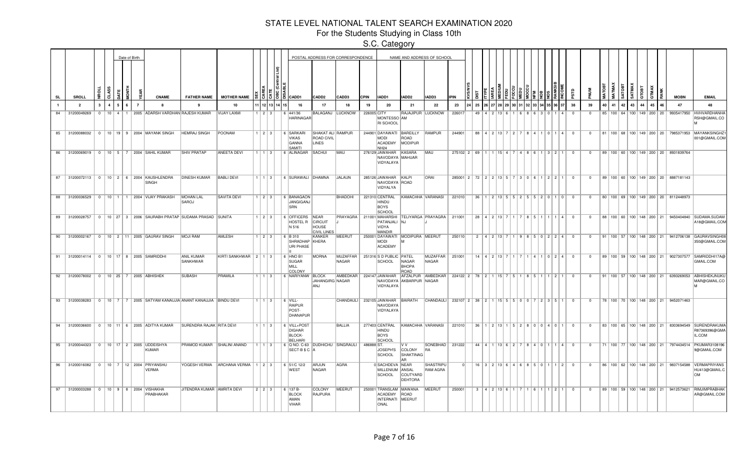# STATE LEVEL NATIONAL TALENT SEARCH EXAMINATION 2020

## For the Students Studying in Class 10th

### S.C. Category

| SL | SROLL | NROLL | CLASS | DATE | MONTH | YEAR | CNAME | FATHER NAME | MOTHER NAME | SEX | CAREA | CATE | OBC (Central List) | DISABLE | CADD1 | CADD2 | CADD3 | CPIN | IADD1 | IADD2 | IADD3 | IPIN | KVS/NVS | DIST | ITYPE | IAREA | MEDIUM | FEDU | FOCCU | MEDU | MOCCU | NFM | NOB | NOS | RANKSIB | INCOME | PSTD | PNUM | MATOBT | MATMAX | SATOBT | SATMAX | GTOBT | GTMAX | RANK | MOBN | EMAIL |
|---|---|---|---|---|---|---|---|---|---|---|---|---|---|---|---|---|---|---|---|---|---|---|---|---|---|---|---|---|---|---|---|---|---|---|---|---|---|---|---|---|---|---|---|---|---|---|---|
| 1 | 2 | 3 | 4 | 5 | 6 | 7 | 8 | 9 | 10 | 11 | 12 | 13 | 14 | 15 | 16 | 17 | 18 | 19 | 20 | 21 | 22 | 23 | 24 | 25 | 26 | 27 | 28 | 29 | 30 | 31 | 32 | 33 | 34 | 35 | 36 | 37 | 38 | 39 | 40 | 41 | 42 | 43 | 44 | 45 | 46 | 47 | 48 |
| 84 | 31200049269 | 0 | 10 | 4 | 1 | 2005 | ADARSH VARDHAN | RAJESH KUMAR | VIJAY LAXMI | 1 | 2 | 3 | | | 6 441/36 HARINAGAR | BALAGANJ | LUCKNOW | 226005 | CITY MONTESSORI SCHOOL | RAJAJIPURAM | LUCKNOW | 226017 | | 49 | 4 | 2 | 13 | 6 | 1 | 6 | 8 | 6 | 3 | 0 | 1 | 4 | 0 | 0 | 85 | 100 | 64 | 100 | 149 | 200 | 20 | 9935417950 | HVHVARDHANHARSH@GMAIL.COM |
| 85 | 31200088032 | 0 | 10 | 19 | 9 | 2004 | MAYANK SINGH | HEMRAJ SINGH | POONAM | 1 | 2 | 3 | | | 6 SARKARI VIKAS GANNA SAMITI | SHAKAT ALI ROAD CIVIL LINES | RAMPUR | 244901 | DAYAWATI MODI ACADEMY NH24 | BAREILLY ROAD MODIPUR | RAMPUR | 244901 | | 88 | 4 | 2 | 13 | 7 | 2 | 7 | 8 | 4 | 1 | 0 | 1 | 4 | 0 | 0 | 81 | 100 | 68 | 100 | 149 | 200 | 20 | 7985371953 | MAYANKSINGHZ1001@GMAIL.COM |
| 86 | 31200069019 | 0 | 10 | 5 | 7 | 2004 | SAHIL KUMAR | SHIV PRATAP | ANEETA DEVI | 1 | 1 | 3 | | | 6 ALINAGAR | SACHUI | MAU | 276129 | JAWAHAR NAVODAYA VIDYALAYA | KASARA MAHUAR | MAU | 275102 | 2 | 69 | 1 | 1 | 15 | 4 | 7 | 4 | 8 | 6 | 1 | 3 | 2 | 1 | 0 | 0 | 89 | 100 | 60 | 100 | 149 | 200 | 20 | 8931839764 | |
| 87 | 31200072113 | 0 | 10 | 2 | 6 | 2004 | KAUSHLENDRA SINGH | DINESH KUMAR | BABLI DEVI | 1 | 1 | 3 | | | 6 SURAWALI | DHAMNA | JALAUN | 285126 | JAWAHAR NAVODAYA VIDYALAYA | KALPI ROAD | ORAI | 285001 | 2 | 72 | 2 | 2 | 13 | 5 | 7 | 3 | 0 | 6 | 1 | 2 | 2 | 1 | 0 | 0 | 89 | 100 | 60 | 100 | 149 | 200 | 20 | 8887181143 | |
| 88 | 31200036529 | 0 | 10 | 1 | 1 | 2004 | VIJAY PRAKASH | MOHAN LAL SAROJ | SAVITA DEVI | 1 | 2 | 3 | | | 6 BANAGAON JANGIGANJ SRN | | BHADOHI | 221310 | CENTRAL HINDU BOYS SCHOOL | KAMACHHA | VARANASI | 221010 | | 36 | 1 | 2 | 13 | 5 | 5 | 2 | 5 | 5 | 2 | 0 | 1 | 0 | 0 | 0 | 80 | 100 | 69 | 100 | 149 | 200 | 20 | 8112448973 | |
| 89 | 31200028757 | 0 | 10 | 27 | 3 | 2006 | SAURABH PRATAP | SUDAMA PRASAD | SUNITA | 1 | 2 | 3 | | | 6 OFFICERS HOSTEL R N 516 | NEAR CIRCUIT HOUSE CIVIL LINES | PRAYAGRAJ | 211001 | MAHARSHI PATANJALI VIDYA MANDIR | TELIYARGANJ | PRAYAGRAJ | 211001 | | 28 | 4 | 2 | 13 | 7 | 1 | 7 | 8 | 5 | 1 | 1 | 1 | 4 | 0 | 0 | 88 | 100 | 60 | 100 | 148 | 200 | 21 | 9450404840 | SUDAMA.SUDAMA18@GMAIL.COM |
| 90 | 31200002167 | 0 | 10 | 2 | 11 | 2005 | GAURAV SINGH | MOJI RAM | AMLESH | 1 | 2 | 3 | | | 6 B 310 SHRADHAPURI PHASE II | KANKER KHERA | MEERUT | 250001 | DAYAWATI MODI ACADEMY | MODIPURAM | MEERUT | 250110 | | 2 | 4 | 2 | 13 | 7 | 1 | 9 | 8 | 5 | 0 | 2 | 2 | 4 | 0 | 0 | 91 | 100 | 57 | 100 | 148 | 200 | 21 | 9412706138 | GAURAVSINGH08350@GMAIL.COM |
| 91 | 31200014114 | 0 | 10 | 17 | 8 | 2005 | SAMRIDDHI | ANIL KUMAR SANKHWAR | KIRTI SANKHWAR | 2 | 1 | 3 | | | 6 HNO B1 SUGAR MILL COLONY | MORNA | MUZAFFARNAGAR | 251316 | S D PUBLIC SCHOOL | PATEL NAGAR BHOPA ROAD | MUZAFFARNAGAR | 251001 | | 14 | 4 | 2 | 13 | 7 | 1 | 7 | 1 | 4 | 1 | 0 | 2 | 4 | 0 | 0 | 89 | 100 | 59 | 100 | 148 | 200 | 21 | 9027307577 | SAMRIDDHI17A@GMAIL.COM |
| 92 | 31200078002 | 0 | 10 | 25 | 7 | 2005 | ABHISHEK | SUBASH | PRAMILA | 1 | 1 | 3 | | | 6 NARIYANW | BLOCK JAHANGIRGANJ | AMBEDKAR NAGAR | 224147 | JAWAHAR NAVODAYA VIDYALAYA | AFZALPUR AKBARPUR | AMBEDKAR NAGAR | 224122 | 2 | 78 | 2 | 1 | 15 | 7 | 5 | 1 | 8 | 5 | 1 | 1 | 2 | 1 | 0 | 0 | 91 | 100 | 57 | 100 | 148 | 200 | 21 | 6393269053 | ABHISHEKJNUKUMAR@GMAIL.COM |
| 93 | 31200038283 | 0 | 10 | 7 | 7 | 2005 | SATYAM KANAUJIA | ANANT KANAUJIA | BINDU DEVI | 1 | 1 | 3 | | | 6 VILL-RAIPUR POST-DHANAPUR | | CHANDAULI | 232105 | JAWAHAR NAVODAYA VIDYALAYA | BAIRATH | CHANDAULI | 232107 | 2 | 38 | 2 | 1 | 15 | 5 | 5 | 0 | 0 | 7 | 2 | 3 | 5 | 1 | 0 | 0 | 78 | 100 | 70 | 100 | 148 | 200 | 21 | 9452071463 | |
| 94 | 31200036600 | 0 | 10 | 11 | 6 | 2005 | ADITYA KUMAR | SURENDRA RAJAK | RITA DEVI | 1 | 1 | 3 | | | 6 VILL+POST DIGHAR BLOCK-BELHARI | | BALLIA | 277403 | CENTRAL HINDU BOYS SCHOOL | KAMACHHA | VARANASI | 221010 | | 36 | 1 | 2 | 13 | 1 | 5 | 2 | 8 | 0 | 0 | 4 | 0 | 1 | 0 | 0 | 83 | 100 | 65 | 100 | 148 | 200 | 21 | 8303694549 | SURENDRAKUMAR87369396@GMAIL.COM |
| 95 | 31200044323 | 0 | 10 | 17 | 2 | 2005 | UDDEISHYA KUMAR | PRAMOD KUMAR | SHALINI ANAND | 1 | 1 | 3 | | | 6 Q NO. C-63 SECT-B $ C | DUDHICHUA | SINGRAULI | 486888 | ST. JOSEPH'S SCHOOL | V V COLONY SHAKTINAGAR | SONEBHADRA | 231222 | | 44 | 4 | 1 | 13 | 6 | 2 | 7 | 8 | 4 | 0 | 1 | 1 | 4 | 0 | 0 | 71 | 100 | 77 | 100 | 148 | 200 | 21 | 7974434514 | PKUMAR31081969@GMAIL.COM |
| 96 | 31200016082 | 0 | 10 | 7 | 12 | 2004 | PRIYANSHU VERMA | YOGESH VERMA | ARCHANA VERMA | 1 | 2 | 3 | | | 6 51/C 12/2 WEST | ARJUN NAGAR | AGRA | 0 | SACHDEVA MILLENIUM SCHOOL | NEAR ANSAL COUTYARD DEHTORA | SHASTRIPURAM AGRA | 0 | | 16 | 3 | 2 | 13 | 6 | 4 | 6 | 8 | 5 | 0 | 1 | 1 | 2 | 0 | 0 | 86 | 100 | 62 | 100 | 148 | 200 | 21 | 9837154588 | VERMAPRIYANSHU413@GMAIL.COM |
| 97 | 31200003288 | 0 | 10 | 9 | 8 | 2004 | VISHAKHA PRABHAKAR | JITENDRA KUMAR | AMRITA DEVI | 2 | 2 | 3 | | | 6 137 B-BLOCK AMAN VIHAR | COLONY RAJPURA | MEERUT | 250001 | TRANSLAM ACADEMY INTERNATIONAL | MAWANA ROAD MEERUT | MEERUT | 250001 | | 3 | 4 | 2 | 13 | 6 | 1 | 7 | 1 | 6 | 1 | 1 | 2 | 1 | 0 | 0 | 89 | 100 | 59 | 100 | 148 | 200 | 21 | 9412573621 | RIMJIMPRABHAKAR@GMAIL.COM |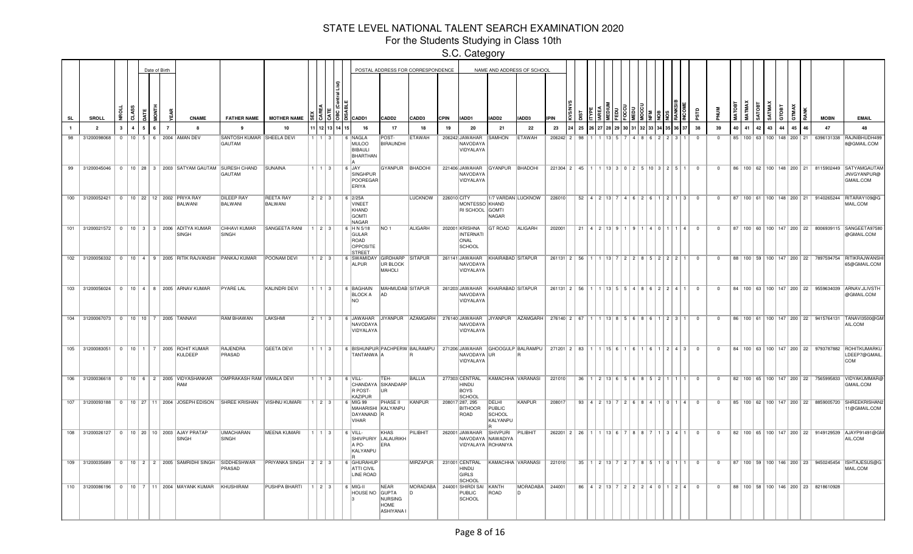# STATE LEVEL NATIONAL TALENT SEARCH EXAMINATION 2020

## For the Students Studying in Class 10th

### S.C. Category

| SL | SROLL | NROLL | CLASS | DATE | MONTH | YEAR | CNAME | FATHER NAME | MOTHER NAME | SEX | CAREA | CATE | OBC (Central List) | DISABLE | CADD1 | CADD2 | CADD3 | CPIN | IADD1 | IADD2 | IADD3 | IPIN | KVS/NVS | DIST | ITYPE | IAREA | MEDIUM | FEDU | FOCCU | MEDU | MOCCU | NFM | NOB | NOS | RANKSIB | INCOME | PSTD | PNUM | MATOBT | MATMAX | SATOBT | SATMAX | GTOBT | GTMAX | RANK | MOBN | EMAIL |
|---|---|---|---|---|---|---|---|---|---|---|---|---|---|---|---|---|---|---|---|---|---|---|---|---|---|---|---|---|---|---|---|---|---|---|---|---|---|---|---|---|---|---|---|---|---|---|---|
| 1 | 2 | 3 | 4 | 5 | 6 | 7 | 8 | 9 | 10 | 11 | 12 | 13 | 14 | 15 | 16 | 17 | 18 | 19 | 20 | 21 | 22 | 23 | 24 | 25 | 26 | 27 | 28 | 29 | 30 | 31 | 32 | 33 | 34 | 35 | 36 | 37 | 38 | 39 | 40 | 41 | 42 | 43 | 44 | 45 | 46 | 47 | 48 |
| 98 | 31200098068 | 0 | 10 | 5 | 6 | 2004 | AMAN DEV | SANTOSH KUMAR GAUTAM | SHEELA DEVI | 1 | 1 | 3 | | 6 | NAGLA MULOO BIBAULI BHARTHANA | POST-BIRAUNDHI | ETAWAH | 206242 | JAWAHAR NAVODAYA VIDYALAYA | SAMHON | ETAWAH | 206242 | 2 | 98 | 1 | 1 | 13 | 5 | 7 | 4 | 8 | 6 | 2 | 2 | 3 | 1 | 0 | 0 | 85 | 100 | 63 | 100 | 148 | 200 | 21 | 6396131338 | RAJNIBHUDH4998@GMAIL.COM |
| 99 | 31200045046 | 0 | 10 | 28 | 3 | 2003 | SATYAM GAUTAM | SURESH CHAND GAUTAM | SUNAINA | 1 | 1 | 3 | | 6 | JAY SINGHPUR POOREGARERIYA | GYANPUR | BHADOHI | 221406 | JAWAHAR NAVODAYA VIDYALAYA | GYANPUR | BHADOHI | 221304 | 2 | 45 | 1 | 1 | 13 | 3 | 0 | 2 | 5 | 10 | 3 | 2 | 5 | 1 | 0 | 0 | 86 | 100 | 62 | 100 | 148 | 200 | 21 | 8115902449 | SATYAMGAUTAMJNVGYANPUR@GMAIL.COM |
| 100 | 31200052421 | 0 | 10 | 22 | 12 | 2002 | PRIYA RAY BALWANI | DILEEP RAY BALWANI | REETA RAY BALWANI | 2 | 2 | 3 | | 6 | 2/25A VINEET KHAND GOMTI NAGAR | | LUCKNOW | 226010 | CITY MONTESSORI SCHOOL | 1/7 VARDAN KHAND GOMTI NAGAR | LUCKNOW | 226010 | | 52 | 4 | 2 | 13 | 7 | 4 | 6 | 2 | 6 | 1 | 2 | 1 | 3 | 0 | 0 | 87 | 100 | 61 | 100 | 148 | 200 | 21 | 9140265244 | RITARAY109@GMAIL.COM |
| 101 | 31200021572 | 0 | 10 | 3 | 3 | 2006 | ADITYA KUMAR SINGH | CHHAVI KUMAR SINGH | SANGEETA RANI | 1 | 2 | 3 | | 6 | H N 5/18 GULAR ROAD OPPOSITE STREET | NO 1 | ALIGARH | 202001 | KRISHNA INTERNATIONAL SCHOOL | GT ROAD | ALIGARH | 202001 | | 21 | 4 | 2 | 13 | 9 | 1 | 9 | 1 | 4 | 0 | 1 | 1 | 4 | 0 | 0 | 87 | 100 | 60 | 100 | 147 | 200 | 22 | 8006939115 | SANGEETA97580@GMAIL.COM |
| 102 | 31200056332 | 0 | 10 | 4 | 9 | 2005 | RITIK RAJVANSHI | PANKAJ KUMAR | POONAM DEVI | 1 | 2 | 3 | | 6 | SWAMIDAYALPUR | GIRDHARPUR BLOCK MAHOLI | SITAPUR | 261141 | JAWAHAR NAVODAYA VIDYALAYA | KHAIRABAD | SITAPUR | 261131 | 2 | 56 | 1 | 1 | 13 | 7 | 2 | 2 | 8 | 5 | 2 | 2 | 2 | 1 | 0 | 0 | 88 | 100 | 59 | 100 | 147 | 200 | 22 | 7897594754 | RITIKRAJWANSHI65@GMAIL.COM |
| 103 | 31200056024 | 0 | 10 | 4 | 8 | 2005 | ARNAV KUMAR | PYARE LAL | KALINDRI DEVI | 1 | 1 | 3 | | 6 | BAGHAIN BLOCK A NO | MAHMUDABAD | SITAPUR | 261203 | JAWAHAR NAVODAYA VIDYALAYA | KHAIRABAD | SITAPUR | 261131 | 2 | 56 | 1 | 1 | 13 | 5 | 5 | 4 | 8 | 6 | 2 | 2 | 4 | 1 | 0 | 0 | 84 | 100 | 63 | 100 | 147 | 200 | 22 | 9559634039 | ARNAV.JLIVSTH@GMAIL.COM |
| 104 | 31200067073 | 0 | 10 | 10 | 7 | 2005 | TANNAVI | RAM BHAWAN | LAKSHMI | 2 | 1 | 3 | | 6 | JAWAHAR NAVODAYA VIDYALAYA | JIYANPUR | AZAMGARH | 276140 | JAWAHAR NAVODAYA VIDYALAYA | JIYANPUR | AZAMGARH | 276140 | 2 | 67 | 1 | 1 | 13 | 8 | 5 | 6 | 8 | 6 | 1 | 2 | 3 | 1 | 0 | 0 | 86 | 100 | 61 | 100 | 147 | 200 | 22 | 9415764131 | TANAVI3500@GMAIL.COM |
| 105 | 31200083051 | 0 | 10 | 1 | 7 | 2005 | ROHIT KUMAR KULDEEP | RAJENDRA PRASAD | GEETA DEVI | 1 | 1 | 3 | | 6 | BISHUNPUR TANTANWA | PACHPERWA | BALRAMPUR | 271206 | JAWAHAR NAVODAYA VIDYALAYA | GHOOGULPUR | BALRAMPUR | 271201 | 2 | 83 | 1 | 1 | 15 | 6 | 1 | 6 | 1 | 6 | 1 | 2 | 4 | 3 | 0 | 0 | 84 | 100 | 63 | 100 | 147 | 200 | 22 | 9793787882 | ROHITKUMARKULDEEP7@GMAIL.COM |
| 106 | 31200036618 | 0 | 10 | 6 | 2 | 2005 | VIDYASHANKAR RAM | OMPRAKASH RAM | VIMALA DEVI | 1 | 1 | 3 | | 6 | VILL-CHANDAYAR POST-KAZIPUR | TEH-SIKANDARPUR | BALLIA | 277303 | CENTRAL HINDU BOYS SCHOOL | KAMACHHA | VARANASI | 221010 | | 36 | 1 | 2 | 13 | 6 | 5 | 6 | 8 | 5 | 2 | 1 | 1 | 1 | 0 | 0 | 82 | 100 | 65 | 100 | 147 | 200 | 22 | 7565995833 | VIDYAKUMMAR@GMAIL.COM |
| 107 | 31200093188 | 0 | 10 | 27 | 11 | 2004 | JOSEPH EDISON | SHREE KRISHAN | VISHNU KUMARI | 1 | 2 | 3 | | 6 | MIG 99 MAHARISHI DAYANAND VIHAR | PHASE II KALYANPUR | KANPUR | 208017 | 287, 295 BITHOOR ROAD | DELHI PUBLIC SCHOOL KALYANPUR | KANPUR | 208017 | | 93 | 4 | 2 | 13 | 7 | 2 | 6 | 8 | 4 | 1 | 0 | 1 | 4 | 0 | 0 | 85 | 100 | 62 | 100 | 147 | 200 | 22 | 8859005720 | SHREEKRISHAN211@GMAIL.COM |
| 108 | 31200026127 | 0 | 10 | 20 | 10 | 2003 | AJAY PRATAP SINGH | UMACHARAN SINGH | MEENA KUMARI | 1 | 1 | 3 | | 6 | VILL-SHIVPURIYA PO-KALYANPUR | KHAS LALAURIKHERA | PILIBHIT | 262001 | JAWAHAR NAVODAYA VIDYALAYA | SHIVPURI NAWADIYA ROHANIYA | PILIBHIT | 262201 | 2 | 26 | 1 | 1 | 13 | 6 | 7 | 8 | 8 | 7 | 1 | 3 | 4 | 1 | 0 | 0 | 82 | 100 | 65 | 100 | 147 | 200 | 22 | 9149129539 | AJAYP91491@GMAIL.COM |
| 109 | 31200035689 | 0 | 10 | 2 | 2 | 2005 | SAMRIDHI SINGH | SIDDHESHWAR PRASAD | PRIYANKA SINGH | 2 | 2 | 3 | | 6 | GHURAHUPATTI CIVIL LINE ROAD | | MIRZAPUR | 231001 | CENTRAL HINDU GIRLS SCHOOL | KAMACHHA | VARANASI | 221010 | | 35 | 1 | 2 | 13 | 7 | 2 | 7 | 8 | 5 | 1 | 0 | 1 | 1 | 0 | 0 | 87 | 100 | 59 | 100 | 146 | 200 | 23 | 9450245454 | ISHTAJESUS@GMAIL.COM |
| 110 | 31200086196 | 0 | 10 | 7 | 11 | 2004 | MAYANK KUMAR | KHUSHIRAM | PUSHPA BHARTI | 1 | 2 | 3 | | 6 | MIG-II HOUSE NO 3 | NEAR GUPTA NURSING HOME ASHIYANA I | MORADABAD | 244001 | SHIRDI SAI PUBLIC SCHOOL | KANTH ROAD | MORADABAD | 244001 | | 86 | 4 | 2 | 13 | 7 | 2 | 2 | 2 | 4 | 0 | 1 | 2 | 4 | 0 | 0 | 88 | 100 | 58 | 100 | 146 | 200 | 23 | 8218610928 | |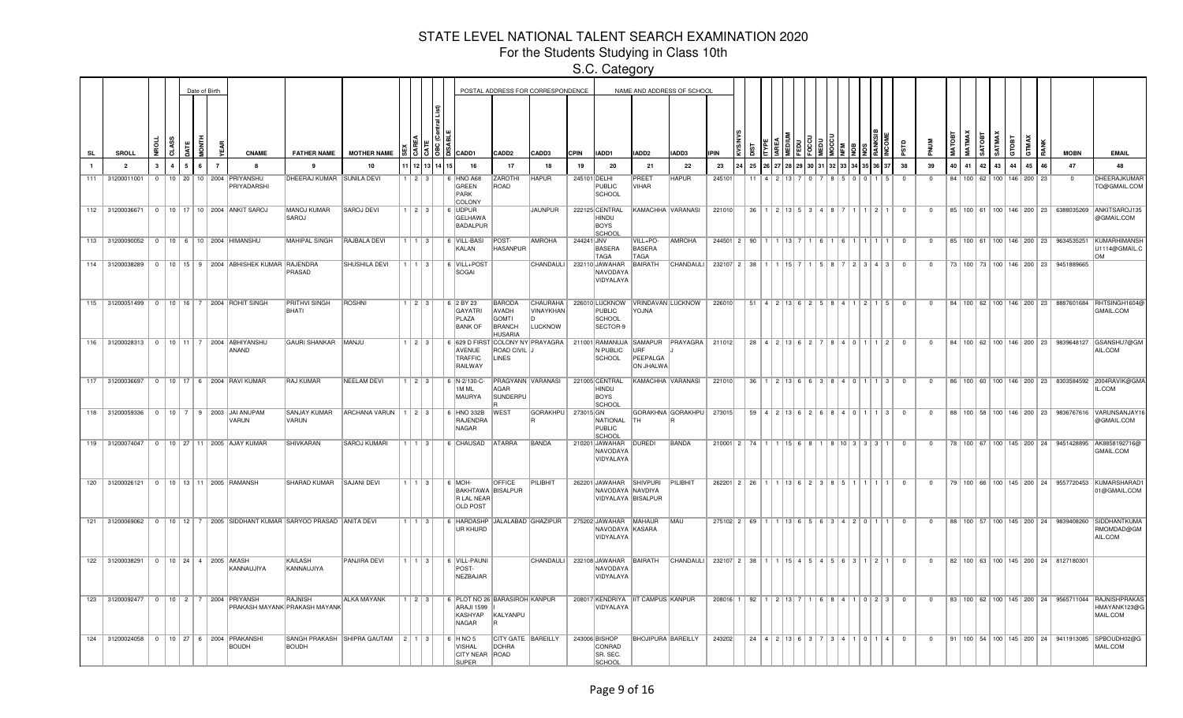# STATE LEVEL NATIONAL TALENT SEARCH EXAMINATION 2020

## For the Students Studying in Class 10th

### S.C. Category

| SL | SROLL | NROLL | CLASS | DATE | MONTH | YEAR | CNAME | FATHER NAME | MOTHER NAME | SEX | CAREA | CATE | OBC (Central List) | DISABLE | CADD1 | CADD2 | CADD3 | CPIN | IADD1 | IADD2 | IADD3 | IPIN | KVS/NVS | DIST | ITYPE | IAREA | MEDIUM | FEDU | FOCCU | MEDU | MOCCU | NFM | NOB | NOS | RANKSIB | INCOME | PSTD | PNUM | MATOBT | MATMAX | SATOBT | SATMAX | GTOBT | GTMAX | RANK | MOBN | EMAIL |
|---|---|---|---|---|---|---|---|---|---|---|---|---|---|---|---|---|---|---|---|---|---|---|---|---|---|---|---|---|---|---|---|---|---|---|---|---|---|---|---|---|---|---|---|---|---|---|---|
| 1 | 2 | 3 | 4 | 5 | 6 | 7 | 8 | 9 | 10 | 11 | 12 | 13 | 14 | 15 | 16 | 17 | 18 | 19 | 20 | 21 | 22 | 23 | 24 | 25 | 26 | 27 | 28 | 29 | 30 | 31 | 32 | 33 | 34 | 35 | 36 | 37 | 38 | 39 | 40 | 41 | 42 | 43 | 44 | 45 | 46 | 47 | 48 |
| 111 | 31200011001 | 0 | 10 | 20 | 10 | 2004 | PRIYANSHU PRIYADARSHI | DHEERAJ KUMAR | SUNILA DEVI | 1 | 2 | 3 | | 6 | HNO A68 GREEN PARK COLONY | ZAROTHI ROAD | HAPUR | 245101 | DELHI PUBLIC SCHOOL | PREET VIHAR | HAPUR | 245101 | | 11 | 4 | 2 | 13 | 7 | 0 | 7 | 8 | 5 | 0 | 0 | 1 | 5 | 0 | 0 | 84 | 100 | 62 | 100 | 146 | 200 | 23 | 0 | DHEERAJKUMAR TO@GMAIL.COM |
| 112 | 31200036671 | 0 | 10 | 17 | 10 | 2004 | ANKIT SAROJ | MANOJ KUMAR SAROJ | SAROJ DEVI | 1 | 2 | 3 | | 6 | UDPUR GELHAWA BADALPUR | | JAUNPUR | 222125 | CENTRAL HINDU BOYS SCHOOL | KAMACHHA | VARANASI | 221010 | | 36 | 1 | 2 | 13 | 5 | 3 | 4 | 8 | 7 | 1 | 1 | 2 | 1 | 0 | 0 | 85 | 100 | 61 | 100 | 146 | 200 | 23 | 6388035269 | ANKITSAROJ135 @GMAIL.COM |
| 113 | 31200090052 | 0 | 10 | 6 | 10 | 2004 | HIMANSHU | MAHIPAL SINGH | RAJBALA DEVI | 1 | 1 | 3 | | 6 | VILL-BASI KALAN | POST-HASANPUR | AMROHA | 244241 | JNV BASERA TAGA | VILL+PO-BASERA TAGA | AMROHA | 244501 | 2 | 90 | 1 | 1 | 13 | 7 | 1 | 6 | 1 | 6 | 1 | 1 | 1 | 1 | 0 | 0 | 85 | 100 | 61 | 100 | 146 | 200 | 23 | 9634535251 | KUMARHIMANSH U1114@GMAIL.C OM |
| 114 | 31200038289 | 0 | 10 | 15 | 9 | 2004 | ABHISHEK KUMAR | RAJENDRA PRASAD | SHUSHILA DEVI | 1 | 1 | 3 | | 6 | VILL+POST SOGAI | | CHANDAULI | 232110 | JAWAHAR NAVODAYA VIDYALAYA | BAIRATH | CHANDAULI | 232107 | 2 | 38 | 1 | 1 | 15 | 7 | 1 | 5 | 8 | 7 | 2 | 3 | 4 | 3 | 0 | 0 | 73 | 100 | 73 | 100 | 146 | 200 | 23 | 9451889665 | |
| 115 | 31200051499 | 0 | 10 | 16 | 7 | 2004 | ROHIT SINGH | PRITHVI SINGH BHATI | ROSHNI | 1 | 2 | 3 | | 6 | 2 BY 23 GAYATRI PLAZA BANK OF | BARODA AVADH GOMTI BRANCH HUSARIA | CHAURAHA VINAYKHAND LUCKNOW | 226010 | LUCKNOW PUBLIC SCHOOL SECTOR-9 | VRINDAVAN YOJNA | LUCKNOW | 226010 | | 51 | 4 | 2 | 13 | 6 | 2 | 5 | 8 | 4 | 1 | 2 | 1 | 5 | 0 | 0 | 84 | 100 | 62 | 100 | 146 | 200 | 23 | 8887601684 | RHTSINGH1604@ GMAIL.COM |
| 116 | 31200028313 | 0 | 10 | 11 | 7 | 2004 | ABHIYANSHU ANAND | GAURI SHANKAR | MANJU | 1 | 2 | 3 | | 6 | 629 D FIRST AVENUE TRAFFIC RAILWAY | COLONY NY ROAD CIVIL LINES | PRAYAGRA J | 211001 | RAMANUJA N PUBLIC SCHOOL | SAMAPUR URF PEEPALGA ON JHALWA | PRAYAGRA J | 211012 | | 28 | 4 | 2 | 13 | 6 | 2 | 7 | 8 | 4 | 0 | 1 | 1 | 2 | 0 | 0 | 84 | 100 | 62 | 100 | 146 | 200 | 23 | 9839648127 | GSANSHU7@GM AIL.COM |
| 117 | 31200036697 | 0 | 10 | 17 | 6 | 2004 | RAVI KUMAR | RAJ KUMAR | NEELAM DEVI | 1 | 2 | 3 | | 6 | N-2/130-C-1M ML MAURYA | PRAGYANN AGAR SUNDERPU R | VARANASI | 221005 | CENTRAL HINDU BOYS SCHOOL | KAMACHHA | VARANASI | 221010 | | 36 | 1 | 2 | 13 | 6 | 6 | 3 | 8 | 4 | 0 | 1 | 1 | 3 | 0 | 0 | 86 | 100 | 60 | 100 | 146 | 200 | 23 | 8303584592 | 2004RAVIK@GMA IL.COM |
| 118 | 31200059336 | 0 | 10 | 7 | 9 | 2003 | JAI ANUPAM VARUN | SANJAY KUMAR VARUN | ARCHANA VARUN | 1 | 2 | 3 | | 6 | HNO 332B RAJENDRA NAGAR | WEST | GORAKHPU R | 273015 | GN NATIONAL PUBLIC SCHOOL | GORAKHNA TH | GORAKHPU R | 273015 | | 59 | 4 | 2 | 13 | 6 | 2 | 6 | 8 | 4 | 0 | 1 | 1 | 3 | 0 | 0 | 88 | 100 | 58 | 100 | 146 | 200 | 23 | 9836767616 | VARUNSANJAY16 @GMAIL.COM |
| 119 | 31200074047 | 0 | 10 | 27 | 11 | 2005 | AJAY KUMAR | SHIVKARAN | SAROJ KUMARI | 1 | 1 | 3 | | 6 | CHAUSAD | ATARRA | BANDA | 210201 | JAWAHAR NAVODAYA VIDYALAYA | DUREDI | BANDA | 210001 | 2 | 74 | 1 | 1 | 15 | 6 | 8 | 1 | 8 | 10 | 3 | 3 | 3 | 1 | 0 | 0 | 78 | 100 | 67 | 100 | 145 | 200 | 24 | 9451428895 | AK8858192716@ GMAIL.COM |
| 120 | 31200026121 | 0 | 10 | 13 | 11 | 2005 | RAMANSH | SHARAD KUMAR | SAJANI DEVI | 1 | 1 | 3 | | 6 | MOH-BAKHTAWA R LAL NEAR OLD POST | OFFICE BISALPUR | PILIBHIT | 262201 | JAWAHAR NAVODAYA VIDYALAYA | SHIVPURI NAVDIYA BISALPUR | PILIBHIT | 262201 | 2 | 26 | 1 | 1 | 13 | 6 | 2 | 3 | 8 | 5 | 1 | 1 | 1 | 1 | 0 | 0 | 79 | 100 | 66 | 100 | 145 | 200 | 24 | 9557720453 | KUMARSHARAD1 01@GMAIL.COM |
| 121 | 31200069062 | 0 | 10 | 12 | 7 | 2005 | SIDDHANT KUMAR | SARYOO PRASAD | ANITA DEVI | 1 | 1 | 3 | | 6 | HARDASHP UR KHURD | JALALABAD | GHAZIPUR | 275202 | JAWAHAR NAVODAYA VIDYALAYA | MAHAUR KASARA | MAU | 275102 | 2 | 69 | 1 | 1 | 13 | 6 | 5 | 6 | 3 | 4 | 2 | 0 | 1 | 1 | 0 | 0 | 88 | 100 | 57 | 100 | 145 | 200 | 24 | 9839408260 | SIDDHANTKUMA RMOMDAD@GM AIL.COM |
| 122 | 31200038291 | 0 | 10 | 24 | 4 | 2005 | AKASH KANNAUJIYA | KAILASH KANNAUJIYA | PANJIRA DEVI | 1 | 1 | 3 | | 6 | VILL-PAUNI POST-NEZBAJAR | | CHANDAULI | 232108 | JAWAHAR NAVODAYA VIDYALAYA | BAIRATH | CHANDAULI | 232107 | 2 | 38 | 1 | 1 | 15 | 4 | 5 | 4 | 5 | 6 | 3 | 1 | 2 | 1 | 0 | 0 | 82 | 100 | 63 | 100 | 145 | 200 | 24 | 8127180301 | |
| 123 | 31200092477 | 0 | 10 | 2 | 7 | 2004 | PRIYANSH PRAKASH MAYANK | RAJNISH PRAKASH MAYANK | ALKA MAYANK | 1 | 2 | 3 | | 6 | PLOT NO 26 ARAJI 1599 KASHYAP NAGAR | BARASIROHI I KALYANPU R | KANPUR | 208017 | KENDRIYA VIDYALAYA | IIT CAMPUS | KANPUR | 208016 | 1 | 92 | 1 | 2 | 13 | 7 | 1 | 6 | 8 | 4 | 1 | 0 | 2 | 3 | 0 | 0 | 83 | 100 | 62 | 100 | 145 | 200 | 24 | 9565711044 | RAJNISHPRAKAS HMAYANK123@G MAIL.COM |
| 124 | 31200024058 | 0 | 10 | 27 | 6 | 2004 | PRAKANSHI BOUDH | SANGH PRAKASH BOUDH | SHIPRA GAUTAM | 2 | 1 | 3 | | 6 | H NO 5 VISHAL CITY NEAR SUPER | CITY GATE DOHRA ROAD | BAREILLY | 243006 | BISHOP CONRAD SR. SEC. SCHOOL | BHOJIPURA | BAREILLY | 243202 | | 24 | 4 | 2 | 13 | 6 | 3 | 7 | 3 | 4 | 1 | 0 | 1 | 4 | 0 | 0 | 91 | 100 | 54 | 100 | 145 | 200 | 24 | 9411913085 | SPBOUDH02@G MAIL.COM |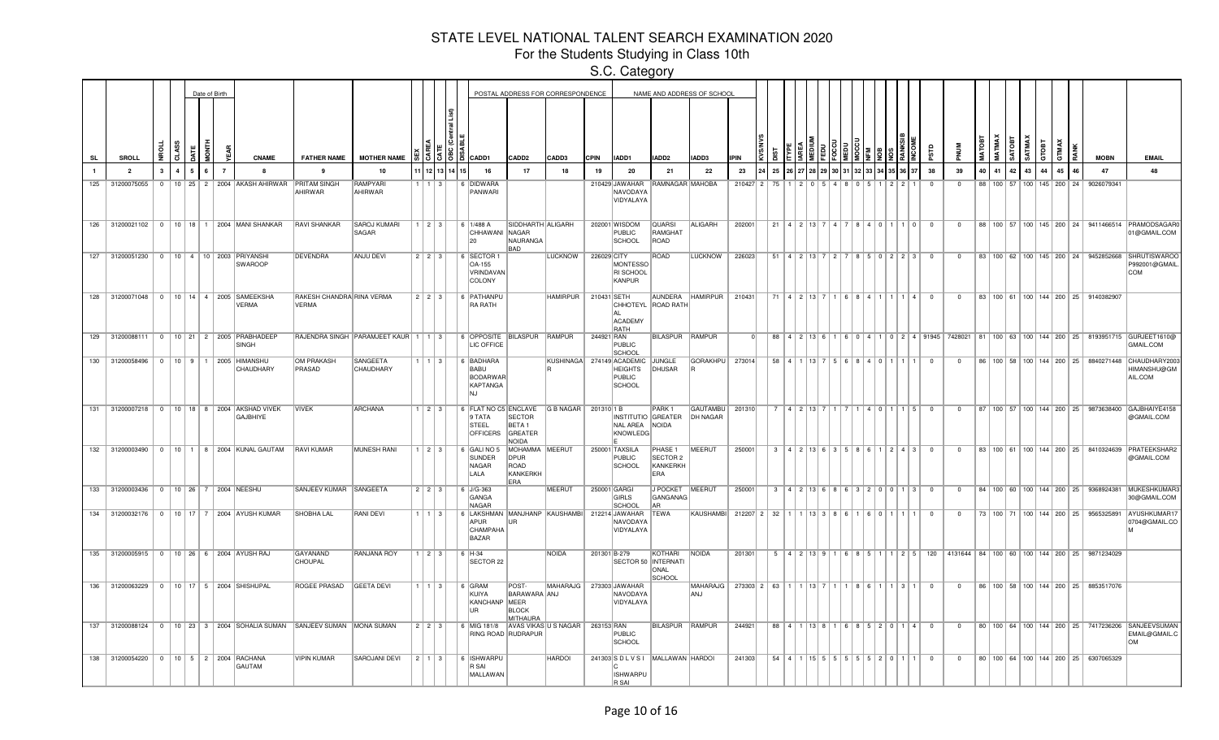# STATE LEVEL NATIONAL TALENT SEARCH EXAMINATION 2020

## For the Students Studying in Class 10th

### S.C. Category

| SL | SROLL | NROLL | CLASS | DATE | MONTH | YEAR | CNAME | FATHER NAME | MOTHER NAME | SEX | CAREA | CATE | OBC (Central List) | DISABLE | CADD1 | CADD2 | CADD3 | CPIN | IADD1 | IADD2 | IADD3 | IPIN | KVS/NVS | DIST | ITYPE | IAREA | MEDIUM | FEDU | FOCCU | MEDU | MOCCU | NFM | NOB | NOS | RANKSIB | INCOME | PSTD | PNUM | MATOBT | MATMAX | SATOBT | SATMAX | GTOBT | GTMAX | RANK | MOBN | EMAIL |
|---|---|---|---|---|---|---|---|---|---|---|---|---|---|---|---|---|---|---|---|---|---|---|---|---|---|---|---|---|---|---|---|---|---|---|---|---|---|---|---|---|---|---|---|---|---|---|---|
| 1 | 2 | 3 | 4 | 5 | 6 | 7 | 8 | 9 | 10 | 11 | 12 | 13 | 14 | 15 | 16 | 17 | 18 | 19 | 20 | 21 | 22 | 23 | 24 | 25 | 26 | 27 | 28 | 29 | 30 | 31 | 32 | 33 | 34 | 35 | 36 | 37 | 38 | 39 | 40 | 41 | 42 | 43 | 44 | 45 | 46 | 47 | 48 |
| 125 | 31200075055 | 0 | 10 | 25 | 2 | 2004 | AKASH AHIRWAR | PRITAM SINGH AHIRWAR | RAMPYARI AHIRWAR | 1 | 1 | 3 | | | 6 | DIDWARA PANWARI | | | 210429 | JAWAHAR NAVODAYA VIDYALAYA | RAMNAGAR | MAHOBA | 210427 | 2 | 75 | 1 | 2 | 0 | 5 | 4 | 8 | 0 | 5 | 1 | 2 | 2 | 1 | 0 | 0 | 88 | 100 | 57 | 100 | 145 | 200 | 24 | 9026079341 | |
| 126 | 31200021102 | 0 | 10 | 18 | 1 | 2004 | MANI SHANKAR | RAVI SHANKAR | SAROJ KUMARI SAGAR | 1 | 2 | 3 | | | 6 | 1/488 A CHHAWANI 20 | SIDDHARTH NAGAR NAURANGA BAD | ALIGARH | 202001 | WISDOM PUBLIC SCHOOL | QUARSI RAMGHAT ROAD | ALIGARH | 202001 | | 21 | 4 | 2 | 13 | 7 | 4 | 7 | 8 | 4 | 0 | 1 | 1 | 0 | 0 | 0 | 88 | 100 | 57 | 100 | 145 | 200 | 24 | 9411466514 | PRAMODSAGAR001@GMAIL.COM |
| 127 | 31200051230 | 0 | 10 | 4 | 10 | 2003 | PRIYANSHI SWAROOP | DEVENDRA | ANJU DEVI | 2 | 2 | 3 | | | 6 | SECTOR 1 OA-155 VRINDAVAN COLONY | | LUCKNOW | 226029 | CITY MONTESSORI SCHOOL KANPUR | ROAD | LUCKNOW | 226023 | | 51 | 4 | 2 | 13 | 7 | 2 | 7 | 8 | 5 | 0 | 2 | 2 | 3 | 0 | 0 | 83 | 100 | 62 | 100 | 145 | 200 | 24 | 9452852668 | SHRUTISWAROOP992001@GMAIL.COM |
| 128 | 31200071048 | 0 | 10 | 14 | 4 | 2005 | SAMEEKSHA VERMA | RAKESH CHANDRA VERMA | RINA VERMA | 2 | 2 | 3 | | | 6 | PATHANPURA RATH | | HAMIRPUR | 210431 | SETH CHHOTEYLAL ACADEMY RATH | AUNDERA ROAD RATH | HAMIRPUR | 210431 | | 71 | 4 | 2 | 13 | 7 | 1 | 6 | 8 | 4 | 1 | 1 | 1 | 4 | 0 | 0 | 83 | 100 | 61 | 100 | 144 | 200 | 25 | 9140382907 | |
| 129 | 31200088111 | 0 | 10 | 21 | 2 | 2005 | PRABHADEEP SINGH | RAJENDRA SINGH | PARAMJEET KAUR | 1 | 1 | 3 | | | 6 | OPPOSITE LIC OFFICE | BILASPUR | RAMPUR | 244921 | RAN PUBLIC SCHOOL | BILASPUR | RAMPUR | 0 | | 88 | 4 | 2 | 13 | 6 | 1 | 6 | 0 | 4 | 1 | 0 | 2 | 4 | 91945 | 7428021 | 81 | 100 | 63 | 100 | 144 | 200 | 25 | 8193951715 | GURJEET1610@GMAIL.COM |
| 130 | 31200058496 | 0 | 10 | 9 | 1 | 2005 | HIMANSHU CHAUDHARY | OM PRAKASH PRASAD | SANGEETA CHAUDHARY | 1 | 1 | 3 | | | 6 | BADHARA BABU BODARWAR KAPTANGANJ | | KUSHINAGAR | 274149 | ACADEMIC HEIGHTS PUBLIC SCHOOL | JUNGLE DHUSAR | GORAKHPUR | 273014 | | 58 | 4 | 1 | 13 | 7 | 5 | 6 | 8 | 4 | 0 | 1 | 1 | 1 | 0 | 0 | 86 | 100 | 58 | 100 | 144 | 200 | 25 | 8840271448 | CHAUDHARY2003HIMANSHU@GMAIL.COM |
| 131 | 31200007218 | 0 | 10 | 18 | 8 | 2004 | AKSHAD VIVEK GAJBHIYE | VIVEK | ARCHANA | 1 | 2 | 3 | | | 6 | FLAT NO C5 9 TATA STEEL OFFICERS | ENCLAVE SECTOR BETA 1 GREATER NOIDA | G B NAGAR | 201310 | 1 B INSTITUTIONAL AREA KNOWLEDGE | PARK 1 GREATER NOIDA | GAUTAMBUDH NAGAR | 201310 | | 7 | 4 | 2 | 13 | 7 | 1 | 7 | 1 | 4 | 0 | 1 | 1 | 5 | 0 | 0 | 87 | 100 | 57 | 100 | 144 | 200 | 25 | 9873638400 | GAJBHAIYE4158@GMAIL.COM |
| 132 | 31200003490 | 0 | 10 | 1 | 8 | 2004 | KUNAL GAUTAM | RAVI KUMAR | MUNESH RANI | 1 | 2 | 3 | | | 6 | GALI NO 5 SUNDER NAGAR LALA | MOHAMMADPUR ROAD KANKERKHERA | MEERUT | 250001 | TAXSILA PUBLIC SCHOOL | PHASE 1 SECTOR 2 KANKERKHERA | MEERUT | 250001 | | 3 | 4 | 2 | 13 | 6 | 3 | 5 | 8 | 6 | 1 | 2 | 4 | 3 | 0 | 0 | 83 | 100 | 61 | 100 | 144 | 200 | 25 | 8410324639 | PRATEEKSHAR2@GMAIL.COM |
| 133 | 31200003436 | 0 | 10 | 26 | 7 | 2004 | NEESHU | SANJEEV KUMAR | SANGEETA | 2 | 2 | 3 | | | 6 | J/G-363 GANGA NAGAR | | MEERUT | 250001 | GARGI GIRLS SCHOOL | J POCKET GANGANAGAR | MEERUT | 250001 | | 3 | 4 | 2 | 13 | 6 | 8 | 6 | 3 | 2 | 0 | 0 | 1 | 3 | 0 | 0 | 84 | 100 | 60 | 100 | 144 | 200 | 25 | 9368924381 | MUKESHKUMAR330@GMAIL.COM |
| 134 | 31200032176 | 0 | 10 | 17 | 7 | 2004 | AYUSH KUMAR | SHOBHA LAL | RANI DEVI | 1 | 1 | 3 | | | 6 | LAKSHMANAPUR CHAMPAHA BAZAR | MANJHANPUR | KAUSHAMBI | 212214 | JAWAHAR NAVODAYA VIDYALAYA | TEWA | KAUSHAMBI | 212207 | 2 | 32 | 1 | 1 | 13 | 3 | 8 | 6 | 1 | 6 | 0 | 1 | 1 | 1 | 0 | 0 | 73 | 100 | 71 | 100 | 144 | 200 | 25 | 9565325891 | AYUSHKUMAR170704@GMAIL.COM |
| 135 | 31200005915 | 0 | 10 | 26 | 6 | 2004 | AYUSH RAJ | GAYANAND CHOUPAL | RANJANA ROY | 1 | 2 | 3 | | | 6 | H-34 SECTOR 22 | | NOIDA | 201301 | B-279 SECTOR 50 | KOTHARI INTERNATIONAL SCHOOL | NOIDA | 201301 | | 5 | 4 | 2 | 13 | 9 | 1 | 6 | 8 | 5 | 1 | 1 | 2 | 5 | 120 | 4131644 | 84 | 100 | 60 | 100 | 144 | 200 | 25 | 9871234029 | |
| 136 | 31200063229 | 0 | 10 | 17 | 5 | 2004 | SHISHUPAL | ROGEE PRASAD | GEETA DEVI | 1 | 1 | 3 | | | 6 | GRAM KUIYA KANCHANPUR | POST-BARAWARA MEER BLOCK MITHAURA | MAHARAJGANJ | 273303 | JAWAHAR NAVODAYA VIDYALAYA | | MAHARAJGANJ | 273303 | 2 | 63 | 1 | 1 | 13 | 7 | 1 | 1 | 8 | 6 | 1 | 1 | 3 | 1 | 0 | 0 | 86 | 100 | 58 | 100 | 144 | 200 | 25 | 8853517076 | |
| 137 | 31200088124 | 0 | 10 | 23 | 3 | 2004 | SOHALIA SUMAN | SANJEEV SUMAN | MONA SUMAN | 2 | 2 | 3 | | | 6 | MIG 181/8 RING ROAD | AVAS VIKAS RUDRAPUR | U S NAGAR | 263153 | RAN PUBLIC SCHOOL | BILASPUR | RAMPUR | 244921 | | 88 | 4 | 1 | 13 | 8 | 1 | 6 | 8 | 5 | 2 | 0 | 1 | 4 | 0 | 0 | 80 | 100 | 64 | 100 | 144 | 200 | 25 | 7417236206 | SANJEEVSUMANEMAIL@GMAIL.COM |
| 138 | 31200054220 | 0 | 10 | 5 | 2 | 2004 | RACHANA GAUTAM | VIPIN KUMAR | SAROJANI DEVI | 2 | 1 | 3 | | | 6 | ISHWARPUR SAI MALLAWAN | | HARDOI | 241303 | S D L V S I C ISHWARPUR SAI | MALLAWAN | HARDOI | 241303 | | 54 | 4 | 1 | 15 | 5 | 5 | 5 | 5 | 5 | 2 | 0 | 1 | 1 | 0 | 0 | 80 | 100 | 64 | 100 | 144 | 200 | 25 | 6307065329 | |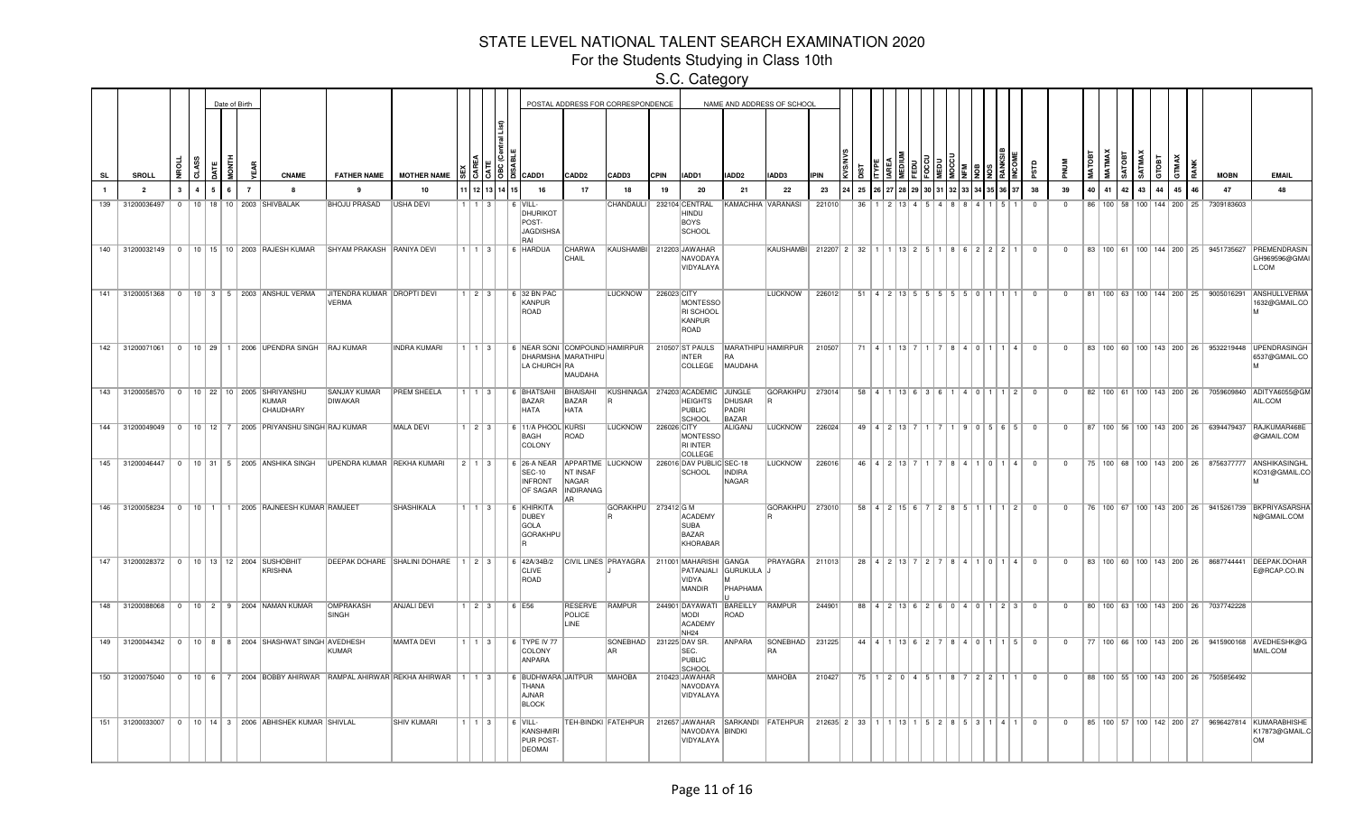# STATE LEVEL NATIONAL TALENT SEARCH EXAMINATION 2020

## For the Students Studying in Class 10th

### S.C. Category

| SL | SROLL | NROLL | CLASS | DATE | MONTH | YEAR | CNAME | FATHER NAME | MOTHER NAME | SEX | CAREA | CATE | OBC (Central List) | DISABLE | CADD1 | CADD2 | CADD3 | CPIN | IADD1 | IADD2 | IADD3 | IPIN | KVS/NVS | DIST | ITYPE | IAREA | MEDIUM | FEDU | FOCCU | MEDU | MOCCU | NFM | NOB | NOS | RANKSIB | INCOME | PSTD | PNUM | MATOBT | MATMAX | SATOBT | SATMAX | GTOBT | GTMAX | RANK | MOBN | EMAIL |
|---|---|---|---|---|---|---|---|---|---|---|---|---|---|---|---|---|---|---|---|---|---|---|---|---|---|---|---|---|---|---|---|---|---|---|---|---|---|---|---|---|---|---|---|---|---|---|---|
| 1 | 2 | 3 | 4 | 5 | 6 | 7 | 8 | 9 | 10 | 11 | 12 | 13 | 14 | 15 | 16 | 17 | 18 | 19 | 20 | 21 | 22 | 23 | 24 | 25 | 26 | 27 | 28 | 29 | 30 | 31 | 32 | 33 | 34 | 35 | 36 | 37 | 38 | 39 | 40 | 41 | 42 | 43 | 44 | 45 | 46 | 47 | 48 |
| 139 | 31200036497 | 0 | 10 | 18 | 10 | 2003 | SHIVBALAK | BHOJU PRASAD | USHA DEVI | 1 | 1 | 3 | | 6 | VILL-DHURIKOT POST-JAGDISHSA RAI | | CHANDAULI | 232104 | CENTRAL HINDU BOYS SCHOOL | KAMACHHA | VARANASI | 221010 | | 36 | 1 | 2 | 13 | 4 | 5 | 4 | 8 | 8 | 4 | 1 | 5 | 1 | 0 | 0 | 86 | 100 | 58 | 100 | 144 | 200 | 25 | 7309183603 | |
| 140 | 31200032149 | 0 | 10 | 15 | 10 | 2003 | RAJESH KUMAR | SHYAM PRAKASH | RANIYA DEVI | 1 | 1 | 3 | | 6 | HARDUA | CHARWA CHAIL | KAUSHAMBI | 212203 | JAWAHAR NAVODAYA VIDYALAYA | | KAUSHAMBI | 212207 | 2 | 32 | 1 | 1 | 13 | 2 | 5 | 1 | 8 | 6 | 2 | 2 | 2 | 1 | 0 | 0 | 83 | 100 | 61 | 100 | 144 | 200 | 25 | 9451735627 | PREMENDRASINGH969596@GMAIL.COM |
| 141 | 31200051368 | 0 | 10 | 3 | 5 | 2003 | ANSHUL VERMA | JITENDRA KUMAR VERMA | DROPTI DEVI | 1 | 2 | 3 | | 6 | 32 BN PAC KANPUR ROAD | | LUCKNOW | 226023 | CITY MONTESSORI SCHOOL KANPUR ROAD | | LUCKNOW | 226012 | | 51 | 4 | 2 | 13 | 5 | 5 | 5 | 5 | 5 | 0 | 1 | 1 | 1 | 0 | 0 | 81 | 100 | 63 | 100 | 144 | 200 | 25 | 9005016291 | ANSHULLVERMA1632@GMAIL.COM |
| 142 | 31200071061 | 0 | 10 | 29 | 1 | 2006 | UPENDRA SINGH | RAJ KUMAR | INDRA KUMARI | 1 | 1 | 3 | | 6 | NEAR SONI DHARMSHALA CHURCH | COMPOUND MARATHIPURA MAUDAHA | HAMIRPUR | 210507 | ST PAULS INTER COLLEGE | MARATHIPURA MAUDAHA | HAMIRPUR | 210507 | | 71 | 4 | 1 | 13 | 7 | 1 | 7 | 8 | 4 | 0 | 1 | 1 | 4 | 0 | 0 | 83 | 100 | 60 | 100 | 143 | 200 | 26 | 9532219448 | UPENDRASINGH6537@GMAIL.COM |
| 143 | 31200058570 | 0 | 10 | 22 | 10 | 2005 | SHRIYANSHU KUMAR CHAUDHARY | SANJAY KUMAR DIWAKAR | PREM SHEELA | 1 | 1 | 3 | | 6 | BHATSAHI BAZAR HATA | BHAISAHI BAZAR HATA | KUSHINAGAR | 274203 | ACADEMIC HEIGHTS PUBLIC SCHOOL | JUNGLE DHUSAR PADRI BAZAR | GORAKHPUR | 273014 | | 58 | 4 | 1 | 13 | 6 | 3 | 6 | 1 | 4 | 0 | 1 | 1 | 2 | 0 | 0 | 82 | 100 | 61 | 100 | 143 | 200 | 26 | 7059609840 | ADITYA6055@GMAIL.COM |
| 144 | 31200049049 | 0 | 10 | 12 | 7 | 2005 | PRIYANSHU SINGH | RAJ KUMAR | MALA DEVI | 1 | 2 | 3 | | 6 | 11/A PHOOL BAGH COLONY | KURSI ROAD | LUCKNOW | 226026 | CITY MONTESSORI INTER COLLEGE | ALIGANJ | LUCKNOW | 226024 | | 49 | 4 | 2 | 13 | 7 | 1 | 7 | 1 | 9 | 0 | 5 | 6 | 5 | 0 | 0 | 87 | 100 | 56 | 100 | 143 | 200 | 26 | 6394479437 | RAJKUMAR468E@GMAIL.COM |
| 145 | 31200046447 | 0 | 10 | 31 | 5 | 2005 | ANSHIKA SINGH | UPENDRA KUMAR | REKHA KUMARI | 2 | 1 | 3 | | 6 | 26-A NEAR SEC-10 INFRONT OF SAGAR | APPARTMENT INSAF NAGAR INDIRANAGAR | LUCKNOW | 226016 | DAV PUBLIC SCHOOL | SEC-18 INDIRA NAGAR | LUCKNOW | 226016 | | 46 | 4 | 2 | 13 | 7 | 1 | 7 | 8 | 4 | 1 | 0 | 1 | 4 | 0 | 0 | 75 | 100 | 68 | 100 | 143 | 200 | 26 | 8756377777 | ANSHIKASINGHLKO31@GMAIL.COM |
| 146 | 31200058234 | 0 | 10 | 1 | 1 | 2005 | RAJNEESH KUMAR | RAMJEET | SHASHIKALA | 1 | 1 | 3 | | 6 | KHIRKITA DUBEY GOLA GORAKHPUR | | GORAKHPUR | 273412 | G M ACADEMY SUBA BAZAR KHORABAR | | GORAKHPUR | 273010 | | 58 | 4 | 2 | 15 | 6 | 7 | 2 | 8 | 5 | 1 | 1 | 1 | 2 | 0 | 0 | 76 | 100 | 67 | 100 | 143 | 200 | 26 | 9415261739 | BKPRIYASARSHAN@GMAIL.COM |
| 147 | 31200028372 | 0 | 10 | 13 | 12 | 2004 | SUSHOBHIT KRISHNA | DEEPAK DOHARE | SHALINI DOHARE | 1 | 2 | 3 | | 6 | 42A/34B/2 CLIVE ROAD | CIVIL LINES | PRAYAGRAJ | 211001 | MAHARISHI PATANJALI VIDYA MANDIR | GANGA GURUKULAM PHAPHAMA | PRAYAGRAJ | 211013 | | 28 | 4 | 2 | 13 | 7 | 2 | 7 | 8 | 4 | 1 | 0 | 1 | 4 | 0 | 0 | 83 | 100 | 60 | 100 | 143 | 200 | 26 | 8687744441 | DEEPAK.DOHARE@RCAP.CO.IN |
| 148 | 31200088068 | 0 | 10 | 2 | 9 | 2004 | NAMAN KUMAR | OMPRAKASH SINGH | ANJALI DEVI | 1 | 2 | 3 | | 6 | E56 | RESERVE POLICE LINE | RAMPUR | 244901 | DAYAWATI MODI ACADEMY NH24 | BAREILLY ROAD | RAMPUR | 244901 | | 88 | 4 | 2 | 13 | 6 | 2 | 6 | 0 | 4 | 0 | 1 | 2 | 3 | 0 | 0 | 80 | 100 | 63 | 100 | 143 | 200 | 26 | 7037742228 | |
| 149 | 31200044342 | 0 | 10 | 8 | 8 | 2004 | SHASHWAT SINGH | AVEDHESH KUMAR | MAMTA DEVI | 1 | 1 | 3 | | 6 | TYPE IV 77 COLONY ANPARA | | SONEBHADRA | 231225 | DAV SR. SEC. PUBLIC SCHOOL | ANPARA | SONEBHADRA | 231225 | | 44 | 4 | 1 | 13 | 6 | 2 | 7 | 8 | 4 | 0 | 1 | 1 | 5 | 0 | 0 | 77 | 100 | 66 | 100 | 143 | 200 | 26 | 9415900168 | AVEDHESHK@GMAIL.COM |
| 150 | 31200075040 | 0 | 10 | 6 | 7 | 2004 | BOBBY AHIRWAR | RAMPAL AHIRWAR | REKHA AHIRWAR | 1 | 1 | 3 | | 6 | BUDHWARA THANA AJNAR BLOCK | JAITPUR | MAHOBA | 210423 | JAWAHAR NAVODAYA VIDYALAYA | | MAHOBA | 210427 | | 75 | 1 | 2 | 0 | 4 | 5 | 1 | 8 | 7 | 2 | 2 | 1 | 1 | 0 | 0 | 88 | 100 | 55 | 100 | 143 | 200 | 26 | 7505856492 | |
| 151 | 31200033007 | 0 | 10 | 14 | 3 | 2006 | ABHISHEK KUMAR | SHIVLAL | SHIV KUMARI | 1 | 1 | 3 | | 6 | VILL-KANSHMIRPUR POST-DEOMAI | TEH-BINDKI | FATEHPUR | 212657 | JAWAHAR NAVODAYA VIDYALAYA | SARKANDI BINDKI | FATEHPUR | 212635 | 2 | 33 | 1 | 1 | 13 | 1 | 5 | 2 | 8 | 5 | 3 | 1 | 4 | 1 | 0 | 0 | 85 | 100 | 57 | 100 | 142 | 200 | 27 | 9696427814 | KUMARABHISHEK17873@GMAIL.COM |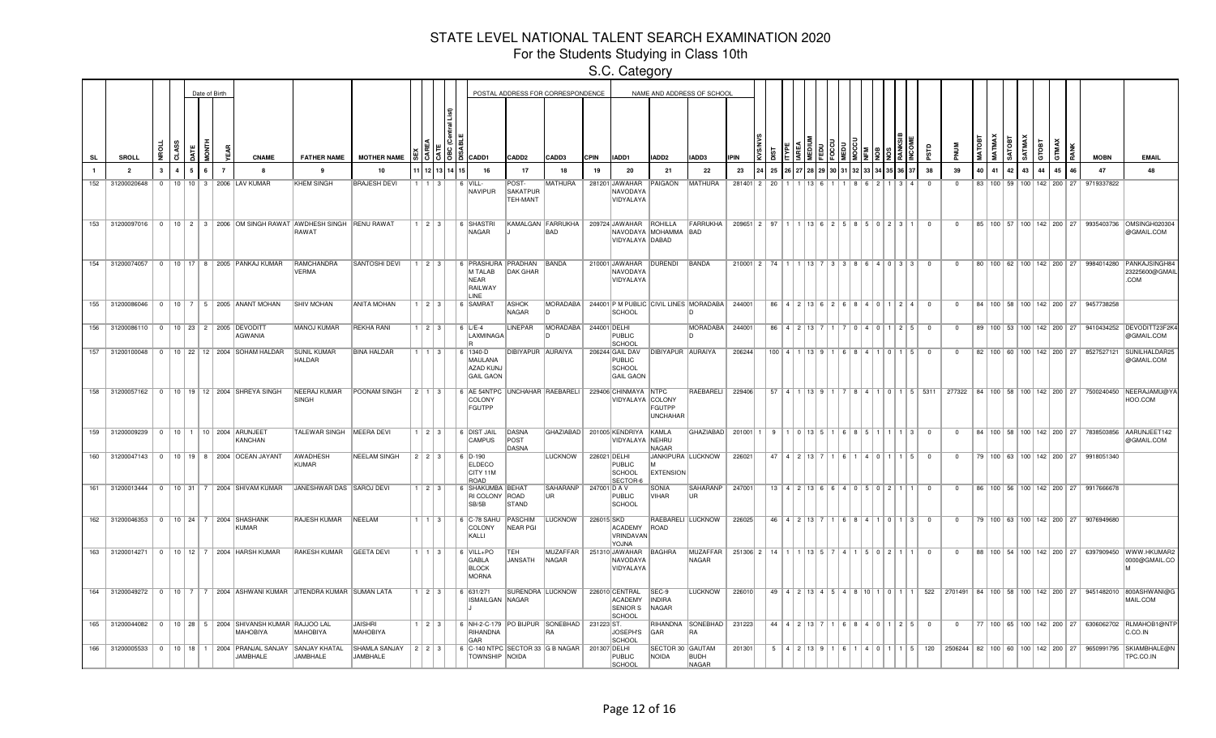# STATE LEVEL NATIONAL TALENT SEARCH EXAMINATION 2020

## For the Students Studying in Class 10th

### S.C. Category

| | | | | Date of Birth | | | | | | | | | | | POSTAL ADDRESS FOR CORRESPONDENCE | | | | NAME AND ADDRESS OF SCHOOL | | | | | | | | | | | | | | | | | | | | | | | | | | | | |
|---|---|---|---|---|---|---|---|---|---|---|---|---|---|---|---|---|---|---|---|---|---|---|---|---|---|---|---|---|---|---|---|---|---|---|---|---|---|---|---|---|---|---|---|---|---|---|---|
| SL | SROLL | NROLL | CLASS | DATE | MONTH | YEAR | CNAME | FATHER NAME | MOTHER NAME | SEX | CAREA | CATE | OBC (Central List) | DISABLE | CADD1 | CADD2 | CADD3 | CPIN | IADD1 | IADD2 | IADD3 | IPIN | KVS/NVS | DIST | ITYPE | IAREA | MEDIUM | FEDU | FOCCU | MEDU | MOCCU | NFM | NOB | NOS | RANKSIB | INCOME | PSTD | PNUM | MATOBT | MATMAX | SATOBT | SATMAX | GTOBT | GTMAX | RANK | MOBN | EMAIL |
| 1 | 2 | 3 | 4 | 5 | 6 | 7 | 8 | 9 | 10 | 11 | 12 | 13 | 14 | 15 | 16 | 17 | 18 | 19 | 20 | 21 | 22 | 23 | 24 | 25 | 26 | 27 | 28 | 29 | 30 | 31 | 32 | 33 | 34 | 35 | 36 | 37 | 38 | 39 | 40 | 41 | 42 | 43 | 44 | 45 | 46 | 47 | 48 |
| 152 | 31200020648 | 0 | 10 | 10 | 3 | 2006 | LAV KUMAR | KHEM SINGH | BRAJESH DEVI | 1 | 1 | 3 | | 6 | VILL-NAVIPUR | POST-SAKATPUR TEH-MANT | MATHURA | 281201 | JAWAHAR NAVODAYA VIDYALAYA | PAIGAON | MATHURA | 281401 | 2 | 20 | 1 | 1 | 13 | 6 | 1 | 1 | 8 | 6 | 2 | 1 | 3 | 4 | 0 | 0 | 83 | 100 | 59 | 100 | 142 | 200 | 27 | 9719337822 | |
| 153 | 31200097016 | 0 | 10 | 2 | 3 | 2006 | OM SINGH RAWAT | AWDHESH SINGH RAWAT | RENU RAWAT | 1 | 2 | 3 | | 6 | SHASTRI NAGAR | KAMALGANJ | FARRUKHA BAD | 209724 | JAWAHAR NAVODAYA VIDYALAYA | ROHILLA MOHAMMA DABAD | FARRUKHA BAD | 209651 | 2 | 97 | 1 | 1 | 13 | 6 | 2 | 5 | 8 | 5 | 0 | 2 | 3 | 1 | 0 | 0 | 85 | 100 | 57 | 100 | 142 | 200 | 27 | 9935403736 | OMSINGH020304@GMAIL.COM |
| 154 | 31200074057 | 0 | 10 | 17 | 8 | 2005 | PANKAJ KUMAR | RAMCHANDRA VERMA | SANTOSHI DEVI | 1 | 2 | 3 | | 6 | PRASHURA M TALAB NEAR RAILWAY LINE | PRADHAN DAK GHAR | BANDA | 210001 | JAWAHAR NAVODAYA VIDYALAYA | DURENDI | BANDA | 210001 | 2 | 74 | 1 | 1 | 13 | 7 | 3 | 3 | 8 | 6 | 4 | 0 | 3 | 3 | 0 | 0 | 80 | 100 | 62 | 100 | 142 | 200 | 27 | 9984014280 | PANKAJSINGH8423225600@GMAIL.COM |
| 155 | 31200086046 | 0 | 10 | 7 | 5 | 2005 | ANANT MOHAN | SHIV MOHAN | ANITA MOHAN | 1 | 2 | 3 | | 6 | SAMRAT | ASHOK NAGAR | MORADABAD | 244001 | P M PUBLIC SCHOOL | CIVIL LINES | MORADABAD | 244001 | | 86 | 4 | 2 | 13 | 6 | 2 | 6 | 8 | 4 | 0 | 1 | 2 | 4 | 0 | 0 | 84 | 100 | 58 | 100 | 142 | 200 | 27 | 9457738258 | |
| 156 | 31200086110 | 0 | 10 | 23 | 2 | 2005 | DEVODITT AGWANIA | MANOJ KUMAR | REKHA RANI | 1 | 2 | 3 | | 6 | L/E-4 LAXMINAGAR | LINEPAR | MORADABAD | 244001 | DELHI PUBLIC SCHOOL | | MORADABAD | 244001 | | 86 | 4 | 2 | 13 | 7 | 1 | 7 | 0 | 4 | 0 | 1 | 2 | 5 | 0 | 0 | 89 | 100 | 53 | 100 | 142 | 200 | 27 | 9410434252 | DEVODITT23F2K4@GMAIL.COM |
| 157 | 31200100048 | 0 | 10 | 22 | 12 | 2004 | SOHAM HALDAR | SUNIL KUMAR HALDAR | BINA HALDAR | 1 | 1 | 3 | | 6 | 1340-D MAULANA AZAD KUNJ GAIL GAON | DIBIYAPUR | AURAIYA | 206244 | GAIL DAV PUBLIC SCHOOL GAIL GAON | DIBIYAPUR | AURAIYA | 206244 | | 100 | 4 | 1 | 13 | 9 | 1 | 6 | 8 | 4 | 1 | 0 | 1 | 5 | 0 | 0 | 82 | 100 | 60 | 100 | 142 | 200 | 27 | 8527527121 | SUNILHALDAR25@GMAIL.COM |
| 158 | 31200057162 | 0 | 10 | 19 | 12 | 2004 | SHREYA SINGH | NEERAJ KUMAR SINGH | POONAM SINGH | 2 | 1 | 3 | | 6 | AE 54NTPC COLONY FGUTPP | UNCHAHAR | RAEBARELI | 229406 | CHINMAYA VIDYALAYA | NTPC COLONY FGUTPP UNCHAHAR | RAEBARELI | 229406 | | 57 | 4 | 1 | 13 | 9 | 1 | 7 | 8 | 4 | 1 | 0 | 1 | 5 | 5311 | 277322 | 84 | 100 | 58 | 100 | 142 | 200 | 27 | 7500240450 | NEERAJAMU@YAHOO.COM |
| 159 | 31200009239 | 0 | 10 | 1 | 10 | 2004 | ARUNJEET KANCHAN | TALEWAR SINGH | MEERA DEVI | 1 | 2 | 3 | | 6 | DIST JAIL CAMPUS | DASNA POST DASNA | GHAZIABAD | 201005 | KENDRIYA VIDYALAYA | KAMLA NEHRU NAGAR | GHAZIABAD | 201001 | 1 | 9 | 1 | 0 | 13 | 5 | 1 | 6 | 8 | 5 | 1 | 1 | 1 | 3 | 0 | 0 | 84 | 100 | 58 | 100 | 142 | 200 | 27 | 7838503856 | AARUNJEET142@GMAIL.COM |
| 160 | 31200047143 | 0 | 10 | 19 | 8 | 2004 | OCEAN JAYANT | AWADHESH KUMAR | NEELAM SINGH | 2 | 2 | 3 | | 6 | D-190 ELDECO CITY 11M ROAD | | LUCKNOW | 226021 | DELHI PUBLIC SCHOOL SECTOR-6 | JANKIPURA M EXTENSION | LUCKNOW | 226021 | | 47 | 4 | 2 | 13 | 7 | 1 | 6 | 1 | 4 | 0 | 1 | 1 | 5 | 0 | 0 | 79 | 100 | 63 | 100 | 142 | 200 | 27 | 9918051340 | |
| 161 | 31200013444 | 0 | 10 | 31 | 7 | 2004 | SHIVAM KUMAR | JANESHWAR DAS | SAROJ DEVI | 1 | 2 | 3 | | 6 | SHAKUMBA RI COLONY SB/5B | BEHAT ROAD STAND | SAHARANPUR | 247001 | D A V PUBLIC SCHOOL | SONIA VIHAR | SAHARANPUR | 247001 | | 13 | 4 | 2 | 13 | 6 | 6 | 4 | 0 | 5 | 0 | 2 | 1 | 1 | 0 | 0 | 86 | 100 | 56 | 100 | 142 | 200 | 27 | 9917666678 | |
| 162 | 31200046353 | 0 | 10 | 24 | 7 | 2004 | SHASHANK KUMAR | RAJESH KUMAR | NEELAM | 1 | 1 | 3 | | 6 | C-78 SAHU COLONY KALLI | PASCHIM NEAR PGI | LUCKNOW | 226015 | SKD ACADEMY VRINDAVAN YOJNA | RAEBARELI ROAD | LUCKNOW | 226025 | | 46 | 4 | 2 | 13 | 7 | 1 | 6 | 8 | 4 | 1 | 0 | 1 | 3 | 0 | 0 | 79 | 100 | 63 | 100 | 142 | 200 | 27 | 9076949680 | |
| 163 | 31200014271 | 0 | 10 | 12 | 7 | 2004 | HARSH KUMAR | RAKESH KUMAR | GEETA DEVI | 1 | 1 | 3 | | 6 | VILL+PO GABLA BLOCK MORNA | TEH JANSATH | MUZAFFAR NAGAR | 251310 | JAWAHAR NAVODAYA VIDYALAYA | BAGHRA | MUZAFFAR NAGAR | 251306 | 2 | 14 | 1 | 1 | 13 | 5 | 7 | 4 | 1 | 5 | 0 | 2 | 1 | 1 | 0 | 0 | 88 | 100 | 54 | 100 | 142 | 200 | 27 | 6397909450 | WWW.HKUMAR20000@GMAIL.COM |
| 164 | 31200049272 | 0 | 10 | 7 | 7 | 2004 | ASHWANI KUMAR | JITENDRA KUMAR | SUMAN LATA | 1 | 2 | 3 | | 6 | 631/271 ISMAILGANJ | SURENDRA NAGAR | LUCKNOW | 226010 | CENTRAL ACADEMY SENIOR S SCHOOL | SEC-9 INDIRA NAGAR | LUCKNOW | 226010 | | 49 | 4 | 2 | 13 | 4 | 5 | 4 | 8 | 10 | 1 | 0 | 1 | 1 | 522 | 2701491 | 84 | 100 | 58 | 100 | 142 | 200 | 27 | 9451482010 | 800ASHWANI@GMAIL.COM |
| 165 | 31200044082 | 0 | 10 | 28 | 5 | 2004 | SHIVANSH KUMAR MAHOBIYA | RAJJOO LAL MAHOBIYA | JAISHRI MAHOBIYA | 1 | 2 | 3 | | 6 | NH-2-C-179 RIHANDNA GAR | PO BIJPUR | SONEBHADRA | 231223 | ST. JOSEPH'S SCHOOL | RIHANDNA GAR | SONEBHADRA | 231223 | | 44 | 4 | 2 | 13 | 7 | 1 | 6 | 8 | 4 | 0 | 1 | 2 | 5 | 0 | 0 | 77 | 100 | 65 | 100 | 142 | 200 | 27 | 6306062702 | RLMAHOB1@NTPC.CO.IN |
| 166 | 31200005533 | 0 | 10 | 18 | 1 | 2004 | PRANJAL SANJAY JAMBHALE | SANJAY KHATAL JAMBHALE | SHAMLA SANJAY JAMBHALE | 2 | 2 | 3 | | 6 | C-140 NTPC TOWNSHIP | SECTOR 33 NOIDA | G B NAGAR | 201307 | DELHI PUBLIC SCHOOL | SECTOR 30 NOIDA | GAUTAM BUDH NAGAR | 201301 | | 5 | 4 | 2 | 13 | 9 | 1 | 6 | 1 | 4 | 0 | 1 | 1 | 5 | 120 | 2506244 | 82 | 100 | 60 | 100 | 142 | 200 | 27 | 9650991795 | SKIAMBHALE@NTPC.CO.IN |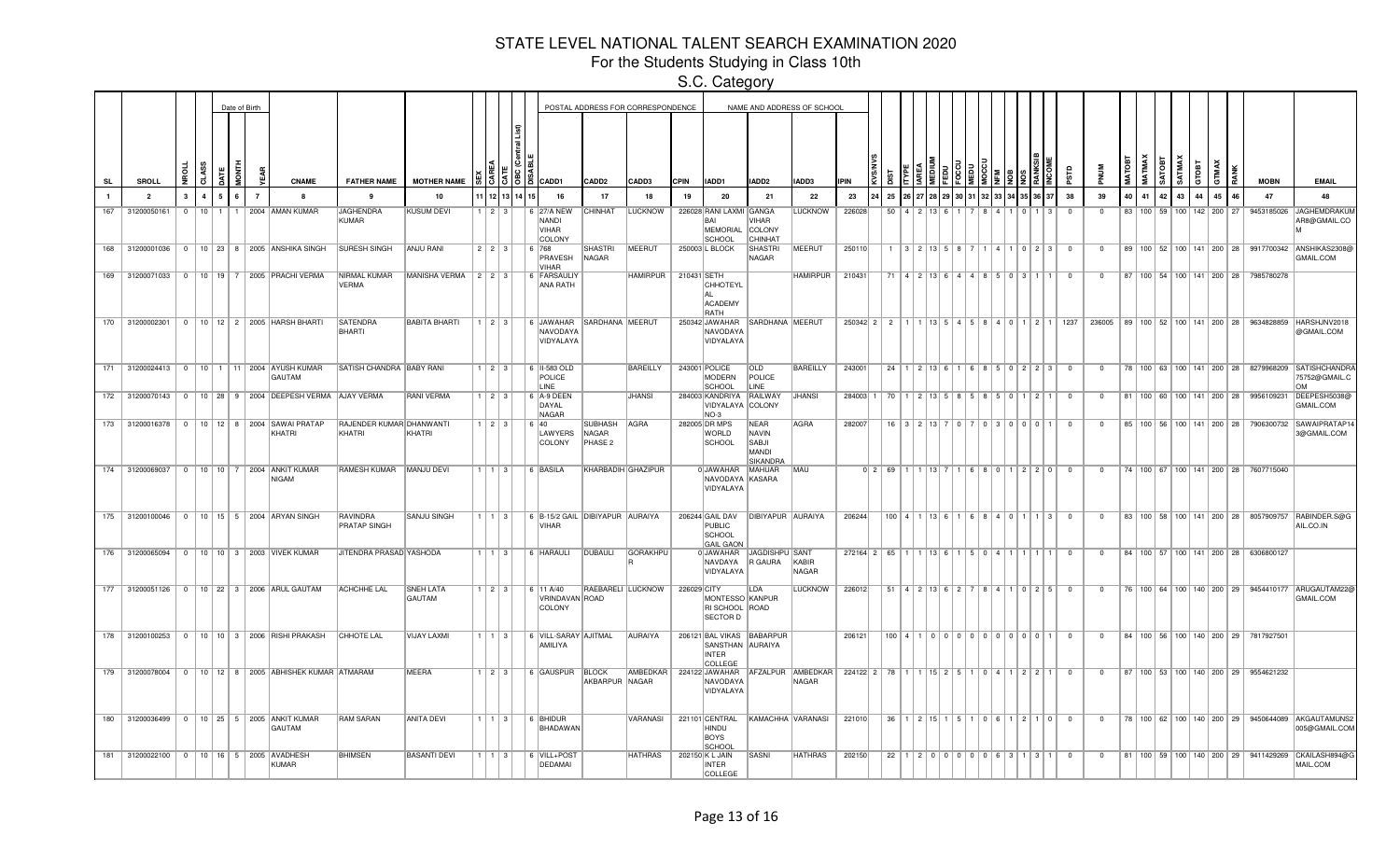# STATE LEVEL NATIONAL TALENT SEARCH EXAMINATION 2020

## For the Students Studying in Class 10th

### S.C. Category

| SL | SROLL | NROLL | CLASS | DATE | MONTH | YEAR | CNAME | FATHER NAME | MOTHER NAME | SEX | CAREA | CATE | OBC (Central List) | DISABLE | CADD1 | CADD2 | CADD3 | CPIN | IADD1 | IADD2 | IADD3 | IPIN | KVS/NVS | DIST | ITYPE | IAREA | MEDIUM | FEDU | FOCCU | MEDU | MOCCU | NFM | NOB | NOS | RANKSIB | INCOME | PSTD | PNUM | MATOBT | MATMAX | SATOBT | SATMAX | GTOBT | GTMAX | RANK | MOBN | EMAIL |
|---|---|---|---|---|---|---|---|---|---|---|---|---|---|---|---|---|---|---|---|---|---|---|---|---|---|---|---|---|---|---|---|---|---|---|---|---|---|---|---|---|---|---|---|---|---|---|---|
| 1 | 2 | 3 | 4 | 5 | 6 | 7 | 8 | 9 | 10 | 11 | 12 | 13 | 14 | 15 | 16 | 17 | 18 | 19 | 20 | 21 | 22 | 23 | 24 | 25 | 26 | 27 | 28 | 29 | 30 | 31 | 32 | 33 | 34 | 35 | 36 | 37 | 38 | 39 | 40 | 41 | 42 | 43 | 44 | 45 | 46 | 47 | 48 |
| 167 | 31200050161 | 0 | 10 | 1 | 1 | 2004 | AMAN KUMAR | JAGHENDRA KUMAR | KUSUM DEVI | 1 | 2 | 3 | | 6 | 27/A NEW NANDI VIHAR COLONY | CHINHAT | LUCKNOW | 226028 | RANI LAXMI BAI MEMORIAL SCHOOL | GANGA VIHAR COLONY CHINHAT | LUCKNOW | 226028 | | 50 | 4 | 2 | 13 | 6 | 1 | 7 | 8 | 4 | 1 | 0 | 1 | 3 | 0 | 0 | 83 | 100 | 59 | 100 | 142 | 200 | 27 | 9453185026 | JAGHEMDRAKUMAR8@GMAIL.COM |
| 168 | 31200001036 | 0 | 10 | 23 | 8 | 2005 | ANSHIKA SINGH | SURESH SINGH | ANJU RANI | 2 | 2 | 3 | | 6 | 769 PRAVESH VIHAR | SHASTRI NAGAR | MEERUT | 250003 | L BLOCK | SHASTRI NAGAR | MEERUT | 250110 | | 1 | 3 | 2 | 13 | 5 | 8 | 7 | 1 | 4 | 1 | 0 | 2 | 3 | 0 | 0 | 89 | 100 | 52 | 100 | 141 | 200 | 28 | 9917700342 | ANSHIKAS2308@GMAIL.COM |
| 169 | 31200071033 | 0 | 10 | 19 | 7 | 2005 | PRACHI VERMA | NIRMAL KUMAR VERMA | MANISHA VERMA | 2 | 2 | 3 | | 6 | FARSAULIYANA RATH | | HAMIRPUR | 210431 | SETH CHHOTEYLAL ACADEMY RATH | | HAMIRPUR | 210431 | | 71 | 4 | 2 | 13 | 6 | 4 | 4 | 8 | 5 | 0 | 3 | 1 | 1 | 0 | 0 | 87 | 100 | 54 | 100 | 141 | 200 | 28 | 7985780278 | |
| 170 | 31200002301 | 0 | 10 | 12 | 2 | 2005 | HARSH BHARTI | SATENDRA BHARTI | BABITA BHARTI | 1 | 2 | 3 | | 6 | JAWAHAR NAVODAYA VIDYALAYA | SARDHANA | MEERUT | 250342 | JAWAHAR NAVODAYA VIDYALAYA | SARDHANA | MEERUT | 250342 | 2 | 2 | 1 | 1 | 13 | 5 | 4 | 5 | 8 | 4 | 0 | 1 | 2 | 1 | 1237 | 236005 | 89 | 100 | 52 | 100 | 141 | 200 | 28 | 9634828859 | HARSHJNV2018@GMAIL.COM |
| 171 | 31200024413 | 0 | 10 | 1 | 11 | 2004 | AYUSH KUMAR GAUTAM | SATISH CHANDRA | BABY RANI | 1 | 2 | 3 | | 6 | II-583 OLD POLICE LINE | | BAREILLY | 243001 | POLICE MODERN SCHOOL | OLD POLICE LINE | BAREILLY | 243001 | | 24 | 1 | 2 | 13 | 6 | 1 | 6 | 8 | 5 | 0 | 2 | 2 | 3 | 0 | 0 | 78 | 100 | 63 | 100 | 141 | 200 | 28 | 8279968209 | SATISHCHANDRA75752@GMAIL.COM |
| 172 | 31200070143 | 0 | 10 | 28 | 9 | 2004 | DEEPESH VERMA | AJAY VERMA | RANI VERMA | 1 | 2 | 3 | | 6 | A-9 DEEN DAYAL NAGAR | | JHANSI | 284003 | KANDRIYA VIDYALAYA NO 3 | RAILWAY COLONY | JHANSI | 284003 | 1 | 70 | 1 | 2 | 13 | 5 | 8 | 5 | 8 | 5 | 0 | 1 | 2 | 1 | 0 | 0 | 81 | 100 | 60 | 100 | 141 | 200 | 28 | 9956109231 | DEEPESH5038@GMAIL.COM |
| 173 | 31200016378 | 0 | 10 | 12 | 8 | 2004 | SAWAI PRATAP KHATRI | RAJENDER KUMAR KHATRI | DHANWANTI KHATRI | 1 | 2 | 3 | | 6 | 40 LAWYERS COLONY | SUBHASH NAGAR PHASE 2 | AGRA | 282005 | DR MPS WORLD SCHOOL | NEAR NAVIN SABJI MANDI SIKANDRA | AGRA | 282007 | | 16 | 3 | 2 | 13 | 7 | 0 | 7 | 0 | 3 | 0 | 0 | 0 | 1 | 0 | 0 | 85 | 100 | 56 | 100 | 141 | 200 | 28 | 7906300732 | SAWAIPRATAP143@GMAIL.COM |
| 174 | 31200069037 | 0 | 10 | 10 | 7 | 2004 | ANKIT KUMAR NIGAM | RAMESH KUMAR | MANJU DEVI | 1 | 1 | 3 | | 6 | BASILA | KHARBADIH | GHAZIPUR | 0 | JAWAHAR NAVODAYA VIDYALAYA | MAHUAR KASARA | MAU | 0 | 2 | 69 | 1 | 1 | 13 | 7 | 1 | 6 | 8 | 0 | 1 | 2 | 2 | 0 | 0 | 0 | 74 | 100 | 67 | 100 | 141 | 200 | 28 | 7607715040 | |
| 175 | 31200100046 | 0 | 10 | 15 | 5 | 2004 | ARYAN SINGH | RAVINDRA PRATAP SINGH | SANJU SINGH | 1 | 1 | 3 | | 6 | B-15/2 GAIL VIHAR | DIBIYAPUR | AURAIYA | 206244 | GAIL DAV PUBLIC SCHOOL GAIL GAON | DIBIYAPUR | AURAIYA | 206244 | | 100 | 4 | 1 | 13 | 6 | 1 | 6 | 8 | 4 | 0 | 1 | 1 | 3 | 0 | 0 | 83 | 100 | 58 | 100 | 141 | 200 | 28 | 8057909757 | RABINDER.S@GAIL.CO.IN |
| 176 | 31200065094 | 0 | 10 | 10 | 3 | 2003 | VIVEK KUMAR | JITENDRA PRASAD | YASHODA | 1 | 1 | 3 | | 6 | HARAULI | DUBAULI | GORAKHPUR | 0 | JAWAHAR NAVDAYA VIDYALAYA | JAGDISHPUR GAURA | SANT KABIR NAGAR | 272164 | 2 | 65 | 1 | 1 | 13 | 6 | 1 | 5 | 0 | 4 | 1 | 1 | 1 | 1 | 0 | 0 | 84 | 100 | 57 | 100 | 141 | 200 | 28 | 6306800127 | |
| 177 | 31200051126 | 0 | 10 | 22 | 3 | 2006 | ARUL GAUTAM | ACHCHHE LAL | SNEH LATA GAUTAM | 1 | 2 | 3 | | 6 | 11 A/40 VRINDAVAN COLONY | RAEBARELI ROAD | LUCKNOW | 226029 | CITY MONTESSORI SCHOOL SECTOR D | LDA KANPUR ROAD | LUCKNOW | 226012 | | 51 | 4 | 2 | 13 | 6 | 2 | 7 | 8 | 4 | 1 | 0 | 2 | 5 | 0 | 0 | 76 | 100 | 64 | 100 | 140 | 200 | 29 | 9454410177 | ARUGAUTAM22@GMAIL.COM |
| 178 | 31200100253 | 0 | 10 | 10 | 3 | 2006 | RISHI PRAKASH | CHHOTE LAL | VIJAY LAXMI | 1 | 1 | 3 | | 6 | VILL-SARAY AMILIYA | AJITMAL | AURAIYA | 206121 | BAL VIKAS SANSTHAN INTER COLLEGE | BABARPUR AURAIYA | | 206121 | | 100 | 4 | 1 | 0 | 0 | 0 | 0 | 0 | 0 | 0 | 0 | 0 | 1 | 0 | 0 | 84 | 100 | 56 | 100 | 140 | 200 | 29 | 7817927501 | |
| 179 | 31200078004 | 0 | 10 | 12 | 8 | 2005 | ABHISHEK KUMAR | ATMARAM | MEERA | 1 | 2 | 3 | | 6 | GAUSPUR | BLOCK AKBARPUR | AMBEDKAR NAGAR | 224122 | JAWAHAR NAVODAYA VIDYALAYA | AFZALPUR | AMBEDKAR NAGAR | 224122 | 2 | 78 | 1 | 1 | 15 | 2 | 5 | 1 | 0 | 4 | 1 | 2 | 2 | 1 | 0 | 0 | 87 | 100 | 53 | 100 | 140 | 200 | 29 | 9554621232 | |
| 180 | 31200036499 | 0 | 10 | 25 | 5 | 2005 | ANKIT KUMAR GAUTAM | RAM SARAN | ANITA DEVI | 1 | 1 | 3 | | 6 | BHIDUR BHADAWAN | | VARANASI | 221101 | CENTRAL HINDU BOYS SCHOOL | KAMACHHA | VARANASI | 221010 | | 36 | 1 | 2 | 15 | 1 | 5 | 1 | 0 | 6 | 1 | 2 | 1 | 0 | 0 | 0 | 78 | 100 | 62 | 100 | 140 | 200 | 29 | 9450644089 | AKGAUTAMUNS2005@GMAIL.COM |
| 181 | 31200022100 | 0 | 10 | 16 | 5 | 2005 | AVADHESH KUMAR | BHIMSEN | BASANTI DEVI | 1 | 1 | 3 | | 6 | VILL+POST DEDAMAI | | HATHRAS | 202150 | K L JAIN INTER COLLEGE | SASNI | HATHRAS | 202150 | | 22 | 1 | 2 | 0 | 0 | 0 | 0 | 0 | 6 | 3 | 1 | 3 | 1 | 0 | 0 | 81 | 100 | 59 | 100 | 140 | 200 | 29 | 9411429269 | CKAILASH894@GMAIL.COM |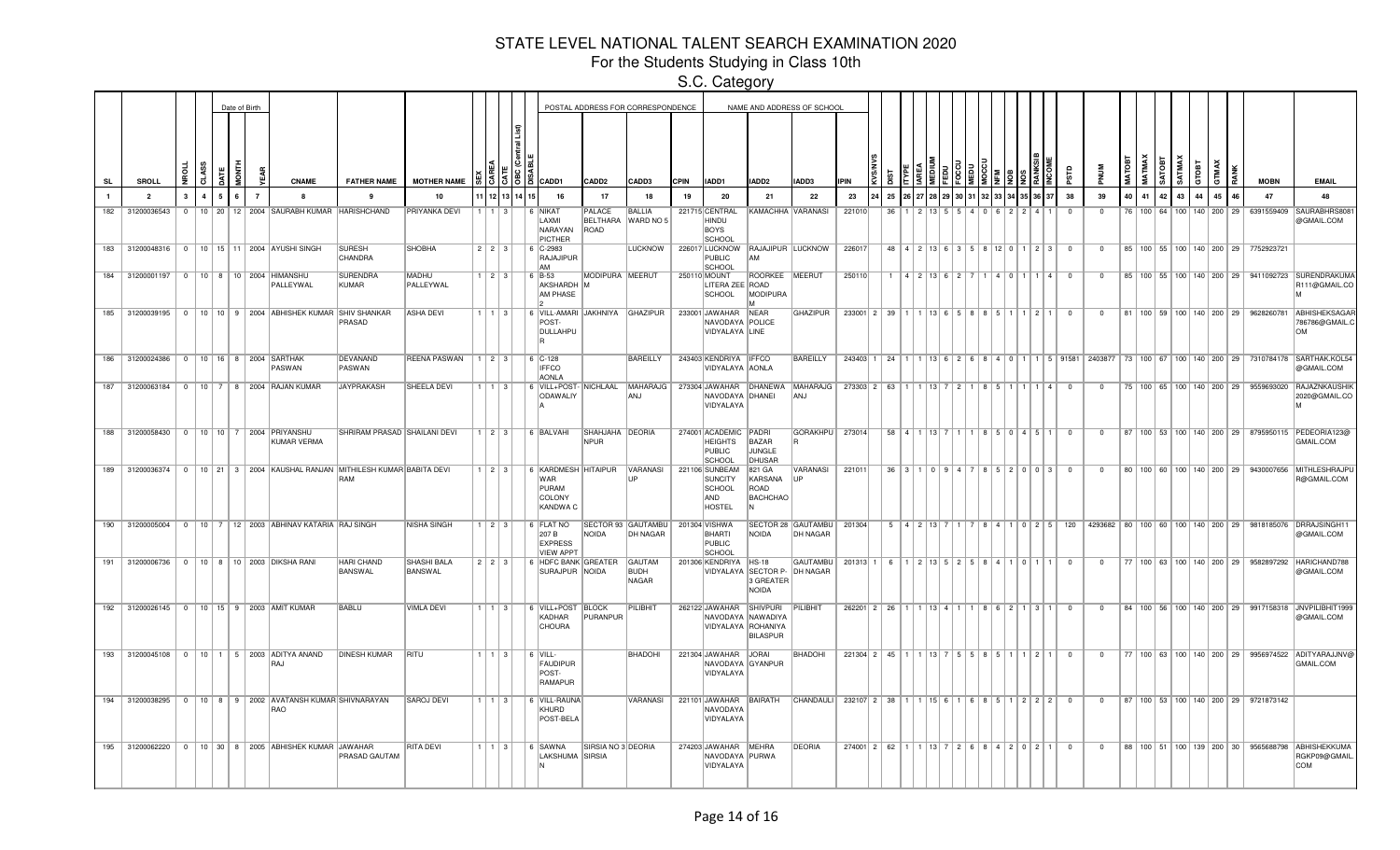# STATE LEVEL NATIONAL TALENT SEARCH EXAMINATION 2020

## For the Students Studying in Class 10th

### S.C. Category

| SL | SROLL | NROLL | CLASS | DATE | MONTH | YEAR | CNAME | FATHER NAME | MOTHER NAME | SEX | CAREA | CATE | OBC (Central List) | DISABLE | CADD1 | CADD2 | CADD3 | CPIN | IADD1 | IADD2 | IADD3 | IPIN | KVS/NVS | DIST | ITYPE | IAREA | MEDIUM | FEDU | FOCCU | MEDU | MOCCU | NFM | NOB | NOS | RANKSIB | INCOME | PSTD | PNUM | MATOBT | MATMAX | SATOBT | SATMAX | GTOBT | GTMAX | RANK | MOBN | EMAIL |
|---|---|---|---|---|---|---|---|---|---|---|---|---|---|---|---|---|---|---|---|---|---|---|---|---|---|---|---|---|---|---|---|---|---|---|---|---|---|---|---|---|---|---|---|---|---|---|---|
| 1 | 2 | 3 | 4 | 5 | 6 | 7 | 8 | 9 | 10 | 11 | 12 | 13 | 14 | 15 | 16 | 17 | 18 | 19 | 20 | 21 | 22 | 23 | 24 | 25 | 26 | 27 | 28 | 29 | 30 | 31 | 32 | 33 | 34 | 35 | 36 | 37 | 38 | 39 | 40 | 41 | 42 | 43 | 44 | 45 | 46 | 47 | 48 |
| 182 | 31200036543 | 0 | 10 | 20 | 12 | 2004 | SAURABH KUMAR | HARISHCHAND | PRIYANKA DEVI | 1 | 1 | 3 | | 6 | NIKAT LAXMI NARAYAN PICTHER | PALACE BELTHARA ROAD | BALLIA WARD NO 5 | 221715 | CENTRAL HINDU BOYS SCHOOL | KAMACHHA | VARANASI | 221010 | | 36 | 1 | 2 | 13 | 5 | 5 | 4 | 0 | 6 | 2 | 2 | 4 | 1 | 0 | 0 | 76 | 100 | 64 | 100 | 140 | 200 | 29 | 6391559409 | SAURABHRS8081@GMAIL.COM |
| 183 | 31200048316 | 0 | 10 | 15 | 11 | 2004 | AYUSHI SINGH | SURESH CHANDRA | SHOBHA | 2 | 2 | 3 | | 6 | C-2983 RAJAJIPUR AM | | LUCKNOW | 226017 | LUCKNOW PUBLIC SCHOOL | RAJAJIPUR AM | LUCKNOW | 226017 | | 48 | 4 | 2 | 13 | 6 | 3 | 5 | 8 | 12 | 0 | 1 | 2 | 3 | 0 | 0 | 85 | 100 | 55 | 100 | 140 | 200 | 29 | 7752923721 | |
| 184 | 31200001197 | 0 | 10 | 8 | 10 | 2004 | HIMANSHU PALLEYWAL | SURENDRA KUMAR | MADHU PALLEYWAL | 1 | 2 | 3 | | 6 | B-53 AKSHARDHAM PHASE 2 | MODIPURA M | MEERUT | 250110 | MOUNT LITERA ZEE SCHOOL | ROORKEE ROAD MODIPURAM | MEERUT | 250110 | | 1 | 4 | 2 | 13 | 6 | 2 | 7 | 1 | 4 | 0 | 1 | 1 | 4 | 0 | 0 | 85 | 100 | 55 | 100 | 140 | 200 | 29 | 9411092723 | SURENDRAKUMAR111@GMAIL.COM |
| 185 | 31200039195 | 0 | 10 | 10 | 9 | 2004 | ABHISHEK KUMAR | SHIV SHANKAR PRASAD | ASHA DEVI | 1 | 1 | 3 | | 6 | VILL-AMARI POST-DULLAHPUR | JAKHNIYA | GHAZIPUR | 233001 | JAWAHAR NAVODAYA VIDYALAYA | NEAR POLICE LINE | GHAZIPUR | 233001 | 2 | 39 | 1 | 1 | 13 | 6 | 5 | 8 | 8 | 5 | 1 | 1 | 2 | 1 | 0 | 0 | 81 | 100 | 59 | 100 | 140 | 200 | 29 | 9628260781 | ABHISHEKSAGAR786786@GMAIL.COM |
| 186 | 31200024386 | 0 | 10 | 16 | 8 | 2004 | SARTHAK PASWAN | DEVANAND PASWAN | REENA PASWAN | 1 | 2 | 3 | | 6 | C-128 IFFCO AONLA | | BAREILLY | 243403 | KENDRIYA VIDYALAYA | IFFCO AONLA | BAREILLY | 243403 | 1 | 24 | 1 | 1 | 13 | 6 | 2 | 6 | 8 | 4 | 0 | 1 | 1 | 5 | 91581 | 2403877 | 73 | 100 | 67 | 100 | 140 | 200 | 29 | 7310784178 | SARTHAK.KOL54@GMAIL.COM |
| 187 | 31200063184 | 0 | 10 | 7 | 8 | 2004 | RAJAN KUMAR | JAYPRAKASH | SHEELA DEVI | 1 | 1 | 3 | | 6 | VILL+POST-ODAWALIYA | NICHLAAL | MAHARAJGANJ | 273304 | JAWAHAR NAVODAYA VIDYALAYA | DHANEWA DHANEI | MAHARAJGANJ | 273303 | 2 | 63 | 1 | 1 | 13 | 7 | 2 | 1 | 8 | 5 | 1 | 1 | 1 | 4 | 0 | 0 | 75 | 100 | 65 | 100 | 140 | 200 | 29 | 9559693020 | RAJAZNKAUSHIK2020@GMAIL.COM |
| 188 | 31200058430 | 0 | 10 | 10 | 7 | 2004 | PRIYANSHU KUMAR VERMA | SHRIRAM PRASAD | SHAILANI DEVI | 1 | 2 | 3 | | 6 | BALVAHI | SHAHJAHANPUR | DEORIA | 274001 | ACADEMIC HEIGHTS PUBLIC SCHOOL | PADRI BAZAR JUNGLE DHUSAR | GORAKHPUR | 273014 | | 58 | 4 | 1 | 13 | 7 | 1 | 1 | 8 | 5 | 0 | 4 | 5 | 1 | 0 | 0 | 87 | 100 | 53 | 100 | 140 | 200 | 29 | 8795950115 | PEDEORIA123@GMAIL.COM |
| 189 | 31200036374 | 0 | 10 | 21 | 3 | 2004 | KAUSHAL RANJAN | MITHILESH KUMAR RAM | BABITA DEVI | 1 | 2 | 3 | | 6 | KARDMESHWAR PURAM COLONY KANDWA C | HITAIPUR | VARANASI UP | 221106 | SUNBEAM SUNCITY SCHOOL AND HOSTEL | 821 GA KARSANA ROAD BACHCHAON | VARANASI UP | 221011 | | 36 | 3 | 1 | 0 | 9 | 4 | 7 | 8 | 5 | 2 | 0 | 0 | 3 | 0 | 0 | 80 | 100 | 60 | 100 | 140 | 200 | 29 | 9430007656 | MITHLESHRAJPUR@GMAIL.COM |
| 190 | 31200005004 | 0 | 10 | 7 | 12 | 2003 | ABHINAV KATARIA | RAJ SINGH | NISHA SINGH | 1 | 2 | 3 | | 6 | FLAT NO 207 B EXPRESS VIEW APPT | SECTOR 93 NOIDA | GAUTAMBUDH NAGAR | 201304 | VISHWA BHARTI PUBLIC SCHOOL | SECTOR 28 NOIDA | GAUTAMBUDH NAGAR | 201304 | | 5 | 4 | 2 | 13 | 7 | 1 | 7 | 8 | 4 | 1 | 0 | 2 | 5 | 120 | 4293682 | 80 | 100 | 60 | 100 | 140 | 200 | 29 | 9818185076 | DRRAJSINGH11@GMAIL.COM |
| 191 | 31200006736 | 0 | 10 | 8 | 10 | 2003 | DIKSHA RANI | HARI CHAND BANSWAL | SHASHI BALA BANSWAL | 2 | 2 | 3 | | 6 | HDFC BANK SURAJPUR | GREATER NOIDA | GAUTAM BUDH NAGAR | 201306 | KENDRIYA VIDYALAYA | HS-18 SECTOR P-3 GREATER NOIDA | GAUTAMBUDH NAGAR | 201313 | 1 | 6 | 1 | 2 | 13 | 5 | 2 | 5 | 8 | 4 | 1 | 0 | 1 | 1 | 0 | 0 | 77 | 100 | 63 | 100 | 140 | 200 | 29 | 9582897292 | HARICHAND788@GMAIL.COM |
| 192 | 31200026145 | 0 | 10 | 15 | 9 | 2003 | AMIT KUMAR | BABLU | VIMLA DEVI | 1 | 1 | 3 | | 6 | VILL+POST KADHAR CHOURA | BLOCK PURANPUR | PILIBHIT | 262122 | JAWAHAR NAVODAYA VIDYALAYA | SHIVPURI NAWADIYA ROHANIYA BILASPUR | PILIBHIT | 262201 | 2 | 26 | 1 | 1 | 13 | 4 | 1 | 1 | 8 | 6 | 2 | 1 | 3 | 1 | 0 | 0 | 84 | 100 | 56 | 100 | 140 | 200 | 29 | 9917158318 | JNVPILIBHIT1999@GMAIL.COM |
| 193 | 31200045108 | 0 | 10 | 1 | 5 | 2003 | ADITYA ANAND RAJ | DINESH KUMAR | RITU | 1 | 1 | 3 | | 6 | VILL-FAUDIPUR POST-RAMAPUR | | BHADOHI | 221304 | JAWAHAR NAVODAYA VIDYALAYA | JORAI GYANPUR | BHADOHI | 221304 | 2 | 45 | 1 | 1 | 13 | 7 | 5 | 5 | 8 | 5 | 1 | 1 | 2 | 1 | 0 | 0 | 77 | 100 | 63 | 100 | 140 | 200 | 29 | 9956974522 | ADITYARAJJNV@GMAIL.COM |
| 194 | 31200038295 | 0 | 10 | 8 | 9 | 2002 | AVATANSH KUMAR RAO | SHIVNARAYAN | SAROJ DEVI | 1 | 1 | 3 | | 6 | VILL-RAUNA KHURD POST-BELA | | VARANASI | 221101 | JAWAHAR NAVODAYA VIDYALAYA | BAIRATH | CHANDAULI | 232107 | 2 | 38 | 1 | 1 | 15 | 6 | 1 | 6 | 8 | 5 | 1 | 2 | 2 | 2 | 0 | 0 | 87 | 100 | 53 | 100 | 140 | 200 | 29 | 9721873142 | |
| 195 | 31200062220 | 0 | 10 | 30 | 8 | 2005 | ABHISHEK KUMAR | JAWAHAR PRASAD GAUTAM | RITA DEVI | 1 | 1 | 3 | | 6 | SAWNA LAKSHUMAN | SIRSIA NO 3 SIRSIA | DEORIA | 274203 | JAWAHAR NAVODAYA VIDYALAYA | MEHRA PURWA | DEORIA | 274001 | 2 | 62 | 1 | 1 | 13 | 7 | 2 | 6 | 8 | 4 | 2 | 0 | 2 | 1 | 0 | 0 | 88 | 100 | 51 | 100 | 139 | 200 | 30 | 9565688798 | ABHISHEKKUMARGKP09@GMAIL.COM |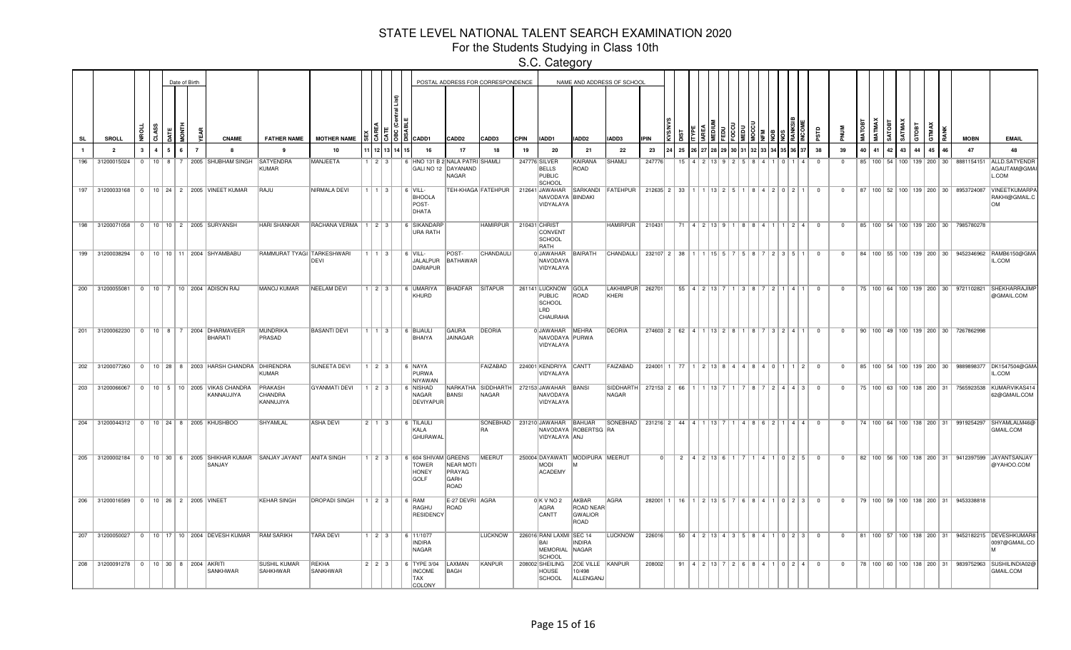# STATE LEVEL NATIONAL TALENT SEARCH EXAMINATION 2020

## For the Students Studying in Class 10th

## S.C. Category

| SL | SROLL | NROLL | CLASS | DATE | MONTH | YEAR | CNAME | FATHER NAME | MOTHER NAME | SEX | CAREA | CATE | OBC (Central List) | DSABLE | CADD1 | CADD2 | CADD3 | CPIN | IADD1 | IADD2 | IADD3 | IPIN | KVS/NVS | DIST | ITYPE | IAREA | MEDIUM | FEDU | FOCCU | MEDU | MOCCU | NFM | NOB | NOS | RANKSIB | INCOME | PSTD | PNUM | MATOBT | MATMAX | SATOBT | SATMAX | GTOBT | GTMAX | RANK | MOBN | EMAIL |
|---|---|---|---|---|---|---|---|---|---|---|---|---|---|---|---|---|---|---|---|---|---|---|---|---|---|---|---|---|---|---|---|---|---|---|---|---|---|---|---|---|---|---|---|---|---|---|---|
| 1 | 2 | 3 | 4 | 5 | 6 | 7 | 8 | 9 | 10 | 11 | 12 | 13 | 14 | 15 | 16 | 17 | 18 | 19 | 20 | 21 | 22 | 23 | 24 | 25 | 26 | 27 | 28 | 29 | 30 | 31 | 32 | 33 | 34 | 35 | 36 | 37 | 38 | 39 | 40 | 41 | 42 | 43 | 44 | 45 | 46 | 47 | 48 |
| 196 | 31200015024 | 0 | 10 | 8 | 7 | 2005 | SHUBHAM SINGH | SATYENDRA KUMAR | MANJEETA | 1 | 2 | 3 | | | 6 HNO 131 B 2 GALI NO 12 | NALA PATRI DAYANAND NAGAR | SHAMLI | 247776 | SILVER BELLS PUBLIC SCHOOL | KAIRANA ROAD | SHAMLI | 247776 | | 15 | 4 | 2 | 13 | 9 | 2 | 5 | 8 | 4 | 1 | 0 | 1 | 4 | 0 | 0 | 85 | 100 | 54 | 100 | 139 | 200 | 30 | 8881154151 | ALLD.SATYENDRAGAUTAM@GMAIL.COM |
| 197 | 31200033168 | 0 | 10 | 24 | 2 | 2005 | VINEET KUMAR | RAJU | NIRMALA DEVI | 1 | 1 | 3 | | | 6 VILL-BHOOLA POST-DHATA | TEH-KHAGA | FATEHPUR | 212641 | JAWAHAR NAVODAYA VIDYALAYA | SARKANDI BINDAKI | FATEHPUR | 212635 | 2 | 33 | 1 | 1 | 13 | 2 | 5 | 1 | 8 | 4 | 2 | 0 | 2 | 1 | 0 | 0 | 87 | 100 | 52 | 100 | 139 | 200 | 30 | 8953724087 | VINEETKUMARPRAKHI@GMAIL.COM |
| 198 | 31200071058 | 0 | 10 | 10 | 2 | 2005 | SURYANSH | HARI SHANKAR | RACHANA VERMA | 1 | 2 | 3 | | | 6 SIKANDARPURA RATH | | HAMIRPUR | 210431 | CHRIST CONVENT SCHOOL RATH | | HAMIRPUR | 210431 | | 71 | 4 | 2 | 13 | 9 | 1 | 8 | 8 | 4 | 1 | 1 | 2 | 4 | 0 | 0 | 85 | 100 | 54 | 100 | 139 | 200 | 30 | 7985780278 | |
| 199 | 31200038294 | 0 | 10 | 10 | 11 | 2004 | SHYAMBABU | RAMMURAT TYAGI | TARKESHWARI DEVI | 1 | 1 | 3 | | | 6 VILL-JALALPUR DARIAPUR | POST-BATHAWAR | CHANDAULI | 0 | JAWAHAR NAVODAYA VIDYALAYA | BAIRATH | CHANDAULI | 232107 | 2 | 38 | 1 | 1 | 15 | 5 | 7 | 5 | 8 | 7 | 2 | 3 | 5 | 1 | 0 | 0 | 84 | 100 | 55 | 100 | 139 | 200 | 30 | 9452346962 | RAMB6150@GMAIL.COM |
| 200 | 31200055081 | 0 | 10 | 7 | 10 | 2004 | ADISON RAJ | MANOJ KUMAR | NEELAM DEVI | 1 | 2 | 3 | | | 6 UMARIYA KHURD | BHADFAR | SITAPUR | 261141 | LUCKNOW PUBLIC SCHOOL LRD CHAURAHA | GOLA ROAD | LAKHIMPUR KHERI | 262701 | | 55 | 4 | 2 | 13 | 7 | 1 | 3 | 8 | 7 | 2 | 1 | 4 | 1 | 0 | 0 | 75 | 100 | 64 | 100 | 139 | 200 | 30 | 9721102821 | SHEKHARRAJIMP@GMAIL.COM |
| 201 | 31200062230 | 0 | 10 | 8 | 7 | 2004 | DHARMAVEER BHARATI | MUNDRIKA PRASAD | BASANTI DEVI | 1 | 1 | 3 | | | 6 BIJAULI BHAIYA | GAURA JAINAGAR | DEORIA | 0 | JAWAHAR NAVODAYA VIDYALAYA | MEHRA PURWA | DEORIA | 274603 | 2 | 62 | 4 | 1 | 13 | 2 | 8 | 1 | 8 | 7 | 3 | 2 | 4 | 1 | 0 | 0 | 90 | 100 | 49 | 100 | 139 | 200 | 30 | 7267862998 | |
| 202 | 31200077260 | 0 | 10 | 28 | 8 | 2003 | HARSH CHANDRA | DHIRENDRA KUMAR | SUNEETA DEVI | 1 | 2 | 3 | | | 6 NAYA PURWA NIYAWAN | | FAIZABAD | 224001 | KENDRIYA VIDYALAYA | CANTT | FAIZABAD | 224001 | 1 | 77 | 1 | 2 | 13 | 8 | 4 | 4 | 8 | 4 | 0 | 1 | 1 | 2 | 0 | 0 | 85 | 100 | 54 | 100 | 139 | 200 | 30 | 9889898377 | DK1547504@GMAIL.COM |
| 203 | 31200066067 | 0 | 10 | 5 | 10 | 2005 | VIKAS CHANDRA KANNAUJIYA | PRAKASH CHANDRA KANNUJIYA | GYANMATI DEVI | 1 | 2 | 3 | | | 6 NISHAD NAGAR DEVIYAPUR | NARKATHA BANSI | SIDDHARTH NAGAR | 272153 | JAWAHAR NAVODAYA VIDYALAYA | BANSI | SIDDHARTH NAGAR | 272153 | 2 | 66 | 1 | 1 | 13 | 7 | 1 | 7 | 8 | 7 | 2 | 4 | 4 | 3 | 0 | 0 | 75 | 100 | 63 | 100 | 138 | 200 | 31 | 7565923538 | KUMARVIKAS414 62@GMAIL.COM |
| 204 | 31200044312 | 0 | 10 | 24 | 8 | 2005 | KHUSHBOO | SHYAMLAL | ASHA DEVI | 2 | 1 | 3 | | | 6 TILAULI KALA GHURAWAL | | SONEBHADRA | 231210 | JAWAHAR NAVODAYA VIDYALAYA | BAHUAR ROBERTSGANJ | SONEBHADRA | 231216 | 2 | 44 | 4 | 1 | 13 | 7 | 1 | 4 | 8 | 6 | 2 | 1 | 4 | 4 | 0 | 0 | 74 | 100 | 64 | 100 | 138 | 200 | 31 | 9919254297 | SHYAMLALM46@GMAIL.COM |
| 205 | 31200002184 | 0 | 10 | 30 | 6 | 2005 | SHIKHAR KUMAR SANJAY | SANJAY JAYANT | ANITA SINGH | 1 | 2 | 3 | | | 6 604 SHIVAM TOWER HONEY GOLF | GREENS NEAR MOTI PRAYAG GARH ROAD | MEERUT | 250004 | DAYAWATI MODI ACADEMY | MODIPURA M | MEERUT | 0 | | 2 | 4 | 2 | 13 | 6 | 1 | 7 | 1 | 4 | 1 | 0 | 2 | 5 | 0 | 0 | 82 | 100 | 56 | 100 | 138 | 200 | 31 | 9412397599 | JAYANTSANJAY@YAHOO.COM |
| 206 | 31200016589 | 0 | 10 | 26 | 2 | 2005 | VINEET | KEHAR SINGH | DROPADI SINGH | 1 | 2 | 3 | | | 6 RAM RAGHU RESIDENCY | E-27 DEVRI ROAD | AGRA | 0 | K V NO 2 AGRA CANTT | AKBAR ROAD NEAR GWALIOR ROAD | AGRA | 282001 | 1 | 16 | 1 | 2 | 13 | 5 | 7 | 6 | 8 | 4 | 1 | 0 | 2 | 3 | 0 | 0 | 79 | 100 | 59 | 100 | 138 | 200 | 31 | 9453338818 | |
| 207 | 31200050027 | 0 | 10 | 17 | 10 | 2004 | DEVESH KUMAR | RAM SARIKH | TARA DEVI | 1 | 2 | 3 | | | 6 11/1077 INDIRA NAGAR | | LUCKNOW | 226016 | RANI LAXMI BAI MEMORIAL SCHOOL | SEC 14 INDIRA NAGAR | LUCKNOW | 226016 | | 50 | 4 | 2 | 13 | 4 | 3 | 5 | 8 | 4 | 1 | 0 | 2 | 3 | 0 | 0 | 81 | 100 | 57 | 100 | 138 | 200 | 31 | 9452182215 | DEVESHKUMAR80097@GMAIL.COM |
| 208 | 31200091278 | 0 | 10 | 30 | 8 | 2004 | AKRITI SANKHWAR | SUSHIL KUMAR SAKHWAR | REKHA SANKHWAR | 2 | 2 | 3 | | | 6 TYPE 3/04 INCOME TAX COLONY | LAXMAN BAGH | KANPUR | 208002 | SHEILING HOUSE SCHOOL | ZOE VILLE 10/498 ALLENGANJ | KANPUR | 208002 | | 91 | 4 | 2 | 13 | 7 | 2 | 6 | 8 | 4 | 1 | 0 | 2 | 4 | 0 | 0 | 78 | 100 | 60 | 100 | 138 | 200 | 31 | 9839752963 | SUSHILINDIA02@GMAIL.COM |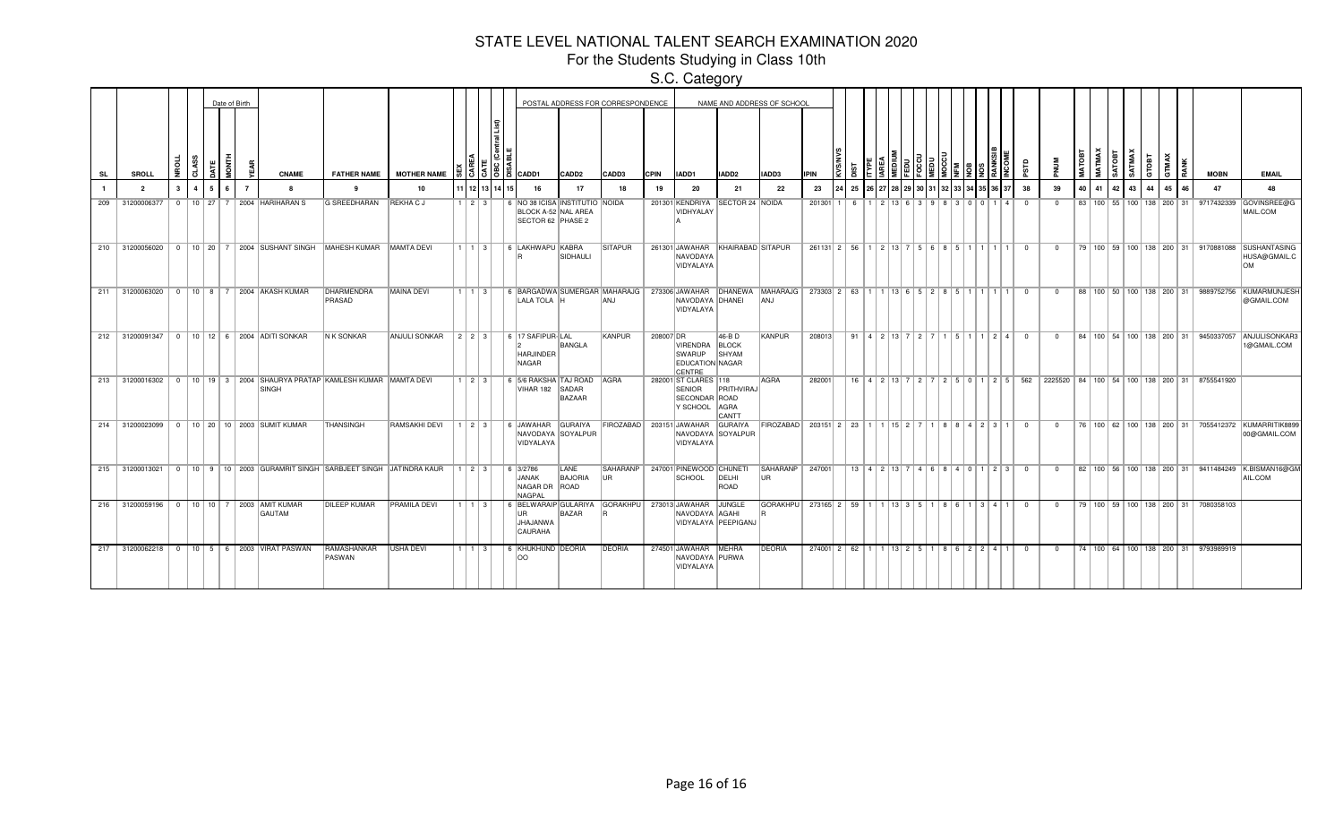# STATE LEVEL NATIONAL TALENT SEARCH EXAMINATION 2020

## For the Students Studying in Class 10th

### S.C. Category

| SL | SROLL | NROLL | CLASS | DATE | MONTH | YEAR | CNAME | FATHER NAME | MOTHER NAME | SEX | CAREA | CATE | OBC (Central List) | DSABLE | CADD1 | CADD2 | CADD3 | CPIN | IADD1 | IADD2 | IADD3 | IPIN | KVS/NVS | DIST | ITYPE | IAREA | MEDIUM | FEDU | FOCCU | MEDU | MOCCU | NFM | NOB | NOS | RANKSIB | INCOME | PSTD | PNUM | MATOBT | MATMAX | SATOBT | SATMAX | GTOBT | GTMAX | RANK | MOBN | EMAIL |
|---|---|---|---|---|---|---|---|---|---|---|---|---|---|---|---|---|---|---|---|---|---|---|---|---|---|---|---|---|---|---|---|---|---|---|---|---|---|---|---|---|---|---|---|---|---|---|---|
| 1 | 2 | 3 | 4 | 5 | 6 | 7 | 8 | 9 | 10 | 11 | 12 | 13 | 14 | 15 | 16 | 17 | 18 | 19 | 20 | 21 | 22 | 23 | 24 | 25 | 26 | 27 | 28 | 29 | 30 | 31 | 32 | 33 | 34 | 35 | 36 | 37 | 38 | 39 | 40 | 41 | 42 | 43 | 44 | 45 | 46 | 47 | 48 |
| 209 | 31200006377 | 0 | 10 | 27 | 7 | 2004 | HARIHARAN S | G SREEDHARAN | REKHA C J | 1 | 2 | 3 | | | 6 NO 38 ICISA BLOCK A-52 SECTOR 62 | INSTITUTIO NAL AREA PHASE 2 | NOIDA | 201301 | KENDRIYA VIDHYALAYA | SECTOR 24 | NOIDA | 201301 | 1 | 6 | 1 | 2 | 13 | 6 | 3 | 9 | 8 | 3 | 0 | 0 | 1 | 4 | 0 | 0 | 83 | 100 | 55 | 100 | 138 | 200 | 31 | 9717432339 | GOVINSREE@GMAIL.COM |
| 210 | 31200056020 | 0 | 10 | 20 | 7 | 2004 | SUSHANT SINGH | MAHESH KUMAR | MAMTA DEVI | 1 | 1 | 3 | | | 6 LAKHWAPUR | KABRA SIDHAULI | SITAPUR | 261301 | JAWAHAR NAVODAYA VIDYALAYA | KHAIRABAD | SITAPUR | 261131 | 2 | 56 | 1 | 2 | 13 | 7 | 5 | 6 | 8 | 5 | 1 | 1 | 1 | 1 | 0 | 0 | 79 | 100 | 59 | 100 | 138 | 200 | 31 | 9170881088 | SUSHANTASINGHUSA@GMAIL.COM |
| 211 | 31200063020 | 0 | 10 | 8 | 7 | 2004 | AKASH KUMAR | DHARMENDRA PRASAD | MAINA DEVI | 1 | 1 | 3 | | | 6 BARGADWA LALA TOLA | SUMERGAR H | MAHARAJGANJ | 273306 | JAWAHAR NAVODAYA VIDYALAYA | DHANEWA DHANEI | MAHARAJGANJ | 273303 | 2 | 63 | 1 | 1 | 13 | 6 | 5 | 2 | 8 | 5 | 1 | 1 | 1 | 1 | 0 | 0 | 88 | 100 | 50 | 100 | 138 | 200 | 31 | 9889752756 | KUMARMUNJESH@GMAIL.COM |
| 212 | 31200091347 | 0 | 10 | 12 | 6 | 2004 | ADITI SONKAR | N K SONKAR | ANJULI SONKAR | 2 | 2 | 3 | | | 6 17 SAFIPUR-2 HARJINDER NAGAR | LAL BANGLA | KANPUR | 208007 | DR VIRENDRA SWARUP EDUCATION CENTRE | 46-B D BLOCK SHYAM NAGAR | KANPUR | 208013 | | 91 | 4 | 2 | 13 | 7 | 2 | 7 | 1 | 5 | 1 | 1 | 2 | 4 | 0 | 0 | 84 | 100 | 54 | 100 | 138 | 200 | 31 | 9450337057 | ANJULISONKAR31@GMAIL.COM |
| 213 | 31200016302 | 0 | 10 | 19 | 3 | 2004 | SHAURYA PRATAP SINGH | KAMLESH KUMAR | MAMTA DEVI | 1 | 2 | 3 | | | 6 5/6 RAKSHA VIHAR 182 | TAJ ROAD SADAR BAZAAR | AGRA | 282001 | ST CLARES SENIOR SECONDARY SCHOOL | 118 PRITHVIRAJ ROAD AGRA CANTT | AGRA | 282001 | | 16 | 4 | 2 | 13 | 7 | 2 | 7 | 2 | 5 | 0 | 1 | 2 | 5 | 562 | 2225520 | 84 | 100 | 54 | 100 | 138 | 200 | 31 | 8755541920 | |
| 214 | 31200023099 | 0 | 10 | 20 | 10 | 2003 | SUMIT KUMAR | THANSINGH | RAMSAKHI DEVI | 1 | 2 | 3 | | | 6 JAWAHAR NAVODAYA VIDYALAYA | GURAIYA SOYALPUR | FIROZABAD | 203151 | JAWAHAR NAVODAYA VIDYALAYA | GURAIYA SOYALPUR | FIROZABAD | 203151 | 2 | 23 | 1 | 1 | 15 | 2 | 7 | 1 | 8 | 8 | 4 | 2 | 3 | 1 | 0 | 0 | 76 | 100 | 62 | 100 | 138 | 200 | 31 | 7055412372 | KUMARRITIK889900@GMAIL.COM |
| 215 | 31200013021 | 0 | 10 | 9 | 10 | 2003 | GURAMRIT SINGH | SARBJEET SINGH | JATINDRA KAUR | 1 | 2 | 3 | | | 6 3/2786 JANAK NAGAR DR NAGPAL | LANE BAJORIA ROAD | SAHARANPUR | 247001 | PINEWOOD SCHOOL | CHUNETI DELHI ROAD | SAHARANPUR | 247001 | | 13 | 4 | 2 | 13 | 7 | 4 | 6 | 8 | 4 | 0 | 1 | 2 | 3 | 0 | 0 | 82 | 100 | 56 | 100 | 138 | 200 | 31 | 9411484249 | K.BISMAN16@GMAIL.COM |
| 216 | 31200059196 | 0 | 10 | 10 | 7 | 2003 | AMIT KUMAR GAUTAM | DILEEP KUMAR | PRAMILA DEVI | 1 | 1 | 3 | | | 6 BELWARAIPUR JHAJANWA CAURAHA | GULARIYA BAZAR | GORAKHPUR | 273013 | JAWAHAR NAVODAYA VIDYALAYA | JUNGLE AGAHI PEEPIGANJ | GORAKHPUR | 273165 | 2 | 59 | 1 | 1 | 13 | 3 | 5 | 1 | 8 | 6 | 1 | 3 | 4 | 1 | 0 | 0 | 79 | 100 | 59 | 100 | 138 | 200 | 31 | 7080358103 | |
| 217 | 31200062218 | 0 | 10 | 5 | 6 | 2003 | VIRAT PASWAN | RAMASHANKAR PASWAN | USHA DEVI | 1 | 1 | 3 | | | 6 KHUKHUNDOO | DEORIA | DEORIA | 274501 | JAWAHAR NAVODAYA VIDYALAYA | MEHRA PURWA | DEORIA | 274001 | 2 | 62 | 1 | 1 | 13 | 2 | 5 | 1 | 8 | 6 | 2 | 2 | 4 | 1 | 0 | 0 | 74 | 100 | 64 | 100 | 138 | 200 | 31 | 9793989919 | |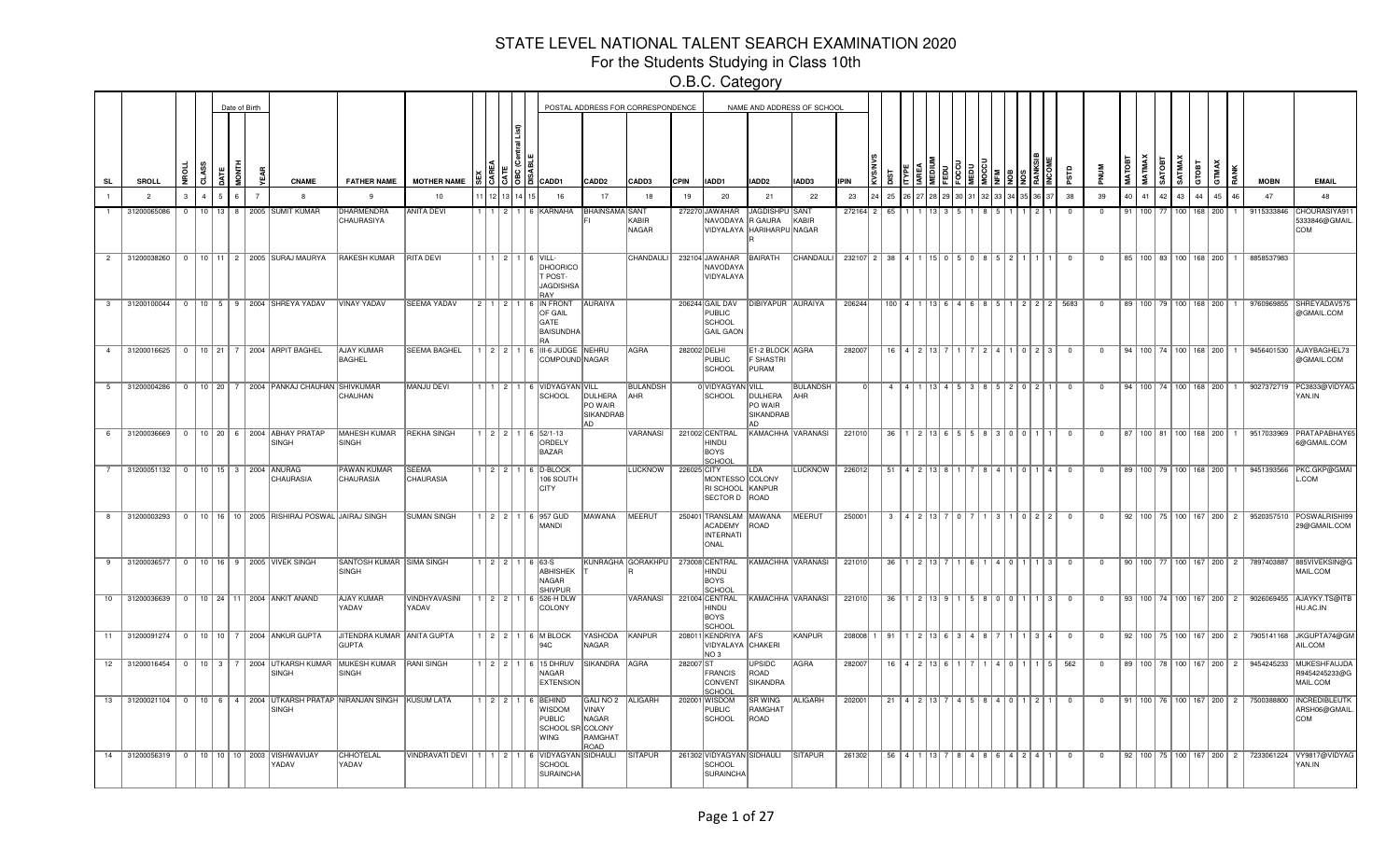# STATE LEVEL NATIONAL TALENT SEARCH EXAMINATION 2020

## For the Students Studying in Class 10th

## O.B.C. Category

| | | | | Date of Birth | | | | | | | | | | | POSTAL ADDRESS FOR CORRESPONDENCE | | | | NAME AND ADDRESS OF SCHOOL | | | | | | | | | | | | | | | | | | | | | | | | | | | | |
|---|---|---|---|---|---|---|---|---|---|---|---|---|---|---|---|---|---|---|---|---|---|---|---|---|---|---|---|---|---|---|---|---|---|---|---|---|---|---|---|---|---|---|---|---|---|---|---|
| SL | SROLL | NROLL | CLASS | DATE | MONTH | YEAR | CNAME | FATHER NAME | MOTHER NAME | SEX | CAREA | CATE | OBC (Central List) | DSABLE | CADD1 | CADD2 | CADD3 | CPIN | IADD1 | IADD2 | IADD3 | IPIN | KVS/NVS | DIST | ITYPE | IAREA | MEDIUM | FEDU | FOCCU | MEDU | MOCCU | NFM | NOB | NOS | RANKSIB | INCOME | PSTD | PNUM | MATOBT | MATMAX | SATOBT | SATMAX | GTOBT | GTMAX | RANK | MOBN | EMAIL |
| 1 | 2 | 3 | 4 | 5 | 6 | 7 | 8 | 9 | 10 | 11 | 12 | 13 | 14 | 15 | 16 | 17 | 18 | 19 | 20 | 21 | 22 | 23 | 24 | 25 | 26 | 27 | 28 | 29 | 30 | 31 | 32 | 33 | 34 | 35 | 36 | 37 | 38 | 39 | 40 | 41 | 42 | 43 | 44 | 45 | 46 | 47 | 48 |
| 1 | 31200065086 | 0 | 10 | 13 | 8 | 2005 | SUMIT KUMAR | DHARMENDRA CHAURASIYA | ANITA DEVI | 1 | 1 | 2 | 1 | 6 | KARNAHA | BHAINSAMAFI | SANT KABIR NAGAR | 272270 | JAWAHAR NAVODAYA VIDYALAYA | JAGDISHPUR GAURA HARIHARPUR | SANT KABIR NAGAR | 272164 | 2 | 65 | 1 | 1 | 13 | 3 | 5 | 1 | 8 | 5 | 1 | 1 | 2 | 1 | 0 | 0 | 91 | 100 | 77 | 100 | 168 | 200 | 1 | 9115333846 | CHOURASIYA9115333846@GMAIL.COM |
| 2 | 31200038260 | 0 | 10 | 11 | 2 | 2005 | SURAJ MAURYA | RAKESH KUMAR | RITA DEVI | 1 | 1 | 2 | 1 | 6 | VILL-DHOORICOT POST-JAGDISHSARAY | | CHANDAULI | 232104 | JAWAHAR NAVODAYA VIDYALAYA | BAIRATH | CHANDAULI | 232107 | 2 | 38 | 4 | 1 | 15 | 0 | 5 | 0 | 8 | 5 | 2 | 1 | 1 | 1 | 0 | 0 | 85 | 100 | 83 | 100 | 168 | 200 | 1 | 8858537983 | |
| 3 | 31200100044 | 0 | 10 | 5 | 9 | 2004 | SHREYA YADAV | VINAY YADAV | SEEMA YADAV | 2 | 1 | 2 | 1 | 6 | IN FRONT OF GAIL GATE BAISUNDHARA | AURAIYA | | 206244 | GAIL DAV PUBLIC SCHOOL GAIL GAON | DIBIYAPUR | AURAIYA | 206244 | | 100 | 4 | 1 | 13 | 6 | 4 | 6 | 8 | 5 | 1 | 2 | 2 | 2 | 5683 | 0 | 89 | 100 | 79 | 100 | 168 | 200 | 1 | 9760969855 | SHREYADAV575@GMAIL.COM |
| 4 | 31200016625 | 0 | 10 | 21 | 7 | 2004 | ARPIT BAGHEL | AJAY KUMAR BAGHEL | SEEMA BAGHEL | 1 | 2 | 2 | 1 | 6 | III-6 JUDGE COMPOUND | NEHRU NAGAR | AGRA | 282002 | DELHI PUBLIC SCHOOL | E1-2 BLOCK F SHASTRI PURAM | AGRA | 282007 | | 16 | 4 | 2 | 13 | 7 | 1 | 7 | 2 | 4 | 1 | 0 | 2 | 3 | 0 | 0 | 94 | 100 | 74 | 100 | 168 | 200 | 1 | 9456401530 | AJAYBAGHEL73@GMAIL.COM |
| 5 | 31200004286 | 0 | 10 | 20 | 7 | 2004 | PANKAJ CHAUHAN | SHIVKUMAR CHAUHAN | MANJU DEVI | 1 | 1 | 2 | 1 | 6 | VIDYAGYAN SCHOOL | VILL DULHERA PO WAIR SIKANDRABAD | BULANDSHAHR | 0 | VIDYAGYAN SCHOOL | VILL DULHERA PO WAIR SIKANDRABAD | BULANDSHAHR | 0 | | 4 | 4 | 1 | 13 | 4 | 5 | 3 | 8 | 5 | 2 | 0 | 2 | 1 | 0 | 0 | 94 | 100 | 74 | 100 | 168 | 200 | 1 | 9027372719 | PC3833@VIDYAGYAN.IN |
| 6 | 31200036669 | 0 | 10 | 20 | 6 | 2004 | ABHAY PRATAP SINGH | MAHESH KUMAR SINGH | REKHA SINGH | 1 | 2 | 2 | 1 | 6 | 52/1-13 ORDELY BAZAR | | VARANASI | 221002 | CENTRAL HINDU BOYS SCHOOL | KAMACHHA | VARANASI | 221010 | | 36 | 1 | 2 | 13 | 6 | 5 | 5 | 8 | 3 | 0 | 0 | 1 | 1 | 0 | 0 | 87 | 100 | 81 | 100 | 168 | 200 | 1 | 9517033969 | PRATAPABHAY656@GMAIL.COM |
| 7 | 31200051132 | 0 | 10 | 15 | 3 | 2004 | ANURAG CHAURASIA | PAWAN KUMAR CHAURASIA | SEEMA CHAURASIA | 1 | 2 | 2 | 1 | 6 | D-BLOCK 106 SOUTH CITY | | LUCKNOW | 226025 | CITY MONTESSORI SCHOOL SECTOR D | LDA COLONY KANPUR ROAD | LUCKNOW | 226012 | | 51 | 4 | 2 | 13 | 8 | 1 | 7 | 8 | 4 | 1 | 0 | 1 | 4 | 0 | 0 | 89 | 100 | 79 | 100 | 168 | 200 | 1 | 9451393566 | PKC.GKP@GMAIL.COM |
| 8 | 31200003293 | 0 | 10 | 16 | 10 | 2005 | RISHIRAJ POSWAL | JAIRAJ SINGH | SUMAN SINGH | 1 | 2 | 2 | 1 | 6 | 957 GUD MANDI | MAWANA | MEERUT | 250401 | TRANSLAM ACADEMY INTERNATIONAL | MAWANA ROAD | MEERUT | 250001 | | 3 | 4 | 2 | 13 | 7 | 0 | 7 | 1 | 3 | 1 | 0 | 2 | 2 | 0 | 0 | 92 | 100 | 75 | 100 | 167 | 200 | 2 | 9520357510 | POSWALRISHI9929@GMAIL.COM |
| 9 | 31200036577 | 0 | 10 | 16 | 9 | 2005 | VIVEK SINGH | SANTOSH KUMAR SINGH | SIMA SINGH | 1 | 2 | 2 | 1 | 6 | 63-S ABHISHEK NAGAR SHIVPUR | KUNRAGHAT | GORAKHPUR | 273008 | CENTRAL HINDU BOYS SCHOOL | KAMACHHA | VARANASI | 221010 | | 36 | 1 | 2 | 13 | 7 | 1 | 6 | 1 | 4 | 0 | 1 | 1 | 3 | 0 | 0 | 90 | 100 | 77 | 100 | 167 | 200 | 2 | 7897403887 | 885VIVEKSIN@GMAIL.COM |
| 10 | 31200036639 | 0 | 10 | 24 | 11 | 2004 | ANKIT ANAND | AJAY KUMAR YADAV | VINDHYAVASINI YADAV | 1 | 2 | 2 | 1 | 6 | 526-H DLW COLONY | | VARANASI | 221004 | CENTRAL HINDU BOYS SCHOOL | KAMACHHA | VARANASI | 221010 | | 36 | 1 | 2 | 13 | 9 | 1 | 5 | 8 | 0 | 0 | 1 | 1 | 3 | 0 | 0 | 93 | 100 | 74 | 100 | 167 | 200 | 2 | 9026069455 | AJAYKY.TS@ITBHU.AC.IN |
| 11 | 31200091274 | 0 | 10 | 10 | 7 | 2004 | ANKUR GUPTA | JITENDRA KUMAR GUPTA | ANITA GUPTA | 1 | 2 | 2 | 1 | 6 | M BLOCK 94C | YASHODA NAGAR | KANPUR | 208011 | KENDRIYA VIDYALAYA NO 3 | AFS CHAKERI | KANPUR | 208008 | 1 | 91 | 1 | 2 | 13 | 6 | 3 | 4 | 8 | 7 | 1 | 1 | 3 | 4 | 0 | 0 | 92 | 100 | 75 | 100 | 167 | 200 | 2 | 7905141168 | JKGUPTA74@GMAIL.COM |
| 12 | 31200016454 | 0 | 10 | 3 | 7 | 2004 | UTKARSH KUMAR SINGH | MUKESH KUMAR SINGH | RANI SINGH | 1 | 2 | 2 | 1 | 6 | 15 DHRUV NAGAR EXTENSION | SIKANDRA | AGRA | 282007 | ST FRANCIS CONVENT SCHOOL | UPSIDC ROAD SIKANDRA | AGRA | 282007 | | 16 | 4 | 2 | 13 | 6 | 1 | 7 | 1 | 4 | 0 | 1 | 1 | 5 | 562 | 0 | 89 | 100 | 78 | 100 | 167 | 200 | 2 | 9454245233 | MUKESHFAUJDAR9454245233@GMAIL.COM |
| 13 | 31200021104 | 0 | 10 | 6 | 4 | 2004 | UTKARSH PRATAP SINGH | NIRANJAN SINGH | KUSUM LATA | 1 | 2 | 2 | 1 | 6 | BEHIND WISDOM PUBLIC SCHOOL SR WING | GALI NO 2 VINAY NAGAR COLONY RAMGHAT ROAD | ALIGARH | 202001 | WISDOM PUBLIC SCHOOL | SR WING RAMGHAT ROAD | ALIGARH | 202001 | | 21 | 4 | 2 | 13 | 7 | 4 | 5 | 8 | 4 | 0 | 1 | 2 | 1 | 0 | 0 | 91 | 100 | 76 | 100 | 167 | 200 | 2 | 7500388800 | INCREDIBLEUTKARSH06@GMAIL.COM |
| 14 | 31200056319 | 0 | 10 | 10 | 10 | 2003 | VISHWAVIJAY YADAV | CHHOTELAL YADAV | VINDRAVATI DEVI | 1 | 1 | 2 | 1 | 6 | VIDYAGYAN SCHOOL SURAINCHA | SIDHAULI | SITAPUR | 261302 | VIDYAGYAN SCHOOL SURAINCHA | SIDHAULI | SITAPUR | 261302 | | 56 | 4 | 1 | 13 | 7 | 8 | 4 | 8 | 6 | 4 | 2 | 4 | 1 | 0 | 0 | 92 | 100 | 75 | 100 | 167 | 200 | 2 | 7233061224 | VY9817@VIDYAGYAN.IN |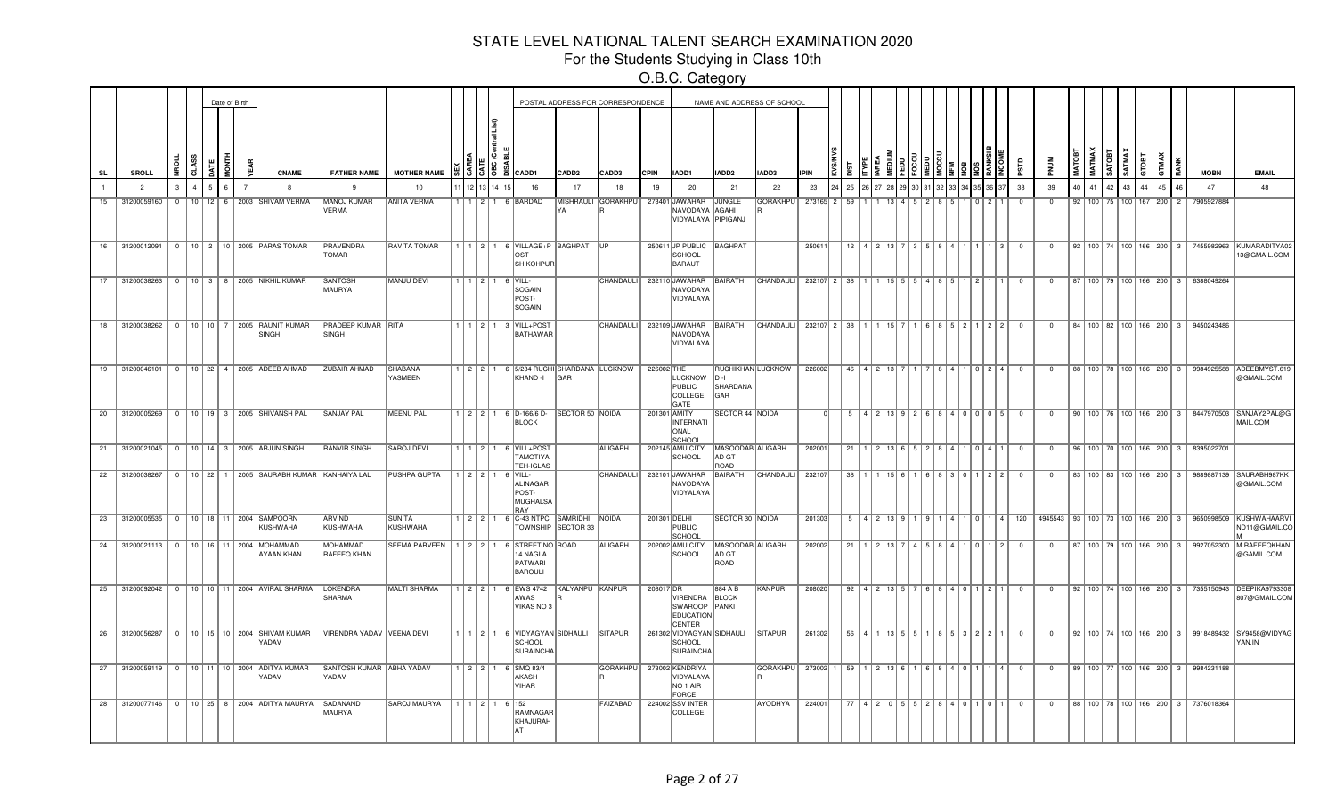# STATE LEVEL NATIONAL TALENT SEARCH EXAMINATION 2020

## For the Students Studying in Class 10th

### O.B.C. Category

| SL | SROLL | NROLL | CLASS | DATE | MONTH | YEAR | CNAME | FATHER NAME | MOTHER NAME | SEX | CAREA | CATE | OBC (Central List) | DISABLE | CADD1 | CADD2 | CADD3 | CPIN | IADD1 | IADD2 | IADD3 | IPIN | KVS/NVS | DIST | ITYPE | IAREA | MEDIUM | FEDU | FOCCU | MEDU | MOCCU | NFM | NOB | NOS | RANKSIB | INCOME | PSTD | PNUM | MATOBT | MATMAX | SATOBT | SATMAX | GTOBT | GTMAX | RANK | MOBN | EMAIL |
|---|---|---|---|---|---|---|---|---|---|---|---|---|---|---|---|---|---|---|---|---|---|---|---|---|---|---|---|---|---|---|---|---|---|---|---|---|---|---|---|---|---|---|---|---|---|---|---|
| 1 | 2 | 3 | 4 | 5 | 6 | 7 | 8 | 9 | 10 | 11 | 12 | 13 | 14 | 15 | 16 | 17 | 18 | 19 | 20 | 21 | 22 | 23 | 24 | 25 | 26 | 27 | 28 | 29 | 30 | 31 | 32 | 33 | 34 | 35 | 36 | 37 | 38 | 39 | 40 | 41 | 42 | 43 | 44 | 45 | 46 | 47 | 48 |
| 15 | 31200059160 | 0 | 10 | 12 | 6 | 2003 | SHIVAM VERMA | MANOJ KUMAR VERMA | ANITA VERMA | 1 | 1 | 2 | 1 | 6 | BARDAD | MISHRAULI YA | GORAKHPUR | 273401 | JAWAHAR NAVODAYA VIDYALAYA | JUNGLE AGAHI PIPIGANJ | GORAKHPUR | 273165 | 2 | 59 | 1 | 1 | 13 | 4 | 5 | 2 | 8 | 5 | 1 | 0 | 2 | 1 | 0 | 0 | 92 | 100 | 75 | 100 | 167 | 200 | 2 | 7905927884 | |
| 16 | 31200012091 | 0 | 10 | 2 | 10 | 2005 | PARAS TOMAR | PRAVENDRA TOMAR | RAVITA TOMAR | 1 | 1 | 2 | 1 | 6 | VILLAGE+POST SHIKOHPUR | BAGHPAT | UP | 250611 | JP PUBLIC SCHOOL BARAUT | BAGHPAT | | 250611 | | 12 | 4 | 2 | 13 | 7 | 3 | 5 | 8 | 4 | 1 | 1 | 1 | 3 | 0 | 0 | 92 | 100 | 74 | 100 | 166 | 200 | 3 | 7455982963 | KUMARADITYA0213@GMAIL.COM |
| 17 | 31200038263 | 0 | 10 | 3 | 8 | 2005 | NIKHIL KUMAR | SANTOSH MAURYA | MANJU DEVI | 1 | 1 | 2 | 1 | 6 | VILL-SOGAIN POST-SOGAIN | | CHANDAULI | 232110 | JAWAHAR NAVODAYA VIDYALAYA | BAIRATH | CHANDAULI | 232107 | 2 | 38 | 1 | 1 | 15 | 5 | 5 | 4 | 8 | 5 | 1 | 2 | 1 | 1 | 0 | 0 | 87 | 100 | 79 | 100 | 166 | 200 | 3 | 6388049264 | |
| 18 | 31200038262 | 0 | 10 | 10 | 7 | 2005 | RAUNIT KUMAR SINGH | PRADEEP KUMAR SINGH | RITA | 1 | 1 | 2 | 1 | 3 | VILL+POST BATHAWAR | | CHANDAULI | 232109 | JAWAHAR NAVODAYA VIDYALAYA | BAIRATH | CHANDAULI | 232107 | 2 | 38 | 1 | 1 | 15 | 7 | 1 | 6 | 8 | 5 | 2 | 1 | 2 | 2 | 0 | 0 | 84 | 100 | 82 | 100 | 166 | 200 | 3 | 9450243486 | |
| 19 | 31200046101 | 0 | 10 | 22 | 4 | 2005 | ADEEB AHMAD | ZUBAIR AHMAD | SHABANA YASMEEN | 1 | 2 | 2 | 1 | 6 | 5/234 RUCHI KHAND -I | SHARDANA GAR | LUCKNOW | 226002 | THE LUCKNOW PUBLIC COLLEGE GATE | RUCHIKHAN D -I SHARDANA GAR | LUCKNOW | 226002 | | 46 | 4 | 2 | 13 | 7 | 1 | 7 | 8 | 4 | 1 | 0 | 2 | 4 | 0 | 0 | 88 | 100 | 78 | 100 | 166 | 200 | 3 | 9984925588 | ADEEBMYST.619@GMAIL.COM |
| 20 | 31200005269 | 0 | 10 | 19 | 3 | 2005 | SHIVANSH PAL | SANJAY PAL | MEENU PAL | 1 | 2 | 2 | 1 | 6 | D-166/6 D-BLOCK | SECTOR 50 | NOIDA | 201301 | AMITY INTERNATIONAL SCHOOL | SECTOR 44 | NOIDA | 0 | | 5 | 4 | 2 | 13 | 9 | 2 | 6 | 8 | 4 | 0 | 0 | 0 | 5 | 0 | 0 | 90 | 100 | 76 | 100 | 166 | 200 | 3 | 8447970503 | SANJAY2PAL@GMAIL.COM |
| 21 | 31200021045 | 0 | 10 | 14 | 3 | 2005 | ARJUN SINGH | RANVIR SINGH | SAROJ DEVI | 1 | 1 | 2 | 1 | 6 | VILL+POST TAMOTIYA TEH-IGLAS | | ALIGARH | 202145 | AMU CITY SCHOOL | MASOODABAD GT ROAD | ALIGARH | 202001 | | 21 | 1 | 2 | 13 | 6 | 5 | 2 | 8 | 4 | 1 | 0 | 4 | 1 | 0 | 0 | 96 | 100 | 70 | 100 | 166 | 200 | 3 | 8395022701 | |
| 22 | 31200038267 | 0 | 10 | 22 | 1 | 2005 | SAURABH KUMAR | KANHAIYA LAL | PUSHPA GUPTA | 1 | 2 | 2 | 1 | 6 | VILL-ALINAGAR POST-MUGHALSARAY | | CHANDAULI | 232101 | JAWAHAR NAVODAYA VIDYALAYA | BAIRATH | CHANDAULI | 232107 | | 38 | 1 | 1 | 15 | 6 | 1 | 6 | 8 | 3 | 0 | 1 | 2 | 2 | 0 | 0 | 83 | 100 | 83 | 100 | 166 | 200 | 3 | 9889887139 | SAURABH987KK@GMAIL.COM |
| 23 | 31200005535 | 0 | 10 | 18 | 11 | 2004 | SAMPOORN KUSHWAHA | ARVIND KUSHWAHA | SUNITA KUSHWAHA | 1 | 2 | 2 | 1 | 6 | C-43 NTPC TOWNSHIP | SAMRIDHI SECTOR 33 | NOIDA | 201301 | DELHI PUBLIC SCHOOL | SECTOR 30 | NOIDA | 201303 | | 5 | 4 | 2 | 13 | 9 | 1 | 9 | 1 | 4 | 1 | 0 | 1 | 4 | 120 | 4945543 | 93 | 100 | 73 | 100 | 166 | 200 | 3 | 9650998509 | KUSHWAHAARVIND11@GMAIL.COM |
| 24 | 31200021113 | 0 | 10 | 16 | 11 | 2004 | MOHAMMAD AYAAN KHAN | MOHAMMAD RAFEEQ KHAN | SEEMA PARVEEN | 1 | 2 | 2 | 1 | 6 | STREET NO 14 NAGLA PATWARI BAROULI | ROAD | ALIGARH | 202002 | AMU CITY SCHOOL | MASOODABAD GT ROAD | ALIGARH | 202002 | | 21 | 1 | 2 | 13 | 7 | 4 | 5 | 8 | 4 | 1 | 0 | 1 | 2 | 0 | 0 | 87 | 100 | 79 | 100 | 166 | 200 | 3 | 9927052300 | M.RAFEEQKHAN@GAMIL.COM |
| 25 | 31200092042 | 0 | 10 | 10 | 11 | 2004 | AVIRAL SHARMA | LOKENDRA SHARMA | MALTI SHARMA | 1 | 2 | 2 | 1 | 6 | EWS 4742 AWAS VIKAS NO 3 | KALYANPUR | KANPUR | 208017 | DR VIRENDRA SWAROOP EDUCATION CENTER | 884 A B BLOCK PANKI | KANPUR | 208020 | | 92 | 4 | 2 | 13 | 5 | 7 | 6 | 8 | 4 | 0 | 1 | 2 | 1 | 0 | 0 | 92 | 100 | 74 | 100 | 166 | 200 | 3 | 7355150943 | DEEPIKA9793308807@GMAIL.COM |
| 26 | 31200056287 | 0 | 10 | 15 | 10 | 2004 | SHIVAM KUMAR YADAV | VIRENDRA YADAV | VEENA DEVI | 1 | 1 | 2 | 1 | 6 | VIDYAGYAN SCHOOL SURAINCHA | SIDHAULI | SITAPUR | 261302 | VIDYAGYAN SCHOOL SURAINCHA | SIDHAULI | SITAPUR | 261302 | | 56 | 4 | 1 | 13 | 5 | 5 | 1 | 8 | 5 | 3 | 2 | 2 | 1 | 0 | 0 | 92 | 100 | 74 | 100 | 166 | 200 | 3 | 9918489432 | SY9458@VIDYAGYAN.IN |
| 27 | 31200059119 | 0 | 10 | 11 | 10 | 2004 | ADITYA KUMAR YADAV | SANTOSH KUMAR YADAV | ABHA YADAV | 1 | 2 | 2 | 1 | 6 | SMQ 83/4 AKASH VIHAR | | GORAKHPUR | 273002 | KENDRIYA VIDYALAYA NO 1 AIR FORCE | | GORAKHPUR | 273002 | 1 | 59 | 1 | 2 | 13 | 6 | 1 | 6 | 8 | 4 | 0 | 1 | 1 | 4 | 0 | 0 | 89 | 100 | 77 | 100 | 166 | 200 | 3 | 9984231188 | |
| 28 | 31200077146 | 0 | 10 | 25 | 8 | 2004 | ADITYA MAURYA | SADANAND MAURYA | SAROJ MAURYA | 1 | 1 | 2 | 1 | 6 | 152 RAMNAGAR KHAJURAHAT | | FAIZABAD | 224002 | SSV INTER COLLEGE | | AYODHYA | 224001 | | 77 | 4 | 2 | 0 | 5 | 5 | 2 | 8 | 4 | 0 | 1 | 0 | 1 | 0 | 0 | 88 | 100 | 78 | 100 | 166 | 200 | 3 | 7376018364 | |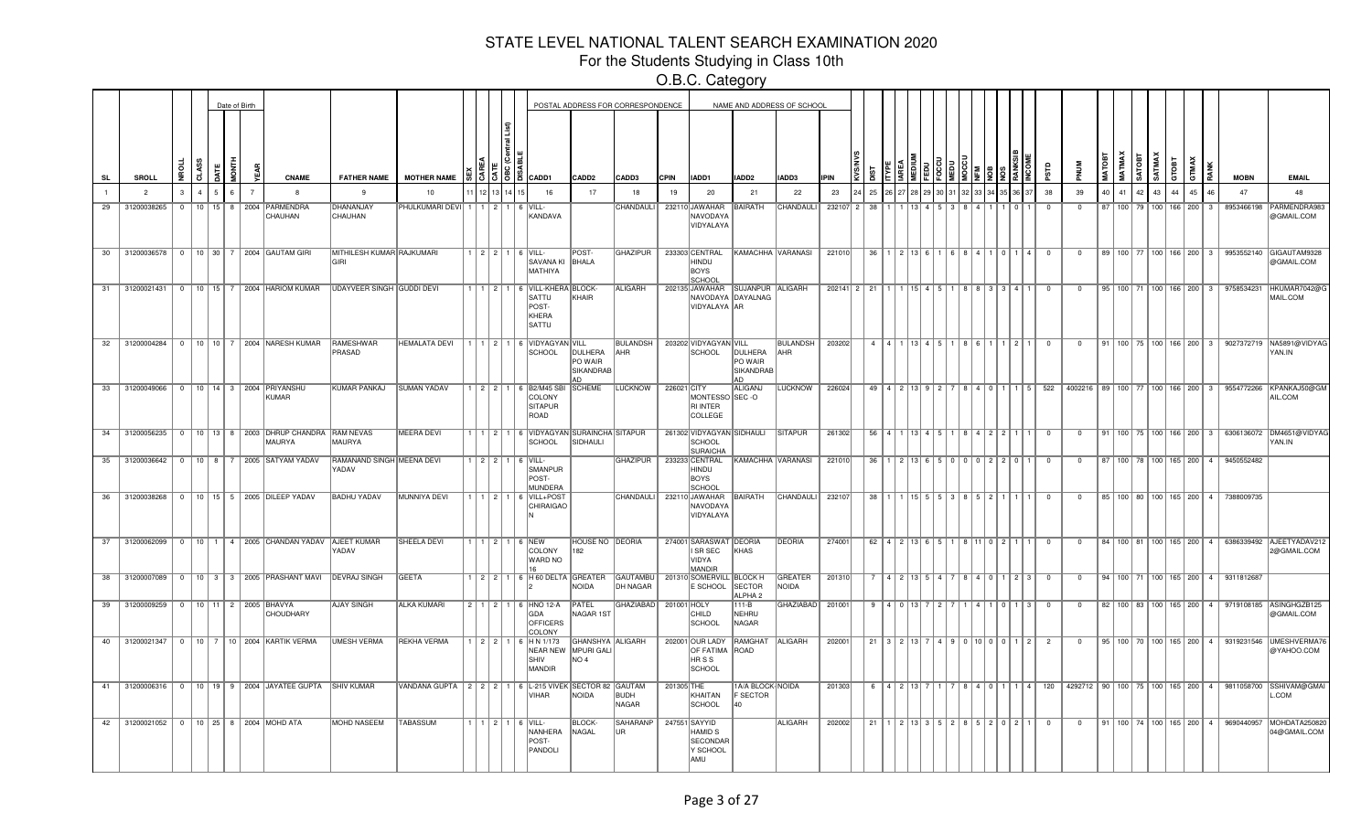# STATE LEVEL NATIONAL TALENT SEARCH EXAMINATION 2020

## For the Students Studying in Class 10th

### O.B.C. Category

| SL | SROLL | NROLL | CLASS | DATE | MONTH | YEAR | CNAME | FATHER NAME | MOTHER NAME | SEX | CAREA | CATE | OBC (Central List) | DISABLE | CADD1 | CADD2 | CADD3 | CPIN | IADD1 | IADD2 | IADD3 | IPIN | KVS/NVS | DIST | ITYPE | IAREA | MEDIUM | FEDU | FOCCU | MEDU | MOCCU | NFM | NOB | NOS | RANKSIB | INCOME | PSTD | PNUM | MATOBT | MATMAX | SATOBT | SATMAX | GTOBT | GTMAX | RANK | MOBN | EMAIL |
|---|---|---|---|---|---|---|---|---|---|---|---|---|---|---|---|---|---|---|---|---|---|---|---|---|---|---|---|---|---|---|---|---|---|---|---|---|---|---|---|---|---|---|---|---|---|---|---|
| 1 | 2 | 3 | 4 | 5 | 6 | 7 | 8 | 9 | 10 | 11 | 12 | 13 | 14 | 15 | 16 | 17 | 18 | 19 | 20 | 21 | 22 | 23 | 24 | 25 | 26 | 27 | 28 | 29 | 30 | 31 | 32 | 33 | 34 | 35 | 36 | 37 | 38 | 39 | 40 | 41 | 42 | 43 | 44 | 45 | 46 | 47 | 48 |
| 29 | 31200038265 | 0 | 10 | 15 | 8 | 2004 | PARMENDRA CHAUHAN | DHANANJAY CHAUHAN | PHULKUMARI DEVI | 1 | 1 | 2 | 1 | 6 | VILL-KANDAVA | | CHANDAULI | 232110 | JAWAHAR NAVODAYA VIDYALAYA | BAIRATH | CHANDAULI | 232107 | 2 | 38 | 1 | 1 | 13 | 4 | 5 | 3 | 8 | 4 | 1 | 1 | 0 | 1 | 0 | 0 | 87 | 100 | 79 | 100 | 166 | 200 | 3 | 8953466198 | PARMENDRA983@GMAIL.COM |
| 30 | 31200036578 | 0 | 10 | 30 | 7 | 2004 | GAUTAM GIRI | MITHILESH KUMAR GIRI | RAJKUMARI | 1 | 2 | 2 | 1 | 6 | VILL-SAVANA KI MATHIYA | POST-BHALA | GHAZIPUR | 233303 | CENTRAL HINDU BOYS SCHOOL | KAMACHHA | VARANASI | 221010 | | 36 | 1 | 2 | 13 | 6 | 1 | 6 | 8 | 4 | 1 | 0 | 1 | 4 | 0 | 0 | 89 | 100 | 77 | 100 | 166 | 200 | 3 | 9953552140 | GIGAUTAM9328@GMAIL.COM |
| 31 | 31200021431 | 0 | 10 | 15 | 7 | 2004 | HARIOM KUMAR | UDAYVEER SINGH | GUDDI DEVI | 1 | 1 | 2 | 1 | 6 | VILL-KHERA SATTU POST-KHERA SATTU | BLOCK-KHAIR | ALIGARH | 202135 | JAWAHAR NAVODAYA VIDYALAYA | SUJANPUR DAYALNAGAR | ALIGARH | 202141 | 2 | 21 | 1 | 1 | 15 | 4 | 5 | 1 | 8 | 8 | 3 | 3 | 4 | 1 | 0 | 0 | 95 | 100 | 71 | 100 | 166 | 200 | 3 | 9758534231 | HKUMAR7042@GMAIL.COM |
| 32 | 31200004284 | 0 | 10 | 10 | 7 | 2004 | NARESH KUMAR | RAMESHWAR PRASAD | HEMALATA DEVI | 1 | 1 | 2 | 1 | 6 | VIDYAGYAN SCHOOL | VILL DULHERA PO WAIR SIKANDRABAD | BULANDSHAHR | 203202 | VIDYAGYAN SCHOOL | VILL DULHERA PO WAIR SIKANDRABAD | BULANDSHAHR | 203202 | | 4 | 4 | 1 | 13 | 4 | 5 | 1 | 8 | 6 | 1 | 1 | 2 | 1 | 0 | 0 | 91 | 100 | 75 | 100 | 166 | 200 | 3 | 9027372719 | NA5891@VIDYAGYAN.IN |
| 33 | 31200049066 | 0 | 10 | 14 | 3 | 2004 | PRIYANSHU KUMAR | KUMAR PANKAJ | SUMAN YADAV | 1 | 2 | 2 | 1 | 6 | B2/M45 SBI COLONY SITAPUR ROAD | SCHEME | LUCKNOW | 226021 | CITY MONTESSORI INTER COLLEGE | ALIGANJ SEC -O | LUCKNOW | 226024 | | 49 | 4 | 2 | 13 | 9 | 2 | 7 | 8 | 4 | 0 | 1 | 1 | 5 | 522 | 4002216 | 89 | 100 | 77 | 100 | 166 | 200 | 3 | 9554772266 | KPANKAJ50@GMAIL.COM |
| 34 | 31200056235 | 0 | 10 | 13 | 8 | 2003 | DHRUP CHANDRA MAURYA | RAM NEVAS MAURYA | MEERA DEVI | 1 | 1 | 2 | 1 | 6 | VIDYAGYAN SCHOOL | SURAINCHA SIDHAULI | SITAPUR | 261302 | VIDYAGYAN SCHOOL SURAICHA | SIDHAULI | SITAPUR | 261302 | | 56 | 4 | 1 | 13 | 4 | 5 | 1 | 8 | 4 | 2 | 2 | 1 | 1 | 0 | 0 | 91 | 100 | 75 | 100 | 166 | 200 | 3 | 6306136072 | DM4651@VIDYAGYAN.IN |
| 35 | 31200036642 | 0 | 10 | 8 | 7 | 2005 | SATYAM YADAV | RAMANAND SINGH YADAV | MEENA DEVI | 1 | 2 | 2 | 1 | 6 | VILL-SMANPUR POST-MUNDERA | | GHAZIPUR | 233233 | CENTRAL HINDU BOYS SCHOOL | KAMACHHA | VARANASI | 221010 | | 36 | 1 | 2 | 13 | 6 | 5 | 0 | 0 | 0 | 2 | 2 | 0 | 1 | 0 | 0 | 87 | 100 | 78 | 100 | 165 | 200 | 4 | 9450552482 | |
| 36 | 31200038268 | 0 | 10 | 15 | 5 | 2005 | DILEEP YADAV | BADHU YADAV | MUNNIYA DEVI | 1 | 1 | 2 | 1 | 6 | VILL+POST CHIRAIGAON | | CHANDAULI | 232110 | JAWAHAR NAVODAYA VIDYALAYA | BAIRATH | CHANDAULI | 232107 | | 38 | 1 | 1 | 15 | 5 | 5 | 3 | 8 | 5 | 2 | 1 | 1 | 1 | 0 | 0 | 85 | 100 | 80 | 100 | 165 | 200 | 4 | 7388009735 | |
| 37 | 31200062099 | 0 | 10 | 1 | 4 | 2005 | CHANDAN YADAV | AJEET KUMAR YADAV | SHEELA DEVI | 1 | 1 | 2 | 1 | 6 | NEW COLONY WARD NO 16 | HOUSE NO 182 | DEORIA | 274001 | SARASWATI SR SEC VIDYA MANDIR | DEORIA KHAS | DEORIA | 274001 | | 62 | 4 | 2 | 13 | 6 | 5 | 1 | 8 | 11 | 0 | 2 | 1 | 1 | 0 | 0 | 84 | 100 | 81 | 100 | 165 | 200 | 4 | 6386339492 | AJEETYADAV2122@GMAIL.COM |
| 38 | 31200007089 | 0 | 10 | 3 | 3 | 2005 | PRASHANT MAVI | DEVRAJ SINGH | GEETA | 1 | 2 | 2 | 1 | 6 | H 60 DELTA 2 | GREATER NOIDA | GAUTAMBUDH NAGAR | 201310 | SOMERVILLE SCHOOL | BLOCK H SECTOR ALPHA 2 | GREATER NOIDA | 201310 | | 7 | 4 | 2 | 13 | 5 | 4 | 7 | 8 | 4 | 0 | 1 | 2 | 3 | 0 | 0 | 94 | 100 | 71 | 100 | 165 | 200 | 4 | 9311812687 | |
| 39 | 31200009259 | 0 | 10 | 11 | 2 | 2005 | BHAVYA CHOUDHARY | AJAY SINGH | ALKA KUMARI | 2 | 1 | 2 | 1 | 6 | HNO 12-A GDA OFFICERS COLONY | PATEL NAGAR 1ST | GHAZIABAD | 201001 | HOLY CHILD SCHOOL | 111-B NEHRU NAGAR | GHAZIABAD | 201001 | | 9 | 4 | 0 | 13 | 7 | 2 | 7 | 1 | 4 | 1 | 0 | 1 | 3 | 0 | 0 | 82 | 100 | 83 | 100 | 165 | 200 | 4 | 9719108185 | ASINGHGZB125@GMAIL.COM |
| 40 | 31200021347 | 0 | 10 | 7 | 10 | 2004 | KARTIK VERMA | UMESH VERMA | REKHA VERMA | 1 | 2 | 2 | 1 | 6 | H N 1/173 NEAR NEW SHIV MANDIR | GHANSHYAMPURI GALI NO 4 | ALIGARH | 202001 | OUR LADY OF FATIMA HR S S SCHOOL | RAMGHAT ROAD | ALIGARH | 202001 | | 21 | 3 | 2 | 13 | 7 | 4 | 9 | 0 | 10 | 0 | 0 | 1 | 2 | 2 | 0 | 95 | 100 | 70 | 100 | 165 | 200 | 4 | 9319231546 | UMESHVERMA76@YAHOO.COM |
| 41 | 31200006316 | 0 | 10 | 19 | 9 | 2004 | JAYATEE GUPTA | SHIV KUMAR | VANDANA GUPTA | 2 | 2 | 2 | 1 | 6 | L-215 VIVEK VIHAR | SECTOR 82 NOIDA | GAUTAM BUDH NAGAR | 201305 | THE KHAITAN SCHOOL | 1A/A BLOCK-F SECTOR 40 | NOIDA | 201303 | | 6 | 4 | 2 | 13 | 7 | 1 | 7 | 8 | 4 | 0 | 1 | 1 | 4 | 120 | 4292712 | 90 | 100 | 75 | 100 | 165 | 200 | 4 | 9811058700 | SSHIVAM@GMAIL.COM |
| 42 | 31200021052 | 0 | 10 | 25 | 8 | 2004 | MOHD ATA | MOHD NASEEM | TABASSUM | 1 | 1 | 2 | 1 | 6 | VILL-NANHERA POST-PANDOLI | BLOCK-NAGAL | SAHARANPUR | 247551 | SAYYID HAMID SECONDARY SCHOOL AMU | | ALIGARH | 202002 | | 21 | 1 | 2 | 13 | 3 | 5 | 2 | 8 | 5 | 2 | 0 | 2 | 1 | 0 | 0 | 91 | 100 | 74 | 100 | 165 | 200 | 4 | 9690440957 | MOHDATA25082004@GMAIL.COM |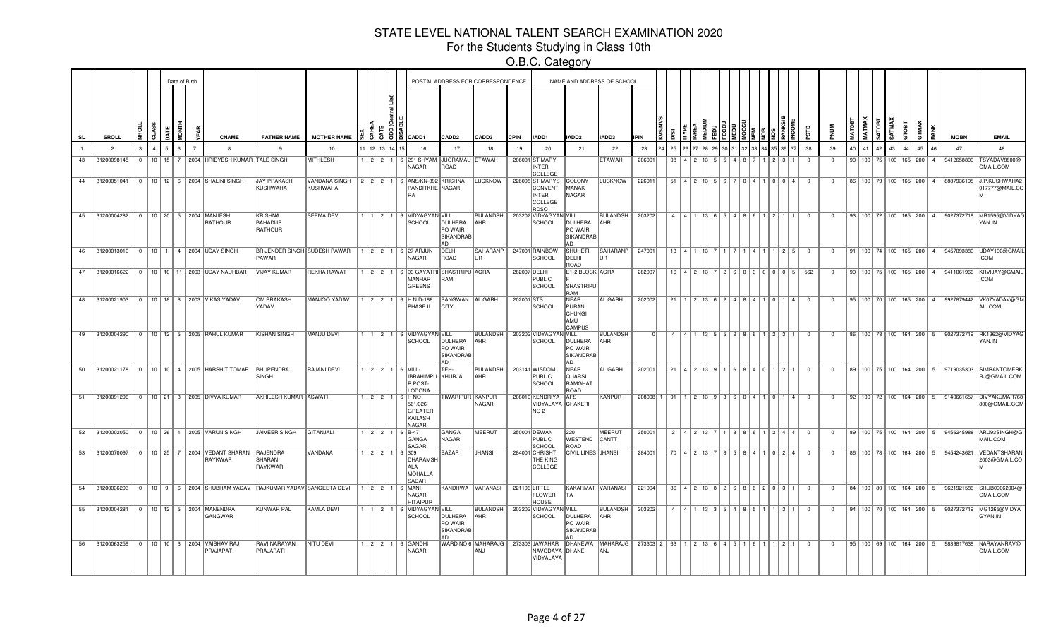# STATE LEVEL NATIONAL TALENT SEARCH EXAMINATION 2020

## For the Students Studying in Class 10th

### O.B.C. Category

| SL | SROLL | NROLL | CLASS | DATE | MONTH | YEAR | CNAME | FATHER NAME | MOTHER NAME | SEX | CAREA | CATE | OBC (Central List) | DISABLE | CADD1 | CADD2 | CADD3 | CPIN | IADD1 | IADD2 | IADD3 | IPIN | KVS/NVS | DIST | ITYPE | IAREA | MEDIUM | FEDU | FOCCU | MEDU | MOCCU | NFM | NOB | NOS | RANKSIB | INCOME | PSTD | PNUM | MATOBT | MATMAX | SATOBT | SATMAX | GTOBT | GTMAX | RANK | MOBN | EMAIL |
|---|---|---|---|---|---|---|---|---|---|---|---|---|---|---|---|---|---|---|---|---|---|---|---|---|---|---|---|---|---|---|---|---|---|---|---|---|---|---|---|---|---|---|---|---|---|---|---|
| 1 | 2 | 3 | 4 | 5 | 6 | 7 | 8 | 9 | 10 | 11 | 12 | 13 | 14 | 15 | 16 | 17 | 18 | 19 | 20 | 21 | 22 | 23 | 24 | 25 | 26 | 27 | 28 | 29 | 30 | 31 | 32 | 33 | 34 | 35 | 36 | 37 | 38 | 39 | 40 | 41 | 42 | 43 | 44 | 45 | 46 | 47 | 48 |
| 43 | 31200098145 | 0 | 10 | 15 | 7 | 2004 | HRIDYESH KUMAR | TALE SINGH | MITHLESH | 1 | 2 | 2 | 1 | 6 | 291 SHYAM NAGAR | JUGRAMAU ROAD | ETAWAH | 206001 | ST MARY INTER COLLEGE | | ETAWAH | 206001 | | 98 | 4 | 2 | 13 | 5 | 5 | 4 | 8 | 7 | 1 | 2 | 3 | 1 | 0 | 0 | 90 | 100 | 75 | 100 | 165 | 200 | 4 | 9412658800 | TSYADAV8800@GMAIL.COM |
| 44 | 31200051041 | 0 | 10 | 12 | 6 | 2004 | SHALINI SINGH | JAY PRAKASH KUSHWAHA | VANDANA SINGH KUSHWAHA | 2 | 2 | 2 | 1 | 6 | ANS/KN-392 PANDITKHERA | KRISHNA NAGAR | LUCKNOW | 226008 | ST MARYS CONVENT INTER COLLEGE RDSO | COLONY MANAK NAGAR | LUCKNOW | 226011 | | 51 | 4 | 2 | 13 | 5 | 6 | 7 | 0 | 4 | 1 | 0 | 0 | 4 | 0 | 0 | 86 | 100 | 79 | 100 | 165 | 200 | 4 | 8887936195 | J.P.KUSHWAHA2017777@MAIL.COM |
| 45 | 31200004282 | 0 | 10 | 20 | 5 | 2004 | MANJESH RATHOUR | KRISHNA BAHADUR RATHOUR | SEEMA DEVI | 1 | 1 | 2 | 1 | 6 | VIDYAGYAN SCHOOL | VILL DULHERA PO WAIR SIKANDRABAD | BULANDSHAHR | 203202 | VIDYAGYAN SCHOOL | VILL DULHERA PO WAIR SIKANDRABAD | BULANDSHAHR | 203202 | | 4 | 4 | 1 | 13 | 6 | 5 | 4 | 8 | 6 | 1 | 2 | 1 | 1 | 0 | 0 | 93 | 100 | 72 | 100 | 165 | 200 | 4 | 9027372719 | MR1595@VIDYAGYAN.IN |
| 46 | 31200013010 | 0 | 10 | 1 | 4 | 2004 | UDAY SINGH | BRIJENDER SINGH PAWAR | SUDESH PAWAR | 1 | 2 | 2 | 1 | 6 | 27 ARJUN NAGAR | DELHI ROAD | SAHARANPUR | 247001 | RAINBOW SCHOOL | SHUHETI DELHI ROAD | SAHARANPUR | 247001 | | 13 | 4 | 1 | 13 | 7 | 1 | 7 | 1 | 4 | 1 | 1 | 2 | 5 | 0 | 0 | 91 | 100 | 74 | 100 | 165 | 200 | 4 | 9457093380 | UDAY100@GMAIL.COM |
| 47 | 31200016622 | 0 | 10 | 10 | 11 | 2003 | UDAY NAUHBAR | VIJAY KUMAR | REKHA RAWAT | 1 | 2 | 2 | 1 | 6 | 03 GAYATRI MANHAR GREENS | SHASTRIPURAM | AGRA | 282007 | DELHI PUBLIC SCHOOL | E1-2 BLOCK F SHASTRIPURAM | AGRA | 282007 | | 16 | 4 | 2 | 13 | 7 | 2 | 6 | 0 | 3 | 0 | 0 | 0 | 5 | 562 | 0 | 90 | 100 | 75 | 100 | 165 | 200 | 4 | 9411061966 | KRVIJAY@GMAIL.COM |
| 48 | 31200021903 | 0 | 10 | 18 | 8 | 2003 | VIKAS YADAV | OM PRAKASH YADAV | MANJOO YADAV | 1 | 2 | 2 | 1 | 6 | H N D-188 PHASE II | SANGWAN CITY | ALIGARH | 202001 | STS SCHOOL | NEAR PURANI CHUNGI AMU CAMPUS | ALIGARH | 202002 | | 21 | 1 | 2 | 13 | 6 | 2 | 4 | 8 | 4 | 1 | 0 | 1 | 4 | 0 | 0 | 95 | 100 | 70 | 100 | 165 | 200 | 4 | 9927879442 | VK07YADAV@GMAIL.COM |
| 49 | 31200004290 | 0 | 10 | 12 | 5 | 2005 | RAHUL KUMAR | KISHAN SINGH | MANJU DEVI | 1 | 1 | 2 | 1 | 6 | VIDYAGYAN SCHOOL | VILL DULHERA PO WAIR SIKANDRABAD | BULANDSHAHR | 203202 | VIDYAGYAN SCHOOL | VILL DULHERA PO WAIR SIKANDRABAD | BULANDSHAHR | 0 | | 4 | 4 | 1 | 13 | 5 | 5 | 2 | 8 | 6 | 1 | 2 | 3 | 1 | 0 | 0 | 86 | 100 | 78 | 100 | 164 | 200 | 5 | 9027372719 | RK1362@VIDYAGYAN.IN |
| 50 | 31200021178 | 0 | 10 | 10 | 4 | 2005 | HARSHIT TOMAR | BHUPENDRA SINGH | RAJANI DEVI | 1 | 2 | 2 | 1 | 6 | VILL-IBRAHIMPUR POST-LODONA | TEH-KHURJA | BULANDSHAHR | 203141 | WISDOM PUBLIC SCHOOL | NEAR QUARSI RAMGHAT ROAD | ALIGARH | 202001 | | 21 | 4 | 2 | 13 | 9 | 1 | 6 | 8 | 4 | 0 | 1 | 2 | 1 | 0 | 0 | 89 | 100 | 75 | 100 | 164 | 200 | 5 | 9719035303 | SIMRANTOMERKRJ@GMAIL.COM |
| 51 | 31200091296 | 0 | 10 | 21 | 3 | 2005 | DIVYA KUMAR | AKHILESH KUMAR | ASWATI | 1 | 2 | 2 | 1 | 6 | H NO 561/326 GREATER KAILASH NAGAR | TIWARIPUR | KANPUR NAGAR | 208010 | KENDRIYA VIDYALAYA NO 2 | AFS CHAKERI | KANPUR | 208008 | 1 | 91 | 1 | 2 | 13 | 9 | 3 | 6 | 0 | 4 | 1 | 0 | 1 | 4 | 0 | 0 | 92 | 100 | 72 | 100 | 164 | 200 | 5 | 9140661657 | DIVYAKUMAR768800@GMAIL.COM |
| 52 | 31200002050 | 0 | 10 | 26 | 1 | 2005 | VARUN SINGH | JAIVEER SINGH | GITANJALI | 1 | 2 | 2 | 1 | 6 | B-47 GANGA SAGAR | GANGA NAGAR | MEERUT | 250001 | DEWAN PUBLIC SCHOOL | 220 WESTEND ROAD | MEERUT CANTT | 250001 | | 2 | 4 | 2 | 13 | 7 | 1 | 3 | 8 | 6 | 1 | 2 | 4 | 4 | 0 | 0 | 89 | 100 | 75 | 100 | 164 | 200 | 5 | 9456245988 | ARU93SINGH@GMAIL.COM |
| 53 | 31200070097 | 0 | 10 | 25 | 7 | 2004 | VEDANT SHARAN RAYKWAR | RAJENDRA SHARAN RAYKWAR | VANDANA | 1 | 2 | 2 | 1 | 6 | 309 DHARAMSHALA MOHALLA SADAR | BAZAR | JHANSI | 284001 | CHRISHT THE KING COLLEGE | CIVIL LINES | JHANSI | 284001 | | 70 | 4 | 2 | 13 | 7 | 3 | 5 | 8 | 4 | 1 | 0 | 2 | 4 | 0 | 0 | 86 | 100 | 78 | 100 | 164 | 200 | 5 | 9454243621 | VEDANTSHARAN2003@GMAIL.COM |
| 54 | 31200036203 | 0 | 10 | 9 | 6 | 2004 | SHUBHAM YADAV | RAJKUMAR YADAV | SANGEETA DEVI | 1 | 2 | 2 | 1 | 6 | MANI NAGAR HITAIPUR | KANDHWA | VARANASI | 221106 | LITTLE FLOWER HOUSE | KAKARMATTA | VARANASI | 221004 | | 36 | 4 | 2 | 13 | 8 | 2 | 6 | 8 | 6 | 2 | 0 | 3 | 1 | 0 | 0 | 84 | 100 | 80 | 100 | 164 | 200 | 5 | 9621921586 | SHUB09062004@GMAIL.COM |
| 55 | 31200004281 | 0 | 10 | 12 | 5 | 2004 | MANENDRA GANGWAR | KUNWAR PAL | KAMLA DEVI | 1 | 1 | 2 | 1 | 6 | VIDYAGYAN SCHOOL | VILL DULHERA PO WAIR SIKANDRABAD | BULANDSHAHR | 203202 | VIDYAGYAN SCHOOL | VILL DULHERA PO WAIR SIKANDRABAD | BULANDSHAHR | 203202 | | 4 | 4 | 1 | 13 | 3 | 5 | 4 | 8 | 5 | 1 | 1 | 3 | 1 | 0 | 0 | 94 | 100 | 70 | 100 | 164 | 200 | 5 | 9027372719 | MG1265@VIDYAGYAN.IN |
| 56 | 31200063259 | 0 | 10 | 10 | 3 | 2004 | VAIBHAV RAJ PRAJAPATI | RAVI NARAYAN PRAJAPATI | NITU DEVI | 1 | 2 | 2 | 1 | 6 | GANDHI NAGAR | WARD NO 6 | MAHARAJGANJ | 273303 | JAWAHAR NAVODAYA VIDYALAYA | DHANEWA DHANEI | MAHARAJGANJ | 273303 | 2 | 63 | 1 | 2 | 13 | 6 | 4 | 5 | 1 | 6 | 1 | 1 | 2 | 1 | 0 | 0 | 95 | 100 | 69 | 100 | 164 | 200 | 5 | 9839817638 | NARAYANRAV@GMAIL.COM |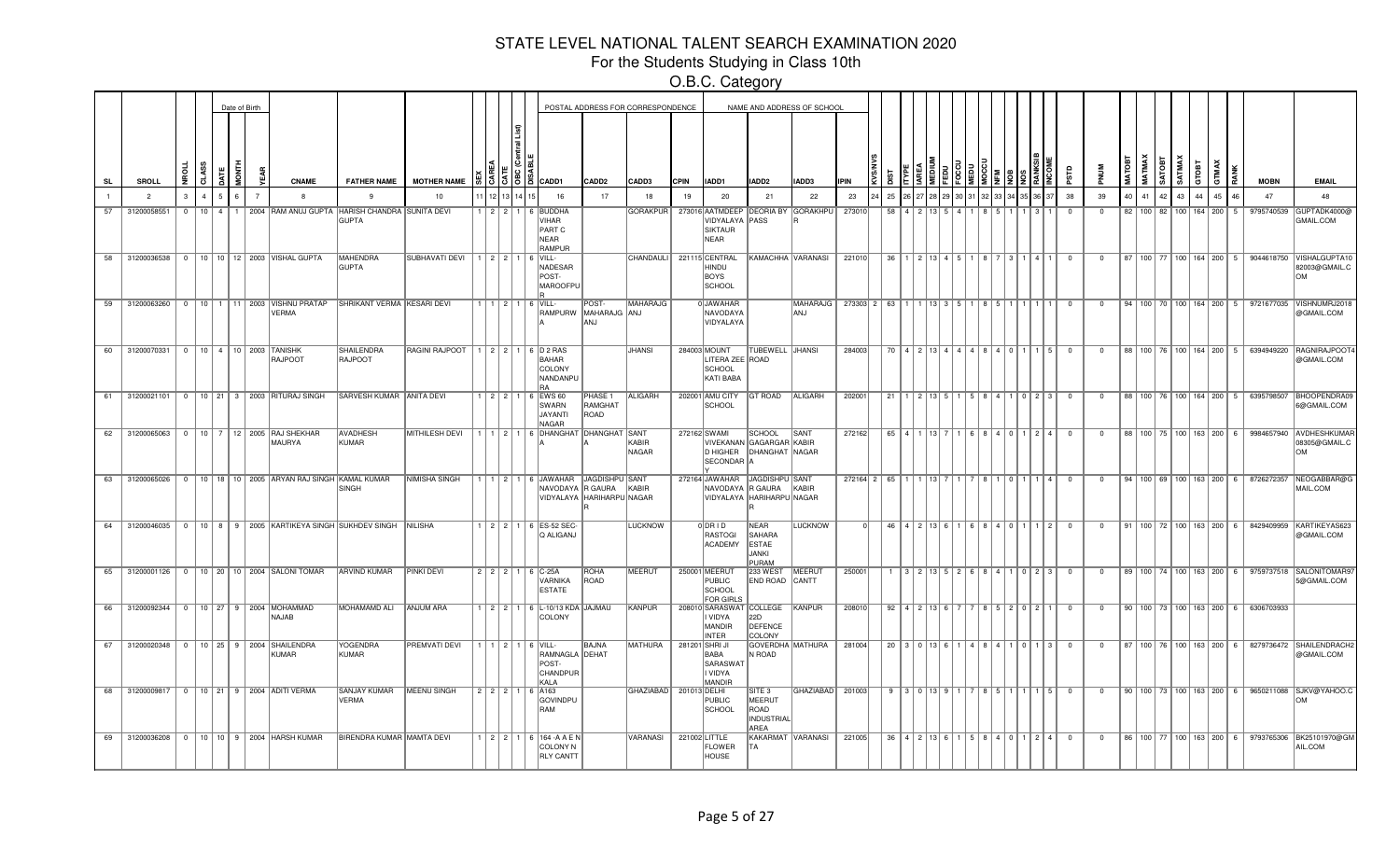# STATE LEVEL NATIONAL TALENT SEARCH EXAMINATION 2020

## For the Students Studying in Class 10th

### O.B.C. Category

| SL | SROLL | NROLL | CLASS | DATE | MONTH | YEAR | CNAME | FATHER NAME | MOTHER NAME | SEX | CAREA | CATE | OBC (Central List) | DISABLE | CADD1 | CADD2 | CADD3 | CPIN | IADD1 | IADD2 | IADD3 | IPIN | KVS/NVS | DIST | ITYPE | IAREA | MEDIUM | FEDU | FOCCU | MEDU | MOCCU | NFM | NOB | NOS | RANKSIB | INCOME | PSTD | PNUM | MATOBT | MATMAX | SATOBT | SATMAX | GTOBT | GTMAX | RANK | MOBN | EMAIL |
|---|---|---|---|---|---|---|---|---|---|---|---|---|---|---|---|---|---|---|---|---|---|---|---|---|---|---|---|---|---|---|---|---|---|---|---|---|---|---|---|---|---|---|---|---|---|---|---|
| 1 | 2 | 3 | 4 | 5 | 6 | 7 | 8 | 9 | 10 | 11 | 12 | 13 | 14 | 15 | 16 | 17 | 18 | 19 | 20 | 21 | 22 | 23 | 24 | 25 | 26 | 27 | 28 | 29 | 30 | 31 | 32 | 33 | 34 | 35 | 36 | 37 | 38 | 39 | 40 | 41 | 42 | 43 | 44 | 45 | 46 | 47 | 48 |
| 57 | 31200058551 | 0 | 10 | 4 | 1 | 2004 | RAM ANUJ GUPTA | HARISH CHANDRA GUPTA | SUNITA DEVI | 1 | 2 | 2 | 1 | 6 | BUDDHA VIHAR PART C NEAR RAMPUR | | GORAKPUR | 273016 | AATMDEEP VIDYALAYA SIKTAUR NEAR | DEORIA BY PASS | GORAKHPUR | 273010 | | 58 | 4 | 2 | 13 | 5 | 4 | 1 | 8 | 5 | 1 | 1 | 3 | 1 | 0 | 0 | 82 | 100 | 82 | 100 | 164 | 200 | 5 | 9795740539 | GUPTADK4000@GMAIL.COM |
| 58 | 31200036538 | 0 | 10 | 10 | 12 | 2003 | VISHAL GUPTA | MAHENDRA GUPTA | SUBHAVATI DEVI | 1 | 2 | 2 | 1 | 6 | VILL-NADESAR POST-MAROOFPUR | | CHANDAULI | 221115 | CENTRAL HINDU BOYS SCHOOL | KAMACHHA | VARANASI | 221010 | | 36 | 1 | 2 | 13 | 4 | 5 | 1 | 8 | 7 | 3 | 1 | 4 | 1 | 0 | 0 | 87 | 100 | 77 | 100 | 164 | 200 | 5 | 9044618750 | VISHALGUPTA1082003@GMAIL.COM |
| 59 | 31200063260 | 0 | 10 | 1 | 11 | 2003 | VISHNU PRATAP VERMA | SHRIKANT VERMA | KESARI DEVI | 1 | 1 | 2 | 1 | 6 | VILL-RAMPURWA | POST-MAHARAJGANJ | MAHARAJGANJ | 0 | JAWAHAR NAVODAYA VIDYALAYA | | MAHARAJGANJ | 273303 | 2 | 63 | 1 | 1 | 13 | 3 | 5 | 1 | 8 | 5 | 1 | 1 | 1 | 1 | 0 | 0 | 94 | 100 | 70 | 100 | 164 | 200 | 5 | 9721677035 | VISHNUMRJ2018@GMAIL.COM |
| 60 | 31200070331 | 0 | 10 | 4 | 10 | 2003 | TANISHK RAJPOOT | SHAILENDRA RAJPOOT | RAGINI RAJPOOT | 1 | 2 | 2 | 1 | 6 | D 2 RAS BAHAR COLONY NANDANPURA | | JHANSI | 284003 | MOUNT LITERA ZEE SCHOOL KATI BABA | TUBEWELL ROAD | JHANSI | 284003 | | 70 | 4 | 2 | 13 | 4 | 4 | 4 | 8 | 4 | 0 | 1 | 1 | 5 | 0 | 0 | 88 | 100 | 76 | 100 | 164 | 200 | 5 | 6394949220 | RAGNIRAJPOOT4@GMAIL.COM |
| 61 | 31200021101 | 0 | 10 | 21 | 3 | 2003 | RITURAJ SINGH | SARVESH KUMAR | ANITA DEVI | 1 | 2 | 2 | 1 | 6 | EWS 60 SWARN JAYANTI NAGAR | PHASE 1 RAMGHAT ROAD | ALIGARH | 202001 | AMU CITY SCHOOL | GT ROAD | ALIGARH | 202001 | | 21 | 1 | 2 | 13 | 5 | 1 | 5 | 8 | 4 | 1 | 0 | 2 | 3 | 0 | 0 | 88 | 100 | 76 | 100 | 164 | 200 | 5 | 6395798507 | BHOOPENDRA096@GMAIL.COM |
| 62 | 31200065063 | 0 | 10 | 7 | 12 | 2005 | RAJ SHEKHAR MAURYA | AVADHESH KUMAR | MITHILESH DEVI | 1 | 1 | 2 | 1 | 6 | DHANGHATA | DHANGHATA | SANT KABIR NAGAR | 272162 | SWAMI VIVEKANAND HIGHER SECONDARY | SCHOOL GAGARGAR DHANGHATA | SANT KABIR NAGAR | 272162 | | 65 | 4 | 1 | 13 | 7 | 1 | 6 | 8 | 4 | 0 | 1 | 2 | 4 | 0 | 0 | 88 | 100 | 75 | 100 | 163 | 200 | 6 | 9984657940 | AVDHESHKUMAR08305@GMAIL.COM |
| 63 | 31200065026 | 0 | 10 | 18 | 10 | 2005 | ARYAN RAJ SINGH | KAMAL KUMAR SINGH | NIMISHA SINGH | 1 | 1 | 2 | 1 | 6 | JAWAHAR NAVODAYA VIDYALAYA | JAGDISHPUR GAURA HARIHARPUR | SANT KABIR NAGAR | 272164 | JAWAHAR NAVODAYA VIDYALAYA | JAGDISHPUR GAURA HARIHARPUR | SANT KABIR NAGAR | 272164 | 2 | 65 | 1 | 1 | 13 | 7 | 1 | 7 | 8 | 1 | 0 | 1 | 1 | 4 | 0 | 0 | 94 | 100 | 69 | 100 | 163 | 200 | 6 | 8726272357 | NEOGABBAR@GMAIL.COM |
| 64 | 31200046035 | 0 | 10 | 8 | 9 | 2005 | KARTIKEYA SINGH | SUKHDEV SINGH | NILISHA | 1 | 2 | 2 | 1 | 6 | ES-52 SEC-Q ALIGANJ | | LUCKNOW | 0 | DR I D RASTOGI ACADEMY | NEAR SAHARA ESTAE JANKI PURAM | LUCKNOW | 0 | | 46 | 4 | 2 | 13 | 6 | 1 | 6 | 8 | 4 | 0 | 1 | 1 | 2 | 0 | 0 | 91 | 100 | 72 | 100 | 163 | 200 | 6 | 8429409959 | KARTIKEYAS623@GMAIL.COM |
| 65 | 31200001126 | 0 | 10 | 20 | 10 | 2004 | SALONI TOMAR | ARVIND KUMAR | PINKI DEVI | 2 | 2 | 2 | 1 | 6 | C-25A VARNIKA ESTATE | ROHA ROAD | MEERUT | 250001 | MEERUT PUBLIC SCHOOL FOR GIRLS | 233 WEST END ROAD | MEERUT CANTT | 250001 | | 1 | 3 | 2 | 13 | 5 | 2 | 6 | 8 | 4 | 1 | 0 | 2 | 3 | 0 | 0 | 89 | 100 | 74 | 100 | 163 | 200 | 6 | 9759737518 | SALONITOMAR975@GMAIL.COM |
| 66 | 31200092344 | 0 | 10 | 27 | 9 | 2004 | MOHAMMAD NAJAB | MOHAMAMD ALI | ANJUM ARA | 1 | 2 | 2 | 1 | 6 | L-10/13 KDA COLONY | JAJMAU | KANPUR | 208010 | SARASWATI VIDYA MANDIR INTER | COLLEGE 22D DEFENCE COLONY | KANPUR | 208010 | | 92 | 4 | 2 | 13 | 6 | 7 | 7 | 8 | 5 | 2 | 0 | 2 | 1 | 0 | 0 | 90 | 100 | 73 | 100 | 163 | 200 | 6 | 6306703933 | |
| 67 | 31200020348 | 0 | 10 | 25 | 9 | 2004 | SHAILENDRA KUMAR | YOGENDRA KUMAR | PREMVATI DEVI | 1 | 1 | 2 | 1 | 6 | VILL-RAMNAGLA POST-CHANDPUR KALA | BAJNA DEHAT | MATHURA | 281201 | SHRI JI BABA SARASWATI VIDYA MANDIR | GOVERDHAN ROAD | MATHURA | 281004 | | 20 | 3 | 0 | 13 | 6 | 1 | 4 | 8 | 4 | 1 | 0 | 1 | 3 | 0 | 0 | 87 | 100 | 76 | 100 | 163 | 200 | 6 | 8279736472 | SHAILENDRACH2@GMAIL.COM |
| 68 | 31200009817 | 0 | 10 | 21 | 9 | 2004 | ADITI VERMA | SANJAY KUMAR VERMA | MEENU SINGH | 2 | 2 | 2 | 1 | 6 | A163 GOVINDPURAM | | GHAZIABAD | 201013 | DELHI PUBLIC SCHOOL | SITE 3 MEERUT ROAD INDUSTRIAL AREA | GHAZIABAD | 201003 | | 9 | 3 | 0 | 13 | 9 | 1 | 7 | 8 | 5 | 1 | 1 | 1 | 5 | 0 | 0 | 90 | 100 | 73 | 100 | 163 | 200 | 6 | 9650211088 | SJKV@YAHOO.COM |
| 69 | 31200036208 | 0 | 10 | 10 | 9 | 2004 | HARSH KUMAR | BIRENDRA KUMAR | MAMTA DEVI | 1 | 2 | 2 | 1 | 6 | 164 -A A E N COLONY N RLY CANTT | | VARANASI | 221002 | LITTLE FLOWER HOUSE | KAKARMATTA | VARANASI | 221005 | | 36 | 4 | 2 | 13 | 6 | 1 | 5 | 8 | 4 | 0 | 1 | 2 | 4 | 0 | 0 | 86 | 100 | 77 | 100 | 163 | 200 | 6 | 9793765306 | BK25101970@GMAIL.COM |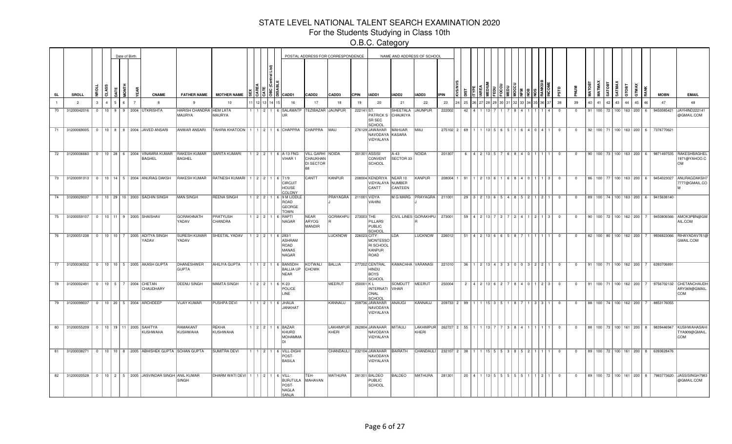# STATE LEVEL NATIONAL TALENT SEARCH EXAMINATION 2020

## For the Students Studying in Class 10th

### O.B.C. Category

| SL | SROLL | NROLL | CLASS | DATE | MONTH | YEAR | CNAME | FATHER NAME | MOTHER NAME | SEX | CAREA | CATE | OBC (Central List) | DISABLE | CADD1 | CADD2 | CADD3 | CPIN | IADD1 | IADD2 | IADD3 | IPIN | KVS/NVS | DIST | ITYPE | IAREA | MEDIUM | FEDU | FOCCU | MEDU | MOCCU | NFM | NOB | NOS | RANKSIB | INCOME | PSTD | PNUM | MATOBT | MATMAX | SATOBT | SATMAX | GTOBT | GTMAX | RANK | MOBN | EMAIL |
|---|---|---|---|---|---|---|---|---|---|---|---|---|---|---|---|---|---|---|---|---|---|---|---|---|---|---|---|---|---|---|---|---|---|---|---|---|---|---|---|---|---|---|---|---|---|---|---|
| 1 | 2 | 3 | 4 | 5 | 6 | 7 | 8 | 9 | 10 | 11 | 12 | 13 | 14 | 15 | 16 | 17 | 18 | 19 | 20 | 21 | 22 | 23 | 24 | 25 | 26 | 27 | 28 | 29 | 30 | 31 | 32 | 33 | 34 | 35 | 36 | 37 | 38 | 39 | 40 | 41 | 42 | 43 | 44 | 45 | 46 | 47 | 48 |
| 70 | 31200042016 | 0 | 10 | 9 | 9 | 2004 | UTKRISHTA | HARISH CHANDRA MAURYA | HEM LATA MAURYA | 1 | 1 | 2 | 1 | 6 | SALAMATPUR | TEZIBAZAR | JAUNPUR | 222141 | ST. PATRICK S SR SEC SCHOOL | SHEETALA CHAUKIYA | JAUNPUR | 222002 | | 42 | 4 | 1 | 13 | 7 | 1 | 7 | 8 | 4 | 1 | 1 | 1 | 4 | 0 | 0 | 91 | 100 | 72 | 100 | 163 | 200 | 6 | 9450085421 | JAYHIND222141@GMAIL.COM |
| 71 | 31200069005 | 0 | 10 | 8 | 8 | 2004 | JAVED ANSARI | ANWAR ANSARI | TAHIRA KHATOON | 1 | 1 | 2 | 1 | 6 | CHAPPRA | CHAPPRA | MAU | 276129 | JAWAHAR NAVODAYA VIDYALAYA | MAHUAR KASARA | MAU | 275102 | 2 | 69 | 1 | 1 | 13 | 5 | 6 | 5 | 1 | 6 | 4 | 0 | 4 | 1 | 0 | 0 | 92 | 100 | 71 | 100 | 163 | 200 | 6 | 7376770621 | |
| 72 | 31200006660 | 0 | 10 | 28 | 6 | 2004 | VINAMRA KUMAR BAGHEL | RAKESH KUMAR BAGHEL | SARITA KUMARI | 1 | 2 | 2 | 1 | 6 | A-13 FNG VIHAR 1 | VILL GARHI CHAUKHAN DI SECTOR 68 | NOIDA | 201301 | ASSISI CONVENT SCHOOL | A-43 SECTOR 33 | NOIDA | 201307 | | 6 | 4 | 2 | 13 | 5 | 7 | 6 | 8 | 4 | 0 | 1 | 1 | 1 | 0 | 0 | 90 | 100 | 73 | 100 | 163 | 200 | 6 | 9871497535 | RAKESHBAGHEL1971@YAHOO.COM |
| 73 | 31200091313 | 0 | 10 | 14 | 5 | 2004 | ANURAG DAKSH | RAKESH KUMAR | RATNESH KUMARI | 1 | 2 | 2 | 1 | 6 | T1/9 CIRCUIT HOUSE COLONY | CANTT | KANPUR | 208004 | KENDRIYA VIDYALAYA CANTT | NEAR 10 NUMBER CANTEEN | KANPUR | 208004 | 1 | 91 | 1 | 2 | 13 | 6 | 1 | 6 | 8 | 4 | 0 | 1 | 1 | 3 | 0 | 0 | 86 | 100 | 77 | 100 | 163 | 200 | 6 | 9454023027 | ANURAGDAKSH77777@GMAIL.COM |
| 74 | 31200029037 | 0 | 10 | 29 | 10 | 2003 | SACHIN SINGH | MAN SINGH | REENA SINGH | 1 | 2 | 2 | 1 | 6 | 9 M LIDDLE ROAD GEORGE TOWN | | PRAYAGRAJ | 211001 | VIDYA VAHINI | M G MARG | PRAYAGRAJ | 211001 | | 29 | 3 | 2 | 13 | 6 | 5 | 4 | 8 | 5 | 2 | 1 | 2 | 1 | 0 | 0 | 89 | 100 | 74 | 100 | 163 | 200 | 6 | 9415638140 | |
| 75 | 31200059107 | 0 | 10 | 11 | 9 | 2005 | SHAISHAV | GORAKHNATH YADAV | PRATYUSH CHANDRA | 1 | 2 | 2 | 1 | 6 | RAPTI NAGAR | NEAR ARYOG MANDIR | GORAKHPUR | 273003 | THE PILLARS PUBLIC SCHOOL | CIVIL LINES | GORAKHPUR | 273001 | | 59 | 4 | 2 | 13 | 7 | 2 | 7 | 2 | 4 | 1 | 2 | 1 | 3 | 0 | 0 | 90 | 100 | 72 | 100 | 162 | 200 | 7 | 9450806566 | AMOK3PBN@GMAIL.COM |
| 76 | 31200051238 | 0 | 10 | 10 | 7 | 2005 | ADITYA SINGH YADAV | SURESH KUMAR YADAV | SHEETAL YADAV | 1 | 2 | 2 | 1 | 6 | 283/1 ASHRAM ROAD MANAS NAGAR | | LUCKNOW | 226023 | CITY MONTESSORI SCHOOL KANPUR ROAD | LDA | LUCKNOW | 226012 | | 51 | 4 | 2 | 13 | 6 | 6 | 5 | 8 | 7 | 1 | 1 | 1 | 1 | 0 | 0 | 82 | 100 | 80 | 100 | 162 | 200 | 7 | 9936823066 | RIHAYADAV761@GMAIL.COM |
| 77 | 31200036552 | 0 | 10 | 10 | 5 | 2005 | AKASH GUPTA | DHANESHWER GUPTA | AHILIYA GUPTA | 1 | 1 | 2 | 1 | 6 | BANSDIH BALLIA UP NEAR | KOTWALI CHOWK | BALLIA | 277202 | CENTRAL HINDU BOYS SCHOOL | KAMACHHA | VARANASI | 221010 | | 36 | 1 | 2 | 13 | 4 | 3 | 3 | 0 | 0 | 3 | 2 | 2 | 1 | 0 | 0 | 91 | 100 | 71 | 100 | 162 | 200 | 7 | 6393706891 | |
| 78 | 31200002491 | 0 | 10 | 5 | 7 | 2004 | CHETAN CHAUDHARY | DEENU SINGH | MAMTA SINGH | 1 | 2 | 2 | 1 | 6 | K-23 POLICE LINE | | MEERUT | 250001 | K L INTERNATIONAL SCHOOL | SOMDUTT VIHAR | MEERUT | 250004 | | 2 | 4 | 2 | 13 | 6 | 2 | 7 | 8 | 4 | 0 | 1 | 2 | 3 | 0 | 0 | 91 | 100 | 71 | 100 | 162 | 200 | 7 | 9756702132 | CHETANCHAUDHARY369@GMAIL.COM |
| 79 | 31200099037 | 0 | 10 | 20 | 5 | 2004 | ARCHDEEP | VIJAY KUMAR | PUSHPA DEVI | 1 | 1 | 2 | 1 | 6 | JHAUA JANKHAT | | KANNAUJ | 209736 | JAWAHAR NAVODAYA VIDYALAYA | ANAUGI | KANNAUJ | 209733 | 2 | 99 | 1 | 1 | 15 | 3 | 5 | 1 | 8 | 7 | 1 | 3 | 3 | 1 | 0 | 0 | 88 | 100 | 74 | 100 | 162 | 200 | 7 | 8853176055 | |
| 80 | 31200055209 | 0 | 10 | 19 | 11 | 2005 | SAHITYA KUSHWAHA | RAMAKANT KUSHWAHA | REKHA KUSHWAHA | 1 | 2 | 2 | 1 | 6 | BAZAR KHURD MOHAMMADI | | LAKHIMPUR KHERI | 262804 | JAWAHAR NAVODAYA VIDYALAYA | MITAULI | LAKHIMPUR KHERI | 262727 | 2 | 55 | 1 | 1 | 13 | 7 | 7 | 3 | 8 | 4 | 1 | 1 | 1 | 1 | 0 | 0 | 88 | 100 | 73 | 100 | 161 | 200 | 8 | 9839446947 | KUSHWAHASAHITYA909@GMAIL.COM |
| 81 | 31200038271 | 0 | 10 | 10 | 8 | 2005 | ABHISHEK GUPTA | SOHAN GUPTA | SUMITRA DEVI | 1 | 1 | 2 | 1 | 6 | VILL-DIGHI POST-BASILA | | CHANDAULI | 232104 | JAWAHAR NAVODAYA VIDYALAYA | BAIRATH | CHANDAULI | 232107 | 2 | 38 | 1 | 1 | 15 | 5 | 5 | 3 | 8 | 5 | 2 | 1 | 1 | 1 | 0 | 0 | 89 | 100 | 72 | 100 | 161 | 200 | 8 | 6393628476 | |
| 82 | 31200020528 | 0 | 10 | 2 | 5 | 2005 | JASVINDAR SINGH | ANIL KUMAR SINGH | DHARM WATI DEVI | 1 | 1 | 2 | 1 | 6 | VILL-BURJTULA POST-NAGLA SANJA | TEH-MAHAVAN | MATHURA | 281301 | BALDEO PUBLIC SCHOOL | BALDEO | MATHURA | 281301 | | 20 | 4 | 1 | 13 | 5 | 5 | 5 | 5 | 5 | 1 | 1 | 2 | 1 | 0 | 0 | 89 | 100 | 72 | 100 | 161 | 200 | 8 | 7983773620 | JASSISINGH7983@GMAIL.COM |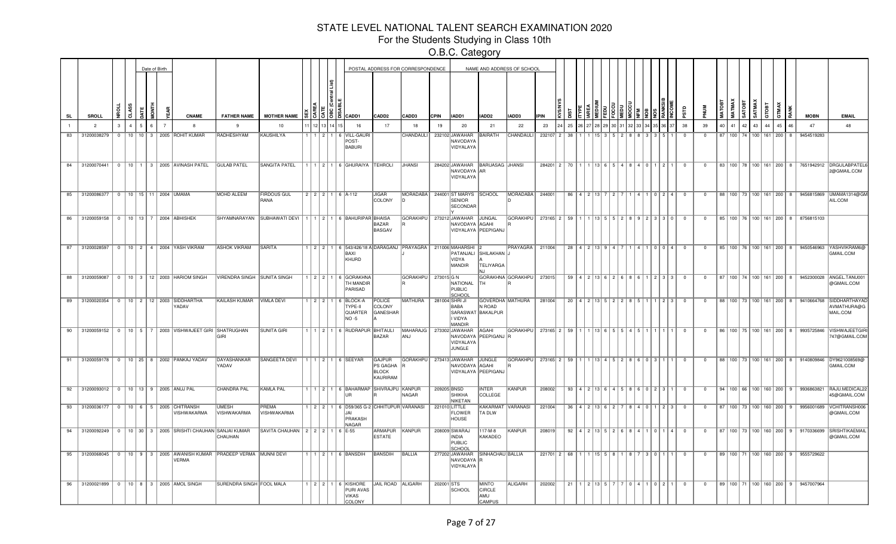# STATE LEVEL NATIONAL TALENT SEARCH EXAMINATION 2020

## For the Students Studying in Class 10th

### O.B.C. Category

| SL | SROLL | NROLL | CLASS | DATE | MONTH | YEAR | CNAME | FATHER NAME | MOTHER NAME | SEX | CAREA | CATE | OBC (Central List) | DISABLE | CADD1 | CADD2 | CADD3 | CPIN | IADD1 | IADD2 | IADD3 | IPIN | KVS/NVS | DIST | ITYPE | IAREA | MEDIUM | FEDU | FOCCU | MEDU | MOCCU | NFM | NOB | NOS | RANKSIB | INCOME | PSTD | PNUM | MATOBT | MATMAX | SATOBT | SATMAX | GTOBT | GTMAX | RANK | MOBN | EMAIL |
|---|---|---|---|---|---|---|---|---|---|---|---|---|---|---|---|---|---|---|---|---|---|---|---|---|---|---|---|---|---|---|---|---|---|---|---|---|---|---|---|---|---|---|---|---|---|---|---|
| 1 | 2 | 3 | 4 | 5 | 6 | 7 | 8 | 9 | 10 | 11 | 12 | 13 | 14 | 15 | 16 | 17 | 18 | 19 | 20 | 21 | 22 | 23 | 24 | 25 | 26 | 27 | 28 | 29 | 30 | 31 | 32 | 33 | 34 | 35 | 36 | 37 | 38 | 39 | 40 | 41 | 42 | 43 | 44 | 45 | 46 | 47 | 48 |
| 83 | 31200038279 | 0 | 10 | 10 | 3 | 2005 | ROHIT KUMAR | RADHESHYAM | KAUSHILYA | 1 | 1 | 2 | 1 | 6 | VILL-GAURI POST-BABURI | | CHANDAULI | 232102 | JAWAHAR NAVODAYA VIDYALAYA | BAIRATH | CHANDAULI | 232107 | 2 | 38 | 1 | 1 | 15 | 3 | 5 | 2 | 8 | 8 | 3 | 3 | 5 | 1 | 0 | 0 | 87 | 100 | 74 | 100 | 161 | 200 | 8 | 9454519283 | |
| 84 | 31200070441 | 0 | 10 | 1 | 3 | 2005 | AVINASH PATEL | GULAB PATEL | SANGITA PATEL | 1 | 1 | 2 | 1 | 6 | GHURAIYA | TEHROLI | JHANSI | 284202 | JAWAHAR NAVODAYA VIDYALAYA | BARUASAG AR | JHANSI | 284201 | 2 | 70 | 1 | 1 | 13 | 6 | 5 | 4 | 8 | 4 | 0 | 1 | 2 | 1 | 0 | 0 | 83 | 100 | 78 | 100 | 161 | 200 | 8 | 7651942912 | DRGULABPATEL62@GMAIL.COM |
| 85 | 31200086377 | 0 | 10 | 15 | 11 | 2004 | UMAMA | MOHD ALEEM | FIRDOUS GUL RANA | 2 | 2 | 2 | 1 | 6 | A-112 | JIGAR COLONY | MORADABAD | 244001 | ST MARYS SENIOR SECONDARY | SCHOOL | MORADABAD | 244001 | | 86 | 4 | 2 | 13 | 7 | 2 | 7 | 1 | 4 | 1 | 0 | 2 | 4 | 0 | 0 | 88 | 100 | 73 | 100 | 161 | 200 | 8 | 9456815869 | UMAMA1314@GMAIL.COM |
| 86 | 31200059158 | 0 | 10 | 13 | 7 | 2004 | ABHISHEK | SHYAMNARAYAN | SUBHAWATI DEVI | 1 | 1 | 2 | 1 | 6 | BAHURIPAR | BHAISA BAZAR BASGAV | GORAKHPUR | 273212 | JAWAHAR NAVODAYA VIDYALAYA | JUNGAL AGAHI PEEPIGANJ | GORAKHPUR | 273165 | 2 | 59 | 1 | 1 | 13 | 5 | 5 | 2 | 8 | 9 | 2 | 3 | 3 | 0 | 0 | 0 | 85 | 100 | 76 | 100 | 161 | 200 | 8 | 8756815103 | |
| 87 | 31200028597 | 0 | 10 | 2 | 4 | 2004 | YASH VIKRAM | ASHOK VIKRAM | SARITA | 1 | 2 | 2 | 1 | 6 | 543/426/18 A BAXI KHURD | DARAGANJ | PRAYAGRAJ | 211006 | MAHARSHI PATANJALI VIDYA MANDIR | 2 SHILAKHAN J TELIYARGANJ | PRAYAGRAJ | 211004 | | 28 | 4 | 2 | 13 | 9 | 4 | 7 | 1 | 4 | 1 | 0 | 0 | 4 | 0 | 0 | 85 | 100 | 76 | 100 | 161 | 200 | 8 | 9450546963 | YASHVIKRAM6@GMAIL.COM |
| 88 | 31200059087 | 0 | 10 | 3 | 12 | 2003 | HARIOM SINGH | VIRENDRA SINGH | SUNITA SINGH | 1 | 2 | 2 | 1 | 6 | GORAKHNATH MANDIR PARISAD | | GORAKHPUR | 273015 | G N NATIONAL PUBLIC SCHOOL | GORAKHNATH | GORAKHPUR | 273015 | | 59 | 4 | 2 | 13 | 6 | 2 | 6 | 8 | 6 | 1 | 2 | 3 | 3 | 0 | 0 | 87 | 100 | 74 | 100 | 161 | 200 | 8 | 9452300028 | ANGEL.TANU001@GMAIL.COM |
| 89 | 31200020354 | 0 | 10 | 2 | 12 | 2003 | SIDDHARTHA YADAV | KAILASH KUMAR | VIMLA DEVI | 1 | 2 | 2 | 1 | 6 | BLOCK-A TYPE-II QUARTER NO -5 | POLICE COLONY GANESHARA | MATHURA | 281004 | SHRI JI BABA SARASWATI VIDYA MANDIR | GOVERDHAN ROAD BAKALPUR | MATHURA | 281004 | | 20 | 4 | 2 | 13 | 5 | 2 | 2 | 8 | 5 | 1 | 1 | 2 | 3 | 0 | 0 | 88 | 100 | 73 | 100 | 161 | 200 | 8 | 9410664768 | SIDDHARTHAYADAVMATHURA@GMAIL.COM |
| 90 | 31200059152 | 0 | 10 | 5 | 7 | 2003 | VISHWAJEET GIRI | SHATRUGHAN GIRI | SUNITA GIRI | 1 | 1 | 2 | 1 | 6 | RUDRAPUR | BHITAULI BAZAR | MAHARAJGANJ | 273302 | JAWAHAR NAVODAYA VIDYALAYA JUNGLE | AGAHI PEEPIGANJ | GORAKHPUR | 273165 | 2 | 59 | 1 | 1 | 13 | 6 | 5 | 5 | 4 | 5 | 1 | 1 | 1 | 1 | 0 | 0 | 86 | 100 | 75 | 100 | 161 | 200 | 8 | 9935725846 | VISHWAJEETGIRI747@GMAIL.COM |
| 91 | 31200059178 | 0 | 10 | 25 | 8 | 2002 | PANKAJ YADAV | DAYASHANKAR YADAV | SANGEETA DEVI | 1 | 1 | 2 | 1 | 6 | SEEYAR | GAJPUR PS GAGHA BLOCK KAURIRAM | GORAKHPUR | 273413 | JAWAHAR NAVODAYA VIDYALAYA | JUNGLE AGAHI PEEPIGANJ | GORAKHPUR | 273165 | 2 | 59 | 1 | 1 | 13 | 4 | 5 | 2 | 8 | 6 | 0 | 3 | 1 | 1 | 0 | 0 | 88 | 100 | 73 | 100 | 161 | 200 | 8 | 9140809846 | DY9621008569@GMAIL.COM |
| 92 | 31200093012 | 0 | 10 | 13 | 9 | 2005 | ANUJ PAL | CHANDRA PAL | KAMLA PAL | 1 | 1 | 2 | 1 | 6 | BAHARMAPUR | SHIVRAJPUR | KANPUR NAGAR | 209205 | BNSD SHIKHA NIKETAN | INTER COLLEGE | KANPUR | 208002 | | 93 | 4 | 2 | 13 | 6 | 4 | 5 | 8 | 6 | 0 | 2 | 3 | 1 | 0 | 0 | 94 | 100 | 66 | 100 | 160 | 200 | 9 | 9936863821 | RAJU.MEDICAL2245@GMAIL.COM |
| 93 | 31200036177 | 0 | 10 | 6 | 5 | 2005 | CHITRANSH VISHWAKARMA | UMESH VISHWAKARMA | PREMA VISHWAKARMA | 1 | 2 | 2 | 1 | 6 | D59/365 G-2 JAI PRAKASH NAGAR | CHHITUPUR | VARANASI | 221010 | LITTLE FLOWER HOUSE | KAKARMATTA DLW | VARANASI | 221004 | | 36 | 4 | 2 | 13 | 6 | 2 | 7 | 8 | 4 | 0 | 1 | 2 | 3 | 0 | 0 | 87 | 100 | 73 | 100 | 160 | 200 | 9 | 9956001689 | VCHITRANSH006@GMAIL.COM |
| 94 | 31200092249 | 0 | 10 | 30 | 3 | 2005 | SRISHTI CHAUHAN | SANJAI KUMAR CHAUHAN | SAVITA CHAUHAN | 2 | 2 | 2 | 1 | 6 | E-55 | ARMAPUR ESTATE | KANPUR | 208009 | SWARAJ INDIA PUBLIC SCHOOL | 117-M-8 KAKADEO | KANPUR | 208019 | | 92 | 4 | 2 | 13 | 5 | 2 | 6 | 8 | 4 | 1 | 0 | 1 | 4 | 0 | 0 | 87 | 100 | 73 | 100 | 160 | 200 | 9 | 9170336699 | SRISHTIKAEMAIL@GMAIL.COM |
| 95 | 31200068045 | 0 | 10 | 9 | 3 | 2005 | AWANISH KUMAR VERMA | PRADEEP VERMA | MUNNI DEVI | 1 | 1 | 2 | 1 | 6 | BANSDIH | BANSDIH | BALLIA | 277202 | JAWAHAR NAVODAYA VIDYALAYA | SINHACHAUR | BALLIA | 221701 | 2 | 68 | 1 | 1 | 15 | 5 | 8 | 1 | 8 | 7 | 3 | 0 | 1 | 1 | 0 | 0 | 89 | 100 | 71 | 100 | 160 | 200 | 9 | 9555729622 | |
| 96 | 31200021899 | 0 | 10 | 8 | 3 | 2005 | AMOL SINGH | SURENDRA SINGH | FOOL MALA | 1 | 2 | 2 | 1 | 6 | KISHORE PURI AVAS VIKAS COLONY | JAIL ROAD | ALIGARH | 202001 | STS SCHOOL | MINTO CIRCLE AMU CAMPUS | ALIGARH | 202002 | | 21 | 1 | 2 | 13 | 5 | 7 | 7 | 0 | 4 | 1 | 0 | 2 | 1 | 0 | 0 | 89 | 100 | 71 | 100 | 160 | 200 | 9 | 9457007964 | |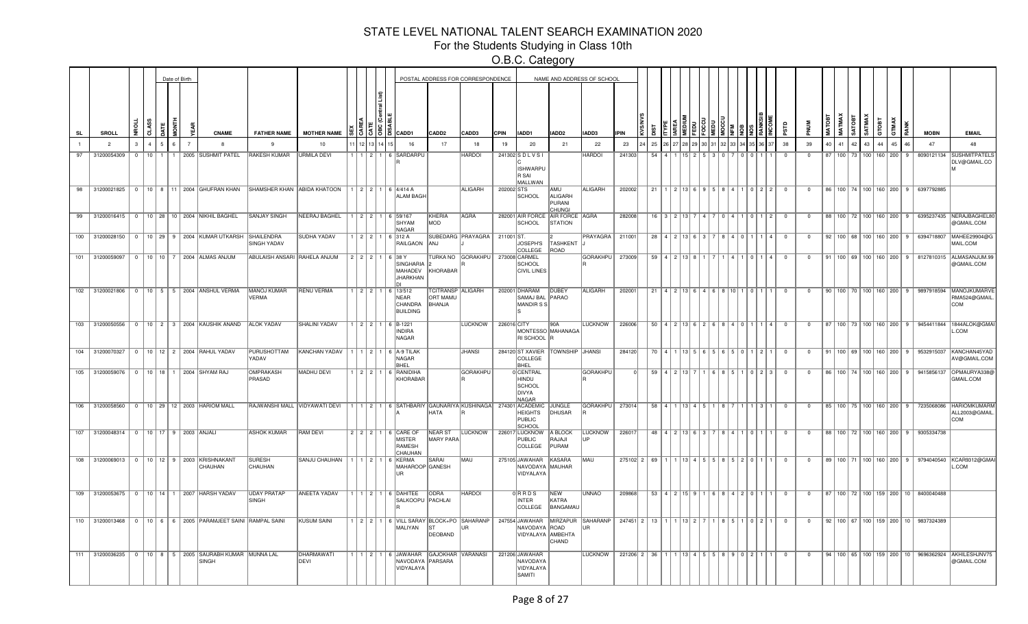# STATE LEVEL NATIONAL TALENT SEARCH EXAMINATION 2020

## For the Students Studying in Class 10th

### O.B.C. Category

| SL | SROLL | NROLL | CLASS | DATE | MONTH | YEAR | CNAME | FATHER NAME | MOTHER NAME | SEX | CAREA | CATE | OBC (Central List) | DISABLE | CADD1 | CADD2 | CADD3 | CPIN | IADD1 | IADD2 | IADD3 | IPIN | KVS/NVS | DIST | ITYPE | IAREA | MEDIUM | FEDU | FOCCU | MEDU | MOCCU | NFM | NOB | NOS | RANKSIB | INCOME | PSTD | PNUM | MATOBT | MATMAX | SATOBT | SATMAX | GTOBT | GTMAX | RANK | MOBN | EMAIL |
|---|---|---|---|---|---|---|---|---|---|---|---|---|---|---|---|---|---|---|---|---|---|---|---|---|---|---|---|---|---|---|---|---|---|---|---|---|---|---|---|---|---|---|---|---|---|---|---|
| 1 | 2 | 3 | 4 | 5 | 6 | 7 | 8 | 9 | 10 | 11 | 12 | 13 | 14 | 15 | 16 | 17 | 18 | 19 | 20 | 21 | 22 | 23 | 24 | 25 | 26 | 27 | 28 | 29 | 30 | 31 | 32 | 33 | 34 | 35 | 36 | 37 | 38 | 39 | 40 | 41 | 42 | 43 | 44 | 45 | 46 | 47 | 48 |
| 97 | 31200054309 | 0 | 10 | 1 | 1 | 2005 | SUSHMIT PATEL | RAKESH KUMAR | URMILA DEVI | 1 | 1 | 2 | 1 | 6 | SARDARPU | | HARDOI | 241302 | S D L V S I C ISHWARPU R SAI MALLWAN | | HARDOI | 241303 | | 54 | 4 | 1 | 15 | 2 | 5 | 3 | 0 | 7 | 0 | 0 | 1 | 1 | 0 | 0 | 87 | 100 | 73 | 100 | 160 | 200 | 9 | 8090121134 | SUSHMITPATELS DLV@GMAIL.CO M |
| 98 | 31200021825 | 0 | 10 | 8 | 11 | 2004 | GHUFRAN KHAN | SHAMSHER KHAN | ABIDA KHATOON | 1 | 2 | 2 | 1 | 6 | 4/414 A ALAM BAGH | | ALIGARH | 202002 | STS SCHOOL | AMU ALIGARH PURANI CHUNGI | ALIGARH | 202002 | | 21 | 1 | 2 | 13 | 6 | 9 | 5 | 8 | 4 | 1 | 0 | 2 | 2 | 0 | 0 | 86 | 100 | 74 | 100 | 160 | 200 | 9 | 6397792885 | |
| 99 | 31200016415 | 0 | 10 | 28 | 10 | 2004 | NIKHIL BAGHEL | SANJAY SINGH | NEERAJ BAGHEL | 1 | 2 | 2 | 1 | 6 | 59/167 SHYAM NAGAR | KHERIA MOD | AGRA | 282001 | AIR FORCE SCHOOL | AIR FORCE STATION | AGRA | 282008 | | 16 | 3 | 2 | 13 | 7 | 4 | 7 | 0 | 4 | 1 | 0 | 1 | 2 | 0 | 0 | 88 | 100 | 72 | 100 | 160 | 200 | 9 | 6395237435 | NERAJBAGHEL80 @GMAIL.COM |
| 100 | 31200028150 | 0 | 10 | 29 | 9 | 2004 | KUMAR UTKARSH | SHAILENDRA SINGH YADAV | SUDHA YADAV | 1 | 2 | 2 | 1 | 6 | 312 A RAILGAON | SUBEDARG ANJ | PRAYAGRA J | 211001 | ST. JOSEPH'S COLLEGE | 2 TASHKENT ROAD | PRAYAGRA J | 211001 | | 28 | 4 | 2 | 13 | 6 | 3 | 7 | 8 | 4 | 0 | 1 | 1 | 4 | 0 | 0 | 92 | 100 | 68 | 100 | 160 | 200 | 9 | 6394718807 | MAHEE29904@G MAIL.COM |
| 101 | 31200059097 | 0 | 10 | 10 | 7 | 2004 | ALMAS ANJUM | ABULAISH ANSARI | RAHELA ANJUM | 2 | 2 | 2 | 1 | 6 | 38 Y SINGHARIA MAHADEV JHARKHAN DI | TURKA NO 2 KHORABAR | GORAKHPU R | 273008 | CARMEL SCHOOL CIVIL LINES | | GORAKHPU R | 273009 | | 59 | 4 | 2 | 13 | 8 | 1 | 7 | 1 | 4 | 1 | 0 | 1 | 4 | 0 | 0 | 91 | 100 | 69 | 100 | 160 | 200 | 9 | 8127810315 | ALMASANJUM.99 @GMAIL.COM |
| 102 | 31200021806 | 0 | 10 | 5 | 5 | 2004 | ANSHUL VERMA | MANOJ KUMAR VERMA | RENU VERMA | 1 | 2 | 2 | 1 | 6 | 13/512 NEAR CHANDRA BUILDING | TCITRANSP ORT MAMU BHANJA | ALIGARH | 202001 | DHARAM SAMAJ BAL MANDIR S S | DUBEY PARAO | ALIGARH | 202001 | | 21 | 4 | 2 | 13 | 6 | 4 | 6 | 8 | 10 | 1 | 0 | 1 | 1 | 0 | 0 | 90 | 100 | 70 | 100 | 160 | 200 | 9 | 9897918594 | MANOJKUMARVE RMA524@GMAIL. COM |
| 103 | 31200050556 | 0 | 10 | 2 | 3 | 2004 | KAUSHIK ANAND | ALOK YADAV | SHALINI YADAV | 1 | 2 | 2 | 1 | 6 | B-1221 INDIRA NAGAR | | LUCKNOW | 226016 | CITY MONTESSO RI SCHOOL | 90A MAHANAGA R | LUCKNOW | 226006 | | 50 | 4 | 2 | 13 | 6 | 2 | 6 | 8 | 4 | 0 | 1 | 1 | 4 | 0 | 0 | 87 | 100 | 73 | 100 | 160 | 200 | 9 | 9454411844 | 1844ALOK@GMAI L.COM |
| 104 | 31200070327 | 0 | 10 | 12 | 2 | 2004 | RAHUL YADAV | PURUSHOTTAM YADAV | KANCHAN YADAV | 1 | 1 | 2 | 1 | 6 | A-9 TILAK NAGAR BHEL | | JHANSI | 284120 | ST XAVIER COLLEGE BHEL | TOWNSHIP | JHANSI | 284120 | | 70 | 4 | 1 | 13 | 5 | 6 | 5 | 6 | 5 | 0 | 1 | 2 | 1 | 0 | 0 | 91 | 100 | 69 | 100 | 160 | 200 | 9 | 9532915037 | KANCHAN45YAD AV@GMAIL.COM |
| 105 | 31200059076 | 0 | 10 | 18 | 1 | 2004 | SHYAM RAJ | OMPRAKASH PRASAD | MADHU DEVI | 1 | 2 | 2 | 1 | 6 | RANIDIHA KHORABAR | | GORAKHPU R | 0 | CENTRAL HINDU SCHOOL DIVYA NAGAR | | GORAKHPU R | 0 | | 59 | 4 | 2 | 13 | 7 | 1 | 6 | 8 | 5 | 1 | 0 | 2 | 3 | 0 | 0 | 86 | 100 | 74 | 100 | 160 | 200 | 9 | 9415856137 | OPMAURYA338@ GMAIL.COM |
| 106 | 31200058560 | 0 | 10 | 29 | 12 | 2003 | HARIOM MALL | RAJWANSHI MALL | VIDYAWATI DEVI | 1 | 1 | 2 | 1 | 6 | SATHBARIY A | GAUNARIYA HATA | KUSHINAGA R | 274301 | ACADEMIC HEIGHTS PUBLIC SCHOOL | JUNGLE DHUSAR | GORAKHPU R | 273014 | | 58 | 4 | 1 | 13 | 4 | 5 | 1 | 8 | 7 | 1 | 1 | 3 | 1 | 0 | 0 | 85 | 100 | 75 | 100 | 160 | 200 | 9 | 7235068086 | HARIOMKUMARM ALL2003@GMAIL. COM |
| 107 | 31200048314 | 0 | 10 | 17 | 9 | 2003 | ANJALI | ASHOK KUMAR | RAM DEVI | 2 | 2 | 2 | 1 | 6 | CARE OF MISTER RAMESH CHAUHAN | NEAR ST MARY PARA | LUCKNOW | 226017 | LUCKNOW PUBLIC COLLEGE | A BLOCK RAJAJI PURAM | LUCKNOW UP | 226017 | | 48 | 4 | 2 | 13 | 6 | 3 | 7 | 8 | 4 | 1 | 0 | 1 | 1 | 0 | 0 | 88 | 100 | 72 | 100 | 160 | 200 | 9 | 9305334738 | |
| 108 | 31200069013 | 0 | 10 | 12 | 9 | 2003 | KRISHNAKANT CHAUHAN | SURESH CHAUHAN | SANJU CHAUHAN | 1 | 1 | 2 | 1 | 6 | KERMA MAHAROOP UR | SARAI GANESH | MAU | 275105 | JAWAHAR NAVODAYA VIDYALAYA | KASARA MAUHAR | MAU | 275102 | 2 | 69 | 1 | 1 | 13 | 4 | 5 | 5 | 8 | 5 | 2 | 0 | 1 | 1 | 0 | 0 | 89 | 100 | 71 | 100 | 160 | 200 | 9 | 9794040540 | KCAR9312@GMAI L.COM |
| 109 | 31200053675 | 0 | 10 | 14 | 1 | 2007 | HARSH YADAV | UDAY PRATAP SINGH | ANEETA YADAV | 1 | 1 | 2 | 1 | 6 | DAHITEE SALKOOPU R | ODRA PACHLAI | HARDOI | 0 | R R D S INTER COLLEGE | NEW KATRA BANGAMAU | UNNAO | 209868 | | 53 | 4 | 2 | 15 | 9 | 1 | 6 | 8 | 4 | 2 | 0 | 1 | 1 | 0 | 0 | 87 | 100 | 72 | 100 | 159 | 200 | 10 | 8400040488 | |
| 110 | 31200013468 | 0 | 10 | 6 | 6 | 2005 | PARAMJEET SAINI | RAMPAL SAINI | KUSUM SAINI | 1 | 2 | 2 | 1 | 6 | VILL SARAY MALIYAN | BLOCK+PO ST DEOBAND | SAHARANP UR | 247554 | JAWAHAR NAVODAYA VIDYALAYA | MIRZAPUR ROAD AMBEHTA CHAND | SAHARANP UR | 247451 | 2 | 13 | 1 | 1 | 13 | 2 | 7 | 1 | 8 | 5 | 1 | 0 | 2 | 1 | 0 | 0 | 92 | 100 | 67 | 100 | 159 | 200 | 10 | 9837324389 | |
| 111 | 31200036235 | 0 | 10 | 8 | 5 | 2005 | SAURABH KUMAR SINGH | MUNNA LAL | DHARMAWATI DEVI | 1 | 1 | 2 | 1 | 6 | JAWAHAR NAVODAYA VIDYALAYA | GAJOKHAR PARSARA | VARANASI | 221206 | JAWAHAR NAVODAYA VIDYALAYA SAMITI | | LUCKNOW | 221206 | 2 | 36 | 1 | 1 | 13 | 4 | 5 | 5 | 8 | 9 | 0 | 2 | 1 | 1 | 0 | 0 | 94 | 100 | 65 | 100 | 159 | 200 | 10 | 9696362924 | AKHILESHJNV75 @GMAIL.COM |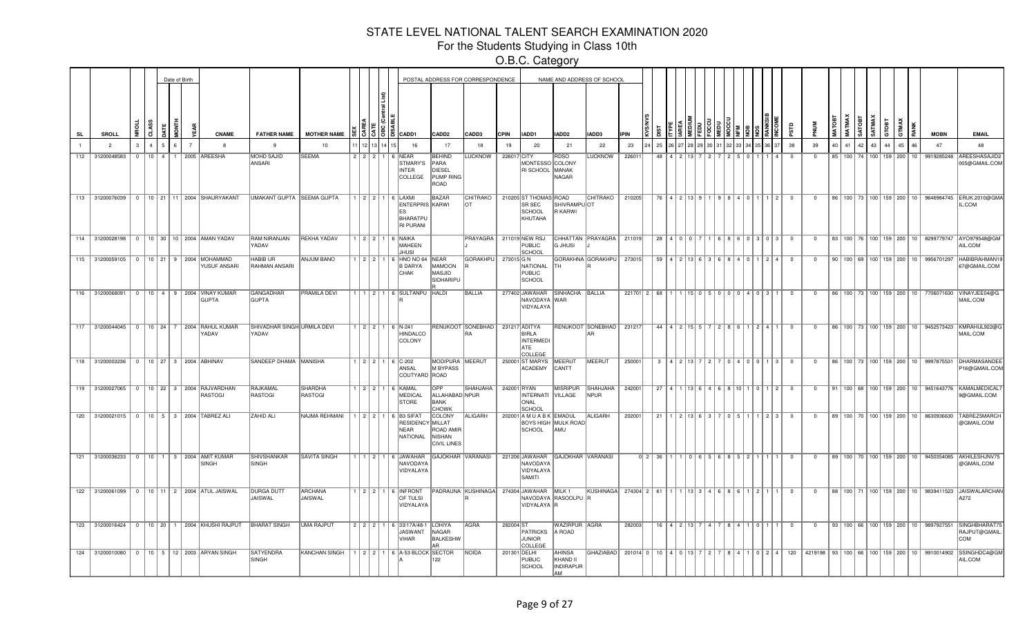# STATE LEVEL NATIONAL TALENT SEARCH EXAMINATION 2020

## For the Students Studying in Class 10th

### O.B.C. Category

| | | | | Date of Birth | | | | | | | | | | | POSTAL ADDRESS FOR CORRESPONDENCE | | | | NAME AND ADDRESS OF SCHOOL | | | | | | | | | | | | | | | | | | | | | | | | | | | | |
|---|---|---|---|---|---|---|---|---|---|---|---|---|---|---|---|---|---|---|---|---|---|---|---|---|---|---|---|---|---|---|---|---|---|---|---|---|---|---|---|---|---|---|---|---|---|---|---|
| SL | SROLL | NROLL | CLASS | DATE | MONTH | YEAR | CNAME | FATHER NAME | MOTHER NAME | SEX | CAREA | CATE | OBC (Central List) | DSABLE | CADD1 | CADD2 | CADD3 | CPIN | IADD1 | IADD2 | IADD3 | IPIN | KVS/NVS | DIST | ITYPE | IAREA | MEDIUM | FEDU | FOCCU | MEDU | MOCCU | NFM | NOB | NOS | RANKSIB | INCOME | PSTD | PNUM | MATOBT | MATMAX | SATOBT | SATMAX | GTOBT | GTMAX | RANK | MOBN | EMAIL |
| 1 | 2 | 3 | 4 | 5 | 6 | 7 | 8 | 9 | 10 | 11 | 12 | 13 | 14 | 15 | 16 | 17 | 18 | 19 | 20 | 21 | 22 | 23 | 24 | 25 | 26 | 27 | 28 | 29 | 30 | 31 | 32 | 33 | 34 | 35 | 36 | 37 | 38 | 39 | 40 | 41 | 42 | 43 | 44 | 45 | 46 | 47 | 48 |
| 112 | 31200048583 | 0 | 10 | 4 | 1 | 2005 | AREESHA | MOHD SAJID ANSARI | SEEMA | 2 | 2 | 2 | 1 | 6 | NEAR STMARY'S INTER COLLEGE | BEHIND PARA DIESEL PUMP RING ROAD | LUCKNOW | 226017 | CITY MONTESSO RI SCHOOL | RDSO COLONY MANAK NAGAR | LUCKNOW | 226011 | | 48 | 4 | 2 | 13 | 7 | 2 | 7 | 2 | 5 | 0 | 1 | 1 | 4 | 0 | 0 | 85 | 100 | 74 | 100 | 159 | 200 | 10 | 9919285248 | AREESHASAJID2005@GMAIL.COM |
| 113 | 31200076039 | 0 | 10 | 21 | 11 | 2004 | SHAURYAKANT | UMAKANT GUPTA | SEEMA GUPTA | 1 | 2 | 2 | 1 | 6 | LAXMI ENTERPRISES BHARATPURI PURANI | BAZAR KARWI | CHITRAKOOT | 210205 | ST THOMAS SR SEC SCHOOL KHUTAHA | ROAD SHIVRAMPUR KARWI | CHITRAKOOT | 210205 | | 76 | 4 | 2 | 13 | 9 | 1 | 9 | 8 | 4 | 0 | 1 | 1 | 2 | 0 | 0 | 86 | 100 | 73 | 100 | 159 | 200 | 10 | 9646984745 | ERUK.2010@GMAIL.COM |
| 114 | 31200028198 | 0 | 10 | 30 | 10 | 2004 | AMAN YADAV | RAM NIRANJAN YADAV | REKHA YADAV | 1 | 2 | 2 | 1 | 6 | NAIKA MAHEEN JHUSI | | PRAYAGRAJ | 211019 | NEW RSJ PUBLIC SCHOOL | CHHATTANG JHUSI | PRAYAGRAJ | 211019 | | 28 | 4 | 0 | 0 | 7 | 1 | 6 | 8 | 6 | 0 | 3 | 0 | 3 | 0 | 0 | 83 | 100 | 76 | 100 | 159 | 200 | 10 | 8299779747 | AYO979548@GMAIL.COM |
| 115 | 31200059105 | 0 | 10 | 21 | 9 | 2004 | MOHAMMAD YUSUF ANSARI | HABIB UR RAHMAN ANSARI | ANJUM BANO | 1 | 2 | 2 | 1 | 6 | HNO NO 64 B DARYA CHAK | NEAR MAMOON MASJID SIDHARIPUR | GORAKHPUR | 273015 | G N NATIONAL PUBLIC SCHOOL | GORAKHNATH | GORAKHPUR | 273015 | | 59 | 4 | 2 | 13 | 6 | 3 | 6 | 8 | 4 | 0 | 1 | 2 | 4 | 0 | 0 | 90 | 100 | 69 | 100 | 159 | 200 | 10 | 9956701297 | HABIBRAHMAN1967@GMAIL.COM |
| 116 | 31200068091 | 0 | 10 | 4 | 9 | 2004 | VINAY KUMAR GUPTA | GANGADHAR GUPTA | PRAMILA DEVI | 1 | 1 | 2 | 1 | 6 | SULTANPUR | HALDI | BALLIA | 277402 | JAWAHAR NAVODAYA VIDYALAYA | SINHACHAWAR | BALLIA | 221701 | 2 | 68 | 1 | 1 | 15 | 0 | 5 | 0 | 0 | 0 | 4 | 0 | 3 | 1 | 0 | 0 | 86 | 100 | 73 | 100 | 159 | 200 | 10 | 7706071630 | VINAYJEE04@GMAIL.COM |
| 117 | 31200044045 | 0 | 10 | 24 | 7 | 2004 | RAHUL KUMAR YADAV | SHIVADHAR SINGH YADAV | URMILA DEVI | 1 | 2 | 2 | 1 | 6 | N-241 HINDALCO COLONY | RENUKOOT | SONEBHADRA | 231217 | ADITYA BIRLA INTERMEDIATE COLLEGE | RENUKOOT | SONEBHADRA | 231217 | | 44 | 4 | 2 | 15 | 5 | 7 | 2 | 8 | 6 | 1 | 2 | 4 | 1 | 0 | 0 | 86 | 100 | 73 | 100 | 159 | 200 | 10 | 9452573423 | KMRAHUL922@GMAIL.COM |
| 118 | 31200003236 | 0 | 10 | 27 | 3 | 2004 | ABHINAV | SANDEEP DHAMA | MANISHA | 1 | 2 | 2 | 1 | 6 | C-202 ANSAL COUTYARD | MODIPURAM BYPASS ROAD | MEERUT | 250001 | ST MARYS ACADEMY | MEERUT CANTT | MEERUT | 250001 | | 3 | 4 | 2 | 13 | 7 | 2 | 7 | 0 | 4 | 0 | 0 | 1 | 3 | 0 | 0 | 86 | 100 | 73 | 100 | 159 | 200 | 10 | 9997875531 | DHARMASANDEEP16@GMAIL.COM |
| 119 | 31200027065 | 0 | 10 | 22 | 3 | 2004 | RAJVARDHAN RASTOGI | RAJKAMAL RASTOGI | SHARDHA RASTOGI | 1 | 2 | 2 | 1 | 6 | KAMAL MEDICAL STORE | OPP ALLAHABAD BANK CHOWK | SHAHJAHANPUR | 242001 | RYAN INTERNATIONAL SCHOOL | MISRIPUR VILLAGE | SHAHJAHANPUR | 242001 | | 27 | 4 | 1 | 13 | 6 | 4 | 6 | 8 | 10 | 1 | 0 | 1 | 2 | 0 | 0 | 91 | 100 | 68 | 100 | 159 | 200 | 10 | 9451643776 | KAMALMEDICAL79@GMAIL.COM |
| 120 | 31200021015 | 0 | 10 | 5 | 3 | 2004 | TABREZ ALI | ZAHID ALI | NAJMA REHMANI | 1 | 2 | 2 | 1 | 6 | B3 SIFAT RESIDENCY NEAR NATIONAL | COLONY MILLAT ROAD AMIR NISHAN CIVIL LINES | ALIGARH | 202001 | A M U A B K BOYS HIGH SCHOOL | EMADUL MULK ROAD AMU | ALIGARH | 202001 | | 21 | 1 | 2 | 13 | 6 | 3 | 7 | 0 | 5 | 1 | 1 | 2 | 3 | 0 | 0 | 89 | 100 | 70 | 100 | 159 | 200 | 10 | 8630936630 | TABREZ5MARCH@GMAIL.COM |
| 121 | 31200036233 | 0 | 10 | 1 | 3 | 2004 | AMIT KUMAR SINGH | SHIVSHANKAR SINGH | SAVITA SINGH | 1 | 1 | 2 | 1 | 6 | JAWAHAR NAVODAYA VIDYALAYA | GAJOKHAR | VARANASI | 221206 | JAWAHAR NAVODAYA VIDYALAYA SAMITI | GAJOKHAR | VARANASI | 0 | 2 | 36 | 1 | 1 | 0 | 6 | 5 | 6 | 8 | 5 | 2 | 1 | 1 | 1 | 0 | 0 | 89 | 100 | 70 | 100 | 159 | 200 | 10 | 9450354085 | AKHILESHJNV75@GMAIL.COM |
| 122 | 31200061099 | 0 | 10 | 11 | 2 | 2004 | ATUL JAISWAL | DURGA DUTT JAISWAL | ARCHANA JAISWAL | 1 | 2 | 2 | 1 | 6 | INFRONT OF TULSI VIDYALAYA | PADRAUNA | KUSHINAGAR | 274304 | JAWAHAR NAVODAYA VIDYALAYA R | MILK 1 RASOOLPUR | KUSHINAGAR | 274304 | 2 | 61 | 1 | 1 | 13 | 3 | 4 | 6 | 8 | 6 | 1 | 2 | 1 | 1 | 0 | 0 | 88 | 100 | 71 | 100 | 159 | 200 | 10 | 9839411523 | JAISWALARCHANA272 |
| 123 | 31200016424 | 0 | 10 | 20 | 1 | 2004 | KHUSHI RAJPUT | BHARAT SINGH | UMA RAJPUT | 2 | 2 | 2 | 1 | 6 | 33/17A/48-1 JASWANT VIHAR | LOHIYA NAGAR BALKESHWAR | AGRA | 282004 | ST PATRICKS JUNIOR COLLEGE | WAZIRPURA ROAD | AGRA | 282003 | | 16 | 4 | 2 | 13 | 7 | 4 | 7 | 8 | 4 | 1 | 0 | 1 | 1 | 0 | 0 | 93 | 100 | 66 | 100 | 159 | 200 | 10 | 9897927551 | SINGHBHARAT75RAJPUT@GMAIL.COM |
| 124 | 31200010080 | 0 | 10 | 5 | 12 | 2003 | ARYAN SINGH | SATYENDRA SINGH | KANCHAN SINGH | 1 | 2 | 2 | 1 | 6 | A-53 BLOCK A | SECTOR 122 | NOIDA | 201301 | DELHI PUBLIC SCHOOL | AHINSA KHAND II INDIRAPURAM | GHAZIABAD | 201014 | 0 | 10 | 4 | 0 | 13 | 7 | 2 | 7 | 8 | 4 | 1 | 0 | 2 | 4 | 120 | 4219198 | 93 | 100 | 66 | 100 | 159 | 200 | 10 | 9910014902 | SSINGHDC4@GMAIL.COM |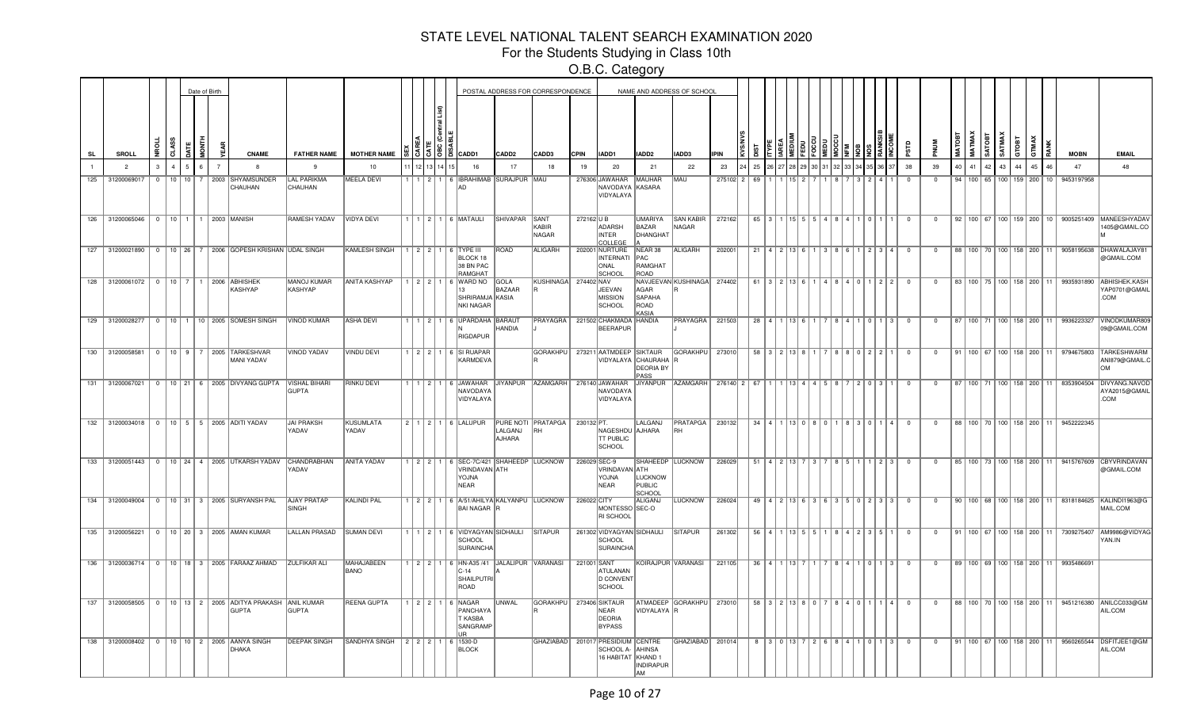# STATE LEVEL NATIONAL TALENT SEARCH EXAMINATION 2020

## For the Students Studying in Class 10th

### O.B.C. Category

| SL | SROLL | NROLL | CLASS | DATE | MONTH | YEAR | CNAME | FATHER NAME | MOTHER NAME | SEX | CAREA | CATE | OBC (Central List) | DSABLE | CADD1 | CADD2 | CADD3 | CPIN | IADD1 | IADD2 | IADD3 | IPIN | KVS/NVS | DIST | ITYPE | IAREA | MEDIUM | FEDU | FOCCU | MEDU | MOCCU | NFM | NOB | NOS | RANKSIB | INCOME | PSTD | PNUM | MATOBT | MATMAX | SATOBT | SATMAX | GTOBT | GTMAX | RANK | MOBN | EMAIL |
|---|---|---|---|---|---|---|---|---|---|---|---|---|---|---|---|---|---|---|---|---|---|---|---|---|---|---|---|---|---|---|---|---|---|---|---|---|---|---|---|---|---|---|---|---|---|---|---|
| 1 | 2 | 3 | 4 | 5 | 6 | 7 | 8 | 9 | 10 | 11 | 12 | 13 | 14 | 15 | 16 | 17 | 18 | 19 | 20 | 21 | 22 | 23 | 24 | 25 | 26 | 27 | 28 | 29 | 30 | 31 | 32 | 33 | 34 | 35 | 36 | 37 | 38 | 39 | 40 | 41 | 42 | 43 | 44 | 45 | 46 | 47 | 48 |
| 125 | 31200069017 | 0 | 10 | 10 | 7 | 2003 | SHYAMSUNDER CHAUHAN | LAL PARIKMA CHAUHAN | MEELA DEVI | 1 | 1 | 2 | 1 | 6 | IBRAHIMAB AD | SURAJPUR | MAU | 276306 | JAWAHAR NAVODAYA VIDYALAYA | MAUHAR KASARA | MAU | 275102 | 2 | 69 | 1 | 1 | 15 | 2 | 7 | 1 | 8 | 7 | 3 | 2 | 4 | 1 | 0 | 0 | 94 | 100 | 65 | 100 | 159 | 200 | 10 | 9453197958 | |
| 126 | 31200065046 | 0 | 10 | 1 | 1 | 2003 | MANISH | RAMESH YADAV | VIDYA DEVI | 1 | 1 | 2 | 1 | 6 | MATAULI | SHIVAPAR | SANT KABIR NAGAR | 272162 | U B ADARSH INTER COLLEGE | UMARIYA BAZAR DHANGHAT A | SAN KABIR NAGAR | 272162 | | 65 | 3 | 1 | 15 | 5 | 5 | 4 | 8 | 4 | 1 | 0 | 1 | 1 | 0 | 0 | 92 | 100 | 67 | 100 | 159 | 200 | 10 | 9005251409 | MANEESHYADAV1405@GMAIL.COM |
| 127 | 31200021890 | 0 | 10 | 26 | 7 | 2006 | GOPESH KRISHAN | UDAL SINGH | KAMLESH SINGH | 1 | 2 | 2 | 1 | 6 | TYPE III BLOCK 18 38 BN PAC RAMGHAT | ROAD | ALIGARH | 202001 | NURTURE INTERNATI ONAL SCHOOL | NEAR 38 PAC RAMGHAT ROAD | ALIGARH | 202001 | | 21 | 4 | 2 | 13 | 6 | 1 | 3 | 8 | 6 | 1 | 2 | 3 | 4 | 0 | 0 | 88 | 100 | 70 | 100 | 158 | 200 | 11 | 9058195638 | DHAWALAJAY81@GMAIL.COM |
| 128 | 31200061072 | 0 | 10 | 7 | 1 | 2006 | ABHISHEK KASHYAP | MANOJ KUMAR KASHYAP | ANITA KASHYAP | 1 | 2 | 2 | 1 | 6 | WARD NO 13 SHRIRAMJA NKI NAGAR | GOLA BAZAAR KASIA | KUSHINAGAR | 274402 | NAV JEEVAN MISSION SCHOOL | NAVJEEVAN NAGAR SAPAHA ROAD KASIA | KUSHINAGAR | 274402 | | 61 | 3 | 2 | 13 | 6 | 1 | 4 | 8 | 4 | 0 | 1 | 2 | 2 | 0 | 0 | 83 | 100 | 75 | 100 | 158 | 200 | 11 | 9935931890 | ABHISHEK.KASHYAP0701@GMAIL.COM |
| 129 | 31200028277 | 0 | 10 | 1 | 10 | 2005 | SOMESH SINGH | VINOD KUMAR | ASHA DEVI | 1 | 1 | 2 | 1 | 6 | UPARDAHAN RIGDAPUR | BARAUT HANDIA | PRAYAGRAJ | 221502 | CHAKMADA BEERAPUR | HANDIA | PRAYAGRAJ | 221503 | | 28 | 4 | 1 | 13 | 6 | 1 | 7 | 8 | 4 | 1 | 0 | 1 | 3 | 0 | 0 | 87 | 100 | 71 | 100 | 158 | 200 | 11 | 9936223327 | VINODKUMAR80909@GMAIL.COM |
| 130 | 31200058581 | 0 | 10 | 9 | 7 | 2005 | TARKESHVAR MANI YADAV | VINOD YADAV | VINDU DEVI | 1 | 2 | 2 | 1 | 6 | SI RUAPAR KARMDEVA | | GORAKHPUR | 273211 | AATMDEEP VIDYALAYA | SIKTAUR CHAURAHA DEORIA BY PASS | GORAKHPUR | 273010 | | 58 | 3 | 2 | 13 | 8 | 1 | 7 | 8 | 8 | 0 | 2 | 2 | 1 | 0 | 0 | 91 | 100 | 67 | 100 | 158 | 200 | 11 | 9794675803 | TARKESHWARMANI879@GMAIL.COM |
| 131 | 31200067021 | 0 | 10 | 21 | 6 | 2005 | DIVYANG GUPTA | VISHAL BIHARI GUPTA | RINKU DEVI | 1 | 1 | 2 | 1 | 6 | JAWAHAR NAVODAYA VIDYALAYA | JIYANPUR | AZAMGARH | 276140 | JAWAHAR NAVODAYA VIDYALAYA | JIYANPUR | AZAMGARH | 276140 | 2 | 67 | 1 | 1 | 13 | 4 | 4 | 5 | 8 | 7 | 2 | 0 | 3 | 1 | 0 | 0 | 87 | 100 | 71 | 100 | 158 | 200 | 11 | 8353904504 | DIVYANG.NAVODAYA2015@GMAIL.COM |
| 132 | 31200034018 | 0 | 10 | 5 | 5 | 2005 | ADITI YADAV | JAI PRAKSH YADAV | KUSUMLATA YADAV | 2 | 1 | 2 | 1 | 6 | LALUPUR | PURE NOTI LALGANJ AJHARA | PRATAPGARH | 230132 | PT. NAGESHDU TT PUBLIC SCHOOL | LALGANJ AJHARA | PRATAPGARH | 230132 | | 34 | 4 | 1 | 13 | 0 | 8 | 0 | 1 | 8 | 3 | 0 | 1 | 4 | 0 | 0 | 88 | 100 | 70 | 100 | 158 | 200 | 11 | 9452222345 | |
| 133 | 31200051443 | 0 | 10 | 24 | 4 | 2005 | UTKARSH YADAV | CHANDRABHAN YADAV | ANITA YADAV | 1 | 2 | 2 | 1 | 6 | SEC-7C/421 VRINDAVAN YOJNA NEAR | SHAHEEDPATH | LUCKNOW | 226029 | SEC-9 VRINDAVAN YOJNA NEAR | SHAHEEDPATH LUCKNOW PUBLIC SCHOOL | LUCKNOW | 226029 | | 51 | 4 | 2 | 13 | 7 | 3 | 7 | 8 | 5 | 1 | 1 | 2 | 3 | 0 | 0 | 85 | 100 | 73 | 100 | 158 | 200 | 11 | 9415767609 | CBYVRINDAVAN@GMAIL.COM |
| 134 | 31200049004 | 0 | 10 | 31 | 3 | 2005 | SURYANSH PAL | AJAY PRATAP SINGH | KALINDI PAL | 1 | 2 | 2 | 1 | 6 | A/51/AHILYA BAI NAGAR | KALYANPUR | LUCKNOW | 226022 | CITY MONTESSORI SCHOOL | ALIGANJ SEC-O | LUCKNOW | 226024 | | 49 | 4 | 2 | 13 | 6 | 3 | 6 | 3 | 5 | 0 | 2 | 3 | 3 | 0 | 0 | 90 | 100 | 68 | 100 | 158 | 200 | 11 | 8318184625 | KALINDI1963@GMAIL.COM |
| 135 | 31200056221 | 0 | 10 | 20 | 3 | 2005 | AMAN KUMAR | LALLAN PRASAD | SUMAN DEVI | 1 | 1 | 2 | 1 | 6 | VIDYAGYAN SCHOOL SURAINCHA | SIDHAULI | SITAPUR | 261302 | VIDYAGYAN SCHOOL SURAINCHA | SIDHAULI | SITAPUR | 261302 | | 56 | 4 | 1 | 13 | 5 | 5 | 1 | 8 | 4 | 2 | 3 | 5 | 1 | 0 | 0 | 91 | 100 | 67 | 100 | 158 | 200 | 11 | 7309275407 | AM9986@VIDYAGYAN.IN |
| 136 | 31200036714 | 0 | 10 | 18 | 3 | 2005 | FARAAZ AHMAD | ZULFIKAR ALI | MAHAJABEEN BANO | 1 | 2 | 2 | 1 | 6 | HN-A35/41 C-14 SHAILPUTRI ROAD | JALALIPUR A | VARANASI | 221001 | SANT ATULANAND CONVENT SCHOOL | KOIRAJPUR | VARANASI | 221105 | | 36 | 4 | 1 | 13 | 7 | 1 | 7 | 8 | 4 | 1 | 0 | 1 | 3 | 0 | 0 | 89 | 100 | 69 | 100 | 158 | 200 | 11 | 9935486691 | |
| 137 | 31200058505 | 0 | 10 | 13 | 2 | 2005 | ADITYA PRAKASH GUPTA | ANIL KUMAR GUPTA | REENA GUPTA | 1 | 2 | 2 | 1 | 6 | NAGAR PANCHAYAT KASBA SANGRAMPUR | UNWAL | GORAKHPUR | 273406 | SIKTAUR NEAR DEORIA BYPASS | ATMADEEP VIDYALAYA | GORAKHPUR | 273010 | | 58 | 3 | 2 | 13 | 8 | 0 | 7 | 8 | 4 | 0 | 1 | 1 | 4 | 0 | 0 | 88 | 100 | 70 | 100 | 158 | 200 | 11 | 9451216380 | ANILCC033@GMAIL.COM |
| 138 | 31200008402 | 0 | 10 | 10 | 2 | 2005 | AANYA SINGH DHAKA | DEEPAK SINGH | SANDHYA SINGH | 2 | 2 | 2 | 1 | 6 | 1530-D BLOCK | | GHAZIABAD | 201017 | PRESIDIUM SCHOOL A-16 HABITAT | CENTRE AHINSA KHAND 1 INDIRAPURAM | GHAZIABAD | 201014 | | 8 | 3 | 0 | 13 | 7 | 2 | 6 | 8 | 4 | 1 | 0 | 1 | 3 | 0 | 0 | 91 | 100 | 67 | 100 | 158 | 200 | 11 | 9560265544 | DSFITJEE1@GMAIL.COM |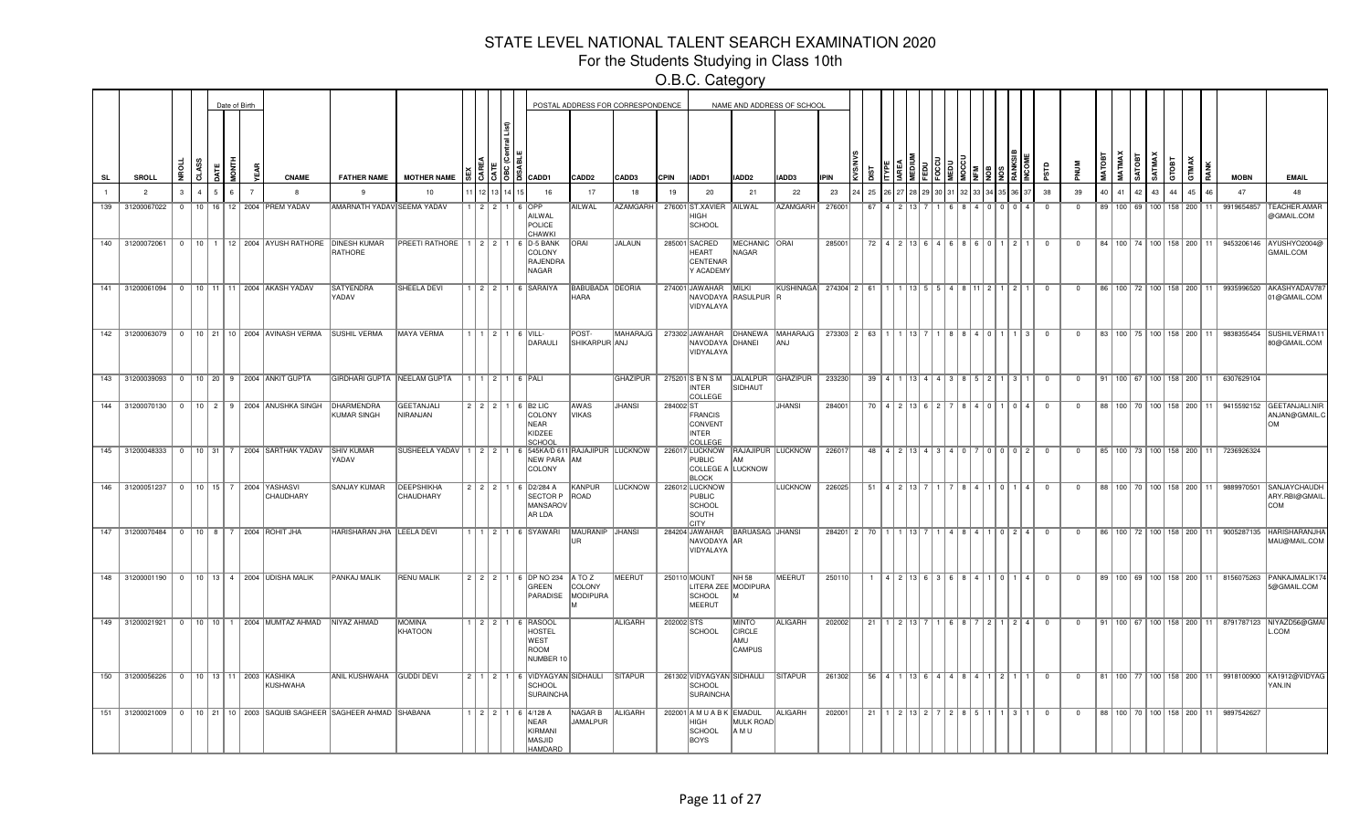# STATE LEVEL NATIONAL TALENT SEARCH EXAMINATION 2020

For the Students Studying in Class 10th

O.B.C. Category

| SL | SROLL | NROLL | CLASS | DATE | MONTH | YEAR | CNAME | FATHER NAME | MOTHER NAME | SEX | CAREA | CATE | OBC (Central List) | DISABLE | CADD1 | CADD2 | CADD3 | CPIN | IADD1 | IADD2 | IADD3 | IPIN | KVS/NVS | DIST | ITYPE | IAREA | MEDIUM | FEDU | FOCCU | MEDU | MOCCU | NFM | NOB | NOS | RANKSIB | INCOME | PSTD | PNUM | MATOBT | MATMAX | SATOBT | SATMAX | GTOBT | GTMAX | RANK | MOBN | EMAIL |
|---|---|---|---|---|---|---|---|---|---|---|---|---|---|---|---|---|---|---|---|---|---|---|---|---|---|---|---|---|---|---|---|---|---|---|---|---|---|---|---|---|---|---|---|---|---|---|---|
| 1 | 2 | 3 | 4 | 5 | 6 | 7 | 8 | 9 | 10 | 11 | 12 | 13 | 14 | 15 | 16 | 17 | 18 | 19 | 20 | 21 | 22 | 23 | 24 | 25 | 26 | 27 | 28 | 29 | 30 | 31 | 32 | 33 | 34 | 35 | 36 | 37 | 38 | 39 | 40 | 41 | 42 | 43 | 44 | 45 | 46 | 47 | 48 |
| 139 | 31200067022 | 0 | 10 | 16 | 12 | 2004 | PREM YADAV | AMARNATH YADAV | SEEMA YADAV | 1 | 2 | 2 | 1 | 6 | OPP AILWAL POLICE CHAWKI | AILWAL | AZAMGARH | 276001 | ST.XAVIER HIGH SCHOOL | AILWAL | AZAMGARH | 276001 | | 67 | 4 | 2 | 13 | 7 | 1 | 6 | 8 | 4 | 0 | 0 | 0 | 4 | 0 | 0 | 89 | 100 | 69 | 100 | 158 | 200 | 11 | 9919654857 | TEACHER.AMAR @GMAIL.COM |
| 140 | 31200072061 | 0 | 10 | 1 | 12 | 2004 | AYUSH RATHORE | DINESH KUMAR RATHORE | PREETI RATHORE | 1 | 2 | 2 | 1 | 6 | D-5 BANK COLONY RAJENDRA NAGAR | ORAI | JALAUN | 285001 | SACRED HEART CENTENARY ACADEMY | MECHANIC NAGAR | ORAI | 285001 | | 72 | 4 | 2 | 13 | 6 | 4 | 6 | 8 | 6 | 0 | 1 | 2 | 1 | 0 | 0 | 84 | 100 | 74 | 100 | 158 | 200 | 11 | 9453206146 | AYUSHYO2004@ GMAIL.COM |
| 141 | 31200061094 | 0 | 10 | 11 | 11 | 2004 | AKASH YADAV | SATYENDRA YADAV | SHEELA DEVI | 1 | 2 | 2 | 1 | 6 | SARAIYA | BABUBADA HARA | DEORIA | 274001 | JAWAHAR NAVODAYA VIDYALAYA | MILKI RASULPUR | KUSHINAGAR | 274304 | 2 | 61 | 1 | 1 | 13 | 5 | 5 | 4 | 8 | 11 | 2 | 1 | 2 | 1 | 0 | 0 | 86 | 100 | 72 | 100 | 158 | 200 | 11 | 9935996520 | AKASHYADAV787 01@GMAIL.COM |
| 142 | 31200063079 | 0 | 10 | 21 | 10 | 2004 | AVINASH VERMA | SUSHIL VERMA | MAYA VERMA | 1 | 1 | 2 | 1 | 6 | VILL-DARAULI | POST-SHIKARPUR | MAHARAJGANJ | 273302 | JAWAHAR NAVODAYA VIDYALAYA | DHANEWA DHANEI | MAHARAJGANJ | 273303 | 2 | 63 | 1 | 1 | 13 | 7 | 1 | 8 | 8 | 4 | 0 | 1 | 1 | 3 | 0 | 0 | 83 | 100 | 75 | 100 | 158 | 200 | 11 | 9838355454 | SUSHILVERMA11 80@GMAIL.COM |
| 143 | 31200039093 | 0 | 10 | 20 | 9 | 2004 | ANKIT GUPTA | GIRDHARI GUPTA | NEELAM GUPTA | 1 | 1 | 2 | 1 | 6 | PALI | | GHAZIPUR | 275201 | S B N S M INTER COLLEGE | JALALPUR SIDHAUT | GHAZIPUR | 233230 | | 39 | 4 | 1 | 13 | 4 | 4 | 3 | 8 | 5 | 2 | 1 | 3 | 1 | 0 | 0 | 91 | 100 | 67 | 100 | 158 | 200 | 11 | 6307629104 | |
| 144 | 31200070130 | 0 | 10 | 2 | 9 | 2004 | ANUSHKA SINGH | DHARMENDRA KUMAR SINGH | GEETANJALI NIRANJAN | 2 | 2 | 2 | 1 | 6 | B2 LIC COLONY NEAR KIDZEE SCHOOL | AWAS VIKAS | JHANSI | 284002 | ST FRANCIS CONVENT INTER COLLEGE | | JHANSI | 284001 | | 70 | 4 | 2 | 13 | 6 | 2 | 7 | 8 | 4 | 0 | 1 | 0 | 4 | 0 | 0 | 88 | 100 | 70 | 100 | 158 | 200 | 11 | 9415592152 | GEETANJALI.NIR ANJAN@GMAIL.C OM |
| 145 | 31200048333 | 0 | 10 | 31 | 7 | 2004 | SARTHAK YADAV | SHIV KUMAR YADAV | SUSHEELA YADAV | 1 | 2 | 2 | 1 | 6 | 545KA/D 611 NEW PARA COLONY | RAJAJIPUR AM | LUCKNOW | 226017 | LUCKNOW PUBLIC COLLEGE A BLOCK | RAJAJIPUR AM LUCKNOW | LUCKNOW | 226017 | | 48 | 4 | 2 | 13 | 4 | 3 | 4 | 0 | 7 | 0 | 0 | 0 | 2 | 0 | 0 | 85 | 100 | 73 | 100 | 158 | 200 | 11 | 7236926324 | |
| 146 | 31200051237 | 0 | 10 | 15 | 7 | 2004 | YASHASVI CHAUDHARY | SANJAY KUMAR | DEEPSHIKHA CHAUDHARY | 2 | 2 | 2 | 1 | 6 | D2/284 A SECTOR P MANSAROVAR LDA | KANPUR ROAD | LUCKNOW | 226012 | LUCKNOW PUBLIC SCHOOL SOUTH CITY | | LUCKNOW | 226025 | | 51 | 4 | 2 | 13 | 7 | 1 | 7 | 8 | 4 | 1 | 0 | 1 | 4 | 0 | 0 | 88 | 100 | 70 | 100 | 158 | 200 | 11 | 9889970501 | SANJAYCHAUDH ARY.RBI@GMAIL. COM |
| 147 | 31200070484 | 0 | 10 | 8 | 7 | 2004 | ROHIT JHA | HARISHARAN JHA | LEELA DEVI | 1 | 1 | 2 | 1 | 6 | SYAWARI | MAURANIPUR | JHANSI | 284204 | JAWAHAR NAVODAYA VIDYALAYA | BARUASAGAR | JHANSI | 284201 | 2 | 70 | 1 | 1 | 13 | 7 | 1 | 4 | 8 | 4 | 1 | 0 | 2 | 4 | 0 | 0 | 86 | 100 | 72 | 100 | 158 | 200 | 11 | 9005287135 | HARISHARANJHA MAU@MAIL.COM |
| 148 | 31200001190 | 0 | 10 | 13 | 4 | 2004 | UDISHA MALIK | PANKAJ MALIK | RENU MALIK | 2 | 2 | 2 | 1 | 6 | DP NO 234 GREEN PARADISE | A TO Z COLONY MODIPURAM | MEERUT | 250110 | MOUNT LITERA ZEE SCHOOL MEERUT | NH 58 MODIPURAM | MEERUT | 250110 | | 1 | 4 | 2 | 13 | 6 | 3 | 6 | 8 | 4 | 1 | 0 | 1 | 4 | 0 | 0 | 89 | 100 | 69 | 100 | 158 | 200 | 11 | 8156075263 | PANKAJMALIK174 5@GMAIL.COM |
| 149 | 31200021921 | 0 | 10 | 10 | 1 | 2004 | MUMTAZ AHMAD | NIYAZ AHMAD | MOMINA KHATOON | 1 | 2 | 2 | 1 | 6 | RASOOL HOSTEL WEST ROOM NUMBER 10 | | ALIGARH | 202002 | STS SCHOOL | MINTO CIRCLE AMU CAMPUS | ALIGARH | 202002 | | 21 | 1 | 2 | 13 | 7 | 1 | 6 | 8 | 7 | 2 | 1 | 2 | 4 | 0 | 0 | 91 | 100 | 67 | 100 | 158 | 200 | 11 | 8791787123 | NIYAZD56@GMAI L.COM |
| 150 | 31200056226 | 0 | 10 | 13 | 11 | 2003 | KASHIKA KUSHWAHA | ANIL KUSHWAHA | GUDDI DEVI | 2 | 1 | 2 | 1 | 6 | VIDYAGYAN SCHOOL SURAINCHA | SIDHAULI | SITAPUR | 261302 | VIDYAGYAN SCHOOL SURAINCHA | SIDHAULI | SITAPUR | 261302 | | 56 | 4 | 1 | 13 | 6 | 4 | 4 | 8 | 4 | 1 | 2 | 1 | 1 | 0 | 0 | 81 | 100 | 77 | 100 | 158 | 200 | 11 | 9918100900 | KA1912@VIDYAG YAN.IN |
| 151 | 31200021009 | 0 | 10 | 21 | 10 | 2003 | SAQUIB SAGHEER | SAGHEER AHMAD | SHABANA | 1 | 2 | 2 | 1 | 6 | 4/128 A NEAR KIRMANI MASJID HAMDARD | NAGAR B JAMALPUR | ALIGARH | 202001 | A M U A B K HIGH SCHOOL BOYS | EMADUL MULK ROAD A M U | ALIGARH | 202001 | | 21 | 1 | 2 | 13 | 2 | 7 | 2 | 8 | 5 | 1 | 1 | 3 | 1 | 0 | 0 | 88 | 100 | 70 | 100 | 158 | 200 | 11 | 9897542627 | |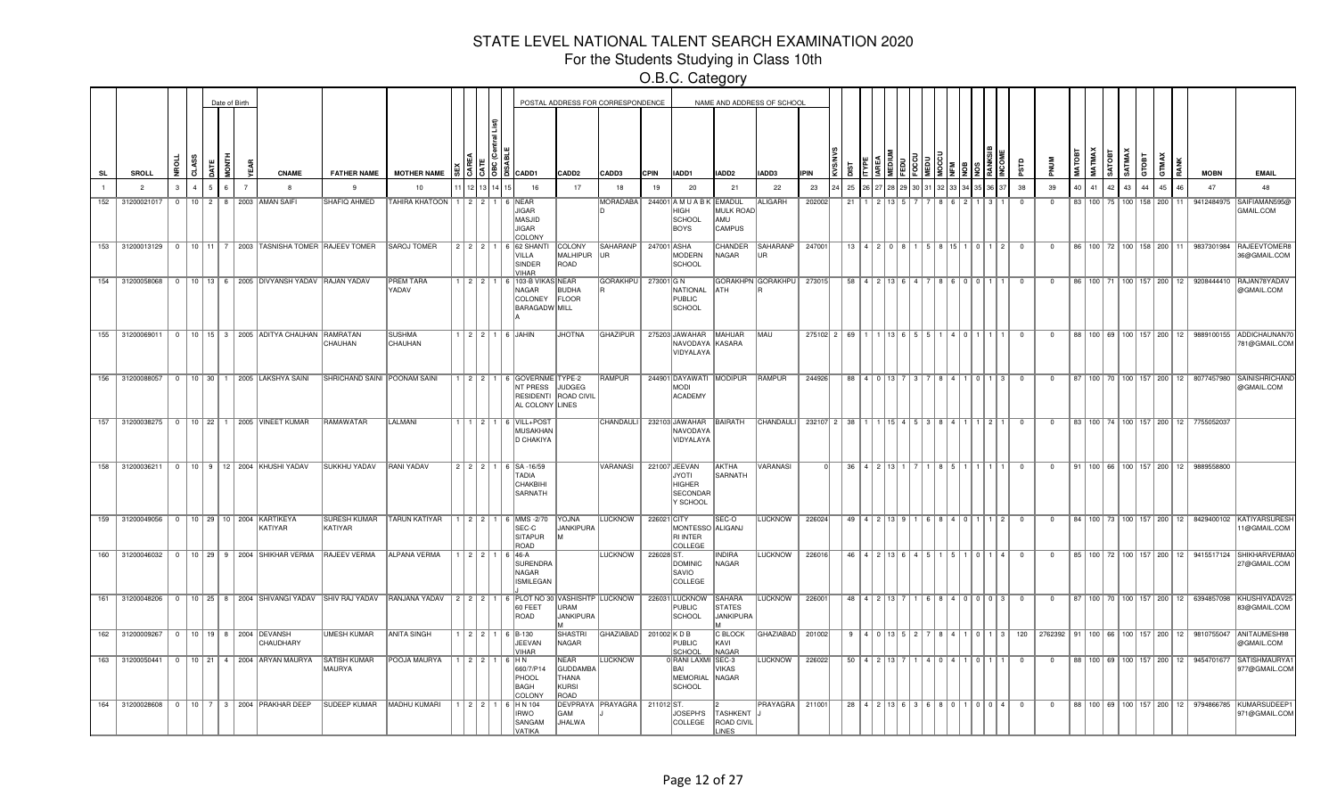# STATE LEVEL NATIONAL TALENT SEARCH EXAMINATION 2020

For the Students Studying in Class 10th

O.B.C. Category

| SL | SROLL | NROLL | CLASS | DATE | MONTH | YEAR | CNAME | FATHER NAME | MOTHER NAME | SEX | CAREA | CATE | OBC (Central List) | DISABLE | CADD1 | CADD2 | CADD3 | CPIN | IADD1 | IADD2 | IADD3 | IPIN | KVS/NVS | DIST | ITYPE | IAREA | MEDIUM | FEDU | FOCCU | MEDU | MOCCU | NFM | NOB | NOS | RANKSIB | INCOME | PSTD | PNUM | MATOBT | MATMAX | SATOBT | SATMAX | GTOBT | GTMAX | RANK | MOBN | EMAIL |
|---|---|---|---|---|---|---|---|---|---|---|---|---|---|---|---|---|---|---|---|---|---|---|---|---|---|---|---|---|---|---|---|---|---|---|---|---|---|---|---|---|---|---|---|---|---|---|---|
| 1 | 2 | 3 | 4 | 5 | 6 | 7 | 8 | 9 | 10 | 11 | 12 | 13 | 14 | 15 | 16 | 17 | 18 | 19 | 20 | 21 | 22 | 23 | 24 | 25 | 26 | 27 | 28 | 29 | 30 | 31 | 32 | 33 | 34 | 35 | 36 | 37 | 38 | 39 | 40 | 41 | 42 | 43 | 44 | 45 | 46 | 47 | 48 |
| 152 | 31200021017 | 0 | 10 | 2 | 8 | 2003 | AMAN SAIFI | SHAFIQ AHMED | TAHIRA KHATOON | 1 | 2 | 2 | 1 | 6 | NEAR JIGAR MASJID JIGAR COLONY | | MORADABAD | 244001 | A M U A B K HIGH SCHOOL BOYS | EMADUL MULK ROAD AMU CAMPUS | ALIGARH | 202002 | | 21 | 1 | 2 | 13 | 5 | 7 | 7 | 8 | 6 | 2 | 1 | 3 | 1 | 0 | 0 | 83 | 100 | 75 | 100 | 158 | 200 | 11 | 9412484975 | SAIFIAMAN595@GMAIL.COM |
| 153 | 31200013129 | 0 | 10 | 11 | 7 | 2003 | TASNISHA TOMER | RAJEEV TOMER | SAROJ TOMER | 2 | 2 | 2 | 1 | 6 | 62 SHANTI VILLA SINDER VIHAR | COLONY MALHIPUR ROAD | SAHARANPUR | 247001 | ASHA MODERN SCHOOL | CHANDER NAGAR | SAHARANPUR | 247001 | | 13 | 4 | 2 | 0 | 8 | 1 | 5 | 8 | 15 | 1 | 0 | 1 | 2 | 0 | 0 | 86 | 100 | 72 | 100 | 158 | 200 | 11 | 9837301984 | RAJEEVTOMER836@GMAIL.COM |
| 154 | 31200058068 | 0 | 10 | 13 | 6 | 2005 | DIVYANSH YADAV | RAJAN YADAV | PREM TARA YADAV | 1 | 2 | 2 | 1 | 6 | 103-B VIKAS NAGAR COLONEY BARAGADWA | NEAR BUDHA FLOOR MILL | GORAKHPUR | 273001 | G N NATIONAL PUBLIC SCHOOL | GORAKHPNATH | GORAKHPUR | 273015 | | 58 | 4 | 2 | 13 | 6 | 4 | 7 | 8 | 6 | 0 | 0 | 1 | 1 | 0 | 0 | 86 | 100 | 71 | 100 | 157 | 200 | 12 | 9208444410 | RAJAN78YADAV@GMAIL.COM |
| 155 | 31200069011 | 0 | 10 | 15 | 3 | 2005 | ADITYA CHAUHAN | RAMRATAN CHAUHAN | SUSHMA CHAUHAN | 1 | 2 | 2 | 1 | 6 | JAHIN | JHOTNA | GHAZIPUR | 275203 | JAWAHAR NAVODAYA VIDYALAYA | MAHUAR KASARA | MAU | 275102 | 2 | 69 | 1 | 1 | 13 | 6 | 5 | 5 | 1 | 4 | 0 | 1 | 1 | 1 | 0 | 0 | 88 | 100 | 69 | 100 | 157 | 200 | 12 | 9889100155 | ADDICHAUHAN70781@GMAIL.COM |
| 156 | 31200088057 | 0 | 10 | 30 | 1 | 2005 | LAKSHYA SAINI | SHRICHAND SAINI | POONAM SAINI | 1 | 2 | 2 | 1 | 6 | GOVERNMENT PRESS RESIDENTIAL COLONY | TYPE-2 JUDGEG ROAD CIVIL LINES | RAMPUR | 244901 | DAYAWATI MODI ACADEMY | MODIPUR | RAMPUR | 244926 | | 88 | 4 | 0 | 13 | 7 | 3 | 7 | 8 | 4 | 1 | 0 | 1 | 3 | 0 | 0 | 87 | 100 | 70 | 100 | 157 | 200 | 12 | 8077457980 | SAINISHRICHAND@GMAIL.COM |
| 157 | 31200038275 | 0 | 10 | 22 | 1 | 2005 | VINEET KUMAR | RAMAWATAR | LALMANI | 1 | 1 | 2 | 1 | 6 | VILL+POST MUSAKHAN D CHAKIYA | | CHANDAULI | 232103 | JAWAHAR NAVODAYA VIDYALAYA | BAIRATH | CHANDAULI | 232107 | 2 | 38 | 1 | 1 | 15 | 4 | 5 | 3 | 8 | 4 | 1 | 1 | 2 | 1 | 0 | 0 | 83 | 100 | 74 | 100 | 157 | 200 | 12 | 7755052037 | |
| 158 | 31200036211 | 0 | 10 | 9 | 12 | 2004 | KHUSHI YADAV | SUKKHU YADAV | RANI YADAV | 2 | 2 | 2 | 1 | 6 | SA -16/59 TADIA CHAKBIHI SARNATH | | VARANASI | 221007 | JEEVAN JYOTI HIGHER SECONDARY SCHOOL | AKTHA SARNATH | VARANASI | 0 | | 36 | 4 | 2 | 13 | 1 | 7 | 1 | 8 | 5 | 1 | 1 | 1 | 1 | 0 | 0 | 91 | 100 | 66 | 100 | 157 | 200 | 12 | 9889558800 | |
| 159 | 31200049056 | 0 | 10 | 29 | 10 | 2004 | KARTIKEYA KATIYAR | SURESH KUMAR KATIYAR | TARUN KATIYAR | 1 | 2 | 2 | 1 | 6 | MMS -2/70 SEC-C SITAPUR ROAD | YOJNA JANKIPURAM | LUCKNOW | 226021 | CITY MONTESSORI INTER COLLEGE | SEC-O ALIGANJ | LUCKNOW | 226024 | | 49 | 4 | 2 | 13 | 9 | 1 | 6 | 8 | 4 | 0 | 1 | 1 | 2 | 0 | 0 | 84 | 100 | 73 | 100 | 157 | 200 | 12 | 8429400102 | KATIYARSURESH11@GMAIL.COM |
| 160 | 31200046032 | 0 | 10 | 29 | 9 | 2004 | SHIKHAR VERMA | RAJEEV VERMA | ALPANA VERMA | 1 | 2 | 2 | 1 | 6 | 46-A SURENDRA NAGAR ISMILEGAN | | LUCKNOW | 226028 | ST. DOMINIC SAVIO COLLEGE | INDIRA NAGAR | LUCKNOW | 226016 | | 46 | 4 | 2 | 13 | 6 | 4 | 5 | 1 | 5 | 1 | 0 | 1 | 4 | 0 | 0 | 85 | 100 | 72 | 100 | 157 | 200 | 12 | 9415517124 | SHIKHARVERMA027@GMAIL.COM |
| 161 | 31200048206 | 0 | 10 | 25 | 8 | 2004 | SHIVANGI YADAV | SHIV RAJ YADAV | RANJANA YADAV | 2 | 2 | 2 | 1 | 6 | PLOT NO 30 60 FEET ROAD | VASHISHTPURAM JANKIPURAM | LUCKNOW | 226031 | LUCKNOW PUBLIC SCHOOL | SAHARA STATES JANKIPURAM | LUCKNOW | 226001 | | 48 | 4 | 2 | 13 | 7 | 1 | 6 | 8 | 4 | 0 | 0 | 0 | 3 | 0 | 0 | 87 | 100 | 70 | 100 | 157 | 200 | 12 | 6394857098 | KHUSHIYADAV2583@GMAIL.COM |
| 162 | 31200009267 | 0 | 10 | 19 | 8 | 2004 | DEVANSH CHAUDHARY | UMESH KUMAR | ANITA SINGH | 1 | 2 | 2 | 1 | 6 | B-130 JEEVAN VIHAR | SHASTRI NAGAR | GHAZIABAD | 201002 | K D B PUBLIC SCHOOL | C BLOCK KAVI NAGAR | GHAZIABAD | 201002 | | 9 | 4 | 0 | 13 | 5 | 2 | 7 | 8 | 4 | 1 | 0 | 1 | 3 | 120 | 2762392 | 91 | 100 | 66 | 100 | 157 | 200 | 12 | 9810755047 | ANITAUMESH98@GMAIL.COM |
| 163 | 31200050441 | 0 | 10 | 21 | 4 | 2004 | ARYAN MAURYA | SATISH KUMAR MAURYA | POOJA MAURYA | 1 | 2 | 2 | 1 | 6 | H N 660/7/P14 PHOOL BAGH COLONY | NEAR GUDDAMBA THANA KURSI ROAD | LUCKNOW | 0 | RANI LAXMI BAI MEMORIAL SCHOOL | SEC-3 VIKAS NAGAR | LUCKNOW | 226022 | | 50 | 4 | 2 | 13 | 7 | 1 | 4 | 0 | 4 | 1 | 0 | 1 | 1 | 0 | 0 | 88 | 100 | 69 | 100 | 157 | 200 | 12 | 9454701677 | SATISHMAURYA1977@GMAIL.COM |
| 164 | 31200028608 | 0 | 10 | 7 | 3 | 2004 | PRAKHAR DEEP | SUDEEP KUMAR | MADHU KUMARI | 1 | 2 | 2 | 1 | 6 | H N 104 IRWO SANGAM VATIKA | DEVPRAYAGAM JHALWA | PRAYAGRAJ | 211012 | ST. JOSEPH'S COLLEGE | 2 TASHKENT ROAD CIVIL LINES | PRAYAGRAJ | 211001 | | 28 | 4 | 2 | 13 | 6 | 3 | 6 | 8 | 0 | 1 | 0 | 0 | 4 | 0 | 0 | 88 | 100 | 69 | 100 | 157 | 200 | 12 | 9794866785 | KUMARSUDEEP1971@GMAIL.COM |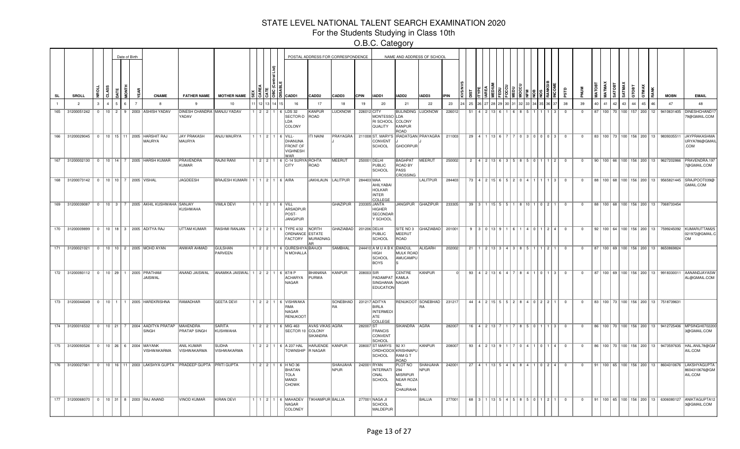# STATE LEVEL NATIONAL TALENT SEARCH EXAMINATION 2020

## For the Students Studying in Class 10th

### O.B.C. Category

| SL | SROLL | NROLL | CLASS | DATE | MONTH | YEAR | CNAME | FATHER NAME | MOTHER NAME | SEX | CAREA | CATE | OBC (Central List) | DISABLE | CADD1 | CADD2 | CADD3 | CPIN | IADD1 | IADD2 | IADD3 | IPIN | KVS/NVS | DIST | ITYPE | IAREA | MEDIUM | FEDU | FOCCU | MEDU | MOCCU | NFM | NOB | NOS | RANKSIB | INCOME | PSTD | PNUM | MATOBT | MATMAX | SATOBT | SATMAX | GTOBT | GTMAX | RANK | MOBN | EMAIL |
|---|---|---|---|---|---|---|---|---|---|---|---|---|---|---|---|---|---|---|---|---|---|---|---|---|---|---|---|---|---|---|---|---|---|---|---|---|---|---|---|---|---|---|---|---|---|---|---|
| 1 | 2 | 3 | 4 | 5 | 6 | 7 | 8 | 9 | 10 | 11 | 12 | 13 | 14 | 15 | 16 | 17 | 18 | 19 | 20 | 21 | 22 | 23 | 24 | 25 | 26 | 27 | 28 | 29 | 30 | 31 | 32 | 33 | 34 | 35 | 36 | 37 | 38 | 39 | 40 | 41 | 42 | 43 | 44 | 45 | 46 | 47 | 48 |
| 165 | 31200051242 | 0 | 10 | 2 | 9 | 2003 | ASHISH YADAV | DINESH CHANDRA YADAV | MANJU YADAV | 1 | 2 | 2 | 1 | 6 | LDS 32 SECTOR-D LDA COLONY | KANPUR ROAD | LUCKNOW | 226012 | CITY MONTESSORI SCHOOL QUALITY | BULINDING LDA COLONY KANPUR ROAD | LUCKNOW | 226012 | | 51 | 4 | 2 | 13 | 6 | 1 | 6 | 8 | 5 | 1 | 1 | 1 | 3 | 0 | 0 | 87 | 100 | 70 | 100 | 157 | 200 | 12 | 9410631405 | DINESHCHAND179@GMAIL.COM |
| 166 | 31200029045 | 0 | 10 | 15 | 11 | 2005 | HARSHIT RAJ MAURYA | JAY PRAKASH MAURYA | ANJU MAURYA | 1 | 1 | 2 | 1 | 6 | VILL-DHANUNA FRONT OF VIGHNESHWAR | ITI NAINI | PRAYAGRAJ | 211008 | ST. MARY'S CONVENT SCHOOL | IRADATGANJ GHOORPUR | PRAYAGRAJ | 211003 | | 29 | 4 | 1 | 13 | 6 | 7 | 7 | 0 | 3 | 0 | 0 | 0 | 3 | 0 | 0 | 83 | 100 | 73 | 100 | 156 | 200 | 13 | 9839335511 | JAYPRAKASHMAURYA786@GMAIL.COM |
| 167 | 31200002130 | 0 | 10 | 14 | 7 | 2005 | HARSH KUMAR | PRAVENDRA KUMAR | RAJNI RANI | 1 | 2 | 2 | 1 | 6 | C-14 SURYA CITY | ROHTA ROAD | MEERUT | 250001 | DELHI PUBLIC SCHOOL | BAGHPAT ROAD BY PASS CROSSING | MEERUT | 250002 | | 2 | 4 | 2 | 13 | 6 | 3 | 5 | 8 | 5 | 0 | 1 | 1 | 2 | 0 | 0 | 90 | 100 | 66 | 100 | 156 | 200 | 13 | 9627202866 | PRAVENDRA.1977@GMAIL.COM |
| 168 | 31200073142 | 0 | 10 | 10 | 7 | 2005 | VISHAL | JAGDEESH | BRAJESH KUMARI | 1 | 1 | 2 | 1 | 6 | AIRA | JAKHLAUN | LALITPUR | 284403 | MAA AHILYABAI HOLKAR INTER COLLEGE | | LALITPUR | 284403 | | 73 | 4 | 2 | 15 | 6 | 5 | 2 | 0 | 4 | 1 | 1 | 1 | 3 | 0 | 0 | 88 | 100 | 68 | 100 | 156 | 200 | 13 | 9565821445 | SRAJPOOT039@GMAIL.COM |
| 169 | 31200039087 | 0 | 10 | 3 | 7 | 2005 | AKHIL KUSHWAHA | SANJAY KUSHWAHA | VIMLA DEVI | 1 | 1 | 2 | 1 | 6 | VILL ARSADPUR POST-JANGIPUR | | GHAZIPUR | 233305 | JANTA HIGHER SECONDARY SCHOOL | JANGIPUR | GHAZIPUR | 233305 | | 39 | 3 | 1 | 15 | 5 | 5 | 1 | 8 | 10 | 1 | 0 | 2 | 1 | 0 | 0 | 88 | 100 | 68 | 100 | 156 | 200 | 13 | 7068733454 | |
| 170 | 31200009899 | 0 | 10 | 18 | 3 | 2005 | ADITYA RAJ | UTTAM KUMAR | RASHMI RANJAN | 1 | 2 | 2 | 1 | 6 | TYPE 4/32 ORDNANCE FACTORY | NORTH ESTATE MURADNAGAR | GHAZIABAD | 201206 | DELHI PUBLIC SCHOOL | SITE NO 3 MEERUT ROAD | GHAZIABAD | 201001 | | 9 | 3 | 0 | 13 | 9 | 1 | 6 | 1 | 4 | 0 | 1 | 2 | 4 | 0 | 0 | 92 | 100 | 64 | 100 | 156 | 200 | 13 | 7599245092 | KUMARUTTAM25021972@GMAIL.COM |
| 171 | 31200021021 | 0 | 10 | 10 | 2 | 2005 | MOHD AYAN | ANWAR AHMAD | GULSHAN PARVEEN | 1 | 2 | 2 | 1 | 6 | QURESHIYA N MOHALLA | BAHJOI | SAMBHAL | 244410 | A M U A B K HIGH SCHOOL BOYS | EMADUL MULK ROAD AMUCAMPUS | ALIGARH | 202002 | | 21 | 1 | 2 | 13 | 3 | 4 | 3 | 8 | 5 | 1 | 1 | 2 | 1 | 0 | 0 | 87 | 100 | 69 | 100 | 156 | 200 | 13 | 8650869824 | |
| 172 | 31200093112 | 0 | 10 | 29 | 1 | 2005 | PRATHAM JAISWAL | ANAND JAISWAL | ANAMIKA JAISWAL | 1 | 2 | 2 | 1 | 6 | 87/8 P ACHARYA NAGAR | BHANANA PURWA | KANPUR | 208003 | SIR PADAMPAT SINGHANIA EDUCATION | CENTRE KAMLA NAGAR | KANPUR | 0 | | 93 | 4 | 2 | 13 | 6 | 4 | 7 | 8 | 4 | 1 | 0 | 1 | 3 | 0 | 0 | 87 | 100 | 69 | 100 | 156 | 200 | 13 | 9918330011 | AANANDJAYASWAL@GMAIL.COM |
| 173 | 31200044049 | 0 | 10 | 1 | 1 | 2005 | HAREKRISHNA | RAMADHAR | GEETA DEVI | 1 | 2 | 2 | 1 | 6 | VISHWAKARMA NAGAR RENUKOOT | | SONEBHADRA | 231217 | ADITYA BIRLA INTERMEDIATE COLLEGE | RENUKOOT | SONEBHADRA | 231217 | | 44 | 4 | 2 | 15 | 5 | 5 | 2 | 8 | 4 | 0 | 2 | 2 | 1 | 0 | 0 | 83 | 100 | 73 | 100 | 156 | 200 | 13 | 7518739631 | |
| 174 | 31200016532 | 0 | 10 | 21 | 7 | 2004 | AADITYA PRATAP SINGH | MAHENDRA PRATAP SINGH | SARITA KUSHWAHA | 1 | 2 | 2 | 1 | 6 | MIG 463 SECTOR 10 | AVAS VIKAS COLONY SIKANDRA | AGRA | 282007 | ST FRANCIS CONVENT SCHOOL | SIKANDRA | AGRA | 282007 | | 16 | 4 | 2 | 13 | 7 | 1 | 7 | 8 | 5 | 0 | 1 | 1 | 3 | 0 | 0 | 86 | 100 | 70 | 100 | 156 | 200 | 13 | 9412725406 | MPSINGH07022003@GMAIL.COM |
| 175 | 31200093526 | 0 | 10 | 26 | 6 | 2004 | MAYANK VISHWAKARMA | ANIL KUMAR VISHWAKARMA | SUDHA VISHWAKARMA | 1 | 2 | 2 | 1 | 6 | A 237 HAL TOWNSHIP | HARJENDE R NAGAR | KANPUR | 208007 | ST MARYS ORDHODOX SCHOOL | 92 X1 KRISHNAPURAM G T ROAD | KANPUR | 208007 | | 93 | 4 | 2 | 13 | 9 | 1 | 7 | 0 | 4 | 1 | 0 | 1 | 4 | 0 | 0 | 86 | 100 | 70 | 100 | 156 | 200 | 13 | 9473597635 | HAL.ANIL78@GMAIL.COM |
| 176 | 31200027061 | 0 | 10 | 16 | 11 | 2003 | LAKSHYA GUPTA | PRADEEP GUPTA | PRITI GUPTA | 1 | 2 | 2 | 1 | 6 | H NO 36 BHATAN TOLA MANDI CHOWK | | SHAHJAHANPUR | 242001 | RYAN INTERNATIONAL SCHOOL | PLOT NO 294 MISRIPUR NEAR ROZA MIL CHAURAHA | SHAHJAHANPUR | 242001 | | 27 | 4 | 1 | 13 | 5 | 4 | 6 | 8 | 4 | 1 | 0 | 2 | 4 | 0 | 0 | 91 | 100 | 65 | 100 | 156 | 200 | 13 | 8604310676 | LAKSHYAGUPTA8604310676@GMAIL.COM |
| 177 | 31200068070 | 0 | 10 | 31 | 8 | 2003 | RAJ ANAND | VINOD KUMAR | KIRAN DEVI | 1 | 1 | 2 | 1 | 6 | MAHADEV NAGAR COLONEY | TIKHAMPUR | BALLIA | 277001 | NAGA JI SCHOOL MALDEPUR | | BALLIA | 277001 | | 68 | 3 | 1 | 13 | 5 | 4 | 5 | 8 | 5 | 0 | 1 | 2 | 1 | 0 | 0 | 91 | 100 | 65 | 100 | 156 | 200 | 13 | 6306080127 | ANIKTAGUPTA123@GMAIL.COM |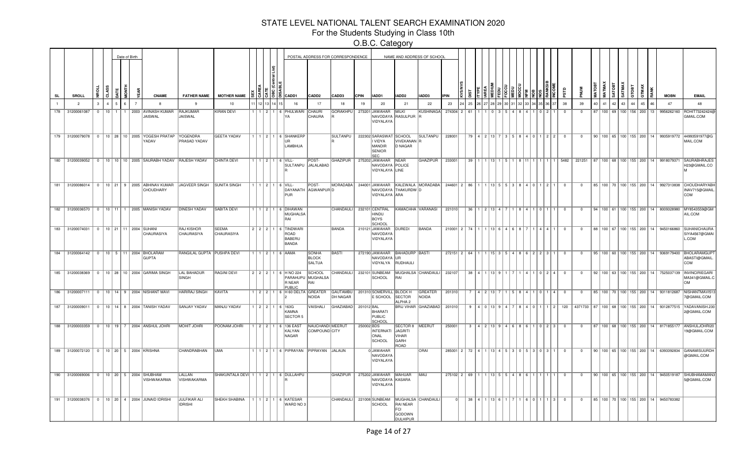# STATE LEVEL NATIONAL TALENT SEARCH EXAMINATION 2020

## For the Students Studying in Class 10th

### O.B.C. Category

| SL | SROLL | NROLL | CLASS | DATE | MONTH | YEAR | CNAME | FATHER NAME | MOTHER NAME | SEX | CAREA | CATE | OBC (Central List) | DSABLE | CADD1 | CADD2 | CADD3 | CPIN | IADD1 | IADD2 | IADD3 | IPIN | KVS/NVS | DIST | ITYPE | IAREA | MEDIUM | FEDU | FOCCU | MEDU | MOCCU | NFM | NOB | NOS | RANKSIB | INCOME | PSTD | PNUM | MATOBT | MATMAX | SATOBT | SATMAX | GTOBT | GTMAX | RANK | MOBN | EMAIL |
|---|---|---|---|---|---|---|---|---|---|---|---|---|---|---|---|---|---|---|---|---|---|---|---|---|---|---|---|---|---|---|---|---|---|---|---|---|---|---|---|---|---|---|---|---|---|---|---|
| 1 | 2 | 3 | 4 | 5 | 6 | 7 | 8 | 9 | 10 | 11 | 12 | 13 | 14 | 15 | 16 | 17 | 18 | 19 | 20 | 21 | 22 | 23 | 24 | 25 | 26 | 27 | 28 | 29 | 30 | 31 | 32 | 33 | 34 | 35 | 36 | 37 | 38 | 39 | 40 | 41 | 42 | 43 | 44 | 45 | 46 | 47 | 48 |
| 178 | 31200061087 | 0 | 10 | 1 | 1 | 2003 | AVINASH KUMAR JAISWAL | RAJKUMAR JAISWAL | KIRAN DEVI | 1 | 1 | 2 | 1 | 6 | PHULWARI YA | CHAURI CHAURA | GORAKHPUR | 273201 | JAWAHAR NAVODAYA VIDYALAYA | MILKI RASULPUR | KUSHINAGAR | 274304 | 2 | 61 | 1 | 1 | 0 | 3 | 5 | 4 | 8 | 4 | 1 | 0 | 2 | 1 | 0 | 0 | 87 | 100 | 69 | 100 | 156 | 200 | 13 | 9956262160 | ROHIT73242424@GMAIL.COM |
| 179 | 31200079078 | 0 | 10 | 28 | 10 | 2005 | YOGESH PRATAP YADAV | YOGENDRA PRASAD YADAV | GEETA YADAV | 1 | 1 | 2 | 1 | 6 | SHANKERPUR LAMBHUA | | SULTANPUR | 222302 | SARASWATI VIDYA MANDIR SENIOR SEC | SCHOOL VIVEKANAND NAGAR | SULTANPUR | 228001 | | 79 | 4 | 2 | 13 | 7 | 3 | 5 | 8 | 4 | 0 | 1 | 2 | 2 | 0 | 0 | 90 | 100 | 65 | 100 | 155 | 200 | 14 | 9935919772 | 44993591977@GMAIL.COM |
| 180 | 31200039052 | 0 | 10 | 10 | 10 | 2005 | SAURABH YADAV | RAJESH YADAV | CHINTA DEVI | 1 | 1 | 2 | 1 | 6 | VILL-SULTANPUR | POST-JALALABAD | GHAZIPUR | 275202 | JAWAHAR NAVODAYA VIDYALAYA | NEAR POLICE LINE | GHAZIPUR | 233001 | | 39 | 1 | 1 | 13 | 1 | 5 | 1 | 8 | 11 | 1 | 1 | 1 | 1 | 5482 | 221251 | 87 | 100 | 68 | 100 | 155 | 200 | 14 | 9918079371 | SAURABHRAJESH23@GMAIL.COM |
| 181 | 31200086014 | 0 | 10 | 21 | 9 | 2005 | ABHINAV KUMAR CHOUDHARY | JAGVEER SINGH | SUNITA SINGH | 1 | 1 | 2 | 1 | 6 | VILL-DAYANATHPUR | POST-AGWANPUR | MORADABAD | 244001 | JAWAHAR NAVODAYA VIDYALAYA | KALEWALA THAKURDWARA | MORADABAD | 244601 | 2 | 86 | 1 | 1 | 13 | 5 | 5 | 3 | 8 | 4 | 0 | 1 | 2 | 1 | 0 | 0 | 85 | 100 | 70 | 100 | 155 | 200 | 14 | 9927313838 | CHOUDHARYABHINAV715@GMAIL.COM |
| 182 | 31200036570 | 0 | 10 | 11 | 1 | 2005 | MANISH YADAV | DINESH YADAV | SABITA DEVI | 1 | 1 | 2 | 1 | 6 | DIHAWAN MUGHALSARAI | | CHANDAULI | 232101 | CENTRAL HINDU BOYS SCHOOL | KAMACHHA | VARANASI | 221010 | | 36 | 1 | 2 | 13 | 4 | 7 | 1 | 8 | 4 | 1 | 0 | 1 | 1 | 0 | 0 | 94 | 100 | 61 | 100 | 155 | 200 | 14 | 8009328980 | MY8543559@GMAIL.COM |
| 183 | 31200074031 | 0 | 10 | 21 | 11 | 2004 | SUHANI CHAURASIYA | RAJ KISHOR CHAURASIYA | SEEMA CHAURASIYA | 2 | 2 | 2 | 1 | 6 | TINDWARI ROAD BABERU BANDA | | BANDA | 210121 | JAWAHAR NAVODAYA VIDYALAYA | DUREDI | BANDA | 210001 | 2 | 74 | 1 | 1 | 13 | 6 | 4 | 6 | 8 | 7 | 1 | 4 | 4 | 1 | 0 | 0 | 88 | 100 | 67 | 100 | 155 | 200 | 14 | 9450166860 | SUHANICHAURASIYA4567@GMAIL.COM |
| 184 | 31200064142 | 0 | 10 | 5 | 11 | 2004 | BHOLARAM GUPTA | RANGILAL GUPTA | PUSHPA DEVI | 1 | 1 | 2 | 1 | 6 | AAMA | SONHA BLOCK SALTUA | BASTI | 272190 | JAWAHAR NAVODAYA VIDYALYA | BAHADURPUR RUDHAULI | BASTI | 272151 | 2 | 64 | 1 | 1 | 15 | 3 | 5 | 4 | 8 | 6 | 2 | 2 | 3 | 1 | 0 | 0 | 95 | 100 | 60 | 100 | 155 | 200 | 14 | 9369179400 | BHOLARAMGUPTABASTI@GMAIL.COM |
| 185 | 31200038369 | 0 | 10 | 28 | 10 | 2004 | GARIMA SINGH | LAL BAHADUR SINGH | RAGINI DEVI | 2 | 2 | 2 | 1 | 6 | H NO 224 PARAHUPUR NEAR PUBLIC | SCHOOL MUGHALSARAI | CHANDAULI | 232101 | SUNBEAM SCHOOL | MUGHALSARAI | CHANDAULI | 232107 | | 38 | 4 | 1 | 13 | 9 | 1 | 7 | 1 | 4 | 1 | 0 | 2 | 4 | 0 | 0 | 92 | 100 | 63 | 100 | 155 | 200 | 14 | 7525037139 | INVINCIRIEGARIMA341@GMAIL.COM |
| 186 | 31200007111 | 0 | 10 | 14 | 9 | 2004 | NISHANT MAVI | HARIRAJ SINGH | KAVITA | 1 | 2 | 2 | 1 | 6 | H 60 DELTA 2 | GREATER NOIDA | GAUTAMBUDH NAGAR | 201310 | SOMERVILLE SCHOOL | BLOCK H SECTOR ALPHA 2 | GREATER NOIDA | 201310 | | 7 | 4 | 2 | 13 | 7 | 1 | 5 | 8 | 4 | 1 | 0 | 1 | 4 | 0 | 0 | 85 | 100 | 70 | 100 | 155 | 200 | 14 | 9311812687 | NISHANTMAVI5137@GMAIL.COM |
| 187 | 31200009011 | 0 | 10 | 14 | 8 | 2004 | TANISH YADAV | SANJAY YADAV | MANJU YADAV | 1 | 2 | 2 | 1 | 6 | 163G KAMNA SECTOR 5 | VAISHALI | GHAZIABAD | 201012 | BAL BHARATI PUBLIC SCHOOL | BRIJ VIHAR | GHAZIABAD | 201010 | | 9 | 4 | 0 | 13 | 9 | 4 | 7 | 8 | 4 | 0 | 1 | 1 | 2 | 120 | 4371733 | 87 | 100 | 68 | 100 | 155 | 200 | 14 | 9312877515 | YADAVANISH.2302@GMAIL.COM |
| 188 | 31200003359 | 0 | 10 | 19 | 7 | 2004 | ANSHUL JOHRI | MOHIT JOHRI | POONAM JOHRI | 1 | 2 | 2 | 1 | 6 | 136 EAST KALYAN NAGAR | NAUCHANDI COMPOUND | MEERUT CITY | 250002 | BDS INTERNATIONAL SCHOOL | SECTOR 8 JAGRITI VIHAR GARH ROAD | MEERUT | 250001 | | 3 | 4 | 2 | 13 | 9 | 4 | 6 | 8 | 6 | 1 | 0 | 2 | 3 | 0 | 0 | 87 | 100 | 68 | 100 | 155 | 200 | 14 | 8171855177 | ANSHULJOHRI2019@GMAIL.COM |
| 189 | 31200072120 | 0 | 10 | 20 | 5 | 2004 | KRISHNA | CHANDRABHAN | UMA | 1 | 1 | 2 | 1 | 6 | PIPRAYAN | PIPRAYAN | JALAUN | 0 | JAWAHAR NAVODAYA VIDYALAYA | | ORAI | 285001 | 2 | 72 | 4 | 1 | 13 | 4 | 5 | 3 | 0 | 5 | 3 | 0 | 3 | 1 | 0 | 0 | 90 | 100 | 65 | 100 | 155 | 200 | 14 | 6393392834 | GANAMISUJRDH@GMAIL.COM |
| 190 | 31200069006 | 0 | 10 | 20 | 5 | 2004 | SHUBHAM VISHWAKARMA | LALLAN VISHWAKARMA | SHAKUNTALA DEVI | 1 | 1 | 2 | 1 | 6 | DULLAHPUR | | GHAZIPUR | 275202 | JAWAHAR NAVODAYA VIDYALAYA | MAHUAR KASARA | MAU | 275102 | 2 | 69 | 1 | 1 | 13 | 5 | 5 | 4 | 8 | 6 | 1 | 1 | 1 | 1 | 0 | 0 | 90 | 100 | 65 | 100 | 155 | 200 | 14 | 9450519187 | SHUBHAMAMAN35@GMAIL.COM |
| 191 | 31200038376 | 0 | 10 | 20 | 4 | 2004 | JUNAID IDRISHI | JULFIKAR ALI IDRISHI | SHEKH SHABINA | 1 | 1 | 2 | 1 | 6 | KATESAR WARD NO 3 | | CHANDAULI | 221008 | SUNBEAM SCHOOL | MUGHALSARAI NEAR FCI GODOWN DULHIPUR | CHANDAULI | 0 | | 38 | 4 | 1 | 13 | 6 | 1 | 7 | 1 | 6 | 0 | 1 | 1 | 3 | 0 | 0 | 85 | 100 | 70 | 100 | 155 | 200 | 14 | 9450783382 | |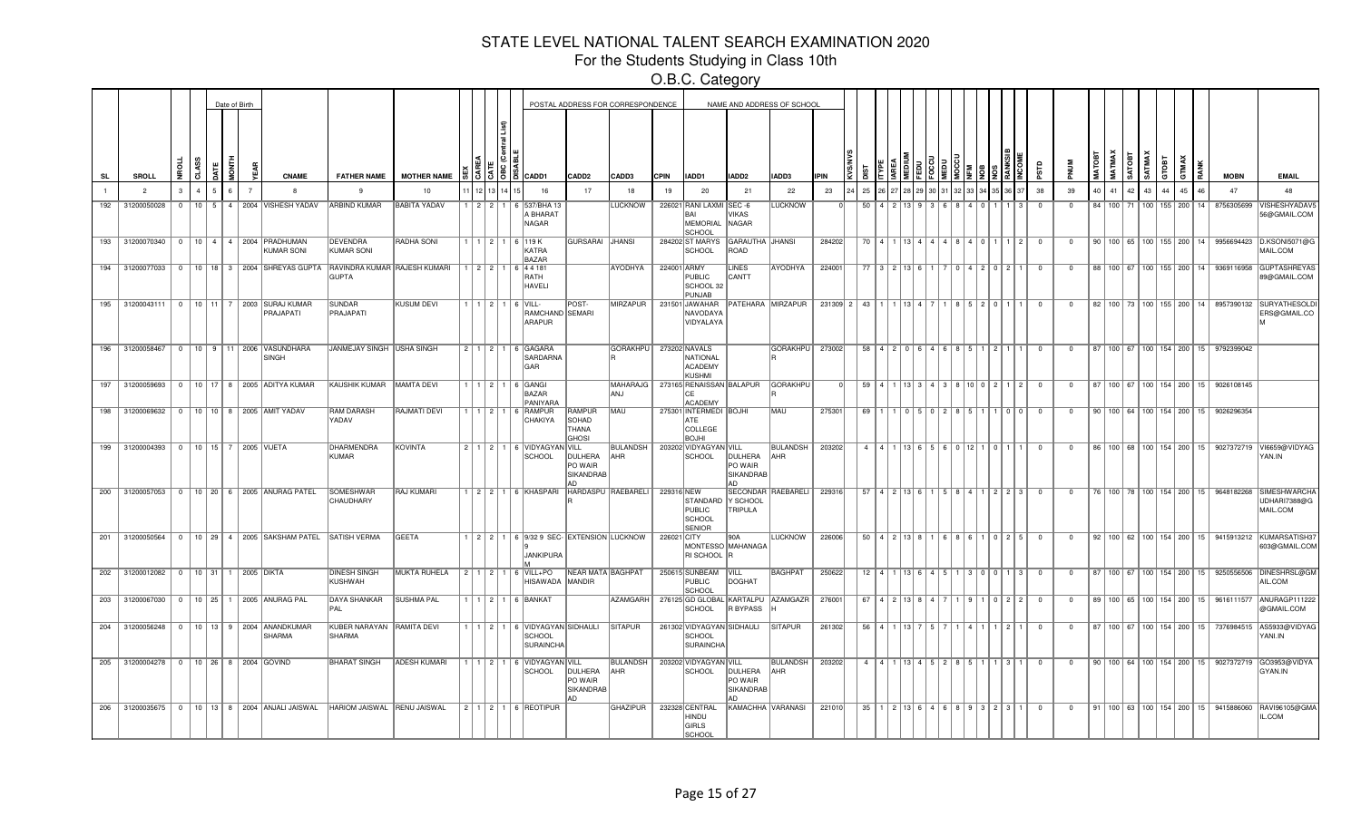# STATE LEVEL NATIONAL TALENT SEARCH EXAMINATION 2020

## For the Students Studying in Class 10th

### O.B.C. Category

| SL | SROLL | NROLL | CLASS | DATE | MONTH | YEAR | CNAME | FATHER NAME | MOTHER NAME | SEX | CAREA | CATE | OBC (Central List) | DISABLE | CADD1 | CADD2 | CADD3 | CPIN | IADD1 | IADD2 | IADD3 | IPIN | KVS/NVS | DIST | ITYPE | IAREA | MEDIUM | FEDU | FOCCU | MEDU | MOCCU | NFM | NOB | NOS | RANKSIB | INCOME | PSTD | PNUM | MATOBT | MATMAX | SATOBT | SATMAX | GTOBT | GTMAX | RANK | MOBN | EMAIL |
|---|---|---|---|---|---|---|---|---|---|---|---|---|---|---|---|---|---|---|---|---|---|---|---|---|---|---|---|---|---|---|---|---|---|---|---|---|---|---|---|---|---|---|---|---|---|---|---|
| 1 | 2 | 3 | 4 | 5 | 6 | 7 | 8 | 9 | 10 | 11 | 12 | 13 | 14 | 15 | 16 | 17 | 18 | 19 | 20 | 21 | 22 | 23 | 24 | 25 | 26 | 27 | 28 | 29 | 30 | 31 | 32 | 33 | 34 | 35 | 36 | 37 | 38 | 39 | 40 | 41 | 42 | 43 | 44 | 45 | 46 | 47 | 48 |
| 192 | 31200050028 | 0 | 10 | 5 | 4 | 2004 | VISHESH YADAV | ARBIND KUMAR | BABITA YADAV | 1 | 2 | 2 | 1 | 6 | 537/BHA 13 A BHARAT NAGAR | | LUCKNOW | 226021 | RANI LAXMI BAI MEMORIAL SCHOOL | SEC -6 VIKAS NAGAR | LUCKNOW | 0 | | 50 | 4 | 2 | 13 | 9 | 3 | 6 | 8 | 4 | 0 | 1 | 1 | 3 | 0 | 0 | 84 | 100 | 71 | 100 | 155 | 200 | 14 | 8756305699 | VISHESHYADAV556@GMAIL.COM |
| 193 | 31200070340 | 0 | 10 | 4 | 4 | 2004 | PRADHUMAN KUMAR SONI | DEVENDRA KUMAR SONI | RADHA SONI | 1 | 1 | 2 | 1 | 6 | 119 K KATRA BAZAR | GURSARAI | JHANSI | 284202 | ST MARYS SCHOOL | GARAUTHA ROAD | JHANSI | 284202 | | 70 | 4 | 1 | 13 | 4 | 4 | 4 | 8 | 4 | 0 | 1 | 1 | 2 | 0 | 0 | 90 | 100 | 65 | 100 | 155 | 200 | 14 | 9956694423 | D.KSONI5071@GMAIL.COM |
| 194 | 31200077033 | 0 | 10 | 18 | 3 | 2004 | SHREYAS GUPTA | RAVINDRA KUMAR GUPTA | RAJESH KUMARI | 1 | 2 | 2 | 1 | 6 | 4 4 181 RATH HAVELI | | AYODHYA | 224001 | ARMY PUBLIC SCHOOL 32 PUNJAB | LINES CANTT | AYODHYA | 224001 | | 77 | 3 | 2 | 13 | 6 | 1 | 7 | 0 | 4 | 2 | 0 | 2 | 1 | 0 | 0 | 88 | 100 | 67 | 100 | 155 | 200 | 14 | 9369116958 | GUPTASHREYAS89@GMAIL.COM |
| 195 | 31200043111 | 0 | 10 | 11 | 7 | 2003 | SURAJ KUMAR PRAJAPATI | SUNDAR PRAJAPATI | KUSUM DEVI | 1 | 1 | 2 | 1 | 6 | VILL-RAMCHAND ARAPUR | POST-SEMARI | MIRZAPUR | 231501 | JAWAHAR NAVODAYA VIDYALAYA | PATEHARA | MIRZAPUR | 231309 | 2 | 43 | 1 | 1 | 13 | 4 | 7 | 1 | 8 | 5 | 2 | 0 | 1 | 1 | 0 | 0 | 82 | 100 | 73 | 100 | 155 | 200 | 14 | 8957390132 | SURYATHESOLDIERS@GMAIL.COM |
| 196 | 31200058467 | 0 | 10 | 9 | 11 | 2006 | VASUNDHARA SINGH | JANMEJAY SINGH | USHA SINGH | 2 | 1 | 2 | 1 | 6 | GAGARA SARDARNA GAR | | GORAKHPUR | 273202 | NAVALS NATIONAL ACADEMY KUSHMI | | GORAKHPUR | 273002 | | 58 | 4 | 2 | 0 | 6 | 4 | 6 | 8 | 5 | 1 | 2 | 1 | 1 | 0 | 0 | 87 | 100 | 67 | 100 | 154 | 200 | 15 | 9792399042 | |
| 197 | 31200059693 | 0 | 10 | 17 | 8 | 2005 | ADITYA KUMAR | KAUSHIK KUMAR | MAMTA DEVI | 1 | 1 | 2 | 1 | 6 | GANGI BAZAR PANIYARA | | MAHARAJGANJ | 273165 | RENAISSANCE ACADEMY | BALAPUR | GORAKHPUR | 0 | | 59 | 4 | 1 | 13 | 3 | 4 | 3 | 8 | 10 | 0 | 2 | 1 | 2 | 0 | 0 | 87 | 100 | 67 | 100 | 154 | 200 | 15 | 9026108145 | |
| 198 | 31200069632 | 0 | 10 | 10 | 8 | 2005 | AMIT YADAV | RAM DARASH YADAV | RAJMATI DEVI | 1 | 1 | 2 | 1 | 6 | RAMPUR CHAKIYA | RAMPUR SOHAD THANA GHOSI | MAU | 275301 | INTERMEDIATE COLLEGE BOJHI | BOJHI | MAU | 275301 | | 69 | 1 | 1 | 0 | 5 | 0 | 2 | 8 | 5 | 1 | 1 | 0 | 0 | 0 | 0 | 90 | 100 | 64 | 100 | 154 | 200 | 15 | 9026296354 | |
| 199 | 31200004393 | 0 | 10 | 15 | 7 | 2005 | VIJETA | DHARMENDRA KUMAR | KOVINTA | 2 | 1 | 2 | 1 | 6 | VIDYAGYAN SCHOOL | VILL DULHERA PO WAIR SIKANDRABAD | BULANDSHAHR | 203202 | VIDYAGYAN SCHOOL | VILL DULHERA PO WAIR SIKANDRABAD | BULANDSHAHR | 203202 | | 4 | 4 | 1 | 13 | 6 | 5 | 6 | 0 | 12 | 1 | 0 | 1 | 1 | 0 | 0 | 86 | 100 | 68 | 100 | 154 | 200 | 15 | 9027372719 | VI6659@VIDYAGYAN.IN |
| 200 | 31200057053 | 0 | 10 | 20 | 6 | 2005 | ANURAG PATEL | SOMESHWAR CHAUDHARY | RAJ KUMARI | 1 | 2 | 2 | 1 | 6 | KHASPARI | HARDASPUR | RAEBARELI | 229316 | NEW STANDARD PUBLIC SCHOOL SENIOR | SECONDARY SCHOOL TRIPULA | RAEBARELI | 229316 | | 57 | 4 | 2 | 13 | 6 | 1 | 5 | 8 | 4 | 1 | 2 | 2 | 3 | 0 | 0 | 76 | 100 | 78 | 100 | 154 | 200 | 15 | 9648182268 | SIMESHWARCHAUDHARI7388@GMAIL.COM |
| 201 | 31200050564 | 0 | 10 | 29 | 4 | 2005 | SAKSHAM PATEL | SATISH VERMA | GEETA | 1 | 2 | 2 | 1 | 6 | 9/32 9 SEC-9 JANKIPURA M | EXTENSION | LUCKNOW | 226021 | CITY MONTESSORI SCHOOL | 90A MAHANAGAR | LUCKNOW | 226006 | | 50 | 4 | 2 | 13 | 8 | 1 | 6 | 8 | 6 | 1 | 0 | 2 | 5 | 0 | 0 | 92 | 100 | 62 | 100 | 154 | 200 | 15 | 9415913212 | KUMARSATISH37603@GMAIL.COM |
| 202 | 31200012082 | 0 | 10 | 31 | 1 | 2005 | DIKTA | DINESH SINGH KUSHWAH | MUKTA RUHELA | 2 | 1 | 2 | 1 | 6 | VILL+PO HISAWADA | NEAR MATA MANDIR | BAGHPAT | 250615 | SUNBEAM PUBLIC SCHOOL | VILL DOGHAT | BAGHPAT | 250622 | | 12 | 4 | 1 | 13 | 6 | 4 | 5 | 1 | 3 | 0 | 0 | 1 | 3 | 0 | 0 | 87 | 100 | 67 | 100 | 154 | 200 | 15 | 9250556506 | DINESHRSL@GMAIL.COM |
| 203 | 31200067030 | 0 | 10 | 25 | 1 | 2005 | ANURAG PAL | DAYA SHANKAR PAL | SUSHMA PAL | 1 | 1 | 2 | 1 | 6 | BANKAT | | AZAMGARH | 276125 | GD GLOBAL SCHOOL | KARTALPUR BYPASS | AZAMGARH | 276001 | | 67 | 4 | 2 | 13 | 8 | 4 | 7 | 1 | 9 | 1 | 0 | 2 | 2 | 0 | 0 | 89 | 100 | 65 | 100 | 154 | 200 | 15 | 9616111577 | ANURAGP111222@GMAIL.COM |
| 204 | 31200056248 | 0 | 10 | 13 | 9 | 2004 | ANANDKUMAR SHARMA | KUBER NARAYAN SHARMA | RAMITA DEVI | 1 | 1 | 2 | 1 | 6 | VIDYAGYAN SCHOOL SURAINCHA | SIDHAULI | SITAPUR | 261302 | VIDYAGYAN SCHOOL SURAINCHA | SIDHAULI | SITAPUR | 261302 | | 56 | 4 | 1 | 13 | 7 | 5 | 7 | 1 | 4 | 1 | 1 | 2 | 1 | 0 | 0 | 87 | 100 | 67 | 100 | 154 | 200 | 15 | 7376984515 | AS5933@VIDYAGYAN.IN |
| 205 | 31200004278 | 0 | 10 | 26 | 8 | 2004 | GOVIND | BHARAT SINGH | ADESH KUMARI | 1 | 1 | 2 | 1 | 6 | VIDYAGYAN SCHOOL | VILL DULHERA PO WAIR SIKANDRABAD | BULANDSHAHR | 203202 | VIDYAGYAN SCHOOL | VILL DULHERA PO WAIR SIKANDRABAD | BULANDSHAHR | 203202 | | 4 | 4 | 1 | 13 | 4 | 5 | 2 | 8 | 5 | 1 | 1 | 3 | 1 | 0 | 0 | 90 | 100 | 64 | 100 | 154 | 200 | 15 | 9027372719 | GO3953@VIDYAGYAN.IN |
| 206 | 31200035675 | 0 | 10 | 13 | 8 | 2004 | ANJALI JAISWAL | HARIOM JAISWAL | RENU JAISWAL | 2 | 1 | 2 | 1 | 6 | REOTIPUR | | GHAZIPUR | 232328 | CENTRAL HINDU GIRLS SCHOOL | KAMACHHA | VARANASI | 221010 | | 35 | 1 | 2 | 13 | 6 | 4 | 6 | 8 | 9 | 3 | 2 | 3 | 1 | 0 | 0 | 91 | 100 | 63 | 100 | 154 | 200 | 15 | 9415886060 | RAVI96105@GMAIL.COM |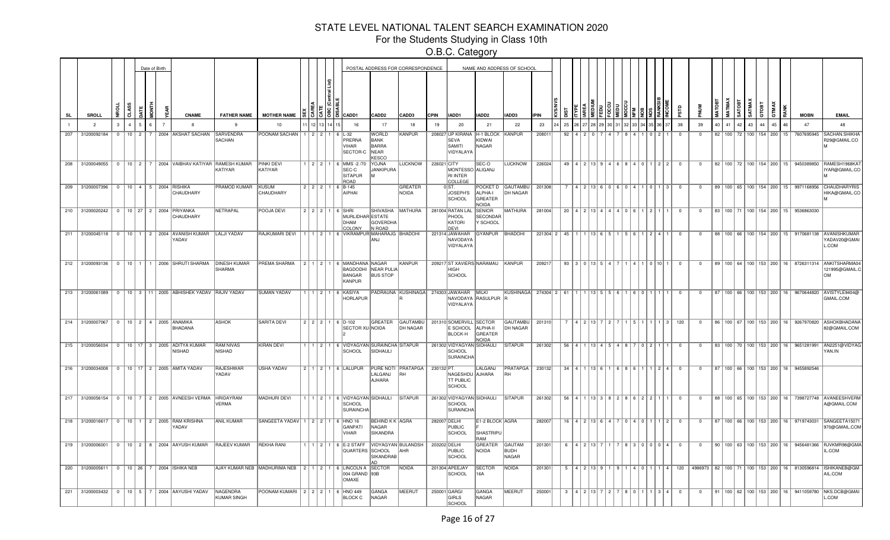# STATE LEVEL NATIONAL TALENT SEARCH EXAMINATION 2020

## For the Students Studying in Class 10th

### O.B.C. Category

| SL | SROLL | NROLL | CLASS | DATE | MONTH | YEAR | CNAME | FATHER NAME | MOTHER NAME | SEX | CAREA | CATE | OBC (Central List) | DISABLE | CADD1 | CADD2 | CADD3 | CPIN | IADD1 | IADD2 | IADD3 | IPIN | KVS/NVS | DIST | ITYPE | IAREA | MEDIUM | FEDU | FOCCU | MEDU | MOCCU | NFM | NOB | NOS | RANKSIB | INCOME | PSTD | PNUM | MATOBT | MATMAX | SATOBT | SATMAX | GTOBT | GTMAX | RANK | MOBN | EMAIL |
|---|---|---|---|---|---|---|---|---|---|---|---|---|---|---|---|---|---|---|---|---|---|---|---|---|---|---|---|---|---|---|---|---|---|---|---|---|---|---|---|---|---|---|---|---|---|---|---|
| 1 | 2 | 3 | 4 | 5 | 6 | 7 | 8 | 9 | 10 | 11 | 12 | 13 | 14 | 15 | 16 | 17 | 18 | 19 | 20 | 21 | 22 | 23 | 24 | 25 | 26 | 27 | 28 | 29 | 30 | 31 | 32 | 33 | 34 | 35 | 36 | 37 | 38 | 39 | 40 | 41 | 42 | 43 | 44 | 45 | 46 | 47 | 48 |
| 207 | 31200092184 | 0 | 10 | 2 | 7 | 2004 | AKSHAT SACHAN | SARVENDRA SACHAN | POONAM SACHAN | 1 | 2 | 2 | 1 | 6 | L-32 PRERNA VIHAR SECTOR-C | WORLD BANK BARRA NEAR KESCO | KANPUR | 208027 | UP KIRANA SEVA SAMITI VIDYALAYA | H-1 BLOCK KIDWAI NAGAR | KANPUR | 208011 | | 92 | 4 | 2 | 0 | 7 | 4 | 7 | 8 | 4 | 1 | 0 | 2 | 1 | 0 | 0 | 82 | 100 | 72 | 100 | 154 | 200 | 15 | 7607695945 | SACHAN.SHIKHA R29@GMAIL.COM |
| 208 | 31200049055 | 0 | 10 | 2 | 7 | 2004 | VAIBHAV KATIYAR | RAMESH KUMAR KATIYAR | PINKI DEVI KATIYAR | 1 | 2 | 2 | 1 | 6 | MMS -2 /70 SEC-C SITAPUR ROAD | YOJNA JANKIPURA M | LUCKNOW | 226021 | CITY MONTESSORI INTER COLLEGE | SEC-O ALIGANJ | LUCKNOW | 226024 | | 49 | 4 | 2 | 13 | 9 | 4 | 6 | 8 | 4 | 0 | 1 | 2 | 2 | 0 | 0 | 82 | 100 | 72 | 100 | 154 | 200 | 15 | 9450389850 | RAMESH1968KAT IYAR@GMAIL.COM |
| 209 | 31200007396 | 0 | 10 | 4 | 5 | 2004 | RISHIKA CHAUDHARY | PRAMOD KUMAR | KUSUM CHAUDHARY | 2 | 2 | 2 | 1 | 6 | B-145 AIPHAI | | GREATER NOIDA | 0 | ST. JOSEPH'S SCHOOL | POCKET D ALPHA-I GREATER NOIDA | GAUTAMBU DH NAGAR | 201308 | | 7 | 4 | 2 | 13 | 6 | 0 | 6 | 0 | 4 | 1 | 0 | 1 | 3 | 0 | 0 | 89 | 100 | 65 | 100 | 154 | 200 | 15 | 9971168956 | CHAUDHARYRIS HIKA@GMAIL.COM |
| 210 | 31200020242 | 0 | 10 | 27 | 2 | 2004 | PRIYANKA CHAUDHARY | NETRAPAL | POOJA DEVI | 2 | 2 | 2 | 1 | 6 | SHRI MURLIDHAR DHAM COLONY | SHIVASHA ESTATE GOVERDHA N ROAD | MATHURA | 281004 | RATAN LAL PHOOL KATORI DEVI | SENIOR SECONDARY SCHOOL | MATHURA | 281004 | | 20 | 4 | 2 | 13 | 4 | 4 | 4 | 0 | 6 | 1 | 2 | 1 | 1 | 0 | 0 | 83 | 100 | 71 | 100 | 154 | 200 | 15 | 9536863030 | |
| 211 | 31200045118 | 0 | 10 | 1 | 2 | 2004 | AVANISH KUMAR YADAV | LALJI YADAV | RAJKUMARI DEVI | 1 | 1 | 2 | 1 | 6 | VIKRAMPUR | MAHARAJG ANJ | BHADOHI | 221314 | JAWAHAR NAVODAYA VIDYALAYA | GYANPUR | BHADOHI | 221304 | 2 | 45 | 1 | 1 | 13 | 6 | 5 | 1 | 5 | 6 | 1 | 2 | 4 | 1 | 0 | 0 | 88 | 100 | 66 | 100 | 154 | 200 | 15 | 9170681138 | AVANISHKUMAR YADAV20@GMAIL.COM |
| 212 | 31200093136 | 0 | 10 | 1 | 1 | 2006 | SHRUTI SHARMA | DINESH KUMAR SHARMA | PREMA SHARMA | 2 | 1 | 2 | 1 | 6 | MANDHANA BAGDODHI BANGAR KANPUR | NAGAR NEAR PULIA BUS STOP | KANPUR | 209217 | ST XAVIERS HIGH SCHOOL | NARAMAU | KANPUR | 209217 | | 93 | 3 | 0 | 13 | 5 | 4 | 7 | 1 | 4 | 1 | 0 | 10 | 1 | 0 | 0 | 89 | 100 | 64 | 100 | 153 | 200 | 16 | 8726311314 | ANKITSHARMA04 121995@GMAIL.COM |
| 213 | 31200061089 | 0 | 10 | 3 | 11 | 2005 | ABHISHEK YADAV | RAJIV YADAV | SUMAN YADAV | 1 | 1 | 2 | 1 | 6 | KASIYA HORLAPUR | PADRAUNA | KUSHINAGAR | 274303 | JAWAHAR NAVODAYA VIDYALAYA | MILKI RASULPUR | KUSHINAGAR | 274304 | 2 | 61 | 1 | 1 | 13 | 5 | 5 | 6 | 1 | 6 | 0 | 1 | 1 | 1 | 0 | 0 | 87 | 100 | 66 | 100 | 153 | 200 | 16 | 9670644820 | AVISTYLE9404@ GMAIL.COM |
| 214 | 31200007067 | 0 | 10 | 2 | 4 | 2005 | ANAMIKA BHADANA | ASHOK | SARITA DEVI | 2 | 2 | 2 | 1 | 6 | D-102 SECTOR XU-2 | GREATER NOIDA | GAUTAMBU DH NAGAR | 201310 | SOMERVILLE SCHOOL BLOCK-H | SECTOR ALPHA-II GREATER NOIDA | GAUTAMBU DH NAGAR | 201310 | | 7 | 4 | 2 | 13 | 7 | 2 | 7 | 1 | 5 | 1 | 1 | 1 | 3 | 120 | 0 | 86 | 100 | 67 | 100 | 153 | 200 | 16 | 9267970820 | ASHOKBHADANA 82@GMAIL.COM |
| 215 | 31200056034 | 0 | 10 | 17 | 3 | 2005 | ADITYA KUMAR NISHAD | RAM NIVAS NISHAD | KIRAN DEVI | 1 | 1 | 2 | 1 | 6 | VIDYAGYAN SCHOOL | SURAINCHA SIDHAULI | SITAPUR | 261302 | VIDYAGYAN SCHOOL SURAINCHA | SIDHAULI | SITAPUR | 261302 | | 56 | 4 | 1 | 13 | 4 | 5 | 4 | 8 | 7 | 0 | 2 | 1 | 1 | 0 | 0 | 83 | 100 | 70 | 100 | 153 | 200 | 16 | 9651281991 | AN2251@VIDYAG YAN.IN |
| 216 | 31200034008 | 0 | 10 | 17 | 2 | 2005 | AMITA YADAV | RAJESHWAR YADAV | USHA YADAV | 2 | 1 | 2 | 1 | 6 | LALUPUR | PURE NOTI LALGANJ AJHARA | PRATAPGARH | 230132 | PT. NAGESHDUTT PUBLIC SCHOOL | LALGANJ AJHARA | PRATAPGARH | 230132 | | 34 | 4 | 1 | 13 | 6 | 1 | 6 | 8 | 6 | 1 | 1 | 2 | 4 | 0 | 0 | 87 | 100 | 66 | 100 | 153 | 200 | 16 | 9455892546 | |
| 217 | 31200056154 | 0 | 10 | 7 | 2 | 2005 | AVNEESH VERMA | HRIDAYRAM VERMA | MADHURI DEVI | 1 | 1 | 2 | 1 | 6 | VIDYAGYAN SCHOOL SURAINCHA | SIDHAULI | SITAPUR | 261302 | VIDYAGYAN SCHOOL SURAINCHA | SIDHAULI | SITAPUR | 261302 | | 56 | 4 | 1 | 13 | 3 | 8 | 2 | 8 | 6 | 2 | 2 | 1 | 1 | 0 | 0 | 88 | 100 | 65 | 100 | 153 | 200 | 16 | 7398727748 | AVANEESHVERM A@GMAIL.COM |
| 218 | 31200016617 | 0 | 10 | 1 | 2 | 2005 | RAM KRISHNA YADAV | ANIL KUMAR | SANGEETA YADAV | 1 | 2 | 2 | 1 | 6 | HNO 16 GANPATI VIHAR | BEHIND K K NAGAR SIKANDRA | AGRA | 282007 | DELHI PUBLIC SCHOOL | E1-2 BLOCK F SHASTRIPURAM | AGRA | 282007 | | 16 | 4 | 2 | 13 | 6 | 4 | 7 | 0 | 4 | 0 | 1 | 1 | 2 | 0 | 0 | 87 | 100 | 66 | 100 | 153 | 200 | 16 | 9719743031 | SANGEETA15071 970@GMAIL.COM |
| 219 | 31200006001 | 0 | 10 | 2 | 8 | 2004 | AAYUSH KUMAR | RAJEEV KUMAR | REKHA RANI | 1 | 1 | 2 | 1 | 6 | E-2 STAFF QUARTERS | VIDYAGYAN SCHOOL SIKANDRABAD | BULANDSHAHR | 203202 | DELHI PUBLIC SCHOOL | GREATER NOIDA | GAUTAM BUDH NAGAR | 201301 | | 6 | 4 | 2 | 13 | 7 | 1 | 7 | 8 | 3 | 0 | 0 | 0 | 4 | 0 | 0 | 90 | 100 | 63 | 100 | 153 | 200 | 16 | 9456481366 | RJVKMR98@GMAIL.COM |
| 220 | 31200005611 | 0 | 10 | 26 | 7 | 2004 | ISHIKA NEB | AJAY KUMAR NEB | MADHURIMA NEB | 2 | 1 | 2 | 1 | 6 | LINCOLN A 004 GRAND OMAXE | SECTOR 93B | NOIDA | 201304 | APEEJAY SCHOOL | SECTOR 16A | NOIDA | 201301 | | 5 | 4 | 2 | 13 | 9 | 1 | 9 | 1 | 4 | 0 | 1 | 1 | 4 | 120 | 4986973 | 82 | 100 | 71 | 100 | 153 | 200 | 16 | 8130596814 | ISHIKANEB@GMAIL.COM |
| 221 | 31200003432 | 0 | 10 | 5 | 7 | 2004 | AAYUSHI YADAV | NAGENDRA KUMAR SINGH | POONAM KUMARI | 2 | 2 | 2 | 1 | 6 | HNO 449 BLOCK C | GANGA NAGAR | MEERUT | 250001 | GARGI GIRLS SCHOOL | GANGA NAGAR | MEERUT | 250001 | | 3 | 4 | 2 | 13 | 7 | 2 | 7 | 8 | 0 | 1 | 1 | 3 | 4 | 0 | 0 | 91 | 100 | 62 | 100 | 153 | 200 | 16 | 9411059780 | NKS.DCB@GMAIL.COM |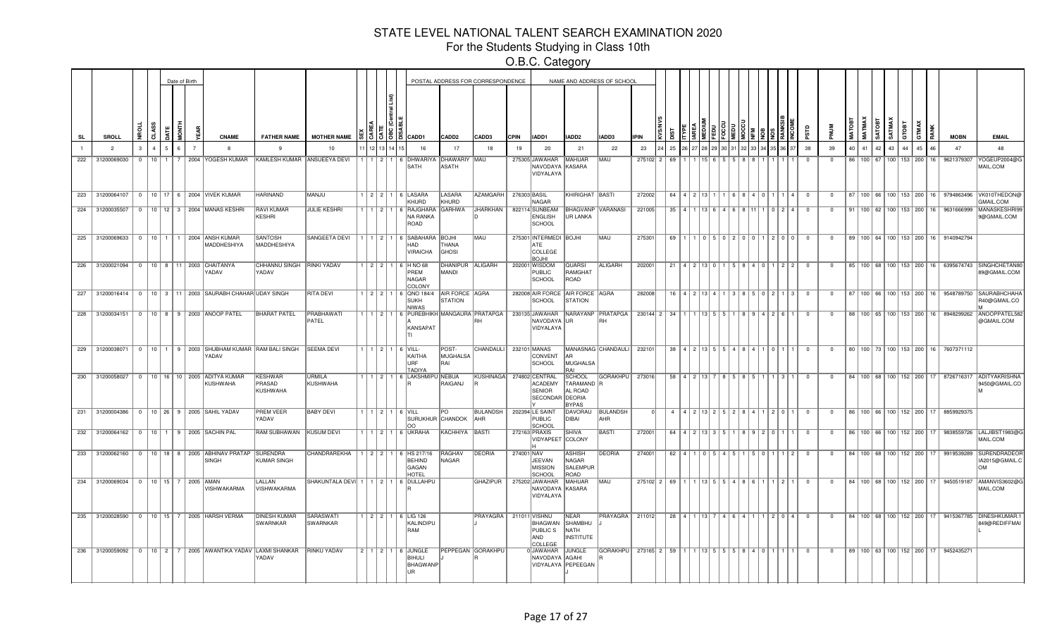# STATE LEVEL NATIONAL TALENT SEARCH EXAMINATION 2020

## For the Students Studying in Class 10th

### O.B.C. Category

| SL | SROLL | NROLL | CLASS | DATE | MONTH | YEAR | CNAME | FATHER NAME | MOTHER NAME | SEX | CAREA | CATE | OBC (Central List) | DISABLE | CADD1 | CADD2 | CADD3 | CPIN | IADD1 | IADD2 | IADD3 | IPIN | KVS/NVS | DIST | ITYPE | IAREA | MEDIUM | FEDU | FOCCU | MEDU | MOCCU | NFM | NOB | NOS | RANKSIB | INCOME | PSTD | PNUM | MATOBT | MATMAX | SATOBT | SATMAX | GTOBT | GTMAX | RANK | MOBN | EMAIL |
|---|---|---|---|---|---|---|---|---|---|---|---|---|---|---|---|---|---|---|---|---|---|---|---|---|---|---|---|---|---|---|---|---|---|---|---|---|---|---|---|---|---|---|---|---|---|---|---|
| 1 | 2 | 3 | 4 | 5 | 6 | 7 | 8 | 9 | 10 | 11 | 12 | 13 | 14 | 15 | 16 | 17 | 18 | 19 | 20 | 21 | 22 | 23 | 24 | 25 | 26 | 27 | 28 | 29 | 30 | 31 | 32 | 33 | 34 | 35 | 36 | 37 | 38 | 39 | 40 | 41 | 42 | 43 | 44 | 45 | 46 | 47 | 48 |
| 222 | 31200069030 | 0 | 10 | 1 | 7 | 2004 | YOGESH KUMAR | KAMLESH KUMAR | ANSUEEYA DEVI | 1 | 1 | 2 | 1 | 6 | DHWARIYA SATH | DHAWARIY ASATH | MAU | 275305 | JAWAHAR NAVODAYA VIDYALAYA | MAHUAR KASARA | MAU | 275102 | 2 | 69 | 1 | 1 | 15 | 6 | 5 | 5 | 8 | 8 | 1 | 1 | 1 | 1 | 0 | 0 | 86 | 100 | 67 | 100 | 153 | 200 | 16 | 9621379307 | YOGEUP2004@GMAIL.COM |
| 223 | 31200064107 | 0 | 10 | 17 | 6 | 2004 | VIVEK KUMAR | HARINAND | MANJU | 1 | 2 | 2 | 1 | 6 | LASARA KHURD | LASARA KHURD | AZAMGARH | 276303 | BASIL NAGAR | KHIRIGHAT | BASTI | 272002 | | 64 | 4 | 2 | 13 | 1 | 1 | 6 | 8 | 4 | 0 | 1 | 1 | 4 | 0 | 0 | 87 | 100 | 66 | 100 | 153 | 200 | 16 | 9794863496 | VK010THEDON@GMAIL.COM |
| 224 | 31200035507 | 0 | 10 | 12 | 3 | 2004 | MANAS KESHRI | RAVI KUMAR KESHRI | JULIE KESHRI | 1 | 1 | 2 | 1 | 6 | RAJGHARA NA RANKA ROAD | GARHWA | JHARKHAND | 822114 | SUNBEAM ENGLISH SCHOOL | BHAGVANP UR LANKA | VARANASI | 221005 | | 35 | 4 | 1 | 13 | 6 | 4 | 6 | 8 | 11 | 1 | 0 | 2 | 4 | 0 | 0 | 91 | 100 | 62 | 100 | 153 | 200 | 16 | 9631666999 | MANASKESHRI999@GMAIL.COM |
| 225 | 31200069633 | 0 | 10 | 1 | 1 | 2004 | ANSH KUMAR MADDHESHIYA | SANTOSH MADDHESHIYA | SANGEETA DEVI | 1 | 1 | 2 | 1 | 6 | SABAHARA HAD VIRAICHA | BOJHI THANA GHOSI | MAU | 275301 | INTERMEDI ATE COLLEGE BOJHI | BOJHI | MAU | 275301 | | 69 | 1 | 1 | 0 | 5 | 0 | 2 | 0 | 0 | 1 | 2 | 0 | 0 | 0 | 0 | 89 | 100 | 64 | 100 | 153 | 200 | 16 | 9140942794 | |
| 226 | 31200021094 | 0 | 10 | 8 | 11 | 2003 | CHAITANYA YADAV | CHHANNU SINGH YADAV | RINKI YADAV | 1 | 2 | 2 | 1 | 6 | H NO 68 PREM NAGAR COLONY | DHANIPUR MANDI | ALIGARH | 202001 | WISDOM PUBLIC SCHOOL | QUARSI RAMGHAT ROAD | ALIGARH | 202001 | | 21 | 4 | 2 | 13 | 0 | 1 | 5 | 8 | 4 | 0 | 1 | 2 | 2 | 0 | 0 | 85 | 100 | 68 | 100 | 153 | 200 | 16 | 6395674743 | SINGHCHETAN889@GMAIL.COM |
| 227 | 31200016414 | 0 | 10 | 3 | 11 | 2003 | SAURABH CHAHAR | UDAY SINGH | RITA DEVI | 1 | 2 | 2 | 1 | 6 | QNO 184/4 SUKH NIWAS | AIR FORCE STATION | AGRA | 282008 | AIR FORCE SCHOOL | AIR FORCE STATION | AGRA | 282008 | | 16 | 4 | 2 | 13 | 4 | 1 | 3 | 8 | 5 | 0 | 2 | 1 | 3 | 0 | 0 | 87 | 100 | 66 | 100 | 153 | 200 | 16 | 9548789750 | SAURABHCHAHAR40@GMAIL.COM |
| 228 | 31200034151 | 0 | 10 | 8 | 9 | 2003 | ANOOP PATEL | BHARAT PATEL | PRABHAWATI PATEL | 1 | 1 | 2 | 1 | 6 | PUREBHIKH A KANSAPAT TI | MANGAURA | PRATAPGARH | 230135 | JAWAHAR NAVODAYA VIDYALAYA | NARAYANP UR | PRATAPGARH | 230144 | 2 | 34 | 1 | 1 | 13 | 5 | 5 | 1 | 8 | 9 | 4 | 2 | 6 | 1 | 0 | 0 | 88 | 100 | 65 | 100 | 153 | 200 | 16 | 8948299262 | ANOOPPATEL582@GMAIL.COM |
| 229 | 31200038071 | 0 | 10 | 1 | 9 | 2003 | SHUBHAM KUMAR YADAV | RAM BALI SINGH | SEEMA DEVI | 1 | 1 | 2 | 1 | 6 | VILL-KAITHA URF TADIYA | POST-MUGHALSA RAI | CHANDAULI | 232101 | MANAS CONVENT SCHOOL | MANASNAG AR MUGHALSA RAI | CHANDAULI | 232101 | | 38 | 4 | 2 | 13 | 5 | 5 | 4 | 8 | 4 | 1 | 0 | 1 | 1 | 0 | 0 | 80 | 100 | 73 | 100 | 153 | 200 | 16 | 7607371112 | |
| 230 | 31200058027 | 0 | 10 | 16 | 10 | 2005 | ADITYA KUMAR KUSHWAHA | KESHWAR PRASAD KUSHWAHA | URMILA KUSHWAHA | 1 | 1 | 2 | 1 | 6 | LAKSHMIPUR | NEBUA RAIGANJ | KUSHINAGAR | 274802 | CENTRAL ACADEMY SENIOR SECONDARY | SCHOOL TARAMAND AL ROAD DEORIA BYPAS | GORAKHPUR | 273016 | | 58 | 4 | 2 | 13 | 7 | 8 | 5 | 8 | 5 | 1 | 1 | 3 | 1 | 0 | 0 | 84 | 100 | 68 | 100 | 152 | 200 | 17 | 8726716317 | ADITYAKRISHNA9450@GMAIL.COM |
| 231 | 31200004386 | 0 | 10 | 26 | 9 | 2005 | SAHIL YADAV | PREM VEER YADAV | BABY DEVI | 1 | 1 | 2 | 1 | 6 | VILL SURUKHUR OO | PO CHANDOK | BULANDSHAHR | 202394 | LE SAINT PUBLIC SCHOOL | DAVORAU DIBAI | BULANDSHAHR | 0 | | 4 | 4 | 2 | 13 | 2 | 5 | 2 | 8 | 4 | 1 | 2 | 0 | 1 | 0 | 0 | 86 | 100 | 66 | 100 | 152 | 200 | 17 | 8859929375 | |
| 232 | 31200064162 | 0 | 10 | 1 | 9 | 2005 | SACHIN PAL | RAM SUBHAWAN | KUSUM DEVI | 1 | 1 | 2 | 1 | 6 | UKRAHA | KACHHIYA | BASTI | 272163 | PRAXIS VIDYAPEET H | SHIVA COLONY | BASTI | 272001 | | 64 | 4 | 2 | 13 | 3 | 5 | 1 | 8 | 9 | 2 | 0 | 1 | 1 | 0 | 0 | 86 | 100 | 66 | 100 | 152 | 200 | 17 | 9838559726 | LALJIBST1983@GMAIL.COM |
| 233 | 31200062160 | 0 | 10 | 18 | 8 | 2005 | ABHINAV PRATAP SINGH | SURENDRA KUMAR SINGH | CHANDRAREKHA | 1 | 2 | 2 | 1 | 6 | HS 217/16 BEHIND GAGAN HOTEL | RAGHAV NAGAR | DEORIA | 274001 | NAV JEEVAN MISSION SCHOOL | ASHISH NAGAR SALEMPUR ROAD | DEORIA | 274001 | | 62 | 4 | 1 | 0 | 5 | 4 | 5 | 1 | 5 | 0 | 1 | 1 | 2 | 0 | 0 | 84 | 100 | 68 | 100 | 152 | 200 | 17 | 9919539289 | SURENDRADEORIA2015@GMAIL.COM |
| 234 | 31200069034 | 0 | 10 | 15 | 7 | 2005 | AMAN VISHWAKARMA | LALLAN VISHWAKARMA | SHAKUNTALA DEVI | 1 | 1 | 2 | 1 | 6 | DULLAHPUR | | GHAZIPUR | 275202 | JAWAHAR NAVODAYA VIDYALAYA | MAHUAR KASARA | MAU | 275102 | 2 | 69 | 1 | 1 | 13 | 5 | 5 | 4 | 8 | 6 | 1 | 1 | 2 | 1 | 0 | 0 | 84 | 100 | 68 | 100 | 152 | 200 | 17 | 9450519187 | AMANVIS3602@GMAIL.COM |
| 235 | 31200028590 | 0 | 10 | 15 | 7 | 2005 | HARSH VERMA | DINESH KUMAR SWARNKAR | SARASWATI SWARNKAR | 1 | 2 | 2 | 1 | 6 | LIG 126 KALINDIPU RAM | | PRAYAGRAJ | 211011 | VISHNU BHAGWAN PUBLIC S AND COLLEGE | NEAR SHAMBHU NATH INSTITUTE | PRAYAGRAJ | 211012 | | 28 | 4 | 1 | 13 | 7 | 4 | 6 | 4 | 1 | 1 | 2 | 0 | 4 | 0 | 0 | 84 | 100 | 68 | 100 | 152 | 200 | 17 | 9415367785 | DINESHKUMAR.1849@REDIFFMAIL |
| 236 | 31200059092 | 0 | 10 | 2 | 7 | 2005 | AWANTIKA YADAV | LAXMI SHANKAR YADAV | RINKU YADAV | 2 | 1 | 2 | 1 | 6 | JUNGLE BIHULI BHAGWANP UR | PEPPEGAN | GORAKHPUR | 0 | JAWAHAR NAVODAYA VIDYALAYA | JUNGLE AGAHI PEPEEGAN J | GORAKHPUR | 273165 | 2 | 59 | 1 | 1 | 13 | 5 | 5 | 5 | 8 | 4 | 0 | 1 | 1 | 1 | 0 | 0 | 89 | 100 | 63 | 100 | 152 | 200 | 17 | 9452435271 | |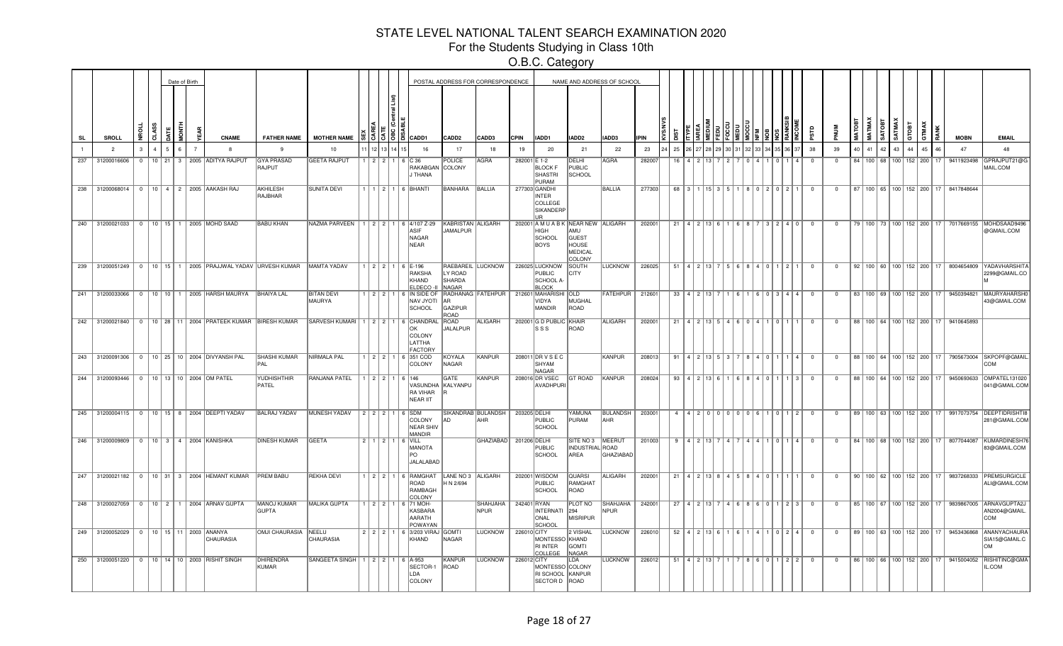# STATE LEVEL NATIONAL TALENT SEARCH EXAMINATION 2020

## For the Students Studying in Class 10th

### O.B.C. Category

| SL | SROLL | NROLL | CLASS | DATE | MONTH | YEAR | CNAME | FATHER NAME | MOTHER NAME | SEX | CAREA | CATE | OBC (Central List) | DISABLE | CADD1 | CADD2 | CADD3 | CPIN | IADD1 | IADD2 | IADD3 | IPIN | KVS/NVS | DIST | ITYPE | IAREA | MEDIUM | FEDU | FOCCU | MEDU | MOCCU | NFM | NOB | NOS | RANKSIB | INCOME | PSTD | PNUM | MATOBT | MATMAX | SATOBT | SATMAX | GTOBT | GTMAX | RANK | MOBN | EMAIL |
|---|---|---|---|---|---|---|---|---|---|---|---|---|---|---|---|---|---|---|---|---|---|---|---|---|---|---|---|---|---|---|---|---|---|---|---|---|---|---|---|---|---|---|---|---|---|---|---|
| 1 | 2 | 3 | 4 | 5 | 6 | 7 | 8 | 9 | 10 | 11 | 12 | 13 | 14 | 15 | 16 | 17 | 18 | 19 | 20 | 21 | 22 | 23 | 24 | 25 | 26 | 27 | 28 | 29 | 30 | 31 | 32 | 33 | 34 | 35 | 36 | 37 | 38 | 39 | 40 | 41 | 42 | 43 | 44 | 45 | 46 | 47 | 48 |
| 237 | 31200016606 | 0 | 10 | 21 | 3 | 2005 | ADITYA RAJPUT | GYA PRASAD RAJPUT | GEETA RAJPUT | 1 | 2 | 2 | 1 | 6 | C 36 RAKABGAN J THANA | POLICE COLONY | AGRA | 282001 | E 1-2 BLOCK F SHASTRI PURAM | DELHI PUBLIC SCHOOL | AGRA | 282007 | | 16 | 4 | 2 | 13 | 7 | 2 | 7 | 0 | 4 | 1 | 0 | 1 | 4 | 0 | 0 | 84 | 100 | 68 | 100 | 152 | 200 | 17 | 9411923498 | GPRAJPUT21@GMAIL.COM |
| 238 | 31200068014 | 0 | 10 | 4 | 2 | 2005 | AAKASH RAJ | AKHILESH RAJBHAR | SUNITA DEVI | 1 | 1 | 2 | 1 | 6 | BHANTI | BANHARA | BALLIA | 277303 | GANDHI INTER COLLEGE SIKANDERPUR | | BALLIA | 277303 | | 68 | 3 | 1 | 15 | 3 | 5 | 1 | 8 | 0 | 2 | 0 | 2 | 1 | 0 | 0 | 87 | 100 | 65 | 100 | 152 | 200 | 17 | 8417848644 | |
| 240 | 31200021033 | 0 | 10 | 15 | 1 | 2005 | MOHD SAAD | BABU KHAN | NAZMA PARVEEN | 1 | 2 | 2 | 1 | 6 | 4/107 Z-29 ASIF NAGAR NEAR | KABRISTAN JAMALPUR | ALIGARH | 202001 | A M U A B K HIGH SCHOOL BOYS | NEAR NEW AMU GUEST HOUSE MEDICAL COLONY | ALIGARH | 202001 | | 21 | 4 | 2 | 13 | 6 | 1 | 6 | 8 | 7 | 3 | 2 | 4 | 0 | 0 | 0 | 79 | 100 | 73 | 100 | 152 | 200 | 17 | 7017669155 | MOHDSAAD9496@GMAIL.COM |
| 239 | 31200051249 | 0 | 10 | 15 | 1 | 2005 | PRAJJWAL YADAV | URVESH KUMAR | MAMTA YADAV | 1 | 2 | 2 | 1 | 6 | E-196 RAKSHA KHAND ELDECO -II | RAEBAREILLY ROAD SHARDA NAGAR | LUCKNOW | 226025 | LUCKNOW PUBLIC SCHOOL A-BLOCK | SOUTH CITY | LUCKNOW | 226025 | | 51 | 4 | 2 | 13 | 7 | 5 | 6 | 8 | 4 | 0 | 1 | 2 | 1 | 0 | 0 | 92 | 100 | 60 | 100 | 152 | 200 | 17 | 8004654809 | YADAVHARSHITA2299@GMAIL.COM |
| 241 | 31200033066 | 0 | 10 | 10 | 1 | 2005 | HARSH MAURYA | BHAIYA LAL | BITAN DEVI MAURYA | 1 | 2 | 2 | 1 | 6 | IN SIDE OF NAV JYOTI SCHOOL | RADHANAGAR GAZIPUR ROAD | FATEHPUR | 212601 | MAHARISHI VIDYA MANDIR | OLD MUGHAL ROAD | FATEHPUR | 212601 | | 33 | 4 | 2 | 13 | 7 | 1 | 6 | 1 | 6 | 0 | 3 | 4 | 4 | 0 | 0 | 83 | 100 | 69 | 100 | 152 | 200 | 17 | 9450394821 | MAURYAHARSH043@GMAIL.COM |
| 242 | 31200021840 | 0 | 10 | 28 | 11 | 2004 | PRATEEK KUMAR | BIRESH KUMAR | SARVESH KUMARI | 1 | 2 | 2 | 1 | 6 | CHANDRALOK COLONY LATTHA FACTORY | ROAD JALALPUR | ALIGARH | 202001 | G D PUBLIC S S S | KHAIR ROAD | ALIGARH | 202001 | | 21 | 4 | 2 | 13 | 5 | 4 | 6 | 0 | 4 | 1 | 0 | 1 | 1 | 0 | 0 | 88 | 100 | 64 | 100 | 152 | 200 | 17 | 9410645893 | |
| 243 | 31200091306 | 0 | 10 | 25 | 10 | 2004 | DIVYANSH PAL | SHASHI KUMAR PAL | NIRMALA PAL | 1 | 2 | 2 | 1 | 6 | 351 COD COLONY | KOYALA NAGAR | KANPUR | 208011 | DR V S E C SHYAM NAGAR | | KANPUR | 208013 | | 91 | 4 | 2 | 13 | 5 | 3 | 7 | 8 | 4 | 0 | 1 | 1 | 4 | 0 | 0 | 88 | 100 | 64 | 100 | 152 | 200 | 17 | 7905673004 | SKPOPF@GMAIL.COM |
| 244 | 31200093446 | 0 | 10 | 13 | 10 | 2004 | OM PATEL | YUDHISHTHIR PATEL | RANJANA PATEL | 1 | 2 | 2 | 1 | 6 | 146 VASUNDHARA VIHAR NEAR IIT | GATE KALYANPUR | KANPUR | 208016 | DR VSEC AVADHPURI | GT ROAD | KANPUR | 208024 | | 93 | 4 | 2 | 13 | 6 | 1 | 6 | 8 | 4 | 0 | 1 | 1 | 3 | 0 | 0 | 88 | 100 | 64 | 100 | 152 | 200 | 17 | 9450693633 | OMPATEL131020041@GMAIL.COM |
| 245 | 31200004115 | 0 | 10 | 15 | 8 | 2004 | DEEPTI YADAV | BALRAJ YADAV | MUNESH YADAV | 2 | 2 | 2 | 1 | 6 | SDM COLONY NEAR SHIV MANDIR | SIKANDRABAD | BULANDSHAHR | 203205 | DELHI PUBLIC SCHOOL | YAMUNA PURAM | BULANDSHAHR | 203001 | | 4 | 4 | 2 | 0 | 0 | 0 | 0 | 0 | 6 | 1 | 0 | 1 | 2 | 0 | 0 | 89 | 100 | 63 | 100 | 152 | 200 | 17 | 9917073754 | DEEPTIDRISHTI8281@GMAIL.COM |
| 246 | 31200009809 | 0 | 10 | 3 | 4 | 2004 | KANISHKA | DINESH KUMAR | GEETA | 2 | 1 | 2 | 1 | 6 | VILL MANOTA PO JALALABAD | | GHAZIABAD | 201206 | DELHI PUBLIC SCHOOL | SITE NO 3 INDUSTRIAL AREA | MEERUT ROAD GHAZIABAD | 201003 | | 9 | 4 | 2 | 13 | 7 | 4 | 7 | 4 | 4 | 1 | 0 | 1 | 4 | 0 | 0 | 84 | 100 | 68 | 100 | 152 | 200 | 17 | 8077044087 | KUMARDINESH7683@GMAIL.COM |
| 247 | 31200021182 | 0 | 10 | 31 | 3 | 2004 | HEMANT KUMAR | PREM BABU | REKHA DEVI | 1 | 2 | 2 | 1 | 6 | RAMGHAT ROAD RAMBAGH COLONY | LANE NO 3 H N 2/694 | ALIGARH | 202001 | WISDOM PUBLIC SCHOOL | QUARSI RAMGHAT ROAD | ALIGARH | 202001 | | 21 | 4 | 2 | 13 | 8 | 4 | 5 | 8 | 4 | 0 | 1 | 1 | 1 | 0 | 0 | 90 | 100 | 62 | 100 | 152 | 200 | 17 | 9837268333 | PREMSURGICLEALI@GMAIL.COM |
| 248 | 31200027059 | 0 | 10 | 2 | 1 | 2004 | ARNAV GUPTA | MANOJ KUMAR GUPTA | MALIKA GUPTA | 1 | 2 | 2 | 1 | 6 | 71 MOH-KASBARA AARATH POWAYAN | | SHAHJAHANPUR | 242401 | RYAN INTERNATIONAL SCHOOL | PLOT NO 294 MISRIPUR | SHAHJAHANPUR | 242001 | | 27 | 4 | 2 | 13 | 7 | 4 | 6 | 8 | 6 | 0 | 1 | 2 | 3 | 0 | 0 | 85 | 100 | 67 | 100 | 152 | 200 | 17 | 9839867005 | ARNAVGUPTA2JAN2004@GMAIL.COM |
| 249 | 31200052029 | 0 | 10 | 15 | 11 | 2003 | ANANYA CHAURASIA | OMJI CHAURASIA | NEELU CHAURASIA | 2 | 2 | 2 | 1 | 6 | 3/203 VIRAJ KHAND | GOMTI NAGAR | LUCKNOW | 226010 | CITY MONTESSORI INTER COLLEGE | 2 VISHAL KHAND GOMTI NAGAR | LUCKNOW | 226010 | | 52 | 4 | 2 | 13 | 6 | 1 | 6 | 1 | 4 | 1 | 0 | 2 | 4 | 0 | 0 | 89 | 100 | 63 | 100 | 152 | 200 | 17 | 9453436868 | ANANYACHAURASIA15@GMAIL.COM |
| 250 | 31200051220 | 0 | 10 | 14 | 10 | 2003 | RISHIT SINGH | DHIRENDRA KUMAR | SANGEETA SINGH | 1 | 2 | 2 | 1 | 6 | A-953 SECTOR-1 LDA COLONY | KANPUR ROAD | LUCKNOW | 226012 | CITY MONTESSORI SCHOOL SECTOR D | LDA COLONY KANPUR ROAD | LUCKNOW | 226012 | | 51 | 4 | 2 | 13 | 7 | 1 | 7 | 8 | 6 | 0 | 1 | 2 | 2 | 0 | 0 | 86 | 100 | 66 | 100 | 152 | 200 | 17 | 9415004052 | RISHITINC@GMAIL.COM |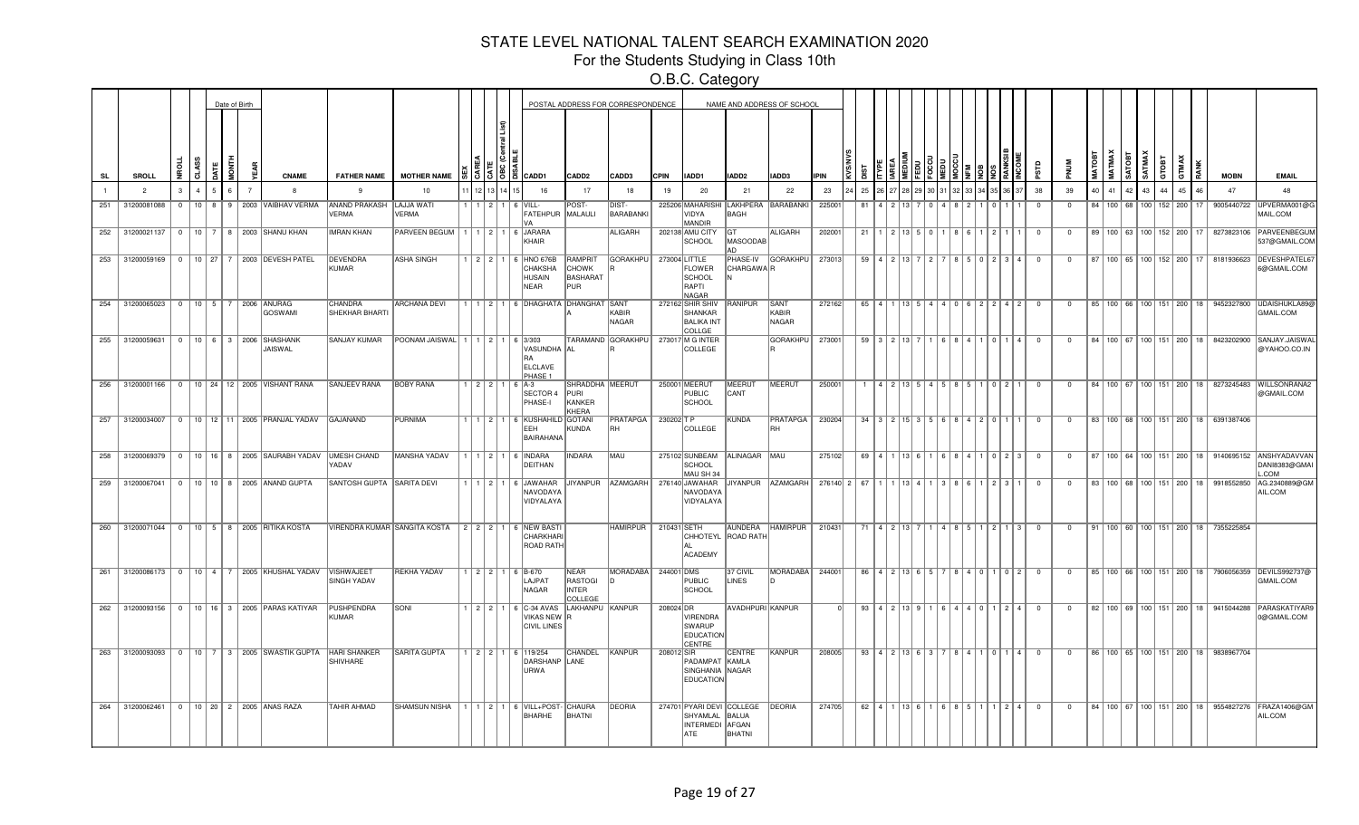# STATE LEVEL NATIONAL TALENT SEARCH EXAMINATION 2020

## For the Students Studying in Class 10th

### O.B.C. Category

| SL | SROLL | NROLL | CLASS | DATE | MONTH | YEAR | CNAME | FATHER NAME | MOTHER NAME | SEX | CAREA | CATE | OBC (Central List) | DISABLE | CADD1 | CADD2 | CADD3 | CPIN | IADD1 | IADD2 | IADD3 | IPIN | KVS/NVS | DIST | ITYPE | IAREA | MEDIUM | FEDU | MEDU | FOCCU | MOCCU | NFM | NOB | NOS | RANKSIB | INCOME | PSTD | PNUM | MATOBT | MATMAX | SATOBT | SATMAX | GTOBT | GTMAX | RANK | MOBN | EMAIL |
|---|---|---|---|---|---|---|---|---|---|---|---|---|---|---|---|---|---|---|---|---|---|---|---|---|---|---|---|---|---|---|---|---|---|---|---|---|---|---|---|---|---|---|---|---|---|---|---|
| 1 | 2 | 3 | 4 | 5 | 6 | 7 | 8 | 9 | 10 | 11 | 12 | 13 | 14 | 15 | 16 | 17 | 18 | 19 | 20 | 21 | 22 | 23 | 24 | 25 | 26 | 27 | 28 | 29 | 30 | 31 | 32 | 33 | 34 | 35 | 36 | 37 | 38 | 39 | 40 | 41 | 42 | 43 | 44 | 45 | 46 | 47 | 48 |
| 251 | 31200081088 | 0 | 10 | 8 | 9 | 2003 | VAIBHAV VERMA | ANAND PRAKASH VERMA | LAJJA WATI VERMA | 1 | 1 | 2 | 1 | 6 | VILL-FATEHPUR VA | POST-MALAULI | DIST-BARABANKI | 225206 | MAHARISHI VIDYA MANDIR | LAKHPERA BAGH | BARABANKI | 225001 | | 81 | 4 | 2 | 13 | 7 | 0 | 4 | 8 | 2 | 1 | 0 | 1 | 1 | 0 | 0 | 84 | 100 | 68 | 100 | 152 | 200 | 17 | 9005440722 | UPVERMA001@GMAIL.COM |
| 252 | 31200021137 | 0 | 10 | 7 | 8 | 2003 | SHANU KHAN | IMRAN KHAN | PARVEEN BEGUM | 1 | 1 | 2 | 1 | 6 | JARARA KHAIR | | ALIGARH | 202138 | AMU CITY SCHOOL | GT MASOODABAD | ALIGARH | 202001 | | 21 | 1 | 2 | 13 | 5 | 0 | 1 | 8 | 6 | 1 | 2 | 1 | 1 | 0 | 0 | 89 | 100 | 63 | 100 | 152 | 200 | 17 | 8273823106 | PARVEENBEGUM537@GMAIL.COM |
| 253 | 31200059169 | 0 | 10 | 27 | 7 | 2003 | DEVESH PATEL | DEVENDRA KUMAR | ASHA SINGH | 1 | 2 | 2 | 1 | 6 | HNO 676B CHAKSHA HUSAIN NEAR | RAMPRIT CHOWK BASHARAT PUR | GORAKHPUR | 273004 | LITTLE FLOWER SCHOOL RAPTI NAGAR | PHASE-IV CHARGAWAN | GORAKHPUR | 273013 | | 59 | 4 | 2 | 13 | 7 | 2 | 7 | 8 | 5 | 0 | 2 | 3 | 4 | 0 | 0 | 87 | 100 | 65 | 100 | 152 | 200 | 17 | 8181936623 | DEVESHPATEL676@GMAIL.COM |
| 254 | 31200065023 | 0 | 10 | 5 | 7 | 2006 | ANURAG GOSWAMI | CHANDRA SHEKHAR BHARTI | ARCHANA DEVI | 1 | 1 | 2 | 1 | 6 | DHAGHATA | DHANGHATA | SANT KABIR NAGAR | 272162 | SHIR SHIV SHANKAR BALIKA INT COLLGE | RANIPUR | SANT KABIR NAGAR | 272162 | | 65 | 4 | 1 | 13 | 5 | 4 | 4 | 0 | 6 | 2 | 2 | 4 | 2 | 0 | 0 | 85 | 100 | 66 | 100 | 151 | 200 | 18 | 9452327800 | UDAISHUKLA89@GMAIL.COM |
| 255 | 31200059631 | 0 | 10 | 6 | 3 | 2006 | SHASHANK JAISWAL | SANJAY KUMAR | POONAM JAISWAL | 1 | 1 | 2 | 1 | 6 | 3/303 VASUNDHARA ELCLAVE PHASE 1 | TARAMANDAL | GORAKHPUR | 273017 | M G INTER COLLEGE | | GORAKHPUR | 273001 | | 59 | 3 | 2 | 13 | 7 | 1 | 6 | 8 | 4 | 1 | 0 | 1 | 4 | 0 | 0 | 84 | 100 | 67 | 100 | 151 | 200 | 18 | 8423202900 | SANJAY.JAISWAL@YAHOO.CO.IN |
| 256 | 31200001166 | 0 | 10 | 24 | 12 | 2005 | VISHANT RANA | SANJEEV RANA | BOBY RANA | 1 | 2 | 2 | 1 | 6 | A-3 SECTOR 4 PHASE-I | SHRADDHAPURI KANKER KHERA | MEERUT | 250001 | MEERUT PUBLIC SCHOOL | MEERUT CANT | MEERUT | 250001 | | 1 | 4 | 2 | 13 | 5 | 4 | 5 | 8 | 5 | 1 | 0 | 2 | 1 | 0 | 0 | 84 | 100 | 67 | 100 | 151 | 200 | 18 | 8273245483 | WILLSONRANA2@GMAIL.COM |
| 257 | 31200034007 | 0 | 10 | 12 | 11 | 2005 | PRANJAL YADAV | GAJANAND | PURNIMA | 1 | 1 | 2 | 1 | 6 | KUSHAHILD EEH BAIRAHANA | GOTANI KUNDA | PRATAPGARH | 230202 | T P COLLEGE | KUNDA | PRATAPGARH | 230204 | | 34 | 3 | 2 | 15 | 3 | 5 | 6 | 8 | 4 | 2 | 0 | 1 | 1 | 0 | 0 | 83 | 100 | 68 | 100 | 151 | 200 | 18 | 6391387406 | |
| 258 | 31200069379 | 0 | 10 | 16 | 8 | 2005 | SAURABH YADAV | UMESH CHAND YADAV | MANSHA YADAV | 1 | 1 | 2 | 1 | 6 | INDARA DEITHAN | INDARA | MAU | 275102 | SUNBEAM SCHOOL MAU SH 34 | ALINAGAR | MAU | 275102 | | 69 | 4 | 1 | 13 | 6 | 1 | 6 | 8 | 4 | 1 | 0 | 2 | 3 | 0 | 0 | 87 | 100 | 64 | 100 | 151 | 200 | 18 | 9140695152 | ANSHYADAVVANDANI8383@GMAIL.COM |
| 259 | 31200067041 | 0 | 10 | 10 | 8 | 2005 | ANAND GUPTA | SANTOSH GUPTA | SARITA DEVI | 1 | 1 | 2 | 1 | 6 | JAWAHAR NAVODAYA VIDYALAYA | JIYANPUR | AZAMGARH | 276140 | JAWAHAR NAVODAYA VIDYALAYA | JIYANPUR | AZAMGARH | 276140 | 2 | 67 | 1 | 1 | 13 | 4 | 1 | 3 | 8 | 6 | 1 | 2 | 3 | 1 | 0 | 0 | 83 | 100 | 68 | 100 | 151 | 200 | 18 | 9918552850 | AG.2340889@GMAIL.COM |
| 260 | 31200071044 | 0 | 10 | 5 | 8 | 2005 | RITIKA KOSTA | VIRENDRA KUMAR | SANGITA KOSTA | 2 | 2 | 2 | 1 | 6 | NEW BASTI CHARKHARI ROAD RATH | | HAMIRPUR | 210431 | SETH CHHOTEYLAL ACADEMY | AUNDERA ROAD RATH | HAMIRPUR | 210431 | | 71 | 4 | 2 | 13 | 7 | 1 | 4 | 8 | 5 | 1 | 2 | 1 | 3 | 0 | 0 | 91 | 100 | 60 | 100 | 151 | 200 | 18 | 7355225854 | |
| 261 | 31200086173 | 0 | 10 | 4 | 7 | 2005 | KHUSHAL YADAV | VISHWAJEET SINGH YADAV | REKHA YADAV | 1 | 2 | 2 | 1 | 6 | B-670 LAJPAT NAGAR | NEAR RASTOGI INTER COLLEGE | MORADABAD | 244001 | DMS PUBLIC SCHOOL | 37 CIVIL LINES | MORADABAD | 244001 | | 86 | 4 | 2 | 13 | 6 | 5 | 7 | 8 | 4 | 0 | 1 | 0 | 2 | 0 | 0 | 85 | 100 | 66 | 100 | 151 | 200 | 18 | 7906056359 | DEVILS992737@GMAIL.COM |
| 262 | 31200093156 | 0 | 10 | 16 | 3 | 2005 | PARAS KATIYAR | PUSHPENDRA KUMAR | SONI | 1 | 2 | 2 | 1 | 6 | C-34 AVAS VIKAS NEW CIVIL LINES | LAKHANPUR | KANPUR | 208024 | DR VIRENDRA SWARUP EDUCATION CENTRE | AVADHPURI | KANPUR | 0 | | 93 | 4 | 2 | 13 | 9 | 1 | 6 | 4 | 4 | 0 | 1 | 2 | 4 | 0 | 0 | 82 | 100 | 69 | 100 | 151 | 200 | 18 | 9415044288 | PARASKATIYAR90@GMAIL.COM |
| 263 | 31200093093 | 0 | 10 | 7 | 3 | 2005 | SWASTIK GUPTA | HARI SHANKER SHIVHARE | SARITA GUPTA | 1 | 2 | 2 | 1 | 6 | 119/254 DARSHANPURWA | CHANDEL LANE | KANPUR | 208012 | SIR PADAMPAT SINGHANIA EDUCATION | CENTRE KAMLA NAGAR | KANPUR | 208005 | | 93 | 4 | 2 | 13 | 6 | 3 | 7 | 8 | 4 | 1 | 0 | 1 | 4 | 0 | 0 | 86 | 100 | 65 | 100 | 151 | 200 | 18 | 9838967704 | |
| 264 | 31200062461 | 0 | 10 | 20 | 2 | 2005 | ANAS RAZA | TAHIR AHMAD | SHAMSUN NISHA | 1 | 1 | 2 | 1 | 6 | VILL+POST-BHARHE | CHAURA BHATNI | DEORIA | 274701 | PYARI DEVI SHYAMLAL INTERMEDIATE | COLLEGE BALUA AFGAN BHATNI | DEORIA | 274705 | | 62 | 4 | 1 | 13 | 6 | 1 | 6 | 8 | 5 | 1 | 1 | 2 | 4 | 0 | 0 | 84 | 100 | 67 | 100 | 151 | 200 | 18 | 9554827276 | FRAZA1406@GMAIL.COM |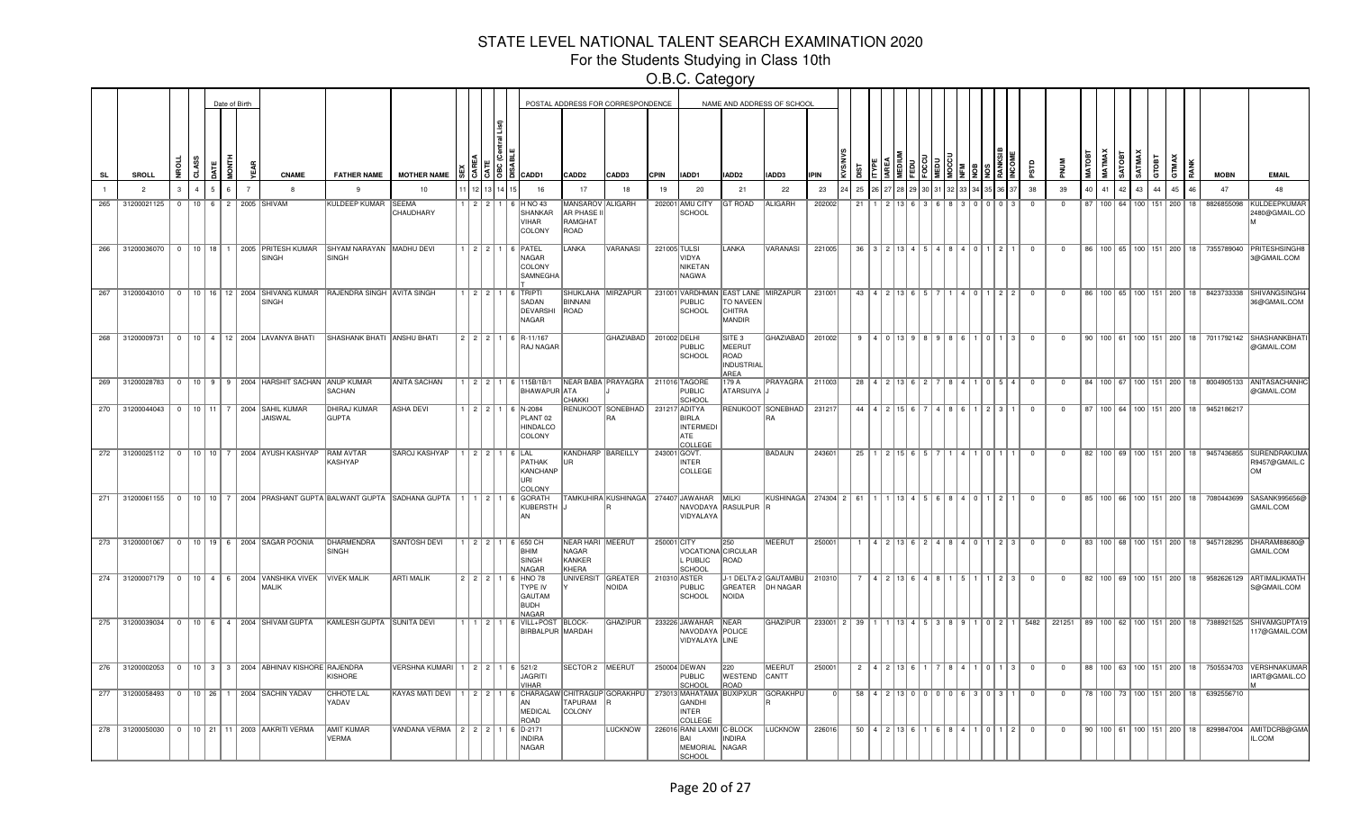# STATE LEVEL NATIONAL TALENT SEARCH EXAMINATION 2020

## For the Students Studying in Class 10th

### O.B.C. Category

| SL | SROLL | NROLL | CLASS | DATE | MONTH | YEAR | CNAME | FATHER NAME | MOTHER NAME | SEX | CAREA | CATE | OBC (Central List) | DSABLE | CADD1 | CADD2 | CADD3 | CPIN | IADD1 | IADD2 | IADD3 | IPIN | KVS/NVS | DIST | ITYPE | IAREA | MEDIUM | FEDU | FOCCU | MEDU | MOCCU | NFM | NOB | NOS | RANKSIB | INCOME | PSTD | PNUM | MATOBT | MATMAX | SATOBT | SATMAX | GTOBT | GTMAX | RANK | MOBN | EMAIL |
|---|---|---|---|---|---|---|---|---|---|---|---|---|---|---|---|---|---|---|---|---|---|---|---|---|---|---|---|---|---|---|---|---|---|---|---|---|---|---|---|---|---|---|---|---|---|---|---|
| 1 | 2 | 3 | 4 | 5 | 6 | 7 | 8 | 9 | 10 | 11 | 12 | 13 | 14 | 15 | 16 | 17 | 18 | 19 | 20 | 21 | 22 | 23 | 24 | 25 | 26 | 27 | 28 | 29 | 30 | 31 | 32 | 33 | 34 | 35 | 36 | 37 | 38 | 39 | 40 | 41 | 42 | 43 | 44 | 45 | 46 | 47 | 48 |
| 265 | 31200021125 | 0 | 10 | 6 | 2 | 2005 | SHIVAM | KULDEEP KUMAR | SEEMA CHAUDHARY | 1 | 2 | 2 | 1 | 6 | H NO 43 SHANKAR VIHAR COLONY | MANSAROVAR PHASE II RAMGHAT ROAD | ALIGARH | 202001 | AMU CITY SCHOOL | GT ROAD | ALIGARH | 202002 | | 21 | 1 | 2 | 13 | 6 | 3 | 6 | 8 | 3 | 0 | 0 | 0 | 3 | 0 | 0 | 87 | 100 | 64 | 100 | 151 | 200 | 18 | 8826855098 | KULDEEPKUMAR2480@GMAIL.COM |
| 266 | 31200036070 | 0 | 10 | 18 | 1 | 2005 | PRITESH KUMAR SINGH | SHYAM NARAYAN SINGH | MADHU DEVI | 1 | 2 | 2 | 1 | 6 | PATEL NAGAR COLONY SAMNEGHAT | LANKA | VARANASI | 221005 | TULSI VIDYA NIKETAN NAGWA | LANKA | VARANASI | 221005 | | 36 | 3 | 2 | 13 | 4 | 5 | 4 | 8 | 4 | 0 | 1 | 2 | 1 | 0 | 0 | 86 | 100 | 65 | 100 | 151 | 200 | 18 | 7355789040 | PRITESHSINGH83@GMAIL.COM |
| 267 | 31200043010 | 0 | 10 | 16 | 12 | 2004 | SHIVANG KUMAR SINGH | RAJENDRA SINGH | AVITA SINGH | 1 | 2 | 2 | 1 | 6 | TRIPTI SADAN DEVARSHI NAGAR | SHUKLAHA BINNANI ROAD | MIRZAPUR | 231001 | VARDHMAN PUBLIC SCHOOL | EAST LANE TO NAVEEN CHITRA MANDIR | MIRZAPUR | 231001 | | 43 | 4 | 2 | 13 | 6 | 5 | 7 | 1 | 4 | 0 | 1 | 2 | 2 | 0 | 0 | 86 | 100 | 65 | 100 | 151 | 200 | 18 | 8423733338 | SHIVANGSINGH436@GMAIL.COM |
| 268 | 31200009731 | 0 | 10 | 4 | 12 | 2004 | LAVANYA BHATI | SHASHANK BHATI | ANSHU BHATI | 2 | 2 | 2 | 1 | 6 | R-11/167 RAJ NAGAR | | GHAZIABAD | 201002 | DELHI PUBLIC SCHOOL | SITE 3 MEERUT ROAD INDUSTRIAL AREA | GHAZIABAD | 201002 | | 9 | 4 | 0 | 13 | 9 | 8 | 9 | 8 | 6 | 1 | 0 | 1 | 3 | 0 | 0 | 90 | 100 | 61 | 100 | 151 | 200 | 18 | 7011792142 | SHASHANKBHATI@GMAIL.COM |
| 269 | 31200028783 | 0 | 10 | 9 | 9 | 2004 | HARSHIT SACHAN | ANUP KUMAR SACHAN | ANITA SACHAN | 1 | 2 | 2 | 1 | 6 | 115B/1B/1 BHAWAPUR | NEAR BABA ATA CHAKKI | PRAYAGRAJ | 211016 | TAGORE PUBLIC SCHOOL | 179 A ATARSUIYA | PRAYAGRAJ | 211003 | | 28 | 4 | 2 | 13 | 6 | 2 | 7 | 8 | 4 | 1 | 0 | 5 | 4 | 0 | 0 | 84 | 100 | 67 | 100 | 151 | 200 | 18 | 8004905133 | ANITASACHANHC@GMAIL.COM |
| 270 | 31200044043 | 0 | 10 | 11 | 7 | 2004 | SAHIL KUMAR JAISWAL | DHIRAJ KUMAR GUPTA | ASHA DEVI | 1 | 2 | 2 | 1 | 6 | N-2084 PLANT 02 HINDALCO COLONY | RENUKOOT | SONEBHADRA | 231217 | ADITYA BIRLA INTERMEDIATE COLLEGE | RENUKOOT | SONEBHADRA | 231217 | | 44 | 4 | 2 | 15 | 6 | 7 | 4 | 8 | 6 | 1 | 2 | 3 | 1 | 0 | 0 | 87 | 100 | 64 | 100 | 151 | 200 | 18 | 9452186217 | |
| 272 | 31200025112 | 0 | 10 | 10 | 7 | 2004 | AYUSH KASHYAP | RAM AVTAR KASHYAP | SAROJ KASHYAP | 1 | 2 | 2 | 1 | 6 | LAL PATHAK KANCHANPURI COLONY | KANDHARPUR | BAREILLY | 243001 | GOVT. INTER COLLEGE | | BADAUN | 243601 | | 25 | 1 | 2 | 15 | 6 | 5 | 7 | 1 | 4 | 1 | 0 | 1 | 1 | 0 | 0 | 82 | 100 | 69 | 100 | 151 | 200 | 18 | 9457436855 | SURENDRAKUMAR9457@GMAIL.COM |
| 271 | 31200061155 | 0 | 10 | 10 | 7 | 2004 | PRASHANT GUPTA | BALWANT GUPTA | SADHANA GUPTA | 1 | 1 | 2 | 1 | 6 | GORATH KUBERSTHAN | TAMKUHIRAJ | KUSHINAGAR | 274407 | JAWAHAR NAVODAYA VIDYALAYA | MILKI RASULPUR | KUSHINAGAR | 274304 | 2 | 61 | 1 | 1 | 13 | 4 | 5 | 6 | 8 | 4 | 0 | 1 | 2 | 1 | 0 | 0 | 85 | 100 | 66 | 100 | 151 | 200 | 18 | 7080443699 | SASANK995656@GMAIL.COM |
| 273 | 31200001067 | 0 | 10 | 19 | 6 | 2004 | SAGAR POONIA | DHARMENDRA SINGH | SANTOSH DEVI | 1 | 2 | 2 | 1 | 6 | 650 CH BHIM SINGH NAGAR | NEAR HARI NAGAR KANKER KHERA | MEERUT | 250001 | CITY VOCATIONAL PUBLIC SCHOOL | 250 CIRCULAR ROAD | MEERUT | 250001 | | 1 | 4 | 2 | 13 | 6 | 2 | 4 | 8 | 4 | 0 | 1 | 2 | 3 | 0 | 0 | 83 | 100 | 68 | 100 | 151 | 200 | 18 | 9457128295 | DHARAM8868@GMAIL.COM |
| 274 | 31200007179 | 0 | 10 | 4 | 6 | 2004 | VANSHIKA VIVEK MALIK | VIVEK MALIK | ARTI MALIK | 2 | 2 | 2 | 1 | 6 | HNO 78 TYPE IV GAUTAM BUDH NAGAR | UNIVERSITY | GREATER NOIDA | 210310 | ASTER PUBLIC SCHOOL | J-1 DELTA-2 GREATER NOIDA | GAUTAMBUDH NAGAR | 210310 | | 7 | 4 | 2 | 13 | 6 | 4 | 8 | 1 | 5 | 1 | 1 | 2 | 3 | 0 | 0 | 82 | 100 | 69 | 100 | 151 | 200 | 18 | 9582626129 | ARTIMALIKMATHS@GMAIL.COM |
| 275 | 31200039034 | 0 | 10 | 6 | 4 | 2004 | SHIVAM GUPTA | KAMLESH GUPTA | SUNITA DEVI | 1 | 1 | 2 | 1 | 6 | VILL+POST BIRBALPUR | BLOCK-MARDAH | GHAZIPUR | 233226 | JAWAHAR NAVODAYA VIDYALAYA | NEAR POLICE LINE | GHAZIPUR | 233001 | 2 | 39 | 1 | 1 | 13 | 4 | 5 | 3 | 8 | 9 | 1 | 0 | 2 | 1 | 5482 | 221251 | 89 | 100 | 62 | 100 | 151 | 200 | 18 | 7388921525 | SHIVAMGUPTA19117@GMAIL.COM |
| 276 | 31200002053 | 0 | 10 | 3 | 3 | 2004 | ABHINAV KISHORE | RAJENDRA KISHORE | VERSHNA KUMARI | 1 | 2 | 2 | 1 | 6 | 521/2 JAGRITI VIHAR | SECTOR 2 | MEERUT | 250004 | DEWAN PUBLIC SCHOOL | 220 WESTEND ROAD | MEERUT CANTT | 250001 | | 2 | 4 | 2 | 13 | 6 | 1 | 7 | 8 | 4 | 1 | 0 | 1 | 3 | 0 | 0 | 88 | 100 | 63 | 100 | 151 | 200 | 18 | 7505534703 | VERSHNAKUMARIART@GMAIL.COM |
| 277 | 31200058493 | 0 | 10 | 26 | 1 | 2004 | SACHIN YADAV | CHHOTE LAL YADAV | KAYAS MATI DEVI | 1 | 2 | 2 | 1 | 6 | CHARAGAWAN MEDICAL ROAD | CHITRAGUPTAPURAM COLONY | GORAKHPUR | 273013 | MAHATAMA GANDHI INTER COLLEGE | BUXIPUR | GORAKHPUR | 0 | | 58 | 4 | 2 | 13 | 0 | 0 | 0 | 0 | 6 | 3 | 0 | 3 | 1 | 0 | 0 | 78 | 100 | 73 | 100 | 151 | 200 | 18 | 6392556710 | |
| 278 | 31200050030 | 0 | 10 | 21 | 11 | 2003 | AAKRITI VERMA | AMIT KUMAR VERMA | VANDANA VERMA | 2 | 2 | 2 | 1 | 6 | D-2171 INDIRA NAGAR | | LUCKNOW | 226016 | RANI LAXMI BAI MEMORIAL SCHOOL | C-BLOCK INDIRA NAGAR | LUCKNOW | 226016 | | 50 | 4 | 2 | 13 | 6 | 1 | 6 | 8 | 4 | 1 | 0 | 1 | 2 | 0 | 0 | 90 | 100 | 61 | 100 | 151 | 200 | 18 | 8299847004 | AMITDCRB@GMAIL.COM |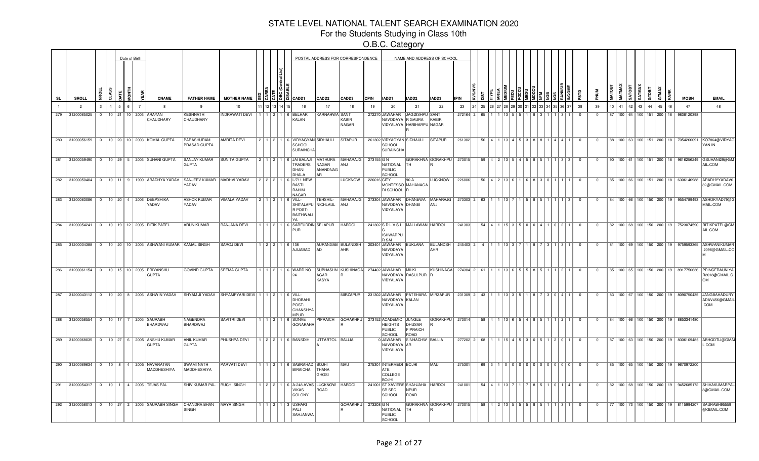# STATE LEVEL NATIONAL TALENT SEARCH EXAMINATION 2020

For the Students Studying in Class 10th

O.B.C. Category

| SL | SROLL | NROLL | CLASS | DATE | MONTH | YEAR | CNAME | FATHER NAME | MOTHER NAME | SEX | CAREA | CATE | OBC (Central List) | DISABLE | CADD1 | CADD2 | CADD3 | CPIN | IADD1 | IADD2 | IADD3 | IPIN | KVS/NVS | DIST | ITYPE | IAREA | MEDIUM | FEDU | FOCCU | MEDU | MOCCU | NFM | NOB | NOS | RANKSIB | INCOME | PSTD | PNUM | MATOBT | MATMAX | SATOBT | SATMAX | GTOBT | GTMAX | RANK | MOBN | EMAIL |
|---|---|---|---|---|---|---|---|---|---|---|---|---|---|---|---|---|---|---|---|---|---|---|---|---|---|---|---|---|---|---|---|---|---|---|---|---|---|---|---|---|---|---|---|---|---|---|---|
| 1 | 2 | 3 | 4 | 5 | 6 | 7 | 8 | 9 | 10 | 11 | 12 | 13 | 14 | 15 | 16 | 17 | 18 | 19 | 20 | 21 | 22 | 23 | 24 | 25 | 26 | 27 | 28 | 29 | 30 | 31 | 32 | 33 | 34 | 35 | 36 | 37 | 38 | 39 | 40 | 41 | 42 | 43 | 44 | 45 | 46 | 47 | 48 |
| 279 | 31200065025 | 0 | 10 | 21 | 10 | 2003 | ARAYAN CHAUDHARY | KESHNATH CHAUDHARY | INDRAWATI DEVI | 1 | 1 | 2 | 1 | 6 | BELHAR KALAN | KARNAHWA | SANT KABIR NAGAR | | 272270 JAWAHAR NAVODAYA VIDYALAYA | JAGDISHPU R GAURA HARIHARPU R | SANT KABIR NAGAR | 272164 | 2 | 65 | 1 | 1 | 13 | 5 | 5 | 1 | 8 | 3 | 1 | 1 | 3 | 1 | 0 | 0 | 87 | 100 | 64 | 100 | 151 | 200 | 18 | 9838120398 | |
| 280 | 31200056159 | 0 | 10 | 20 | 10 | 2003 | KOMAL GUPTA | PARASHURAM PRASAD GUPTA | AMRITA DEVI | 2 | 1 | 2 | 1 | 6 | VIDYAGYAN SCHOOL SURAINCHA | SIDHAULI | SITAPUR | | 261302 VIDYAGYAN SCHOOL SURAINCHA | SIDHAULI | SITAPUR | 261302 | | 56 | 4 | 1 | 13 | 4 | 5 | 3 | 8 | 8 | 1 | 4 | 4 | 1 | 0 | 0 | 88 | 100 | 63 | 100 | 151 | 200 | 18 | 7054266091 | KO7864@VIDYAGYAN.IN |
| 281 | 31200059490 | 0 | 10 | 29 | 5 | 2003 | SUHANI GUPTA | SANJAY KUMAR GUPTA | SUNITA GUPTA | 2 | 1 | 2 | 1 | 6 | JAI BALAJI TRADERS DHANI DHALA | MATHURA NAGAR ANANDNAG AR | MAHARAJG ANJ | 273155 | G N NATIONAL PUBLIC SCHOOL | GORAKHNA TH | GORAKHPU R | 273015 | | 59 | 4 | 2 | 13 | 5 | 4 | 5 | 8 | 5 | 1 | 1 | 3 | 3 | 0 | 0 | 90 | 100 | 61 | 100 | 151 | 200 | 18 | 9616256249 | GSUHANI29@GMAIL.COM |
| 282 | 31200050404 | 0 | 10 | 11 | 9 | 1900 | ARADHYA YADAV | SANJEEV KUMAR YADAV | MADHVI YADAV | 2 | 2 | 2 | 1 | 6 | L/711 NEW BASTI RAHIM NAGAR | | LUCKNOW | 226016 | CITY MONTESSO RI SCHOOL | 90 A MAHANAGA R | LUCKNOW | 226006 | | 50 | 4 | 2 | 13 | 6 | 1 | 6 | 8 | 3 | 0 | 1 | 1 | 1 | 0 | 0 | 85 | 100 | 66 | 100 | 151 | 200 | 18 | 6306146988 | ARADHYYADAV682@GMAIL.COM |
| 283 | 31200063086 | 0 | 10 | 20 | 4 | 2006 | DEEPSHIKA YADAV | ASHOK KUMAR YADAV | VIMALA YADAV | 2 | 1 | 2 | 1 | 6 | VILL-SHITALAPU R POST-BAITHWALI YA | TEHSIL-NICHLAUL | MAHARAJG ANJ | | 273304 JAWAHAR NAVODAYA VIDYALAYA | DHANEWA DHANEI | MAHARAJG ANJ | 273303 | 2 | 63 | 1 | 1 | 13 | 7 | 1 | 5 | 8 | 5 | 1 | 1 | 1 | 3 | 0 | 0 | 84 | 100 | 66 | 100 | 150 | 200 | 19 | 9554789493 | ASHOKYAD79@GMAIL.COM |
| 284 | 31200054241 | 0 | 10 | 19 | 12 | 2005 | RITIK PATEL | ARUN KUMAR | RANJANA DEVI | 1 | 1 | 2 | 1 | 6 | SARFUDDIN PUR | SELAPUR | HARDOI | | 241302 S D L V S I C ISHWARPU R SAI | MALLAWAN | HARDOI | 241303 | | 54 | 4 | 1 | 15 | 3 | 5 | 0 | 0 | 4 | 1 | 0 | 2 | 1 | 0 | 0 | 82 | 100 | 68 | 100 | 150 | 200 | 19 | 7523074590 | RITIKPATEL@GMAIL.COM |
| 285 | 31200004388 | 0 | 10 | 20 | 10 | 2005 | ASHWANI KUMAR | KAMAL SINGH | SAROJ DEVI | 1 | 2 | 2 | 1 | 6 | 138 AJIJABAD | AURANGAB AD | BULANDSH AHR | | 203401 JAWAHAR NAVODAYA VIDYALAYA | BUKLANA | BULANDSH AHR | 245403 | 2 | 4 | 1 | 1 | 13 | 3 | 7 | 1 | 8 | 7 | 3 | 1 | 3 | 1 | 0 | 0 | 81 | 100 | 69 | 100 | 150 | 200 | 19 | 9759593365 | ASHWANIKUMAR.2098@GMAIL.COM |
| 286 | 31200061154 | 0 | 10 | 15 | 10 | 2005 | PRIYANSHU GUPTA | GOVIND GUPTA | SEEMA GUPTA | 1 | 1 | 2 | 1 | 6 | WARD NO 24 | SUBHASHN AGAR KASYA | KUSHINAGA R | | 274402 JAWAHAR NAVODAYA VIDYALAYA | MILKI RASULPUR | KUSHINAGA R | 274304 | 2 | 61 | 1 | 1 | 13 | 6 | 5 | 5 | 8 | 5 | 1 | 1 | 2 | 1 | 0 | 0 | 85 | 100 | 65 | 100 | 150 | 200 | 19 | 8917756636 | PRINCERAUNIYAR2018@GMAIL.COM |
| 287 | 31200043112 | 0 | 10 | 20 | 8 | 2005 | ASHWIN YADAV | SHYAM JI YADAV | SHYAMPYARI DEVI | 1 | 1 | 2 | 1 | 6 | VILL-DHOBAHI POST-GHANSHYA MPUR | | MIRZAPUR | | 231302 JAWAHAR NAVODAYA VIDYALAYA | PATEHARA KALAN | MIRZAPUR | 231309 | 2 | 43 | 1 | 1 | 13 | 3 | 5 | 1 | 8 | 7 | 3 | 0 | 4 | 1 | 0 | 0 | 83 | 100 | 67 | 100 | 150 | 200 | 19 | 8090750435 | JANGBAHADURYADAV456@GMAIL.COM |
| 288 | 31200058554 | 0 | 10 | 17 | 7 | 2005 | SAURABH BHARDWAJ | NAGENDRA BHARDWAJ | SAVITRI DEVI | 1 | 1 | 2 | 1 | 6 | SONVE GONARAHA | PIPRAICH | GORAKHPU R | | 273152 ACADEMIC HEIGHTS PUBLIC SCHOOL | JUNGLE DHUSAR PIPRAICH ROAD | GORAKHPU R | 273014 | | 58 | 4 | 1 | 13 | 6 | 5 | 4 | 8 | 5 | 1 | 1 | 2 | 1 | 0 | 0 | 84 | 100 | 66 | 100 | 150 | 200 | 19 | 8853341480 | |
| 289 | 31200068035 | 0 | 10 | 27 | 6 | 2005 | ANSHU KUMAR GUPTA | ANIL KUMAR GUPTA | PHUSHPA DEVI | 1 | 2 | 2 | 1 | 6 | BANSDIH | UTTARTOL A | BALLIA | | 0 JAWAHAR NAVODAYA VIDYALAYA | SINHACHW AR | BALLIA | 277202 | 2 | 68 | 1 | 1 | 15 | 4 | 5 | 3 | 0 | 5 | 1 | 2 | 0 | 1 | 0 | 0 | 87 | 100 | 63 | 100 | 150 | 200 | 19 | 8306109485 | ABHGDTIJ@GMAIL.COM |
| 290 | 31200069634 | 0 | 10 | 8 | 4 | 2005 | NAVARATAN MADDHESHIYA | SWAMI NATH MADDHESHIYA | PARVATI DEVI | 1 | 1 | 2 | 1 | 6 | SABRAHAD BIRAICHA | BOJHI THANA GHOSI | MAU | | 275301 INTERMEDI ATE COLLEGE BOJHI | BOJHI | MAU | 275301 | | 69 | 3 | 1 | 0 | 0 | 0 | 0 | 0 | 0 | 0 | 0 | 0 | 0 | 0 | 0 | 85 | 100 | 65 | 100 | 150 | 200 | 19 | 9670972200 | |
| 291 | 31200054317 | 0 | 10 | 1 | 4 | 2005 | TEJAS PAL | SHIV KUMAR PAL | RUCHI SINGH | 1 | 2 | 2 | 1 | 6 | A-248 AVAS VIKAS COLONY | LUCKNOW ROAD | HARDOI | | 241001 ST XAVIERS SR SEC SCHOOL | SHAHJAHA NPUR ROAD | HARDOI | 241001 | | 54 | 4 | 1 | 13 | 7 | 1 | 7 | 8 | 5 | 1 | 0 | 1 | 4 | 0 | 0 | 82 | 100 | 68 | 100 | 150 | 200 | 19 | 9452685172 | SHIVAKUMARPAL8@GMAIL.COM |
| 292 | 31200058013 | 0 | 10 | 27 | 2 | 2005 | SAURABH SINGH | CHANDRA BHAN SINGH | MAYA SINGH | 1 | 1 | 2 | 1 | 3 | USHARI PALI SAHJANWA | | GORAKHPU R | 273208 | G N NATIONAL PUBLIC SCHOOL | GORAKHNA TH | GORAKHPU R | 273015 | | 58 | 4 | 2 | 13 | 5 | 5 | 5 | 8 | 5 | 1 | 1 | 3 | 1 | 0 | 0 | 77 | 100 | 73 | 100 | 150 | 200 | 19 | 8115994207 | SAURABH95559@GMAIL.COM |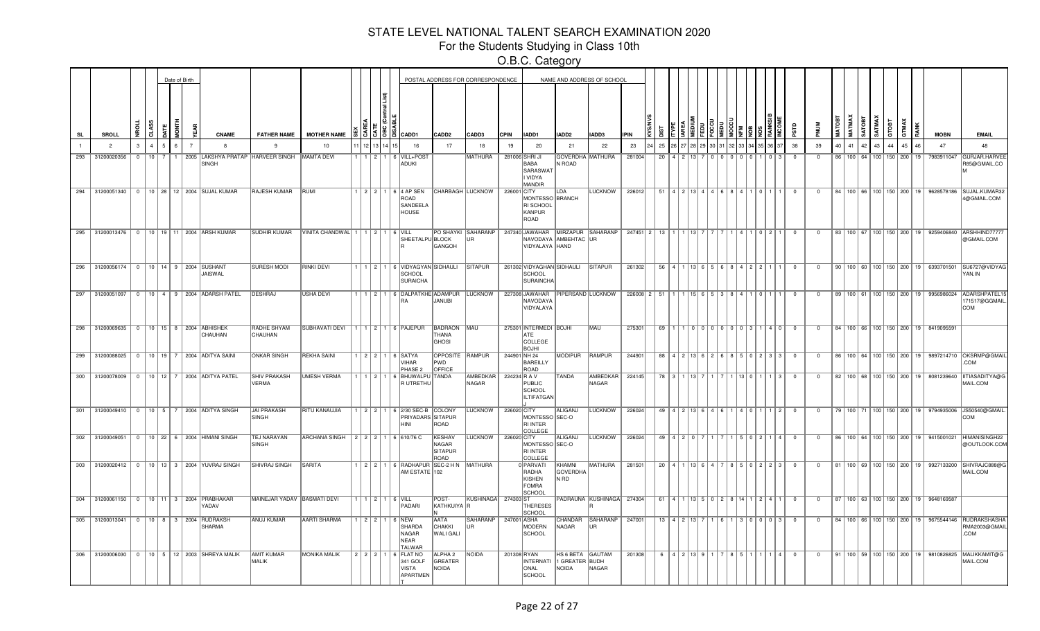# STATE LEVEL NATIONAL TALENT SEARCH EXAMINATION 2020

## For the Students Studying in Class 10th

### O.B.C. Category

| SL | SROLL | NROLL | CLASS | DATE | MONTH | YEAR | CNAME | FATHER NAME | MOTHER NAME | SEX | CAREA | CATE | OBC (Central List) | DISABLE | CADD1 | CADD2 | CADD3 | CPIN | IADD1 | IADD2 | IADD3 | IPIN | KVS/NVS | DIST | ITYPE | IAREA | MEDIUM | FEDU | FOCCU | MEDU | MOCCU | NFM | NOB | NOS | RANKSIB | INCOME | PSTD | PNUM | MATOBT | MATMAX | SATOBT | SATMAX | GTOBT | GTMAX | RANK | MOBN | EMAIL |
|---|---|---|---|---|---|---|---|---|---|---|---|---|---|---|---|---|---|---|---|---|---|---|---|---|---|---|---|---|---|---|---|---|---|---|---|---|---|---|---|---|---|---|---|---|---|---|---|
| 1 | 2 | 3 | 4 | 5 | 6 | 7 | 8 | 9 | 10 | 11 | 12 | 13 | 14 | 15 | 16 | 17 | 18 | 19 | 20 | 21 | 22 | 23 | 24 | 25 | 26 | 27 | 28 | 29 | 30 | 31 | 32 | 33 | 34 | 35 | 36 | 37 | 38 | 39 | 40 | 41 | 42 | 43 | 44 | 45 | 46 | 47 | 48 |
| 293 | 31200020356 | 0 | 10 | 7 | 1 | 2005 | LAKSHYA PRATAP SINGH | HARVEER SINGH | MAMTA DEVI | 1 | 1 | 2 | 1 | 6 | VILL+POST ADUKI | | MATHURA | 281006 | SHRI JI BABA SARASWAT I VIDYA MANDIR | GOVERDHA N ROAD | MATHURA | 281004 | | 20 | 4 | 2 | 13 | 7 | 0 | 0 | 0 | 0 | 0 | 1 | 0 | 3 | 0 | 0 | 86 | 100 | 64 | 100 | 150 | 200 | 19 | 7983911047 | GURJAR.HARVEER85@GMAIL.COM |
| 294 | 31200051340 | 0 | 10 | 28 | 12 | 2004 | SUJAL KUMAR | RAJESH KUMAR | RUMI | 1 | 2 | 2 | 1 | 6 | 4 AP SEN ROAD SANDEELA HOUSE | CHARBAGH | LUCKNOW | 226001 | CITY MONTESSO RI SCHOOL KANPUR ROAD | LDA BRANCH | LUCKNOW | 226012 | | 51 | 4 | 2 | 13 | 4 | 4 | 6 | 8 | 4 | 1 | 0 | 1 | 1 | 0 | 0 | 84 | 100 | 66 | 100 | 150 | 200 | 19 | 9628578186 | SUJAL.KUMAR324@GMAIL.COM |
| 295 | 31200013476 | 0 | 10 | 19 | 11 | 2004 | ARSH KUMAR | SUDHIR KUMAR | VINITA CHANDWAL | 1 | 1 | 2 | 1 | 6 | VILL SHEETALPUR | PO SHAYKI BLOCK GANGOH | SAHARANPUR | 247340 | JAWAHAR NAVODAYA VIDYALAYA | MIRZAPUR AMBEHTAC HAND | SAHARANPUR | 247451 | 2 | 13 | 1 | 1 | 13 | 7 | 7 | 7 | 1 | 4 | 1 | 0 | 2 | 1 | 0 | 0 | 83 | 100 | 67 | 100 | 150 | 200 | 19 | 9259406840 | ARSHHIND77777@GMAIL.COM |
| 296 | 31200056174 | 0 | 10 | 14 | 9 | 2004 | SUSHANT JAISWAL | SURESH MODI | RINKI DEVI | 1 | 1 | 2 | 1 | 6 | VIDYAGYAN SCHOOL SURAICHA | SIDHAULI | SITAPUR | 261302 | VIDYAGHAN SCHOOL SURAINCHA | SIDHAULI | SITAPUR | 261302 | | 56 | 4 | 1 | 13 | 6 | 5 | 6 | 8 | 4 | 2 | 2 | 1 | 1 | 0 | 0 | 90 | 100 | 60 | 100 | 150 | 200 | 19 | 6393701501 | SU6727@VIDYAGYAN.IN |
| 297 | 31200051097 | 0 | 10 | 4 | 9 | 2004 | ADARSH PATEL | DESHRAJ | USHA DEVI | 1 | 1 | 2 | 1 | 6 | DALPATKHERA | ADAMPUR JANUBI | LUCKNOW | 227308 | JAWAHAR NAVODAYA VIDYALAYA | PIPERSAND | LUCKNOW | 226008 | 2 | 51 | 1 | 1 | 15 | 6 | 5 | 3 | 8 | 4 | 1 | 0 | 1 | 1 | 0 | 0 | 89 | 100 | 61 | 100 | 150 | 200 | 19 | 9956986024 | ADARSHPATEL15171517@GGMAIL.COM |
| 298 | 31200069635 | 0 | 10 | 15 | 8 | 2004 | ABHISHEK CHAUHAN | RADHE SHYAM CHAUHAN | SUBHAVATI DEVI | 1 | 1 | 2 | 1 | 6 | PAJEPUR | BADRAON THANA GHOSI | MAU | 275301 | INTERMEDIATE COLLEGE BOJHI | BOJHI | MAU | 275301 | | 69 | 1 | 1 | 0 | 0 | 0 | 0 | 0 | 0 | 3 | 1 | 4 | 0 | 0 | 0 | 84 | 100 | 66 | 100 | 150 | 200 | 19 | 8419095591 | |
| 299 | 31200088025 | 0 | 10 | 19 | 7 | 2004 | ADITYA SAINI | ONKAR SINGH | REKHA SAINI | 1 | 2 | 2 | 1 | 6 | SATYA VIHAR PHASE 2 | OPPOSITE PWD OFFICE | RAMPUR | 244901 | NH 24 BAREILLY ROAD | MODIPUR | RAMPUR | 244901 | | 88 | 4 | 2 | 13 | 6 | 2 | 6 | 8 | 5 | 0 | 2 | 3 | 3 | 0 | 0 | 86 | 100 | 64 | 100 | 150 | 200 | 19 | 9897214710 | OKSRMP@GMAIL.COM |
| 300 | 31200078009 | 0 | 10 | 12 | 7 | 2004 | ADITYA PATEL | SHIV PRAKASH VERMA | UMESH VERMA | 1 | 1 | 2 | 1 | 6 | BHUWALPUR UTRETHU | TANDA | AMBEDKAR NAGAR | 224234 | R A V PUBLIC SCHOOL ILTIFATGANJ | TANDA | AMBEDKAR NAGAR | 224145 | | 78 | 3 | 1 | 13 | 7 | 1 | 7 | 1 | 13 | 0 | 1 | 1 | 3 | 0 | 0 | 82 | 100 | 68 | 100 | 150 | 200 | 19 | 8081239640 | IITIASADITYA@GMAIL.COM |
| 301 | 31200049410 | 0 | 10 | 5 | 7 | 2004 | ADITYA SINGH | JAI PRAKASH SINGH | RITU KANAUJIA | 1 | 2 | 2 | 1 | 6 | 2/30 SEC-B PRIYADARSHINI | COLONY SITAPUR ROAD | LUCKNOW | 226020 | CITY MONTESSO RI INTER COLLEGE | ALIGANJ SEC-O | LUCKNOW | 226024 | | 49 | 4 | 2 | 13 | 6 | 4 | 6 | 1 | 4 | 0 | 1 | 1 | 2 | 0 | 0 | 79 | 100 | 71 | 100 | 150 | 200 | 19 | 9794935006 | JS50540@GMAIL.COM |
| 302 | 31200049051 | 0 | 10 | 22 | 6 | 2004 | HIMANI SINGH | TEJ NARAYAN SINGH | ARCHANA SINGH | 2 | 2 | 2 | 1 | 6 | 610/76 C | KESHAV NAGAR SITAPUR ROAD | LUCKNOW | 226020 | CITY MONTESSO RI INTER COLLEGE | ALIGANJ SEC-O | LUCKNOW | 226024 | | 49 | 4 | 2 | 0 | 7 | 1 | 7 | 1 | 5 | 0 | 2 | 1 | 4 | 0 | 0 | 86 | 100 | 64 | 100 | 150 | 200 | 19 | 9415001021 | HIMANISINGH22@OUTLOOK.COM |
| 303 | 31200020412 | 0 | 10 | 13 | 3 | 2004 | YUVRAJ SINGH | SHIVRAJ SINGH | SARITA | 1 | 2 | 2 | 1 | 6 | RADHAPURAM ESTATE | SEC-2 H N 102 | MATHURA | 0 | PARVATI RADHA KISHEN FOMRA SCHOOL | KHAMNI GOVERDHAN RD | MATHURA | 281501 | | 20 | 4 | 1 | 13 | 6 | 4 | 7 | 8 | 5 | 0 | 2 | 2 | 3 | 0 | 0 | 81 | 100 | 69 | 100 | 150 | 200 | 19 | 9927133200 | SHIVRAJC888@GMAIL.COM |
| 304 | 31200061150 | 0 | 10 | 11 | 3 | 2004 | PRABHAKAR YADAV | MAINEJAR YADAV | BASMATI DEVI | 1 | 1 | 2 | 1 | 6 | VILL PADARI | POST-KATHKUIYAN | KUSHINAGAR | 274303 | ST THERESES SCHOOL | PADRAUNA | KUSHINAGAR | 274304 | | 61 | 4 | 1 | 13 | 5 | 0 | 2 | 8 | 14 | 1 | 2 | 4 | 1 | 0 | 0 | 87 | 100 | 63 | 100 | 150 | 200 | 19 | 9648169587 | |
| 305 | 31200013041 | 0 | 10 | 8 | 3 | 2004 | RUDRAKSH SHARMA | ANUJ KUMAR | AARTI SHARMA | 1 | 2 | 2 | 1 | 6 | NEW SHARDA NAGAR NEAR TALWAR | AATA CHAKKI WALI GALI | SAHARANPUR | 247001 | ASHA MODERN SCHOOL | CHANDAR NAGAR | SAHARANPUR | 247001 | | 13 | 4 | 2 | 13 | 7 | 1 | 6 | 1 | 3 | 0 | 0 | 0 | 3 | 0 | 0 | 84 | 100 | 66 | 100 | 150 | 200 | 19 | 9675544146 | RUDRAKSHASHARMA2003@GMAIL.COM |
| 306 | 31200006030 | 0 | 10 | 5 | 12 | 2003 | SHREYA MALIK | AMIT KUMAR MALIK | MONIKA MALIK | 2 | 2 | 2 | 1 | 6 | FLAT NO 341 GOLF VISTA APARTMENT | ALPHA 2 GREATER NOIDA | NOIDA | 201308 | RYAN INTERNATIONAL SCHOOL | HS 6 BETA 1 GREATER NOIDA | GAUTAM BUDH NAGAR | 201308 | | 6 | 4 | 2 | 13 | 9 | 1 | 7 | 8 | 5 | 1 | 1 | 1 | 4 | 0 | 0 | 91 | 100 | 59 | 100 | 150 | 200 | 19 | 9810826825 | MALIKKAMIT@GMAIL.COM |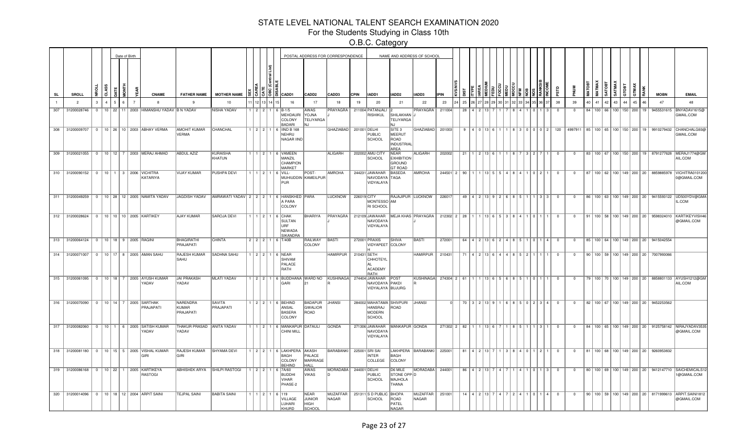# STATE LEVEL NATIONAL TALENT SEARCH EXAMINATION 2020

## For the Students Studying in Class 10th

### O.B.C. Category

| SL | SROLL | NROLL | CLASS | Date of Birth | | | CNAME | FATHER NAME | MOTHER NAME | SEX | CAREA | CATE | OBC (Central List) | DISABLE | POSTAL ADDRESS FOR CORRESPONDENCE | | | | NAME AND ADDRESS OF SCHOOL | | | | KVS/NVS | DIST | ITYPE | IAREA | MEDIUM | FEDU | FOCCU | MEDU | MOCCU | NFM | NOB | NOS | RANKSIB | INCOME | PSTD | PNUM | MATOBT | MATMAX | SATOBT | SATMAX | GTOBT | GTMAX | RANK | MOBN | EMAIL |
|---|---|---|---|---|---|---|---|---|---|---|---|---|---|---|---|---|---|---|---|---|---|---|---|---|---|---|---|---|---|---|---|---|---|---|---|---|---|---|---|---|---|---|---|---|---|---|---|
| | | | | DATE | MONTH | YEAR | | | | | | | | | CADD1 | CADD2 | CADD3 | CPIN | IADD1 | IADD2 | IADD3 | IPIN | | | | | | | | | | | | | | | | | | | | | | | | | |
| 1 | 2 | 3 | 4 | 5 | 6 | 7 | 8 | 9 | 10 | 11 | 12 | 13 | 14 | 15 | 16 | 17 | 18 | 19 | 20 | 21 | 22 | 23 | 24 | 25 | 26 | 27 | 28 | 29 | 30 | 31 | 32 | 33 | 34 | 35 | 36 | 37 | 38 | 39 | 40 | 41 | 42 | 43 | 44 | 45 | 46 | 47 | 48 |
| 307 | 31200028746 | 0 | 10 | 22 | 11 | 2003 | HIMANSHU YADAV | B N YADAV | NISHA YADAV | 1 | 2 | 2 | 1 | 6 | B-1/5 MEHDAURI COLONY BADARI | AWAS YOJNA TELIYARGA NJ | PRAYAGRA J | 211004 | PATANJALI RISHIKUL | 2 SHILAKHAN J TELIYARGA NJ | PRAYAGRA J | 211004 | | 28 | 4 | 2 | 13 | 7 | 1 | 7 | 8 | 4 | 1 | 0 | 1 | 3 | 0 | 0 | 84 | 100 | 66 | 100 | 150 | 200 | 19 | 9455531615 | BNYADAV1615@GMAIL.COM |
| 308 | 31200009707 | 0 | 10 | 26 | 10 | 2003 | ABHAY VERMA | AMOHIT KUMAR VERMA | CHANCHAL | 1 | 2 | 2 | 1 | 6 | IIND B 168 NEHRU NAGAR IIND | | GHAZIABAD | 201001 | DELHI PUBLIC SCHOOL | SITE 3 MEERUT ROAD INDUSTRIAL AREA | GHAZIABAD | 201003 | | 9 | 4 | 0 | 13 | 6 | 1 | 1 | 8 | 3 | 0 | 0 | 0 | 2 | 120 | 4997911 | 85 | 100 | 65 | 100 | 150 | 200 | 19 | 9910279432 | CHANCHALG93@GMAIL.COM |
| 309 | 31200021055 | 0 | 10 | 12 | 7 | 2003 | MERAJ AHMAD | ABDUL AZIZ | KURAISHA KHATUN | 1 | 1 | 2 | 1 | 6 | VAMEEN MANZIL CHAMPION MARKET | | ALIGARH | 202002 | AMU CITY SCHOOL | NEAR EXHIBITION GROUND GT ROAD | ALIGARH | 202002 | | 21 | 1 | 2 | 13 | 6 | 1 | 1 | 8 | 7 | 3 | 2 | 7 | 1 | 0 | 0 | 83 | 100 | 67 | 100 | 150 | 200 | 19 | 8791277628 | MERAJ1774@GMAIL.COM |
| 310 | 31200090152 | 0 | 10 | 1 | 3 | 2006 | VICHITRA KATARIYA | VIJAY KUMAR | PUSHPA DEVI | 1 | 1 | 2 | 1 | 6 | VILL-MUHIUDDIN PUR | POST-KAMEILPUR | AMROHA | 244231 | JAWAHAR NAVODAYA VIDYALAYA | BASEDA TAGA | AMROHA | 244501 | 2 | 90 | 1 | 1 | 13 | 5 | 5 | 4 | 8 | 4 | 1 | 0 | 2 | 1 | 0 | 0 | 87 | 100 | 62 | 100 | 149 | 200 | 20 | 8859685978 | VICHITRA01012000@GMAIL.COM |
| 311 | 31200049259 | 0 | 10 | 28 | 12 | 2005 | NAMITA YADAV | JAGDISH YADAV | AMRAWATI YADAV | 2 | 2 | 2 | 1 | 6 | HANSKHED A PARA COLONY | PARA | LUCKNOW | 226019 | CITY MONTESSORI SCHOOL | RAJAJIPUR AM | LUCKNOW | 226017 | | 49 | 4 | 2 | 13 | 9 | 2 | 6 | 8 | 5 | 1 | 1 | 3 | 3 | 0 | 0 | 86 | 100 | 63 | 100 | 149 | 200 | 20 | 9415593122 | UD500YDV@GMAIL.COM |
| 312 | 31200028624 | 0 | 10 | 10 | 10 | 2005 | KARTIKEY | AJAY KUMAR | SAROJ DEVI | 1 | 1 | 2 | 1 | 6 | CHAK SULTAN URF NEWADA SIKANDRA | BHARIYA | PRAYAGRA J | 212109 | JAWAHAR NAVODAYA VIDYALAYA | MEJA KHAS | PRAYAGRA J | 212302 | 2 | 28 | 1 | 1 | 13 | 6 | 5 | 3 | 8 | 4 | 1 | 0 | 1 | 1 | 0 | 0 | 91 | 100 | 58 | 100 | 149 | 200 | 20 | 9598324010 | KARTIKEYVISH46@GMAIL.COM |
| 313 | 31200064124 | 0 | 10 | 18 | 9 | 2005 | RAGINI | BHAGIRATHI PRAJAPATI | CHINTA | 2 | 2 | 2 | 1 | 6 | T/40B | RAILWAY COLONY | BASTI | 272001 | PRAXIS VIDYAPEET H | SHIVA COLONY | BASTI | 272001 | | 64 | 4 | 2 | 13 | 6 | 2 | 4 | 8 | 5 | 1 | 0 | 1 | 4 | 0 | 0 | 85 | 100 | 64 | 100 | 149 | 200 | 20 | 9415042554 | |
| 314 | 31200071007 | 0 | 10 | 17 | 8 | 2005 | AMAN SAHU | RAJESH KUMAR SAHU | SADHNA SAHU | 1 | 2 | 2 | 1 | 6 | NEAR SHIVAM PALACE RATH | | HAMIRPUR | 210431 | SETH CHHOTEYLAL ACADEMY RATH | | HAMIRPUR | 210431 | | 71 | 4 | 2 | 13 | 6 | 4 | 4 | 8 | 5 | 2 | 1 | 1 | 1 | 0 | 0 | 90 | 100 | 59 | 100 | 149 | 200 | 20 | 7007993066 | |
| 315 | 31200061095 | 0 | 10 | 18 | 7 | 2005 | AYUSH KUMAR YADAV | JAI PRAKASH YADAV | MLATI YADAV | 1 | 2 | 2 | 1 | 6 | BUDDHANA GARI | WARD NO 21 | KUSHINAGAR | 274404 | JAWAHAR NAVODAYA VIDYALAYA | POST PAKDI BUJURG | KUSHINAGAR | 274304 | 2 | 61 | 1 | 1 | 13 | 6 | 5 | 6 | 8 | 5 | 1 | 0 | 1 | 1 | 0 | 0 | 79 | 100 | 70 | 100 | 149 | 200 | 20 | 8858801133 | AYUSH1212@GMAIL.COM |
| 316 | 31200070090 | 0 | 10 | 14 | 7 | 2005 | SARTHAK PRAJAPATI | NARENDRA KUMAR PRAJAPATI | SAVITA PRAJAPATI | 1 | 2 | 2 | 1 | 6 | BEHIND ANSAL BASERA COLONY | BADAPUR GWALIOR ROAD | JHANSI | 284002 | MAHATAMA HANSRAJ MODERN SCHOOL | SHIVPURI ROAD | JHANSI | 0 | | 70 | 3 | 2 | 13 | 9 | 1 | 6 | 8 | 5 | 0 | 2 | 3 | 4 | 0 | 0 | 82 | 100 | 67 | 100 | 149 | 200 | 20 | 9452253562 | |
| 317 | 31200082060 | 0 | 10 | 1 | 6 | 2005 | SATISH KUMAR YADAV | THAKUR PRASAD YADAV | ANITA YADAV | 1 | 1 | 2 | 1 | 6 | MANKAPUR CHINI MILL | DATAULI | GONDA | 271306 | JAWAHAR NAVODAYA VIDYALAYA | MANKAPUR | GONDA | 271302 | 2 | 82 | 1 | 1 | 13 | 6 | 7 | 1 | 8 | 5 | 1 | 1 | 3 | 1 | 0 | 0 | 84 | 100 | 65 | 100 | 149 | 200 | 20 | 9125758142 | NIRAJYADAV3535@GMAIL.COM |
| 318 | 31200081180 | 0 | 10 | 15 | 5 | 2005 | VISHAL KUMAR GIRI | RAJESH KUMAR GIRI | SHYAMA DEVI | 1 | 2 | 2 | 1 | 6 | LAKHPERA BAGH COLONY BEHIND | AKASH PALACE MARRIAGE HALL | BARABANKI | 225001 | SRI SAI INTER COLLEGE | LAKHPERA BAGH COLONY | BARABANKI | 225001 | | 81 | 4 | 2 | 13 | 7 | 1 | 3 | 8 | 4 | 0 | 1 | 2 | 1 | 0 | 0 | 81 | 100 | 68 | 100 | 149 | 200 | 20 | 9260953832 | |
| 319 | 31200086168 | 0 | 10 | 22 | 1 | 2005 | KARTIKEYA RASTOGI | ABHISHEK ARYA | SHILPI RASTOGI | 1 | 2 | 2 | 1 | 6 | 7A/60 BUDDHI VIHAR PHASE-2 | AWAS VIKAS | MORADABAD | 244001 | DELHI PUBLIC SCHOOL | D6 MILE STONE OPP MAJHOLA THANA | MORADABAD | 244001 | | 86 | 4 | 2 | 13 | 7 | 4 | 7 | 1 | 4 | 1 | 0 | 1 | 3 | 0 | 0 | 80 | 100 | 69 | 100 | 149 | 200 | 20 | 9412147710 | SAICHEMICALS121@GMAIL.COM |
| 320 | 31200014096 | 0 | 10 | 18 | 12 | 2004 | ARPIT SAINI | TEJPAL SAINI | BABITA SAINI | 1 | 1 | 2 | 1 | 6 | 119 VILLAGE LUHARI KHURD | NEAR JUNIOR HIGH SCHOOL | MUZAFFAR NAGAR | 251311 | S D PUBLIC SCHOOL | BHOPA ROAD PATEL NAGAR | MUZAFFAR NAGAR | 251001 | | 14 | 4 | 2 | 13 | 7 | 4 | 7 | 2 | 4 | 1 | 0 | 1 | 4 | 0 | 0 | 90 | 100 | 59 | 100 | 149 | 200 | 20 | 8171999613 | ARPIT.SAINI1812@GMAIL.COM |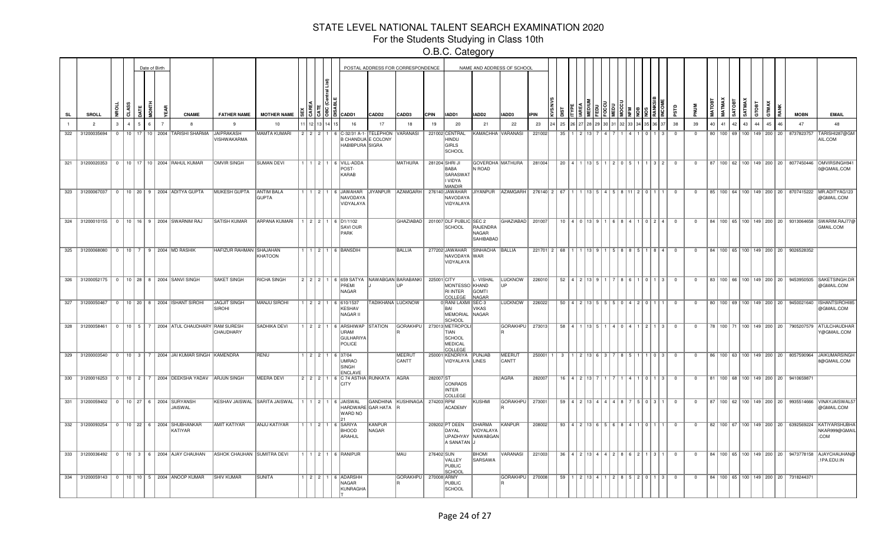# STATE LEVEL NATIONAL TALENT SEARCH EXAMINATION 2020

## For the Students Studying in Class 10th

### O.B.C. Category

| SL | SROLL | NROLL | CLASS | DATE | MONTH | YEAR | CNAME | FATHER NAME | MOTHER NAME | SEX | CAREA | CATE | OBC (Central List) | DISABLE | CADD1 | CADD2 | CADD3 | CPIN | IADD1 | IADD2 | IADD3 | IPIN | KVS/NVS | DIST | ITYPE | IAREA | MEDIUM | FEDU | FOCCU | MEDU | MOCCU | NFM | NOB | NOS | RANKSIB | INCOME | PSTD | PNUM | MATOBT | MATMAX | SATOBT | SATMAX | GTOBT | GTMAX | RANK | MOBN | EMAIL |
|---|---|---|---|---|---|---|---|---|---|---|---|---|---|---|---|---|---|---|---|---|---|---|---|---|---|---|---|---|---|---|---|---|---|---|---|---|---|---|---|---|---|---|---|---|---|---|---|
| 1 | 2 | 3 | 4 | 5 | 6 | 7 | 8 | 9 | 10 | 11 | 12 | 13 | 14 | 15 | 16 | 17 | 18 | 19 | 20 | 21 | 22 | 23 | 24 | 25 | 26 | 27 | 28 | 29 | 30 | 31 | 32 | 33 | 34 | 35 | 36 | 37 | 38 | 39 | 40 | 41 | 42 | 43 | 44 | 45 | 46 | 47 | 48 |
| 322 | 31200035694 | 0 | 10 | 17 | 10 | 2004 | TARISHI SHARMA | JAIPRAKASH VISHWAKARMA | MAMTA KUMARI | 2 | 2 | 2 | 1 | 6 | C-32/31 A-1-B CHANDUA HABIBPURA | TELEPHON E COLONY SIGRA | VARANASI | 221002 | CENTRAL HINDU GIRLS SCHOOL | KAMACHHA | VARANASI | 221002 | | 35 | 1 | 2 | 13 | 7 | 4 | 7 | 1 | 4 | 1 | 0 | 1 | 3 | 0 | 0 | 80 | 100 | 69 | 100 | 149 | 200 | 20 | 8737823757 | TARISHI287@GMAIL.COM |
| 321 | 31200020353 | 0 | 10 | 17 | 10 | 2004 | RAHUL KUMAR | OMVIR SINGH | SUMAN DEVI | 1 | 1 | 2 | 1 | 6 | VILL-ADDA POST-KARAB | | MATHURA | 281204 | SHRI JI BABA SARASWAT I VIDYA MANDIR | GOVERDHA N ROAD | MATHURA | 281004 | | 20 | 4 | 1 | 13 | 5 | 1 | 2 | 0 | 5 | 1 | 1 | 3 | 2 | 0 | 0 | 87 | 100 | 62 | 100 | 149 | 200 | 20 | 8077450446 | OMVIRSINGH9410@GMAIL.COM |
| 323 | 31200067037 | 0 | 10 | 20 | 9 | 2004 | ADITYA GUPTA | MUKESH GUPTA | ANTIM BALA GUPTA | 1 | 1 | 2 | 1 | 6 | JAWAHAR NAVODAYA VIDYALAYA | JIYANPUR | AZAMGARH | 276140 | JAWAHAR NAVODAYA VIDYALAYA | JIYANPUR | AZAMGARH | 276140 | 2 | 67 | 1 | 1 | 13 | 5 | 4 | 5 | 8 | 11 | 2 | 0 | 1 | 1 | 0 | 0 | 85 | 100 | 64 | 100 | 149 | 200 | 20 | 8707415222 | MR.ADITYAG123@GMAIL.COM |
| 324 | 31200010155 | 0 | 10 | 16 | 9 | 2004 | SWARNIM RAJ | SATISH KUMAR | ARPANA KUMARI | 1 | 2 | 2 | 1 | 6 | D1/1102 SAVI OUR PARK | | GHAZIABAD | 201007 | DLF PUBLIC SCHOOL | SEC 2 RAJENDRA NAGAR SAHIBABAD | GHAZIABAD | 201007 | | 10 | 4 | 0 | 13 | 9 | 1 | 6 | 8 | 4 | 1 | 0 | 2 | 4 | 0 | 0 | 84 | 100 | 65 | 100 | 149 | 200 | 20 | 9313064658 | SWARIM.RAJ77@GMAIL.COM |
| 325 | 31200068080 | 0 | 10 | 7 | 9 | 2004 | MD RASHIK | HAFIZUR RAHMAN | SHAJAHAN KHATOON | 1 | 1 | 2 | 1 | 6 | BANSDIH | | BALLIA | 277202 | JAWAHAR NAVODAYA VIDYALAYA | SINHACHA WAR | BALLIA | 221701 | 2 | 68 | 1 | 1 | 13 | 9 | 1 | 5 | 8 | 8 | 5 | 1 | 8 | 4 | 0 | 0 | 84 | 100 | 65 | 100 | 149 | 200 | 20 | 9026528352 | |
| 326 | 31200052175 | 0 | 10 | 28 | 8 | 2004 | SANVI SINGH | SAKET SINGH | RICHA SINGH | 2 | 2 | 2 | 1 | 6 | 659 SATYA PREMI NAGAR | NAWABGAN J | BARABANKI UP | 225001 | CITY MONTESSO RI INTER COLLEGE | L- VISHAL KHAND GOMTI NAGAR | LUCKNOW UP | 226010 | | 52 | 4 | 2 | 13 | 9 | 1 | 7 | 8 | 6 | 1 | 0 | 1 | 3 | 0 | 0 | 83 | 100 | 66 | 100 | 149 | 200 | 20 | 9453950505 | SAKETSINGH.DR@GMAIL.COM |
| 327 | 31200050467 | 0 | 10 | 20 | 8 | 2004 | ISHANT SIROHI | JAGJIT SINGH SIROHI | MANJU SIROHI | 1 | 2 | 2 | 1 | 6 | 610/1537 KESHAV NAGAR II | TADIKHANA | LUCKNOW | 0 | RANI LAXMI BAI MEMORIAL SCHOOL | SEC-3 VIKAS NAGAR | LUCKNOW | 226022 | | 50 | 4 | 2 | 13 | 5 | 5 | 5 | 0 | 4 | 2 | 0 | 1 | 1 | 0 | 0 | 80 | 100 | 69 | 100 | 149 | 200 | 20 | 9450021640 | ISHANTSIROHI85@GMAIL.COM |
| 328 | 31200058461 | 0 | 10 | 5 | 7 | 2004 | ATUL CHAUDHARY | RAM SURESH CHAUDHARY | SADHIKA DEVI | 1 | 2 | 2 | 1 | 6 | ARSHIWAP URAM GULHARIYA POLICE | STATION | GORAKHPU R | 273013 | METROPOLI TIAN SCHOOL MEDICAL COLLEGE | | GORAKHPU R | 273013 | | 58 | 4 | 1 | 13 | 5 | 1 | 4 | 0 | 4 | 1 | 2 | 1 | 3 | 0 | 0 | 78 | 100 | 71 | 100 | 149 | 200 | 20 | 7905207579 | ATULCHAUDHARY@GMAIL.COM |
| 329 | 31200003540 | 0 | 10 | 3 | 7 | 2004 | JAI KUMAR SINGH | KAMENDRA | RENU | 1 | 2 | 2 | 1 | 6 | 37/04 UMRAO SINGH ENCLAVE | | MEERUT CANTT | 250001 | KENDRIYA VIDYALAYA | PUNJAB LINES | MEERUT CANTT | 250001 | 1 | 3 | 1 | 2 | 13 | 6 | 3 | 7 | 8 | 5 | 1 | 1 | 0 | 3 | 0 | 0 | 86 | 100 | 63 | 100 | 149 | 200 | 20 | 8057590964 | JAIKUMARSINGH8@GMAIL.COM |
| 330 | 31200016253 | 0 | 10 | 2 | 7 | 2004 | DEEKSHA YADAV | ARJUN SINGH | MEERA DEVI | 2 | 2 | 2 | 1 | 6 | C 74 ASTHA CITY | RUNKATA | AGRA | 282007 | ST CONRADS INTER COLLEGE | | AGRA | 282007 | | 16 | 4 | 2 | 13 | 7 | 1 | 7 | 1 | 4 | 1 | 0 | 1 | 3 | 0 | 0 | 81 | 100 | 68 | 100 | 149 | 200 | 20 | 9410659871 | |
| 331 | 31200059402 | 0 | 10 | 27 | 6 | 2004 | SURYANSH JAISWAL | KESHAV JAISWAL | SARITA JAISWAL | 1 | 1 | 2 | 1 | 6 | JAISWAL HARDWARE WARD NO 21 | GANDHINA GAR HATA | KUSHINAGA R | 274203 | RPM ACADEMY | KUSHMI | GORAKHPU R | 273001 | | 59 | 4 | 2 | 13 | 4 | 4 | 4 | 8 | 7 | 5 | 0 | 3 | 1 | 0 | 0 | 87 | 100 | 62 | 100 | 149 | 200 | 20 | 9935514666 | VINAYJAISWAL57@GMAIL.COM |
| 332 | 31200093254 | 0 | 10 | 22 | 6 | 2004 | SHUBHANKAR KATIYAR | AMIT KATIYAR | ANJU KATIYAR | 1 | 1 | 2 | 1 | 6 | SARIYA BHOOD ARAHUL | KANPUR NAGAR | | 209202 | PT DEEN DAYAL UPADHYAY A SANATAN | DHARMA VIDYALAYA NAWABGAN J | KANPUR | 208002 | | 93 | 4 | 2 | 13 | 6 | 5 | 6 | 8 | 4 | 1 | 0 | 1 | 1 | 0 | 0 | 82 | 100 | 67 | 100 | 149 | 200 | 20 | 6392569224 | KATIYARSHUBHANKAR999@GMAIL.COM |
| 333 | 31200036492 | 0 | 10 | 3 | 6 | 2004 | AJAY CHAUHAN | ASHOK CHAUHAN | SUMITRA DEVI | 1 | 1 | 2 | 1 | 6 | RANIPUR | | MAU | 276402 | SUN VALLEY PUBLIC SCHOOL | BHOMI SARSAWA | VARANASI | 221003 | | 36 | 4 | 2 | 13 | 4 | 4 | 2 | 8 | 6 | 2 | 1 | 3 | 1 | 0 | 0 | 84 | 100 | 65 | 100 | 149 | 200 | 20 | 9473778158 | AJAYCHAUHAN@.1PA.EDU.IN |
| 334 | 31200059143 | 0 | 10 | 10 | 5 | 2004 | ANOOP KUMAR | SHIV KUMAR | SUNITA | 1 | 2 | 2 | 1 | 6 | ADARSHH NAGAR KUNRAGHA T | | GORAKHPU R | 270008 | ARMY PUBLIC SCHOOL | | GORAKHPU R | 270008 | | 59 | 1 | 2 | 13 | 4 | 1 | 2 | 8 | 5 | 2 | 0 | 1 | 3 | 0 | 0 | 84 | 100 | 65 | 100 | 149 | 200 | 20 | 7318244371 | |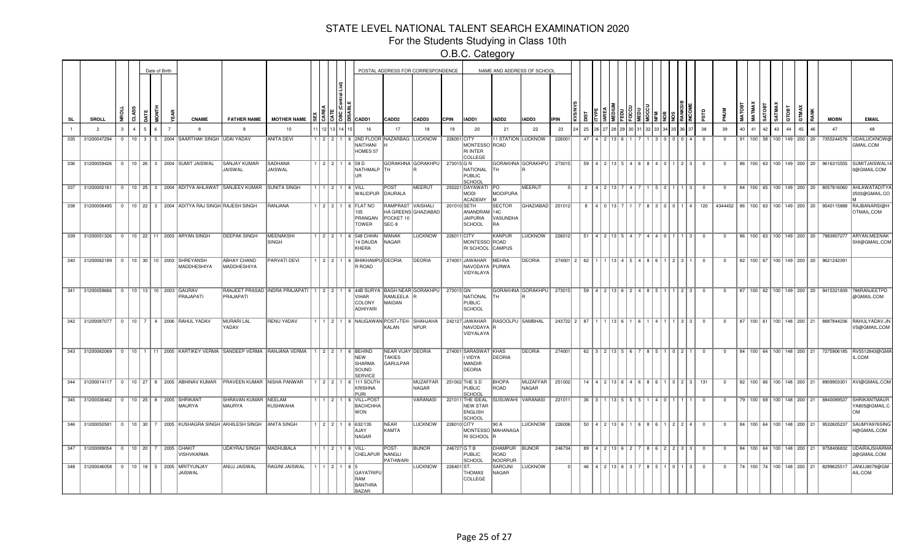# STATE LEVEL NATIONAL TALENT SEARCH EXAMINATION 2020

## For the Students Studying in Class 10th

### O.B.C. Category

| SL | SROLL | NROLL | CLASS | DATE | MONTH | YEAR | CNAME | FATHER NAME | MOTHER NAME | SEX | CAREA | CATE | OBC (Central List) | DSABLE | CADD1 | CADD2 | CADD3 | CPIN | IADD1 | IADD2 | IADD3 | IPIN | KVS/NVS | DIST | ITYPE | IAREA | MEDIUM | FEDU | FOCCU | MEDU | MOCCU | NFM | NOB | NOS | RANKSIB | INCOME | PSTD | PNUM | MATOBT | MATMAX | SATOBT | SATMAX | GTOBT | GTMAX | RANK | MOBN | EMAIL |
|---|---|---|---|---|---|---|---|---|---|---|---|---|---|---|---|---|---|---|---|---|---|---|---|---|---|---|---|---|---|---|---|---|---|---|---|---|---|---|---|---|---|---|---|---|---|---|---|
| 1 | 2 | 3 | 4 | 5 | 6 | 7 | 8 | 9 | 10 | 11 | 12 | 13 | 14 | 15 | 16 | 17 | 18 | 19 | 20 | 21 | 22 | 23 | 24 | 25 | 26 | 27 | 28 | 29 | 30 | 31 | 32 | 33 | 34 | 35 | 36 | 37 | 38 | 39 | 40 | 41 | 42 | 43 | 44 | 45 | 46 | 47 | 48 |
| 335 | 31200047294 | 0 | 10 | 3 | 5 | 2004 | SAARTHAK SINGH | UDAI YADAV | ANITA DEVI | 1 | 2 | 2 | 1 | 6 | 2ND FLOOR NAITHANI HOMES 57 | NAZARBAG H | LUCKNOW | 226001 | CITY MONTESSORI INTER COLLEGE | 11 STATION ROAD | LUCKNOW | 226001 | | 47 | 4 | 2 | 13 | 6 | 1 | 7 | 1 | 3 | 0 | 0 | 0 | 4 | 0 | 0 | 91 | 100 | 58 | 100 | 149 | 200 | 20 | 7355244576 | UDAILUCKNOW@GMAIL.COM |
| 336 | 31200059426 | 0 | 10 | 26 | 3 | 2004 | SUMIT JAISWAL | SANJAY KUMAR JAISWAL | SADHANA JAISWAL | 1 | 2 | 2 | 1 | 6 | 59 D NATHMALPUR | GORAKHNATH | GORAKHPUR | 273015 | G N NATIONAL PUBLIC SCHOOL | GORAKHNATH | GORAKHPUR | 273015 | | 59 | 4 | 2 | 13 | 5 | 4 | 6 | 8 | 4 | 0 | 1 | 2 | 3 | 0 | 0 | 86 | 100 | 63 | 100 | 149 | 200 | 20 | 9616315555 | SUMITJAISWAL140@GMAIL.COM |
| 337 | 31200002161 | 0 | 10 | 25 | 3 | 2004 | ADITYA AHLAWAT | SANJEEV KUMAR | SUNITA SINGH | 1 | 1 | 2 | 1 | 6 | VILL WALIDPUR | POST DAURALA | MEERUT | 250221 | DAYAWATI MODI ACADEMY | PO MODIPURAM | MEERUT | 0 | | 2 | 4 | 2 | 13 | 7 | 4 | 7 | 1 | 5 | 0 | 1 | 1 | 3 | 0 | 0 | 84 | 100 | 65 | 100 | 149 | 200 | 20 | 8057816060 | AHLAWATADITYA2503@GMAIL.COM |
| 338 | 31200008495 | 0 | 10 | 22 | 3 | 2004 | ADITYA RAJ SINGH | RAJESH SINGH | RANJANA | 1 | 2 | 2 | 1 | 6 | FLAT NO 105 PRANGAN TOWER | RAMPRASTHA GREENS POCKET 10 SEC-9 | VAISHALI GHAZIABAD | 201010 | SETH ANANDRAM JAIPURIA SCHOOL | SECTOR 14C VASUNDHARA | GHAZIABAD | 201012 | | 8 | 4 | 0 | 13 | 7 | 1 | 7 | 8 | 3 | 0 | 0 | 1 | 4 | 120 | 4344452 | 86 | 100 | 63 | 100 | 149 | 200 | 20 | 9540115888 | RAJBANARSI@HOTMAIL.COM |
| 339 | 31200051326 | 0 | 10 | 22 | 11 | 2003 | ARYAN SINGH | DEEPAK SINGH | MEENAKSHI SINGH | 1 | 2 | 2 | 1 | 6 | 548 CHHAI 14 DAUDA KHERA | MANAK NAGAR | LUCKNOW | 226011 | CITY MONTESSORI SCHOOL | KANPUR ROAD CAMPUS | LUCKNOW | 226012 | | 51 | 4 | 2 | 13 | 5 | 4 | 7 | 4 | 4 | 0 | 1 | 1 | 3 | 0 | 0 | 86 | 100 | 63 | 100 | 149 | 200 | 20 | 7983907277 | ARYAN.MEENAKSHI@GMAIL.COM |
| 340 | 31200062189 | 0 | 10 | 30 | 10 | 2003 | SHREYANSH MADDHESHIYA | ABHAY CHAND MADDHESHIYA | PARVATI DEVI | 1 | 2 | 2 | 1 | 6 | BHIKHAMPUR ROAD | DEORIA | DEORIA | 274001 | JAWAHAR NAVODAYA VIDYALAYA | MEHRA PURWA | DEORIA | 274001 | 2 | 62 | 1 | 1 | 13 | 4 | 5 | 4 | 8 | 6 | 1 | 2 | 3 | 1 | 0 | 0 | 82 | 100 | 67 | 100 | 149 | 200 | 20 | 9621242391 | |
| 341 | 31200059666 | 0 | 10 | 13 | 10 | 2003 | GAURAV PRAJAPATI | RANJEET PRASAD PRAJAPATI | INDRA PRAJAPATI | 1 | 2 | 2 | 1 | 6 | 44B SURYA VIHAR COLONY ADHIYARI | BAGH NEAR RAMLEELA MAIDAN | GORAKHPUR | 273015 | GN NATIONAL PUBLIC SCHOOL | GORAKHNATH | GORAKHPUR | 273015 | | 59 | 4 | 2 | 13 | 6 | 2 | 4 | 8 | 5 | 1 | 1 | 2 | 3 | 0 | 0 | 87 | 100 | 62 | 100 | 149 | 200 | 20 | 9415321839 | 786RANJEETPD@GMAIL.COM |
| 342 | 31200087077 | 0 | 10 | 7 | 4 | 2006 | RAHUL YADAV | MURARI LAL YADAV | RENU YADAV | 1 | 1 | 2 | 1 | 6 | NAUGAWAN | POST+TEH-KALAN | SHAHJAHANPUR | 242127 | JAWAHAR NAVODAYA VIDYALAYA | RASOOLPUR | SAMBHAL | 243722 | 2 | 87 | 1 | 1 | 13 | 6 | 1 | 6 | 1 | 4 | 1 | 1 | 3 | 3 | 0 | 0 | 87 | 100 | 61 | 100 | 148 | 200 | 21 | 8887844236 | RAHULYADAV.JNVS@GMAIL.COM |
| 343 | 31200062069 | 0 | 10 | 1 | 11 | 2005 | KARTIKEY VERMA | SANDEEP VERMA | RANJANA VERMA | 1 | 2 | 2 | 1 | 6 | BEHIND NEW SHARMA SOUND SERVICE | NEAR VIJAY TAKIES GARULPAR | DEORIA | 274001 | SARASWATI VIDYA MANDIR DEORIA | KHAS DEORIA | DEORIA | 274001 | | 62 | 3 | 2 | 13 | 5 | 6 | 7 | 8 | 5 | 1 | 0 | 2 | 1 | 0 | 0 | 84 | 100 | 64 | 100 | 148 | 200 | 21 | 7275906185 | RV5512843@GMAIL.COM |
| 344 | 31200014117 | 0 | 10 | 27 | 8 | 2005 | ABHINAV KUMAR | PRAVEEN KUMAR | NISHA PANWAR | 1 | 2 | 2 | 1 | 6 | 111 SOUTH KRISHNA PURI | | MUZAFFARNAGAR | 251002 | THE S D PUBLIC SCHOOL | BHOPA ROAD | MUZAFFARNAGAR | 251002 | | 14 | 4 | 2 | 13 | 6 | 4 | 6 | 8 | 6 | 1 | 0 | 2 | 3 | 131 | 0 | 82 | 100 | 66 | 100 | 148 | 200 | 21 | 8909903301 | AVI@GMAIL.COM |
| 345 | 31200036462 | 0 | 10 | 25 | 8 | 2005 | SHRIKANT MAURYA | SHRAVAN KUMAR MAURYA | NEELAM KUSHWAHA | 1 | 1 | 2 | 1 | 6 | VILL+POST BACHCHHAWON | | VARANASI | 221011 | THE IDEAL NEW STAR ENGLISH SCHOOL | SUSUWAHI | VARANASI | 221011 | | 36 | 3 | 1 | 13 | 5 | 5 | 5 | 1 | 4 | 0 | 1 | 1 | 1 | 0 | 0 | 79 | 100 | 69 | 100 | 148 | 200 | 21 | 8840089537 | SHRIKANTMAURYA805@GMAIL.COM |
| 346 | 31200050581 | 0 | 10 | 30 | 7 | 2005 | KUSHAGRA SINGH | AKHILESH SINGH | ANITA SINGH | 1 | 2 | 2 | 1 | 6 | 632/135 AJAY NAGAR | NEAR KAMTA | LUCKNOW | 226010 | CITY MONTESSORI SCHOOL | 90 A MAHANAGAR | LUCKNOW | 226006 | | 50 | 4 | 2 | 13 | 6 | 1 | 6 | 8 | 6 | 1 | 2 | 2 | 4 | 0 | 0 | 84 | 100 | 64 | 100 | 148 | 200 | 21 | 9532605237 | SAUMYA976SINGH@GMAIL.COM |
| 347 | 31200089054 | 0 | 10 | 20 | 7 | 2005 | CHAKIT VISHVKARMA | UDAYRAJ SINGH | MADHUBALA | 1 | 1 | 2 | 1 | 6 | VILL-CHELAPUR | POST-NANGLI PATHWARI | BIJNOR | 246727 | G T B PUBLIC SCHOOL | DHAMPUR ROAD NOORPUR | BIJNOR | 246734 | | 89 | 4 | 2 | 13 | 6 | 2 | 7 | 8 | 6 | 2 | 2 | 3 | 3 | 0 | 0 | 84 | 100 | 64 | 100 | 148 | 200 | 21 | 9758406832 | UDAIRAJSHARMA2@GMAIL.COM |
| 348 | 31200046058 | 0 | 10 | 18 | 5 | 2005 | MRITYUNJAY JAISWAL | ANUJ JAISWAL | RAGINI JAISWAL | 1 | 1 | 2 | 1 | 6 | 5 GAYATRIPURAM BANTHRA BAZAR | | LUCKNOW | 226401 | ST. THOMAS COLLEGE | SAROJNI NAGAR | LUCKNOW | 0 | | 46 | 4 | 2 | 13 | 6 | 3 | 7 | 8 | 5 | 1 | 0 | 1 | 3 | 0 | 0 | 74 | 100 | 74 | 100 | 148 | 200 | 21 | 8299625517 | JANUJ8079@GMAIL.COM |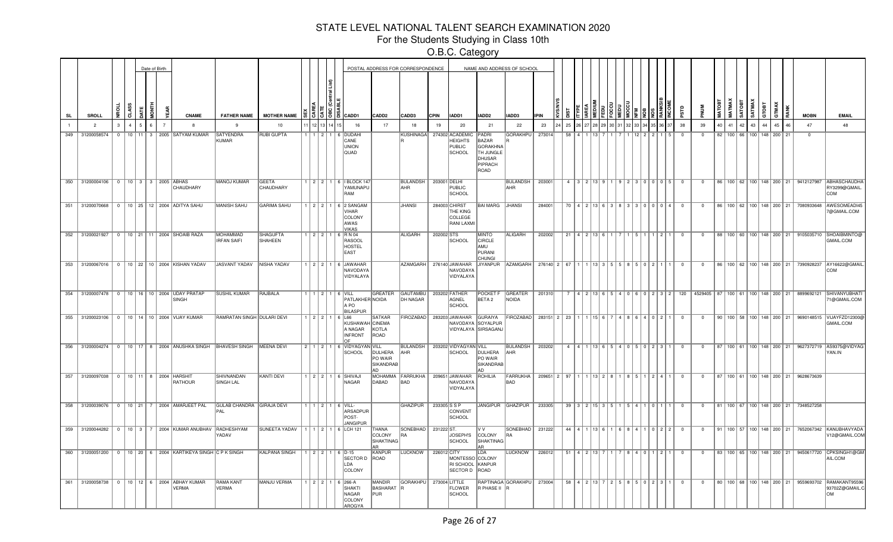# STATE LEVEL NATIONAL TALENT SEARCH EXAMINATION 2020

## For the Students Studying in Class 10th

### O.B.C. Category

| SL | SROLL | NROLL | CLASS | DATE | MONTH | YEAR | CNAME | FATHER NAME | MOTHER NAME | SEX | CAREA | CATE | OBC (Central List) | DISABLE | CADD1 | CADD2 | CADD3 | CPIN | IADD1 | IADD2 | IADD3 | IPIN | KVS/NVS | DIST | ITYPE | IAREA | MEDIUM | FEDU | FOCCU | MEDU | MOCCU | NFM | NOB | NOS | RANKSIB | INCOME | PSTD | PNUM | MATOBT | MATMAX | SATOBT | SATMAX | GTOBT | GTMAX | RANK | MOBN | EMAIL |
|---|---|---|---|---|---|---|---|---|---|---|---|---|---|---|---|---|---|---|---|---|---|---|---|---|---|---|---|---|---|---|---|---|---|---|---|---|---|---|---|---|---|---|---|---|---|---|---|
| 1 | 2 | 3 | 4 | 5 | 6 | 7 | 8 | 9 | 10 | 11 | 12 | 13 | 14 | 15 | 16 | 17 | 18 | 19 | 20 | 21 | 22 | 23 | 24 | 25 | 26 | 27 | 28 | 29 | 30 | 31 | 32 | 33 | 34 | 35 | 36 | 37 | 38 | 39 | 40 | 41 | 42 | 43 | 44 | 45 | 46 | 47 | 48 |
| 349 | 31200058574 | 0 | 10 | 11 | 3 | 2005 | SATYAM KUMAR | SATYENDRA KUMAR | RUBI GUPTA | 1 | 1 | 2 | 1 | 6 | DUDAHI CANE UNION QUAD | | KUSHINAGAR | 274302 | ACADEMIC HEIGHTS PUBLIC SCHOOL | PADRI BAZAR GORAKHNATH JUNGLE DHUSAR PIPRACH ROAD | GORAKHPUR | 273014 | | 58 | 4 | 1 | 13 | 7 | 1 | 7 | 1 | 12 | 2 | 2 | 1 | 5 | 0 | 0 | 82 | 100 | 66 | 100 | 148 | 200 | 21 | 0 | |
| 350 | 31200004106 | 0 | 10 | 3 | 3 | 2005 | ABHAS CHAUDHARY | MANOJ KUMAR | GEETA CHAUDHARY | 1 | 2 | 2 | 1 | 6 | I BLOCK 147 YAMUNAPURAM | | BULANDSHAHR | 203001 | DELHI PUBLIC SCHOOL | | BULANDSHAHR | 203001 | | 4 | 3 | 2 | 13 | 9 | 1 | 9 | 2 | 3 | 0 | 0 | 0 | 5 | 0 | 0 | 86 | 100 | 62 | 100 | 148 | 200 | 21 | 9412127987 | ABHASCHAUDHARY3299@GMAIL.COM |
| 351 | 31200070668 | 0 | 10 | 25 | 12 | 2004 | ADITYA SAHU | MANISH SAHU | GARIMA SAHU | 1 | 2 | 2 | 1 | 6 | 2 SANGAM VIHAR COLONY AWAS VIKAS | | JHANSI | 284003 | CHIRST THE KING COLLEGE RANI LAXMI | BAI MARG | JHANSI | 284001 | | 70 | 4 | 2 | 13 | 6 | 3 | 8 | 3 | 3 | 0 | 0 | 0 | 4 | 0 | 0 | 86 | 100 | 62 | 100 | 148 | 200 | 21 | 7080933648 | AWESOMEADI457@GMAIL.COM |
| 352 | 31200021927 | 0 | 10 | 21 | 11 | 2004 | SHOAIB RAZA | MOHAMMAD IRFAN SAIFI | SHAGUFTA SHAHEEN | 1 | 2 | 2 | 1 | 6 | R N 04 RASOOL HOSTEL EAST | | ALIGARH | 202002 | STS SCHOOL | MINTO CIRCLE AMU PURANI CHUNGI | ALIGARH | 202002 | | 21 | 4 | 2 | 13 | 6 | 1 | 7 | 1 | 5 | 1 | 1 | 2 | 1 | 0 | 0 | 88 | 100 | 60 | 100 | 148 | 200 | 21 | 9105035710 | SHOAIBMINTO@GMAIL.COM |
| 353 | 31200067016 | 0 | 10 | 22 | 10 | 2004 | KISHAN YADAV | JASVANT YADAV | NISHA YADAV | 1 | 2 | 2 | 1 | 6 | JAWAHAR NAVODAYA VIDYALAYA | | AZAMGARH | 276140 | JAWAHAR NAVODAYA VIDYALAYA | JIYANPUR | AZAMGARH | 276140 | 2 | 67 | 1 | 1 | 13 | 3 | 5 | 5 | 8 | 5 | 0 | 2 | 1 | 1 | 0 | 0 | 86 | 100 | 62 | 100 | 148 | 200 | 21 | 7390928237 | AY16622@GMAIL.COM |
| 354 | 31200007478 | 0 | 10 | 16 | 10 | 2004 | UDAY PRATAP SINGH | SUSHIL KUMAR | RAJBALA | 1 | 1 | 2 | 1 | 6 | VILL PATLAKHER A PO BILASPUR | GREATER NOIDA | GAUTAMBUDH NAGAR | 203202 | FATHER AGNEL SCHOOL | POCKET F BETA 2 | GREATER NOIDA | 201310 | | 7 | 4 | 2 | 13 | 6 | 5 | 4 | 0 | 6 | 0 | 2 | 3 | 2 | 120 | 4529405 | 87 | 100 | 61 | 100 | 148 | 200 | 21 | 8899692121 | SHIVANYUBHATI71@GMAIL.COM |
| 355 | 31200023106 | 0 | 10 | 14 | 10 | 2004 | VIJAY KUMAR | RAMRATAN SINGH | DULARI DEVI | 1 | 2 | 2 | 1 | 6 | L66 KUSHAWAHA NAGAR INFRONT OF | SATKAR CINEMA KOTLA ROAD | FIROZABAD | 283203 | JAWAHAR NAVODAYA VIDYALAYA | GURAIYA SOYALPUR SIRSAGANJ | FIROZABAD | 283151 | 2 | 23 | 1 | 1 | 15 | 6 | 7 | 4 | 8 | 6 | 4 | 0 | 2 | 1 | 0 | 0 | 90 | 100 | 58 | 100 | 148 | 200 | 21 | 9690148515 | VIJAYFZD12300@GMAIL.COM |
| 356 | 31200004274 | 0 | 10 | 17 | 8 | 2004 | ANUSHKA SINGH | BHAVESH SINGH | MEENA DEVI | 2 | 1 | 2 | 1 | 6 | VIDYAGYAN SCHOOL | VILL DULHERA PO WAIR SIKANDRABAD | BULANDSHAHR | 203202 | VIDYAGYAN SCHOOL | VILL DULHERA PO WAIR SIKANDRABAD | BULANDSHAHR | 203202 | | 4 | 4 | 1 | 13 | 6 | 5 | 4 | 0 | 5 | 0 | 2 | 3 | 1 | 0 | 0 | 87 | 100 | 61 | 100 | 148 | 200 | 21 | 9627372719 | AS9375@VIDYAGYAN.IN |
| 357 | 31200097038 | 0 | 10 | 11 | 8 | 2004 | HARSHIT RATHOUR | SHIVNANDAN SINGH LAL | KANTI DEVI | 1 | 2 | 2 | 1 | 6 | SHIVAJI NAGAR | MOHAMMADABAD | FARRUKHABAD | 209651 | JAWAHAR NAVODAYA VIDYALAYA | ROHILIA | FARRUKHABAD | 209651 | 2 | 97 | 1 | 1 | 13 | 2 | 8 | 1 | 8 | 5 | 1 | 2 | 4 | 1 | 0 | 0 | 87 | 100 | 61 | 100 | 148 | 200 | 21 | 9628673639 | |
| 358 | 31200039076 | 0 | 10 | 21 | 7 | 2004 | AMARJEET PAL | GULAB CHANDRA PAL | GIRAJA DEVI | 1 | 1 | 2 | 1 | 6 | VILL-ARSADPUR POST-JANGIPUR | | GHAZIPUR | 233305 | S S P CONVENT SCHOOL | JANGIPUR | GHAZIPUR | 233305 | | 39 | 3 | 2 | 15 | 3 | 5 | 1 | 5 | 4 | 1 | 0 | 1 | 1 | 0 | 0 | 81 | 100 | 67 | 100 | 148 | 200 | 21 | 7348527258 | |
| 359 | 31200044282 | 0 | 10 | 3 | 7 | 2004 | KUMAR ANUBHAV | RADHESHYAM YADAV | SUNEETA YADAV | 1 | 1 | 2 | 1 | 6 | LCH 121 | THANA COLONY SHAKTINAGAR | SONEBHADRA | 231222 | ST. JOSEPH'S SCHOOL | V V COLONY SHAKTINAGAR | SONEBHADRA | 231222 | | 44 | 4 | 1 | 13 | 6 | 1 | 6 | 8 | 4 | 1 | 0 | 2 | 2 | 0 | 0 | 91 | 100 | 57 | 100 | 148 | 200 | 21 | 7652067342 | KANUBHAVYADAV12@GMAIL.COM |
| 360 | 31200051200 | 0 | 10 | 20 | 6 | 2004 | KARTIKEYA SINGH | C P K SINGH | KALPANA SINGH | 1 | 2 | 2 | 1 | 6 | D-15 SECTOR D LDA COLONY | KANPUR ROAD | LUCKNOW | 226012 | CITY MONTESSORI SCHOOL SECTOR D | LDA COLONY KANPUR ROAD | LUCKNOW | 226012 | | 51 | 4 | 2 | 13 | 7 | 1 | 7 | 8 | 4 | 0 | 1 | 2 | 1 | 0 | 0 | 83 | 100 | 65 | 100 | 148 | 200 | 21 | 9450617720 | CPKSINGH1@GMAIL.COM |
| 361 | 31200058738 | 0 | 10 | 12 | 6 | 2004 | ABHAY KUMAR VERMA | RAMA KANT VERMA | MANJU VERMA | 1 | 2 | 2 | 1 | 6 | 266-A SHAKTI NAGAR COLONY AROGYA | MANDIR BASHARATPUR | GORAKHPUR | 273004 | LITTLE FLOWER SCHOOL | RAPTINAGAR PHASE II | GORAKHPUR | 273004 | | 58 | 4 | 2 | 13 | 7 | 2 | 5 | 8 | 5 | 0 | 2 | 3 | 1 | 0 | 0 | 80 | 100 | 68 | 100 | 148 | 200 | 21 | 9559693702 | RAMAKANT9559693702Z@GMAIL.COM |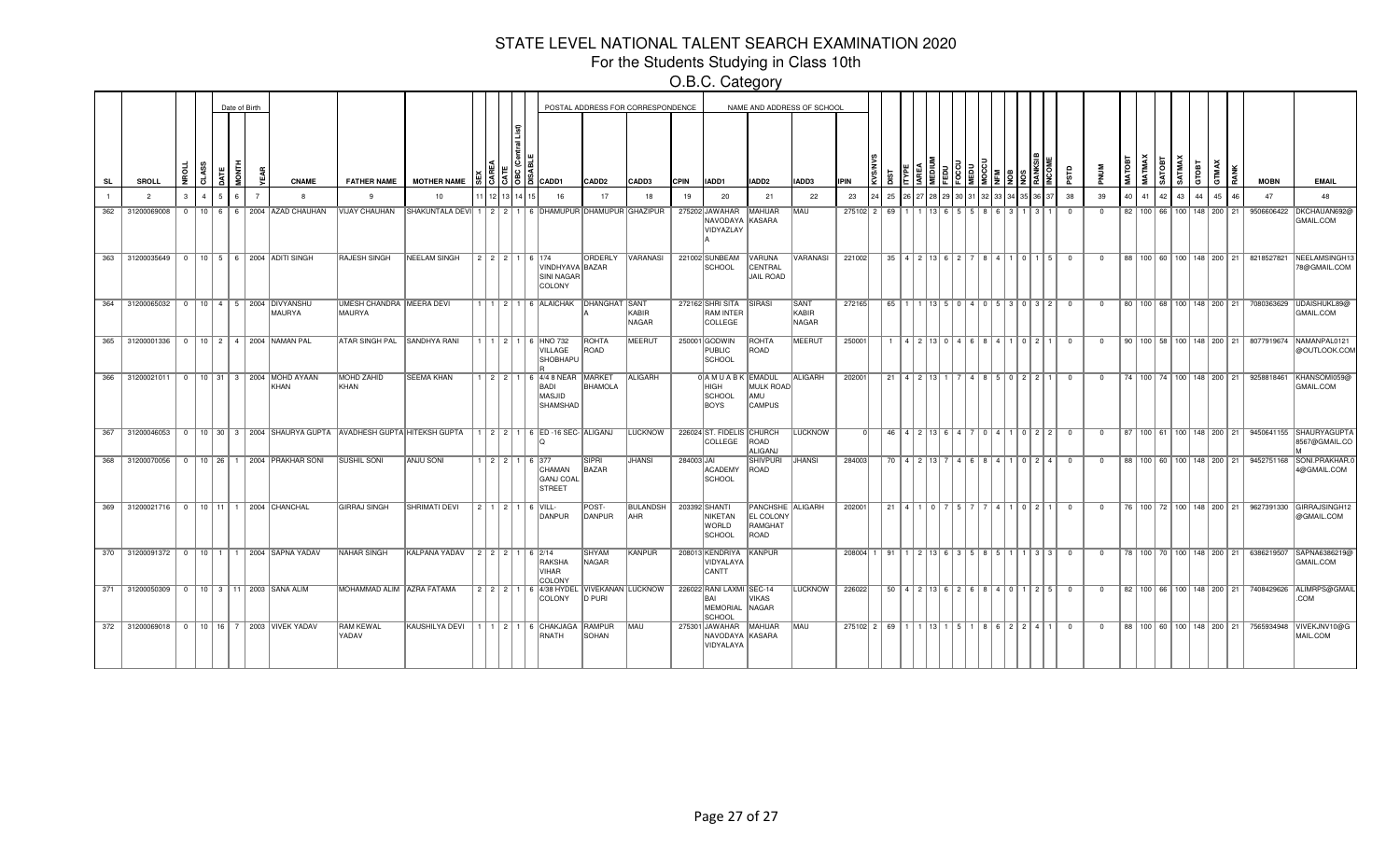# STATE LEVEL NATIONAL TALENT SEARCH EXAMINATION 2020

## For the Students Studying in Class 10th

### O.B.C. Category

| SL | SROLL | NROLL | CLASS | DATE | MONTH | YEAR | CNAME | FATHER NAME | MOTHER NAME | SEX | CAREA | CATE | OBC (Central List) | DSABLE | CADD1 | CADD2 | CADD3 | CPIN | IADD1 | IADD2 | IADD3 | IPIN | KVS/NVS | DIST | ITYPE | IAREA | MEDIUM | FEDU | FOCCU | MEDU | MOCCU | NFM | NOB | NOS | RANKSIB | INCOME | PSTD | PNUM | MATOBT | MATMAX | SATOBT | SATMAX | GTOBT | GTMAX | RANK | MOBN | EMAIL |
|---|---|---|---|---|---|---|---|---|---|---|---|---|---|---|---|---|---|---|---|---|---|---|---|---|---|---|---|---|---|---|---|---|---|---|---|---|---|---|---|---|---|---|---|---|---|---|---|
| 1 | 2 | 3 | 4 | 5 | 6 | 7 | 8 | 9 | 10 | 11 | 12 | 13 | 14 | 15 | 16 | 17 | 18 | 19 | 20 | 21 | 22 | 23 | 24 | 25 | 26 | 27 | 28 | 29 | 30 | 31 | 32 | 33 | 34 | 35 | 36 | 37 | 38 | 39 | 40 | 41 | 42 | 43 | 44 | 45 | 46 | 47 | 48 |
| 362 | 31200069008 | 0 | 10 | 6 | 6 | 2004 | AZAD CHAUHAN | VIJAY CHAUHAN | SHAKUNTALA DEVI | 1 | 2 | 2 | 1 | 6 | DHAMUPUR | DHAMUPUR | GHAZIPUR | 275202 | JAWAHAR NAVODAYA VIDYAZLAYA | MAHUAR KASARA | MAU | 275102 | 2 | 69 | 1 | 1 | 13 | 6 | 5 | 5 | 8 | 6 | 3 | 1 | 3 | 1 | 0 | 0 | 82 | 100 | 66 | 100 | 148 | 200 | 21 | 9506606422 | DKCHAUHAN692@GMAIL.COM |
| 363 | 31200035649 | 0 | 10 | 5 | 6 | 2004 | ADITI SINGH | RAJESH SINGH | NEELAM SINGH | 2 | 2 | 2 | 1 | 6 | 174 VINDHYAVA SINI NAGAR COLONY | ORDERLY BAZAR | VARANASI | 221002 | SUNBEAM SCHOOL | VARUNA CENTRAL JAIL ROAD | VARANASI | 221002 | | 35 | 4 | 2 | 13 | 6 | 2 | 7 | 8 | 4 | 1 | 0 | 1 | 5 | 0 | 0 | 88 | 100 | 60 | 100 | 148 | 200 | 21 | 8218527821 | NEELAMSINGH1378@GMAIL.COM |
| 364 | 31200065032 | 0 | 10 | 4 | 5 | 2004 | DIVYANSHU MAURYA | UMESH CHANDRA MAURYA | MEERA DEVI | 1 | 1 | 2 | 1 | 6 | ALAICHAK | DHANGHAT A | SANT KABIR NAGAR | 272162 | SHRI SITA RAM INTER COLLEGE | SIRASI | SANT KABIR NAGAR | 272165 | | 65 | 1 | 1 | 13 | 5 | 0 | 4 | 0 | 5 | 3 | 0 | 3 | 2 | 0 | 0 | 80 | 100 | 68 | 100 | 148 | 200 | 21 | 7080363629 | UDAISHUKL89@GMAIL.COM |
| 365 | 31200001336 | 0 | 10 | 2 | 4 | 2004 | NAMAN PAL | ATAR SINGH PAL | SANDHYA RANI | 1 | 1 | 2 | 1 | 6 | HNO 732 VILLAGE SHOBHAPUR | ROHTA ROAD | MEERUT | 250001 | GODWIN PUBLIC SCHOOL | ROHTA ROAD | MEERUT | 250001 | | 1 | 4 | 2 | 13 | 0 | 4 | 6 | 8 | 4 | 1 | 0 | 2 | 1 | 0 | 0 | 90 | 100 | 58 | 100 | 148 | 200 | 21 | 8077919674 | NAMANPAL0121@OUTLOOK.COM |
| 366 | 31200021011 | 0 | 10 | 31 | 3 | 2004 | MOHD AYAAN KHAN | MOHD ZAHID KHAN | SEEMA KHAN | 1 | 2 | 2 | 1 | 6 | 4/4 8 NEAR BADI MASJID SHAMSHAD | MARKET BHAMOLA | ALIGARH | 0 | A M U A B K HIGH SCHOOL BOYS | EMADUL MULK ROAD AMU CAMPUS | ALIGARH | 202001 | | 21 | 4 | 2 | 13 | 1 | 7 | 4 | 8 | 5 | 0 | 2 | 2 | 1 | 0 | 0 | 74 | 100 | 74 | 100 | 148 | 200 | 21 | 9258818461 | KHANSOMI059@GMAIL.COM |
| 367 | 31200046053 | 0 | 10 | 30 | 3 | 2004 | SHAURYA GUPTA | AVADHESH GUPTA | HITEKSH GUPTA | 1 | 2 | 2 | 1 | 6 | ED -16 SEC-Q | ALIGANJ | LUCKNOW | 226024 | ST. FIDELIS COLLEGE | CHURCH ROAD ALIGANJ | LUCKNOW | 0 | | 46 | 4 | 2 | 13 | 6 | 4 | 7 | 0 | 4 | 1 | 0 | 2 | 2 | 0 | 0 | 87 | 100 | 61 | 100 | 148 | 200 | 21 | 9450641155 | SHAURYAGUPTA8567@GMAIL.COM |
| 368 | 31200070056 | 0 | 10 | 26 | 1 | 2004 | PRAKHAR SONI | SUSHIL SONI | ANJU SONI | 1 | 2 | 2 | 1 | 6 | 377 CHAMAN GANJ COAL STREET | SIPRI BAZAR | JHANSI | 284003 | JAI ACADEMY SCHOOL | SHIVPURI ROAD | JHANSI | 284003 | | 70 | 4 | 2 | 13 | 7 | 4 | 6 | 8 | 4 | 1 | 0 | 2 | 4 | 0 | 0 | 88 | 100 | 60 | 100 | 148 | 200 | 21 | 9452751168 | SONI.PRAKHAR.04@GMAIL.COM |
| 369 | 31200021716 | 0 | 10 | 11 | 1 | 2004 | CHANCHAL | GIRRAJ SINGH | SHRIMATI DEVI | 2 | 1 | 2 | 1 | 6 | VILL-DANPUR | POST-DANPUR | BULANDSHAHR | 203392 | SHANTI NIKETAN WORLD SCHOOL | PANCHSHEEL COLONY RAMGHAT ROAD | ALIGARH | 202001 | | 21 | 4 | 1 | 0 | 7 | 5 | 7 | 7 | 4 | 1 | 0 | 2 | 1 | 0 | 0 | 76 | 100 | 72 | 100 | 148 | 200 | 21 | 9627391330 | GIRRAJSINGH12@GMAIL.COM |
| 370 | 31200091372 | 0 | 10 | 1 | 1 | 2004 | SAPNA YADAV | NAHAR SINGH | KALPANA YADAV | 2 | 2 | 2 | 1 | 6 | 2/14 RAKSHA VIHAR COLONY | SHYAM NAGAR | KANPUR | 208013 | KENDRIYA VIDYALAYA CANTT | KANPUR | | 208004 | 1 | 91 | 1 | 2 | 13 | 6 | 3 | 5 | 8 | 5 | 1 | 1 | 3 | 3 | 0 | 0 | 78 | 100 | 70 | 100 | 148 | 200 | 21 | 6386219507 | SAPNA6386219@GMAIL.COM |
| 371 | 31200050309 | 0 | 10 | 3 | 11 | 2003 | SANA ALIM | MOHAMMAD ALIM | AZRA FATAMA | 2 | 2 | 2 | 1 | 6 | 4/38 HYDEL COLONY | VIVEKANAND PURI | LUCKNOW | 226022 | RANI LAXMI BAI MEMORIAL SCHOOL | SEC-14 VIKAS NAGAR | LUCKNOW | 226022 | | 50 | 4 | 2 | 13 | 6 | 2 | 6 | 8 | 4 | 0 | 1 | 2 | 5 | 0 | 0 | 82 | 100 | 66 | 100 | 148 | 200 | 21 | 7408429626 | ALIMRPS@GMAIL.COM |
| 372 | 31200069018 | 0 | 10 | 16 | 7 | 2003 | VIVEK YADAV | RAM KEWAL YADAV | KAUSHILYA DEVI | 1 | 1 | 2 | 1 | 6 | CHAKJAGARNATH | RAMPUR SOHAN | MAU | 275301 | JAWAHAR NAVODAYA VIDYALAYA | MAHUAR KASARA | MAU | 275102 | 2 | 69 | 1 | 1 | 13 | 1 | 5 | 1 | 8 | 6 | 2 | 2 | 4 | 1 | 0 | 0 | 88 | 100 | 60 | 100 | 148 | 200 | 21 | 7565934948 | VIVEKJNV10@GMAIL.COM |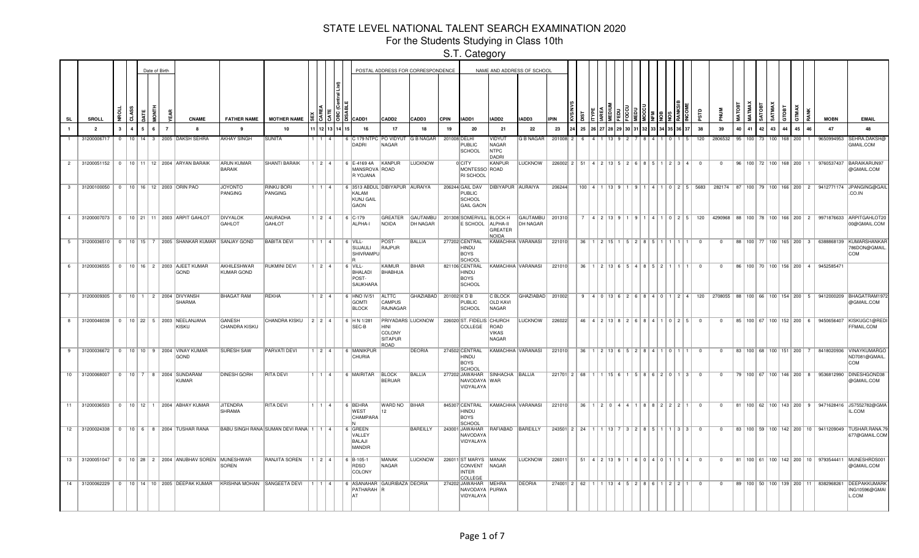# STATE LEVEL NATIONAL TALENT SEARCH EXAMINATION 2020

## For the Students Studying in Class 10th

### S.T. Category

| | | | | Date of Birth | | | | | | | | | | | POSTAL ADDRESS FOR CORRESPONDENCE | | | | NAME AND ADDRESS OF SCHOOL | | | | | | | | | | | | | | | | | | | | | | | | | | | | |
|---|---|---|---|---|---|---|---|---|---|---|---|---|---|---|---|---|---|---|---|---|---|---|---|---|---|---|---|---|---|---|---|---|---|---|---|---|---|---|---|---|---|---|---|---|---|---|---|
| SL | SROLL | NROLL | CLASS | DATE | MONTH | YEAR | CNAME | FATHER NAME | MOTHER NAME | SEX | CAREA | CATE | OBC (Central List) | DISABLE | CADD1 | CADD2 | CADD3 | CPIN | IADD1 | IADD2 | IADD3 | IPIN | KVS/NVS | DIST | ITYPE | IAREA | MEDIUM | FEDU | FOCCU | MEDU | MOCCU | NFM | NOB | NOS | RANKSIB | INCOME | PSTD | PNUM | MATOBT | MATMAX | SATOBT | SATMAX | GTOBT | GTMAX | RANK | MOBN | EMAIL |
| 1 | 2 | 3 | 4 | 5 | 6 | 7 | 8 | 9 | 10 | 11 | 12 | 13 | 14 | 15 | 16 | 17 | 18 | 19 | 20 | 21 | 22 | 23 | 24 | 25 | 26 | 27 | 28 | 29 | 30 | 31 | 32 | 33 | 34 | 35 | 36 | 37 | 38 | 39 | 40 | 41 | 42 | 43 | 44 | 45 | 46 | 47 | 48 |
| 1 | 31200006717 | 0 | 10 | 14 | 3 | 2005 | DAKSH SEHRA | AKHAY SINGH | SUNITA | 1 | 1 | 4 | | 6 | C 179 NTPC DADRI | PO VIDYUT NAGAR | G B NAGAR | 201008 | DELHI PUBLIC SCHOOL | VIDYUT NAGAR NTPC DADRI | G B NAGAR | 201008 | 2 | 6 | 4 | 1 | 13 | 9 | 2 | 7 | 8 | 4 | 1 | 0 | 1 | 5 | 120 | 2806532 | 95 | 100 | 73 | 100 | 168 | 200 | 1 | 9650994953 | SEHRA.DAKSH@GMAIL.COM |
| 2 | 31200051152 | 0 | 10 | 11 | 12 | 2004 | ARYAN BARAIK | ARUN KUMAR BARAIK | SHANTI BARAIK | 1 | 2 | 4 | | 6 | E-4169 4A MANSROVA R YOJANA | KANPUR ROAD | LUCKNOW | 0 | CITY MONTESSORI SCHOOL | KANPUR ROAD | LUCKNOW | 226002 | 2 | 51 | 4 | 2 | 13 | 5 | 2 | 6 | 8 | 5 | 1 | 2 | 3 | 4 | 0 | 0 | 96 | 100 | 72 | 100 | 168 | 200 | 1 | 9760537437 | BARAIKARUN97@GMAIL.COM |
| 3 | 31200100050 | 0 | 10 | 16 | 12 | 2003 | ORIN PAO | JOYONTO PANGING | RINKU BORI PANGING | 1 | 1 | 4 | | 6 | 3513 ABDUL KALAM KUNJ GAIL GAON | DIBIYAPUR | AURAIYA | 206244 | GAIL DAV PUBLIC SCHOOL GAIL GAON | DIBIYAPUR | AURAIYA | 206244 | | 100 | 4 | 1 | 13 | 9 | 1 | 9 | 1 | 4 | 1 | 0 | 2 | 5 | 5683 | 282174 | 87 | 100 | 79 | 100 | 166 | 200 | 2 | 9412771174 | JPANGING@GAIL.CO.IN |
| 4 | 31200007073 | 0 | 10 | 21 | 11 | 2003 | ARPIT GAHLOT | DIVYALOK GAHLOT | ANURADHA GAHLOT | 1 | 2 | 4 | | 6 | C-179 ALPHA-I | GREATER NOIDA | GAUTAMBUDH NAGAR | 201308 | SOMERVILLE SCHOOL | BLOCK-H ALPHA-II GREATER NOIDA | GAUTAMBUDH NAGAR | 201310 | | 7 | 4 | 2 | 13 | 9 | 1 | 9 | 1 | 4 | 1 | 0 | 2 | 5 | 120 | 4290968 | 88 | 100 | 78 | 100 | 166 | 200 | 2 | 9971876633 | ARPITGAHLOT2000@GMAIL.COM |
| 5 | 31200036510 | 0 | 10 | 15 | 7 | 2005 | SHANKAR KUMAR | SANJAY GOND | BABITA DEVI | 1 | 1 | 4 | | 6 | VILL-SUJAULI SHIVRAMPUR | POST-RAJPUR | BALLIA | 277202 | CENTRAL HINDU BOYS SCHOOL | KAMACHHA | VARANASI | 221010 | | 36 | 1 | 2 | 15 | 1 | 5 | 2 | 8 | 5 | 1 | 1 | 1 | 1 | 0 | 0 | 88 | 100 | 77 | 100 | 165 | 200 | 3 | 6388868139 | KUMARSHANKAR786DON@GMAIL.COM |
| 6 | 31200036555 | 0 | 10 | 16 | 2 | 2003 | AJEET KUMAR GOND | AKHILESHWAR KUMAR GOND | RUKMINI DEVI | 1 | 2 | 4 | | 6 | VILL-BHALADI POST-SAUKHARA | KAIMUR BHABHUA | BIHAR | 821106 | CENTRAL HINDU BOYS SCHOOL | KAMACHHA | VARANASI | 221010 | | 36 | 1 | 2 | 13 | 6 | 5 | 4 | 8 | 5 | 2 | 1 | 1 | 1 | 0 | 0 | 86 | 100 | 70 | 100 | 156 | 200 | 4 | 9452585471 | |
| 7 | 31200009305 | 0 | 10 | 1 | 2 | 2004 | DIVYANSH SHARMA | BHAGAT RAM | REKHA | 1 | 2 | 4 | | 6 | HNO IV/51 GOMTI BLOCK | ALTTC CAMPUS RAJNAGAR | GHAZIABAD | 201002 | K D B PUBLIC SCHOOL | C BLOCK OLD KAVI NAGAR | GHAZIABAD | 201002 | | 9 | 4 | 0 | 13 | 6 | 2 | 6 | 8 | 4 | 0 | 1 | 2 | 4 | 120 | 2708055 | 88 | 100 | 66 | 100 | 154 | 200 | 5 | 9412000209 | BHAGATRAM1972@GMAIL.COM |
| 8 | 31200046038 | 0 | 10 | 22 | 5 | 2003 | NEELANJANA KISKU | GANESH CHANDRA KISKU | CHANDRA KISKU | 2 | 2 | 4 | | 6 | H N 1/281 SEC-B | PRIYADARSHINI COLONY SITAPUR ROAD | LUCKNOW | 226020 | ST. FIDELIS COLLEGE | CHURCH ROAD VIKAS NAGAR | LUCKNOW | 226022 | | 46 | 4 | 2 | 13 | 8 | 2 | 6 | 8 | 4 | 1 | 0 | 2 | 5 | 0 | 0 | 85 | 100 | 67 | 100 | 152 | 200 | 6 | 9450656407 | KISKUGC1@REDIFFMAIL.COM |
| 9 | 31200036672 | 0 | 10 | 10 | 9 | 2004 | VINAY KUMAR GOND | SURESH SAW | PARVATI DEVI | 1 | 2 | 4 | | 6 | MANIKPUR CHURIA | | DEORIA | 274502 | CENTRAL HINDU BOYS SCHOOL | KAMACHHA | VARANASI | 221010 | | 36 | 1 | 2 | 13 | 6 | 5 | 2 | 8 | 4 | 1 | 0 | 1 | 1 | 0 | 0 | 83 | 100 | 68 | 100 | 151 | 200 | 7 | 8418020936 | VINAYKUMARGOND7081@GMAIL.COM |
| 10 | 31200068007 | 0 | 10 | 7 | 8 | 2004 | SUNDARAM KUMAR | DINESH GORH | RITA DEVI | 1 | 1 | 4 | | 6 | MAIRITAR | BLOCK BERUAR | BALLIA | 277202 | JAWAHAR NAVODAYA VIDYALAYA | SINHACHAWAR | BALLIA | 221701 | 2 | 68 | 1 | 1 | 15 | 6 | 1 | 5 | 8 | 6 | 2 | 0 | 1 | 3 | 0 | 0 | 79 | 100 | 67 | 100 | 146 | 200 | 8 | 9536812990 | DINESHGOND38@GMAIL.COM |
| 11 | 31200036503 | 0 | 10 | 12 | 1 | 2004 | ABHAY KUMAR | JITENDRA SHRAMA | RITA DEVI | 1 | 1 | 4 | | 6 | BEHRA WEST CHAMPARAN | WARD NO 12 | BIHAR | 845307 | CENTRAL HINDU BOYS SCHOOL | KAMACHHA | VARANASI | 221010 | | 36 | 1 | 2 | 0 | 4 | 4 | 1 | 8 | 8 | 2 | 2 | 2 | 1 | 0 | 0 | 81 | 100 | 62 | 100 | 143 | 200 | 9 | 9471628416 | JS7552782@GMAIL.COM |
| 12 | 31200024338 | 0 | 10 | 6 | 8 | 2004 | TUSHAR RANA | BABU SINGH RANA | SUMAN DEVI RANA | 1 | 1 | 4 | | 6 | GREEN VALLEY BALAJI MANDIR | | BAREILLY | 243001 | JAWAHAR NAVODAYA VIDYALAYA | RAFIABAD | BAREILLY | 243501 | 2 | 24 | 1 | 1 | 13 | 7 | 3 | 2 | 8 | 5 | 1 | 1 | 3 | 3 | 0 | 0 | 83 | 100 | 59 | 100 | 142 | 200 | 10 | 9411209049 | TUSHAR.RANA.79677@GMAIL.COM |
| 13 | 31200051047 | 0 | 10 | 28 | 2 | 2004 | ANUBHAV SOREN | MUNESHWAR SOREN | RANJITA SOREN | 1 | 2 | 4 | | 6 | B-105-1 RDSO COLONY | MANAK NAGAR | LUCKNOW | 226011 | ST MARYS CONVENT INTER COLLEGE | MANAK NAGAR | LUCKNOW | 226011 | | 51 | 4 | 2 | 13 | 9 | 1 | 6 | 0 | 4 | 0 | 1 | 1 | 4 | 0 | 0 | 81 | 100 | 61 | 100 | 142 | 200 | 10 | 9793544411 | MUNESHRDSO01@GMAIL.COM |
| 14 | 31200062229 | 0 | 10 | 14 | 10 | 2005 | DEEPAK KUMAR | KRISHNA MOHAN | SANGEETA DEVI | 1 | 1 | 4 | | 6 | ASANAHAR PATHARAH AT | GAURIBAZAR | DEORIA | 274202 | JAWAHAR NAVODAYA VIDYALAYA | MEHRA PURWA | DEORIA | 274001 | 2 | 62 | 1 | 1 | 13 | 4 | 5 | 2 | 8 | 6 | 1 | 2 | 2 | 1 | 0 | 0 | 89 | 100 | 50 | 100 | 139 | 200 | 11 | 8382968261 | DEEPAKKUMARKING10596@GMAIL.COM |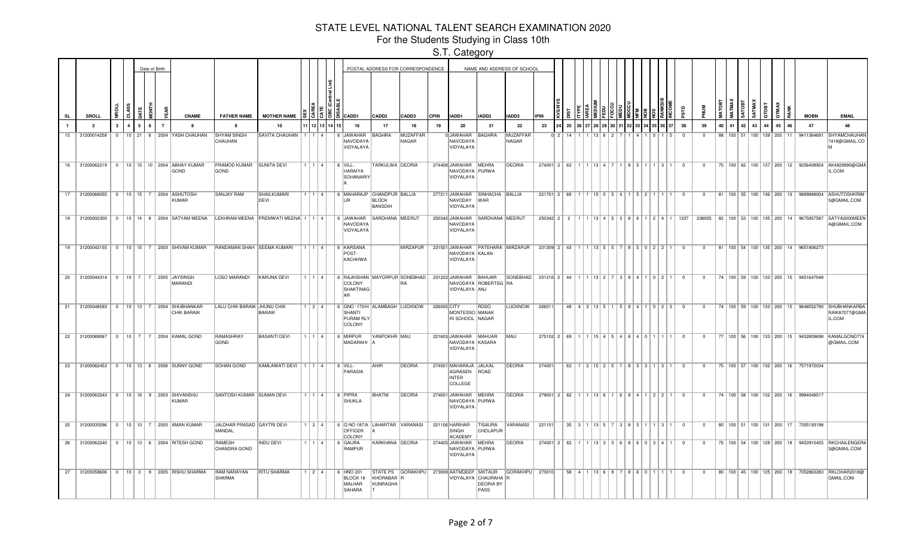# STATE LEVEL NATIONAL TALENT SEARCH EXAMINATION 2020

## For the Students Studying in Class 10th

## S.T. Category

| SL | SROLL | MROLL | CLASS | DATE | MONTH | YEAR | CNAME | FATHER NAME | MOTHER NAME | SEX | CAREA | CATE | OBC (Central List) | DISABLE | CADD1 | CADD2 | CADD3 | CPIN | IADD1 | IADD2 | IADD3 | IPIN | KVS/NVS | DIST | ITYPE | IAREA | MEDIUM | FEDU | FOCCU | MEDU | MOCCU | NFM | NOS | RANKSIB | | INCOME | PSTD | PNUM | MATOBT | MATMAX | SATOBT | SATMAX | GTOBT | GTMAX | RANK | MOBN | EMAIL |
|---|---|---|---|---|---|---|---|---|---|---|---|---|---|---|---|---|---|---|---|---|---|---|---|---|---|---|---|---|---|---|---|---|---|---|---|---|---|---|---|---|---|---|---|---|---|---|---|
| 1 | 2 | 3 | 4 | 5 | 6 | 7 | 8 | 9 | 10 | 11 | 12 | 13 | 14 | 15 | 16 | 17 | 18 | 19 | 20 | 21 | 22 | 23 | 24 | 25 | 26 | 27 | 28 | 29 | 30 | 31 | 32 | 33 | 34 | 35 | 36 | 37 | 38 | 39 | 40 | 41 | 42 | 43 | 44 | 45 | 46 | 47 | 48 |
| 15 | 31200014258 | 0 | 10 | 21 | 6 | 2004 | YASH CHAUHAN | SHYAM SINGH CHAUHAN | SAVITA CHAUHAN | 1 | 1 | 4 | | 6 | JAWAHAR NAVODAYA VIDYALAYA | BAGHRA | MUZAFFAR NAGAR | 0 | JAWAHAR NAVODAYA VIDYALAYA | BAGHRA | MUZAFFAR NAGAR | 0 | 2 | 14 | 1 | 1 | 13 | 6 | 2 | 7 | 1 | 4 | 1 | 0 | 1 | 5 | 0 | 0 | 88 | 100 | 51 | 100 | 139 | 200 | 11 | 9411364691 | SHYAMCHAUHAN7419@GMAIL.COM |
| 16 | 31200062219 | 0 | 10 | 15 | 10 | 2004 | ABHAY KUMAR GOND | PRAMOD KUMAR GOND | SUNITA DEVI | 1 | 1 | 4 | | 6 | VILL-HARAIYA SOHANARIYA | TARKULWA | DEORIA | 274408 | JAWAHAR NAVODAYA VIDYALAYA | MEHRA PURWA | DEORIA | 274001 | 2 | 62 | 1 | 1 | 13 | 4 | 7 | 1 | 8 | 5 | 1 | 1 | 3 | 1 | 0 | 0 | 75 | 100 | 62 | 100 | 137 | 200 | 12 | 9256408924 | AK4829890@GMAIL.COM |
| 17 | 31200068055 | 0 | 10 | 15 | 7 | 2004 | ASHUTOSH KUMAR | SANJAY RAM | SHAILKUMARI DEVI | 1 | 1 | 4 | | 6 | MAHARAJPUR | CHANDPUR BLOCK BANSDIH | BALLIA | 277211 | JAWAHAR NAVODAY VIDYALAYA | SINHACHAWAR | BALLIA | 221701 | 2 | 68 | 1 | 1 | 15 | 0 | 5 | 4 | 1 | 5 | 2 | 1 | 1 | 1 | 0 | 0 | 81 | 100 | 55 | 100 | 136 | 200 | 13 | 9889888004 | ASHUTOSHKR995@GMAIL.COM |
| 18 | 31200002300 | 0 | 10 | 14 | 8 | 2004 | SATYAM MEENA | LEKHRAM MEENA | PREMWATI MEENA | 1 | 1 | 4 | | 6 | JAWAHAR NAVODAYA VIDYALAYA | SARDHANA | MEERUT | 250342 | JAWAHAR NAVODAYA VIDYALAYA | SARDHANA | MEERUT | 250342 | 2 | 2 | 1 | 1 | 13 | 4 | 5 | 3 | 8 | 6 | 1 | 2 | 4 | 1 | 1237 | 236005 | 82 | 100 | 53 | 100 | 135 | 200 | 14 | 9675957587 | SATYA2000MEENA@GMAIL.COM |
| 19 | 31200043155 | 0 | 10 | 15 | 7 | 2003 | SHIVAM KUMAR | RANDAMAN SHAH | SEEMA KUMARI | 1 | 1 | 4 | | 6 | KARSANA POST-KACHHWA | | MIRZAPUR | 231501 | JAWAHAR NAVODAYA VIDYALAYA | PATEHARA KALAN | MIRZAPUR | 231309 | 2 | 43 | 1 | 1 | 13 | 5 | 5 | 7 | 8 | 5 | 0 | 2 | 2 | 1 | 0 | 0 | 81 | 100 | 54 | 100 | 135 | 200 | 14 | 9651806273 | |
| 20 | 31200044314 | 0 | 10 | 7 | 7 | 2005 | JAYSINGH MARANDI | LOSO MARANDI | KARUNA DEVI | 1 | 1 | 4 | | 6 | RAJKISHAN COLONY SHAKTINAGAR | MAYORPUR | SONEBHADRA | 231222 | JAWAHAR NAVODAYA VIDYALAYA | BAHUAR ROBERTSGANJ | SONEBHADRA | 231216 | 2 | 44 | 1 | 1 | 13 | 2 | 7 | 3 | 8 | 4 | 1 | 0 | 2 | 1 | 0 | 0 | 74 | 100 | 59 | 100 | 133 | 200 | 15 | 9451647048 | |
| 21 | 31200048593 | 0 | 10 | 13 | 7 | 2004 | SHUBHANKAR CHIK BARAIK | LALU CHIK BARAIK | JHUNU CHIK BARAIK | 1 | 2 | 4 | | 6 | QNO -173/H SHANTI PURAM RLY COLONY | ALAMBAGH | LUCKNOW | 226005 | CITY MONTESSORI SCHOOL | RDSO MANAK NAGAR | LUCKNOW | 226011 | | 48 | 4 | 2 | 13 | 5 | 1 | 5 | 8 | 4 | 1 | 0 | 2 | 3 | 0 | 0 | 74 | 100 | 59 | 100 | 133 | 200 | 15 | 9648552790 | SHUBHANKARBARAIK87077@GMAIL.COM |
| 22 | 31200069067 | 0 | 10 | 7 | 7 | 2004 | KAMAL GOND | RAMASHRAY GOND | BASANTI DEVI | 1 | 1 | 4 | | 6 | MIRPUR MADARAHI | VANPOKHRA | MAU | 221603 | JAWAHAR NAVODAYA VIDYALAYA | MAHUAR KASARA | MAU | 275102 | 2 | 69 | 1 | 1 | 15 | 4 | 5 | 4 | 8 | 4 | 0 | 1 | 1 | 1 | 0 | 0 | 77 | 100 | 56 | 100 | 133 | 200 | 15 | 9452809698 | KAMALGOND774@GMAIL.COM |
| 23 | 31200062453 | 0 | 10 | 13 | 8 | 2006 | SUNNY GOND | SOHAN GOND | KAMLAWATI DEVI | 1 | 1 | 4 | | 6 | VILL-PARASIA | AHIR | DEORIA | 274001 | MAHARAJA AGRASEN INTER COLLEGE | JALKAL ROAD | DEORIA | 274001 | | 62 | 1 | 2 | 15 | 2 | 5 | 1 | 8 | 5 | 3 | 1 | 3 | 1 | 0 | 0 | 75 | 100 | 57 | 100 | 132 | 200 | 16 | 7571972034 | |
| 24 | 31200062243 | 0 | 10 | 18 | 9 | 2003 | SHIVANSHU KUMAR | SANTOSH KUMAR | SUMAN DEVI | 1 | 1 | 4 | | 6 | PIPRA SHUKLA | BHATNI | DEORIA | 274001 | JAWAHAR NAVODAYA VIDYALAYA | MEHRA PURWA | DEORIA | 279001 | 2 | 62 | 1 | 1 | 13 | 6 | 1 | 6 | 8 | 4 | 1 | 2 | 2 | 1 | 0 | 0 | 74 | 100 | 58 | 100 | 132 | 200 | 16 | 9984048517 | |
| 25 | 31200035596 | 0 | 10 | 10 | 7 | 2005 | AMAN KUMAR | JALDHAR PRASAD MANDAL | GAYTRI DEVI | 1 | 2 | 4 | | 6 | Q NO 187/A OFFICER COLONY | LAHARTARA | VARANASI | 221106 | HARIHAR SINGH ACADEMY | TISAURA CHOLAPUR | VARANASI | 221101 | | 35 | 3 | 1 | 13 | 5 | 7 | 3 | 8 | 5 | 1 | 1 | 3 | 1 | 0 | 0 | 80 | 100 | 51 | 100 | 131 | 200 | 17 | 7355193198 | |
| 26 | 31200062240 | 0 | 10 | 13 | 6 | 2004 | RITESH GOND | RAMESH CHANDRA GOND | INDU DEVI | 1 | 1 | 4 | | 6 | GAURA RAMPUR | KARKHANA | DEORIA | 274405 | JAWAHAR NAVODAYA VIDYALAYA | MEHRA PURWA | DEORIA | 274001 | 2 | 62 | 1 | 1 | 13 | 3 | 5 | 6 | 8 | 6 | 0 | 3 | 4 | 1 | 0 | 0 | 75 | 100 | 54 | 100 | 129 | 200 | 18 | 9453910455 | RKCHAILENGER43@GMAIL.COM |
| 27 | 31200058606 | 0 | 10 | 3 | 9 | 2005 | RISHU SHARMA | RAM NARAYAN SHARMA | RITU SHARMA | 1 | 2 | 4 | | 6 | HNO 201 BLOCK 18 MALHAR SAHARA | STATE PS KHORABAR KUNRAGHAT | GORAKHPUR | 273008 | AATMDEEP VIDYALAYA | SIKTAUR CHAURAHA DEORIA BY PASS | GORAKHPUR | 273010 | | 58 | 4 | 1 | 13 | 6 | 8 | 7 | 8 | 6 | 0 | 1 | 1 | 1 | 0 | 0 | 80 | 100 | 45 | 100 | 125 | 200 | 19 | 7052863263 | RKLOHAR2018@GMAIL.COM |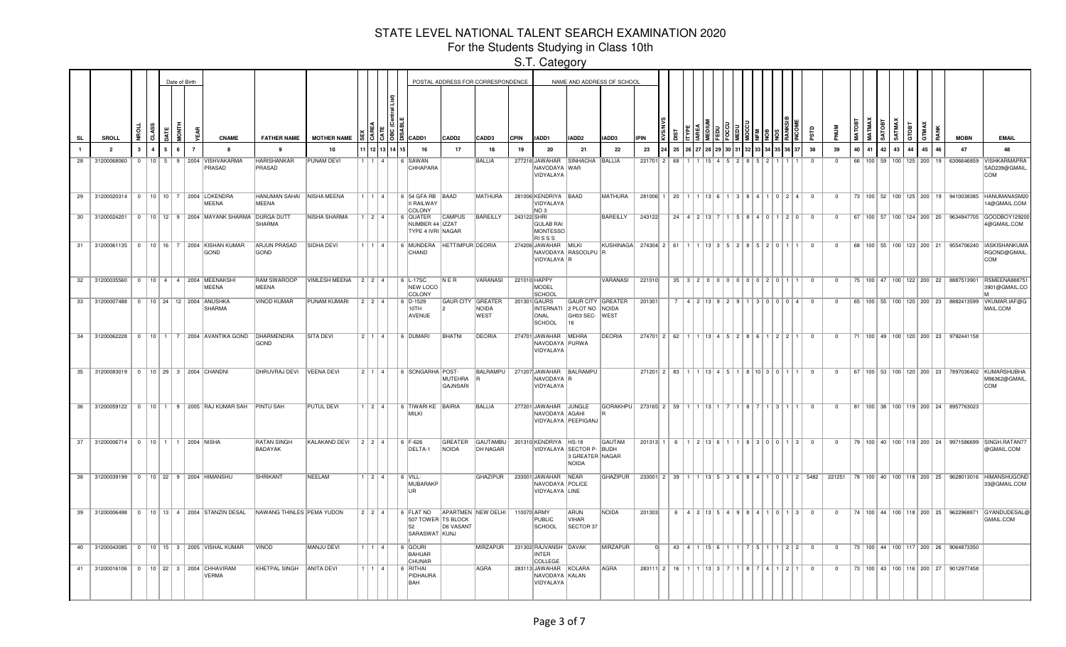# STATE LEVEL NATIONAL TALENT SEARCH EXAMINATION 2020

## For the Students Studying in Class 10th

### S.T. Category

| SL | SROLL | NROLL | CLASS | Date of Birth DATE | MONTH | YEAR | CNAME | FATHER NAME | MOTHER NAME | SEX | CAREA | CATE | OBC (Central List) | DISABLE | POSTAL ADDRESS FOR CORRESPONDENCE CADD1 | CADD2 | CADD3 | CPIN | NAME AND ADDRESS OF SCHOOL IADD1 | IADD2 | IADD3 | IPIN | KVS/NVS | DIST | ITYPE | IAREA | MEDIUM | FEDU | FOCCU | MEDU | MOCCU | NFM | NOS | RANKSIB | INCOME | | PSTD | PNUM | MATOBT | MATMAX | SATOBT | SATMAX | GTOBT | GTMAX | RANK | MOBN | EMAIL |
|---|---|---|---|---|---|---|---|---|---|---|---|---|---|---|---|---|---|---|---|---|---|---|---|---|---|---|---|---|---|---|---|---|---|---|---|---|---|---|---|---|---|---|---|---|---|---|---|
| 1 | 2 | 3 | 4 | 5 | 6 | 7 | 8 | 9 | 10 | 11 | 12 | 13 | 14 | 15 | 16 | 17 | 18 | 19 | 20 | 21 | 22 | 23 | 24 | 25 | 26 | 27 | 28 | 29 | 30 | 31 | 32 | 33 | 34 | 35 | 36 | 37 | 38 | 39 | 40 | 41 | 42 | 43 | 44 | 45 | 46 | 47 | 48 |
| 28 | 31200068060 | 0 | 10 | 5 | 9 | 2004 | VISHVAKARMA PRASAD | HARISHANKAR PRASAD | PUNAM DEVI | 1 | 1 | 4 | | 6 | SAWAN CHHAPARA | | BALLIA | 277216 | JAWAHAR NAVODAYA VIDYALAYA | SINHACHA WAR | BALLIA | 221701 | 2 | 68 | 1 | 1 | 15 | 4 | 5 | 2 | 8 | 5 | 2 | 1 | 1 | 1 | 0 | 0 | 66 | 100 | 59 | 100 | 125 | 200 | 19 | 6306646859 | VISHKARMAPRASAD239@GMAIL.COM |
| 29 | 31200020314 | 0 | 10 | 10 | 7 | 2004 | LOKENDRA MEENA | HANUMAN SAHAI MEENA | NISHA MEENA | 1 | 1 | 4 | | 6 | 54 GFA RB II RAILWAY COLONY | BAAD | MATHURA | 281006 | KENDRIYA VIDYALAYA NO 3 | BAAD | MATHURA | 281006 | 1 | 20 | 1 | 1 | 13 | 6 | 1 | 3 | 8 | 4 | 1 | 0 | 2 | 4 | 0 | 0 | 73 | 100 | 52 | 100 | 125 | 200 | 19 | 9410038385 | HANUMANASM2014@GMAIL.COM |
| 30 | 31200024201 | 0 | 10 | 12 | 9 | 2004 | MAYANK SHARMA | DURGA DUTT SHARMA | NISHA SHARMA | 1 | 2 | 4 | | 6 | QUATER NUMBER 44 TYPE 4 IVRI | CAMPUS IZZAT NAGAR | BAREILLY | 243122 | SHRI GULAB RAI MONTESSORI S S S | | BAREILLY | 243122 | | 24 | 4 | 2 | 13 | 7 | 1 | 5 | 8 | 4 | 0 | 1 | 2 | 0 | 0 | 0 | 67 | 100 | 57 | 100 | 124 | 200 | 20 | 9634947705 | GOODBOY1292004@GMAIL.COM |
| 31 | 31200061135 | 0 | 10 | 16 | 7 | 2004 | KISHAN KUMAR GOND | ARJUN PRASAD GOND | SIDHA DEVI | 1 | 1 | 4 | | 6 | MUNDERA CHAND | HETTIMPUR | DEORIA | 274206 | JAWAHAR NAVODAYA VIDYALAYA R | MILKI RASOOLPUR | KUSHINAGAR | 274304 | 2 | 61 | 1 | 1 | 13 | 3 | 5 | 2 | 8 | 5 | 2 | 0 | 1 | 1 | 0 | 0 | 68 | 100 | 55 | 100 | 123 | 200 | 21 | 9554706240 | IASKISHANKUMARGOND@GMAIL.COM |
| 32 | 31200035560 | 0 | 10 | 4 | 4 | 2004 | MEENAKSHI MEENA | RAM SWAROOP MEENA | VIMLESH MEENA | 2 | 2 | 4 | | 6 | L-17SC NEW LOCO COLONY | N E R | VARANASI | 221010 | HAPPY MODEL SCHOOL | | VARANASI | 221010 | | 35 | 3 | 2 | 0 | 0 | 0 | 0 | 0 | 0 | 2 | 0 | 1 | 1 | 0 | 0 | 75 | 100 | 47 | 100 | 122 | 200 | 22 | 8887513901 | RSMEENA8887513901@GMAIL.COM |
| 33 | 31200007488 | 0 | 10 | 24 | 12 | 2004 | ANUSHKA SHARMA | VINOD KUMAR | PUNAM KUMARI | 2 | 2 | 4 | | 6 | D-1529 10TH AVENUE | GAUR CITY 2 | GREATER NOIDA WEST | 201301 | GAURS INTERNATIONAL SCHOOL | GAUR CITY 2 PLOT NO GH03 SEC-16 | GREATER NOIDA WEST | 201301 | | 7 | 4 | 2 | 13 | 9 | 2 | 9 | 1 | 3 | 0 | 0 | 0 | 4 | 0 | 0 | 65 | 100 | 55 | 100 | 120 | 200 | 23 | 8882413599 | VKUMAR.IAF@GMAIL.COM |
| 34 | 31200062228 | 0 | 10 | 1 | 7 | 2004 | AVANTIKA GOND | DHARMENDRA GOND | SITA DEVI | 2 | 1 | 4 | | 6 | DUMARI | BHATNI | DEORIA | 274701 | JAWAHAR NAVODAYA VIDYALAYA | MEHRA PURWA | DEORIA | 274701 | 2 | 62 | 1 | 1 | 13 | 4 | 5 | 2 | 8 | 6 | 1 | 2 | 2 | 1 | 0 | 0 | 71 | 100 | 49 | 100 | 120 | 200 | 23 | 9792441158 | |
| 35 | 31200083019 | 0 | 10 | 29 | 3 | 2004 | CHANDNI | DHRUVRAJ DEVI | VEENA DEVI | 2 | 1 | 4 | | 6 | SONGARHA | POST-MUTEHRA GAJNSARI | BALRAMPUR | 271207 | JAWAHAR NAVODAYA VIDYALAYA | BALRAMPUR | | 271201 | 2 | 83 | 1 | 1 | 13 | 4 | 5 | 1 | 8 | 10 | 3 | 0 | 1 | 1 | 0 | 0 | 67 | 100 | 53 | 100 | 120 | 200 | 23 | 7897036402 | KUMARSHUBHAM96362@GMAIL.COM |
| 36 | 31200059122 | 0 | 10 | 1 | 9 | 2005 | RAJ KUMAR SAH | PINTU SAH | PUTUL DEVI | 1 | 2 | 4 | | 6 | TIWARI KE MILKI | BAIRIA | BALLIA | 277201 | JAWAHAR NAVODAYA VIDYALAYA | JUNGLE AGAHI PEEPIGANJ | GORAKHPUR | 273165 | 2 | 59 | 1 | 1 | 13 | 1 | 7 | 1 | 8 | 7 | 1 | 3 | 1 | 1 | 0 | 0 | 81 | 100 | 38 | 100 | 119 | 200 | 24 | 8957763023 | |
| 37 | 31200006714 | 0 | 10 | 1 | 1 | 2004 | NISHA | RATAN SINGH BADAYAK | KALAKAND DEVI | 2 | 2 | 4 | | 6 | F-626 DELTA-1 | GREATER NOIDA | GAUTAMBUDH NAGAR | 201310 | KENDRIYA VIDYALAYA | HS-18 SECTOR P-3 GREATER NOIDA | GAUTAM BUDH NAGAR | 201313 | 1 | 6 | 1 | 2 | 13 | 6 | 1 | 1 | 8 | 3 | 0 | 0 | 1 | 3 | 0 | 0 | 79 | 100 | 40 | 100 | 119 | 200 | 24 | 9971586699 | SINGH.RATAN77@GMAIL.COM |
| 38 | 31200039199 | 0 | 10 | 22 | 9 | 2004 | HIMANSHU | SHRIKANT | NEELAM | 1 | 2 | 4 | | 6 | VILL-MUBARAKPUR | | GHAZIPUR | 233001 | JAWAHAR NAVODAYA VIDYALAYA | NEAR POLICE LINE | GHAZIPUR | 233001 | 2 | 39 | 1 | 1 | 13 | 5 | 3 | 6 | 8 | 4 | 1 | 0 | 1 | 2 | 5482 | 221251 | 78 | 100 | 40 | 100 | 118 | 200 | 25 | 9628013016 | HIMANSHUGOND33@GMAIL.COM |
| 39 | 31200006498 | 0 | 10 | 13 | 4 | 2004 | STANZIN DESAL | NAWANG THINLES | PEMA YUDON | 2 | 2 | 4 | | 6 | FLAT NO 507 TOWER 52 SARASWATI | APARTMENTS BLOCK D6 VASANT KUNJ | NEW DELHI | 110070 | ARMY PUBLIC SCHOOL | ARUN VIHAR SECTOR 37 | NOIDA | 201303 | | 6 | 4 | 2 | 13 | 5 | 4 | 9 | 8 | 4 | 1 | 0 | 1 | 3 | 0 | 0 | 74 | 100 | 44 | 100 | 118 | 200 | 25 | 9622968871 | GYANDUDESAL@GMAIL.COM |
| 40 | 31200043085 | 0 | 10 | 15 | 3 | 2005 | VISHAL KUMAR | VINOD | MANJU DEVI | 1 | 1 | 4 | | 6 | GOURI BAHUAR CHUNAR | | MIRZAPUR | 231302 | RAJVANSH INTER COLLEGE | DAVAK | MIRZAPUR | 0 | | 43 | 4 | 1 | 15 | 6 | 1 | 1 | 7 | 5 | 1 | 1 | 2 | 2 | 0 | 0 | 73 | 100 | 44 | 100 | 117 | 200 | 26 | 9064873350 | |
| 41 | 31200016106 | 0 | 10 | 22 | 3 | 2004 | CHHAVIRAM VERMA | KHETPAL SINGH | ANITA DEVI | 1 | 1 | 4 | | 6 | RITHAI PIDHAURA BAH | | AGRA | 283113 | JAWAHAR NAVODAYA VIDYALAYA | KOLARA KALAN | AGRA | 283111 | 2 | 16 | 1 | 1 | 13 | 3 | 7 | 1 | 8 | 7 | 4 | 1 | 2 | 1 | 0 | 0 | 73 | 100 | 43 | 100 | 116 | 200 | 27 | 9012977458 | |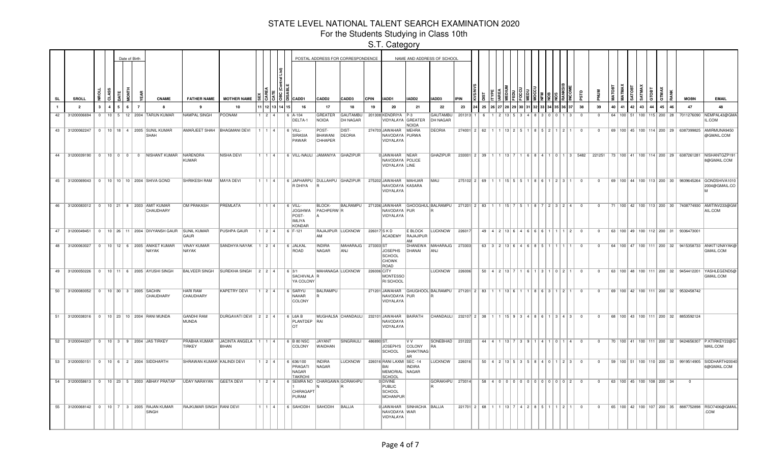# STATE LEVEL NATIONAL TALENT SEARCH EXAMINATION 2020

## For the Students Studying in Class 10th

### S.T. Category

| SL | SROLL | NROLL | CLASS | Date of Birth | | | CNAME | FATHER NAME | MOTHER NAME | SEX | CAREA | CATE | OBC (Central List) | DISABLE | POSTAL ADDRESS FOR CORRESPONDENCE | | | | NAME AND ADDRESS OF SCHOOL | | | | KVS/NVS | DIST | ITYPE | IAREA | MEDIUM | FEDU | FOCCU | MEDU | MOCCU | NFM | NOS | | RANKSIB | INCOME | PSTD | PNUM | MATOBT | MATMAX | SATOBT | SATMAX | GTOBT | GTMAX | RANK | MOBN | EMAIL |
|---|---|---|---|---|---|---|---|---|---|---|---|---|---|---|---|---|---|---|---|---|---|---|---|---|---|---|---|---|---|---|---|---|---|---|---|---|---|---|---|---|---|---|---|---|---|---|---|
| | | | | DATE | MONTH | YEAR | | | | | | | | | CADD1 | CADD2 | CADD3 | CPIN | IADD1 | IADD2 | IADD3 | IPIN | | | | | | | | | | | | | | | | | | | | | | | | | |
| 1 | 2 | 3 | 4 | 5 | 6 | 7 | 8 | 9 | 10 | 11 | 12 | 13 | 14 | 15 | 16 | 17 | 18 | 19 | 20 | 21 | 22 | 23 | 24 | 25 | 26 | 27 | 28 | 29 | 30 | 31 | 32 | 33 | 34 | 35 | 36 | 37 | 38 | 39 | 40 | 41 | 42 | 43 | 44 | 45 | 46 | 47 | 48 |
| 42 | 31200006694 | 0 | 10 | 5 | 12 | 2004 | TARUN KUMAR | NAMPAL SINGH | POONAM | 1 | 2 | 4 | | 6 | A-104 DELTA-1 | GREATER NOIDA | GAUTAMBUDH NAGAR | 201308 | KENDRIYA VIDYALAYA | P-3 GREATER NOIDA | GAUTAMBUDH NAGAR | 201313 | 1 | 6 | 1 | 2 | 13 | 5 | 3 | 4 | 8 | 3 | 0 | 0 | 1 | 3 | 0 | 0 | 64 | 100 | 51 | 100 | 115 | 200 | 28 | 7011276090 | NEMPAL43@GMAIL.COM |
| 43 | 31200062247 | 0 | 10 | 18 | 4 | 2005 | SUNIL KUMAR SHAH | AMARJEET SHAH | BHAGMANI DEVI | 1 | 1 | 4 | | 6 | VILL-SIRASIA PAWAR | POST-BHAWANI CHHAPER | DIST-DEORIA | 274703 | JAWAHAR NAVODAYA VIDYALAYA | MEHRA PURWA | DEORIA | 274001 | 2 | 62 | 1 | 1 | 13 | 2 | 5 | 1 | 8 | 5 | 2 | 1 | 2 | 1 | 0 | 0 | 69 | 100 | 45 | 100 | 114 | 200 | 29 | 6387399825 | AMIRMUNA9450@GMAIL.COM |
| 44 | 31200039190 | 0 | 10 | 0 | 0 | 0 | NISHANT KUMAR | NARENDRA KUMAR | NISHA DEVI | 1 | 1 | 4 | | 6 | VILL-NAULI | JAMANIYA | GHAZIPUR | 0 | JAWAHAR NAVODAYA VIDYALAYA | NEAR POLICE LINE | GHAZIPUR | 233001 | 2 | 39 | 1 | 1 | 13 | 7 | 1 | 6 | 8 | 4 | 1 | 0 | 1 | 3 | 5482 | 221251 | 73 | 100 | 41 | 100 | 114 | 200 | 29 | 6387261281 | NISHANTGZP1918@GMAIL.COM |
| 45 | 31200069043 | 0 | 10 | 10 | 10 | 2004 | SHIVA GOND | SHRIKESH RAM | MAYA DEVI | 1 | 1 | 4 | | 6 | JAPHARPUR DHIYA | DULLAHPUR | GHAZIPUR | 275202 | JAWAHAR NAVODAYA VIDYALAYA | MAHUAR KASARA | MAU | 275102 | 2 | 69 | 1 | 1 | 15 | 5 | 5 | 1 | 8 | 6 | 1 | 2 | 3 | 1 | 0 | 0 | 69 | 100 | 44 | 100 | 113 | 200 | 30 | 9839645264 | GONDSHIVA10102004@GMAIL.COM |
| 46 | 31200083012 | 0 | 10 | 21 | 8 | 2003 | AMIT KUMAR CHAUDHARY | OM PRAKASH | PREMLATA | 1 | 1 | 4 | | 6 | VILL-JOGIHWA POST-IMLIYA KONDAR | BLOCK-PACHPERWA | BALRAMPUR | 271206 | JAWAHAR NAVODAYA VIDYALAYA | GHOOGHULPUR | BALRAMPUR | 271201 | 2 | 83 | 1 | 1 | 15 | 7 | 5 | 1 | 8 | 7 | 2 | 3 | 2 | 4 | 0 | 0 | 71 | 100 | 42 | 100 | 113 | 200 | 30 | 7408774930 | AMITINV23@GMAIL.COM |
| 47 | 31200049451 | 0 | 10 | 26 | 11 | 2004 | DIVYANSH GAUR | SUNIL KUMAR GAUR | PUSHPA GAUR | 1 | 2 | 4 | | 6 | F-121 | RAJAJIPURAM | LUCKNOW | 226017 | S K D ACADEMY | E BLOCK RAJAJIPURAM | LUCKNOW | 226017 | | 49 | 4 | 2 | 13 | 6 | 4 | 6 | 6 | 6 | 1 | 1 | 1 | 2 | 0 | 0 | 63 | 100 | 49 | 100 | 112 | 200 | 31 | 9336473001 | |
| 48 | 31200063027 | 0 | 10 | 12 | 6 | 2005 | ANIKET KUMAR NAYAK | VINAY KUMAR NAYAK | SANDHYA NAYAK | 1 | 2 | 4 | | 6 | JALKAL ROAD | INDIRA NAGAR | MAHARAJGANJ | 273303 | ST JOSEPHS SCHOOL CHOWK ROAD | DHANEWA DHANAI | MAHARAJGANJ | 273303 | | 63 | 3 | 2 | 13 | 6 | 4 | 6 | 8 | 5 | 1 | 1 | 1 | 1 | 0 | 0 | 64 | 100 | 47 | 100 | 111 | 200 | 32 | 9415358733 | ANKIT12NAYAK@GMAIL.COM |
| 49 | 31200050226 | 0 | 10 | 11 | 6 | 2005 | AYUSHI SINGH | BALVEER SINGH | SUREKHA SINGH | 2 | 2 | 4 | | 6 | 3/1 SACHIVALAYA COLONY | MAHANAGAR | LUCKNOW | 226006 | CITY MONTESSORI SCHOOL | | LUCKNOW | 226006 | | 50 | 4 | 2 | 13 | 7 | 1 | 6 | 1 | 3 | 1 | 0 | 2 | 1 | 0 | 0 | 63 | 100 | 48 | 100 | 111 | 200 | 32 | 9454412201 | YASHLEGEND5@GMAIL.COM |
| 50 | 31200083052 | 0 | 10 | 30 | 3 | 2005 | SACHIN CHAUDHARY | HARI RAM CHAUDHARY | KAPETRY DEVI | 1 | 2 | 4 | | 6 | SARYU NAHAR COLONY | BALRAMPUR | | 271201 | JAWAHAR NAVODAYA VIDYALAYA | GHUGHOOLPUR | BALRAMPUR | 271201 | 2 | 83 | 1 | 1 | 13 | 6 | 1 | 1 | 8 | 6 | 3 | 1 | 2 | 1 | 0 | 0 | 69 | 100 | 42 | 100 | 111 | 200 | 32 | 9532458742 | |
| 51 | 31200038316 | 0 | 10 | 23 | 10 | 2004 | RANI MUNDA | GANDHI RAM MUNDA | DURGAVATI DEVI | 2 | 2 | 4 | | 6 | L6A B PLANTDEPOT | MUGHALSARAI | CHANDAULI | 232101 | JAWAHAR NAVODAYA VIDYALAYA | BAIRATH | CHANDAULI | 232107 | 2 | 38 | 1 | 1 | 15 | 9 | 3 | 4 | 8 | 6 | 1 | 3 | 4 | 3 | 0 | 0 | 68 | 100 | 43 | 100 | 111 | 200 | 32 | 8853592124 | |
| 52 | 31200044337 | 0 | 10 | 3 | 9 | 2004 | JAS TIRKEY | PRABHA KUMAR TIRKEY | JACINTA ANGELA BIHAN | 1 | 1 | 4 | | 6 | B 80 NSC COLONY | JAYANT WAIDHAN | SINGRAULI | 486890 | ST. JOSEPH'S SCHOOL | V V COLONY SHAKTINAGAR | SONEBHADRA | 231222 | | 44 | 4 | 1 | 13 | 7 | 3 | 9 | 1 | 4 | 1 | 0 | 1 | 4 | 0 | 0 | 70 | 100 | 41 | 100 | 111 | 200 | 32 | 9424656307 | P.KTIRKEY22@GMAIL.COM |
| 53 | 31200050151 | 0 | 10 | 6 | 2 | 2004 | SIDDHARTH | SHRAWAN KUMAR | KALINDI DEVI | 1 | 2 | 4 | | 6 | 636/100 PRAGATI NAGAR TAKROHI | INDIRA NAGAR | LUCKNOW | 226016 | RANI LAXMI BAI MEMORIAL SCHOOL | SEC -14 INDIRA NAGAR | LUCKNOW | 226016 | | 50 | 4 | 2 | 13 | 5 | 3 | 5 | 8 | 4 | 0 | 1 | 2 | 3 | 0 | 0 | 59 | 100 | 51 | 100 | 110 | 200 | 33 | 9919514905 | SIDDHARTH200406@GMAIL.COM |
| 54 | 31200058613 | 0 | 10 | 23 | 5 | 2003 | ABHAY PRATAP | UDAY NARAYAN | GEETA DEVI | 1 | 2 | 4 | | 6 | SEMRA NO 1 CHIRAGAPTPURAM | CHARGAWAN | GORAKHPUR | 0 | DIVINE PUBLIC SCHOOL MOHANPUR | | GORAKHPUR | 273014 | | 58 | 4 | 0 | 0 | 0 | 0 | 0 | 0 | 0 | 0 | 0 | 0 | 2 | 0 | 0 | 63 | 100 | 45 | 100 | 108 | 200 | 34 | 0 | |
| 55 | 31200068142 | 0 | 10 | 7 | 3 | 2005 | RAJAN KUMAR SINGH | RAJKUMAR SINGH | RANI DEVI | 1 | 1 | 4 | | 6 | SAHODIH | SAHODIH | BALLIA | 0 | JAWAHAR NAVODAYA VIDYALAYA | SINHACHAWAR | BALLIA | 221701 | 2 | 68 | 1 | 1 | 13 | 7 | 4 | 2 | 8 | 5 | 1 | 1 | 2 | 1 | 0 | 0 | 65 | 100 | 42 | 100 | 107 | 200 | 35 | 8887752898 | RSO7406@GMAIL.COM |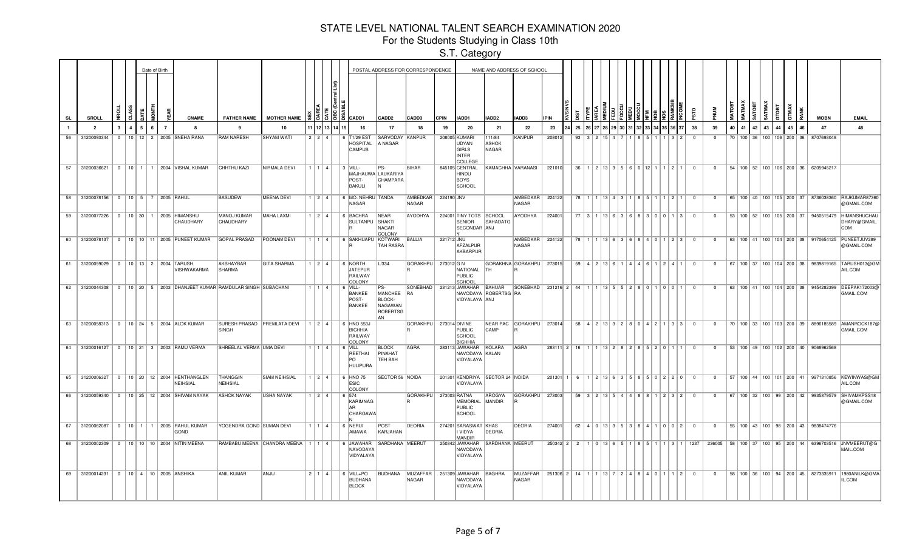# STATE LEVEL NATIONAL TALENT SEARCH EXAMINATION 2020

## For the Students Studying in Class 10th

### S.T. Category

| SL | SROLL | NROLL | CLASS | DATE | MONTH | YEAR | CNAME | FATHER NAME | MOTHER NAME | SEX | CAREA | CATE | OBC (Central List) | DISABLE | CADD1 | CADD2 | CADD3 | CPIN | IADD1 | IADD2 | IADD3 | IPIN | KVS/NVS | DIST | ITYPE | IAREA | MEDIUM | FEDU | FOCCU | MEDU | MOCCU | NFM | NOB | NOS | RANKSIB | INCOME | PSTD | PNUM | MATOBT | MATMAX | SATOBT | SATMAX | GTOBT | GTMAX | RANK | MOBN | EMAIL |
|---|---|---|---|---|---|---|---|---|---|---|---|---|---|---|---|---|---|---|---|---|---|---|---|---|---|---|---|---|---|---|---|---|---|---|---|---|---|---|---|---|---|---|---|---|---|---|---|
| 1 | 2 | 3 | 4 | 5 | 6 | 7 | 8 | 9 | 10 | 11 | 12 | 13 | 14 | 15 | 16 | 17 | 18 | 19 | 20 | 21 | 22 | 23 | 24 | 25 | 26 | 27 | 28 | 29 | 30 | 31 | 32 | 33 | 34 | 35 | 36 | 37 | 38 | 39 | 40 | 41 | 42 | 43 | 44 | 45 | 46 | 47 | 48 |
| 56 | 31200093344 | 0 | 10 | 12 | 2 | 2005 | SNEHA RANA | RAM NARESH | SHYAM WATI | 2 | 2 | 4 | | 6 | T1/29 EST HOSPITAL CAMPUS | SARVODAY A NAGAR | KANPUR | 208005 | KUMARI UDYAN GIRLS INTER COLLEGE | 111/84 ASHOK NAGAR | KANPUR | 208012 | | 93 | 3 | 2 | 15 | 4 | 7 | 1 | 8 | 5 | 1 | 1 | 3 | 2 | 0 | 0 | 70 | 100 | 36 | 100 | 106 | 200 | 36 | 8707693048 | |
| 57 | 31200036621 | 0 | 10 | 1 | 1 | 2004 | VISHAL KUMAR | CHHTHU KAZI | NIRMALA DEVI | 1 | 1 | 4 | | 3 | VILL-MAJHAUWA POST-BAKULI | PS-LAUKARIYA CHAMPARAN | BIHAR | 845105 | CENTRAL HINDU BOYS SCHOOL | KAMACHHA | VARANASI | 221010 | | 36 | 1 | 2 | 13 | 3 | 5 | 6 | 0 | 12 | 1 | 1 | 2 | 1 | 0 | 0 | 54 | 100 | 52 | 100 | 106 | 200 | 36 | 6205945217 | |
| 58 | 31200078156 | 0 | 10 | 5 | 7 | 2005 | RAHUL | BASUDEW | MEENA DEVI | 1 | 2 | 4 | | 6 | MO. NEHRU NAGAR | TANDA | AMBEDKAR NAGAR | 224190 | JNV | | AMBEDKAR NAGAR | 224122 | | 78 | 1 | 1 | 13 | 4 | 3 | 1 | 8 | 5 | 1 | 1 | 2 | 1 | 0 | 0 | 65 | 100 | 40 | 100 | 105 | 200 | 37 | 8736038360 | RAJKUMAR87360@GMAIL.COM |
| 59 | 31200077226 | 0 | 10 | 30 | 1 | 2005 | HIMANSHU CHAUDHARY | MANOJ KUMAR CHAUDHARY | MAHA LAXMI | 1 | 2 | 4 | | 6 | BACHRA SULTANPUR | NEAR SHAKTI NAGAR COLONY | AYODHYA | 224001 | TINY TOTS SENIOR SECONDARY | SCHOOL SAHADATGANJ | AYODHYA | 224001 | | 77 | 3 | 1 | 13 | 6 | 3 | 6 | 8 | 3 | 0 | 0 | 1 | 3 | 0 | 0 | 53 | 100 | 52 | 100 | 105 | 200 | 37 | 9450515479 | HIMANSHUCHAUDHARY@GMAIL.COM |
| 60 | 31200078137 | 0 | 10 | 10 | 11 | 2005 | PUNEET KUMAR | GOPAL PRASAD | POONAM DEVI | 1 | 1 | 4 | | 6 | SAKHUAPUR | KOTWARI TAH RASRA | BALLIA | 221712 | JNU AFZALPUR AKBARPUR | | AMBEDKAR NAGAR | 224122 | | 78 | 1 | 1 | 13 | 6 | 3 | 6 | 8 | 4 | 0 | 1 | 2 | 3 | 0 | 0 | 63 | 100 | 41 | 100 | 104 | 200 | 38 | 9170654125 | PUNEETJUV289@GMAIL.COM |
| 61 | 31200059029 | 0 | 10 | 13 | 2 | 2004 | TARUSH VISHWAKARMA | AKSHAYBAR SHARMA | GITA SHARMA | 1 | 2 | 4 | | 6 | NORTH JATEPUR RAILWAY COLONY | L/334 | GORAKHPUR | 273012 | G N NATIONAL PUBLIC SCHOOL | GORAKHNATH | GORAKHPUR | 273015 | | 59 | 4 | 2 | 13 | 6 | 1 | 4 | 4 | 6 | 1 | 2 | 4 | 1 | 0 | 0 | 67 | 100 | 37 | 100 | 104 | 200 | 38 | 9839819165 | TARUSH013@GMAIL.COM |
| 62 | 31200044308 | 0 | 10 | 20 | 5 | 2003 | DHANJEET KUMAR | RAMDULAR SINGH | SUBACHANI | 1 | 1 | 4 | | 6 | VILL-BANKEE POST-BANKEE | PS-MANCHEE BLOCK-NAGAWAN ROBERTSGAN | SONEBHADRA | 231213 | JAWAHAR NAVODAYA VIDYALAYA | BAHUAR ROBERTSGANJ | SONEBHADRA | 231216 | 2 | 44 | 1 | 1 | 13 | 5 | 5 | 2 | 8 | 0 | 1 | 0 | 0 | 1 | 0 | 0 | 63 | 100 | 41 | 100 | 104 | 200 | 38 | 9454282399 | DEEPAK172003@GMAIL.COM |
| 63 | 31200058313 | 0 | 10 | 24 | 5 | 2004 | ALOK KUMAR | SURESH PRASAD SINGH | PREMLATA DEVI | 1 | 2 | 4 | | 6 | HNO 553J BICHHIA RAILWAY COLONY | | GORAKHPUR | 273014 | DIVINE PUBLIC SCHOOL BICHHIA | NEAR PAC CAMP | GORAKHPUR | 273014 | | 58 | 4 | 2 | 13 | 3 | 2 | 8 | 0 | 4 | 2 | 1 | 3 | 3 | 0 | 0 | 70 | 100 | 33 | 100 | 103 | 200 | 39 | 8896185589 | AMANROCK187@GMAIL.COM |
| 64 | 31200016127 | 0 | 10 | 21 | 3 | 2003 | RAMU VERMA | SHREELAL VERMA | UMA DEVI | 1 | 1 | 4 | | 6 | VILL REETHAI PO HULIPURA | BLOCK PINAHAT TEH BAH | AGRA | 283113 | JAWAHAR NAVODAYA VIDYALAYA | KOLARA KALAN | AGRA | 283111 | 2 | 16 | 1 | 1 | 13 | 2 | 8 | 2 | 8 | 5 | 2 | 0 | 1 | 1 | 0 | 0 | 53 | 100 | 49 | 100 | 102 | 200 | 40 | 9068962568 | |
| 65 | 31200006327 | 0 | 10 | 20 | 12 | 2004 | HENTHANGLEN NEIHSIAL | THANGGIN NEIHSIAL | SIAM NEIHSIAL | 1 | 2 | 4 | | 6 | HNO 75 ESIC COLONY | SECTOR 56 | NOIDA | 201301 | KENDRIYA VIDYALAYA | SECTOR 24 | NOIDA | 201301 | 1 | 6 | 1 | 2 | 13 | 6 | 3 | 5 | 8 | 5 | 0 | 2 | 2 | 0 | 0 | 0 | 57 | 100 | 44 | 100 | 101 | 200 | 41 | 9971310856 | KEWINWAS@GMAIL.COM |
| 66 | 31200059340 | 0 | 10 | 25 | 12 | 2004 | SHIVAM NAYAK | ASHOK NAYAK | USHA NAYAK | 1 | 2 | 4 | | 6 | 574 KARIMNAGAR CHARGAWAN | | GORAKHPUR | 273003 | RATNA MEMORIAL PUBLIC SCHOOL | AROGYA MANDIR | GORAKHPUR | 273003 | | 59 | 3 | 2 | 13 | 5 | 4 | 4 | 8 | 8 | 1 | 2 | 3 | 2 | 0 | 0 | 67 | 100 | 32 | 100 | 99 | 200 | 42 | 9935879579 | SHIVAMKPSS18@GMAIL.COM |
| 67 | 31200062087 | 0 | 10 | 1 | 1 | 2005 | RAHUL KUMAR GOND | YOGENDRA GOND | SUMAN DEVI | 1 | 1 | 4 | | 6 | NERUI AMAWA | POST KARJAHAN | DEORIA | 274201 | SARASWATI VIDYA MANDIR | KHAS DEORIA | DEORIA | 274001 | | 62 | 4 | 0 | 13 | 3 | 5 | 3 | 8 | 4 | 1 | 0 | 0 | 2 | 0 | 0 | 55 | 100 | 43 | 100 | 98 | 200 | 43 | 9838474776 | |
| 68 | 31200002309 | 0 | 10 | 10 | 10 | 2004 | NITIN MEENA | RAMBABU MEENA | CHANDRA MEENA | 1 | 1 | 4 | | 6 | JAWAHAR NAVODAYA VIDYALAYA | SARDHANA | MEERUT | 250342 | JAWAHAR NAVODAYA VIDYALAYA | SARDHANA | MEERUT | 250342 | 2 | 2 | 1 | 0 | 13 | 6 | 5 | 1 | 8 | 5 | 1 | 1 | 3 | 1 | 1237 | 236005 | 58 | 100 | 37 | 100 | 95 | 200 | 44 | 6396703516 | JNVMEERUT@GMAIL.COM |
| 69 | 31200014231 | 0 | 10 | 4 | 10 | 2005 | ANSHIKA | ANIL KUMAR | ANJU | 2 | 1 | 4 | | 6 | VILL+PO BUDHANA BLOCK | BUDHANA | MUZAFFAR NAGAR | 251309 | JAWAHAR NAVODAYA VIDYALAYA | BAGHRA | MUZAFFAR NAGAR | 251306 | 2 | 14 | 1 | 1 | 13 | 7 | 2 | 4 | 8 | 4 | 0 | 1 | 1 | 2 | 0 | 0 | 58 | 100 | 36 | 100 | 94 | 200 | 45 | 8273335911 | 1980ANILK@GMAIL.COM |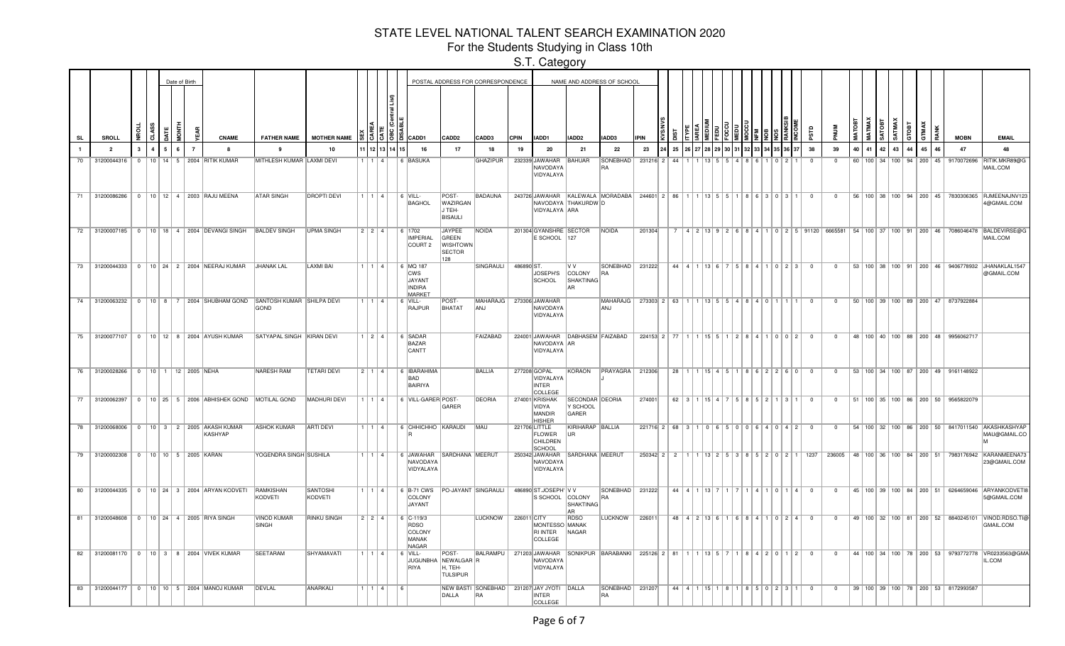# STATE LEVEL NATIONAL TALENT SEARCH EXAMINATION 2020

For the Students Studying in Class 10th

S.T. Category

| SL | SROLL | NROLL | CLASS | DATE | MONTH | YEAR | CNAME | FATHER NAME | MOTHER NAME | SEX | CAREA | CATE | OBC (Central List) | DISABLE | CADD1 | CADD2 | CADD3 | CPIN | IADD1 | IADD2 | IADD3 | IPIN | KVS/NVS | DIST | ITYPE | IAREA | MEDIUM | FEDU | FOCCU | MEDU | MOCCU | NFM | NOS | RANKSIB | INCOME | PSTD | PNUM | MATOBT | MATMAX | SATOBT | SATMAX | GTOBT | GTMAX | RANK | MOBN | EMAIL |
|---|---|---|---|---|---|---|---|---|---|---|---|---|---|---|---|---|---|---|---|---|---|---|---|---|---|---|---|---|---|---|---|---|---|---|---|---|---|---|---|---|---|---|---|---|---|---|
| 1 | 2 | 3 | 4 | 5 | 6 | 7 | 8 | 9 | 10 | 11 | 12 | 13 | 14 | 15 | 16 | 17 | 18 | 19 | 20 | 21 | 22 | 23 | 24 | 25 | 26 | 27 | 28 | 29 | 30 | 31 | 32 | 33 | 34 | 35 | 36 | 37 | 38 | 39 | 40 | 41 | 42 | 43 | 44 | 45 | 46 | 47 | 48 |
| 70 | 31200044316 | 0 | 10 | 14 | 5 | 2004 | RITIK KUMAR | MITHLESH KUMAR | LAXMI DEVI | 1 | 1 | 4 | | 6 | BASUKA | | GHAZIPUR | 232339 | JAWAHAR NAVODAYA VIDYALAYA | BAHUAR | SONEBHADRA | 231216 | 2 | 44 | 1 | 1 | 13 | 5 | 5 | 4 | 8 | 6 | 1 | 0 | 2 | 1 | 0 | 0 | 60 | 100 | 34 | 100 | 94 | 200 | 45 | 9170072696 | RITIK.MKR89@GMAIL.COM |
| 71 | 31200086286 | 0 | 10 | 12 | 4 | 2003 | RAJU MEENA | ATAR SINGH | DROPTI DEVI | 1 | 1 | 4 | | 6 | VILL-BAGHOL | POST-WAZIRGANJ TEH-BISAULI | BADAUNA | 243726 | JAWAHAR NAVODAYA VIDYALAYA | KALEWALA THAKURDWARA | MORADABAD | 244601 | 2 | 86 | 1 | 1 | 13 | 5 | 5 | 1 | 8 | 6 | 3 | 0 | 3 | 1 | 0 | 0 | 56 | 100 | 38 | 100 | 94 | 200 | 45 | 7830306365 | RJMEENAJNV1234@GMAIL.COM |
| 72 | 31200007185 | 0 | 10 | 18 | 4 | 2004 | DEVANGI SINGH | BALDEV SINGH | UPMA SINGH | 2 | 2 | 4 | | 6 | 1702 IMPERIAL COURT 2 | JAYPEE GREEN WISHTOWN SECTOR 128 | NOIDA | 201304 | GYANSHREE SCHOOL | SECTOR 127 | NOIDA | 201304 | | 7 | 4 | 2 | 13 | 9 | 2 | 6 | 8 | 4 | 1 | 0 | 2 | 5 | 91120 | 6665581 | 54 | 100 | 37 | 100 | 91 | 200 | 46 | 7086046478 | BALDEVIRSE@GMAIL.COM |
| 73 | 31200044333 | 0 | 10 | 24 | 2 | 2004 | NEERAJ KUMAR | JHANAK LAL | LAXMI BAI | 1 | 1 | 4 | | 6 | MQ 187 CWS JAYANT INDIRA MARKET | | SINGRAULI | 486890 | ST. JOSEPH'S SCHOOL | V V COLONY SHAKTINAGAR | SONEBHADRA | 231222 | | 44 | 4 | 1 | 13 | 6 | 7 | 5 | 8 | 4 | 1 | 0 | 2 | 3 | 0 | 0 | 53 | 100 | 38 | 100 | 91 | 200 | 46 | 9406778932 | JHANAKLAL1547@GMAIL.COM |
| 74 | 31200063232 | 0 | 10 | 8 | 7 | 2004 | SHUBHAM GOND | SANTOSH KUMAR GOND | SHILPA DEVI | 1 | 1 | 4 | | 6 | VILL-RAJPUR | POST-BHATAT | MAHARAJGANJ | 273306 | JAWAHAR NAVODAYA VIDYALAYA | | MAHARAJGANJ | 273303 | 2 | 63 | 1 | 1 | 13 | 5 | 5 | 4 | 8 | 4 | 0 | 1 | 1 | 1 | 0 | 0 | 50 | 100 | 39 | 100 | 89 | 200 | 47 | 8737922884 | |
| 75 | 31200077107 | 0 | 10 | 12 | 8 | 2004 | AYUSH KUMAR | SATYAPAL SINGH | KIRAN DEVI | 1 | 2 | 4 | | 6 | SADAR BAZAR CANTT | | FAIZABAD | 224001 | JAWAHAR NAVODAYA VIDYALAYA | DABHASEMAR | FAIZABAD | 224153 | 2 | 77 | 1 | 1 | 15 | 5 | 1 | 2 | 8 | 4 | 1 | 0 | 0 | 2 | 0 | 0 | 48 | 100 | 40 | 100 | 88 | 200 | 48 | 9956062717 | |
| 76 | 31200028266 | 0 | 10 | 1 | 12 | 2005 | NEHA | NARESH RAM | TETARI DEVI | 2 | 1 | 4 | | 6 | IBARAHIMABAD BAIRIYA | | BALLIA | 277208 | GOPAL VIDYALAYA INTER COLLEGE | KORAON | PRAYAGRAJ | 212306 | | 28 | 1 | 1 | 15 | 4 | 5 | 1 | 8 | 6 | 2 | 2 | 6 | 0 | 0 | 0 | 53 | 100 | 34 | 100 | 87 | 200 | 49 | 9161148922 | |
| 77 | 31200062397 | 0 | 10 | 25 | 5 | 2006 | ABHISHEK GOND | MOTILAL GOND | MADHURI DEVI | 1 | 1 | 4 | | 6 | VILL-GARER | POST-GARER | DEORIA | 274001 | KRISHAK VIDYA MANDIR HISHER | SECONDARY SCHOOL GARER | DEORIA | 274001 | | 62 | 3 | 1 | 15 | 4 | 7 | 5 | 8 | 5 | 2 | 1 | 3 | 1 | 0 | 0 | 51 | 100 | 35 | 100 | 86 | 200 | 50 | 9565822079 | |
| 78 | 31200068006 | 0 | 10 | 3 | 2 | 2005 | AKASH KUMAR KASHYAP | ASHOK KUMAR | ARTI DEVI | 1 | 1 | 4 | | 6 | CHHICHHO | KARAUDI | MAU | 221706 | LITTLE FLOWER CHILDREN SCHOOL | KIRIHARAPUR | BALLIA | 221716 | 2 | 68 | 3 | 1 | 0 | 6 | 5 | 0 | 0 | 6 | 4 | 0 | 4 | 2 | 0 | 0 | 54 | 100 | 32 | 100 | 86 | 200 | 50 | 8417011540 | AKASHKASHYAPMAU@GMAIL.COM |
| 79 | 31200002308 | 0 | 10 | 10 | 5 | 2005 | KARAN | YOGENDRA SINGH | SUSHILA | 1 | 1 | 4 | | 6 | JAWAHAR NAVODAYA VIDYALAYA | SARDHANA | MEERUT | 250342 | JAWAHAR NAVODAYA VIDYALAYA | SARDHANA | MEERUT | 250342 | 2 | 2 | 1 | 1 | 13 | 2 | 5 | 3 | 8 | 5 | 2 | 0 | 2 | 1 | 1237 | 236005 | 48 | 100 | 36 | 100 | 84 | 200 | 51 | 7983176942 | KARANMEENA7323@GMAIL.COM |
| 80 | 31200044335 | 0 | 10 | 24 | 3 | 2004 | ARYAN KODVETI | RAMKISHAN KODVETI | SANTOSHI KODVETI | 1 | 1 | 4 | | 6 | B-71 CWS COLONY JAYANT | PO-JAYANT | SINGRAULI | 486890 | ST.JOSEPH'S SCHOOL | V V COLONY SHAKTINAGAR | SONEBHADRA | 231222 | | 44 | 4 | 1 | 13 | 7 | 1 | 7 | 1 | 4 | 1 | 0 | 1 | 4 | 0 | 0 | 45 | 100 | 39 | 100 | 84 | 200 | 51 | 6264659046 | ARYANKODVETI85@GMAIL.COM |
| 81 | 31200048608 | 0 | 10 | 24 | 4 | 2005 | RIYA SINGH | VINOD KUMAR SINGH | RINKU SINGH | 2 | 2 | 4 | | 6 | C-119/3 RDSO COLONY MANAK NAGAR | | LUCKNOW | 226011 | CITY MONTESSORI INTER COLLEGE | RDSO MANAK NAGAR | LUCKNOW | 226011 | | 48 | 4 | 2 | 13 | 6 | 1 | 6 | 8 | 4 | 1 | 0 | 2 | 4 | 0 | 0 | 49 | 100 | 32 | 100 | 81 | 200 | 52 | 8840245101 | VINOD.RDSO.TI@GMAIL.COM |
| 82 | 31200081170 | 0 | 10 | 3 | 8 | 2004 | VIVEK KUMAR | SEETARAM | SHYAMAVATI | 1 | 1 | 4 | | 6 | VILL-JUGUNBHARIYA | POST-NEWALGARH, TEH-TULSIPUR | BALRAMPUR | 271203 | JAWAHAR NAVODAYA VIDYALAYA | SONIKPUR | BARABANKI | 225126 | 2 | 81 | 1 | 1 | 13 | 5 | 7 | 1 | 8 | 4 | 2 | 0 | 1 | 2 | 0 | 0 | 44 | 100 | 34 | 100 | 78 | 200 | 53 | 9793772778 | VR0233563@GMAIL.COM |
| 83 | 31200044177 | 0 | 10 | 10 | 5 | 2004 | MANOJ KUMAR | DEVLAL | ANARKALI | 1 | 1 | 4 | | 6 | | NEW BASTI DALLA | SONEBHADRA | 231207 | JAY JYOTI INTER COLLEGE | DALLA | SONEBHADRA | 231207 | | 44 | 4 | 1 | 15 | 1 | 8 | 1 | 8 | 5 | 0 | 2 | 3 | 1 | 0 | 0 | 39 | 100 | 39 | 100 | 78 | 200 | 53 | 8172993587 | |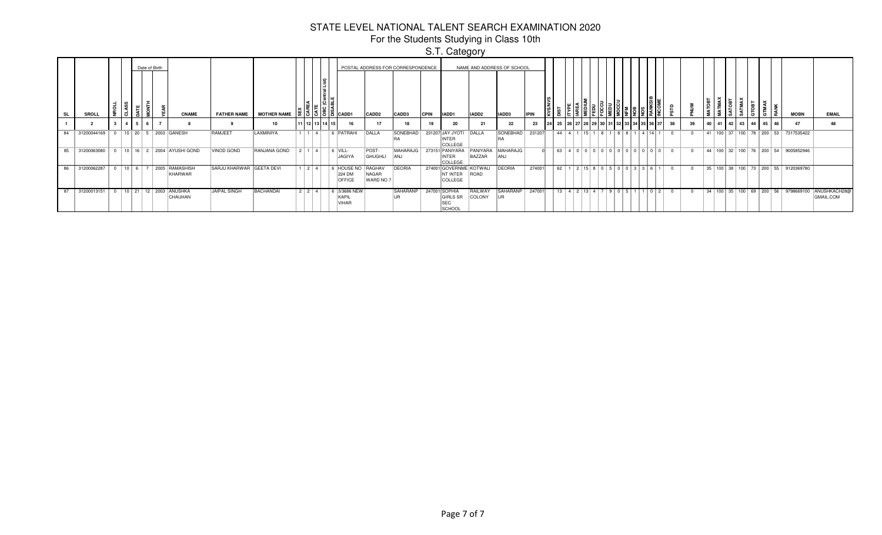# STATE LEVEL NATIONAL TALENT SEARCH EXAMINATION 2020

## For the Students Studying in Class 10th

### S.T. Category

| SL | SROLL | NROLL | CLASS | Date of Birth DATE | MONTH | YEAR | CNAME | FATHER NAME | MOTHER NAME | SEX | CAREA | CATE | OBC (Central List) | DISABLE | POSTAL ADDRESS FOR CORRESPONDENCE CADD1 | CADD2 | CADD3 | CPIN | NAME AND ADDRESS OF SCHOOL IADD1 | IADD2 | IADD3 | IPIN | KVS/NVS | DIST | ITYPE | IAREA | MEDIUM | FEDU | FOCCU | MEDU | MOCCU | NFM | NOB | NOS | RANKSIB | INCOME | PSTD | PNUM | MATOBT | MATMAX | SATOBT | SATMAX | GTOBT | GTMAX | RANK | MOBN | EMAIL |
|---|---|---|---|---|---|---|---|---|---|---|---|---|---|---|---|---|---|---|---|---|---|---|---|---|---|---|---|---|---|---|---|---|---|---|---|---|---|---|---|---|---|---|---|---|---|---|---|
| 1 | 2 | 3 | 4 | 5 | 6 | 7 | 8 | 9 | 10 | 11 | 12 | 13 | 14 | 15 | 16 | 17 | 18 | 19 | 20 | 21 | 22 | 23 | 24 | 25 | 26 | 27 | 28 | 29 | 30 | 31 | 32 | 33 | 34 | 35 | 36 | 37 | 38 | 39 | 40 | 41 | 42 | 43 | 44 | 45 | 46 | 47 | 48 |
| 84 | 31200044169 | 0 | 10 | 20 | 5 | 2003 | GANESH | RAMJEET | LAXMINIYA | 1 | 1 | 4 | | 6 | PATRAHI | DALLA | SONEBHADRA | 231207 | JAY JYOTI INTER COLLEGE | DALLA | SONEBHADRA | 231207 | | 44 | 4 | 1 | 15 | 1 | 8 | 1 | 8 | 8 | 1 | 4 | 14 | 1 | 0 | 0 | 41 | 100 | 37 | 100 | 78 | 200 | 53 | 7317535422 | |
| 85 | 31200063080 | 0 | 10 | 16 | 2 | 2004 | AYUSHI GOND | VINOD GOND | RANJANA GOND | 2 | 1 | 4 | | 6 | VILL-JAGIYA | POST-GHUGHLI | MAHARAJGANJ | 273151 | PANIYARA INTER COLLEGE | PANIYARA BAZZAR | MAHARAJGANJ | 0 | | 63 | 4 | 0 | 0 | 0 | 0 | 0 | 0 | 0 | 0 | 0 | 0 | 0 | 0 | 0 | 44 | 100 | 32 | 100 | 76 | 200 | 54 | 9005852946 | |
| 86 | 31200062287 | 0 | 10 | 6 | 7 | 2005 | RAMASHISH KHARWAR | SARJU KHARWAR | GEETA DEVI | 1 | 2 | 4 | | 6 | HOUSE NO 224 DM OFFICE | RAGHAV NAGAR WARD NO 7 | DEORIA | 274001 | GOVERNMENT INTER COLLEGE | KOTWALI ROAD | DEORIA | 274001 | | 62 | 1 | 2 | 15 | 8 | 0 | 5 | 0 | 0 | 3 | 3 | 6 | 1 | 0 | 0 | 35 | 100 | 38 | 100 | 73 | 200 | 55 | 9120369780 | |
| 87 | 31200013151 | 0 | 10 | 21 | 12 | 2003 | ANUSHKA CHAUHAN | JAIPAL SINGH | BACHANDAI | 2 | 2 | 4 | | 6 | 3/3686 NEW KAPIL VIHAR | | SAHARANPUR | 247001 | SOPHIA GIRLS SR SEC SCHOOL | RAILWAY COLONY | SAHARANPUR | 247001 | | 13 | 4 | 2 | 13 | 4 | 7 | 9 | 0 | 5 | 1 | 1 | 0 | 2 | 0 | 0 | 34 | 100 | 35 | 100 | 69 | 200 | 56 | 9798669100 | ANUSHKACH28@GMAIL.COM |